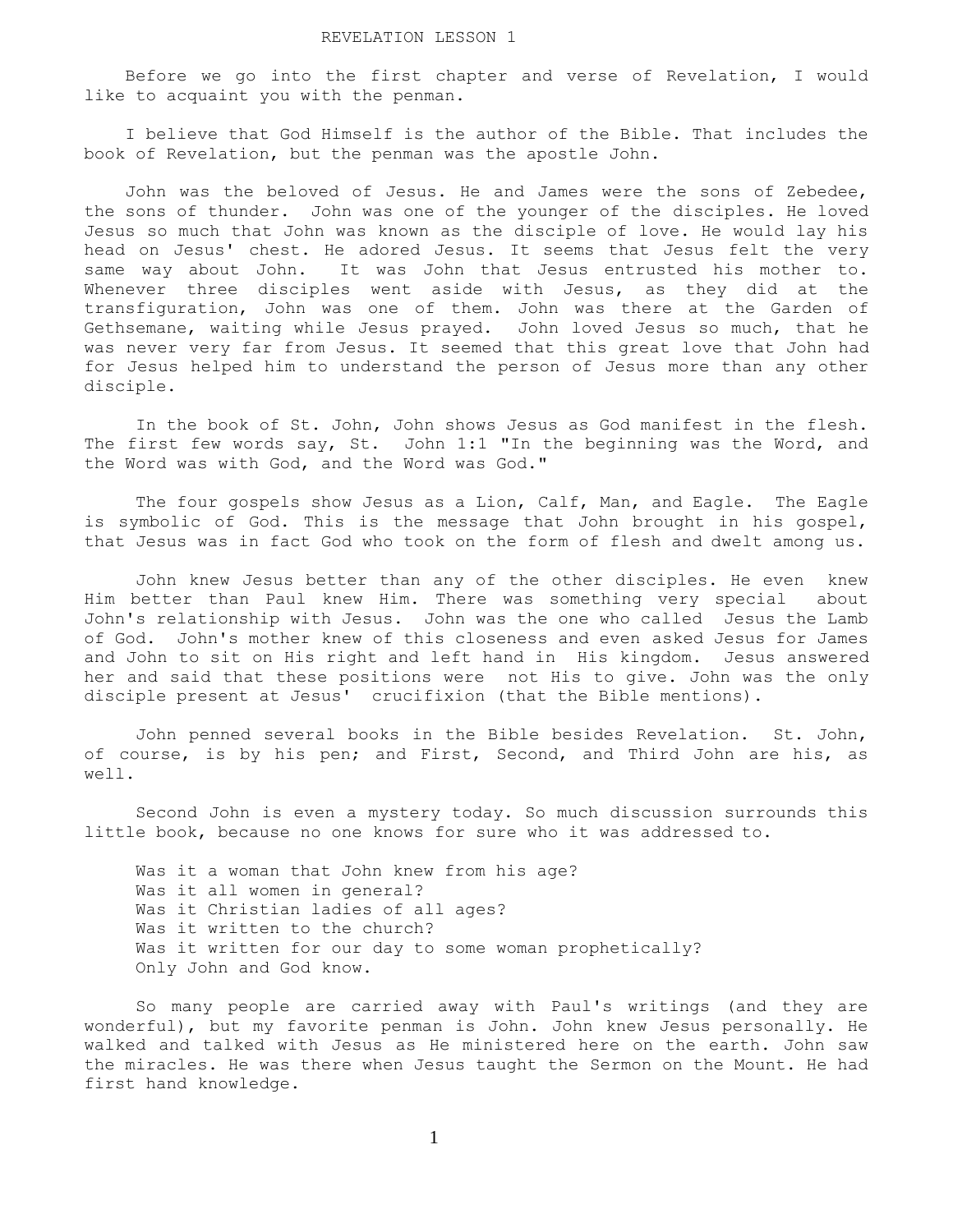# REVELATION LESSON 1

Before we go into the first chapter and verse of Revelation, I would like to acquaint you with the penman.

I believe that God Himself is the author of the Bible. That includes the book of Revelation, but the penman was the apostle John.

John was the beloved of Jesus. He and James were the sons of Zebedee, the sons of thunder. John was one of the younger of the disciples. He loved Jesus so much that John was known as the disciple of love. He would lay his head on Jesus' chest. He adored Jesus. It seems that Jesus felt the very same way about John. It was John that Jesus entrusted his mother to. Whenever three disciples went aside with Jesus, as they did at the transfiguration, John was one of them. John was there at the Garden of Gethsemane, waiting while Jesus prayed. John loved Jesus so much, that he was never very far from Jesus. It seemed that this great love that John had for Jesus helped him to understand the person of Jesus more than any other disciple.

In the book of St. John, John shows Jesus as God manifest in the flesh. The first few words say, St. John 1:1 "In the beginning was the Word, and the Word was with God, and the Word was God."

The four gospels show Jesus as a Lion, Calf, Man, and Eagle. The Eagle is symbolic of God. This is the message that John brought in his gospel, that Jesus was in fact God who took on the form of flesh and dwelt among us.

John knew Jesus better than any of the other disciples. He even knew Him better than Paul knew Him. There was something very special about John's relationship with Jesus. John was the one who called Jesus the Lamb of God. John's mother knew of this closeness and even asked Jesus for James and John to sit on His right and left hand in His kingdom. Jesus answered her and said that these positions were not His to give. John was the only disciple present at Jesus' crucifixion (that the Bible mentions).

John penned several books in the Bible besides Revelation. St. John, of course, is by his pen; and First, Second, and Third John are his, as well.

Second John is even a mystery today. So much discussion surrounds this little book, because no one knows for sure who it was addressed to.

Was it a woman that John knew from his age?
Was it all women in general?
Was it Christian ladies of all ages?
Was it written to the church?
Was it written for our day to some woman prophetically?
Only John and God know.

So many people are carried away with Paul's writings (and they are wonderful), but my favorite penman is John. John knew Jesus personally. He walked and talked with Jesus as He ministered here on the earth. John saw the miracles. He was there when Jesus taught the Sermon on the Mount. He had first hand knowledge.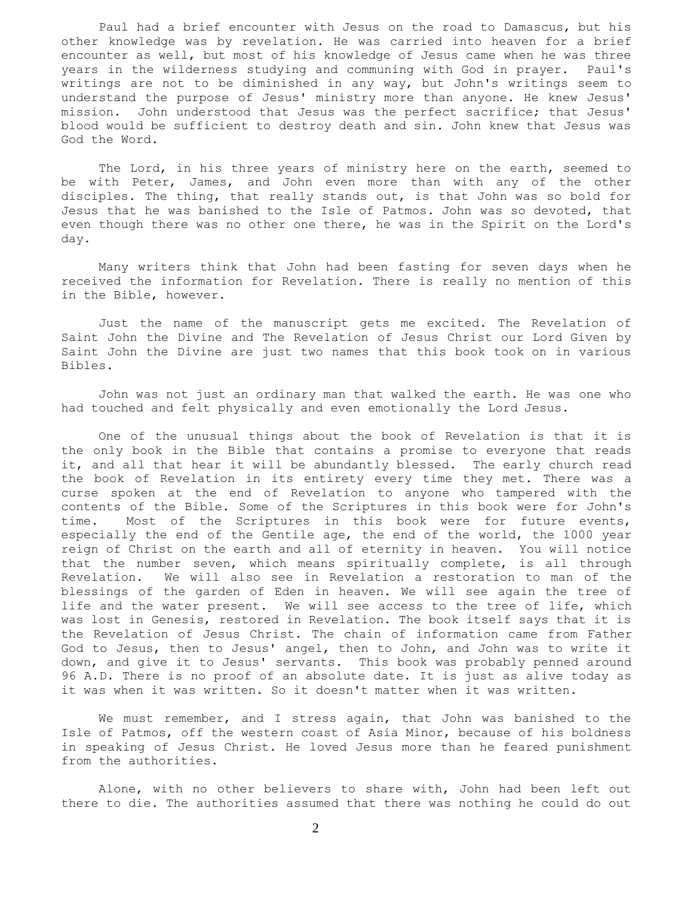Paul had a brief encounter with Jesus on the road to Damascus, but his other knowledge was by revelation. He was carried into heaven for a brief encounter as well, but most of his knowledge of Jesus came when he was three years in the wilderness studying and communing with God in prayer. Paul's writings are not to be diminished in any way, but John's writings seem to understand the purpose of Jesus' ministry more than anyone. He knew Jesus' mission. John understood that Jesus was the perfect sacrifice; that Jesus' blood would be sufficient to destroy death and sin. John knew that Jesus was God the Word.

The Lord, in his three years of ministry here on the earth, seemed to be with Peter, James, and John even more than with any of the other disciples. The thing, that really stands out, is that John was so bold for Jesus that he was banished to the Isle of Patmos. John was so devoted, that even though there was no other one there, he was in the Spirit on the Lord's day.

Many writers think that John had been fasting for seven days when he received the information for Revelation. There is really no mention of this in the Bible, however.

Just the name of the manuscript gets me excited. The Revelation of Saint John the Divine and The Revelation of Jesus Christ our Lord Given by Saint John the Divine are just two names that this book took on in various Bibles.

John was not just an ordinary man that walked the earth. He was one who had touched and felt physically and even emotionally the Lord Jesus.

One of the unusual things about the book of Revelation is that it is the only book in the Bible that contains a promise to everyone that reads it, and all that hear it will be abundantly blessed. The early church read the book of Revelation in its entirety every time they met. There was a curse spoken at the end of Revelation to anyone who tampered with the contents of the Bible. Some of the Scriptures in this book were for John's time. Most of the Scriptures in this book were for future events, especially the end of the Gentile age, the end of the world, the 1000 year reign of Christ on the earth and all of eternity in heaven. You will notice that the number seven, which means spiritually complete, is all through Revelation. We will also see in Revelation a restoration to man of the blessings of the garden of Eden in heaven. We will see again the tree of life and the water present. We will see access to the tree of life, which was lost in Genesis, restored in Revelation. The book itself says that it is the Revelation of Jesus Christ. The chain of information came from Father God to Jesus, then to Jesus' angel, then to John, and John was to write it down, and give it to Jesus' servants. This book was probably penned around 96 A.D. There is no proof of an absolute date. It is just as alive today as it was when it was written. So it doesn't matter when it was written.

We must remember, and I stress again, that John was banished to the Isle of Patmos, off the western coast of Asia Minor, because of his boldness in speaking of Jesus Christ. He loved Jesus more than he feared punishment from the authorities.

Alone, with no other believers to share with, John had been left out there to die. The authorities assumed that there was nothing he could do out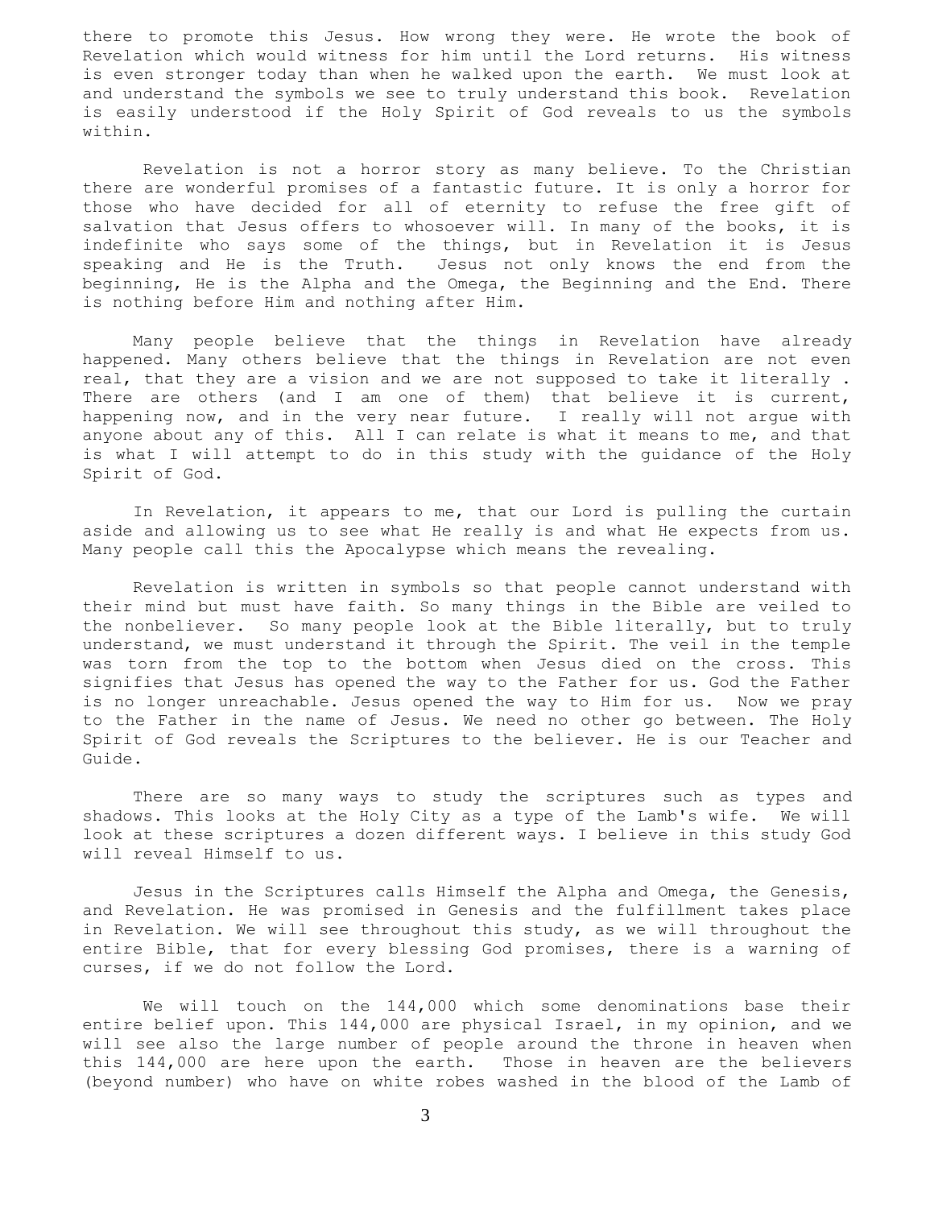there to promote this Jesus. How wrong they were. He wrote the book of Revelation which would witness for him until the Lord returns. His witness is even stronger today than when he walked upon the earth. We must look at and understand the symbols we see to truly understand this book. Revelation is easily understood if the Holy Spirit of God reveals to us the symbols within.

Revelation is not a horror story as many believe. To the Christian there are wonderful promises of a fantastic future. It is only a horror for those who have decided for all of eternity to refuse the free gift of salvation that Jesus offers to whosoever will. In many of the books, it is indefinite who says some of the things, but in Revelation it is Jesus speaking and He is the Truth. Jesus not only knows the end from the beginning, He is the Alpha and the Omega, the Beginning and the End. There is nothing before Him and nothing after Him.

Many people believe that the things in Revelation have already happened. Many others believe that the things in Revelation are not even real, that they are a vision and we are not supposed to take it literally . There are others (and I am one of them) that believe it is current, happening now, and in the very near future. I really will not argue with anyone about any of this. All I can relate is what it means to me, and that is what I will attempt to do in this study with the guidance of the Holy Spirit of God.

In Revelation, it appears to me, that our Lord is pulling the curtain aside and allowing us to see what He really is and what He expects from us. Many people call this the Apocalypse which means the revealing.

Revelation is written in symbols so that people cannot understand with their mind but must have faith. So many things in the Bible are veiled to the nonbeliever. So many people look at the Bible literally, but to truly understand, we must understand it through the Spirit. The veil in the temple was torn from the top to the bottom when Jesus died on the cross. This signifies that Jesus has opened the way to the Father for us. God the Father is no longer unreachable. Jesus opened the way to Him for us. Now we pray to the Father in the name of Jesus. We need no other go between. The Holy Spirit of God reveals the Scriptures to the believer. He is our Teacher and Guide.

There are so many ways to study the scriptures such as types and shadows. This looks at the Holy City as a type of the Lamb's wife. We will look at these scriptures a dozen different ways. I believe in this study God will reveal Himself to us.

Jesus in the Scriptures calls Himself the Alpha and Omega, the Genesis, and Revelation. He was promised in Genesis and the fulfillment takes place in Revelation. We will see throughout this study, as we will throughout the entire Bible, that for every blessing God promises, there is a warning of curses, if we do not follow the Lord.

We will touch on the 144,000 which some denominations base their entire belief upon. This 144,000 are physical Israel, in my opinion, and we will see also the large number of people around the throne in heaven when this 144,000 are here upon the earth. Those in heaven are the believers (beyond number) who have on white robes washed in the blood of the Lamb of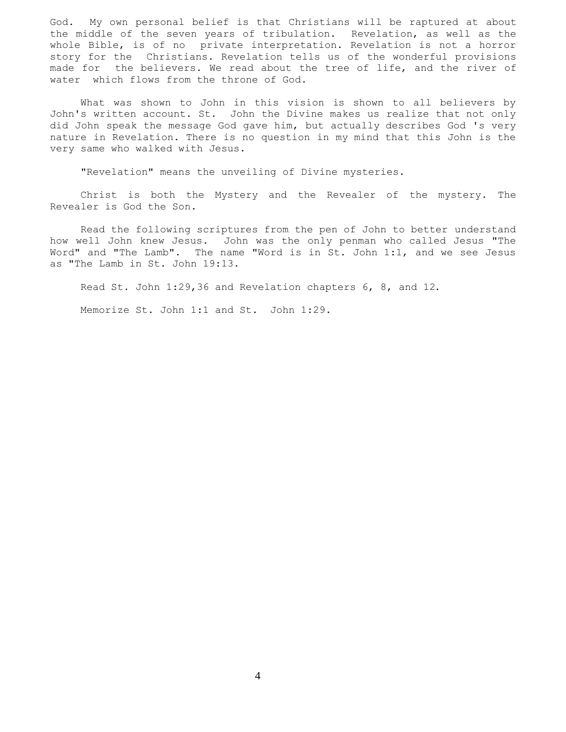God. My own personal belief is that Christians will be raptured at about the middle of the seven years of tribulation. Revelation, as well as the whole Bible, is of no private interpretation. Revelation is not a horror story for the Christians. Revelation tells us of the wonderful provisions made for the believers. We read about the tree of life, and the river of water which flows from the throne of God.

What was shown to John in this vision is shown to all believers by John's written account. St. John the Divine makes us realize that not only did John speak the message God gave him, but actually describes God 's very nature in Revelation. There is no question in my mind that this John is the very same who walked with Jesus.

"Revelation" means the unveiling of Divine mysteries.

Christ is both the Mystery and the Revealer of the mystery. The Revealer is God the Son.

Read the following scriptures from the pen of John to better understand how well John knew Jesus. John was the only penman who called Jesus "The Word" and "The Lamb". The name "Word is in St. John 1:1, and we see Jesus as "The Lamb in St. John 19:13.

Read St. John 1:29,36 and Revelation chapters 6, 8, and 12.

Memorize St. John 1:1 and St. John 1:29.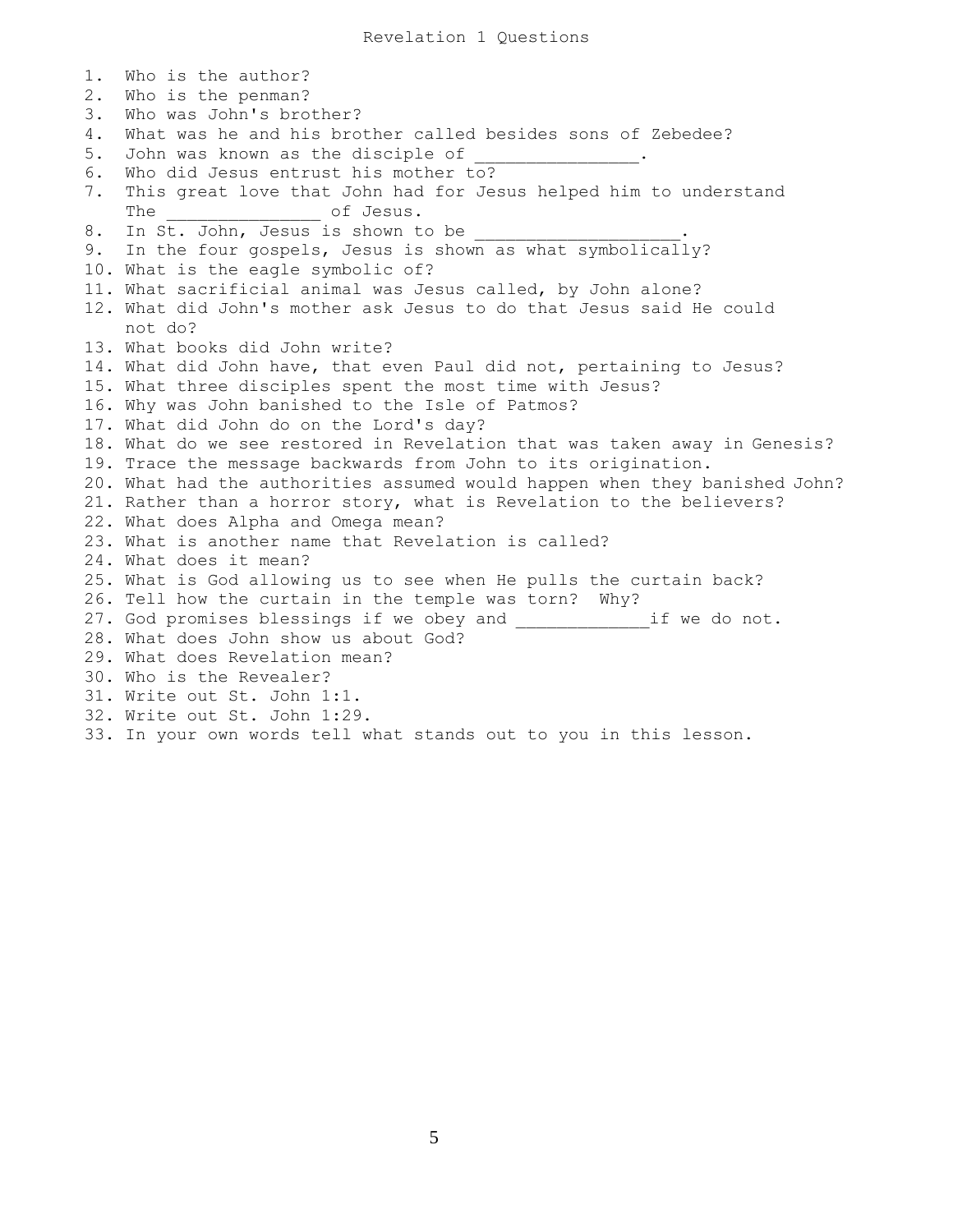# Revelation 1 Questions

1. Who is the author?
2. Who is the penman?
3. Who was John's brother?
4. What was he and his brother called besides sons of Zebedee?
5. John was known as the disciple of _______________.
6. Who did Jesus entrust his mother to?
7. This great love that John had for Jesus helped him to understand The _______________ of Jesus.
8. In St. John, Jesus is shown to be ___________________.
9. In the four gospels, Jesus is shown as what symbolically?
10. What is the eagle symbolic of?
11. What sacrificial animal was Jesus called, by John alone?
12. What did John's mother ask Jesus to do that Jesus said He could not do?
13. What books did John write?
14. What did John have, that even Paul did not, pertaining to Jesus?
15. What three disciples spent the most time with Jesus?
16. Why was John banished to the Isle of Patmos?
17. What did John do on the Lord's day?
18. What do we see restored in Revelation that was taken away in Genesis?
19. Trace the message backwards from John to its origination.
20. What had the authorities assumed would happen when they banished John?
21. Rather than a horror story, what is Revelation to the believers?
22. What does Alpha and Omega mean?
23. What is another name that Revelation is called?
24. What does it mean?
25. What is God allowing us to see when He pulls the curtain back?
26. Tell how the curtain in the temple was torn? Why?
27. God promises blessings if we obey and ____________if we do not.
28. What does John show us about God?
29. What does Revelation mean?
30. Who is the Revealer?
31. Write out St. John 1:1.
32. Write out St. John 1:29.
33. In your own words tell what stands out to you in this lesson.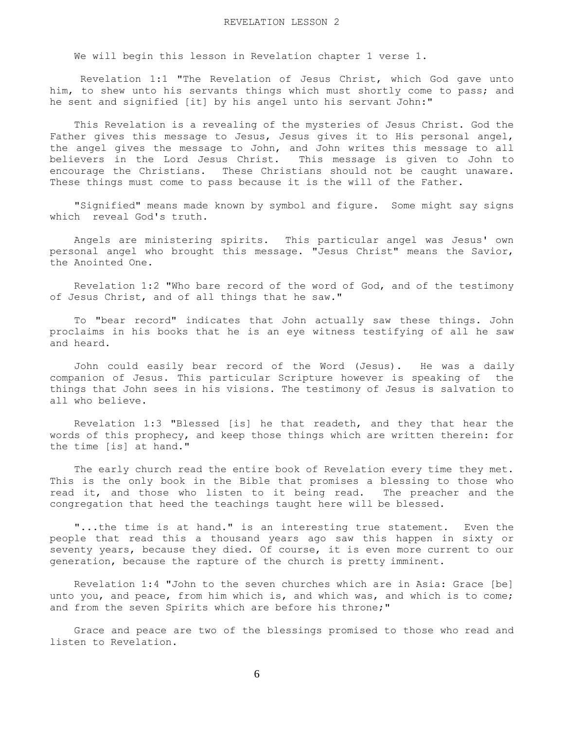# REVELATION LESSON 2

We will begin this lesson in Revelation chapter 1 verse 1.

Revelation 1:1 "The Revelation of Jesus Christ, which God gave unto him, to shew unto his servants things which must shortly come to pass; and he sent and signified [it] by his angel unto his servant John:"

This Revelation is a revealing of the mysteries of Jesus Christ. God the Father gives this message to Jesus, Jesus gives it to His personal angel, the angel gives the message to John, and John writes this message to all believers in the Lord Jesus Christ. This message is given to John to encourage the Christians. These Christians should not be caught unaware. These things must come to pass because it is the will of the Father.

"Signified" means made known by symbol and figure. Some might say signs which reveal God's truth.

Angels are ministering spirits. This particular angel was Jesus' own personal angel who brought this message. "Jesus Christ" means the Savior, the Anointed One.

Revelation 1:2 "Who bare record of the word of God, and of the testimony of Jesus Christ, and of all things that he saw."

To "bear record" indicates that John actually saw these things. John proclaims in his books that he is an eye witness testifying of all he saw and heard.

John could easily bear record of the Word (Jesus). He was a daily companion of Jesus. This particular Scripture however is speaking of the things that John sees in his visions. The testimony of Jesus is salvation to all who believe.

Revelation 1:3 "Blessed [is] he that readeth, and they that hear the words of this prophecy, and keep those things which are written therein: for the time [is] at hand."

The early church read the entire book of Revelation every time they met. This is the only book in the Bible that promises a blessing to those who read it, and those who listen to it being read. The preacher and the congregation that heed the teachings taught here will be blessed.

"...the time is at hand." is an interesting true statement. Even the people that read this a thousand years ago saw this happen in sixty or seventy years, because they died. Of course, it is even more current to our generation, because the rapture of the church is pretty imminent.

Revelation 1:4 "John to the seven churches which are in Asia: Grace [be] unto you, and peace, from him which is, and which was, and which is to come; and from the seven Spirits which are before his throne;"

Grace and peace are two of the blessings promised to those who read and listen to Revelation.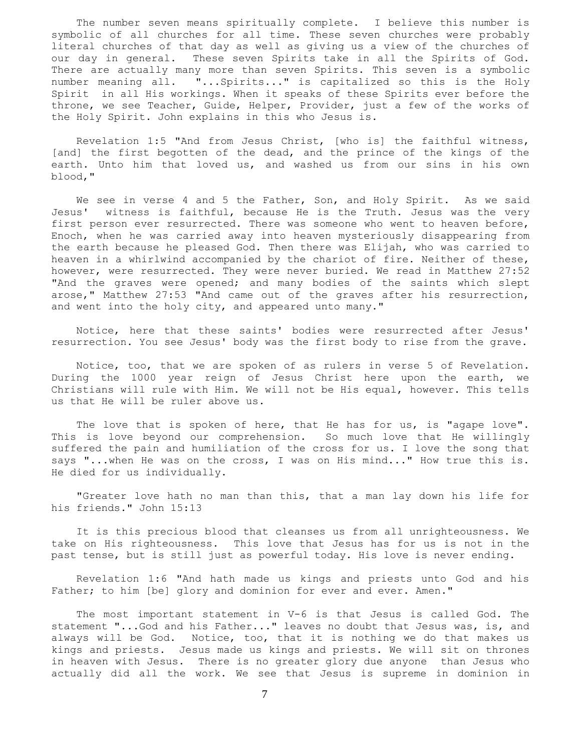The number seven means spiritually complete. I believe this number is symbolic of all churches for all time. These seven churches were probably literal churches of that day as well as giving us a view of the churches of our day in general. These seven Spirits take in all the Spirits of God. There are actually many more than seven Spirits. This seven is a symbolic number meaning all. "...Spirits..." is capitalized so this is the Holy Spirit in all His workings. When it speaks of these Spirits ever before the throne, we see Teacher, Guide, Helper, Provider, just a few of the works of the Holy Spirit. John explains in this who Jesus is.

Revelation 1:5 "And from Jesus Christ, [who is] the faithful witness, [and] the first begotten of the dead, and the prince of the kings of the earth. Unto him that loved us, and washed us from our sins in his own blood,"

We see in verse 4 and 5 the Father, Son, and Holy Spirit. As we said Jesus' witness is faithful, because He is the Truth. Jesus was the very first person ever resurrected. There was someone who went to heaven before, Enoch, when he was carried away into heaven mysteriously disappearing from the earth because he pleased God. Then there was Elijah, who was carried to heaven in a whirlwind accompanied by the chariot of fire. Neither of these, however, were resurrected. They were never buried. We read in Matthew 27:52 "And the graves were opened; and many bodies of the saints which slept arose," Matthew 27:53 "And came out of the graves after his resurrection, and went into the holy city, and appeared unto many."

Notice, here that these saints' bodies were resurrected after Jesus' resurrection. You see Jesus' body was the first body to rise from the grave.

Notice, too, that we are spoken of as rulers in verse 5 of Revelation. During the 1000 year reign of Jesus Christ here upon the earth, we Christians will rule with Him. We will not be His equal, however. This tells us that He will be ruler above us.

The love that is spoken of here, that He has for us, is "agape love". This is love beyond our comprehension. So much love that He willingly suffered the pain and humiliation of the cross for us. I love the song that says "...when He was on the cross, I was on His mind..." How true this is. He died for us individually.

"Greater love hath no man than this, that a man lay down his life for his friends." John 15:13

It is this precious blood that cleanses us from all unrighteousness. We take on His righteousness. This love that Jesus has for us is not in the past tense, but is still just as powerful today. His love is never ending.

Revelation 1:6 "And hath made us kings and priests unto God and his Father; to him [be] glory and dominion for ever and ever. Amen."

The most important statement in V-6 is that Jesus is called God. The statement "...God and his Father..." leaves no doubt that Jesus was, is, and always will be God. Notice, too, that it is nothing we do that makes us kings and priests. Jesus made us kings and priests. We will sit on thrones in heaven with Jesus. There is no greater glory due anyone than Jesus who actually did all the work. We see that Jesus is supreme in dominion in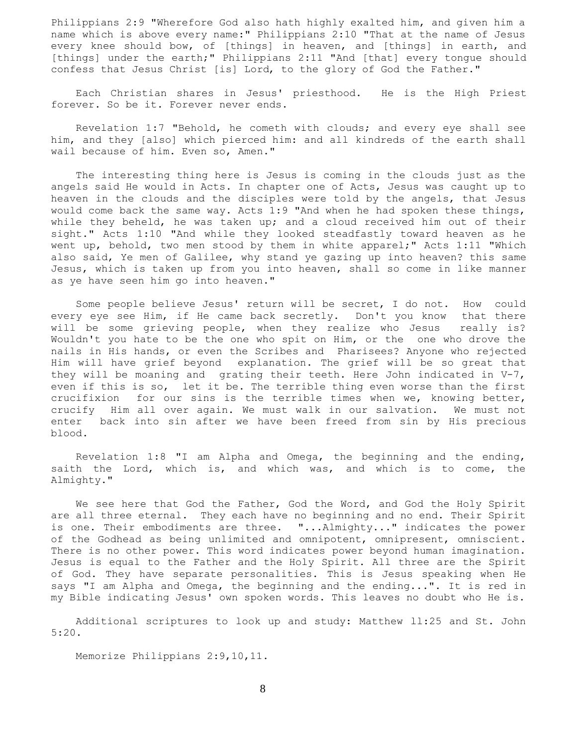Philippians 2:9 "Wherefore God also hath highly exalted him, and given him a name which is above every name:" Philippians 2:10 "That at the name of Jesus every knee should bow, of [things] in heaven, and [things] in earth, and [things] under the earth;" Philippians 2:11 "And [that] every tongue should confess that Jesus Christ [is] Lord, to the glory of God the Father."

Each Christian shares in Jesus' priesthood. He is the High Priest forever. So be it. Forever never ends.

Revelation 1:7 "Behold, he cometh with clouds; and every eye shall see him, and they [also] which pierced him: and all kindreds of the earth shall wail because of him. Even so, Amen."

The interesting thing here is Jesus is coming in the clouds just as the angels said He would in Acts. In chapter one of Acts, Jesus was caught up to heaven in the clouds and the disciples were told by the angels, that Jesus would come back the same way. Acts 1:9 "And when he had spoken these things, while they beheld, he was taken up; and a cloud received him out of their sight." Acts 1:10 "And while they looked steadfastly toward heaven as he went up, behold, two men stood by them in white apparel;" Acts 1:11 "Which also said, Ye men of Galilee, why stand ye gazing up into heaven? this same Jesus, which is taken up from you into heaven, shall so come in like manner as ye have seen him go into heaven."

Some people believe Jesus' return will be secret, I do not. How could every eye see Him, if He came back secretly. Don't you know that there will be some grieving people, when they realize who Jesus really is? Wouldn't you hate to be the one who spit on Him, or the one who drove the nails in His hands, or even the Scribes and Pharisees? Anyone who rejected Him will have grief beyond explanation. The grief will be so great that they will be moaning and grating their teeth. Here John indicated in V-7, even if this is so, let it be. The terrible thing even worse than the first crucifixion for our sins is the terrible times when we, knowing better, crucify Him all over again. We must walk in our salvation. We must not enter back into sin after we have been freed from sin by His precious blood.

Revelation 1:8 "I am Alpha and Omega, the beginning and the ending, saith the Lord, which is, and which was, and which is to come, the Almighty."

We see here that God the Father, God the Word, and God the Holy Spirit are all three eternal. They each have no beginning and no end. Their Spirit is one. Their embodiments are three. "...Almighty..." indicates the power of the Godhead as being unlimited and omnipotent, omnipresent, omniscient. There is no other power. This word indicates power beyond human imagination. Jesus is equal to the Father and the Holy Spirit. All three are the Spirit of God. They have separate personalities. This is Jesus speaking when He says "I am Alpha and Omega, the beginning and the ending...". It is red in my Bible indicating Jesus' own spoken words. This leaves no doubt who He is.

Additional scriptures to look up and study: Matthew 11:25 and St. John 5:20.

Memorize Philippians 2:9,10,11.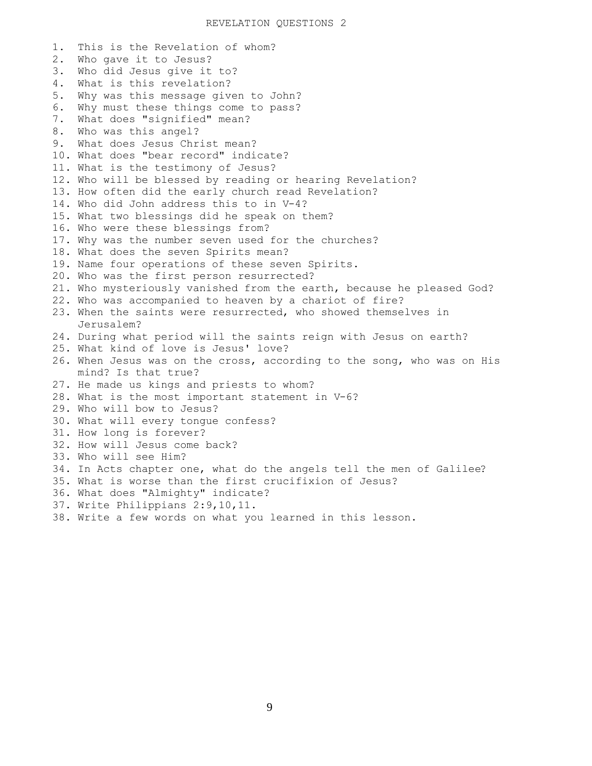# REVELATION QUESTIONS 2

1. This is the Revelation of whom?
2. Who gave it to Jesus?
3. Who did Jesus give it to?
4. What is this revelation?
5. Why was this message given to John?
6. Why must these things come to pass?
7. What does "signified" mean?
8. Who was this angel?
9. What does Jesus Christ mean?
10. What does "bear record" indicate?
11. What is the testimony of Jesus?
12. Who will be blessed by reading or hearing Revelation?
13. How often did the early church read Revelation?
14. Who did John address this to in V-4?
15. What two blessings did he speak on them?
16. Who were these blessings from?
17. Why was the number seven used for the churches?
18. What does the seven Spirits mean?
19. Name four operations of these seven Spirits.
20. Who was the first person resurrected?
21. Who mysteriously vanished from the earth, because he pleased God?
22. Who was accompanied to heaven by a chariot of fire?
23. When the saints were resurrected, who showed themselves in Jerusalem?
24. During what period will the saints reign with Jesus on earth?
25. What kind of love is Jesus' love?
26. When Jesus was on the cross, according to the song, who was on His mind? Is that true?
27. He made us kings and priests to whom?
28. What is the most important statement in V-6?
29. Who will bow to Jesus?
30. What will every tongue confess?
31. How long is forever?
32. How will Jesus come back?
33. Who will see Him?
34. In Acts chapter one, what do the angels tell the men of Galilee?
35. What is worse than the first crucifixion of Jesus?
36. What does "Almighty" indicate?
37. Write Philippians 2:9,10,11.
38. Write a few words on what you learned in this lesson.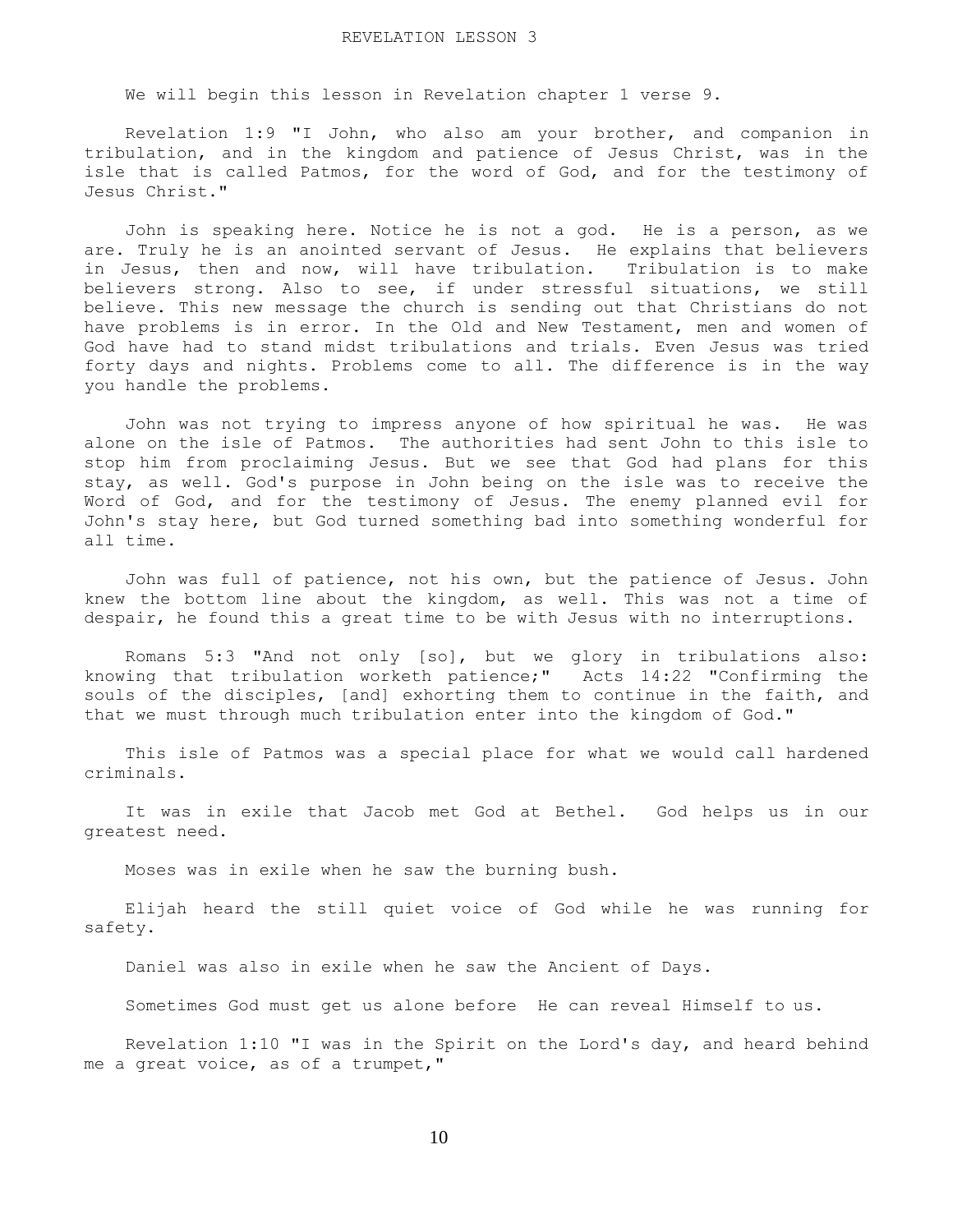# REVELATION LESSON 3

We will begin this lesson in Revelation chapter 1 verse 9.

Revelation 1:9 "I John, who also am your brother, and companion in tribulation, and in the kingdom and patience of Jesus Christ, was in the isle that is called Patmos, for the word of God, and for the testimony of Jesus Christ."

John is speaking here. Notice he is not a god. He is a person, as we are. Truly he is an anointed servant of Jesus. He explains that believers in Jesus, then and now, will have tribulation. Tribulation is to make believers strong. Also to see, if under stressful situations, we still believe. This new message the church is sending out that Christians do not have problems is in error. In the Old and New Testament, men and women of God have had to stand midst tribulations and trials. Even Jesus was tried forty days and nights. Problems come to all. The difference is in the way you handle the problems.

John was not trying to impress anyone of how spiritual he was. He was alone on the isle of Patmos. The authorities had sent John to this isle to stop him from proclaiming Jesus. But we see that God had plans for this stay, as well. God's purpose in John being on the isle was to receive the Word of God, and for the testimony of Jesus. The enemy planned evil for John's stay here, but God turned something bad into something wonderful for all time.

John was full of patience, not his own, but the patience of Jesus. John knew the bottom line about the kingdom, as well. This was not a time of despair, he found this a great time to be with Jesus with no interruptions.

Romans 5:3 "And not only [so], but we glory in tribulations also: knowing that tribulation worketh patience;" Acts 14:22 "Confirming the souls of the disciples, [and] exhorting them to continue in the faith, and that we must through much tribulation enter into the kingdom of God."

This isle of Patmos was a special place for what we would call hardened criminals.

It was in exile that Jacob met God at Bethel. God helps us in our greatest need.

Moses was in exile when he saw the burning bush.

Elijah heard the still quiet voice of God while he was running for safety.

Daniel was also in exile when he saw the Ancient of Days.

Sometimes God must get us alone before He can reveal Himself to us.

Revelation 1:10 "I was in the Spirit on the Lord's day, and heard behind me a great voice, as of a trumpet,"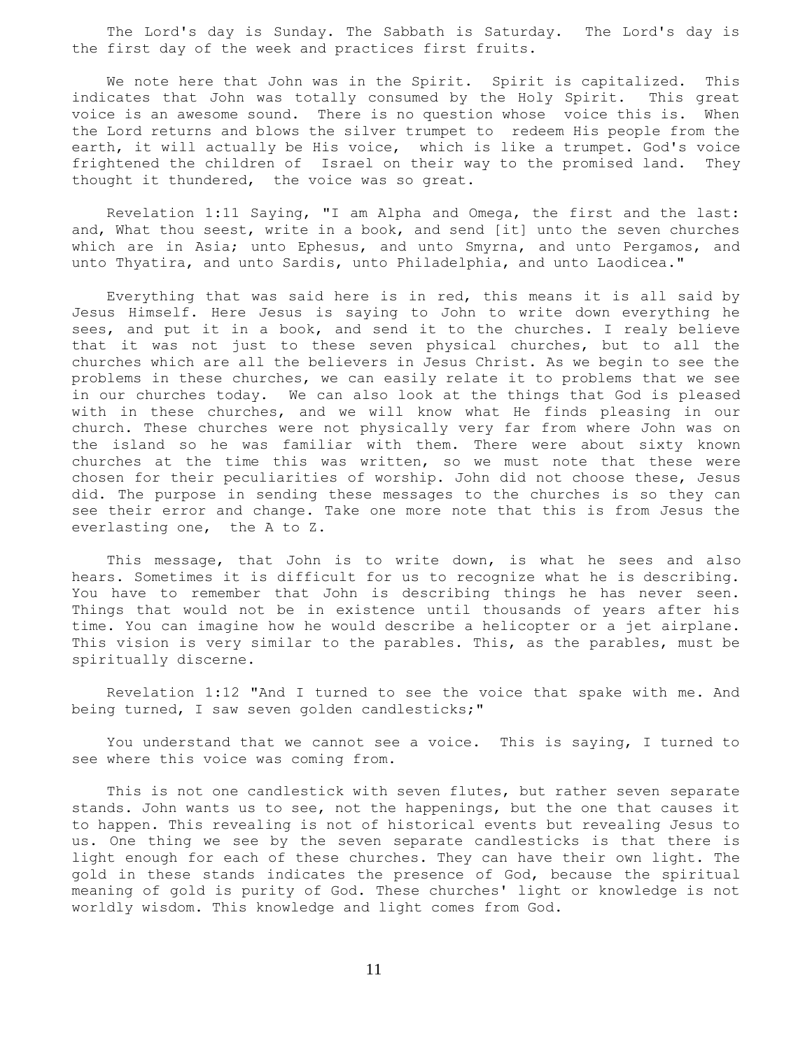The Lord's day is Sunday. The Sabbath is Saturday. The Lord's day is the first day of the week and practices first fruits.

We note here that John was in the Spirit. Spirit is capitalized. This indicates that John was totally consumed by the Holy Spirit. This great voice is an awesome sound. There is no question whose voice this is. When the Lord returns and blows the silver trumpet to redeem His people from the earth, it will actually be His voice, which is like a trumpet. God's voice frightened the children of Israel on their way to the promised land. They thought it thundered, the voice was so great.

Revelation 1:11 Saying, "I am Alpha and Omega, the first and the last: and, What thou seest, write in a book, and send [it] unto the seven churches which are in Asia; unto Ephesus, and unto Smyrna, and unto Pergamos, and unto Thyatira, and unto Sardis, unto Philadelphia, and unto Laodicea."

Everything that was said here is in red, this means it is all said by Jesus Himself. Here Jesus is saying to John to write down everything he sees, and put it in a book, and send it to the churches. I realy believe that it was not just to these seven physical churches, but to all the churches which are all the believers in Jesus Christ. As we begin to see the problems in these churches, we can easily relate it to problems that we see in our churches today. We can also look at the things that God is pleased with in these churches, and we will know what He finds pleasing in our church. These churches were not physically very far from where John was on the island so he was familiar with them. There were about sixty known churches at the time this was written, so we must note that these were chosen for their peculiarities of worship. John did not choose these, Jesus did. The purpose in sending these messages to the churches is so they can see their error and change. Take one more note that this is from Jesus the everlasting one, the A to Z.

This message, that John is to write down, is what he sees and also hears. Sometimes it is difficult for us to recognize what he is describing. You have to remember that John is describing things he has never seen. Things that would not be in existence until thousands of years after his time. You can imagine how he would describe a helicopter or a jet airplane. This vision is very similar to the parables. This, as the parables, must be spiritually discerne.

Revelation 1:12 "And I turned to see the voice that spake with me. And being turned, I saw seven golden candlesticks;"

You understand that we cannot see a voice. This is saying, I turned to see where this voice was coming from.

This is not one candlestick with seven flutes, but rather seven separate stands. John wants us to see, not the happenings, but the one that causes it to happen. This revealing is not of historical events but revealing Jesus to us. One thing we see by the seven separate candlesticks is that there is light enough for each of these churches. They can have their own light. The gold in these stands indicates the presence of God, because the spiritual meaning of gold is purity of God. These churches' light or knowledge is not worldly wisdom. This knowledge and light comes from God.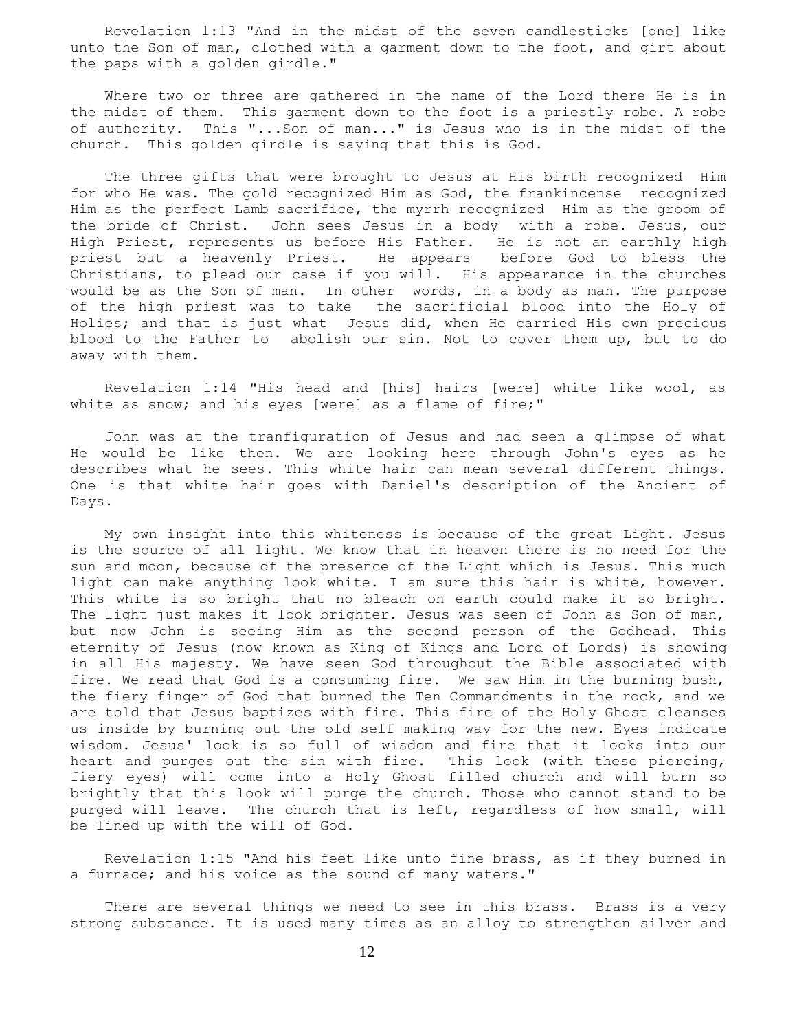Revelation 1:13 "And in the midst of the seven candlesticks [one] like unto the Son of man, clothed with a garment down to the foot, and girt about the paps with a golden girdle."

Where two or three are gathered in the name of the Lord there He is in the midst of them. This garment down to the foot is a priestly robe. A robe of authority. This "...Son of man..." is Jesus who is in the midst of the church. This golden girdle is saying that this is God.

The three gifts that were brought to Jesus at His birth recognized Him for who He was. The gold recognized Him as God, the frankincense recognized Him as the perfect Lamb sacrifice, the myrrh recognized Him as the groom of the bride of Christ. John sees Jesus in a body with a robe. Jesus, our High Priest, represents us before His Father. He is not an earthly high priest but a heavenly Priest. He appears before God to bless the Christians, to plead our case if you will. His appearance in the churches would be as the Son of man. In other words, in a body as man. The purpose of the high priest was to take the sacrificial blood into the Holy of Holies; and that is just what Jesus did, when He carried His own precious blood to the Father to abolish our sin. Not to cover them up, but to do away with them.

Revelation 1:14 "His head and [his] hairs [were] white like wool, as white as snow; and his eyes [were] as a flame of fire;"

John was at the tranfiguration of Jesus and had seen a glimpse of what He would be like then. We are looking here through John's eyes as he describes what he sees. This white hair can mean several different things. One is that white hair goes with Daniel's description of the Ancient of Days.

My own insight into this whiteness is because of the great Light. Jesus is the source of all light. We know that in heaven there is no need for the sun and moon, because of the presence of the Light which is Jesus. This much light can make anything look white. I am sure this hair is white, however. This white is so bright that no bleach on earth could make it so bright. The light just makes it look brighter. Jesus was seen of John as Son of man, but now John is seeing Him as the second person of the Godhead. This eternity of Jesus (now known as King of Kings and Lord of Lords) is showing in all His majesty. We have seen God throughout the Bible associated with fire. We read that God is a consuming fire. We saw Him in the burning bush, the fiery finger of God that burned the Ten Commandments in the rock, and we are told that Jesus baptizes with fire. This fire of the Holy Ghost cleanses us inside by burning out the old self making way for the new. Eyes indicate wisdom. Jesus' look is so full of wisdom and fire that it looks into our heart and purges out the sin with fire. This look (with these piercing, fiery eyes) will come into a Holy Ghost filled church and will burn so brightly that this look will purge the church. Those who cannot stand to be purged will leave. The church that is left, regardless of how small, will be lined up with the will of God.

Revelation 1:15 "And his feet like unto fine brass, as if they burned in a furnace; and his voice as the sound of many waters."

There are several things we need to see in this brass. Brass is a very strong substance. It is used many times as an alloy to strengthen silver and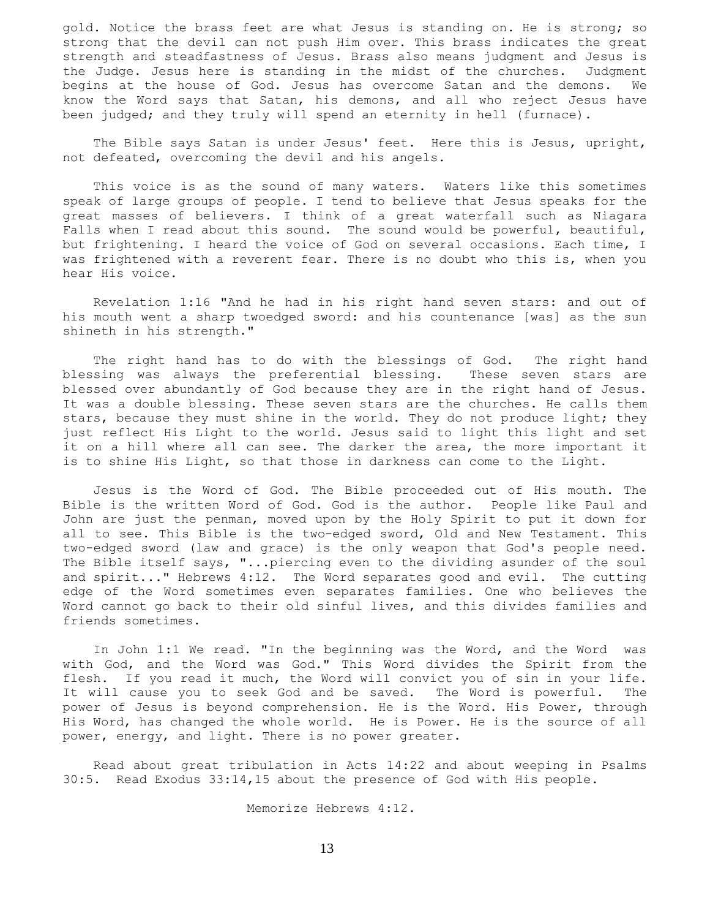gold. Notice the brass feet are what Jesus is standing on. He is strong; so strong that the devil can not push Him over. This brass indicates the great strength and steadfastness of Jesus. Brass also means judgment and Jesus is the Judge. Jesus here is standing in the midst of the churches. Judgment begins at the house of God. Jesus has overcome Satan and the demons. We know the Word says that Satan, his demons, and all who reject Jesus have been judged; and they truly will spend an eternity in hell (furnace).

The Bible says Satan is under Jesus' feet. Here this is Jesus, upright, not defeated, overcoming the devil and his angels.

This voice is as the sound of many waters. Waters like this sometimes speak of large groups of people. I tend to believe that Jesus speaks for the great masses of believers. I think of a great waterfall such as Niagara Falls when I read about this sound. The sound would be powerful, beautiful, but frightening. I heard the voice of God on several occasions. Each time, I was frightened with a reverent fear. There is no doubt who this is, when you hear His voice.

Revelation 1:16 "And he had in his right hand seven stars: and out of his mouth went a sharp twoedged sword: and his countenance [was] as the sun shineth in his strength."

The right hand has to do with the blessings of God. The right hand blessing was always the preferential blessing. These seven stars are blessed over abundantly of God because they are in the right hand of Jesus. It was a double blessing. These seven stars are the churches. He calls them stars, because they must shine in the world. They do not produce light; they just reflect His Light to the world. Jesus said to light this light and set it on a hill where all can see. The darker the area, the more important it is to shine His Light, so that those in darkness can come to the Light.

Jesus is the Word of God. The Bible proceeded out of His mouth. The Bible is the written Word of God. God is the author. People like Paul and John are just the penman, moved upon by the Holy Spirit to put it down for all to see. This Bible is the two-edged sword, Old and New Testament. This two-edged sword (law and grace) is the only weapon that God's people need. The Bible itself says, "...piercing even to the dividing asunder of the soul and spirit..." Hebrews 4:12. The Word separates good and evil. The cutting edge of the Word sometimes even separates families. One who believes the Word cannot go back to their old sinful lives, and this divides families and friends sometimes.

In John 1:1 We read. "In the beginning was the Word, and the Word was with God, and the Word was God." This Word divides the Spirit from the flesh. If you read it much, the Word will convict you of sin in your life. It will cause you to seek God and be saved. The Word is powerful. The power of Jesus is beyond comprehension. He is the Word. His Power, through His Word, has changed the whole world. He is Power. He is the source of all power, energy, and light. There is no power greater.

Read about great tribulation in Acts 14:22 and about weeping in Psalms 30:5. Read Exodus 33:14,15 about the presence of God with His people.

Memorize Hebrews 4:12.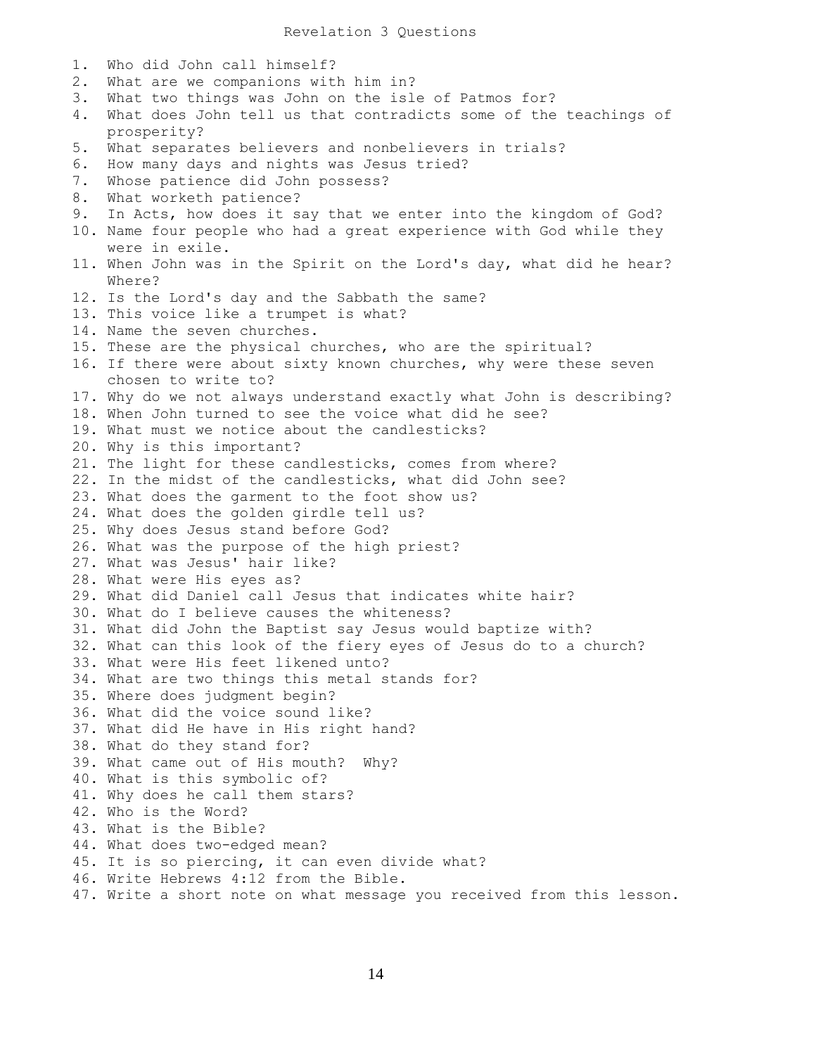# Revelation 3 Questions

1. Who did John call himself?
2. What are we companions with him in?
3. What two things was John on the isle of Patmos for?
4. What does John tell us that contradicts some of the teachings of prosperity?
5. What separates believers and nonbelievers in trials?
6. How many days and nights was Jesus tried?
7. Whose patience did John possess?
8. What worketh patience?
9. In Acts, how does it say that we enter into the kingdom of God?
10. Name four people who had a great experience with God while they were in exile.
11. When John was in the Spirit on the Lord's day, what did he hear? Where?
12. Is the Lord's day and the Sabbath the same?
13. This voice like a trumpet is what?
14. Name the seven churches.
15. These are the physical churches, who are the spiritual?
16. If there were about sixty known churches, why were these seven chosen to write to?
17. Why do we not always understand exactly what John is describing?
18. When John turned to see the voice what did he see?
19. What must we notice about the candlesticks?
20. Why is this important?
21. The light for these candlesticks, comes from where?
22. In the midst of the candlesticks, what did John see?
23. What does the garment to the foot show us?
24. What does the golden girdle tell us?
25. Why does Jesus stand before God?
26. What was the purpose of the high priest?
27. What was Jesus' hair like?
28. What were His eyes as?
29. What did Daniel call Jesus that indicates white hair?
30. What do I believe causes the whiteness?
31. What did John the Baptist say Jesus would baptize with?
32. What can this look of the fiery eyes of Jesus do to a church?
33. What were His feet likened unto?
34. What are two things this metal stands for?
35. Where does judgment begin?
36. What did the voice sound like?
37. What did He have in His right hand?
38. What do they stand for?
39. What came out of His mouth? Why?
40. What is this symbolic of?
41. Why does he call them stars?
42. Who is the Word?
43. What is the Bible?
44. What does two-edged mean?
45. It is so piercing, it can even divide what?
46. Write Hebrews 4:12 from the Bible.
47. Write a short note on what message you received from this lesson.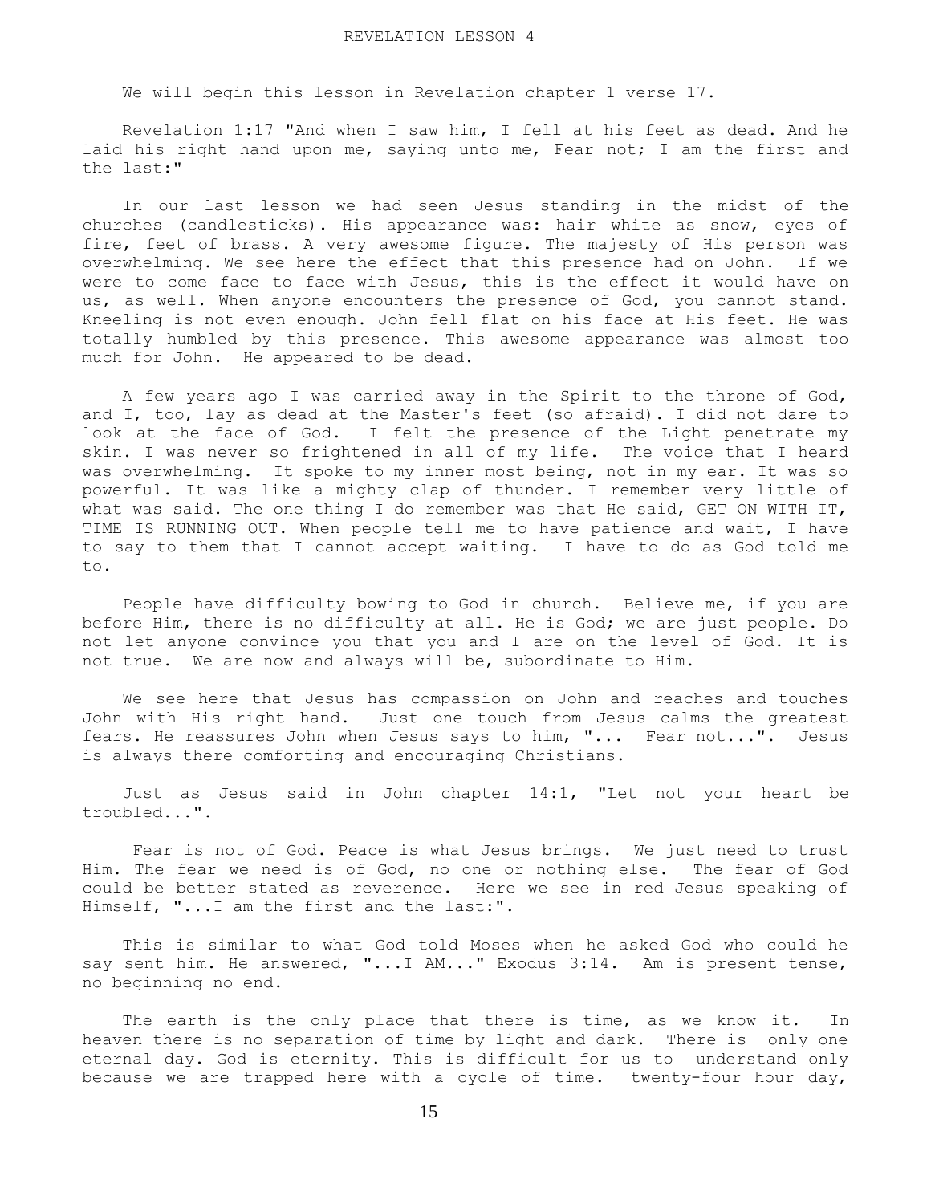# REVELATION LESSON 4

We will begin this lesson in Revelation chapter 1 verse 17.

Revelation 1:17 "And when I saw him, I fell at his feet as dead. And he laid his right hand upon me, saying unto me, Fear not; I am the first and the last:"

In our last lesson we had seen Jesus standing in the midst of the churches (candlesticks). His appearance was: hair white as snow, eyes of fire, feet of brass. A very awesome figure. The majesty of His person was overwhelming. We see here the effect that this presence had on John. If we were to come face to face with Jesus, this is the effect it would have on us, as well. When anyone encounters the presence of God, you cannot stand. Kneeling is not even enough. John fell flat on his face at His feet. He was totally humbled by this presence. This awesome appearance was almost too much for John. He appeared to be dead.

A few years ago I was carried away in the Spirit to the throne of God, and I, too, lay as dead at the Master's feet (so afraid). I did not dare to look at the face of God. I felt the presence of the Light penetrate my skin. I was never so frightened in all of my life. The voice that I heard was overwhelming. It spoke to my inner most being, not in my ear. It was so powerful. It was like a mighty clap of thunder. I remember very little of what was said. The one thing I do remember was that He said, GET ON WITH IT, TIME IS RUNNING OUT. When people tell me to have patience and wait, I have to say to them that I cannot accept waiting. I have to do as God told me to.

People have difficulty bowing to God in church. Believe me, if you are before Him, there is no difficulty at all. He is God; we are just people. Do not let anyone convince you that you and I are on the level of God. It is not true. We are now and always will be, subordinate to Him.

We see here that Jesus has compassion on John and reaches and touches John with His right hand. Just one touch from Jesus calms the greatest fears. He reassures John when Jesus says to him, "... Fear not...". Jesus is always there comforting and encouraging Christians.

Just as Jesus said in John chapter 14:1, "Let not your heart be troubled...".

Fear is not of God. Peace is what Jesus brings. We just need to trust Him. The fear we need is of God, no one or nothing else. The fear of God could be better stated as reverence. Here we see in red Jesus speaking of Himself, "...I am the first and the last:".

This is similar to what God told Moses when he asked God who could he say sent him. He answered, "...I AM..." Exodus 3:14. Am is present tense, no beginning no end.

The earth is the only place that there is time, as we know it. In heaven there is no separation of time by light and dark. There is only one eternal day. God is eternity. This is difficult for us to understand only because we are trapped here with a cycle of time. twenty-four hour day,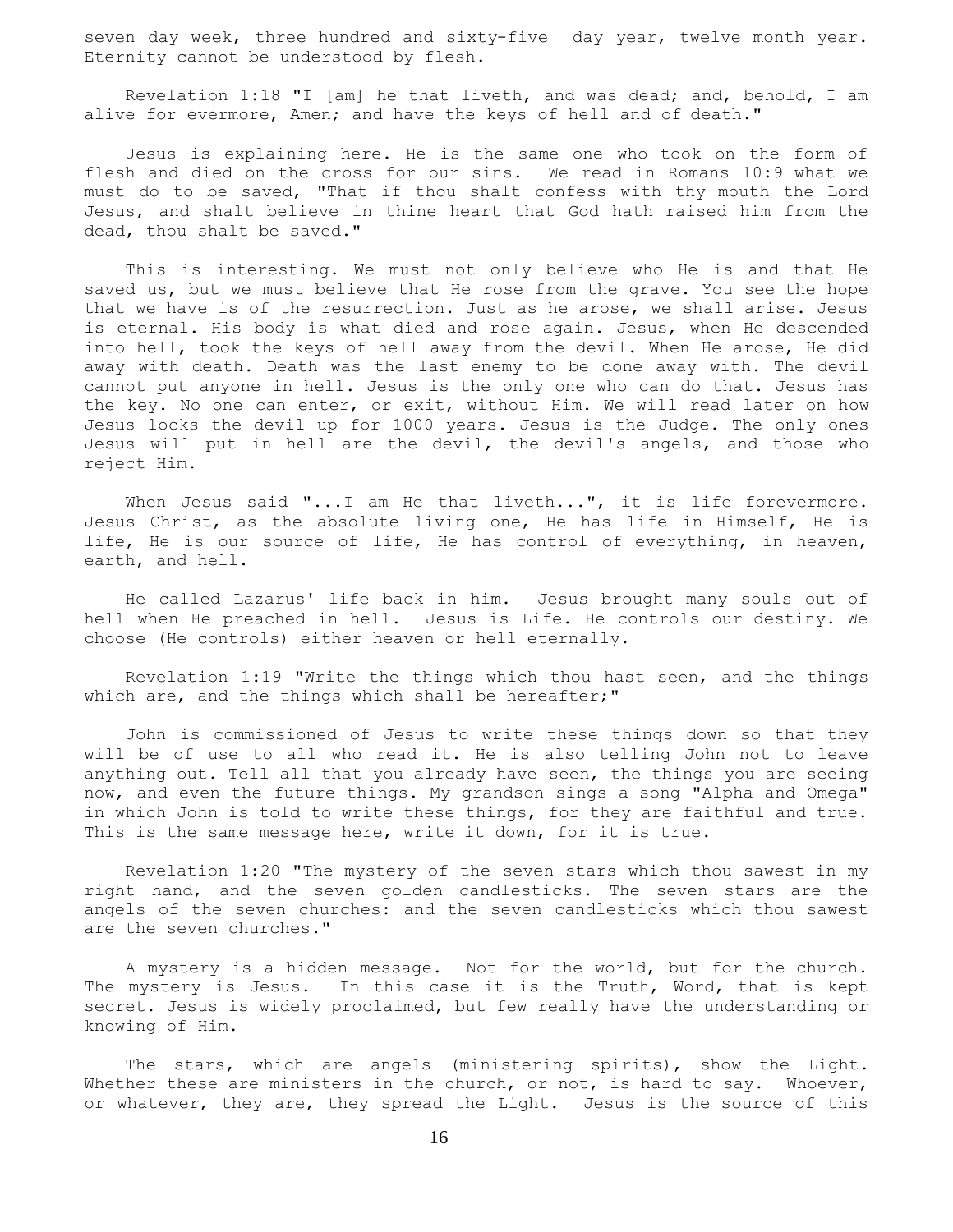seven day week, three hundred and sixty-five day year, twelve month year. Eternity cannot be understood by flesh.

Revelation 1:18 "I [am] he that liveth, and was dead; and, behold, I am alive for evermore, Amen; and have the keys of hell and of death."

Jesus is explaining here. He is the same one who took on the form of flesh and died on the cross for our sins. We read in Romans 10:9 what we must do to be saved, "That if thou shalt confess with thy mouth the Lord Jesus, and shalt believe in thine heart that God hath raised him from the dead, thou shalt be saved."

This is interesting. We must not only believe who He is and that He saved us, but we must believe that He rose from the grave. You see the hope that we have is of the resurrection. Just as he arose, we shall arise. Jesus is eternal. His body is what died and rose again. Jesus, when He descended into hell, took the keys of hell away from the devil. When He arose, He did away with death. Death was the last enemy to be done away with. The devil cannot put anyone in hell. Jesus is the only one who can do that. Jesus has the key. No one can enter, or exit, without Him. We will read later on how Jesus locks the devil up for 1000 years. Jesus is the Judge. The only ones Jesus will put in hell are the devil, the devil's angels, and those who reject Him.

When Jesus said "...I am He that liveth...", it is life forevermore. Jesus Christ, as the absolute living one, He has life in Himself, He is life, He is our source of life, He has control of everything, in heaven, earth, and hell.

He called Lazarus' life back in him. Jesus brought many souls out of hell when He preached in hell. Jesus is Life. He controls our destiny. We choose (He controls) either heaven or hell eternally.

Revelation 1:19 "Write the things which thou hast seen, and the things which are, and the things which shall be hereafter;"

John is commissioned of Jesus to write these things down so that they will be of use to all who read it. He is also telling John not to leave anything out. Tell all that you already have seen, the things you are seeing now, and even the future things. My grandson sings a song "Alpha and Omega" in which John is told to write these things, for they are faithful and true. This is the same message here, write it down, for it is true.

Revelation 1:20 "The mystery of the seven stars which thou sawest in my right hand, and the seven golden candlesticks. The seven stars are the angels of the seven churches: and the seven candlesticks which thou sawest are the seven churches."

A mystery is a hidden message. Not for the world, but for the church. The mystery is Jesus. In this case it is the Truth, Word, that is kept secret. Jesus is widely proclaimed, but few really have the understanding or knowing of Him.

The stars, which are angels (ministering spirits), show the Light. Whether these are ministers in the church, or not, is hard to say. Whoever, or whatever, they are, they spread the Light. Jesus is the source of this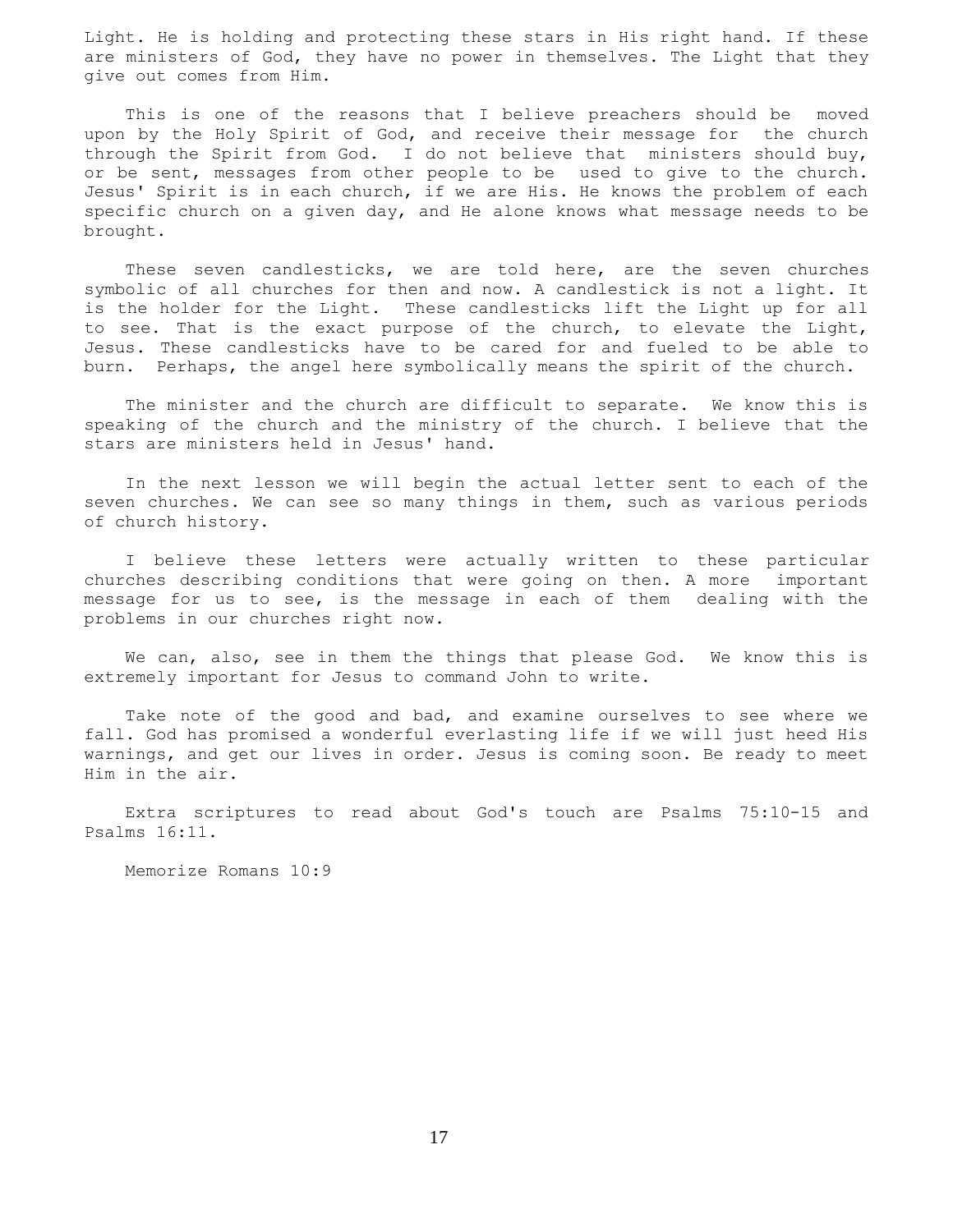Light. He is holding and protecting these stars in His right hand. If these are ministers of God, they have no power in themselves. The Light that they give out comes from Him.

This is one of the reasons that I believe preachers should be moved upon by the Holy Spirit of God, and receive their message for the church through the Spirit from God. I do not believe that ministers should buy, or be sent, messages from other people to be used to give to the church. Jesus' Spirit is in each church, if we are His. He knows the problem of each specific church on a given day, and He alone knows what message needs to be brought.

These seven candlesticks, we are told here, are the seven churches symbolic of all churches for then and now. A candlestick is not a light. It is the holder for the Light. These candlesticks lift the Light up for all to see. That is the exact purpose of the church, to elevate the Light, Jesus. These candlesticks have to be cared for and fueled to be able to burn. Perhaps, the angel here symbolically means the spirit of the church.

The minister and the church are difficult to separate. We know this is speaking of the church and the ministry of the church. I believe that the stars are ministers held in Jesus' hand.

In the next lesson we will begin the actual letter sent to each of the seven churches. We can see so many things in them, such as various periods of church history.

I believe these letters were actually written to these particular churches describing conditions that were going on then. A more important message for us to see, is the message in each of them dealing with the problems in our churches right now.

We can, also, see in them the things that please God. We know this is extremely important for Jesus to command John to write.

Take note of the good and bad, and examine ourselves to see where we fall. God has promised a wonderful everlasting life if we will just heed His warnings, and get our lives in order. Jesus is coming soon. Be ready to meet Him in the air.

Extra scriptures to read about God's touch are Psalms 75:10-15 and Psalms 16:11.

Memorize Romans 10:9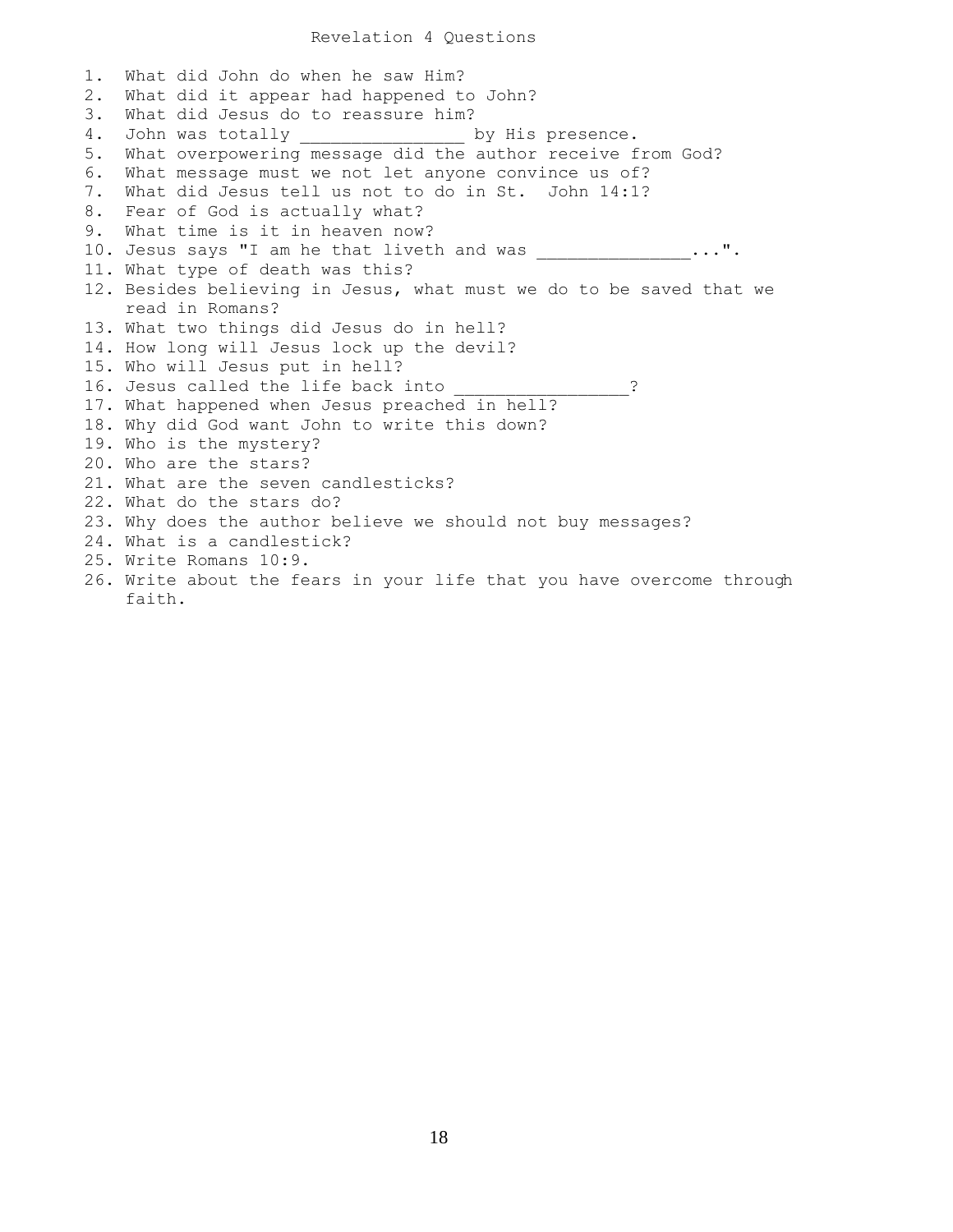# Revelation 4 Questions

1. What did John do when he saw Him?
2. What did it appear had happened to John?
3. What did Jesus do to reassure him?
4. John was totally ________________ by His presence.
5. What overpowering message did the author receive from God?
6. What message must we not let anyone convince us of?
7. What did Jesus tell us not to do in St. John 14:1?
8. Fear of God is actually what?
9. What time is it in heaven now?
10. Jesus says "I am he that liveth and was _______________...".
11. What type of death was this?
12. Besides believing in Jesus, what must we do to be saved that we read in Romans?
13. What two things did Jesus do in hell?
14. How long will Jesus lock up the devil?
15. Who will Jesus put in hell?
16. Jesus called the life back into _________________?
17. What happened when Jesus preached in hell?
18. Why did God want John to write this down?
19. Who is the mystery?
20. Who are the stars?
21. What are the seven candlesticks?
22. What do the stars do?
23. Why does the author believe we should not buy messages?
24. What is a candlestick?
25. Write Romans 10:9.
26. Write about the fears in your life that you have overcome through faith.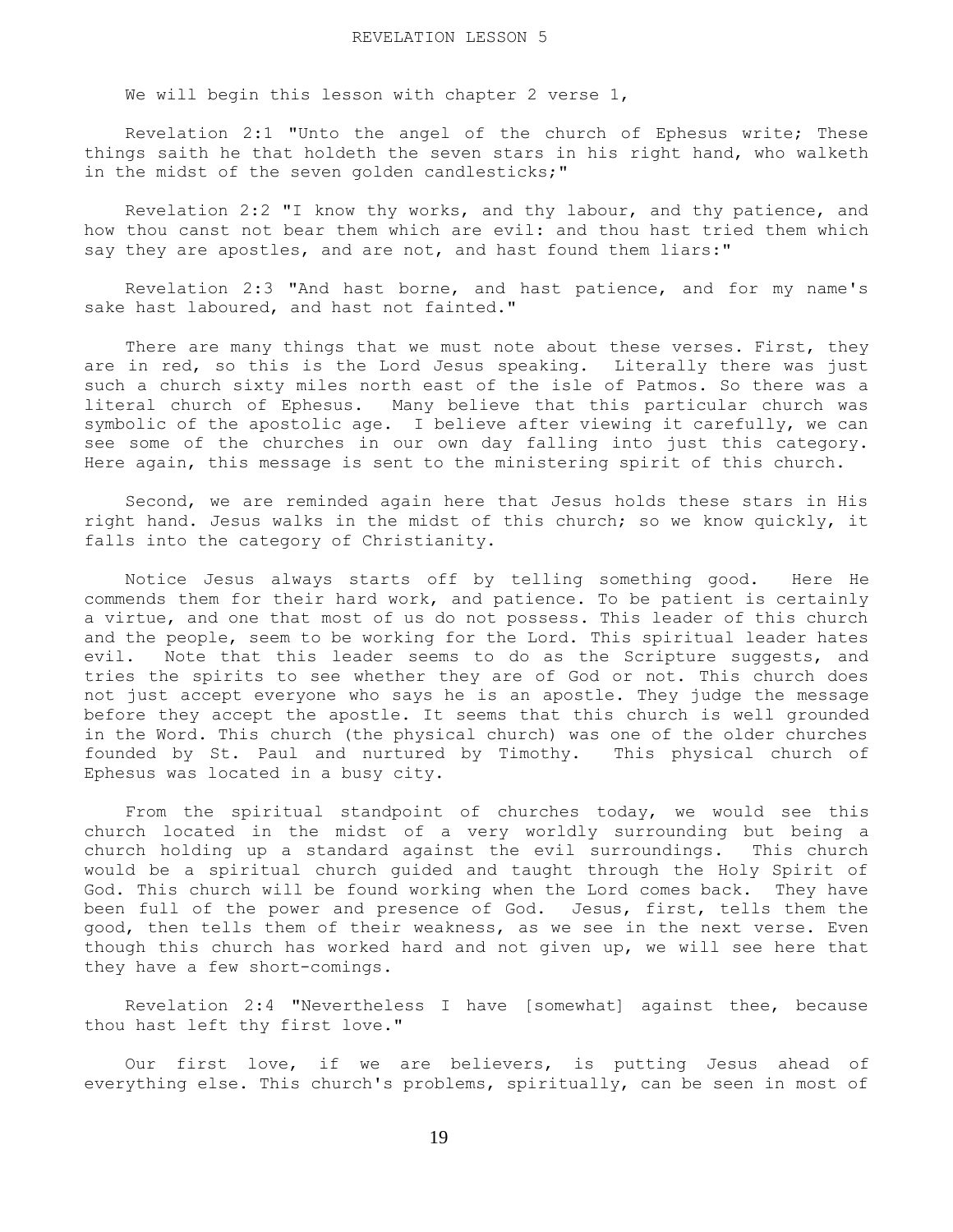# REVELATION LESSON 5

We will begin this lesson with chapter 2 verse 1,

Revelation 2:1 "Unto the angel of the church of Ephesus write; These things saith he that holdeth the seven stars in his right hand, who walketh in the midst of the seven golden candlesticks;"

Revelation 2:2 "I know thy works, and thy labour, and thy patience, and how thou canst not bear them which are evil: and thou hast tried them which say they are apostles, and are not, and hast found them liars:"

Revelation 2:3 "And hast borne, and hast patience, and for my name's sake hast laboured, and hast not fainted."

There are many things that we must note about these verses. First, they are in red, so this is the Lord Jesus speaking. Literally there was just such a church sixty miles north east of the isle of Patmos. So there was a literal church of Ephesus. Many believe that this particular church was symbolic of the apostolic age. I believe after viewing it carefully, we can see some of the churches in our own day falling into just this category. Here again, this message is sent to the ministering spirit of this church.

Second, we are reminded again here that Jesus holds these stars in His right hand. Jesus walks in the midst of this church; so we know quickly, it falls into the category of Christianity.

Notice Jesus always starts off by telling something good. Here He commends them for their hard work, and patience. To be patient is certainly a virtue, and one that most of us do not possess. This leader of this church and the people, seem to be working for the Lord. This spiritual leader hates evil. Note that this leader seems to do as the Scripture suggests, and tries the spirits to see whether they are of God or not. This church does not just accept everyone who says he is an apostle. They judge the message before they accept the apostle. It seems that this church is well grounded in the Word. This church (the physical church) was one of the older churches founded by St. Paul and nurtured by Timothy. This physical church of Ephesus was located in a busy city.

From the spiritual standpoint of churches today, we would see this church located in the midst of a very worldly surrounding but being a church holding up a standard against the evil surroundings. This church would be a spiritual church guided and taught through the Holy Spirit of God. This church will be found working when the Lord comes back. They have been full of the power and presence of God. Jesus, first, tells them the good, then tells them of their weakness, as we see in the next verse. Even though this church has worked hard and not given up, we will see here that they have a few short-comings.

Revelation 2:4 "Nevertheless I have [somewhat] against thee, because thou hast left thy first love."

Our first love, if we are believers, is putting Jesus ahead of everything else. This church's problems, spiritually, can be seen in most of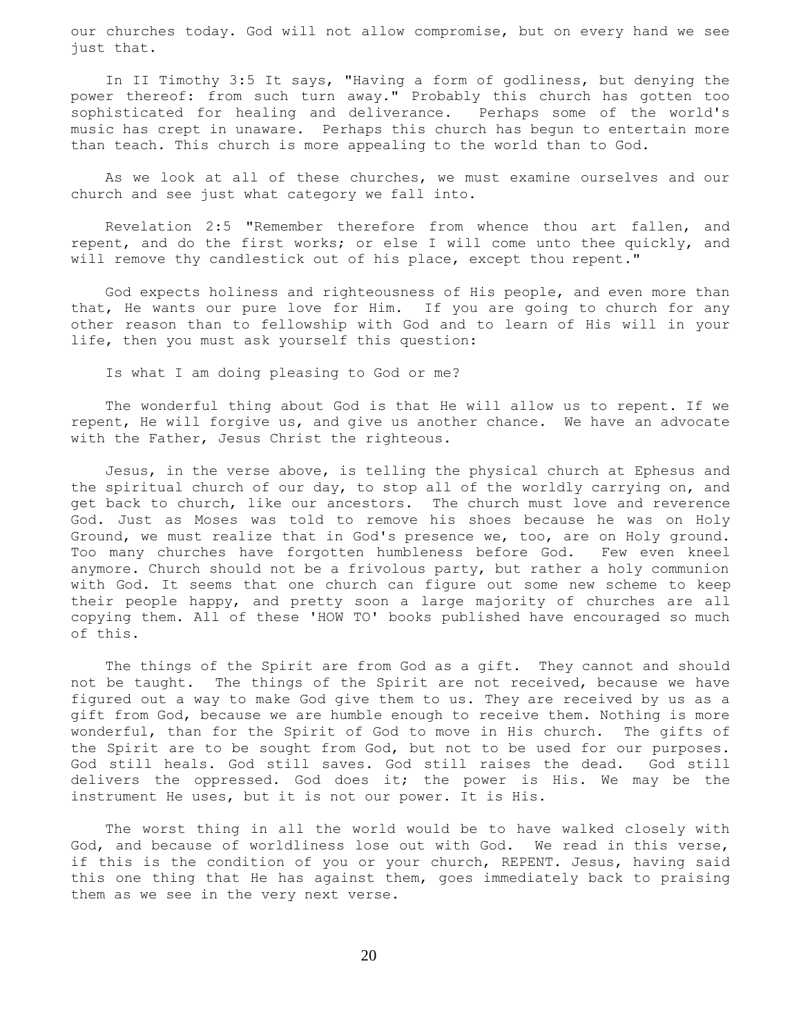our churches today. God will not allow compromise, but on every hand we see just that.

In II Timothy 3:5 It says, "Having a form of godliness, but denying the power thereof: from such turn away." Probably this church has gotten too sophisticated for healing and deliverance. Perhaps some of the world's music has crept in unaware. Perhaps this church has begun to entertain more than teach. This church is more appealing to the world than to God.

As we look at all of these churches, we must examine ourselves and our church and see just what category we fall into.

Revelation 2:5 "Remember therefore from whence thou art fallen, and repent, and do the first works; or else I will come unto thee quickly, and will remove thy candlestick out of his place, except thou repent."

God expects holiness and righteousness of His people, and even more than that, He wants our pure love for Him. If you are going to church for any other reason than to fellowship with God and to learn of His will in your life, then you must ask yourself this question:

Is what I am doing pleasing to God or me?

The wonderful thing about God is that He will allow us to repent. If we repent, He will forgive us, and give us another chance. We have an advocate with the Father, Jesus Christ the righteous.

Jesus, in the verse above, is telling the physical church at Ephesus and the spiritual church of our day, to stop all of the worldly carrying on, and get back to church, like our ancestors. The church must love and reverence God. Just as Moses was told to remove his shoes because he was on Holy Ground, we must realize that in God's presence we, too, are on Holy ground. Too many churches have forgotten humbleness before God. Few even kneel anymore. Church should not be a frivolous party, but rather a holy communion with God. It seems that one church can figure out some new scheme to keep their people happy, and pretty soon a large majority of churches are all copying them. All of these 'HOW TO' books published have encouraged so much of this.

The things of the Spirit are from God as a gift. They cannot and should not be taught. The things of the Spirit are not received, because we have figured out a way to make God give them to us. They are received by us as a gift from God, because we are humble enough to receive them. Nothing is more wonderful, than for the Spirit of God to move in His church. The gifts of the Spirit are to be sought from God, but not to be used for our purposes. God still heals. God still saves. God still raises the dead. God still delivers the oppressed. God does it; the power is His. We may be the instrument He uses, but it is not our power. It is His.

The worst thing in all the world would be to have walked closely with God, and because of worldliness lose out with God. We read in this verse, if this is the condition of you or your church, REPENT. Jesus, having said this one thing that He has against them, goes immediately back to praising them as we see in the very next verse.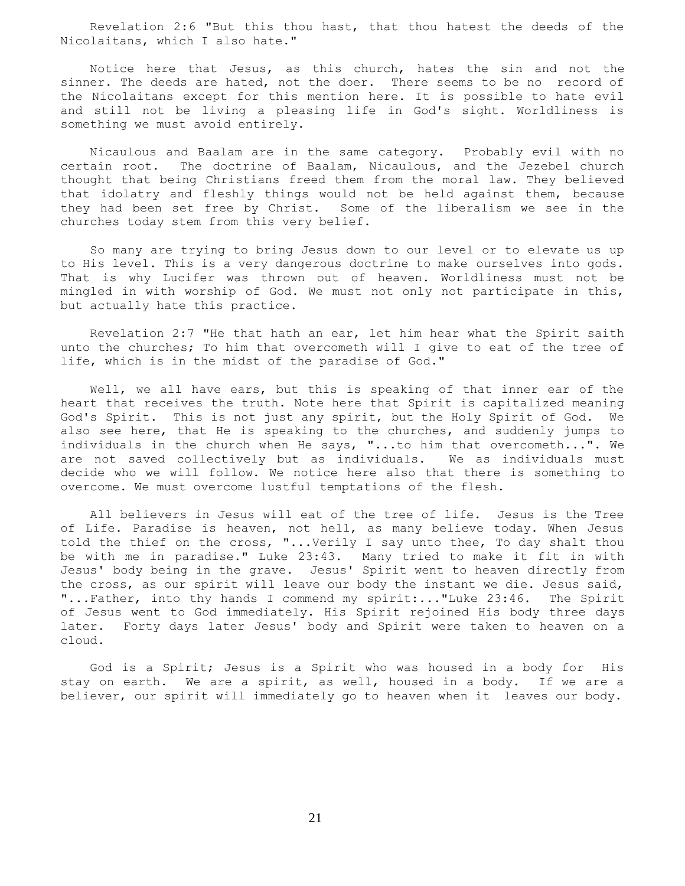Revelation 2:6 "But this thou hast, that thou hatest the deeds of the Nicolaitans, which I also hate."

Notice here that Jesus, as this church, hates the sin and not the sinner. The deeds are hated, not the doer. There seems to be no record of the Nicolaitans except for this mention here. It is possible to hate evil and still not be living a pleasing life in God's sight. Worldliness is something we must avoid entirely.

Nicaulous and Baalam are in the same category. Probably evil with no certain root. The doctrine of Baalam, Nicaulous, and the Jezebel church thought that being Christians freed them from the moral law. They believed that idolatry and fleshly things would not be held against them, because they had been set free by Christ. Some of the liberalism we see in the churches today stem from this very belief.

So many are trying to bring Jesus down to our level or to elevate us up to His level. This is a very dangerous doctrine to make ourselves into gods. That is why Lucifer was thrown out of heaven. Worldliness must not be mingled in with worship of God. We must not only not participate in this, but actually hate this practice.

Revelation 2:7 "He that hath an ear, let him hear what the Spirit saith unto the churches; To him that overcometh will I give to eat of the tree of life, which is in the midst of the paradise of God."

Well, we all have ears, but this is speaking of that inner ear of the heart that receives the truth. Note here that Spirit is capitalized meaning God's Spirit. This is not just any spirit, but the Holy Spirit of God. We also see here, that He is speaking to the churches, and suddenly jumps to individuals in the church when He says, "...to him that overcometh...". We are not saved collectively but as individuals. We as individuals must decide who we will follow. We notice here also that there is something to overcome. We must overcome lustful temptations of the flesh.

All believers in Jesus will eat of the tree of life. Jesus is the Tree of Life. Paradise is heaven, not hell, as many believe today. When Jesus told the thief on the cross, "...Verily I say unto thee, To day shalt thou be with me in paradise." Luke 23:43. Many tried to make it fit in with Jesus' body being in the grave. Jesus' Spirit went to heaven directly from the cross, as our spirit will leave our body the instant we die. Jesus said, "...Father, into thy hands I commend my spirit:..."Luke 23:46. The Spirit of Jesus went to God immediately. His Spirit rejoined His body three days later. Forty days later Jesus' body and Spirit were taken to heaven on a cloud.

God is a Spirit; Jesus is a Spirit who was housed in a body for His stay on earth. We are a spirit, as well, housed in a body. If we are a believer, our spirit will immediately go to heaven when it leaves our body.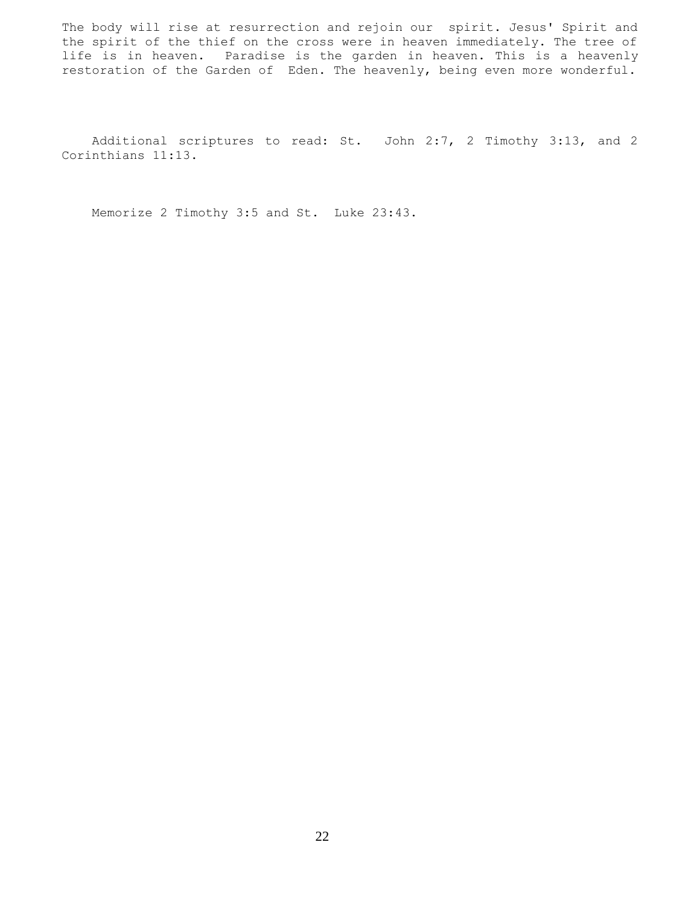The body will rise at resurrection and rejoin our spirit. Jesus' Spirit and the spirit of the thief on the cross were in heaven immediately. The tree of life is in heaven. Paradise is the garden in heaven. This is a heavenly restoration of the Garden of Eden. The heavenly, being even more wonderful.

Additional scriptures to read: St. John 2:7, 2 Timothy 3:13, and 2 Corinthians 11:13.

Memorize 2 Timothy 3:5 and St. Luke 23:43.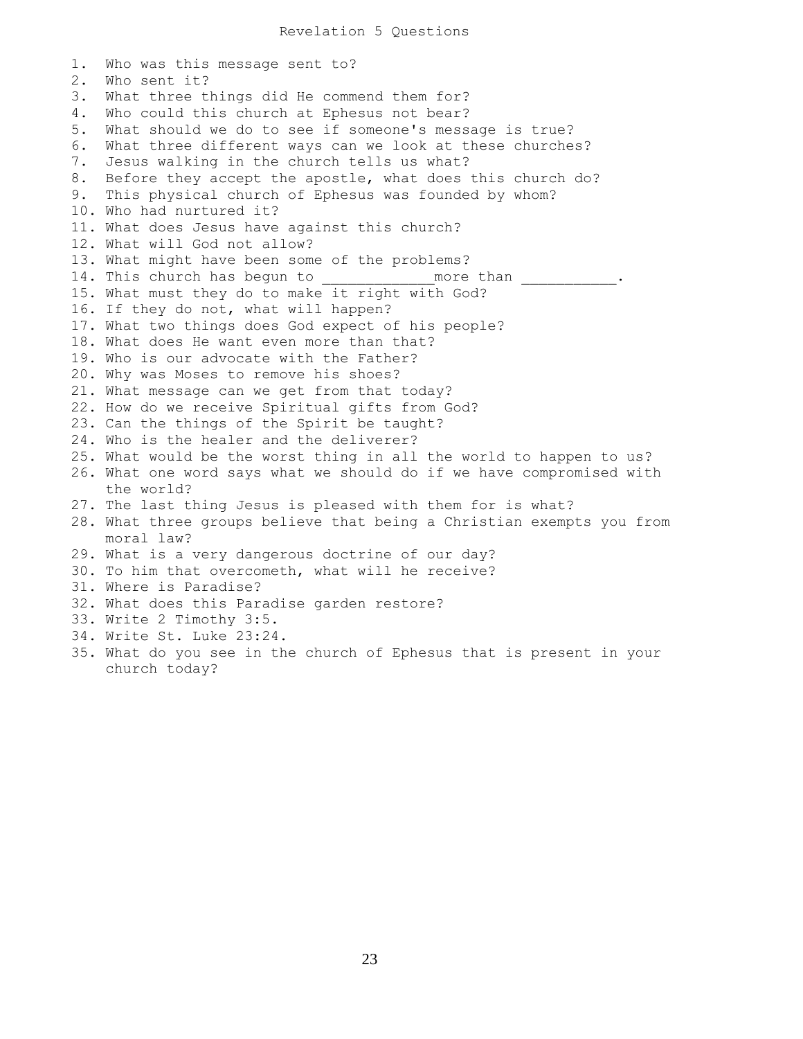# Revelation 5 Questions

1. Who was this message sent to?
2. Who sent it?
3. What three things did He commend them for?
4. Who could this church at Ephesus not bear?
5. What should we do to see if someone's message is true?
6. What three different ways can we look at these churches?
7. Jesus walking in the church tells us what?
8. Before they accept the apostle, what does this church do?
9. This physical church of Ephesus was founded by whom?
10. Who had nurtured it?
11. What does Jesus have against this church?
12. What will God not allow?
13. What might have been some of the problems?
14. This church has begun to _____________more than ___________.
15. What must they do to make it right with God?
16. If they do not, what will happen?
17. What two things does God expect of his people?
18. What does He want even more than that?
19. Who is our advocate with the Father?
20. Why was Moses to remove his shoes?
21. What message can we get from that today?
22. How do we receive Spiritual gifts from God?
23. Can the things of the Spirit be taught?
24. Who is the healer and the deliverer?
25. What would be the worst thing in all the world to happen to us?
26. What one word says what we should do if we have compromised with the world?
27. The last thing Jesus is pleased with them for is what?
28. What three groups believe that being a Christian exempts you from moral law?
29. What is a very dangerous doctrine of our day?
30. To him that overcometh, what will he receive?
31. Where is Paradise?
32. What does this Paradise garden restore?
33. Write 2 Timothy 3:5.
34. Write St. Luke 23:24.
35. What do you see in the church of Ephesus that is present in your church today?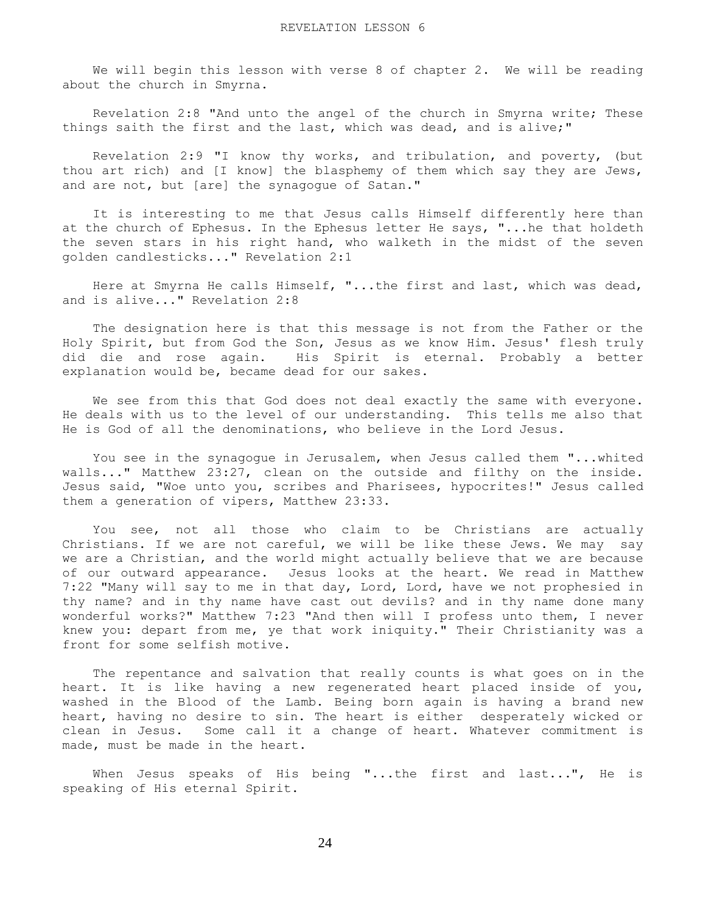# REVELATION LESSON 6

We will begin this lesson with verse 8 of chapter 2. We will be reading about the church in Smyrna.

Revelation 2:8 "And unto the angel of the church in Smyrna write; These things saith the first and the last, which was dead, and is alive;"

Revelation 2:9 "I know thy works, and tribulation, and poverty, (but thou art rich) and [I know] the blasphemy of them which say they are Jews, and are not, but [are] the synagogue of Satan."

It is interesting to me that Jesus calls Himself differently here than at the church of Ephesus. In the Ephesus letter He says, "...he that holdeth the seven stars in his right hand, who walketh in the midst of the seven golden candlesticks..." Revelation 2:1

Here at Smyrna He calls Himself, "...the first and last, which was dead, and is alive..." Revelation 2:8

The designation here is that this message is not from the Father or the Holy Spirit, but from God the Son, Jesus as we know Him. Jesus' flesh truly did die and rose again. His Spirit is eternal. Probably a better explanation would be, became dead for our sakes.

We see from this that God does not deal exactly the same with everyone. He deals with us to the level of our understanding. This tells me also that He is God of all the denominations, who believe in the Lord Jesus.

You see in the synagogue in Jerusalem, when Jesus called them "...whited walls..." Matthew 23:27, clean on the outside and filthy on the inside. Jesus said, "Woe unto you, scribes and Pharisees, hypocrites!" Jesus called them a generation of vipers, Matthew 23:33.

You see, not all those who claim to be Christians are actually Christians. If we are not careful, we will be like these Jews. We may say we are a Christian, and the world might actually believe that we are because of our outward appearance. Jesus looks at the heart. We read in Matthew 7:22 "Many will say to me in that day, Lord, Lord, have we not prophesied in thy name? and in thy name have cast out devils? and in thy name done many wonderful works?" Matthew 7:23 "And then will I profess unto them, I never knew you: depart from me, ye that work iniquity." Their Christianity was a front for some selfish motive.

The repentance and salvation that really counts is what goes on in the heart. It is like having a new regenerated heart placed inside of you, washed in the Blood of the Lamb. Being born again is having a brand new heart, having no desire to sin. The heart is either desperately wicked or clean in Jesus. Some call it a change of heart. Whatever commitment is made, must be made in the heart.

When Jesus speaks of His being "...the first and last...", He is speaking of His eternal Spirit.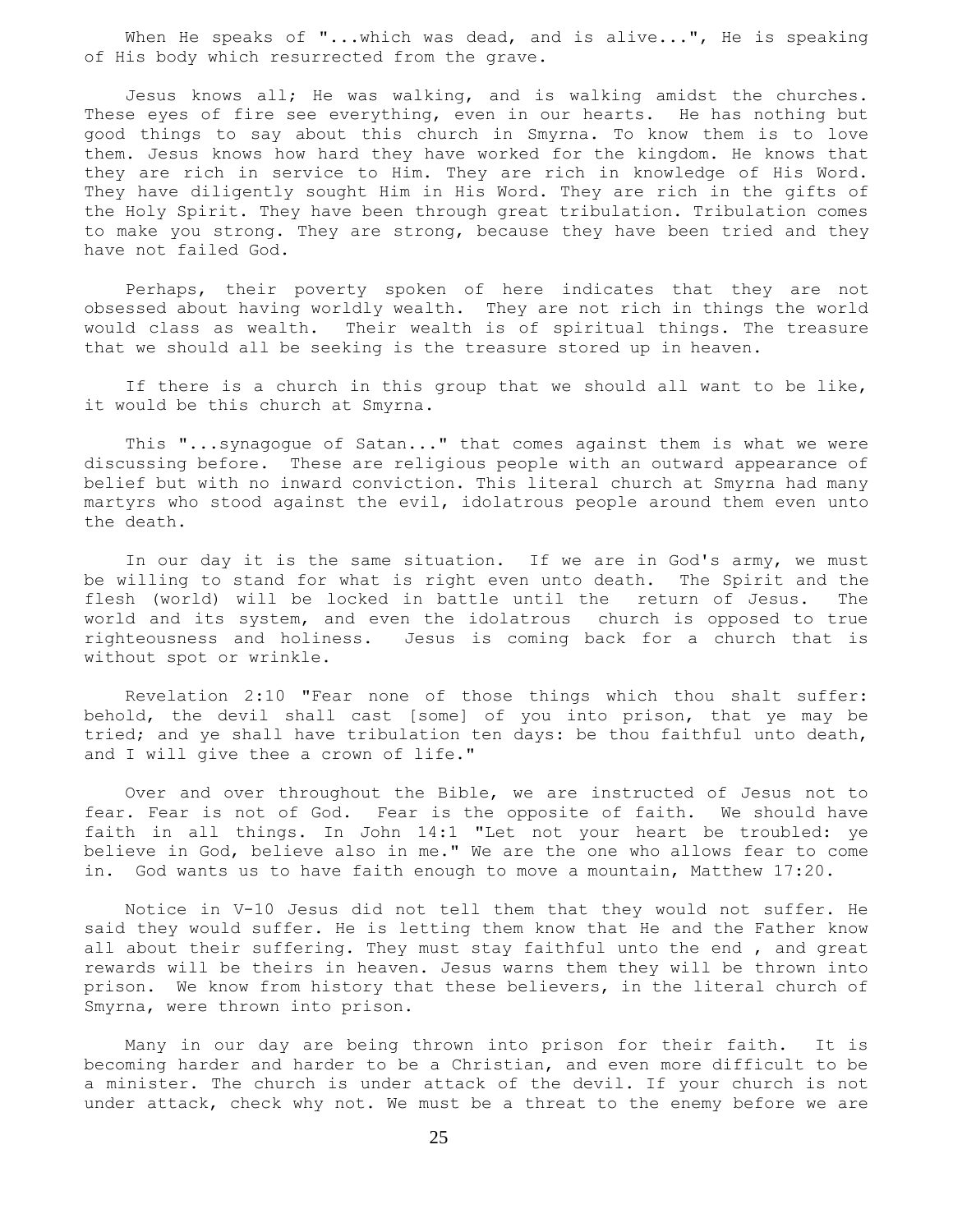When He speaks of "...which was dead, and is alive...", He is speaking of His body which resurrected from the grave.

Jesus knows all; He was walking, and is walking amidst the churches. These eyes of fire see everything, even in our hearts. He has nothing but good things to say about this church in Smyrna. To know them is to love them. Jesus knows how hard they have worked for the kingdom. He knows that they are rich in service to Him. They are rich in knowledge of His Word. They have diligently sought Him in His Word. They are rich in the gifts of the Holy Spirit. They have been through great tribulation. Tribulation comes to make you strong. They are strong, because they have been tried and they have not failed God.

Perhaps, their poverty spoken of here indicates that they are not obsessed about having worldly wealth. They are not rich in things the world would class as wealth. Their wealth is of spiritual things. The treasure that we should all be seeking is the treasure stored up in heaven.

If there is a church in this group that we should all want to be like, it would be this church at Smyrna.

This "...synagogue of Satan..." that comes against them is what we were discussing before. These are religious people with an outward appearance of belief but with no inward conviction. This literal church at Smyrna had many martyrs who stood against the evil, idolatrous people around them even unto the death.

In our day it is the same situation. If we are in God's army, we must be willing to stand for what is right even unto death. The Spirit and the flesh (world) will be locked in battle until the return of Jesus. The world and its system, and even the idolatrous church is opposed to true righteousness and holiness. Jesus is coming back for a church that is without spot or wrinkle.

Revelation 2:10 "Fear none of those things which thou shalt suffer: behold, the devil shall cast [some] of you into prison, that ye may be tried; and ye shall have tribulation ten days: be thou faithful unto death, and I will give thee a crown of life."

Over and over throughout the Bible, we are instructed of Jesus not to fear. Fear is not of God. Fear is the opposite of faith. We should have faith in all things. In John 14:1 "Let not your heart be troubled: ye believe in God, believe also in me." We are the one who allows fear to come in. God wants us to have faith enough to move a mountain, Matthew 17:20.

Notice in V-10 Jesus did not tell them that they would not suffer. He said they would suffer. He is letting them know that He and the Father know all about their suffering. They must stay faithful unto the end , and great rewards will be theirs in heaven. Jesus warns them they will be thrown into prison. We know from history that these believers, in the literal church of Smyrna, were thrown into prison.

Many in our day are being thrown into prison for their faith. It is becoming harder and harder to be a Christian, and even more difficult to be a minister. The church is under attack of the devil. If your church is not under attack, check why not. We must be a threat to the enemy before we are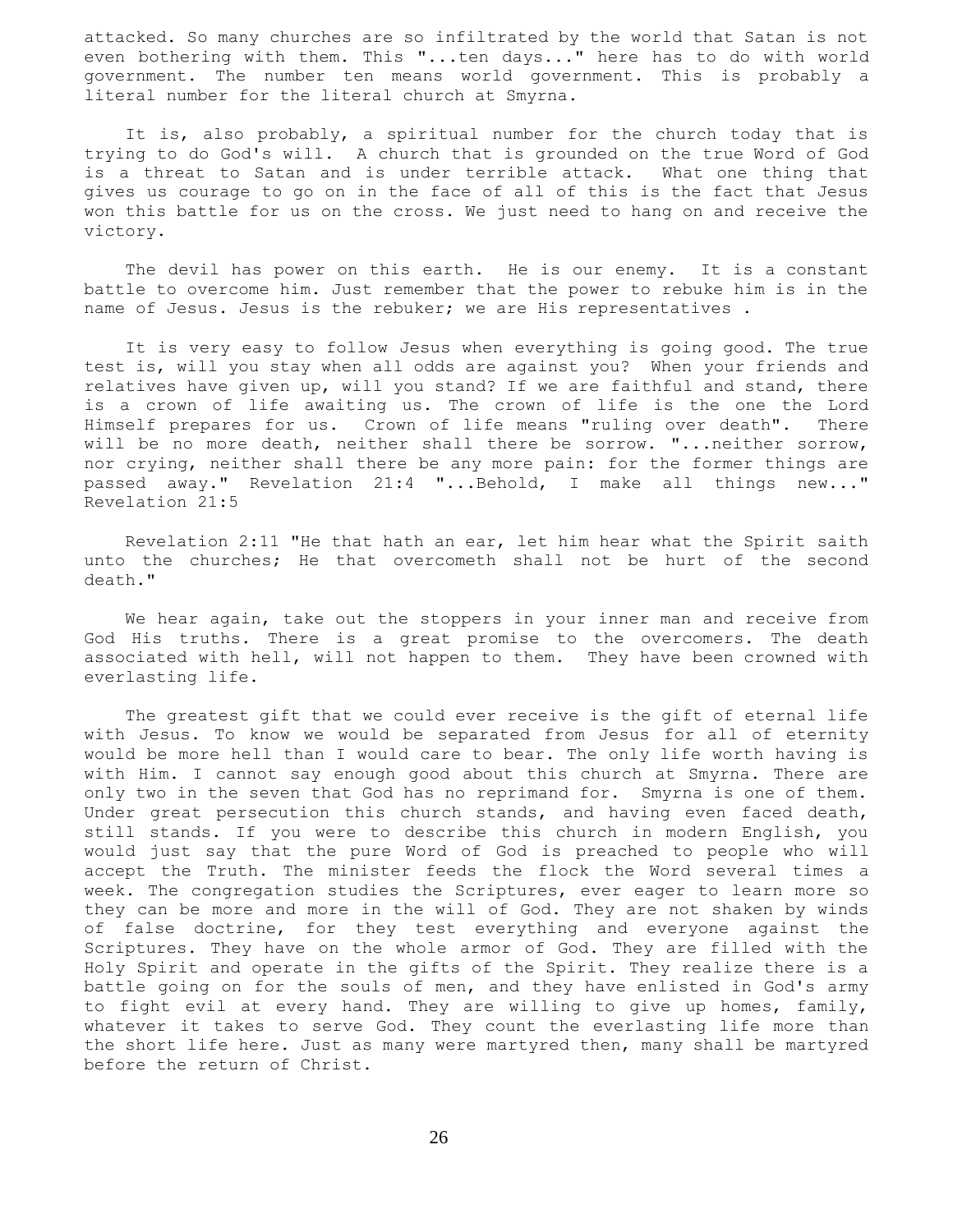attacked. So many churches are so infiltrated by the world that Satan is not even bothering with them. This "...ten days..." here has to do with world government. The number ten means world government. This is probably a literal number for the literal church at Smyrna.

It is, also probably, a spiritual number for the church today that is trying to do God's will. A church that is grounded on the true Word of God is a threat to Satan and is under terrible attack. What one thing that gives us courage to go on in the face of all of this is the fact that Jesus won this battle for us on the cross. We just need to hang on and receive the victory.

The devil has power on this earth. He is our enemy. It is a constant battle to overcome him. Just remember that the power to rebuke him is in the name of Jesus. Jesus is the rebuker; we are His representatives .

It is very easy to follow Jesus when everything is going good. The true test is, will you stay when all odds are against you? When your friends and relatives have given up, will you stand? If we are faithful and stand, there is a crown of life awaiting us. The crown of life is the one the Lord Himself prepares for us. Crown of life means "ruling over death". There will be no more death, neither shall there be sorrow. "...neither sorrow, nor crying, neither shall there be any more pain: for the former things are passed away." Revelation 21:4 "...Behold, I make all things new..." Revelation 21:5

Revelation 2:11 "He that hath an ear, let him hear what the Spirit saith unto the churches; He that overcometh shall not be hurt of the second death."

We hear again, take out the stoppers in your inner man and receive from God His truths. There is a great promise to the overcomers. The death associated with hell, will not happen to them. They have been crowned with everlasting life.

The greatest gift that we could ever receive is the gift of eternal life with Jesus. To know we would be separated from Jesus for all of eternity would be more hell than I would care to bear. The only life worth having is with Him. I cannot say enough good about this church at Smyrna. There are only two in the seven that God has no reprimand for. Smyrna is one of them. Under great persecution this church stands, and having even faced death, still stands. If you were to describe this church in modern English, you would just say that the pure Word of God is preached to people who will accept the Truth. The minister feeds the flock the Word several times a week. The congregation studies the Scriptures, ever eager to learn more so they can be more and more in the will of God. They are not shaken by winds of false doctrine, for they test everything and everyone against the Scriptures. They have on the whole armor of God. They are filled with the Holy Spirit and operate in the gifts of the Spirit. They realize there is a battle going on for the souls of men, and they have enlisted in God's army to fight evil at every hand. They are willing to give up homes, family, whatever it takes to serve God. They count the everlasting life more than the short life here. Just as many were martyred then, many shall be martyred before the return of Christ.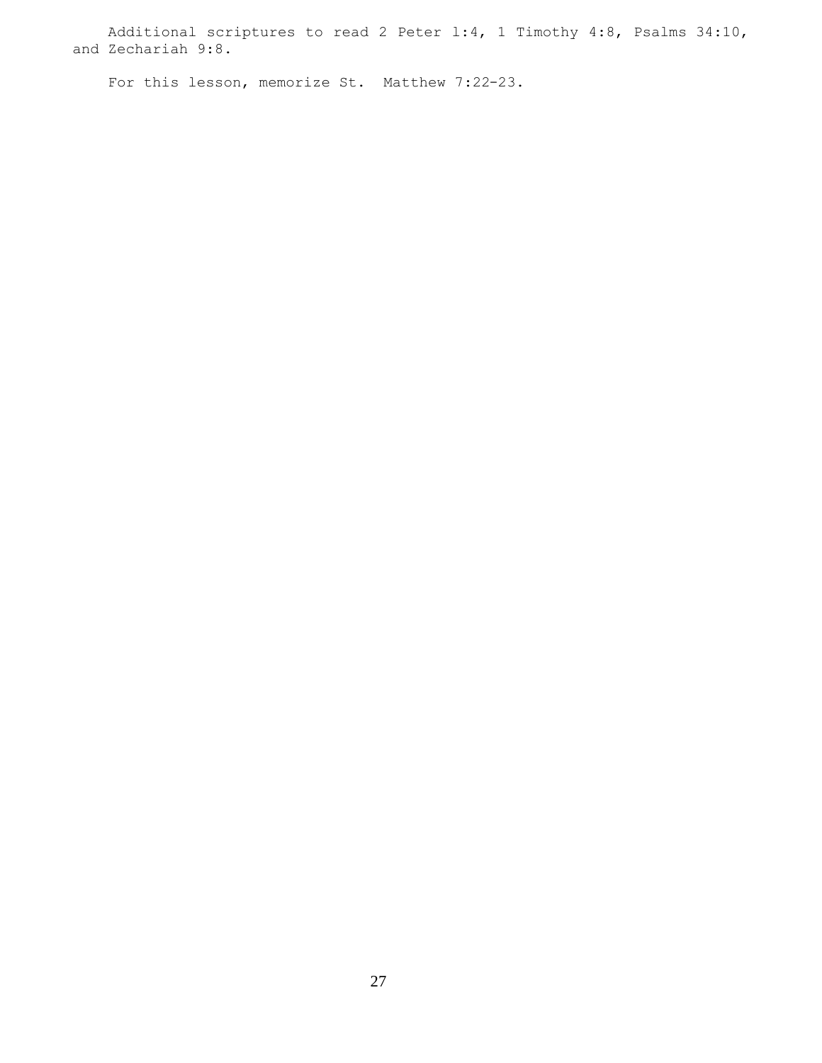Additional scriptures to read 2 Peter 1:4, 1 Timothy 4:8, Psalms 34:10, and Zechariah 9:8.

For this lesson, memorize St. Matthew 7:22-23.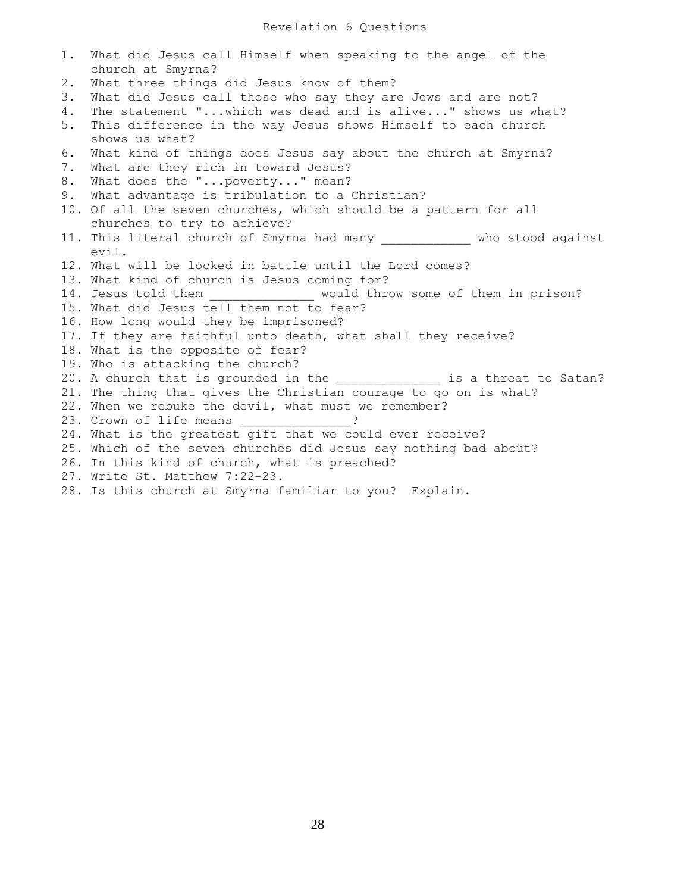# Revelation 6 Questions

1. What did Jesus call Himself when speaking to the angel of the church at Smyrna?
2. What three things did Jesus know of them?
3. What did Jesus call those who say they are Jews and are not?
4. The statement "...which was dead and is alive..." shows us what?
5. This difference in the way Jesus shows Himself to each church shows us what?
6. What kind of things does Jesus say about the church at Smyrna?
7. What are they rich in toward Jesus?
8. What does the "...poverty..." mean?
9. What advantage is tribulation to a Christian?
10. Of all the seven churches, which should be a pattern for all churches to try to achieve?
11. This literal church of Smyrna had many ____________ who stood against evil.
12. What will be locked in battle until the Lord comes?
13. What kind of church is Jesus coming for?
14. Jesus told them ______________ would throw some of them in prison?
15. What did Jesus tell them not to fear?
16. How long would they be imprisoned?
17. If they are faithful unto death, what shall they receive?
18. What is the opposite of fear?
19. Who is attacking the church?
20. A church that is grounded in the ______________ is a threat to Satan?
21. The thing that gives the Christian courage to go on is what?
22. When we rebuke the devil, what must we remember?
23. Crown of life means _______________?
24. What is the greatest gift that we could ever receive?
25. Which of the seven churches did Jesus say nothing bad about?
26. In this kind of church, what is preached?
27. Write St. Matthew 7:22-23.
28. Is this church at Smyrna familiar to you? Explain.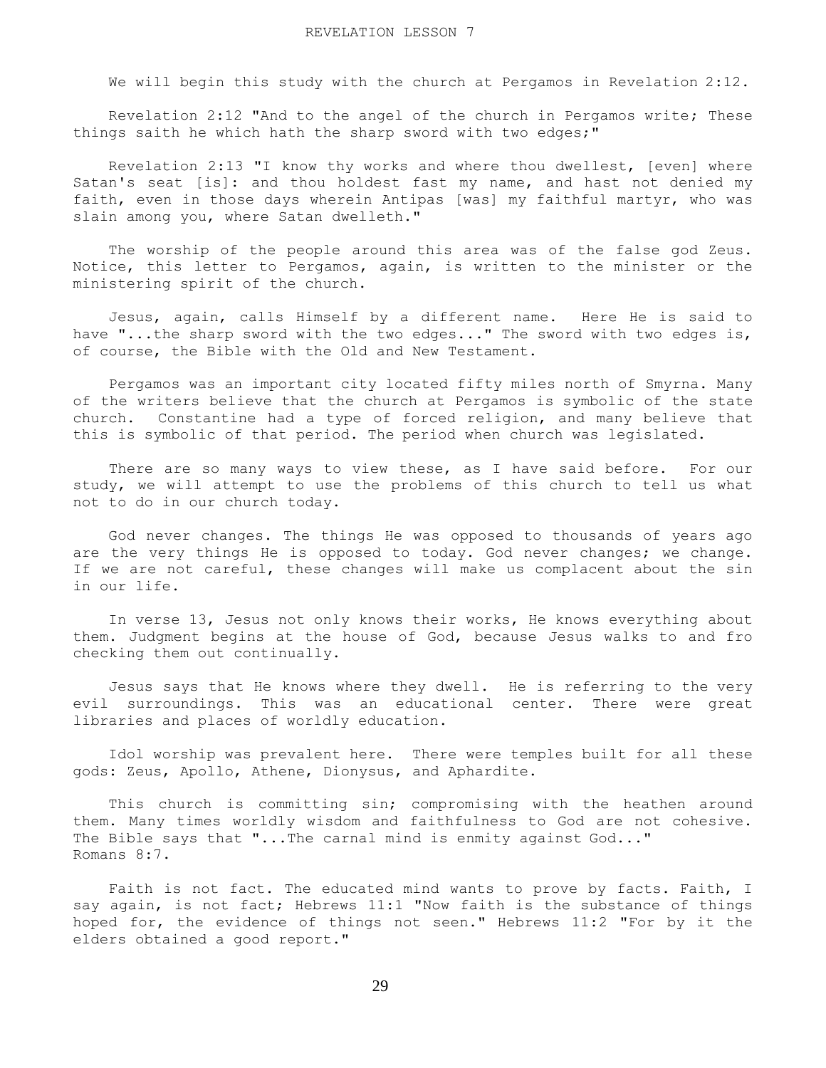# REVELATION LESSON 7

We will begin this study with the church at Pergamos in Revelation 2:12.

Revelation 2:12 "And to the angel of the church in Pergamos write; These things saith he which hath the sharp sword with two edges;"

Revelation 2:13 "I know thy works and where thou dwellest, [even] where Satan's seat [is]: and thou holdest fast my name, and hast not denied my faith, even in those days wherein Antipas [was] my faithful martyr, who was slain among you, where Satan dwelleth."

The worship of the people around this area was of the false god Zeus. Notice, this letter to Pergamos, again, is written to the minister or the ministering spirit of the church.

Jesus, again, calls Himself by a different name. Here He is said to have "...the sharp sword with the two edges..." The sword with two edges is, of course, the Bible with the Old and New Testament.

Pergamos was an important city located fifty miles north of Smyrna. Many of the writers believe that the church at Pergamos is symbolic of the state church. Constantine had a type of forced religion, and many believe that this is symbolic of that period. The period when church was legislated.

There are so many ways to view these, as I have said before. For our study, we will attempt to use the problems of this church to tell us what not to do in our church today.

God never changes. The things He was opposed to thousands of years ago are the very things He is opposed to today. God never changes; we change. If we are not careful, these changes will make us complacent about the sin in our life.

In verse 13, Jesus not only knows their works, He knows everything about them. Judgment begins at the house of God, because Jesus walks to and fro checking them out continually.

Jesus says that He knows where they dwell. He is referring to the very evil surroundings. This was an educational center. There were great libraries and places of worldly education.

Idol worship was prevalent here. There were temples built for all these gods: Zeus, Apollo, Athene, Dionysus, and Aphardite.

This church is committing sin; compromising with the heathen around them. Many times worldly wisdom and faithfulness to God are not cohesive. The Bible says that "...The carnal mind is enmity against God..." Romans 8:7.

Faith is not fact. The educated mind wants to prove by facts. Faith, I say again, is not fact; Hebrews 11:1 "Now faith is the substance of things hoped for, the evidence of things not seen." Hebrews 11:2 "For by it the elders obtained a good report."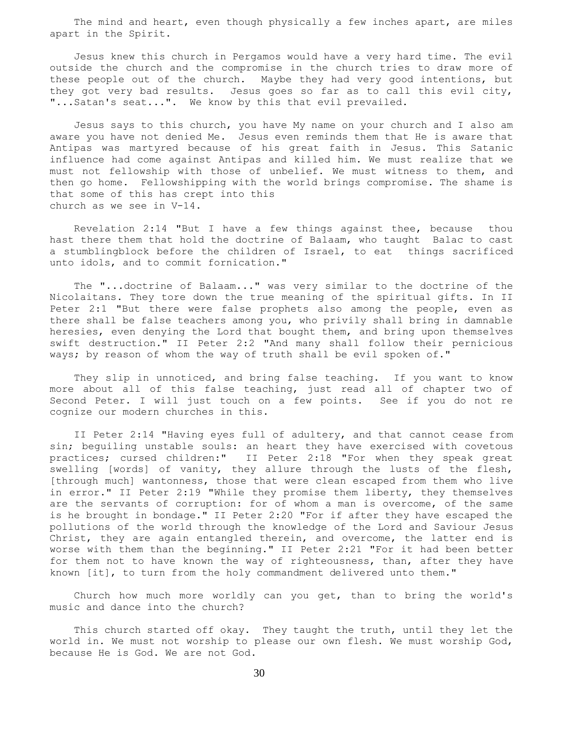The mind and heart, even though physically a few inches apart, are miles apart in the Spirit.

Jesus knew this church in Pergamos would have a very hard time. The evil outside the church and the compromise in the church tries to draw more of these people out of the church. Maybe they had very good intentions, but they got very bad results. Jesus goes so far as to call this evil city, "...Satan's seat...". We know by this that evil prevailed.

Jesus says to this church, you have My name on your church and I also am aware you have not denied Me. Jesus even reminds them that He is aware that Antipas was martyred because of his great faith in Jesus. This Satanic influence had come against Antipas and killed him. We must realize that we must not fellowship with those of unbelief. We must witness to them, and then go home. Fellowshipping with the world brings compromise. The shame is that some of this has crept into this church as we see in V-14.

Revelation 2:14 "But I have a few things against thee, because thou hast there them that hold the doctrine of Balaam, who taught Balac to cast a stumblingblock before the children of Israel, to eat things sacrificed unto idols, and to commit fornication."

The "...doctrine of Balaam..." was very similar to the doctrine of the Nicolaitans. They tore down the true meaning of the spiritual gifts. In II Peter 2:1 "But there were false prophets also among the people, even as there shall be false teachers among you, who privily shall bring in damnable heresies, even denying the Lord that bought them, and bring upon themselves swift destruction." II Peter 2:2 "And many shall follow their pernicious ways; by reason of whom the way of truth shall be evil spoken of."

They slip in unnoticed, and bring false teaching. If you want to know more about all of this false teaching, just read all of chapter two of Second Peter. I will just touch on a few points. See if you do not re cognize our modern churches in this.

II Peter 2:14 "Having eyes full of adultery, and that cannot cease from sin; beguiling unstable souls: an heart they have exercised with covetous practices; cursed children:" II Peter 2:18 "For when they speak great swelling [words] of vanity, they allure through the lusts of the flesh, [through much] wantonness, those that were clean escaped from them who live in error." II Peter 2:19 "While they promise them liberty, they themselves are the servants of corruption: for of whom a man is overcome, of the same is he brought in bondage." II Peter 2:20 "For if after they have escaped the pollutions of the world through the knowledge of the Lord and Saviour Jesus Christ, they are again entangled therein, and overcome, the latter end is worse with them than the beginning." II Peter 2:21 "For it had been better for them not to have known the way of righteousness, than, after they have known [it], to turn from the holy commandment delivered unto them."

Church how much more worldly can you get, than to bring the world's music and dance into the church?

This church started off okay. They taught the truth, until they let the world in. We must not worship to please our own flesh. We must worship God, because He is God. We are not God.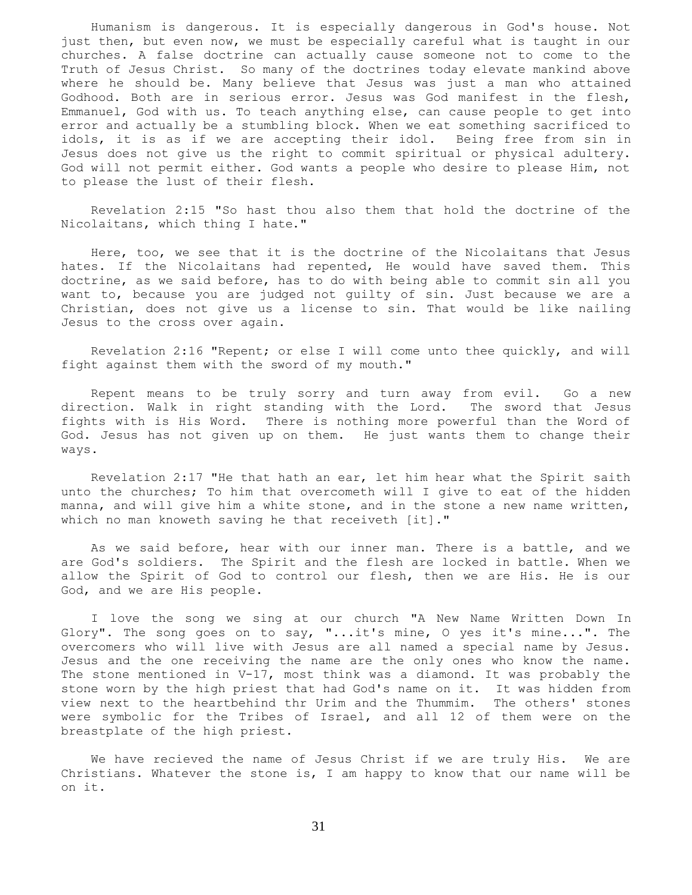Humanism is dangerous. It is especially dangerous in God's house. Not just then, but even now, we must be especially careful what is taught in our churches. A false doctrine can actually cause someone not to come to the Truth of Jesus Christ. So many of the doctrines today elevate mankind above where he should be. Many believe that Jesus was just a man who attained Godhood. Both are in serious error. Jesus was God manifest in the flesh, Emmanuel, God with us. To teach anything else, can cause people to get into error and actually be a stumbling block. When we eat something sacrificed to idols, it is as if we are accepting their idol. Being free from sin in Jesus does not give us the right to commit spiritual or physical adultery. God will not permit either. God wants a people who desire to please Him, not to please the lust of their flesh.

Revelation 2:15 "So hast thou also them that hold the doctrine of the Nicolaitans, which thing I hate."

Here, too, we see that it is the doctrine of the Nicolaitans that Jesus hates. If the Nicolaitans had repented, He would have saved them. This doctrine, as we said before, has to do with being able to commit sin all you want to, because you are judged not guilty of sin. Just because we are a Christian, does not give us a license to sin. That would be like nailing Jesus to the cross over again.

Revelation 2:16 "Repent; or else I will come unto thee quickly, and will fight against them with the sword of my mouth."

Repent means to be truly sorry and turn away from evil. Go a new direction. Walk in right standing with the Lord. The sword that Jesus fights with is His Word. There is nothing more powerful than the Word of God. Jesus has not given up on them. He just wants them to change their ways.

Revelation 2:17 "He that hath an ear, let him hear what the Spirit saith unto the churches; To him that overcometh will I give to eat of the hidden manna, and will give him a white stone, and in the stone a new name written, which no man knoweth saving he that receiveth [it]."

As we said before, hear with our inner man. There is a battle, and we are God's soldiers. The Spirit and the flesh are locked in battle. When we allow the Spirit of God to control our flesh, then we are His. He is our God, and we are His people.

I love the song we sing at our church "A New Name Written Down In Glory". The song goes on to say, "...it's mine, O yes it's mine...". The overcomers who will live with Jesus are all named a special name by Jesus. Jesus and the one receiving the name are the only ones who know the name. The stone mentioned in V-17, most think was a diamond. It was probably the stone worn by the high priest that had God's name on it. It was hidden from view next to the heartbehind thr Urim and the Thummim. The others' stones were symbolic for the Tribes of Israel, and all 12 of them were on the breastplate of the high priest.

We have recieved the name of Jesus Christ if we are truly His. We are Christians. Whatever the stone is, I am happy to know that our name will be on it.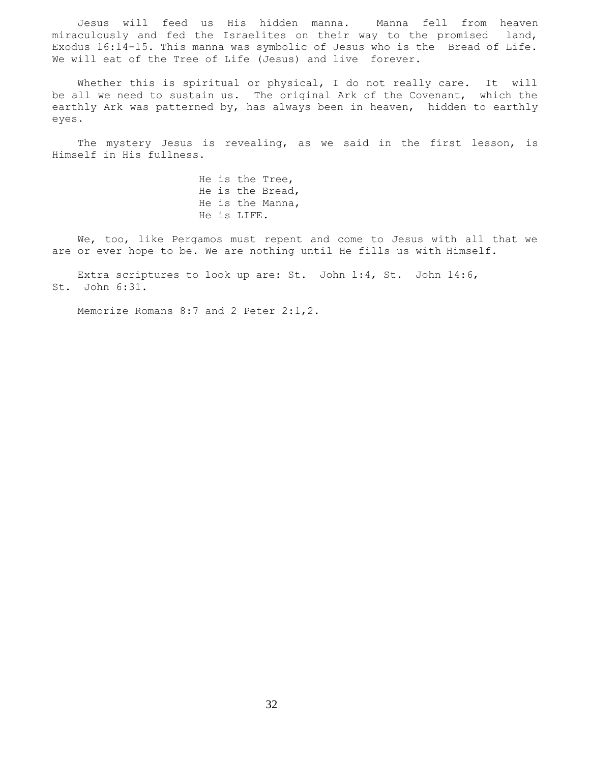Jesus will feed us His hidden manna. Manna fell from heaven miraculously and fed the Israelites on their way to the promised land, Exodus 16:14-15. This manna was symbolic of Jesus who is the Bread of Life. We will eat of the Tree of Life (Jesus) and live forever.

Whether this is spiritual or physical, I do not really care. It will be all we need to sustain us. The original Ark of the Covenant, which the earthly Ark was patterned by, has always been in heaven, hidden to earthly eyes.

The mystery Jesus is revealing, as we said in the first lesson, is Himself in His fullness.

He is the Tree,  
He is the Bread,  
He is the Manna,  
He is LIFE.

We, too, like Pergamos must repent and come to Jesus with all that we are or ever hope to be. We are nothing until He fills us with Himself.

Extra scriptures to look up are: St. John 1:4, St. John 14:6, St. John 6:31.

Memorize Romans 8:7 and 2 Peter 2:1,2.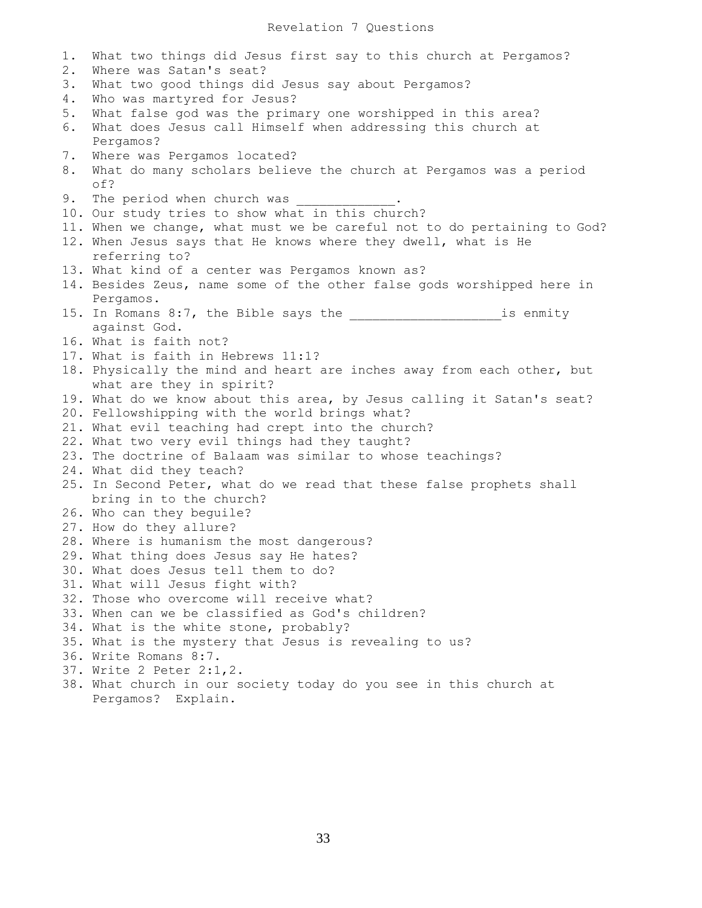# Revelation 7 Questions

1. What two things did Jesus first say to this church at Pergamos?
2. Where was Satan's seat?
3. What two good things did Jesus say about Pergamos?
4. Who was martyred for Jesus?
5. What false god was the primary one worshipped in this area?
6. What does Jesus call Himself when addressing this church at Pergamos?
7. Where was Pergamos located?
8. What do many scholars believe the church at Pergamos was a period of?
9. The period when church was _____________.
10. Our study tries to show what in this church?
11. When we change, what must we be careful not to do pertaining to God?
12. When Jesus says that He knows where they dwell, what is He referring to?
13. What kind of a center was Pergamos known as?
14. Besides Zeus, name some of the other false gods worshipped here in Pergamos.
15. In Romans 8:7, the Bible says the ___________________is enmity against God.
16. What is faith not?
17. What is faith in Hebrews 11:1?
18. Physically the mind and heart are inches away from each other, but what are they in spirit?
19. What do we know about this area, by Jesus calling it Satan's seat?
20. Fellowshipping with the world brings what?
21. What evil teaching had crept into the church?
22. What two very evil things had they taught?
23. The doctrine of Balaam was similar to whose teachings?
24. What did they teach?
25. In Second Peter, what do we read that these false prophets shall bring in to the church?
26. Who can they beguile?
27. How do they allure?
28. Where is humanism the most dangerous?
29. What thing does Jesus say He hates?
30. What does Jesus tell them to do?
31. What will Jesus fight with?
32. Those who overcome will receive what?
33. When can we be classified as God's children?
34. What is the white stone, probably?
35. What is the mystery that Jesus is revealing to us?
36. Write Romans 8:7.
37. Write 2 Peter 2:1,2.
38. What church in our society today do you see in this church at Pergamos? Explain.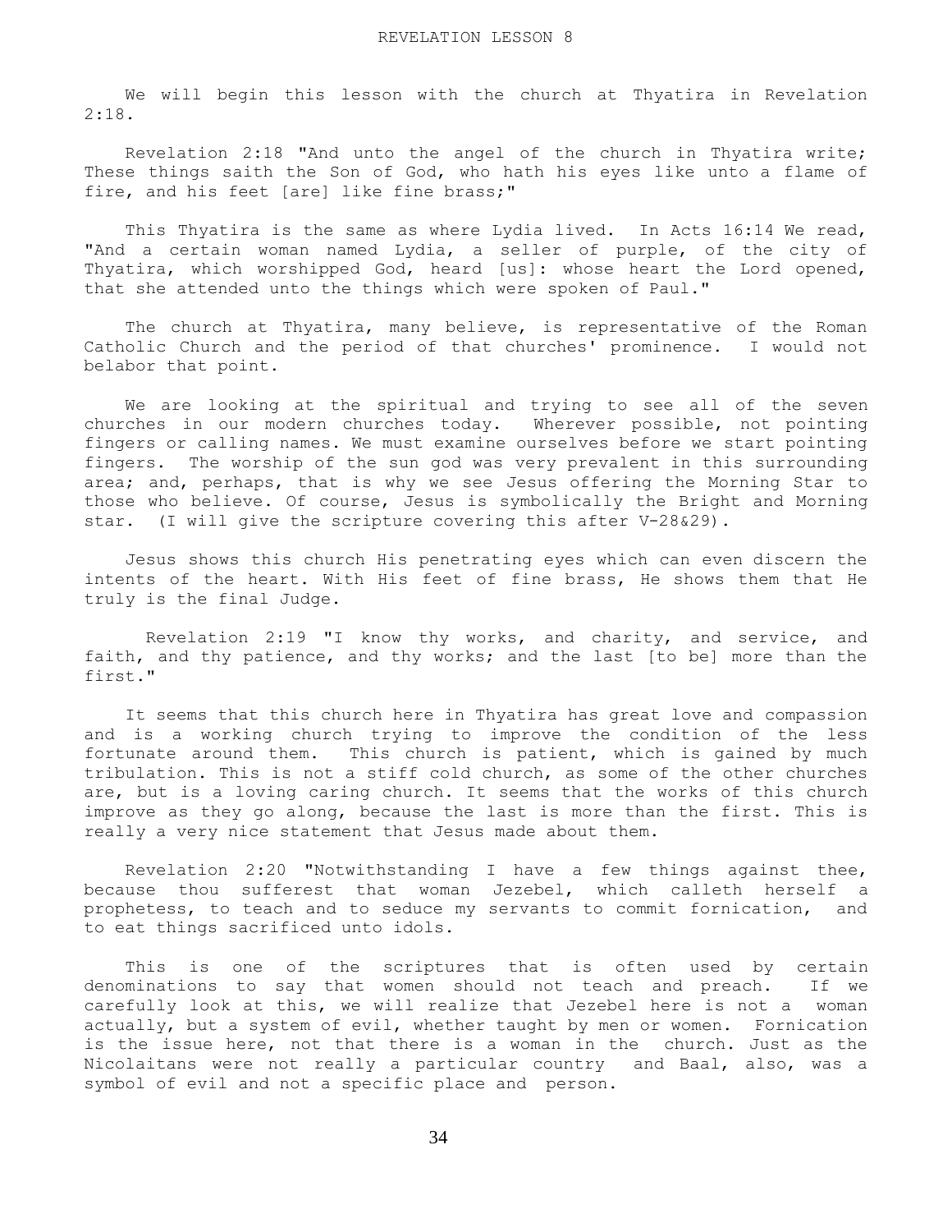# REVELATION LESSON 8

We will begin this lesson with the church at Thyatira in Revelation 2:18.

Revelation 2:18 "And unto the angel of the church in Thyatira write; These things saith the Son of God, who hath his eyes like unto a flame of fire, and his feet [are] like fine brass;"

This Thyatira is the same as where Lydia lived. In Acts 16:14 We read, "And a certain woman named Lydia, a seller of purple, of the city of Thyatira, which worshipped God, heard [us]: whose heart the Lord opened, that she attended unto the things which were spoken of Paul."

The church at Thyatira, many believe, is representative of the Roman Catholic Church and the period of that churches' prominence. I would not belabor that point.

We are looking at the spiritual and trying to see all of the seven churches in our modern churches today. Wherever possible, not pointing fingers or calling names. We must examine ourselves before we start pointing fingers. The worship of the sun god was very prevalent in this surrounding area; and, perhaps, that is why we see Jesus offering the Morning Star to those who believe. Of course, Jesus is symbolically the Bright and Morning star. (I will give the scripture covering this after V-28&29).

Jesus shows this church His penetrating eyes which can even discern the intents of the heart. With His feet of fine brass, He shows them that He truly is the final Judge.

Revelation 2:19 "I know thy works, and charity, and service, and faith, and thy patience, and thy works; and the last [to be] more than the first."

It seems that this church here in Thyatira has great love and compassion and is a working church trying to improve the condition of the less fortunate around them. This church is patient, which is gained by much tribulation. This is not a stiff cold church, as some of the other churches are, but is a loving caring church. It seems that the works of this church improve as they go along, because the last is more than the first. This is really a very nice statement that Jesus made about them.

Revelation 2:20 "Notwithstanding I have a few things against thee, because thou sufferest that woman Jezebel, which calleth herself a prophetess, to teach and to seduce my servants to commit fornication, and to eat things sacrificed unto idols.

This is one of the scriptures that is often used by certain denominations to say that women should not teach and preach. If we carefully look at this, we will realize that Jezebel here is not a woman actually, but a system of evil, whether taught by men or women. Fornication is the issue here, not that there is a woman in the church. Just as the Nicolaitans were not really a particular country and Baal, also, was a symbol of evil and not a specific place and person.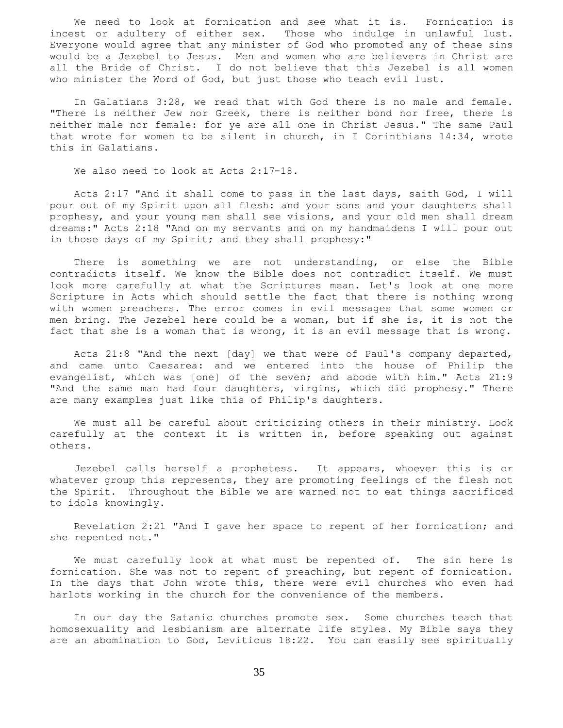We need to look at fornication and see what it is. Fornication is incest or adultery of either sex. Those who indulge in unlawful lust. Everyone would agree that any minister of God who promoted any of these sins would be a Jezebel to Jesus. Men and women who are believers in Christ are all the Bride of Christ. I do not believe that this Jezebel is all women who minister the Word of God, but just those who teach evil lust.

In Galatians 3:28, we read that with God there is no male and female. "There is neither Jew nor Greek, there is neither bond nor free, there is neither male nor female: for ye are all one in Christ Jesus." The same Paul that wrote for women to be silent in church, in I Corinthians 14:34, wrote this in Galatians.

We also need to look at Acts 2:17-18.

Acts 2:17 "And it shall come to pass in the last days, saith God, I will pour out of my Spirit upon all flesh: and your sons and your daughters shall prophesy, and your young men shall see visions, and your old men shall dream dreams:" Acts 2:18 "And on my servants and on my handmaidens I will pour out in those days of my Spirit; and they shall prophesy:"

There is something we are not understanding, or else the Bible contradicts itself. We know the Bible does not contradict itself. We must look more carefully at what the Scriptures mean. Let's look at one more Scripture in Acts which should settle the fact that there is nothing wrong with women preachers. The error comes in evil messages that some women or men bring. The Jezebel here could be a woman, but if she is, it is not the fact that she is a woman that is wrong, it is an evil message that is wrong.

Acts 21:8 "And the next [day] we that were of Paul's company departed, and came unto Caesarea: and we entered into the house of Philip the evangelist, which was [one] of the seven; and abode with him." Acts 21:9 "And the same man had four daughters, virgins, which did prophesy." There are many examples just like this of Philip's daughters.

We must all be careful about criticizing others in their ministry. Look carefully at the context it is written in, before speaking out against others.

Jezebel calls herself a prophetess. It appears, whoever this is or whatever group this represents, they are promoting feelings of the flesh not the Spirit. Throughout the Bible we are warned not to eat things sacrificed to idols knowingly.

Revelation 2:21 "And I gave her space to repent of her fornication; and she repented not."

We must carefully look at what must be repented of. The sin here is fornication. She was not to repent of preaching, but repent of fornication. In the days that John wrote this, there were evil churches who even had harlots working in the church for the convenience of the members.

In our day the Satanic churches promote sex. Some churches teach that homosexuality and lesbianism are alternate life styles. My Bible says they are an abomination to God, Leviticus 18:22. You can easily see spiritually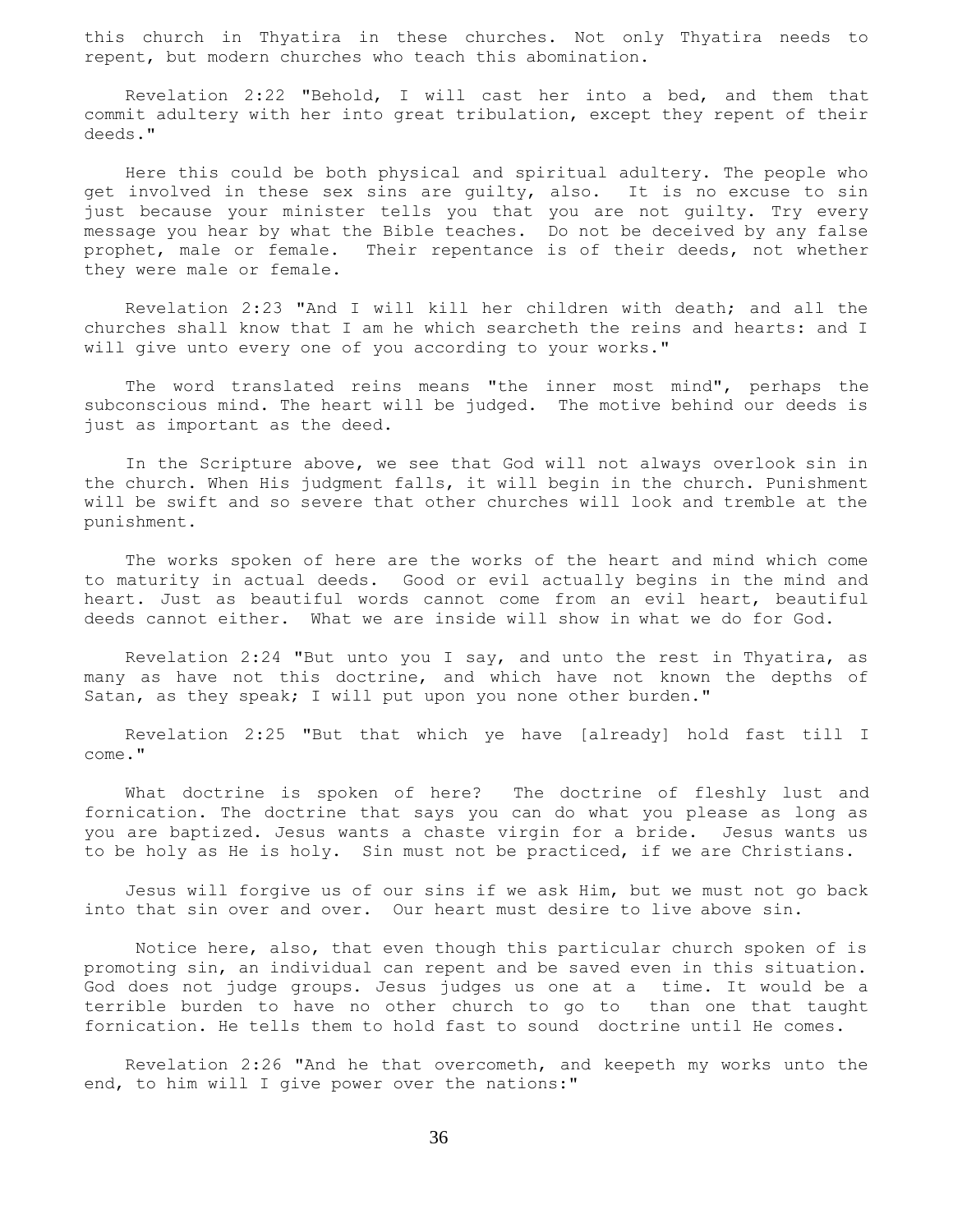this church in Thyatira in these churches. Not only Thyatira needs to repent, but modern churches who teach this abomination.

Revelation 2:22 "Behold, I will cast her into a bed, and them that commit adultery with her into great tribulation, except they repent of their deeds."

Here this could be both physical and spiritual adultery. The people who get involved in these sex sins are guilty, also. It is no excuse to sin just because your minister tells you that you are not guilty. Try every message you hear by what the Bible teaches. Do not be deceived by any false prophet, male or female. Their repentance is of their deeds, not whether they were male or female.

Revelation 2:23 "And I will kill her children with death; and all the churches shall know that I am he which searcheth the reins and hearts: and I will give unto every one of you according to your works."

The word translated reins means "the inner most mind", perhaps the subconscious mind. The heart will be judged. The motive behind our deeds is just as important as the deed.

In the Scripture above, we see that God will not always overlook sin in the church. When His judgment falls, it will begin in the church. Punishment will be swift and so severe that other churches will look and tremble at the punishment.

The works spoken of here are the works of the heart and mind which come to maturity in actual deeds. Good or evil actually begins in the mind and heart. Just as beautiful words cannot come from an evil heart, beautiful deeds cannot either. What we are inside will show in what we do for God.

Revelation 2:24 "But unto you I say, and unto the rest in Thyatira, as many as have not this doctrine, and which have not known the depths of Satan, as they speak; I will put upon you none other burden."

Revelation 2:25 "But that which ye have [already] hold fast till I come."

What doctrine is spoken of here? The doctrine of fleshly lust and fornication. The doctrine that says you can do what you please as long as you are baptized. Jesus wants a chaste virgin for a bride. Jesus wants us to be holy as He is holy. Sin must not be practiced, if we are Christians.

Jesus will forgive us of our sins if we ask Him, but we must not go back into that sin over and over. Our heart must desire to live above sin.

Notice here, also, that even though this particular church spoken of is promoting sin, an individual can repent and be saved even in this situation. God does not judge groups. Jesus judges us one at a time. It would be a terrible burden to have no other church to go to than one that taught fornication. He tells them to hold fast to sound doctrine until He comes.

Revelation 2:26 "And he that overcometh, and keepeth my works unto the end, to him will I give power over the nations:"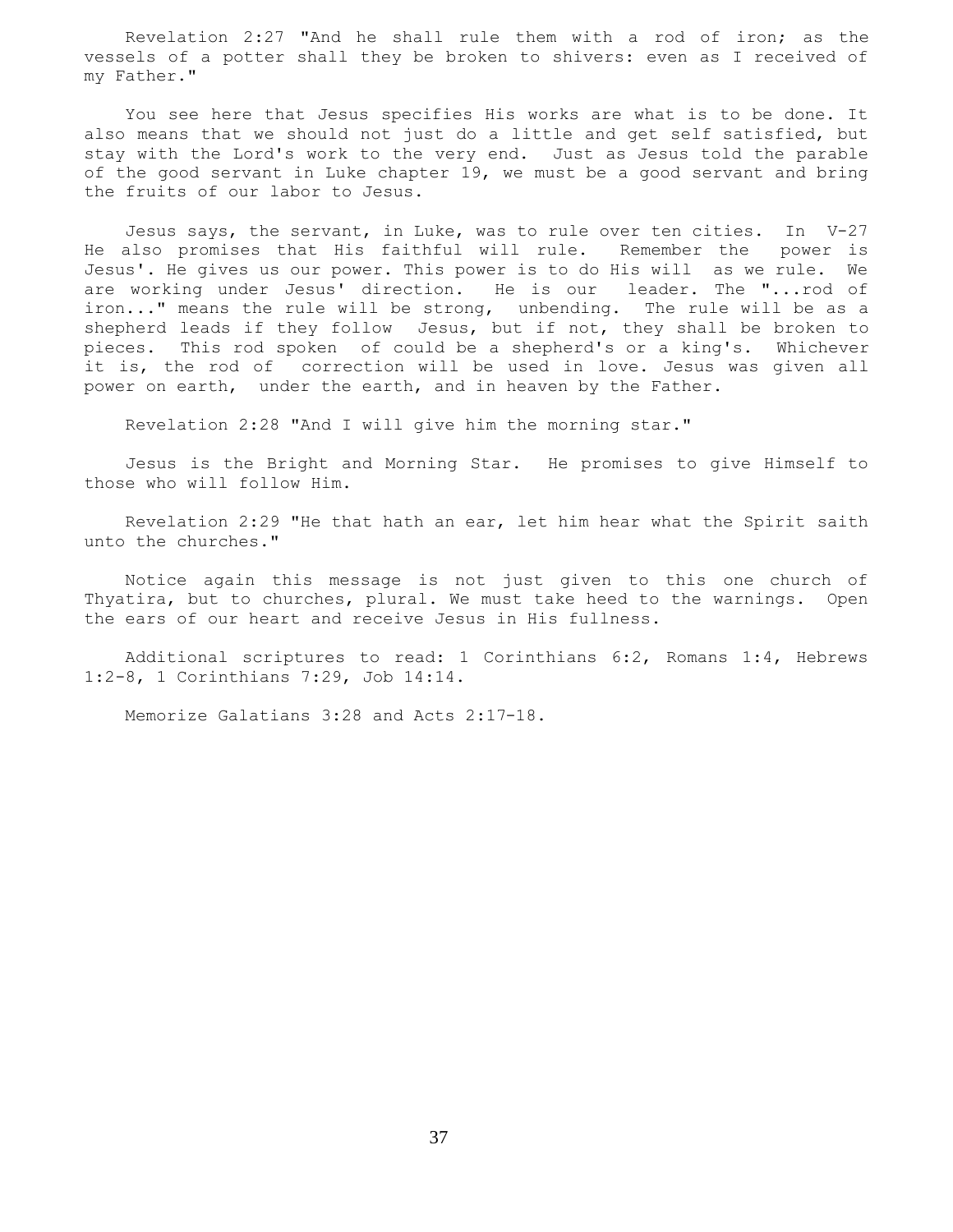Revelation 2:27 "And he shall rule them with a rod of iron; as the vessels of a potter shall they be broken to shivers: even as I received of my Father."

You see here that Jesus specifies His works are what is to be done. It also means that we should not just do a little and get self satisfied, but stay with the Lord's work to the very end. Just as Jesus told the parable of the good servant in Luke chapter 19, we must be a good servant and bring the fruits of our labor to Jesus.

Jesus says, the servant, in Luke, was to rule over ten cities. In V-27 He also promises that His faithful will rule. Remember the power is Jesus'. He gives us our power. This power is to do His will as we rule. We are working under Jesus' direction. He is our leader. The "...rod of iron..." means the rule will be strong, unbending. The rule will be as a shepherd leads if they follow Jesus, but if not, they shall be broken to pieces. This rod spoken of could be a shepherd's or a king's. Whichever it is, the rod of correction will be used in love. Jesus was given all power on earth, under the earth, and in heaven by the Father.

Revelation 2:28 "And I will give him the morning star."

Jesus is the Bright and Morning Star. He promises to give Himself to those who will follow Him.

Revelation 2:29 "He that hath an ear, let him hear what the Spirit saith unto the churches."

Notice again this message is not just given to this one church of Thyatira, but to churches, plural. We must take heed to the warnings. Open the ears of our heart and receive Jesus in His fullness.

Additional scriptures to read: 1 Corinthians 6:2, Romans 1:4, Hebrews 1:2-8, 1 Corinthians 7:29, Job 14:14.

Memorize Galatians 3:28 and Acts 2:17-18.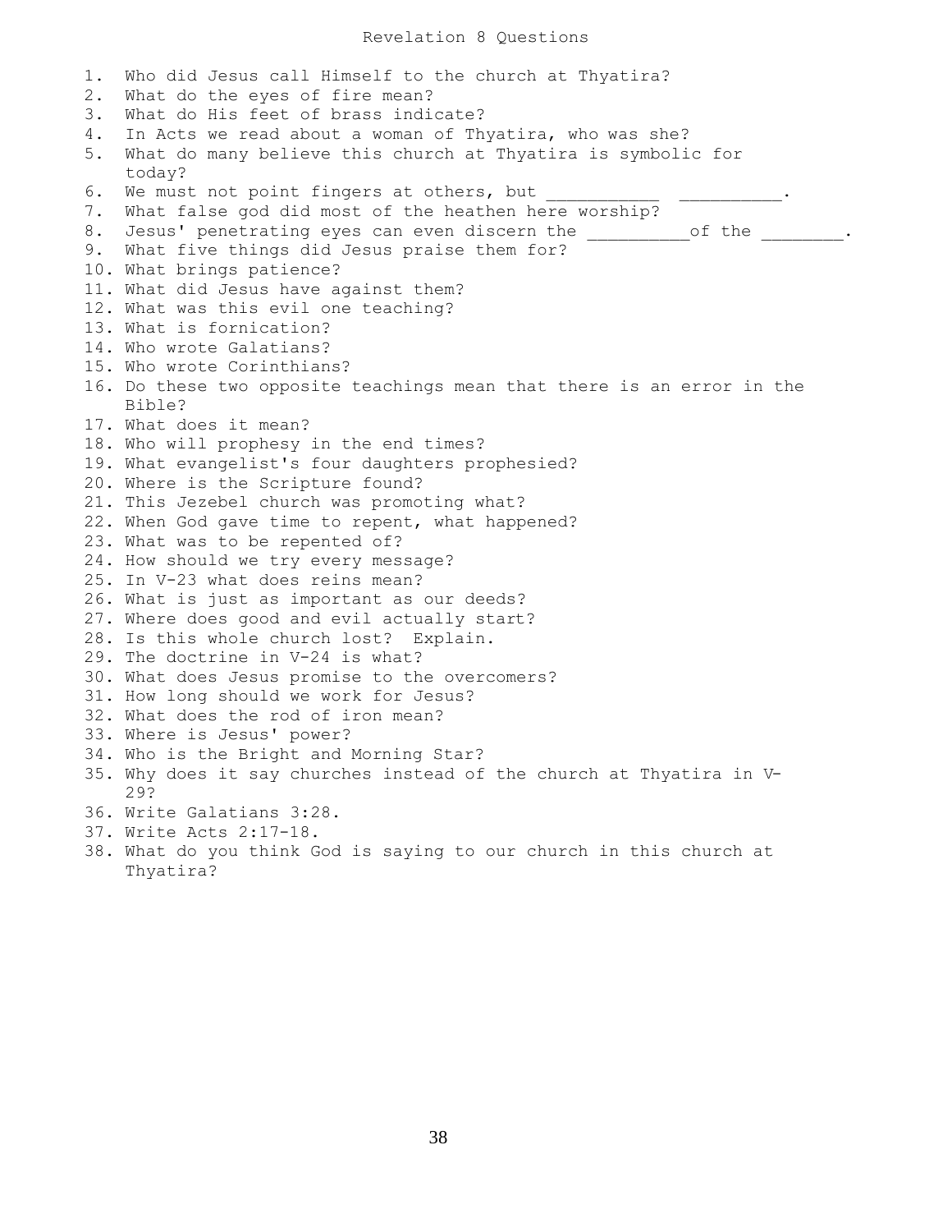# Revelation 8 Questions

1. Who did Jesus call Himself to the church at Thyatira?
2. What do the eyes of fire mean?
3. What do His feet of brass indicate?
4. In Acts we read about a woman of Thyatira, who was she?
5. What do many believe this church at Thyatira is symbolic for today?
6. We must not point fingers at others, but ___________ __________.
7. What false god did most of the heathen here worship?
8. Jesus' penetrating eyes can even discern the __________of the ________.
9. What five things did Jesus praise them for?
10. What brings patience?
11. What did Jesus have against them?
12. What was this evil one teaching?
13. What is fornication?
14. Who wrote Galatians?
15. Who wrote Corinthians?
16. Do these two opposite teachings mean that there is an error in the Bible?
17. What does it mean?
18. Who will prophesy in the end times?
19. What evangelist's four daughters prophesied?
20. Where is the Scripture found?
21. This Jezebel church was promoting what?
22. When God gave time to repent, what happened?
23. What was to be repented of?
24. How should we try every message?
25. In V-23 what does reins mean?
26. What is just as important as our deeds?
27. Where does good and evil actually start?
28. Is this whole church lost? Explain.
29. The doctrine in V-24 is what?
30. What does Jesus promise to the overcomers?
31. How long should we work for Jesus?
32. What does the rod of iron mean?
33. Where is Jesus' power?
34. Who is the Bright and Morning Star?
35. Why does it say churches instead of the church at Thyatira in V-29?
36. Write Galatians 3:28.
37. Write Acts 2:17-18.
38. What do you think God is saying to our church in this church at Thyatira?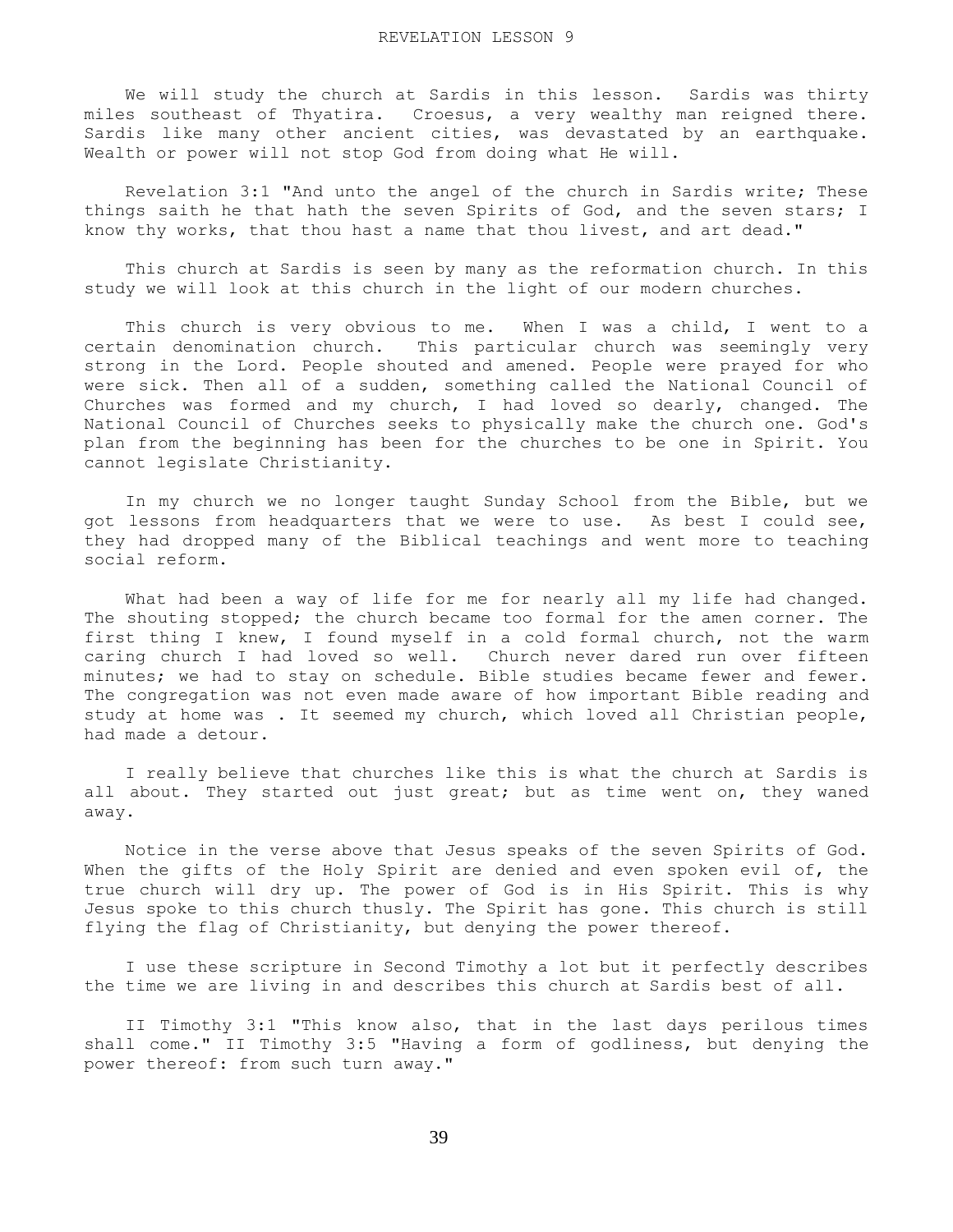# REVELATION LESSON 9

We will study the church at Sardis in this lesson. Sardis was thirty miles southeast of Thyatira. Croesus, a very wealthy man reigned there. Sardis like many other ancient cities, was devastated by an earthquake. Wealth or power will not stop God from doing what He will.

Revelation 3:1 "And unto the angel of the church in Sardis write; These things saith he that hath the seven Spirits of God, and the seven stars; I know thy works, that thou hast a name that thou livest, and art dead."

This church at Sardis is seen by many as the reformation church. In this study we will look at this church in the light of our modern churches.

This church is very obvious to me. When I was a child, I went to a certain denomination church. This particular church was seemingly very strong in the Lord. People shouted and amened. People were prayed for who were sick. Then all of a sudden, something called the National Council of Churches was formed and my church, I had loved so dearly, changed. The National Council of Churches seeks to physically make the church one. God's plan from the beginning has been for the churches to be one in Spirit. You cannot legislate Christianity.

In my church we no longer taught Sunday School from the Bible, but we got lessons from headquarters that we were to use. As best I could see, they had dropped many of the Biblical teachings and went more to teaching social reform.

What had been a way of life for me for nearly all my life had changed. The shouting stopped; the church became too formal for the amen corner. The first thing I knew, I found myself in a cold formal church, not the warm caring church I had loved so well. Church never dared run over fifteen minutes; we had to stay on schedule. Bible studies became fewer and fewer. The congregation was not even made aware of how important Bible reading and study at home was . It seemed my church, which loved all Christian people, had made a detour.

I really believe that churches like this is what the church at Sardis is all about. They started out just great; but as time went on, they waned away.

Notice in the verse above that Jesus speaks of the seven Spirits of God. When the gifts of the Holy Spirit are denied and even spoken evil of, the true church will dry up. The power of God is in His Spirit. This is why Jesus spoke to this church thusly. The Spirit has gone. This church is still flying the flag of Christianity, but denying the power thereof.

I use these scripture in Second Timothy a lot but it perfectly describes the time we are living in and describes this church at Sardis best of all.

II Timothy 3:1 "This know also, that in the last days perilous times shall come." II Timothy 3:5 "Having a form of godliness, but denying the power thereof: from such turn away."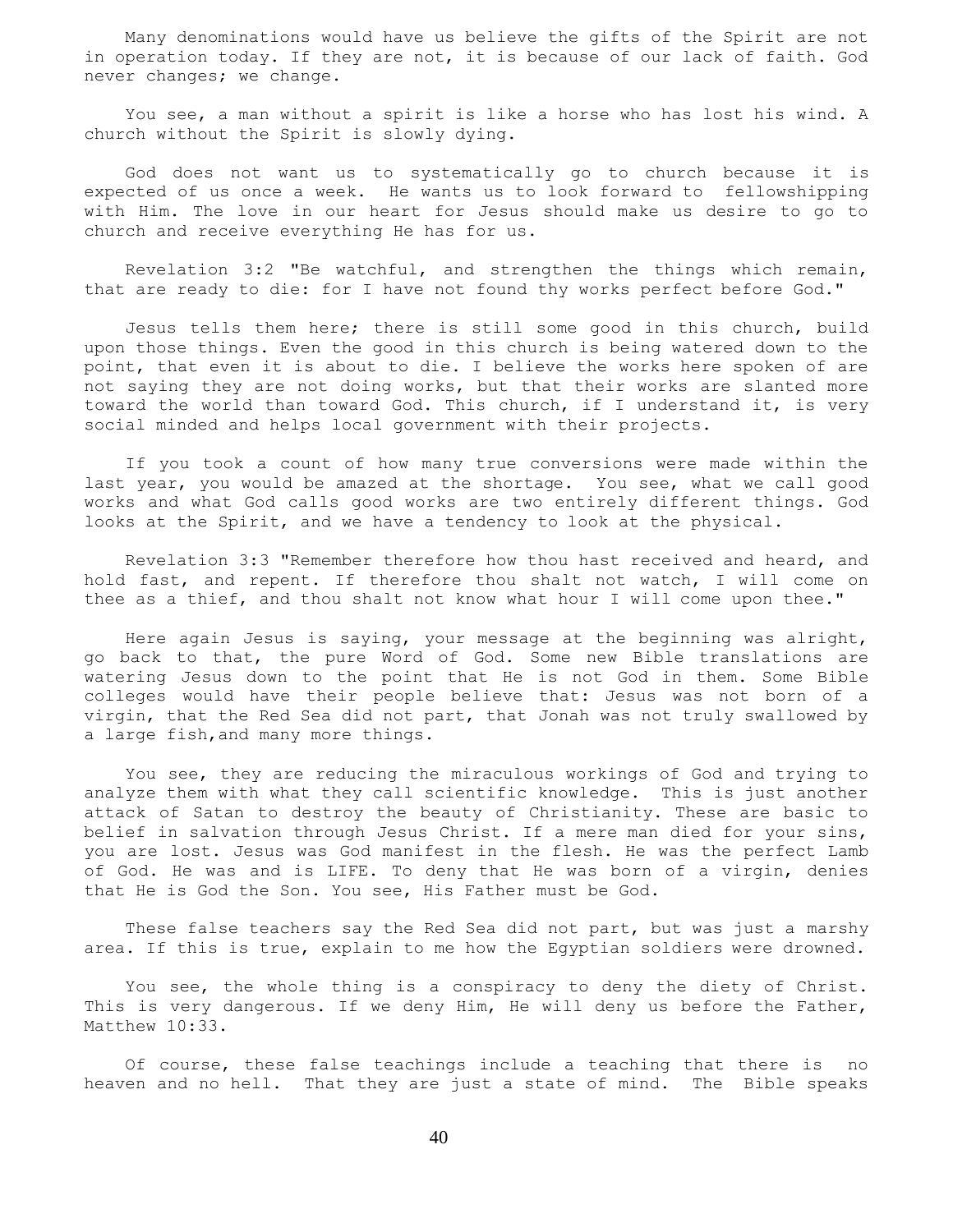Many denominations would have us believe the gifts of the Spirit are not in operation today. If they are not, it is because of our lack of faith. God never changes; we change.

You see, a man without a spirit is like a horse who has lost his wind. A church without the Spirit is slowly dying.

God does not want us to systematically go to church because it is expected of us once a week. He wants us to look forward to fellowshipping with Him. The love in our heart for Jesus should make us desire to go to church and receive everything He has for us.

Revelation 3:2 "Be watchful, and strengthen the things which remain, that are ready to die: for I have not found thy works perfect before God."

Jesus tells them here; there is still some good in this church, build upon those things. Even the good in this church is being watered down to the point, that even it is about to die. I believe the works here spoken of are not saying they are not doing works, but that their works are slanted more toward the world than toward God. This church, if I understand it, is very social minded and helps local government with their projects.

If you took a count of how many true conversions were made within the last year, you would be amazed at the shortage. You see, what we call good works and what God calls good works are two entirely different things. God looks at the Spirit, and we have a tendency to look at the physical.

Revelation 3:3 "Remember therefore how thou hast received and heard, and hold fast, and repent. If therefore thou shalt not watch, I will come on thee as a thief, and thou shalt not know what hour I will come upon thee."

Here again Jesus is saying, your message at the beginning was alright, go back to that, the pure Word of God. Some new Bible translations are watering Jesus down to the point that He is not God in them. Some Bible colleges would have their people believe that: Jesus was not born of a virgin, that the Red Sea did not part, that Jonah was not truly swallowed by a large fish,and many more things.

You see, they are reducing the miraculous workings of God and trying to analyze them with what they call scientific knowledge. This is just another attack of Satan to destroy the beauty of Christianity. These are basic to belief in salvation through Jesus Christ. If a mere man died for your sins, you are lost. Jesus was God manifest in the flesh. He was the perfect Lamb of God. He was and is LIFE. To deny that He was born of a virgin, denies that He is God the Son. You see, His Father must be God.

These false teachers say the Red Sea did not part, but was just a marshy area. If this is true, explain to me how the Egyptian soldiers were drowned.

You see, the whole thing is a conspiracy to deny the diety of Christ. This is very dangerous. If we deny Him, He will deny us before the Father, Matthew 10:33.

Of course, these false teachings include a teaching that there is no heaven and no hell. That they are just a state of mind. The Bible speaks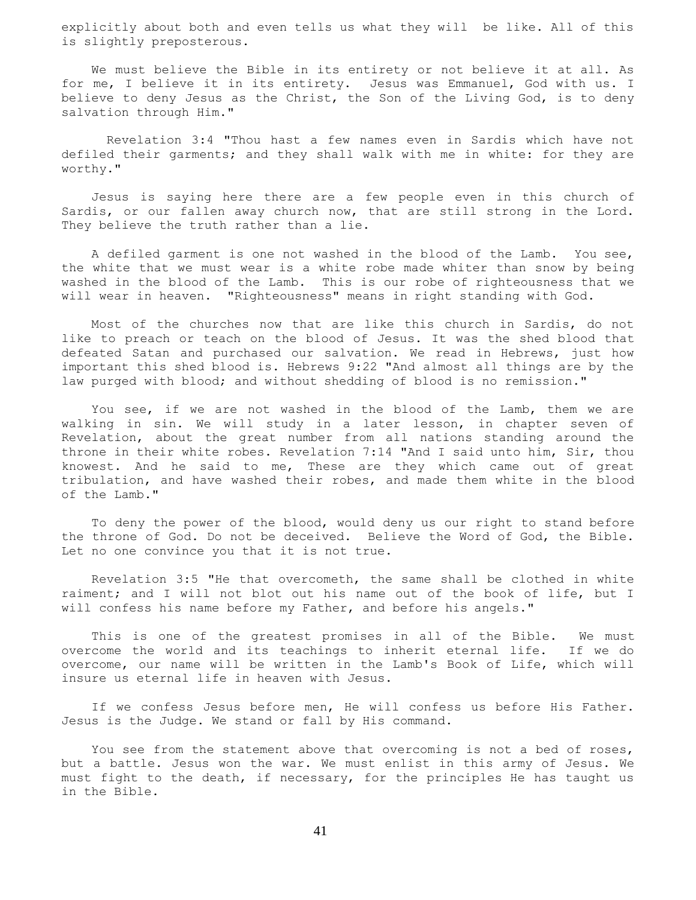explicitly about both and even tells us what they will be like. All of this is slightly preposterous.

We must believe the Bible in its entirety or not believe it at all. As for me, I believe it in its entirety. Jesus was Emmanuel, God with us. I believe to deny Jesus as the Christ, the Son of the Living God, is to deny salvation through Him."

Revelation 3:4 "Thou hast a few names even in Sardis which have not defiled their garments; and they shall walk with me in white: for they are worthy."

Jesus is saying here there are a few people even in this church of Sardis, or our fallen away church now, that are still strong in the Lord. They believe the truth rather than a lie.

A defiled garment is one not washed in the blood of the Lamb. You see, the white that we must wear is a white robe made whiter than snow by being washed in the blood of the Lamb. This is our robe of righteousness that we will wear in heaven. "Righteousness" means in right standing with God.

Most of the churches now that are like this church in Sardis, do not like to preach or teach on the blood of Jesus. It was the shed blood that defeated Satan and purchased our salvation. We read in Hebrews, just how important this shed blood is. Hebrews 9:22 "And almost all things are by the law purged with blood; and without shedding of blood is no remission."

You see, if we are not washed in the blood of the Lamb, them we are walking in sin. We will study in a later lesson, in chapter seven of Revelation, about the great number from all nations standing around the throne in their white robes. Revelation 7:14 "And I said unto him, Sir, thou knowest. And he said to me, These are they which came out of great tribulation, and have washed their robes, and made them white in the blood of the Lamb."

To deny the power of the blood, would deny us our right to stand before the throne of God. Do not be deceived. Believe the Word of God, the Bible. Let no one convince you that it is not true.

Revelation 3:5 "He that overcometh, the same shall be clothed in white raiment; and I will not blot out his name out of the book of life, but I will confess his name before my Father, and before his angels."

This is one of the greatest promises in all of the Bible. We must overcome the world and its teachings to inherit eternal life. If we do overcome, our name will be written in the Lamb's Book of Life, which will insure us eternal life in heaven with Jesus.

If we confess Jesus before men, He will confess us before His Father. Jesus is the Judge. We stand or fall by His command.

You see from the statement above that overcoming is not a bed of roses, but a battle. Jesus won the war. We must enlist in this army of Jesus. We must fight to the death, if necessary, for the principles He has taught us in the Bible.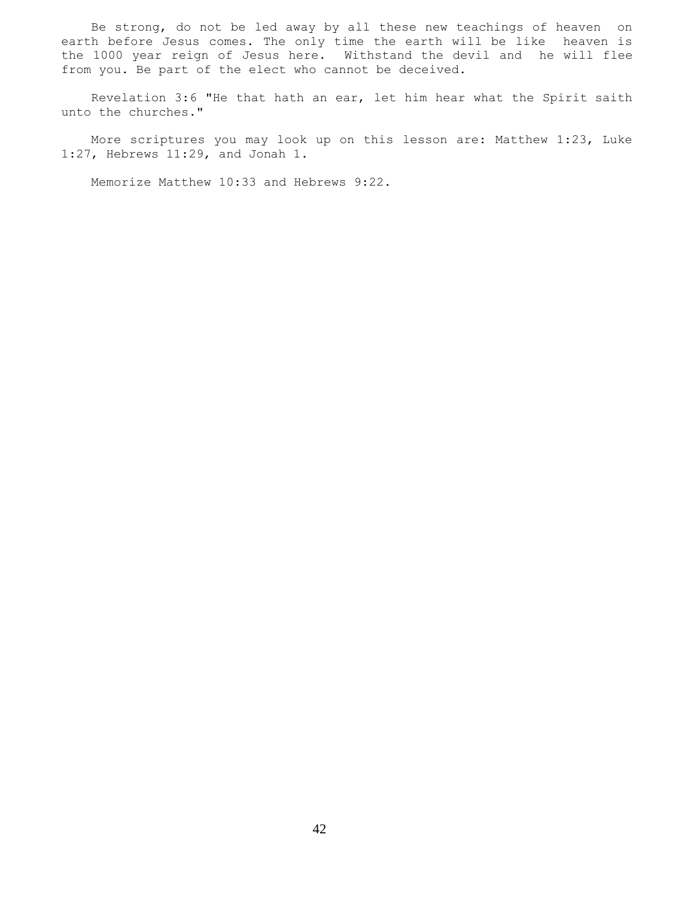Be strong, do not be led away by all these new teachings of heaven on earth before Jesus comes. The only time the earth will be like heaven is the 1000 year reign of Jesus here. Withstand the devil and he will flee from you. Be part of the elect who cannot be deceived.

Revelation 3:6 "He that hath an ear, let him hear what the Spirit saith unto the churches."

More scriptures you may look up on this lesson are: Matthew 1:23, Luke 1:27, Hebrews 11:29, and Jonah 1.

Memorize Matthew 10:33 and Hebrews 9:22.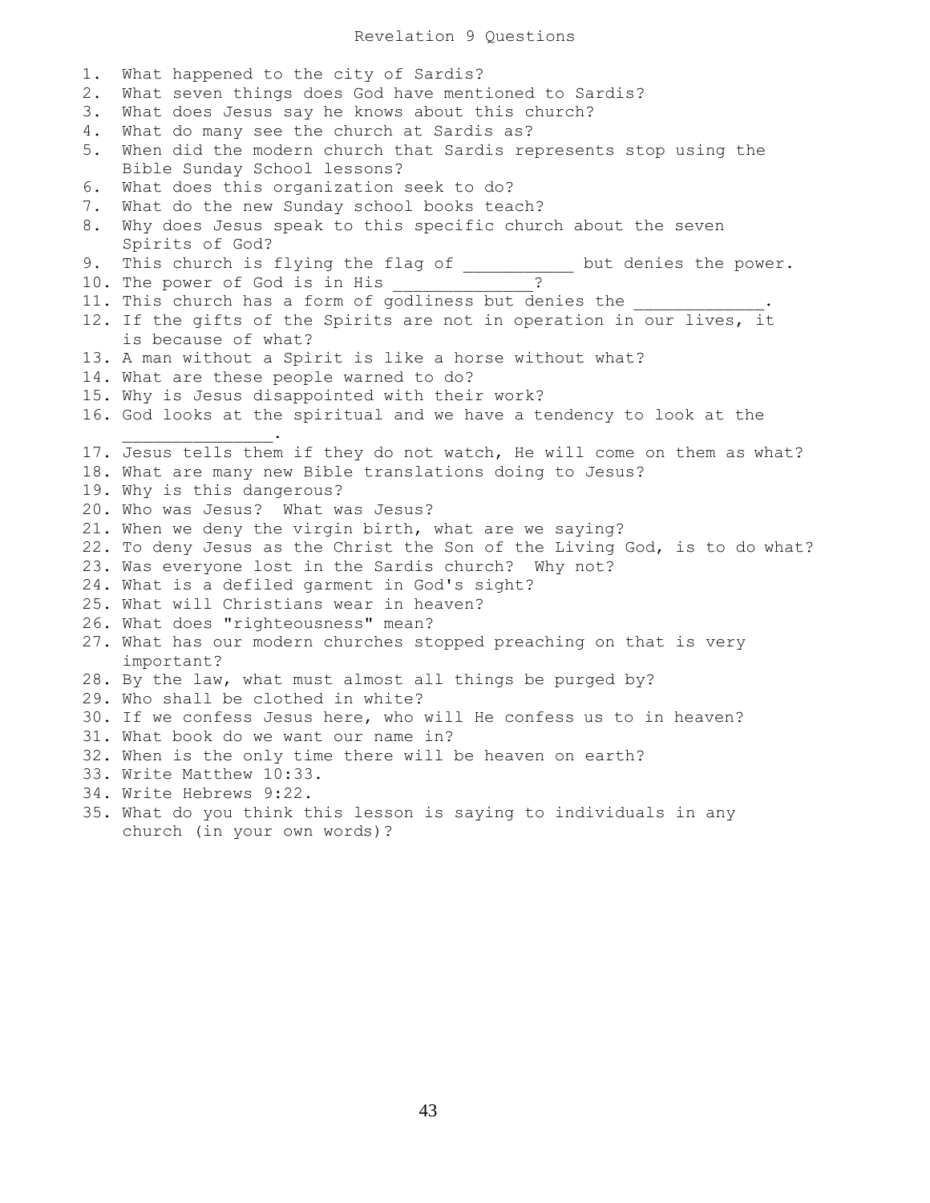# Revelation 9 Questions

1. What happened to the city of Sardis?
2. What seven things does God have mentioned to Sardis?
3. What does Jesus say he knows about this church?
4. What do many see the church at Sardis as?
5. When did the modern church that Sardis represents stop using the Bible Sunday School lessons?
6. What does this organization seek to do?
7. What do the new Sunday school books teach?
8. Why does Jesus speak to this specific church about the seven Spirits of God?
9. This church is flying the flag of ___________ but denies the power.
10. The power of God is in His ______________?
11. This church has a form of godliness but denies the _____________.
12. If the gifts of the Spirits are not in operation in our lives, it is because of what?
13. A man without a Spirit is like a horse without what?
14. What are these people warned to do?
15. Why is Jesus disappointed with their work?
16. God looks at the spiritual and we have a tendency to look at the _______________.
17. Jesus tells them if they do not watch, He will come on them as what?
18. What are many new Bible translations doing to Jesus?
19. Why is this dangerous?
20. Who was Jesus? What was Jesus?
21. When we deny the virgin birth, what are we saying?
22. To deny Jesus as the Christ the Son of the Living God, is to do what?
23. Was everyone lost in the Sardis church? Why not?
24. What is a defiled garment in God's sight?
25. What will Christians wear in heaven?
26. What does "righteousness" mean?
27. What has our modern churches stopped preaching on that is very important?
28. By the law, what must almost all things be purged by?
29. Who shall be clothed in white?
30. If we confess Jesus here, who will He confess us to in heaven?
31. What book do we want our name in?
32. When is the only time there will be heaven on earth?
33. Write Matthew 10:33.
34. Write Hebrews 9:22.
35. What do you think this lesson is saying to individuals in any church (in your own words)?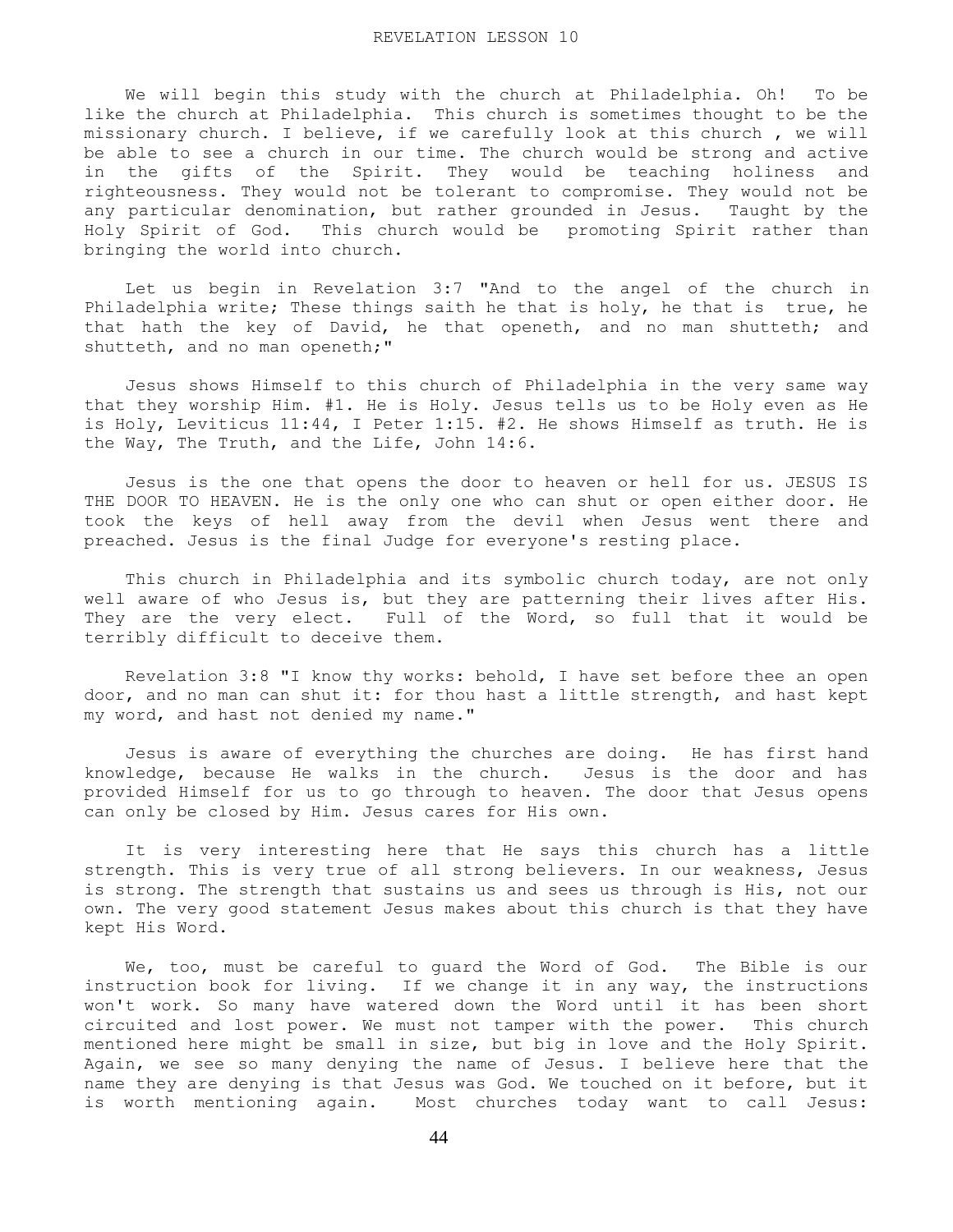# REVELATION LESSON 10

We will begin this study with the church at Philadelphia. Oh! To be like the church at Philadelphia. This church is sometimes thought to be the missionary church. I believe, if we carefully look at this church , we will be able to see a church in our time. The church would be strong and active in the gifts of the Spirit. They would be teaching holiness and righteousness. They would not be tolerant to compromise. They would not be any particular denomination, but rather grounded in Jesus. Taught by the Holy Spirit of God. This church would be promoting Spirit rather than bringing the world into church.

Let us begin in Revelation 3:7 "And to the angel of the church in Philadelphia write; These things saith he that is holy, he that is true, he that hath the key of David, he that openeth, and no man shutteth; and shutteth, and no man openeth;"

Jesus shows Himself to this church of Philadelphia in the very same way that they worship Him. #1. He is Holy. Jesus tells us to be Holy even as He is Holy, Leviticus 11:44, I Peter 1:15. #2. He shows Himself as truth. He is the Way, The Truth, and the Life, John 14:6.

Jesus is the one that opens the door to heaven or hell for us. JESUS IS THE DOOR TO HEAVEN. He is the only one who can shut or open either door. He took the keys of hell away from the devil when Jesus went there and preached. Jesus is the final Judge for everyone's resting place.

This church in Philadelphia and its symbolic church today, are not only well aware of who Jesus is, but they are patterning their lives after His. They are the very elect. Full of the Word, so full that it would be terribly difficult to deceive them.

Revelation 3:8 "I know thy works: behold, I have set before thee an open door, and no man can shut it: for thou hast a little strength, and hast kept my word, and hast not denied my name."

Jesus is aware of everything the churches are doing. He has first hand knowledge, because He walks in the church. Jesus is the door and has provided Himself for us to go through to heaven. The door that Jesus opens can only be closed by Him. Jesus cares for His own.

It is very interesting here that He says this church has a little strength. This is very true of all strong believers. In our weakness, Jesus is strong. The strength that sustains us and sees us through is His, not our own. The very good statement Jesus makes about this church is that they have kept His Word.

We, too, must be careful to guard the Word of God. The Bible is our instruction book for living. If we change it in any way, the instructions won't work. So many have watered down the Word until it has been short circuited and lost power. We must not tamper with the power. This church mentioned here might be small in size, but big in love and the Holy Spirit. Again, we see so many denying the name of Jesus. I believe here that the name they are denying is that Jesus was God. We touched on it before, but it is worth mentioning again. Most churches today want to call Jesus: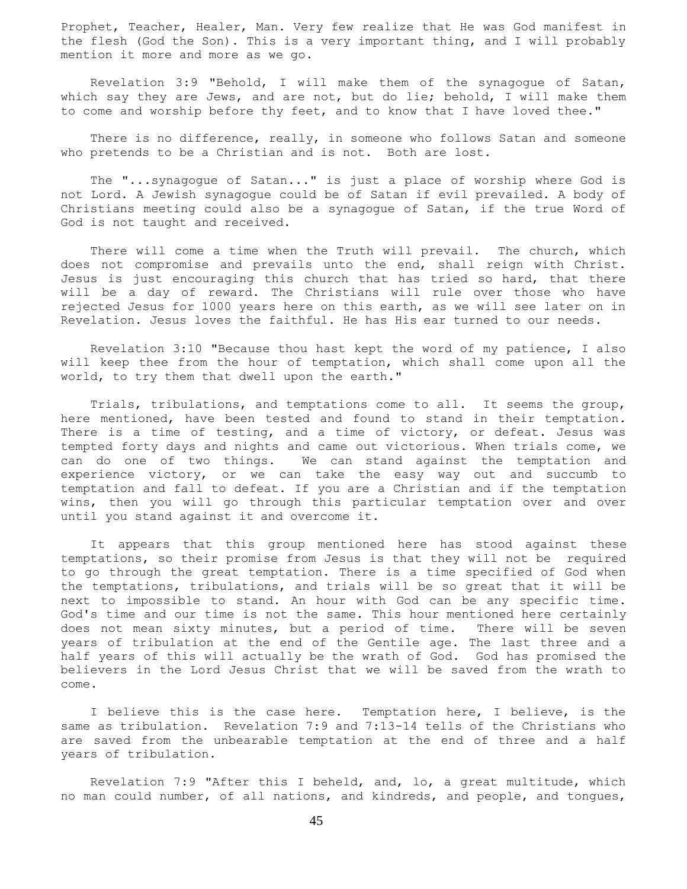Prophet, Teacher, Healer, Man. Very few realize that He was God manifest in the flesh (God the Son). This is a very important thing, and I will probably mention it more and more as we go.

Revelation 3:9 "Behold, I will make them of the synagogue of Satan, which say they are Jews, and are not, but do lie; behold, I will make them to come and worship before thy feet, and to know that I have loved thee."

There is no difference, really, in someone who follows Satan and someone who pretends to be a Christian and is not. Both are lost.

The "...synagogue of Satan..." is just a place of worship where God is not Lord. A Jewish synagogue could be of Satan if evil prevailed. A body of Christians meeting could also be a synagogue of Satan, if the true Word of God is not taught and received.

There will come a time when the Truth will prevail. The church, which does not compromise and prevails unto the end, shall reign with Christ. Jesus is just encouraging this church that has tried so hard, that there will be a day of reward. The Christians will rule over those who have rejected Jesus for 1000 years here on this earth, as we will see later on in Revelation. Jesus loves the faithful. He has His ear turned to our needs.

Revelation 3:10 "Because thou hast kept the word of my patience, I also will keep thee from the hour of temptation, which shall come upon all the world, to try them that dwell upon the earth."

Trials, tribulations, and temptations come to all. It seems the group, here mentioned, have been tested and found to stand in their temptation. There is a time of testing, and a time of victory, or defeat. Jesus was tempted forty days and nights and came out victorious. When trials come, we can do one of two things. We can stand against the temptation and experience victory, or we can take the easy way out and succumb to temptation and fall to defeat. If you are a Christian and if the temptation wins, then you will go through this particular temptation over and over until you stand against it and overcome it.

It appears that this group mentioned here has stood against these temptations, so their promise from Jesus is that they will not be required to go through the great temptation. There is a time specified of God when the temptations, tribulations, and trials will be so great that it will be next to impossible to stand. An hour with God can be any specific time. God's time and our time is not the same. This hour mentioned here certainly does not mean sixty minutes, but a period of time. There will be seven years of tribulation at the end of the Gentile age. The last three and a half years of this will actually be the wrath of God. God has promised the believers in the Lord Jesus Christ that we will be saved from the wrath to come.

I believe this is the case here. Temptation here, I believe, is the same as tribulation. Revelation 7:9 and 7:13-14 tells of the Christians who are saved from the unbearable temptation at the end of three and a half years of tribulation.

Revelation 7:9 "After this I beheld, and, lo, a great multitude, which no man could number, of all nations, and kindreds, and people, and tongues,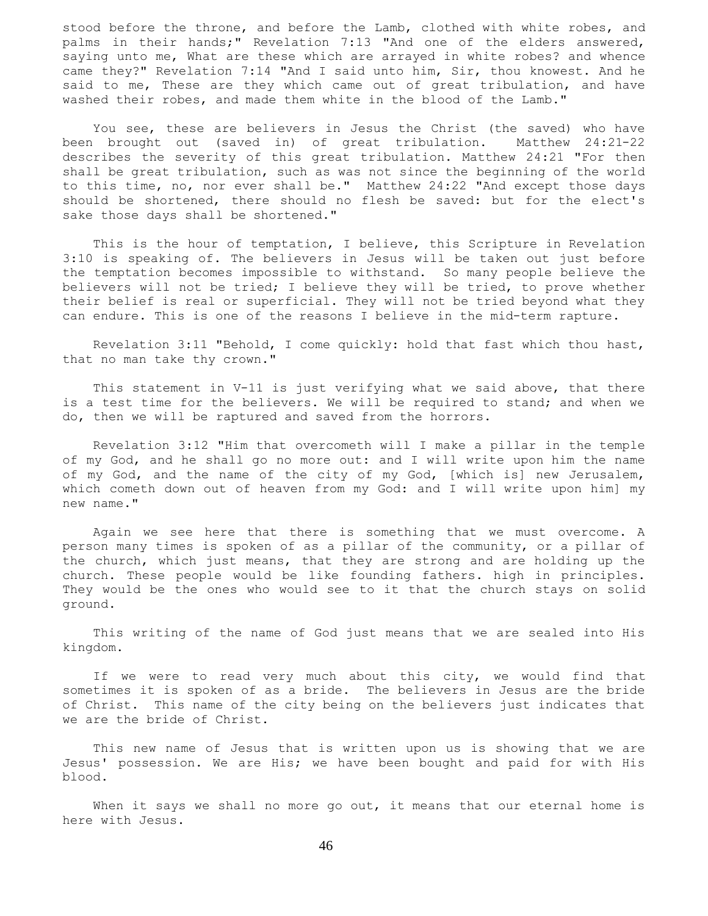stood before the throne, and before the Lamb, clothed with white robes, and palms in their hands;" Revelation 7:13 "And one of the elders answered, saying unto me, What are these which are arrayed in white robes? and whence came they?" Revelation 7:14 "And I said unto him, Sir, thou knowest. And he said to me, These are they which came out of great tribulation, and have washed their robes, and made them white in the blood of the Lamb."

You see, these are believers in Jesus the Christ (the saved) who have been brought out (saved in) of great tribulation. Matthew 24:21-22 describes the severity of this great tribulation. Matthew 24:21 "For then shall be great tribulation, such as was not since the beginning of the world to this time, no, nor ever shall be." Matthew 24:22 "And except those days should be shortened, there should no flesh be saved: but for the elect's sake those days shall be shortened."

This is the hour of temptation, I believe, this Scripture in Revelation 3:10 is speaking of. The believers in Jesus will be taken out just before the temptation becomes impossible to withstand. So many people believe the believers will not be tried; I believe they will be tried, to prove whether their belief is real or superficial. They will not be tried beyond what they can endure. This is one of the reasons I believe in the mid-term rapture.

Revelation 3:11 "Behold, I come quickly: hold that fast which thou hast, that no man take thy crown."

This statement in V-11 is just verifying what we said above, that there is a test time for the believers. We will be required to stand; and when we do, then we will be raptured and saved from the horrors.

Revelation 3:12 "Him that overcometh will I make a pillar in the temple of my God, and he shall go no more out: and I will write upon him the name of my God, and the name of the city of my God, [which is] new Jerusalem, which cometh down out of heaven from my God: and I will write upon him] my new name."

Again we see here that there is something that we must overcome. A person many times is spoken of as a pillar of the community, or a pillar of the church, which just means, that they are strong and are holding up the church. These people would be like founding fathers. high in principles. They would be the ones who would see to it that the church stays on solid ground.

This writing of the name of God just means that we are sealed into His kingdom.

If we were to read very much about this city, we would find that sometimes it is spoken of as a bride. The believers in Jesus are the bride of Christ. This name of the city being on the believers just indicates that we are the bride of Christ.

This new name of Jesus that is written upon us is showing that we are Jesus' possession. We are His; we have been bought and paid for with His blood.

When it says we shall no more go out, it means that our eternal home is here with Jesus.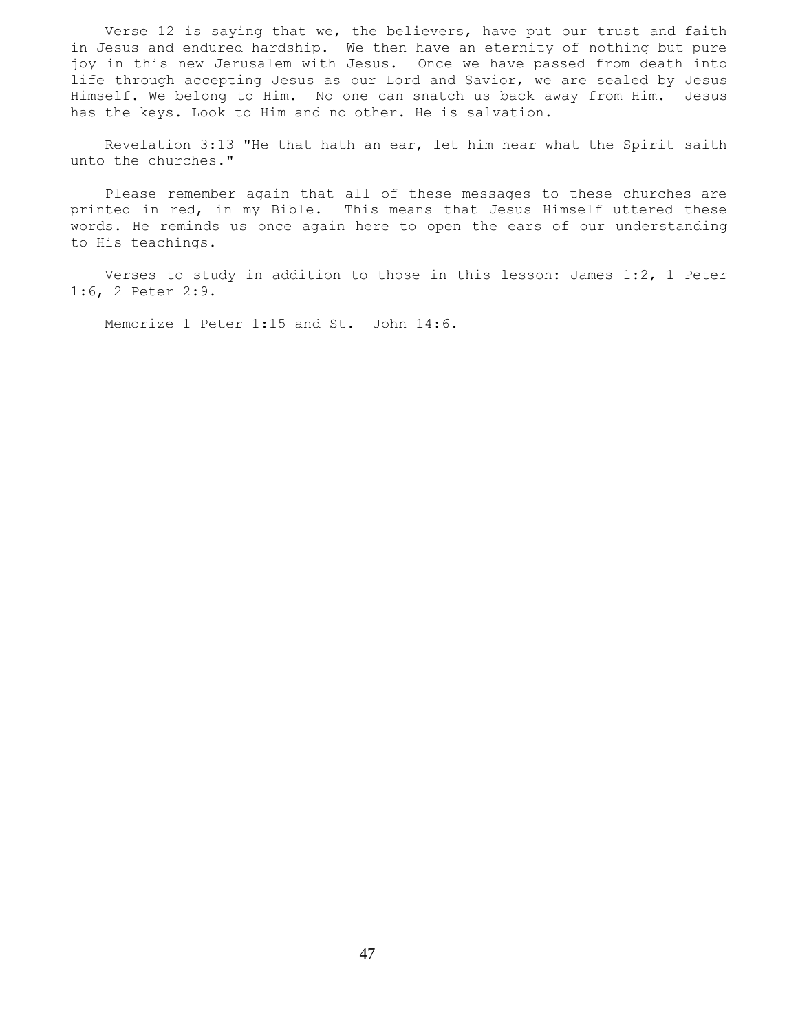Verse 12 is saying that we, the believers, have put our trust and faith in Jesus and endured hardship. We then have an eternity of nothing but pure joy in this new Jerusalem with Jesus. Once we have passed from death into life through accepting Jesus as our Lord and Savior, we are sealed by Jesus Himself. We belong to Him. No one can snatch us back away from Him. Jesus has the keys. Look to Him and no other. He is salvation.

Revelation 3:13 "He that hath an ear, let him hear what the Spirit saith unto the churches."

Please remember again that all of these messages to these churches are printed in red, in my Bible. This means that Jesus Himself uttered these words. He reminds us once again here to open the ears of our understanding to His teachings.

Verses to study in addition to those in this lesson: James 1:2, 1 Peter 1:6, 2 Peter 2:9.

Memorize 1 Peter 1:15 and St. John 14:6.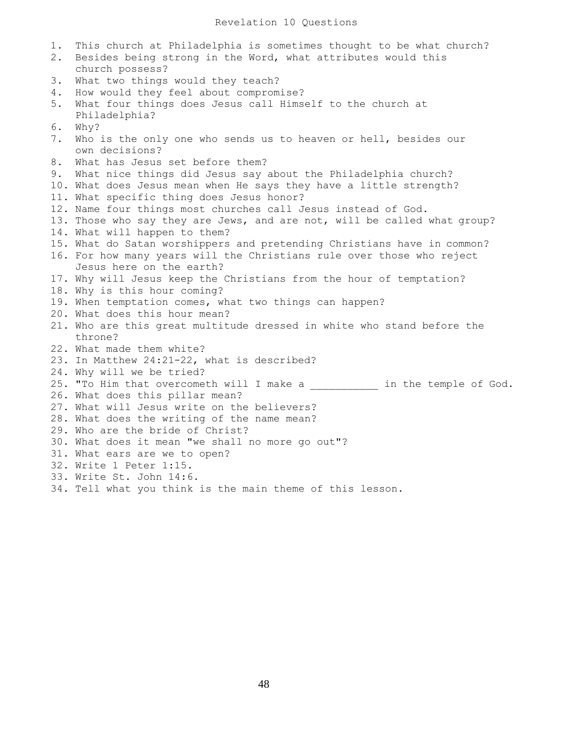# Revelation 10 Questions

1. This church at Philadelphia is sometimes thought to be what church?
2. Besides being strong in the Word, what attributes would this church possess?
3. What two things would they teach?
4. How would they feel about compromise?
5. What four things does Jesus call Himself to the church at Philadelphia?
6. Why?
7. Who is the only one who sends us to heaven or hell, besides our own decisions?
8. What has Jesus set before them?
9. What nice things did Jesus say about the Philadelphia church?
10. What does Jesus mean when He says they have a little strength?
11. What specific thing does Jesus honor?
12. Name four things most churches call Jesus instead of God.
13. Those who say they are Jews, and are not, will be called what group?
14. What will happen to them?
15. What do Satan worshippers and pretending Christians have in common?
16. For how many years will the Christians rule over those who reject Jesus here on the earth?
17. Why will Jesus keep the Christians from the hour of temptation?
18. Why is this hour coming?
19. When temptation comes, what two things can happen?
20. What does this hour mean?
21. Who are this great multitude dressed in white who stand before the throne?
22. What made them white?
23. In Matthew 24:21-22, what is described?
24. Why will we be tried?
25. "To Him that overcometh will I make a ___________ in the temple of God.
26. What does this pillar mean?
27. What will Jesus write on the believers?
28. What does the writing of the name mean?
29. Who are the bride of Christ?
30. What does it mean "we shall no more go out"?
31. What ears are we to open?
32. Write 1 Peter 1:15.
33. Write St. John 14:6.
34. Tell what you think is the main theme of this lesson.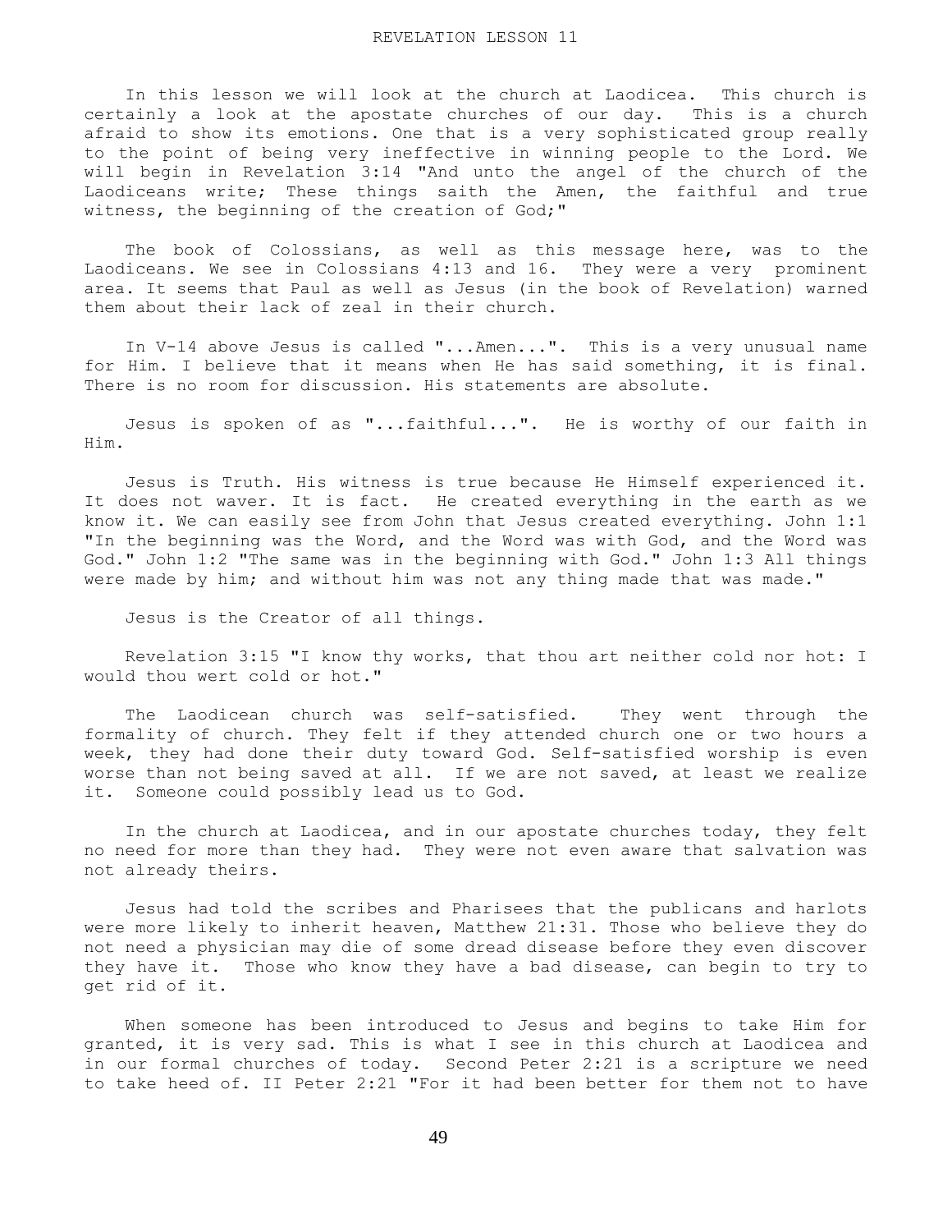# REVELATION LESSON 11

In this lesson we will look at the church at Laodicea. This church is certainly a look at the apostate churches of our day. This is a church afraid to show its emotions. One that is a very sophisticated group really to the point of being very ineffective in winning people to the Lord. We will begin in Revelation 3:14 "And unto the angel of the church of the Laodiceans write; These things saith the Amen, the faithful and true witness, the beginning of the creation of God;"

The book of Colossians, as well as this message here, was to the Laodiceans. We see in Colossians 4:13 and 16. They were a very prominent area. It seems that Paul as well as Jesus (in the book of Revelation) warned them about their lack of zeal in their church.

In V-14 above Jesus is called "...Amen...". This is a very unusual name for Him. I believe that it means when He has said something, it is final. There is no room for discussion. His statements are absolute.

Jesus is spoken of as "...faithful...". He is worthy of our faith in Him.

Jesus is Truth. His witness is true because He Himself experienced it. It does not waver. It is fact. He created everything in the earth as we know it. We can easily see from John that Jesus created everything. John 1:1 "In the beginning was the Word, and the Word was with God, and the Word was God." John 1:2 "The same was in the beginning with God." John 1:3 All things were made by him; and without him was not any thing made that was made."

Jesus is the Creator of all things.

Revelation 3:15 "I know thy works, that thou art neither cold nor hot: I would thou wert cold or hot."

The Laodicean church was self-satisfied. They went through the formality of church. They felt if they attended church one or two hours a week, they had done their duty toward God. Self-satisfied worship is even worse than not being saved at all. If we are not saved, at least we realize it. Someone could possibly lead us to God.

In the church at Laodicea, and in our apostate churches today, they felt no need for more than they had. They were not even aware that salvation was not already theirs.

Jesus had told the scribes and Pharisees that the publicans and harlots were more likely to inherit heaven, Matthew 21:31. Those who believe they do not need a physician may die of some dread disease before they even discover they have it. Those who know they have a bad disease, can begin to try to get rid of it.

When someone has been introduced to Jesus and begins to take Him for granted, it is very sad. This is what I see in this church at Laodicea and in our formal churches of today. Second Peter 2:21 is a scripture we need to take heed of. II Peter 2:21 "For it had been better for them not to have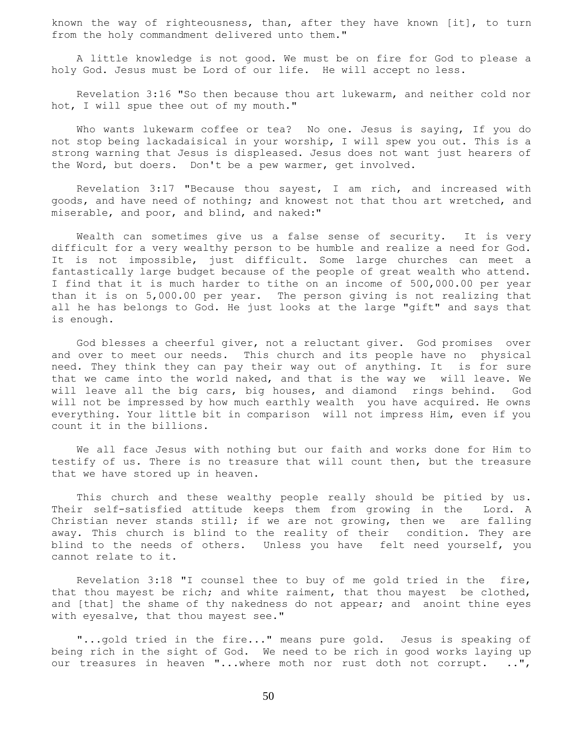known the way of righteousness, than, after they have known [it], to turn from the holy commandment delivered unto them."

A little knowledge is not good. We must be on fire for God to please a holy God. Jesus must be Lord of our life. He will accept no less.

Revelation 3:16 "So then because thou art lukewarm, and neither cold nor hot, I will spue thee out of my mouth."

Who wants lukewarm coffee or tea? No one. Jesus is saying, If you do not stop being lackadaisical in your worship, I will spew you out. This is a strong warning that Jesus is displeased. Jesus does not want just hearers of the Word, but doers. Don't be a pew warmer, get involved.

Revelation 3:17 "Because thou sayest, I am rich, and increased with goods, and have need of nothing; and knowest not that thou art wretched, and miserable, and poor, and blind, and naked:"

Wealth can sometimes give us a false sense of security. It is very difficult for a very wealthy person to be humble and realize a need for God. It is not impossible, just difficult. Some large churches can meet a fantastically large budget because of the people of great wealth who attend. I find that it is much harder to tithe on an income of 500,000.00 per year than it is on 5,000.00 per year. The person giving is not realizing that all he has belongs to God. He just looks at the large "gift" and says that is enough.

God blesses a cheerful giver, not a reluctant giver. God promises over and over to meet our needs. This church and its people have no physical need. They think they can pay their way out of anything. It is for sure that we came into the world naked, and that is the way we will leave. We will leave all the big cars, big houses, and diamond rings behind. God will not be impressed by how much earthly wealth you have acquired. He owns everything. Your little bit in comparison will not impress Him, even if you count it in the billions.

We all face Jesus with nothing but our faith and works done for Him to testify of us. There is no treasure that will count then, but the treasure that we have stored up in heaven.

This church and these wealthy people really should be pitied by us. Their self-satisfied attitude keeps them from growing in the Lord. A Christian never stands still; if we are not growing, then we are falling away. This church is blind to the reality of their condition. They are blind to the needs of others. Unless you have felt need yourself, you cannot relate to it.

Revelation 3:18 "I counsel thee to buy of me gold tried in the fire, that thou mayest be rich; and white raiment, that thou mayest be clothed, and [that] the shame of thy nakedness do not appear; and anoint thine eyes with eyesalve, that thou mayest see."

"...gold tried in the fire..." means pure gold. Jesus is speaking of being rich in the sight of God. We need to be rich in good works laying up our treasures in heaven "...where moth nor rust doth not corrupt. ..",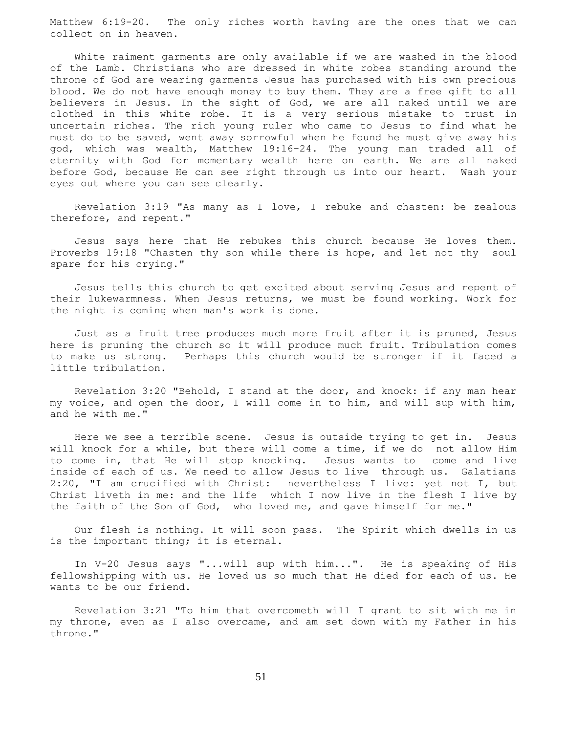Matthew 6:19-20. The only riches worth having are the ones that we can collect on in heaven.

White raiment garments are only available if we are washed in the blood of the Lamb. Christians who are dressed in white robes standing around the throne of God are wearing garments Jesus has purchased with His own precious blood. We do not have enough money to buy them. They are a free gift to all believers in Jesus. In the sight of God, we are all naked until we are clothed in this white robe. It is a very serious mistake to trust in uncertain riches. The rich young ruler who came to Jesus to find what he must do to be saved, went away sorrowful when he found he must give away his god, which was wealth, Matthew 19:16-24. The young man traded all of eternity with God for momentary wealth here on earth. We are all naked before God, because He can see right through us into our heart. Wash your eyes out where you can see clearly.

Revelation 3:19 "As many as I love, I rebuke and chasten: be zealous therefore, and repent."

Jesus says here that He rebukes this church because He loves them. Proverbs 19:18 "Chasten thy son while there is hope, and let not thy soul spare for his crying."

Jesus tells this church to get excited about serving Jesus and repent of their lukewarmness. When Jesus returns, we must be found working. Work for the night is coming when man's work is done.

Just as a fruit tree produces much more fruit after it is pruned, Jesus here is pruning the church so it will produce much fruit. Tribulation comes to make us strong. Perhaps this church would be stronger if it faced a little tribulation.

Revelation 3:20 "Behold, I stand at the door, and knock: if any man hear my voice, and open the door, I will come in to him, and will sup with him, and he with me."

Here we see a terrible scene. Jesus is outside trying to get in. Jesus will knock for a while, but there will come a time, if we do not allow Him to come in, that He will stop knocking. Jesus wants to come and live inside of each of us. We need to allow Jesus to live through us. Galatians 2:20, "I am crucified with Christ: nevertheless I live: yet not I, but Christ liveth in me: and the life which I now live in the flesh I live by the faith of the Son of God, who loved me, and gave himself for me."

Our flesh is nothing. It will soon pass. The Spirit which dwells in us is the important thing; it is eternal.

In V-20 Jesus says "...will sup with him...". He is speaking of His fellowshipping with us. He loved us so much that He died for each of us. He wants to be our friend.

Revelation 3:21 "To him that overcometh will I grant to sit with me in my throne, even as I also overcame, and am set down with my Father in his throne."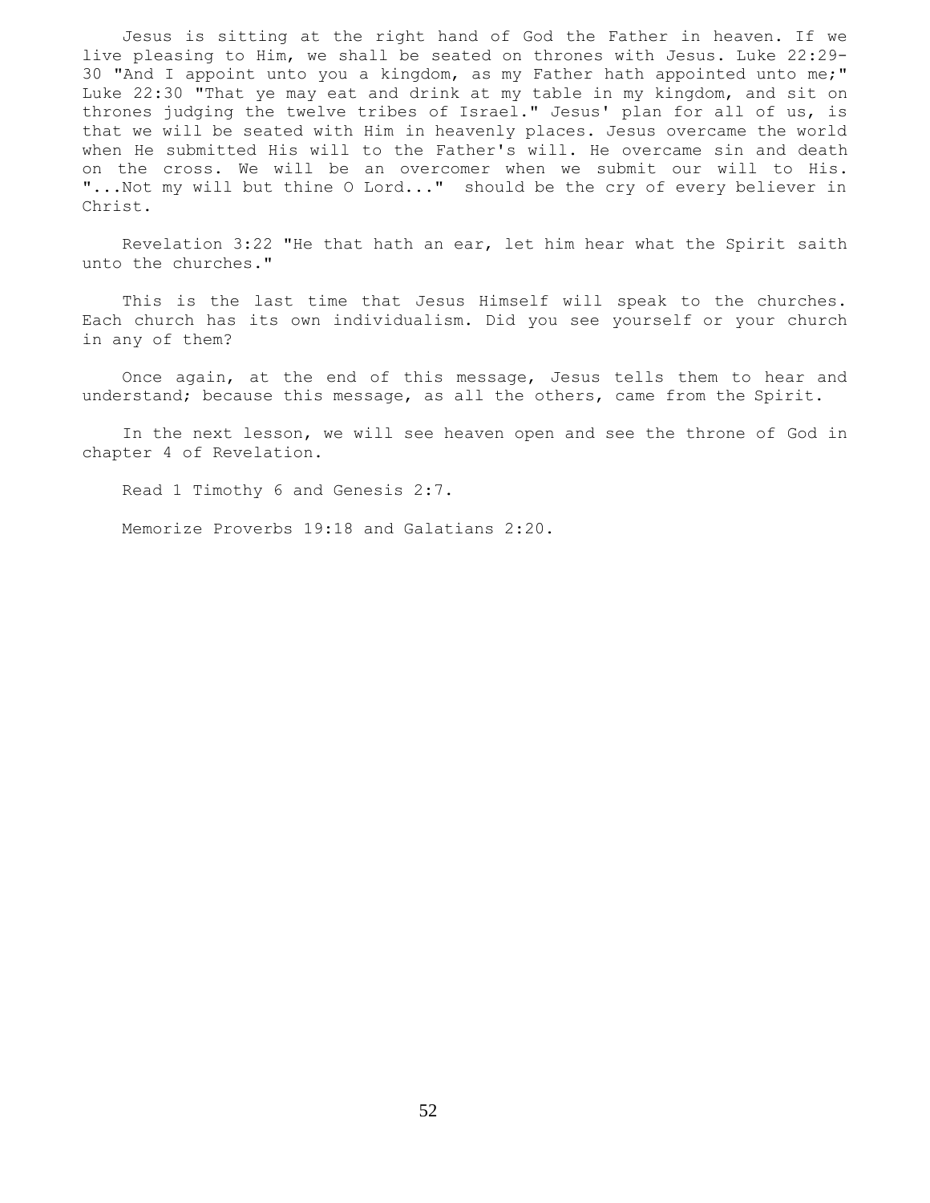Jesus is sitting at the right hand of God the Father in heaven. If we live pleasing to Him, we shall be seated on thrones with Jesus. Luke 22:29-30 "And I appoint unto you a kingdom, as my Father hath appointed unto me;" Luke 22:30 "That ye may eat and drink at my table in my kingdom, and sit on thrones judging the twelve tribes of Israel." Jesus' plan for all of us, is that we will be seated with Him in heavenly places. Jesus overcame the world when He submitted His will to the Father's will. He overcame sin and death on the cross. We will be an overcomer when we submit our will to His. "...Not my will but thine O Lord..." should be the cry of every believer in Christ.

Revelation 3:22 "He that hath an ear, let him hear what the Spirit saith unto the churches."

This is the last time that Jesus Himself will speak to the churches. Each church has its own individualism. Did you see yourself or your church in any of them?

Once again, at the end of this message, Jesus tells them to hear and understand; because this message, as all the others, came from the Spirit.

In the next lesson, we will see heaven open and see the throne of God in chapter 4 of Revelation.

Read 1 Timothy 6 and Genesis 2:7.

Memorize Proverbs 19:18 and Galatians 2:20.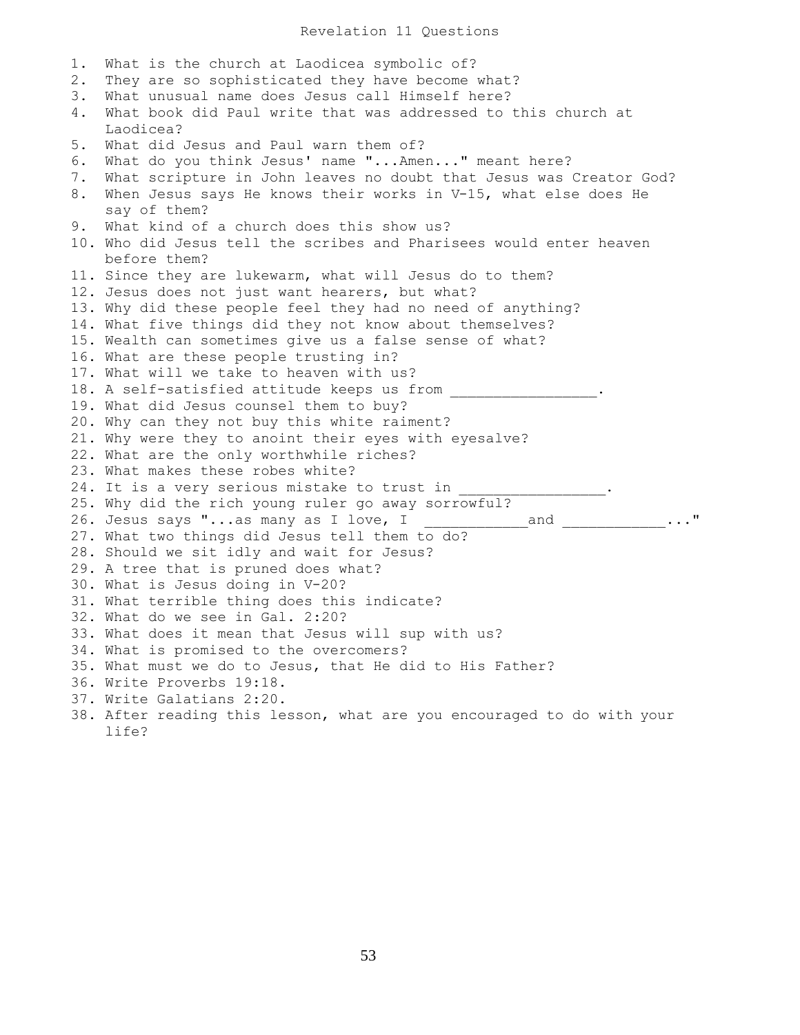# Revelation 11 Questions

1. What is the church at Laodicea symbolic of?
2. They are so sophisticated they have become what?
3. What unusual name does Jesus call Himself here?
4. What book did Paul write that was addressed to this church at Laodicea?
5. What did Jesus and Paul warn them of?
6. What do you think Jesus' name "...Amen..." meant here?
7. What scripture in John leaves no doubt that Jesus was Creator God?
8. When Jesus says He knows their works in V-15, what else does He say of them?
9. What kind of a church does this show us?
10. Who did Jesus tell the scribes and Pharisees would enter heaven before them?
11. Since they are lukewarm, what will Jesus do to them?
12. Jesus does not just want hearers, but what?
13. Why did these people feel they had no need of anything?
14. What five things did they not know about themselves?
15. Wealth can sometimes give us a false sense of what?
16. What are these people trusting in?
17. What will we take to heaven with us?
18. A self-satisfied attitude keeps us from _________________.
19. What did Jesus counsel them to buy?
20. Why can they not buy this white raiment?
21. Why were they to anoint their eyes with eyesalve?
22. What are the only worthwhile riches?
23. What makes these robes white?
24. It is a very serious mistake to trust in _________________.
25. Why did the rich young ruler go away sorrowful?
26. Jesus says "...as many as I love, I ____________and ____________..."
27. What two things did Jesus tell them to do?
28. Should we sit idly and wait for Jesus?
29. A tree that is pruned does what?
30. What is Jesus doing in V-20?
31. What terrible thing does this indicate?
32. What do we see in Gal. 2:20?
33. What does it mean that Jesus will sup with us?
34. What is promised to the overcomers?
35. What must we do to Jesus, that He did to His Father?
36. Write Proverbs 19:18.
37. Write Galatians 2:20.
38. After reading this lesson, what are you encouraged to do with your life?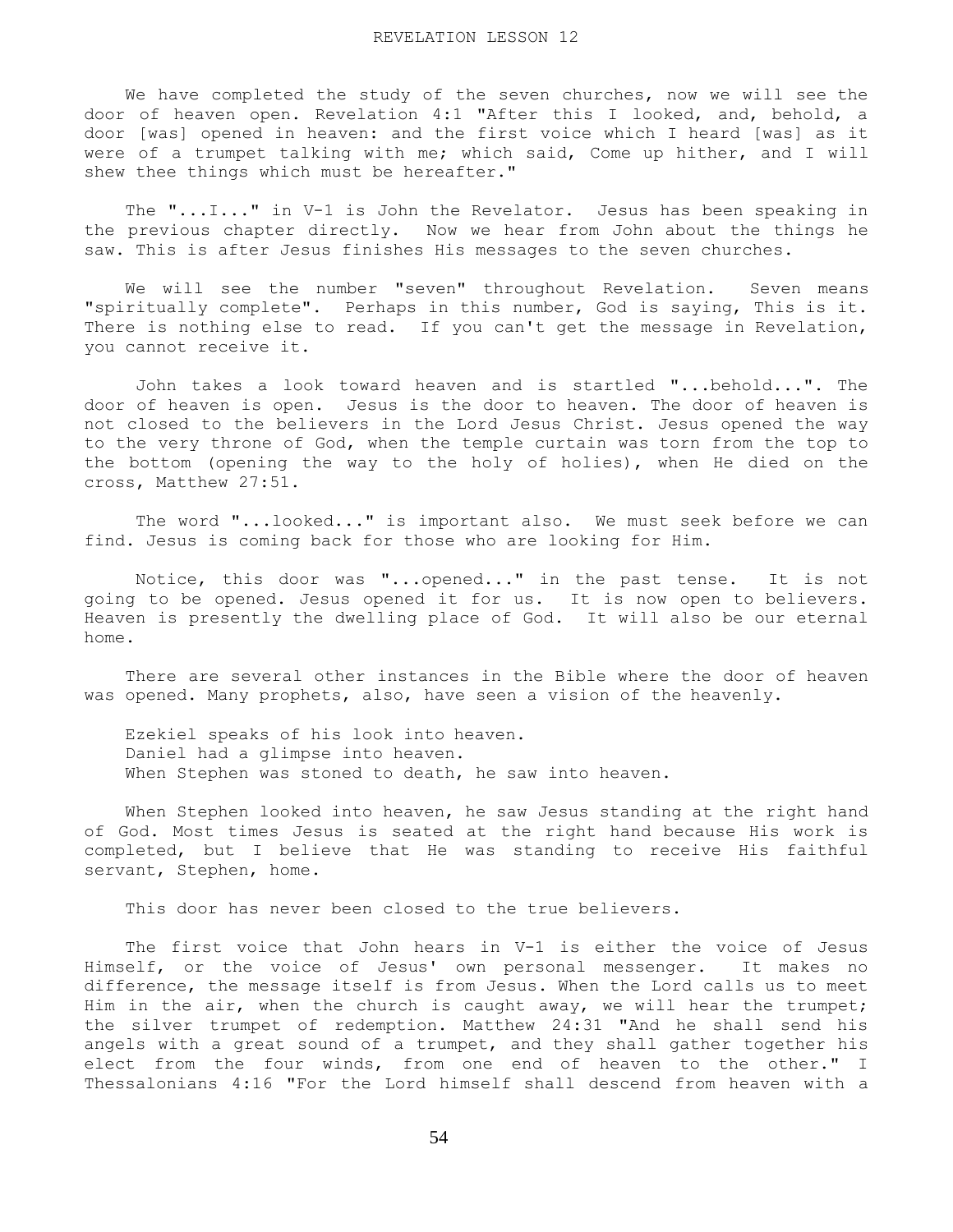# REVELATION LESSON 12

We have completed the study of the seven churches, now we will see the door of heaven open. Revelation 4:1 "After this I looked, and, behold, a door [was] opened in heaven: and the first voice which I heard [was] as it were of a trumpet talking with me; which said, Come up hither, and I will shew thee things which must be hereafter."

The "...I..." in V-1 is John the Revelator. Jesus has been speaking in the previous chapter directly. Now we hear from John about the things he saw. This is after Jesus finishes His messages to the seven churches.

We will see the number "seven" throughout Revelation. Seven means "spiritually complete". Perhaps in this number, God is saying, This is it. There is nothing else to read. If you can't get the message in Revelation, you cannot receive it.

John takes a look toward heaven and is startled "...behold...". The door of heaven is open. Jesus is the door to heaven. The door of heaven is not closed to the believers in the Lord Jesus Christ. Jesus opened the way to the very throne of God, when the temple curtain was torn from the top to the bottom (opening the way to the holy of holies), when He died on the cross, Matthew 27:51.

The word "...looked..." is important also. We must seek before we can find. Jesus is coming back for those who are looking for Him.

Notice, this door was "...opened..." in the past tense. It is not going to be opened. Jesus opened it for us. It is now open to believers. Heaven is presently the dwelling place of God. It will also be our eternal home.

There are several other instances in the Bible where the door of heaven was opened. Many prophets, also, have seen a vision of the heavenly.

Ezekiel speaks of his look into heaven.
Daniel had a glimpse into heaven.
When Stephen was stoned to death, he saw into heaven.

When Stephen looked into heaven, he saw Jesus standing at the right hand of God. Most times Jesus is seated at the right hand because His work is completed, but I believe that He was standing to receive His faithful servant, Stephen, home.

This door has never been closed to the true believers.

The first voice that John hears in V-1 is either the voice of Jesus Himself, or the voice of Jesus' own personal messenger. It makes no difference, the message itself is from Jesus. When the Lord calls us to meet Him in the air, when the church is caught away, we will hear the trumpet; the silver trumpet of redemption. Matthew 24:31 "And he shall send his angels with a great sound of a trumpet, and they shall gather together his elect from the four winds, from one end of heaven to the other." I Thessalonians 4:16 "For the Lord himself shall descend from heaven with a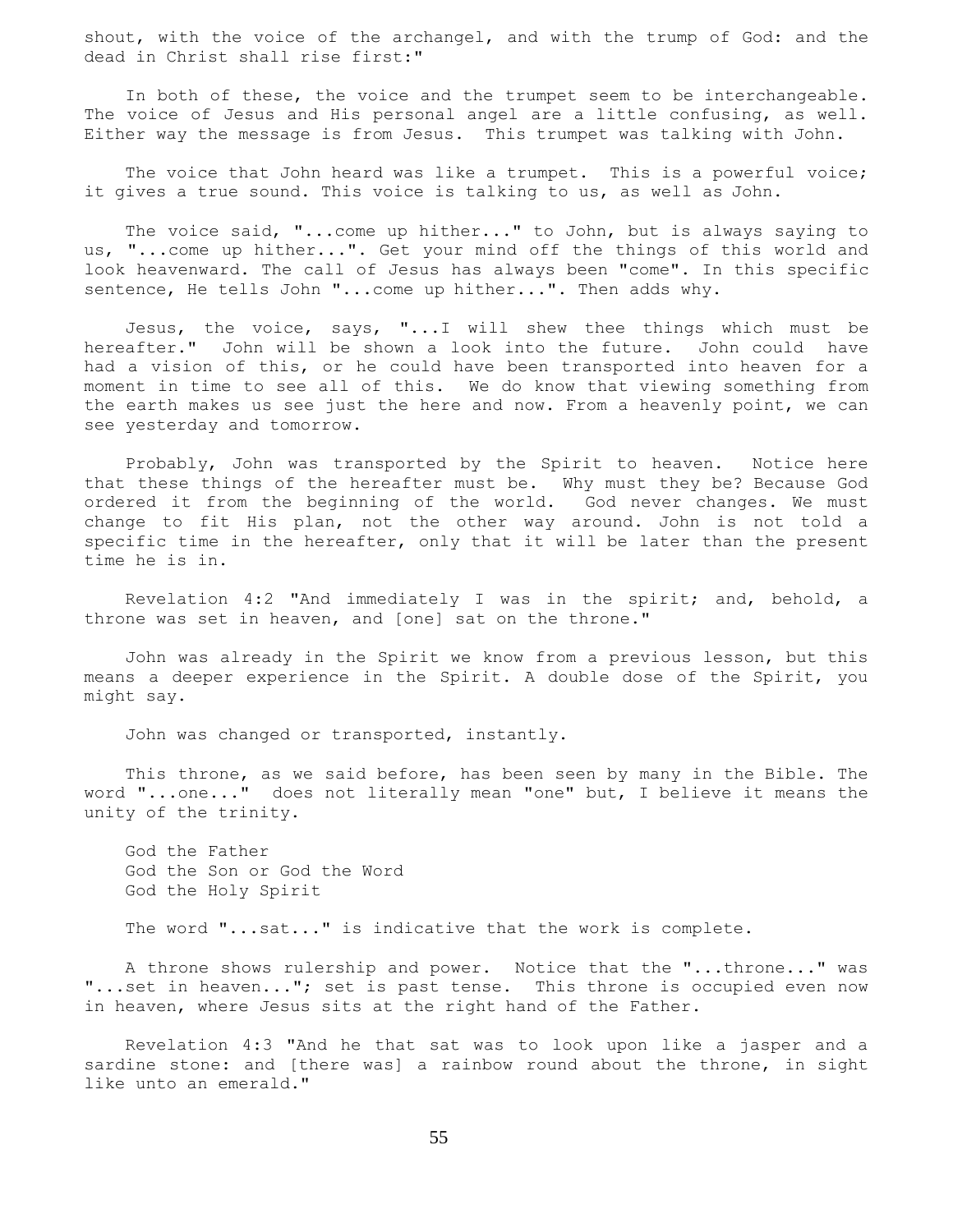shout, with the voice of the archangel, and with the trump of God: and the dead in Christ shall rise first:"

In both of these, the voice and the trumpet seem to be interchangeable. The voice of Jesus and His personal angel are a little confusing, as well. Either way the message is from Jesus. This trumpet was talking with John.

The voice that John heard was like a trumpet. This is a powerful voice; it gives a true sound. This voice is talking to us, as well as John.

The voice said, "...come up hither..." to John, but is always saying to us, "...come up hither...". Get your mind off the things of this world and look heavenward. The call of Jesus has always been "come". In this specific sentence, He tells John "...come up hither...". Then adds why.

Jesus, the voice, says, "...I will shew thee things which must be hereafter." John will be shown a look into the future. John could have had a vision of this, or he could have been transported into heaven for a moment in time to see all of this. We do know that viewing something from the earth makes us see just the here and now. From a heavenly point, we can see yesterday and tomorrow.

Probably, John was transported by the Spirit to heaven. Notice here that these things of the hereafter must be. Why must they be? Because God ordered it from the beginning of the world. God never changes. We must change to fit His plan, not the other way around. John is not told a specific time in the hereafter, only that it will be later than the present time he is in.

Revelation 4:2 "And immediately I was in the spirit; and, behold, a throne was set in heaven, and [one] sat on the throne."

John was already in the Spirit we know from a previous lesson, but this means a deeper experience in the Spirit. A double dose of the Spirit, you might say.

John was changed or transported, instantly.

This throne, as we said before, has been seen by many in the Bible. The word "...one..." does not literally mean "one" but, I believe it means the unity of the trinity.

God the Father
God the Son or God the Word
God the Holy Spirit

The word "...sat..." is indicative that the work is complete.

A throne shows rulership and power. Notice that the "...throne..." was "...set in heaven..."; set is past tense. This throne is occupied even now in heaven, where Jesus sits at the right hand of the Father.

Revelation 4:3 "And he that sat was to look upon like a jasper and a sardine stone: and [there was] a rainbow round about the throne, in sight like unto an emerald."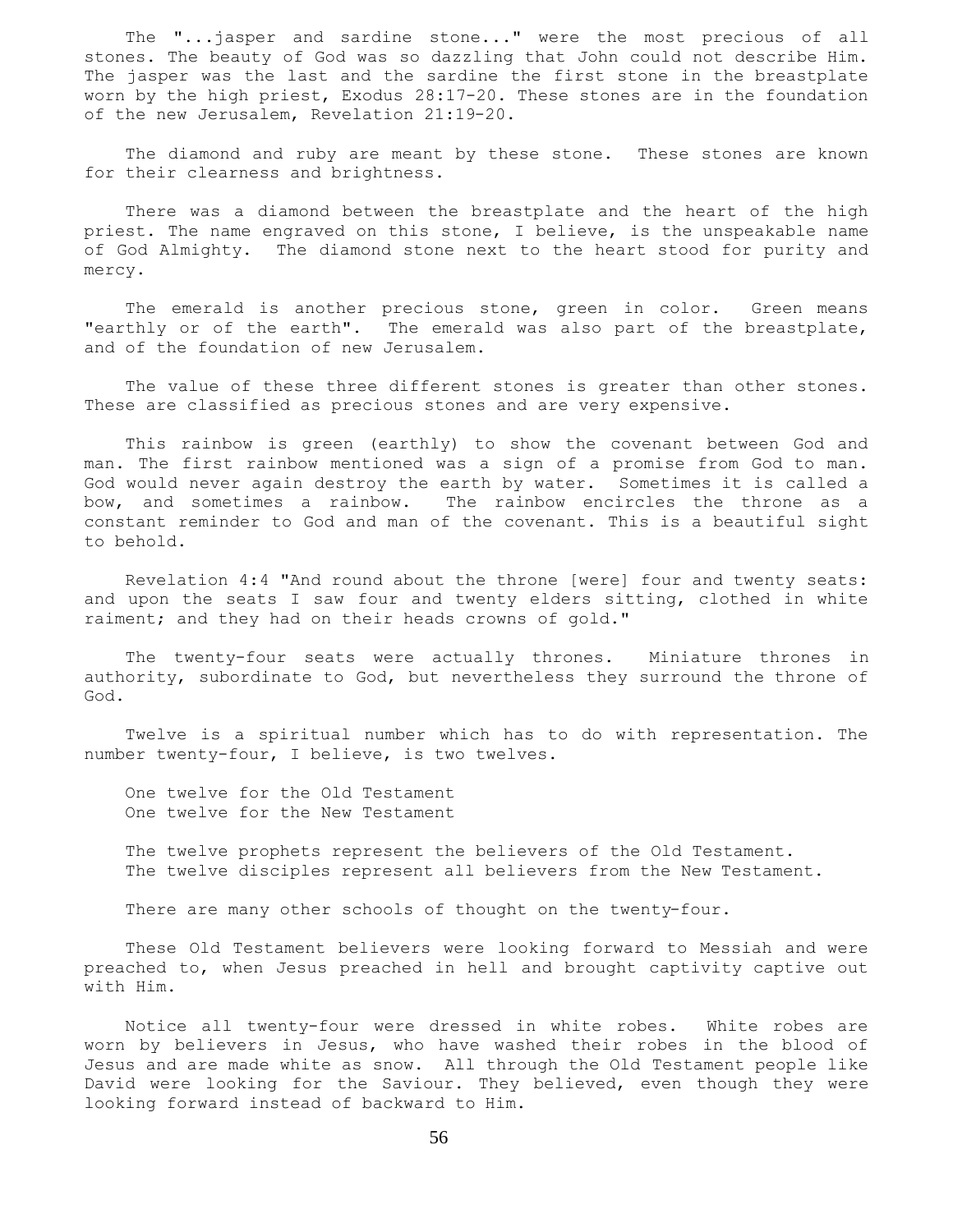The "...jasper and sardine stone..." were the most precious of all stones. The beauty of God was so dazzling that John could not describe Him. The jasper was the last and the sardine the first stone in the breastplate worn by the high priest, Exodus 28:17-20. These stones are in the foundation of the new Jerusalem, Revelation 21:19-20.

The diamond and ruby are meant by these stone. These stones are known for their clearness and brightness.

There was a diamond between the breastplate and the heart of the high priest. The name engraved on this stone, I believe, is the unspeakable name of God Almighty. The diamond stone next to the heart stood for purity and mercy.

The emerald is another precious stone, green in color. Green means "earthly or of the earth". The emerald was also part of the breastplate, and of the foundation of new Jerusalem.

The value of these three different stones is greater than other stones. These are classified as precious stones and are very expensive.

This rainbow is green (earthly) to show the covenant between God and man. The first rainbow mentioned was a sign of a promise from God to man. God would never again destroy the earth by water. Sometimes it is called a bow, and sometimes a rainbow. The rainbow encircles the throne as a constant reminder to God and man of the covenant. This is a beautiful sight to behold.

Revelation 4:4 "And round about the throne [were] four and twenty seats: and upon the seats I saw four and twenty elders sitting, clothed in white raiment; and they had on their heads crowns of gold."

The twenty-four seats were actually thrones. Miniature thrones in authority, subordinate to God, but nevertheless they surround the throne of God.

Twelve is a spiritual number which has to do with representation. The number twenty-four, I believe, is two twelves.

One twelve for the Old Testament
One twelve for the New Testament

The twelve prophets represent the believers of the Old Testament.
The twelve disciples represent all believers from the New Testament.

There are many other schools of thought on the twenty-four.

These Old Testament believers were looking forward to Messiah and were preached to, when Jesus preached in hell and brought captivity captive out with Him.

Notice all twenty-four were dressed in white robes. White robes are worn by believers in Jesus, who have washed their robes in the blood of Jesus and are made white as snow. All through the Old Testament people like David were looking for the Saviour. They believed, even though they were looking forward instead of backward to Him.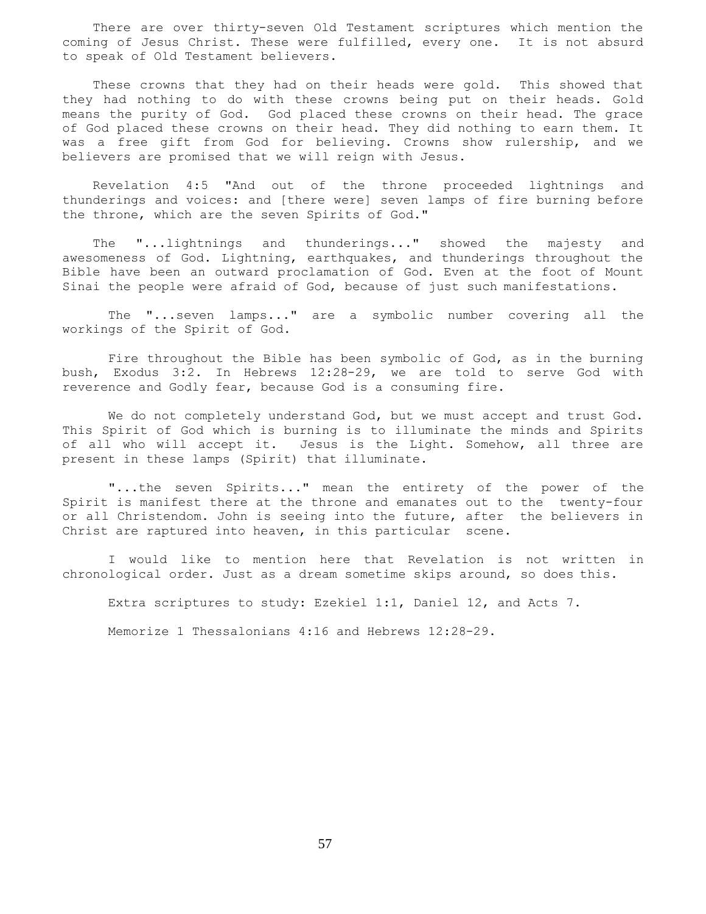There are over thirty-seven Old Testament scriptures which mention the coming of Jesus Christ. These were fulfilled, every one. It is not absurd to speak of Old Testament believers.

These crowns that they had on their heads were gold. This showed that they had nothing to do with these crowns being put on their heads. Gold means the purity of God. God placed these crowns on their head. The grace of God placed these crowns on their head. They did nothing to earn them. It was a free gift from God for believing. Crowns show rulership, and we believers are promised that we will reign with Jesus.

Revelation 4:5 "And out of the throne proceeded lightnings and thunderings and voices: and [there were] seven lamps of fire burning before the throne, which are the seven Spirits of God."

The "...lightnings and thunderings..." showed the majesty and awesomeness of God. Lightning, earthquakes, and thunderings throughout the Bible have been an outward proclamation of God. Even at the foot of Mount Sinai the people were afraid of God, because of just such manifestations.

The "...seven lamps..." are a symbolic number covering all the workings of the Spirit of God.

Fire throughout the Bible has been symbolic of God, as in the burning bush, Exodus 3:2. In Hebrews 12:28-29, we are told to serve God with reverence and Godly fear, because God is a consuming fire.

We do not completely understand God, but we must accept and trust God. This Spirit of God which is burning is to illuminate the minds and Spirits of all who will accept it. Jesus is the Light. Somehow, all three are present in these lamps (Spirit) that illuminate.

"...the seven Spirits..." mean the entirety of the power of the Spirit is manifest there at the throne and emanates out to the twenty-four or all Christendom. John is seeing into the future, after the believers in Christ are raptured into heaven, in this particular scene.

I would like to mention here that Revelation is not written in chronological order. Just as a dream sometime skips around, so does this.

Extra scriptures to study: Ezekiel 1:1, Daniel 12, and Acts 7.

Memorize 1 Thessalonians 4:16 and Hebrews 12:28-29.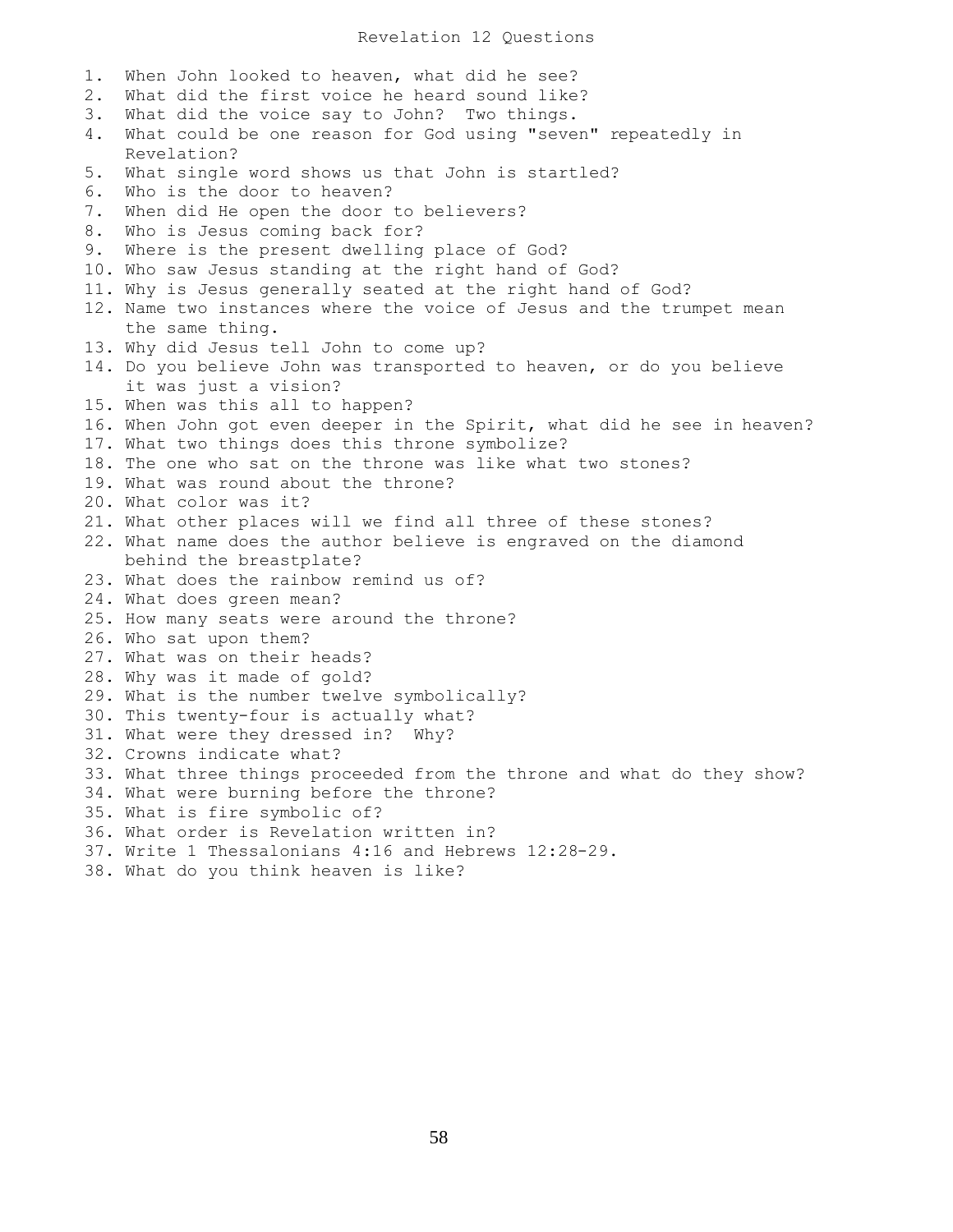# Revelation 12 Questions

1. When John looked to heaven, what did he see?
2. What did the first voice he heard sound like?
3. What did the voice say to John? Two things.
4. What could be one reason for God using "seven" repeatedly in Revelation?
5. What single word shows us that John is startled?
6. Who is the door to heaven?
7. When did He open the door to believers?
8. Who is Jesus coming back for?
9. Where is the present dwelling place of God?
10. Who saw Jesus standing at the right hand of God?
11. Why is Jesus generally seated at the right hand of God?
12. Name two instances where the voice of Jesus and the trumpet mean the same thing.
13. Why did Jesus tell John to come up?
14. Do you believe John was transported to heaven, or do you believe it was just a vision?
15. When was this all to happen?
16. When John got even deeper in the Spirit, what did he see in heaven?
17. What two things does this throne symbolize?
18. The one who sat on the throne was like what two stones?
19. What was round about the throne?
20. What color was it?
21. What other places will we find all three of these stones?
22. What name does the author believe is engraved on the diamond behind the breastplate?
23. What does the rainbow remind us of?
24. What does green mean?
25. How many seats were around the throne?
26. Who sat upon them?
27. What was on their heads?
28. Why was it made of gold?
29. What is the number twelve symbolically?
30. This twenty-four is actually what?
31. What were they dressed in? Why?
32. Crowns indicate what?
33. What three things proceeded from the throne and what do they show?
34. What were burning before the throne?
35. What is fire symbolic of?
36. What order is Revelation written in?
37. Write 1 Thessalonians 4:16 and Hebrews 12:28-29.
38. What do you think heaven is like?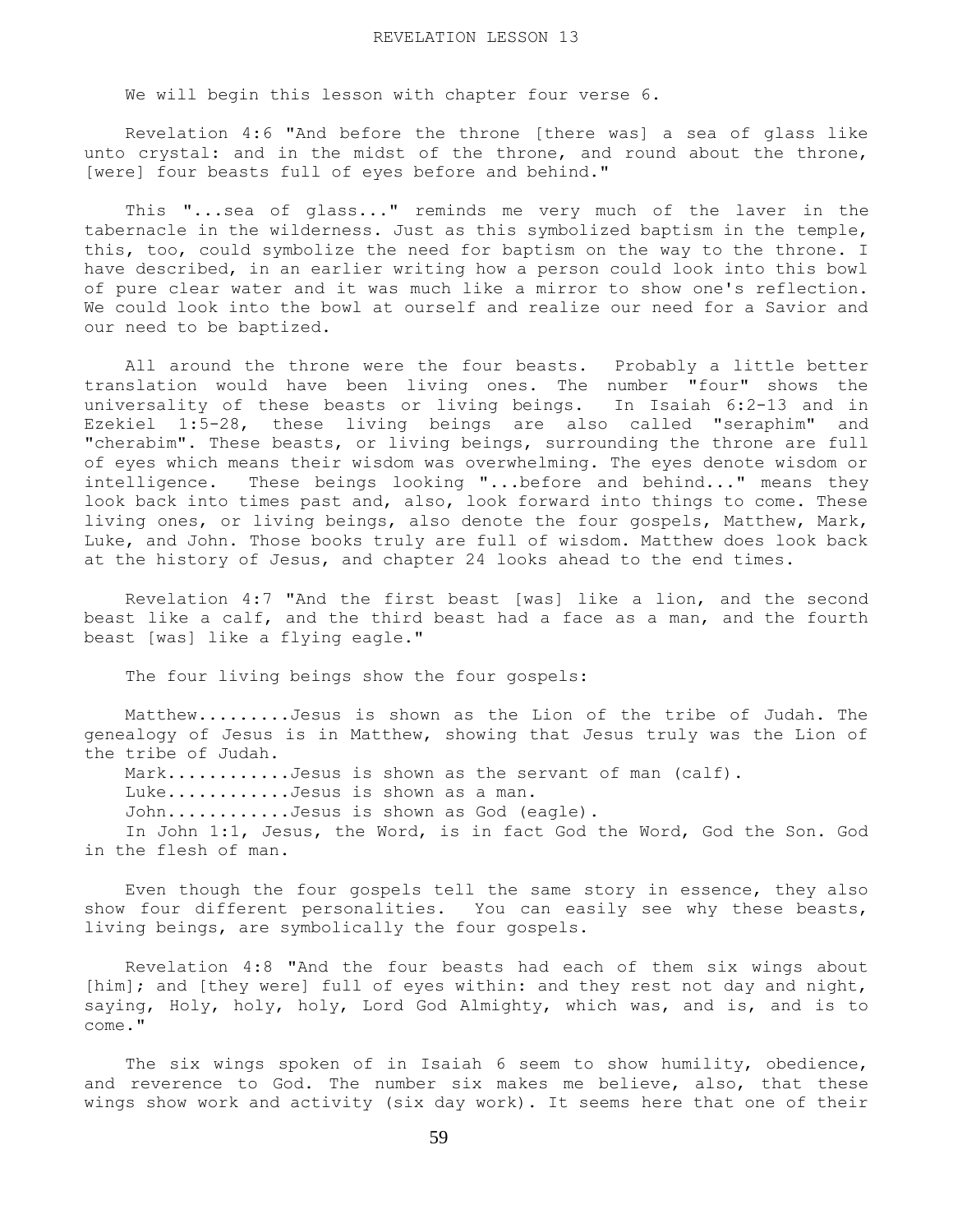REVELATION LESSON 13

We will begin this lesson with chapter four verse 6.

Revelation 4:6 "And before the throne [there was] a sea of glass like unto crystal: and in the midst of the throne, and round about the throne, [were] four beasts full of eyes before and behind."

This "...sea of glass..." reminds me very much of the laver in the tabernacle in the wilderness. Just as this symbolized baptism in the temple, this, too, could symbolize the need for baptism on the way to the throne. I have described, in an earlier writing how a person could look into this bowl of pure clear water and it was much like a mirror to show one's reflection. We could look into the bowl at ourself and realize our need for a Savior and our need to be baptized.

All around the throne were the four beasts. Probably a little better translation would have been living ones. The number "four" shows the universality of these beasts or living beings. In Isaiah 6:2-13 and in Ezekiel 1:5-28, these living beings are also called "seraphim" and "cherabim". These beasts, or living beings, surrounding the throne are full of eyes which means their wisdom was overwhelming. The eyes denote wisdom or intelligence. These beings looking "...before and behind..." means they look back into times past and, also, look forward into things to come. These living ones, or living beings, also denote the four gospels, Matthew, Mark, Luke, and John. Those books truly are full of wisdom. Matthew does look back at the history of Jesus, and chapter 24 looks ahead to the end times.

Revelation 4:7 "And the first beast [was] like a lion, and the second beast like a calf, and the third beast had a face as a man, and the fourth beast [was] like a flying eagle."

The four living beings show the four gospels:

Matthew.........Jesus is shown as the Lion of the tribe of Judah. The genealogy of Jesus is in Matthew, showing that Jesus truly was the Lion of the tribe of Judah.
Mark............Jesus is shown as the servant of man (calf).
Luke............Jesus is shown as a man.
John............Jesus is shown as God (eagle).
In John 1:1, Jesus, the Word, is in fact God the Word, God the Son. God in the flesh of man.

Even though the four gospels tell the same story in essence, they also show four different personalities. You can easily see why these beasts, living beings, are symbolically the four gospels.

Revelation 4:8 "And the four beasts had each of them six wings about [him]; and [they were] full of eyes within: and they rest not day and night, saying, Holy, holy, holy, Lord God Almighty, which was, and is, and is to come."

The six wings spoken of in Isaiah 6 seem to show humility, obedience, and reverence to God. The number six makes me believe, also, that these wings show work and activity (six day work). It seems here that one of their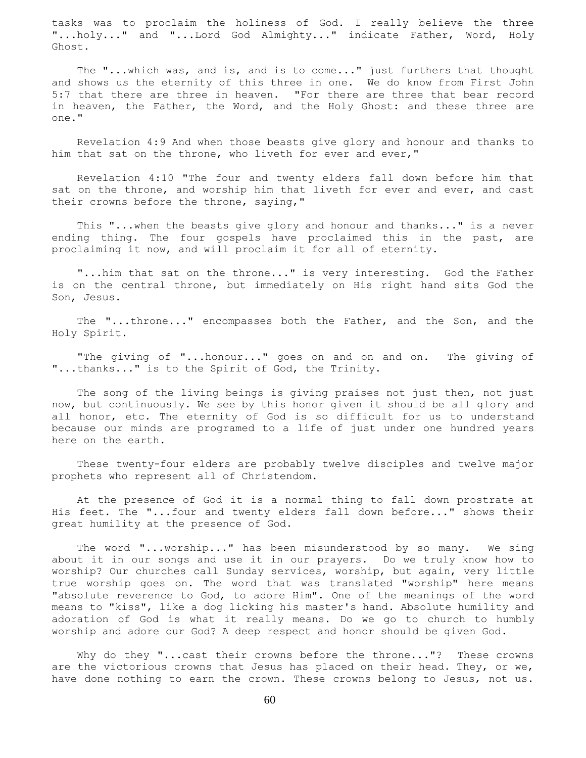tasks was to proclaim the holiness of God. I really believe the three "...holy..." and "...Lord God Almighty..." indicate Father, Word, Holy Ghost.

The "...which was, and is, and is to come..." just furthers that thought and shows us the eternity of this three in one. We do know from First John 5:7 that there are three in heaven. "For there are three that bear record in heaven, the Father, the Word, and the Holy Ghost: and these three are one."

Revelation 4:9 And when those beasts give glory and honour and thanks to him that sat on the throne, who liveth for ever and ever,"

Revelation 4:10 "The four and twenty elders fall down before him that sat on the throne, and worship him that liveth for ever and ever, and cast their crowns before the throne, saying,"

This "...when the beasts give glory and honour and thanks..." is a never ending thing. The four gospels have proclaimed this in the past, are proclaiming it now, and will proclaim it for all of eternity.

"...him that sat on the throne..." is very interesting. God the Father is on the central throne, but immediately on His right hand sits God the Son, Jesus.

The "...throne..." encompasses both the Father, and the Son, and the Holy Spirit.

"The giving of "...honour..." goes on and on and on. The giving of "...thanks..." is to the Spirit of God, the Trinity.

The song of the living beings is giving praises not just then, not just now, but continuously. We see by this honor given it should be all glory and all honor, etc. The eternity of God is so difficult for us to understand because our minds are programed to a life of just under one hundred years here on the earth.

These twenty-four elders are probably twelve disciples and twelve major prophets who represent all of Christendom.

At the presence of God it is a normal thing to fall down prostrate at His feet. The "...four and twenty elders fall down before..." shows their great humility at the presence of God.

The word "...worship..." has been misunderstood by so many. We sing about it in our songs and use it in our prayers. Do we truly know how to worship? Our churches call Sunday services, worship, but again, very little true worship goes on. The word that was translated "worship" here means "absolute reverence to God, to adore Him". One of the meanings of the word means to "kiss", like a dog licking his master's hand. Absolute humility and adoration of God is what it really means. Do we go to church to humbly worship and adore our God? A deep respect and honor should be given God.

Why do they "...cast their crowns before the throne..."? These crowns are the victorious crowns that Jesus has placed on their head. They, or we, have done nothing to earn the crown. These crowns belong to Jesus, not us.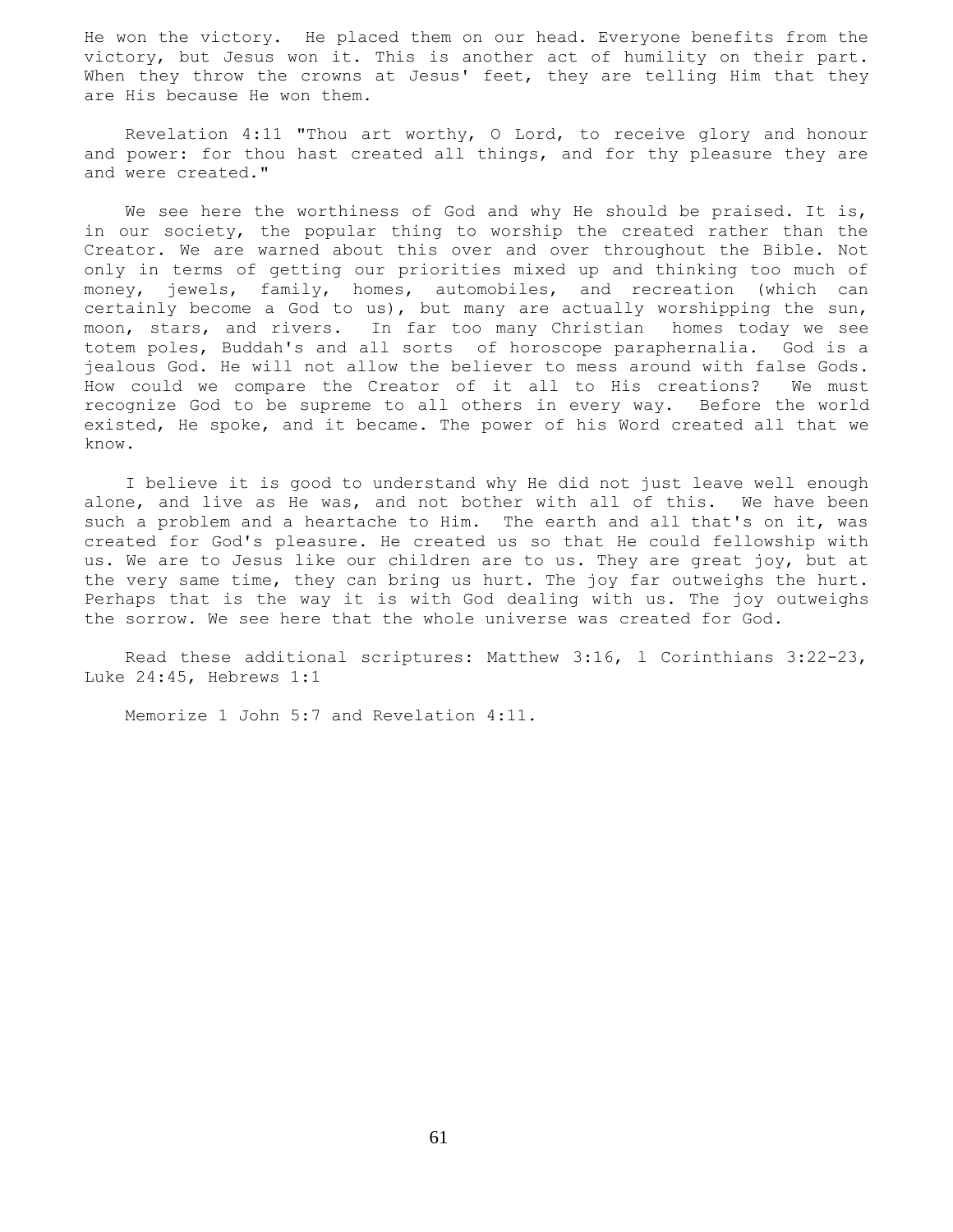He won the victory. He placed them on our head. Everyone benefits from the victory, but Jesus won it. This is another act of humility on their part. When they throw the crowns at Jesus' feet, they are telling Him that they are His because He won them.

Revelation 4:11 "Thou art worthy, O Lord, to receive glory and honour and power: for thou hast created all things, and for thy pleasure they are and were created."

We see here the worthiness of God and why He should be praised. It is, in our society, the popular thing to worship the created rather than the Creator. We are warned about this over and over throughout the Bible. Not only in terms of getting our priorities mixed up and thinking too much of money, jewels, family, homes, automobiles, and recreation (which can certainly become a God to us), but many are actually worshipping the sun, moon, stars, and rivers. In far too many Christian homes today we see totem poles, Buddah's and all sorts of horoscope paraphernalia. God is a jealous God. He will not allow the believer to mess around with false Gods. How could we compare the Creator of it all to His creations? We must recognize God to be supreme to all others in every way. Before the world existed, He spoke, and it became. The power of his Word created all that we know.

I believe it is good to understand why He did not just leave well enough alone, and live as He was, and not bother with all of this. We have been such a problem and a heartache to Him. The earth and all that's on it, was created for God's pleasure. He created us so that He could fellowship with us. We are to Jesus like our children are to us. They are great joy, but at the very same time, they can bring us hurt. The joy far outweighs the hurt. Perhaps that is the way it is with God dealing with us. The joy outweighs the sorrow. We see here that the whole universe was created for God.

Read these additional scriptures: Matthew 3:16, l Corinthians 3:22-23, Luke 24:45, Hebrews 1:1

Memorize 1 John 5:7 and Revelation 4:11.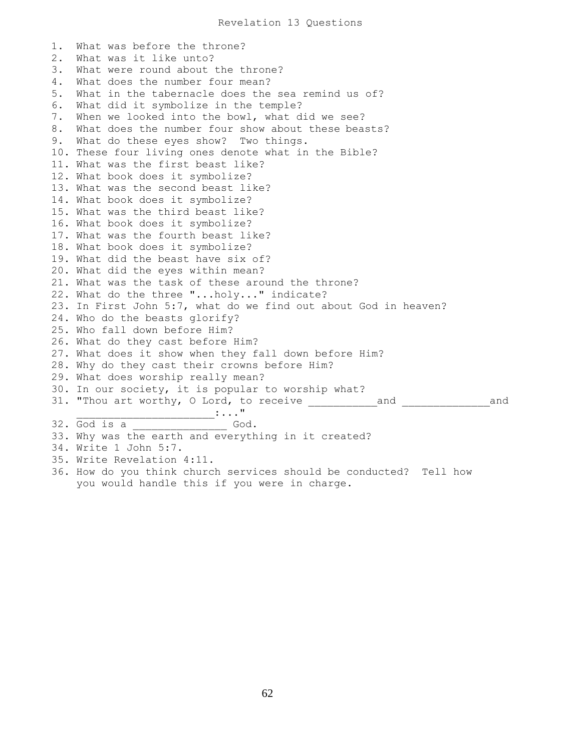# Revelation 13 Questions

1. What was before the throne?
2. What was it like unto?
3. What were round about the throne?
4. What does the number four mean?
5. What in the tabernacle does the sea remind us of?
6. What did it symbolize in the temple?
7. When we looked into the bowl, what did we see?
8. What does the number four show about these beasts?
9. What do these eyes show? Two things.
10. These four living ones denote what in the Bible?
11. What was the first beast like?
12. What book does it symbolize?
13. What was the second beast like?
14. What book does it symbolize?
15. What was the third beast like?
16. What book does it symbolize?
17. What was the fourth beast like?
18. What book does it symbolize?
19. What did the beast have six of?
20. What did the eyes within mean?
21. What was the task of these around the throne?
22. What do the three "...holy..." indicate?
23. In First John 5:7, what do we find out about God in heaven?
24. Who do the beasts glorify?
25. Who fall down before Him?
26. What do they cast before Him?
27. What does it show when they fall down before Him?
28. Why do they cast their crowns before Him?
29. What does worship really mean?
30. In our society, it is popular to worship what?
31. "Thou art worthy, O Lord, to receive ___________and ______________and ______________________:..."
32. God is a _______________ God.
33. Why was the earth and everything in it created?
34. Write 1 John 5:7.
35. Write Revelation 4:11.
36. How do you think church services should be conducted? Tell how you would handle this if you were in charge.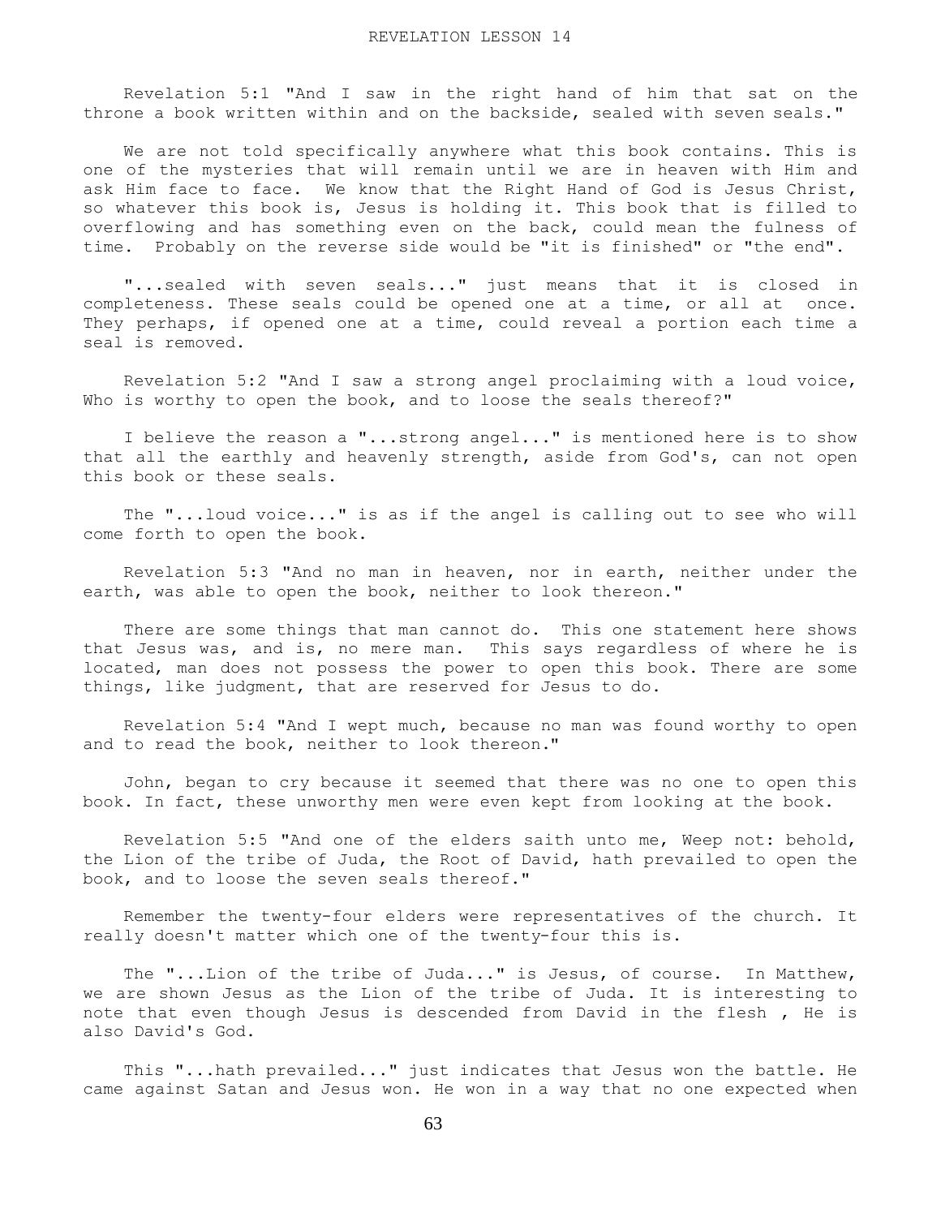# REVELATION LESSON 14

Revelation 5:1 "And I saw in the right hand of him that sat on the throne a book written within and on the backside, sealed with seven seals."

We are not told specifically anywhere what this book contains. This is one of the mysteries that will remain until we are in heaven with Him and ask Him face to face. We know that the Right Hand of God is Jesus Christ, so whatever this book is, Jesus is holding it. This book that is filled to overflowing and has something even on the back, could mean the fulness of time. Probably on the reverse side would be "it is finished" or "the end".

"...sealed with seven seals..." just means that it is closed in completeness. These seals could be opened one at a time, or all at once. They perhaps, if opened one at a time, could reveal a portion each time a seal is removed.

Revelation 5:2 "And I saw a strong angel proclaiming with a loud voice, Who is worthy to open the book, and to loose the seals thereof?"

I believe the reason a "...strong angel..." is mentioned here is to show that all the earthly and heavenly strength, aside from God's, can not open this book or these seals.

The "...loud voice..." is as if the angel is calling out to see who will come forth to open the book.

Revelation 5:3 "And no man in heaven, nor in earth, neither under the earth, was able to open the book, neither to look thereon."

There are some things that man cannot do. This one statement here shows that Jesus was, and is, no mere man. This says regardless of where he is located, man does not possess the power to open this book. There are some things, like judgment, that are reserved for Jesus to do.

Revelation 5:4 "And I wept much, because no man was found worthy to open and to read the book, neither to look thereon."

John, began to cry because it seemed that there was no one to open this book. In fact, these unworthy men were even kept from looking at the book.

Revelation 5:5 "And one of the elders saith unto me, Weep not: behold, the Lion of the tribe of Juda, the Root of David, hath prevailed to open the book, and to loose the seven seals thereof."

Remember the twenty-four elders were representatives of the church. It really doesn't matter which one of the twenty-four this is.

The "...Lion of the tribe of Juda..." is Jesus, of course. In Matthew, we are shown Jesus as the Lion of the tribe of Juda. It is interesting to note that even though Jesus is descended from David in the flesh , He is also David's God.

This "...hath prevailed..." just indicates that Jesus won the battle. He came against Satan and Jesus won. He won in a way that no one expected when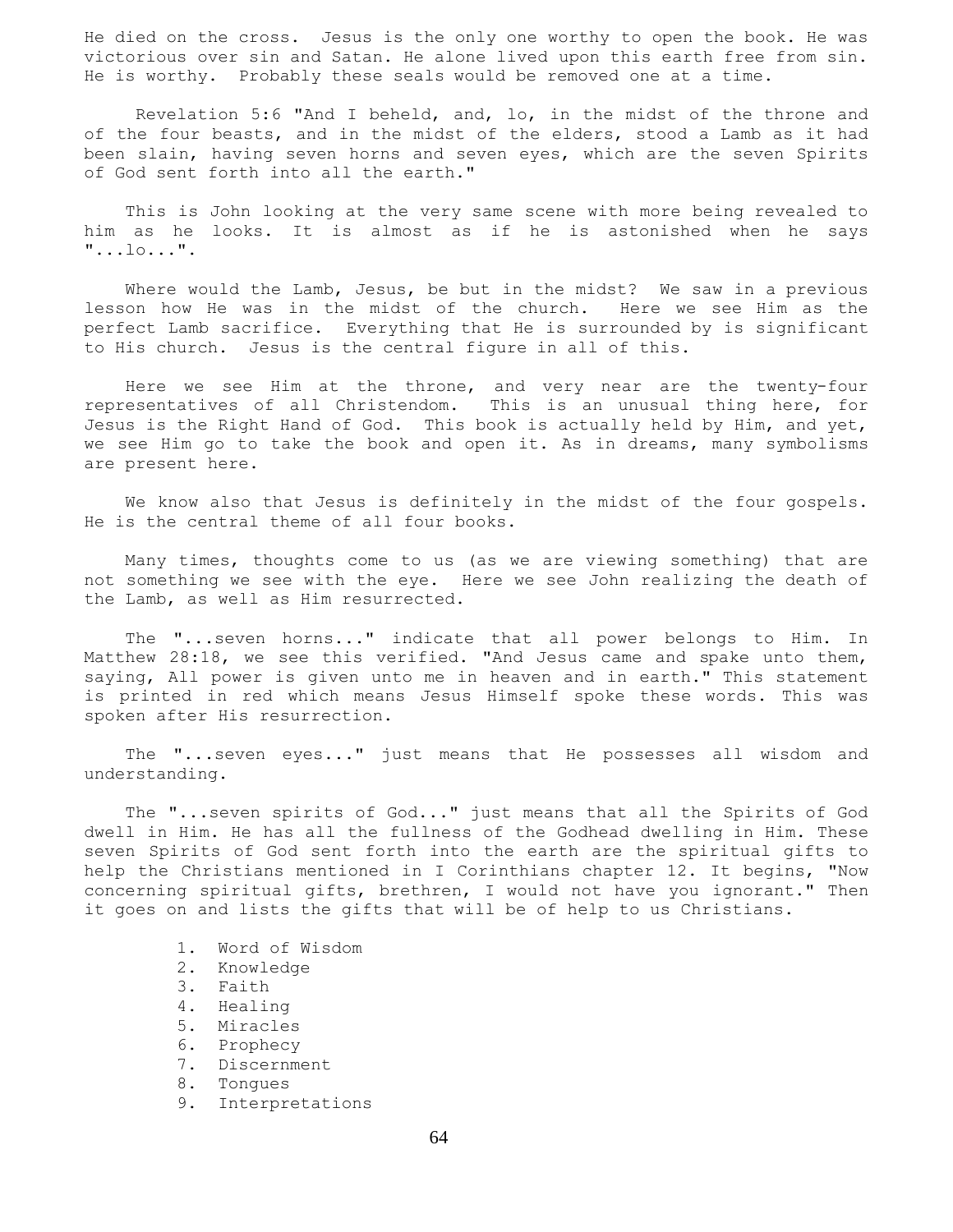He died on the cross. Jesus is the only one worthy to open the book. He was victorious over sin and Satan. He alone lived upon this earth free from sin. He is worthy. Probably these seals would be removed one at a time.

Revelation 5:6 "And I beheld, and, lo, in the midst of the throne and of the four beasts, and in the midst of the elders, stood a Lamb as it had been slain, having seven horns and seven eyes, which are the seven Spirits of God sent forth into all the earth."

This is John looking at the very same scene with more being revealed to him as he looks. It is almost as if he is astonished when he says "...lo...".

Where would the Lamb, Jesus, be but in the midst? We saw in a previous lesson how He was in the midst of the church. Here we see Him as the perfect Lamb sacrifice. Everything that He is surrounded by is significant to His church. Jesus is the central figure in all of this.

Here we see Him at the throne, and very near are the twenty-four representatives of all Christendom. This is an unusual thing here, for Jesus is the Right Hand of God. This book is actually held by Him, and yet, we see Him go to take the book and open it. As in dreams, many symbolisms are present here.

We know also that Jesus is definitely in the midst of the four gospels. He is the central theme of all four books.

Many times, thoughts come to us (as we are viewing something) that are not something we see with the eye. Here we see John realizing the death of the Lamb, as well as Him resurrected.

The "...seven horns..." indicate that all power belongs to Him. In Matthew 28:18, we see this verified. "And Jesus came and spake unto them, saying, All power is given unto me in heaven and in earth." This statement is printed in red which means Jesus Himself spoke these words. This was spoken after His resurrection.

The "...seven eyes..." just means that He possesses all wisdom and understanding.

The "...seven spirits of God..." just means that all the Spirits of God dwell in Him. He has all the fullness of the Godhead dwelling in Him. These seven Spirits of God sent forth into the earth are the spiritual gifts to help the Christians mentioned in I Corinthians chapter 12. It begins, "Now concerning spiritual gifts, brethren, I would not have you ignorant." Then it goes on and lists the gifts that will be of help to us Christians.

1. Word of Wisdom
2. Knowledge
3. Faith
4. Healing
5. Miracles
6. Prophecy
7. Discernment
8. Tongues
9. Interpretations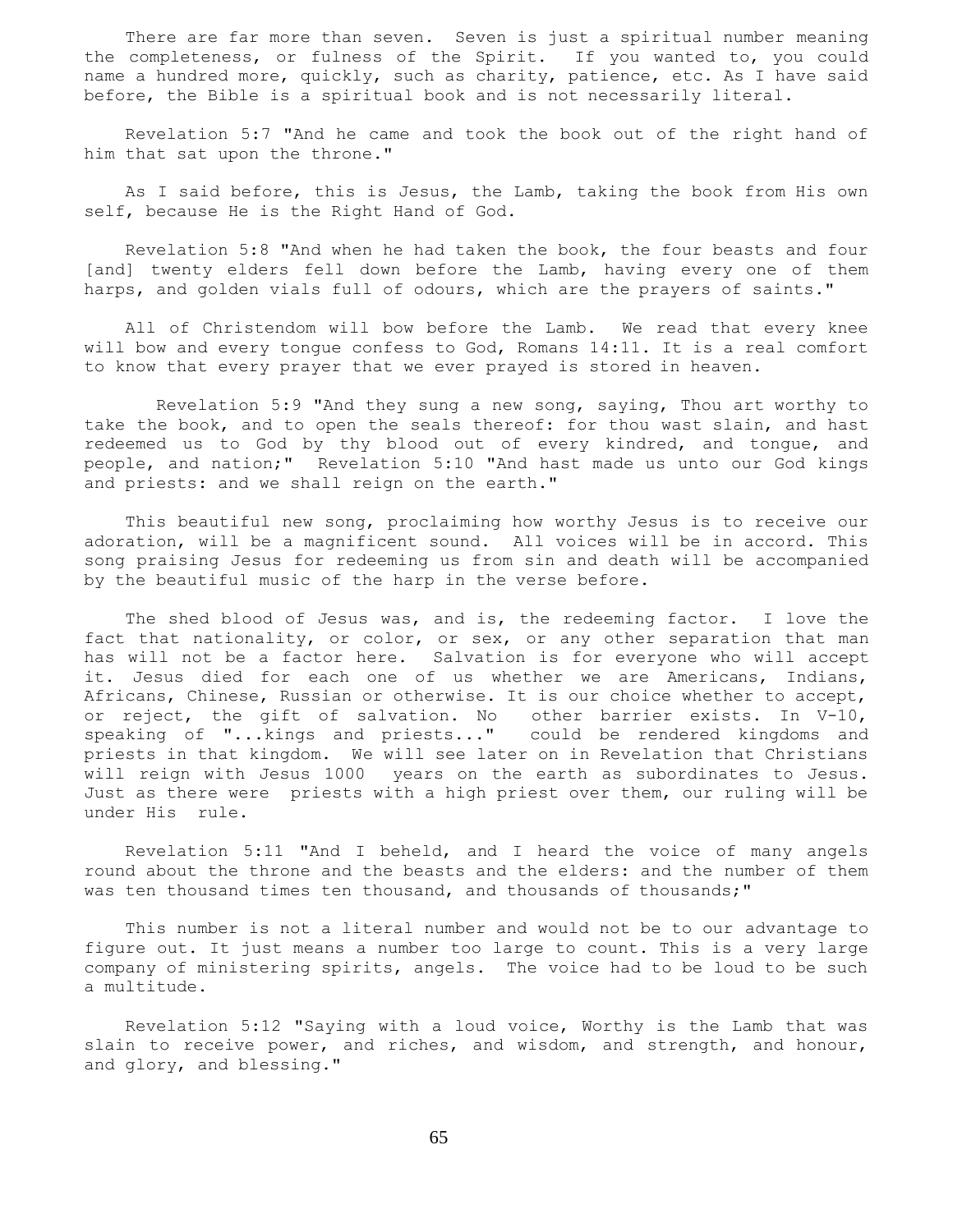There are far more than seven. Seven is just a spiritual number meaning the completeness, or fulness of the Spirit. If you wanted to, you could name a hundred more, quickly, such as charity, patience, etc. As I have said before, the Bible is a spiritual book and is not necessarily literal.

Revelation 5:7 "And he came and took the book out of the right hand of him that sat upon the throne."

As I said before, this is Jesus, the Lamb, taking the book from His own self, because He is the Right Hand of God.

Revelation 5:8 "And when he had taken the book, the four beasts and four [and] twenty elders fell down before the Lamb, having every one of them harps, and golden vials full of odours, which are the prayers of saints."

All of Christendom will bow before the Lamb. We read that every knee will bow and every tongue confess to God, Romans 14:11. It is a real comfort to know that every prayer that we ever prayed is stored in heaven.

Revelation 5:9 "And they sung a new song, saying, Thou art worthy to take the book, and to open the seals thereof: for thou wast slain, and hast redeemed us to God by thy blood out of every kindred, and tongue, and people, and nation;" Revelation 5:10 "And hast made us unto our God kings and priests: and we shall reign on the earth."

This beautiful new song, proclaiming how worthy Jesus is to receive our adoration, will be a magnificent sound. All voices will be in accord. This song praising Jesus for redeeming us from sin and death will be accompanied by the beautiful music of the harp in the verse before.

The shed blood of Jesus was, and is, the redeeming factor. I love the fact that nationality, or color, or sex, or any other separation that man has will not be a factor here. Salvation is for everyone who will accept it. Jesus died for each one of us whether we are Americans, Indians, Africans, Chinese, Russian or otherwise. It is our choice whether to accept, or reject, the gift of salvation. No other barrier exists. In V-10, speaking of "...kings and priests..." could be rendered kingdoms and priests in that kingdom. We will see later on in Revelation that Christians will reign with Jesus 1000 years on the earth as subordinates to Jesus. Just as there were priests with a high priest over them, our ruling will be under His rule.

Revelation 5:11 "And I beheld, and I heard the voice of many angels round about the throne and the beasts and the elders: and the number of them was ten thousand times ten thousand, and thousands of thousands;"

This number is not a literal number and would not be to our advantage to figure out. It just means a number too large to count. This is a very large company of ministering spirits, angels. The voice had to be loud to be such a multitude.

Revelation 5:12 "Saying with a loud voice, Worthy is the Lamb that was slain to receive power, and riches, and wisdom, and strength, and honour, and glory, and blessing."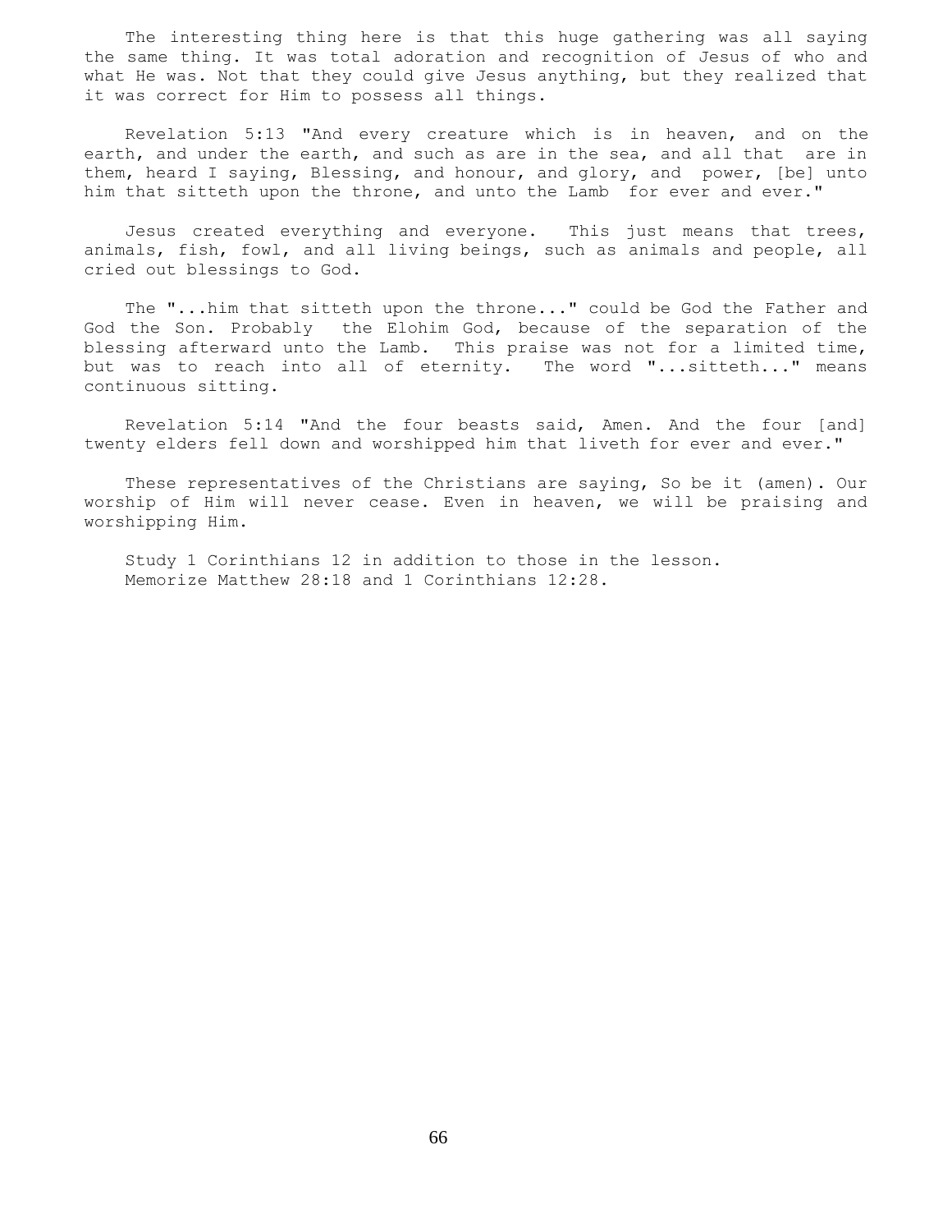The interesting thing here is that this huge gathering was all saying the same thing. It was total adoration and recognition of Jesus of who and what He was. Not that they could give Jesus anything, but they realized that it was correct for Him to possess all things.

Revelation 5:13 "And every creature which is in heaven, and on the earth, and under the earth, and such as are in the sea, and all that are in them, heard I saying, Blessing, and honour, and glory, and power, [be] unto him that sitteth upon the throne, and unto the Lamb for ever and ever."

Jesus created everything and everyone. This just means that trees, animals, fish, fowl, and all living beings, such as animals and people, all cried out blessings to God.

The "...him that sitteth upon the throne..." could be God the Father and God the Son. Probably the Elohim God, because of the separation of the blessing afterward unto the Lamb. This praise was not for a limited time, but was to reach into all of eternity. The word "...sitteth..." means continuous sitting.

Revelation 5:14 "And the four beasts said, Amen. And the four [and] twenty elders fell down and worshipped him that liveth for ever and ever."

These representatives of the Christians are saying, So be it (amen). Our worship of Him will never cease. Even in heaven, we will be praising and worshipping Him.

Study 1 Corinthians 12 in addition to those in the lesson.
Memorize Matthew 28:18 and 1 Corinthians 12:28.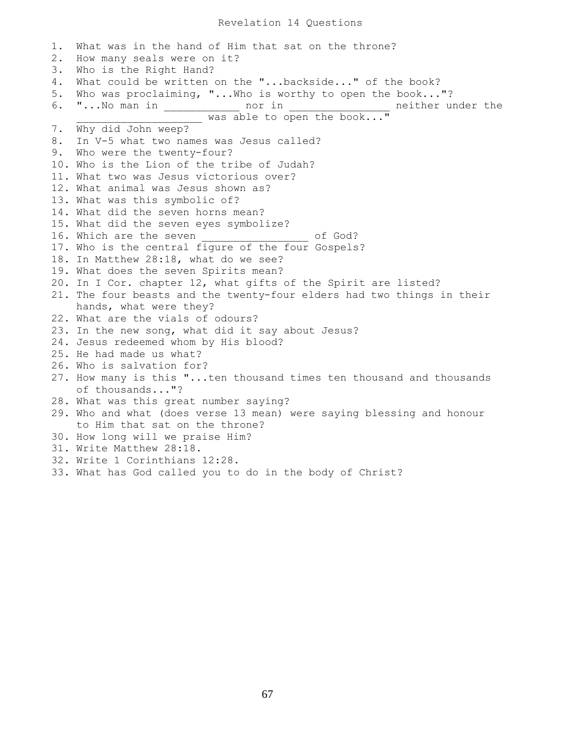# Revelation 14 Questions

1. What was in the hand of Him that sat on the throne?
2. How many seals were on it?
3. Who is the Right Hand?
4. What could be written on the "...backside..." of the book?
5. Who was proclaiming, "...Who is worthy to open the book..."?
6. "...No man in ___________ nor in _______________ neither under the ___________________ was able to open the book..."
7. Why did John weep?
8. In V-5 what two names was Jesus called?
9. Who were the twenty-four?
10. Who is the Lion of the tribe of Judah?
11. What two was Jesus victorious over?
12. What animal was Jesus shown as?
13. What was this symbolic of?
14. What did the seven horns mean?
15. What did the seven eyes symbolize?
16. Which are the seven _________________ of God?
17. Who is the central figure of the four Gospels?
18. In Matthew 28:18, what do we see?
19. What does the seven Spirits mean?
20. In I Cor. chapter 12, what gifts of the Spirit are listed?
21. The four beasts and the twenty-four elders had two things in their hands, what were they?
22. What are the vials of odours?
23. In the new song, what did it say about Jesus?
24. Jesus redeemed whom by His blood?
25. He had made us what?
26. Who is salvation for?
27. How many is this "...ten thousand times ten thousand and thousands of thousands..."?
28. What was this great number saying?
29. Who and what (does verse 13 mean) were saying blessing and honour to Him that sat on the throne?
30. How long will we praise Him?
31. Write Matthew 28:18.
32. Write 1 Corinthians 12:28.
33. What has God called you to do in the body of Christ?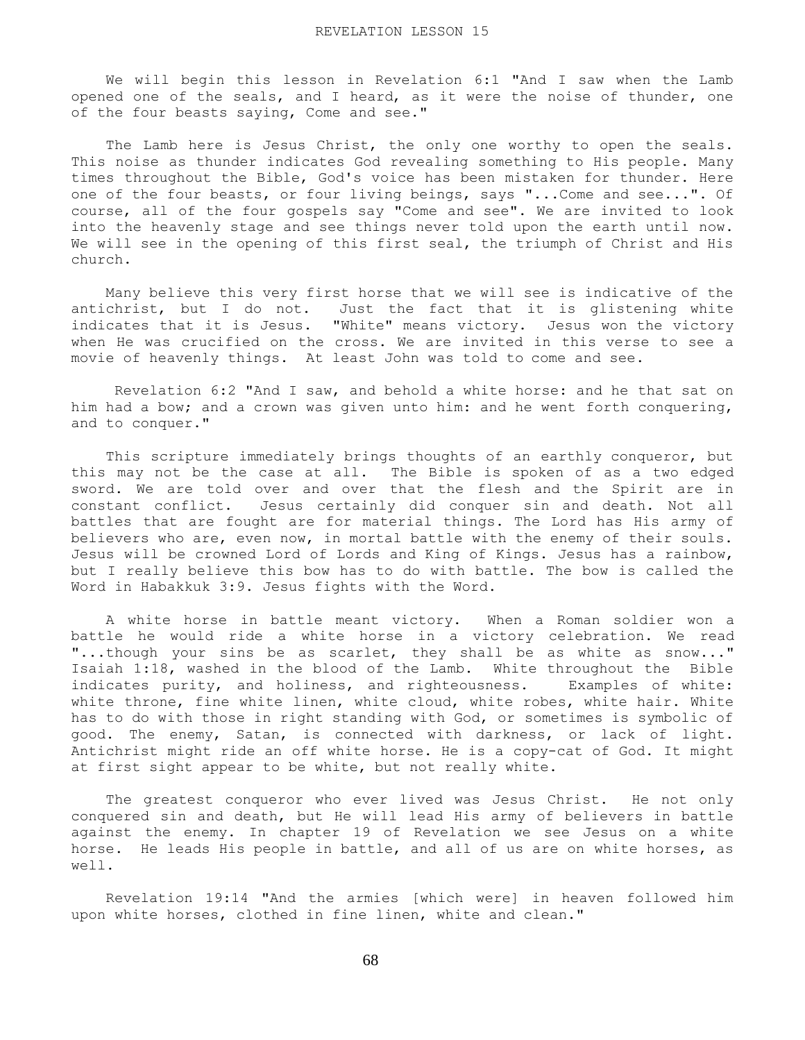# REVELATION LESSON 15

We will begin this lesson in Revelation 6:1 "And I saw when the Lamb opened one of the seals, and I heard, as it were the noise of thunder, one of the four beasts saying, Come and see."

The Lamb here is Jesus Christ, the only one worthy to open the seals. This noise as thunder indicates God revealing something to His people. Many times throughout the Bible, God's voice has been mistaken for thunder. Here one of the four beasts, or four living beings, says "...Come and see...". Of course, all of the four gospels say "Come and see". We are invited to look into the heavenly stage and see things never told upon the earth until now. We will see in the opening of this first seal, the triumph of Christ and His church.

Many believe this very first horse that we will see is indicative of the antichrist, but I do not. Just the fact that it is glistening white indicates that it is Jesus. "White" means victory. Jesus won the victory when He was crucified on the cross. We are invited in this verse to see a movie of heavenly things. At least John was told to come and see.

Revelation 6:2 "And I saw, and behold a white horse: and he that sat on him had a bow; and a crown was given unto him: and he went forth conquering, and to conquer."

This scripture immediately brings thoughts of an earthly conqueror, but this may not be the case at all. The Bible is spoken of as a two edged sword. We are told over and over that the flesh and the Spirit are in constant conflict. Jesus certainly did conquer sin and death. Not all battles that are fought are for material things. The Lord has His army of believers who are, even now, in mortal battle with the enemy of their souls. Jesus will be crowned Lord of Lords and King of Kings. Jesus has a rainbow, but I really believe this bow has to do with battle. The bow is called the Word in Habakkuk 3:9. Jesus fights with the Word.

A white horse in battle meant victory. When a Roman soldier won a battle he would ride a white horse in a victory celebration. We read "...though your sins be as scarlet, they shall be as white as snow..." Isaiah 1:18, washed in the blood of the Lamb. White throughout the Bible indicates purity, and holiness, and righteousness. Examples of white: white throne, fine white linen, white cloud, white robes, white hair. White has to do with those in right standing with God, or sometimes is symbolic of good. The enemy, Satan, is connected with darkness, or lack of light. Antichrist might ride an off white horse. He is a copy-cat of God. It might at first sight appear to be white, but not really white.

The greatest conqueror who ever lived was Jesus Christ. He not only conquered sin and death, but He will lead His army of believers in battle against the enemy. In chapter 19 of Revelation we see Jesus on a white horse. He leads His people in battle, and all of us are on white horses, as well.

Revelation 19:14 "And the armies [which were] in heaven followed him upon white horses, clothed in fine linen, white and clean."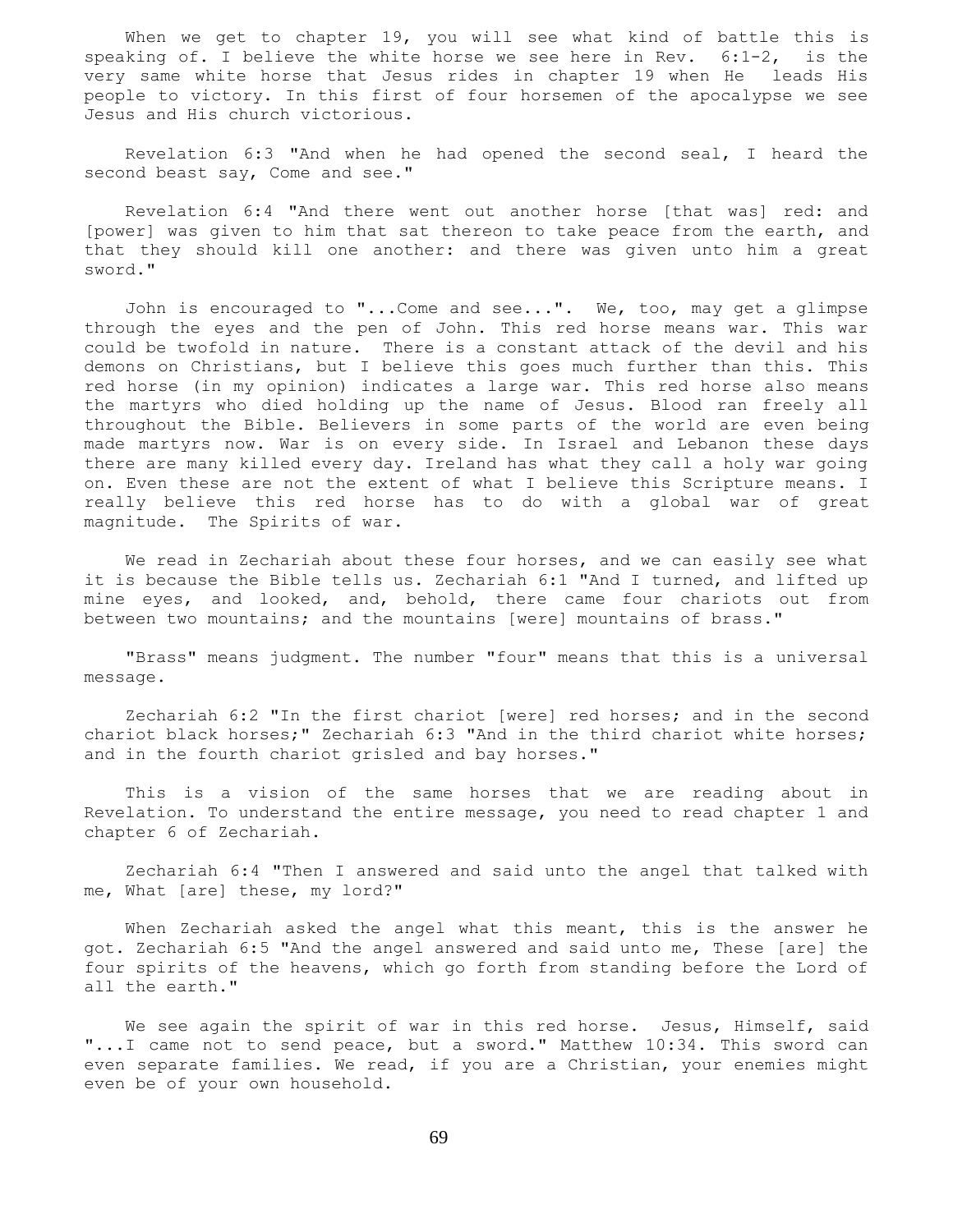When we get to chapter 19, you will see what kind of battle this is speaking of. I believe the white horse we see here in Rev. 6:1-2, is the very same white horse that Jesus rides in chapter 19 when He leads His people to victory. In this first of four horsemen of the apocalypse we see Jesus and His church victorious.

Revelation 6:3 "And when he had opened the second seal, I heard the second beast say, Come and see."

Revelation 6:4 "And there went out another horse [that was] red: and [power] was given to him that sat thereon to take peace from the earth, and that they should kill one another: and there was given unto him a great sword."

John is encouraged to "...Come and see...". We, too, may get a glimpse through the eyes and the pen of John. This red horse means war. This war could be twofold in nature. There is a constant attack of the devil and his demons on Christians, but I believe this goes much further than this. This red horse (in my opinion) indicates a large war. This red horse also means the martyrs who died holding up the name of Jesus. Blood ran freely all throughout the Bible. Believers in some parts of the world are even being made martyrs now. War is on every side. In Israel and Lebanon these days there are many killed every day. Ireland has what they call a holy war going on. Even these are not the extent of what I believe this Scripture means. I really believe this red horse has to do with a global war of great magnitude. The Spirits of war.

We read in Zechariah about these four horses, and we can easily see what it is because the Bible tells us. Zechariah 6:1 "And I turned, and lifted up mine eyes, and looked, and, behold, there came four chariots out from between two mountains; and the mountains [were] mountains of brass."

"Brass" means judgment. The number "four" means that this is a universal message.

Zechariah 6:2 "In the first chariot [were] red horses; and in the second chariot black horses;" Zechariah 6:3 "And in the third chariot white horses; and in the fourth chariot grisled and bay horses."

This is a vision of the same horses that we are reading about in Revelation. To understand the entire message, you need to read chapter 1 and chapter 6 of Zechariah.

Zechariah 6:4 "Then I answered and said unto the angel that talked with me, What [are] these, my lord?"

When Zechariah asked the angel what this meant, this is the answer he got. Zechariah 6:5 "And the angel answered and said unto me, These [are] the four spirits of the heavens, which go forth from standing before the Lord of all the earth."

We see again the spirit of war in this red horse. Jesus, Himself, said "...I came not to send peace, but a sword." Matthew 10:34. This sword can even separate families. We read, if you are a Christian, your enemies might even be of your own household.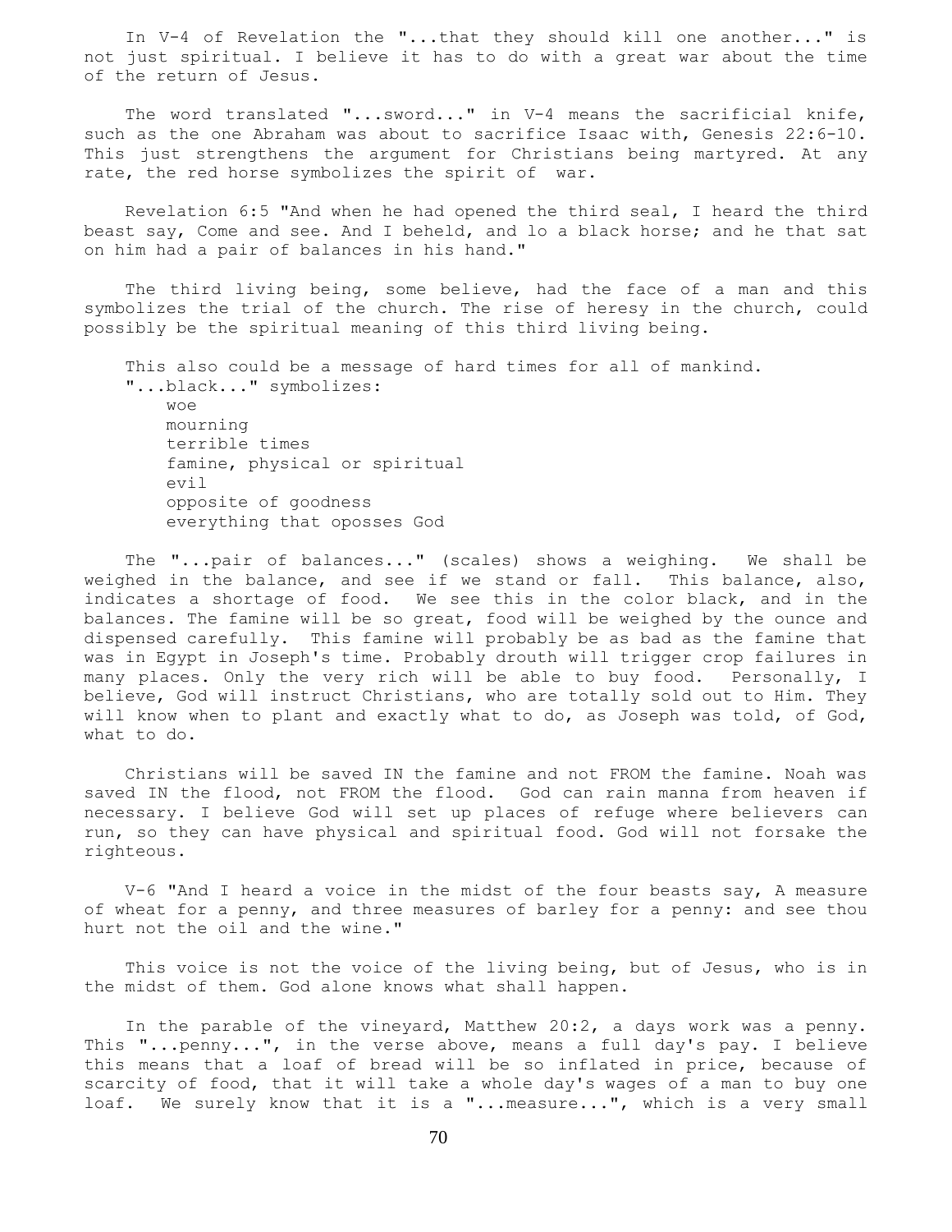In V-4 of Revelation the "...that they should kill one another..." is not just spiritual. I believe it has to do with a great war about the time of the return of Jesus.

The word translated "...sword..." in V-4 means the sacrificial knife, such as the one Abraham was about to sacrifice Isaac with, Genesis 22:6-10. This just strengthens the argument for Christians being martyred. At any rate, the red horse symbolizes the spirit of war.

Revelation 6:5 "And when he had opened the third seal, I heard the third beast say, Come and see. And I beheld, and lo a black horse; and he that sat on him had a pair of balances in his hand."

The third living being, some believe, had the face of a man and this symbolizes the trial of the church. The rise of heresy in the church, could possibly be the spiritual meaning of this third living being.

This also could be a message of hard times for all of mankind.
"...black..." symbolizes:
- woe
- mourning
- terrible times
- famine, physical or spiritual
- evil
- opposite of goodness
- everything that oposses God

The "...pair of balances..." (scales) shows a weighing. We shall be weighed in the balance, and see if we stand or fall. This balance, also, indicates a shortage of food. We see this in the color black, and in the balances. The famine will be so great, food will be weighed by the ounce and dispensed carefully. This famine will probably be as bad as the famine that was in Egypt in Joseph's time. Probably drouth will trigger crop failures in many places. Only the very rich will be able to buy food. Personally, I believe, God will instruct Christians, who are totally sold out to Him. They will know when to plant and exactly what to do, as Joseph was told, of God, what to do.

Christians will be saved IN the famine and not FROM the famine. Noah was saved IN the flood, not FROM the flood. God can rain manna from heaven if necessary. I believe God will set up places of refuge where believers can run, so they can have physical and spiritual food. God will not forsake the righteous.

V-6 "And I heard a voice in the midst of the four beasts say, A measure of wheat for a penny, and three measures of barley for a penny: and see thou hurt not the oil and the wine."

This voice is not the voice of the living being, but of Jesus, who is in the midst of them. God alone knows what shall happen.

In the parable of the vineyard, Matthew 20:2, a days work was a penny. This "...penny...", in the verse above, means a full day's pay. I believe this means that a loaf of bread will be so inflated in price, because of scarcity of food, that it will take a whole day's wages of a man to buy one loaf. We surely know that it is a "...measure...", which is a very small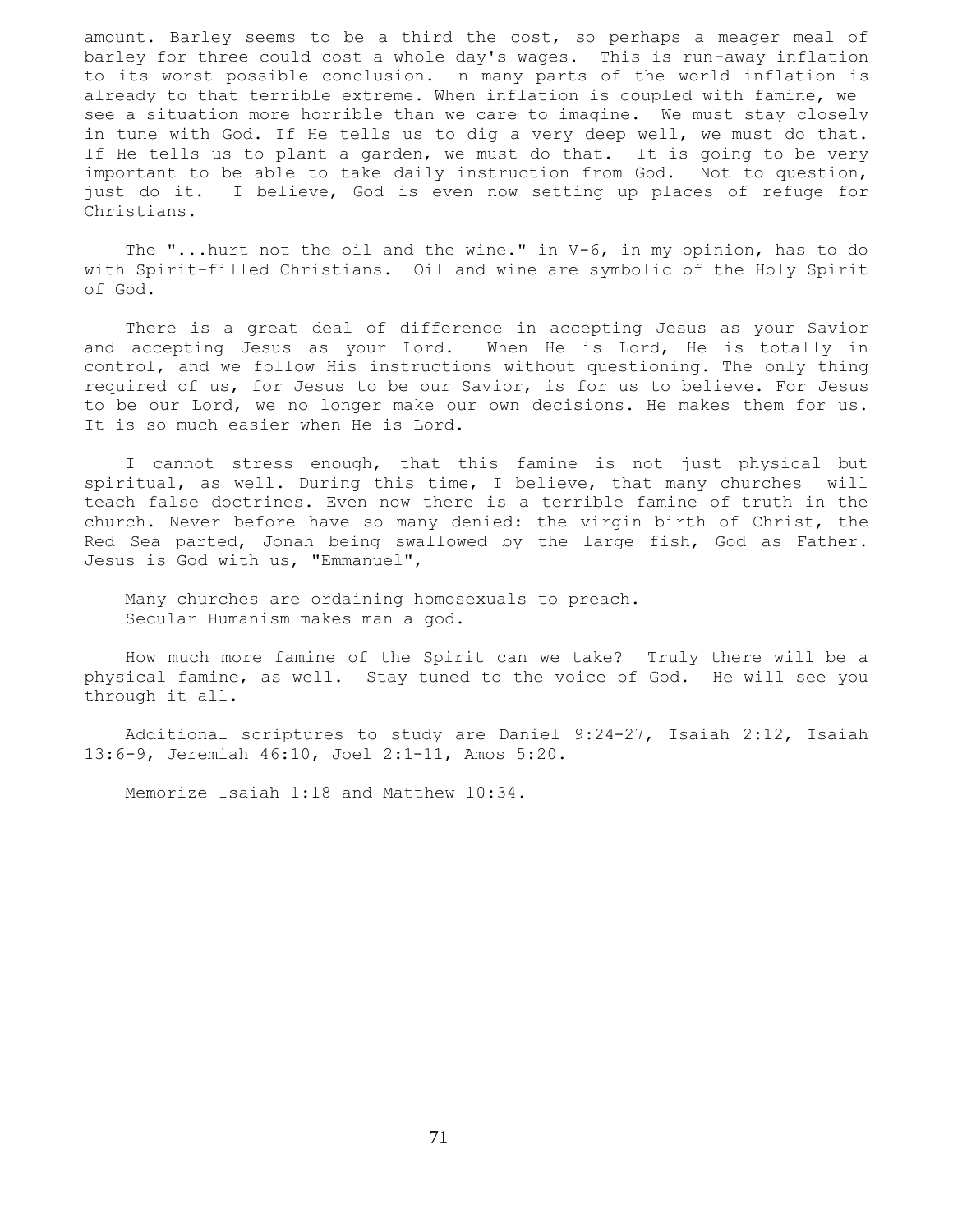amount. Barley seems to be a third the cost, so perhaps a meager meal of barley for three could cost a whole day's wages. This is run-away inflation to its worst possible conclusion. In many parts of the world inflation is already to that terrible extreme. When inflation is coupled with famine, we see a situation more horrible than we care to imagine. We must stay closely in tune with God. If He tells us to dig a very deep well, we must do that. If He tells us to plant a garden, we must do that. It is going to be very important to be able to take daily instruction from God. Not to question, just do it. I believe, God is even now setting up places of refuge for Christians.

The "...hurt not the oil and the wine." in V-6, in my opinion, has to do with Spirit-filled Christians. Oil and wine are symbolic of the Holy Spirit of God.

There is a great deal of difference in accepting Jesus as your Savior and accepting Jesus as your Lord. When He is Lord, He is totally in control, and we follow His instructions without questioning. The only thing required of us, for Jesus to be our Savior, is for us to believe. For Jesus to be our Lord, we no longer make our own decisions. He makes them for us. It is so much easier when He is Lord.

I cannot stress enough, that this famine is not just physical but spiritual, as well. During this time, I believe, that many churches will teach false doctrines. Even now there is a terrible famine of truth in the church. Never before have so many denied: the virgin birth of Christ, the Red Sea parted, Jonah being swallowed by the large fish, God as Father. Jesus is God with us, "Emmanuel",

Many churches are ordaining homosexuals to preach.
Secular Humanism makes man a god.

How much more famine of the Spirit can we take? Truly there will be a physical famine, as well. Stay tuned to the voice of God. He will see you through it all.

Additional scriptures to study are Daniel 9:24-27, Isaiah 2:12, Isaiah 13:6-9, Jeremiah 46:10, Joel 2:1-11, Amos 5:20.

Memorize Isaiah 1:18 and Matthew 10:34.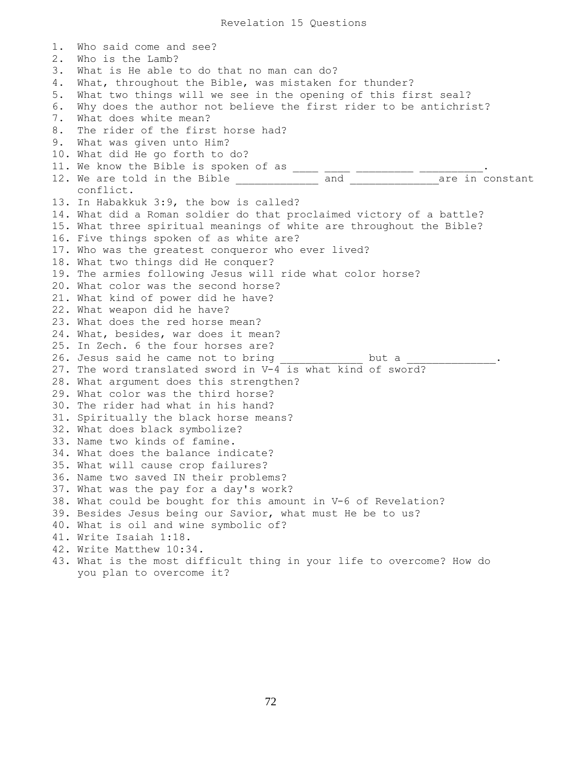# Revelation 15 Questions

1. Who said come and see?
2. Who is the Lamb?
3. What is He able to do that no man can do?
4. What, throughout the Bible, was mistaken for thunder?
5. What two things will we see in the opening of this first seal?
6. Why does the author not believe the first rider to be antichrist?
7. What does white mean?
8. The rider of the first horse had?
9. What was given unto Him?
10. What did He go forth to do?
11. We know the Bible is spoken of as ____ ____ _________ __________.
12. We are told in the Bible _____________ and ______________are in constant conflict.
13. In Habakkuk 3:9, the bow is called?
14. What did a Roman soldier do that proclaimed victory of a battle?
15. What three spiritual meanings of white are throughout the Bible?
16. Five things spoken of as white are?
17. Who was the greatest conqueror who ever lived?
18. What two things did He conquer?
19. The armies following Jesus will ride what color horse?
20. What color was the second horse?
21. What kind of power did he have?
22. What weapon did he have?
23. What does the red horse mean?
24. What, besides, war does it mean?
25. In Zech. 6 the four horses are?
26. Jesus said he came not to bring _____________ but a ______________.
27. The word translated sword in V-4 is what kind of sword?
28. What argument does this strengthen?
29. What color was the third horse?
30. The rider had what in his hand?
31. Spiritually the black horse means?
32. What does black symbolize?
33. Name two kinds of famine.
34. What does the balance indicate?
35. What will cause crop failures?
36. Name two saved IN their problems?
37. What was the pay for a day's work?
38. What could be bought for this amount in V-6 of Revelation?
39. Besides Jesus being our Savior, what must He be to us?
40. What is oil and wine symbolic of?
41. Write Isaiah 1:18.
42. Write Matthew 10:34.
43. What is the most difficult thing in your life to overcome? How do you plan to overcome it?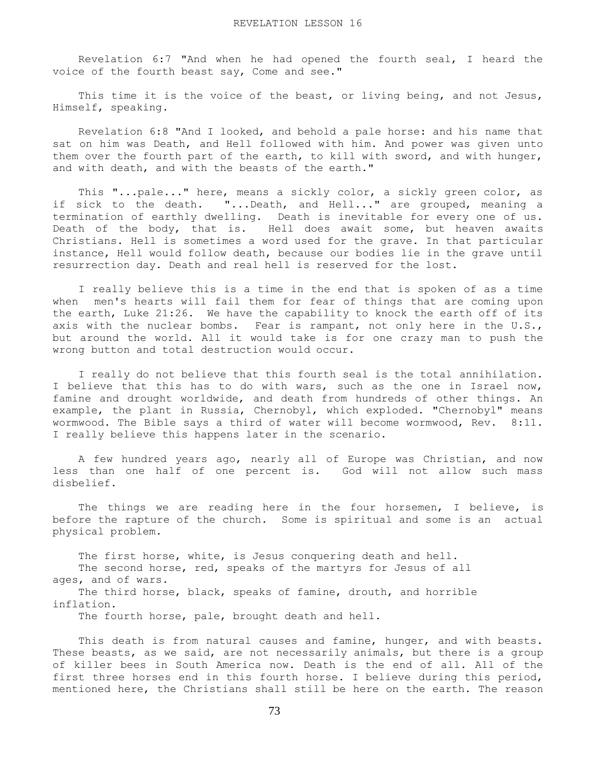# REVELATION LESSON 16

Revelation 6:7 "And when he had opened the fourth seal, I heard the voice of the fourth beast say, Come and see."

This time it is the voice of the beast, or living being, and not Jesus, Himself, speaking.

Revelation 6:8 "And I looked, and behold a pale horse: and his name that sat on him was Death, and Hell followed with him. And power was given unto them over the fourth part of the earth, to kill with sword, and with hunger, and with death, and with the beasts of the earth."

This "...pale..." here, means a sickly color, a sickly green color, as if sick to the death. "...Death, and Hell..." are grouped, meaning a termination of earthly dwelling. Death is inevitable for every one of us. Death of the body, that is. Hell does await some, but heaven awaits Christians. Hell is sometimes a word used for the grave. In that particular instance, Hell would follow death, because our bodies lie in the grave until resurrection day. Death and real hell is reserved for the lost.

I really believe this is a time in the end that is spoken of as a time when men's hearts will fail them for fear of things that are coming upon the earth, Luke 21:26. We have the capability to knock the earth off of its axis with the nuclear bombs. Fear is rampant, not only here in the U.S., but around the world. All it would take is for one crazy man to push the wrong button and total destruction would occur.

I really do not believe that this fourth seal is the total annihilation. I believe that this has to do with wars, such as the one in Israel now, famine and drought worldwide, and death from hundreds of other things. An example, the plant in Russia, Chernobyl, which exploded. "Chernobyl" means wormwood. The Bible says a third of water will become wormwood, Rev. 8:11. I really believe this happens later in the scenario.

A few hundred years ago, nearly all of Europe was Christian, and now less than one half of one percent is. God will not allow such mass disbelief.

The things we are reading here in the four horsemen, I believe, is before the rapture of the church. Some is spiritual and some is an actual physical problem.

The first horse, white, is Jesus conquering death and hell.
The second horse, red, speaks of the martyrs for Jesus of all ages, and of wars.
The third horse, black, speaks of famine, drouth, and horrible inflation.
The fourth horse, pale, brought death and hell.

This death is from natural causes and famine, hunger, and with beasts. These beasts, as we said, are not necessarily animals, but there is a group of killer bees in South America now. Death is the end of all. All of the first three horses end in this fourth horse. I believe during this period, mentioned here, the Christians shall still be here on the earth. The reason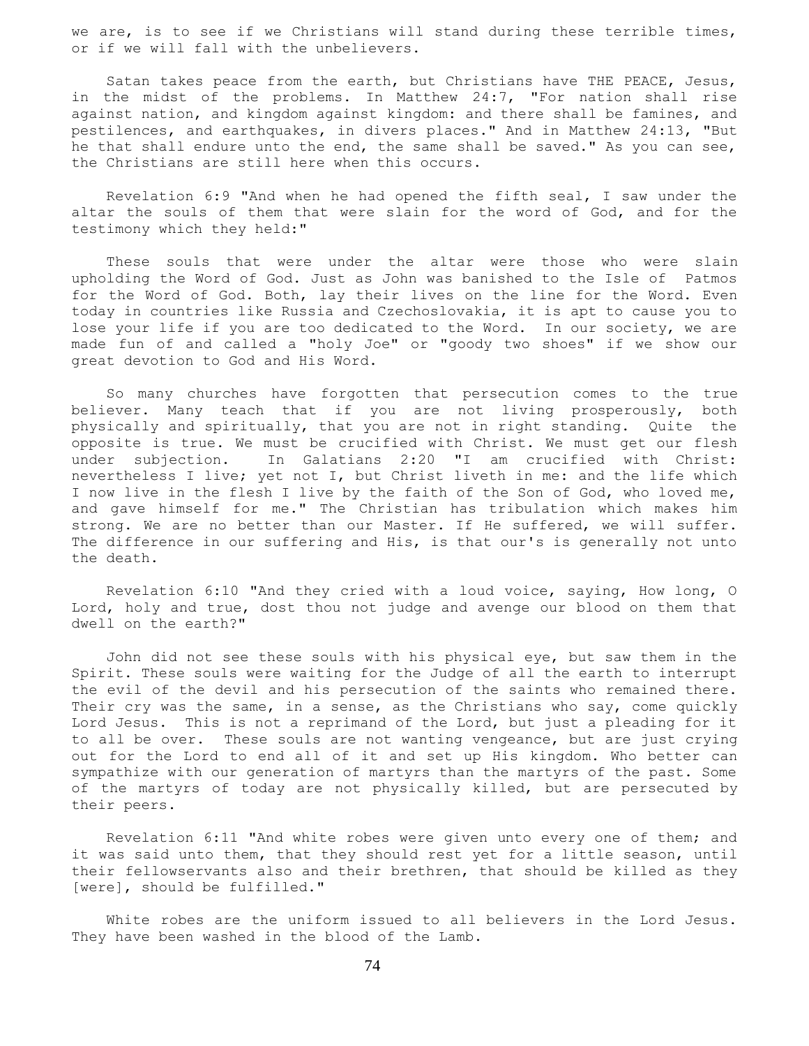we are, is to see if we Christians will stand during these terrible times, or if we will fall with the unbelievers.

Satan takes peace from the earth, but Christians have THE PEACE, Jesus, in the midst of the problems. In Matthew 24:7, "For nation shall rise against nation, and kingdom against kingdom: and there shall be famines, and pestilences, and earthquakes, in divers places." And in Matthew 24:13, "But he that shall endure unto the end, the same shall be saved." As you can see, the Christians are still here when this occurs.

Revelation 6:9 "And when he had opened the fifth seal, I saw under the altar the souls of them that were slain for the word of God, and for the testimony which they held:"

These souls that were under the altar were those who were slain upholding the Word of God. Just as John was banished to the Isle of Patmos for the Word of God. Both, lay their lives on the line for the Word. Even today in countries like Russia and Czechoslovakia, it is apt to cause you to lose your life if you are too dedicated to the Word. In our society, we are made fun of and called a "holy Joe" or "goody two shoes" if we show our great devotion to God and His Word.

So many churches have forgotten that persecution comes to the true believer. Many teach that if you are not living prosperously, both physically and spiritually, that you are not in right standing. Quite the opposite is true. We must be crucified with Christ. We must get our flesh under subjection. In Galatians 2:20 "I am crucified with Christ: nevertheless I live; yet not I, but Christ liveth in me: and the life which I now live in the flesh I live by the faith of the Son of God, who loved me, and gave himself for me." The Christian has tribulation which makes him strong. We are no better than our Master. If He suffered, we will suffer. The difference in our suffering and His, is that our's is generally not unto the death.

Revelation 6:10 "And they cried with a loud voice, saying, How long, O Lord, holy and true, dost thou not judge and avenge our blood on them that dwell on the earth?"

John did not see these souls with his physical eye, but saw them in the Spirit. These souls were waiting for the Judge of all the earth to interrupt the evil of the devil and his persecution of the saints who remained there. Their cry was the same, in a sense, as the Christians who say, come quickly Lord Jesus. This is not a reprimand of the Lord, but just a pleading for it to all be over. These souls are not wanting vengeance, but are just crying out for the Lord to end all of it and set up His kingdom. Who better can sympathize with our generation of martyrs than the martyrs of the past. Some of the martyrs of today are not physically killed, but are persecuted by their peers.

Revelation 6:11 "And white robes were given unto every one of them; and it was said unto them, that they should rest yet for a little season, until their fellowservants also and their brethren, that should be killed as they [were], should be fulfilled."

White robes are the uniform issued to all believers in the Lord Jesus. They have been washed in the blood of the Lamb.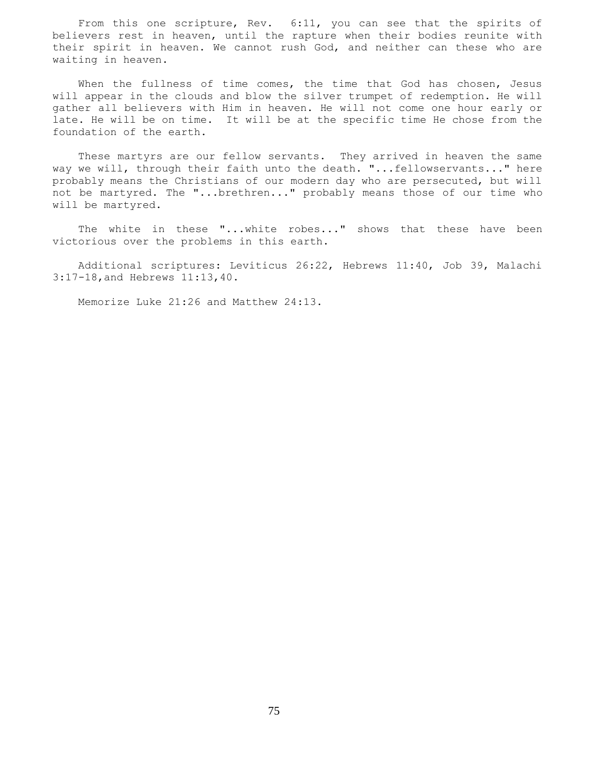From this one scripture, Rev. 6:11, you can see that the spirits of believers rest in heaven, until the rapture when their bodies reunite with their spirit in heaven. We cannot rush God, and neither can these who are waiting in heaven.

When the fullness of time comes, the time that God has chosen, Jesus will appear in the clouds and blow the silver trumpet of redemption. He will gather all believers with Him in heaven. He will not come one hour early or late. He will be on time. It will be at the specific time He chose from the foundation of the earth.

These martyrs are our fellow servants. They arrived in heaven the same way we will, through their faith unto the death. "...fellowservants..." here probably means the Christians of our modern day who are persecuted, but will not be martyred. The "...brethren..." probably means those of our time who will be martyred.

The white in these "...white robes..." shows that these have been victorious over the problems in this earth.

Additional scriptures: Leviticus 26:22, Hebrews 11:40, Job 39, Malachi 3:17-18,and Hebrews 11:13,40.

Memorize Luke 21:26 and Matthew 24:13.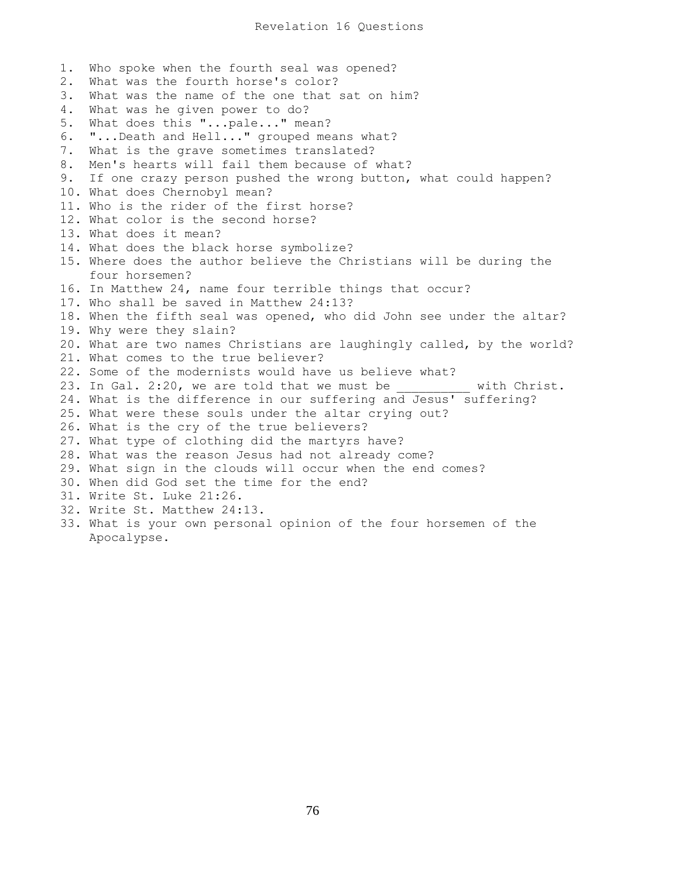# Revelation 16 Questions

1. Who spoke when the fourth seal was opened?
2. What was the fourth horse's color?
3. What was the name of the one that sat on him?
4. What was he given power to do?
5. What does this "...pale..." mean?
6. "...Death and Hell..." grouped means what?
7. What is the grave sometimes translated?
8. Men's hearts will fail them because of what?
9. If one crazy person pushed the wrong button, what could happen?
10. What does Chernobyl mean?
11. Who is the rider of the first horse?
12. What color is the second horse?
13. What does it mean?
14. What does the black horse symbolize?
15. Where does the author believe the Christians will be during the four horsemen?
16. In Matthew 24, name four terrible things that occur?
17. Who shall be saved in Matthew 24:13?
18. When the fifth seal was opened, who did John see under the altar?
19. Why were they slain?
20. What are two names Christians are laughingly called, by the world?
21. What comes to the true believer?
22. Some of the modernists would have us believe what?
23. In Gal. 2:20, we are told that we must be __________ with Christ.
24. What is the difference in our suffering and Jesus' suffering?
25. What were these souls under the altar crying out?
26. What is the cry of the true believers?
27. What type of clothing did the martyrs have?
28. What was the reason Jesus had not already come?
29. What sign in the clouds will occur when the end comes?
30. When did God set the time for the end?
31. Write St. Luke 21:26.
32. Write St. Matthew 24:13.
33. What is your own personal opinion of the four horsemen of the Apocalypse.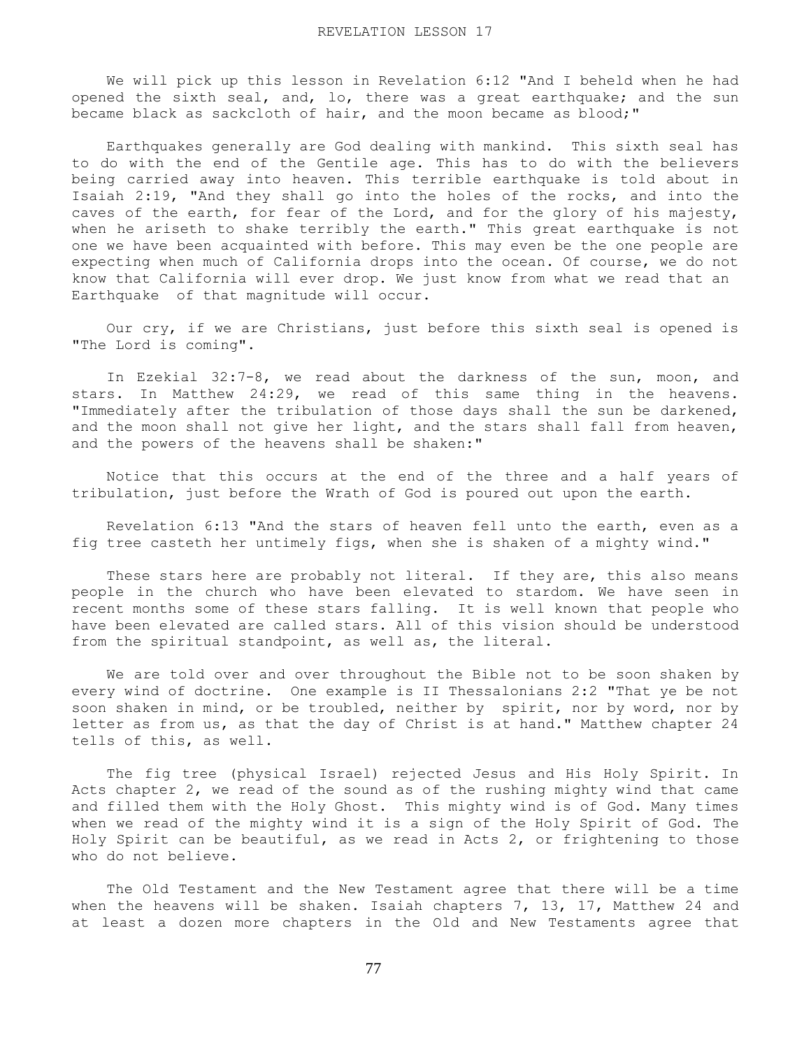# REVELATION LESSON 17

We will pick up this lesson in Revelation 6:12 "And I beheld when he had opened the sixth seal, and, lo, there was a great earthquake; and the sun became black as sackcloth of hair, and the moon became as blood;"

Earthquakes generally are God dealing with mankind. This sixth seal has to do with the end of the Gentile age. This has to do with the believers being carried away into heaven. This terrible earthquake is told about in Isaiah 2:19, "And they shall go into the holes of the rocks, and into the caves of the earth, for fear of the Lord, and for the glory of his majesty, when he ariseth to shake terribly the earth." This great earthquake is not one we have been acquainted with before. This may even be the one people are expecting when much of California drops into the ocean. Of course, we do not know that California will ever drop. We just know from what we read that an Earthquake of that magnitude will occur.

Our cry, if we are Christians, just before this sixth seal is opened is "The Lord is coming".

In Ezekial 32:7-8, we read about the darkness of the sun, moon, and stars. In Matthew 24:29, we read of this same thing in the heavens. "Immediately after the tribulation of those days shall the sun be darkened, and the moon shall not give her light, and the stars shall fall from heaven, and the powers of the heavens shall be shaken:"

Notice that this occurs at the end of the three and a half years of tribulation, just before the Wrath of God is poured out upon the earth.

Revelation 6:13 "And the stars of heaven fell unto the earth, even as a fig tree casteth her untimely figs, when she is shaken of a mighty wind."

These stars here are probably not literal. If they are, this also means people in the church who have been elevated to stardom. We have seen in recent months some of these stars falling. It is well known that people who have been elevated are called stars. All of this vision should be understood from the spiritual standpoint, as well as, the literal.

We are told over and over throughout the Bible not to be soon shaken by every wind of doctrine. One example is II Thessalonians 2:2 "That ye be not soon shaken in mind, or be troubled, neither by spirit, nor by word, nor by letter as from us, as that the day of Christ is at hand." Matthew chapter 24 tells of this, as well.

The fig tree (physical Israel) rejected Jesus and His Holy Spirit. In Acts chapter 2, we read of the sound as of the rushing mighty wind that came and filled them with the Holy Ghost. This mighty wind is of God. Many times when we read of the mighty wind it is a sign of the Holy Spirit of God. The Holy Spirit can be beautiful, as we read in Acts 2, or frightening to those who do not believe.

The Old Testament and the New Testament agree that there will be a time when the heavens will be shaken. Isaiah chapters 7, 13, 17, Matthew 24 and at least a dozen more chapters in the Old and New Testaments agree that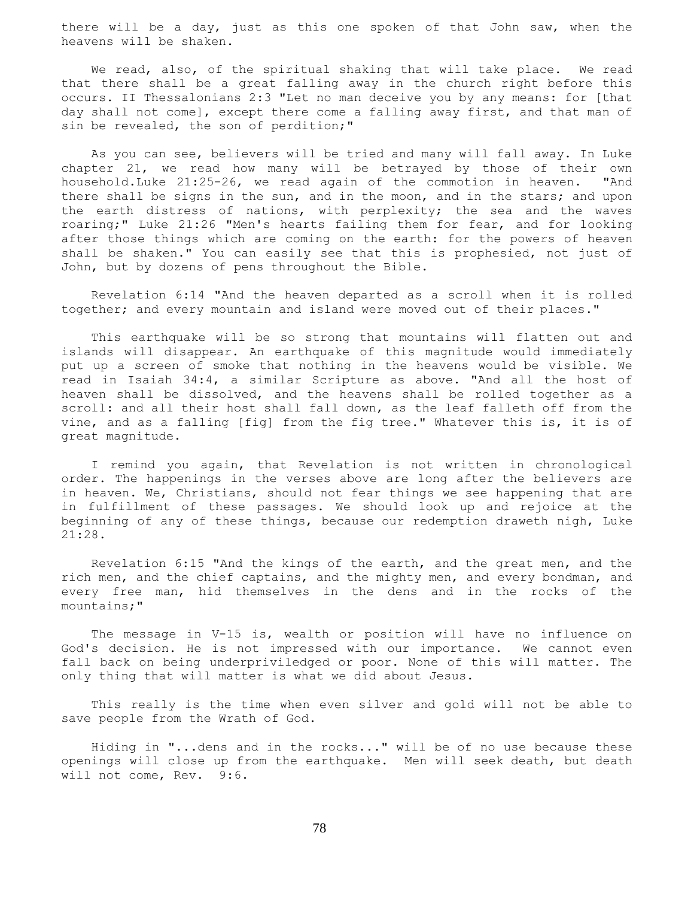there will be a day, just as this one spoken of that John saw, when the heavens will be shaken.

We read, also, of the spiritual shaking that will take place. We read that there shall be a great falling away in the church right before this occurs. II Thessalonians 2:3 "Let no man deceive you by any means: for [that day shall not come], except there come a falling away first, and that man of sin be revealed, the son of perdition;"

As you can see, believers will be tried and many will fall away. In Luke chapter 21, we read how many will be betrayed by those of their own household.Luke 21:25-26, we read again of the commotion in heaven. "And there shall be signs in the sun, and in the moon, and in the stars; and upon the earth distress of nations, with perplexity; the sea and the waves roaring;" Luke 21:26 "Men's hearts failing them for fear, and for looking after those things which are coming on the earth: for the powers of heaven shall be shaken." You can easily see that this is prophesied, not just of John, but by dozens of pens throughout the Bible.

Revelation 6:14 "And the heaven departed as a scroll when it is rolled together; and every mountain and island were moved out of their places."

This earthquake will be so strong that mountains will flatten out and islands will disappear. An earthquake of this magnitude would immediately put up a screen of smoke that nothing in the heavens would be visible. We read in Isaiah 34:4, a similar Scripture as above. "And all the host of heaven shall be dissolved, and the heavens shall be rolled together as a scroll: and all their host shall fall down, as the leaf falleth off from the vine, and as a falling [fig] from the fig tree." Whatever this is, it is of great magnitude.

I remind you again, that Revelation is not written in chronological order. The happenings in the verses above are long after the believers are in heaven. We, Christians, should not fear things we see happening that are in fulfillment of these passages. We should look up and rejoice at the beginning of any of these things, because our redemption draweth nigh, Luke 21:28.

Revelation 6:15 "And the kings of the earth, and the great men, and the rich men, and the chief captains, and the mighty men, and every bondman, and every free man, hid themselves in the dens and in the rocks of the mountains;"

The message in V-15 is, wealth or position will have no influence on God's decision. He is not impressed with our importance. We cannot even fall back on being underpriviledged or poor. None of this will matter. The only thing that will matter is what we did about Jesus.

This really is the time when even silver and gold will not be able to save people from the Wrath of God.

Hiding in "...dens and in the rocks..." will be of no use because these openings will close up from the earthquake. Men will seek death, but death will not come, Rev. 9:6.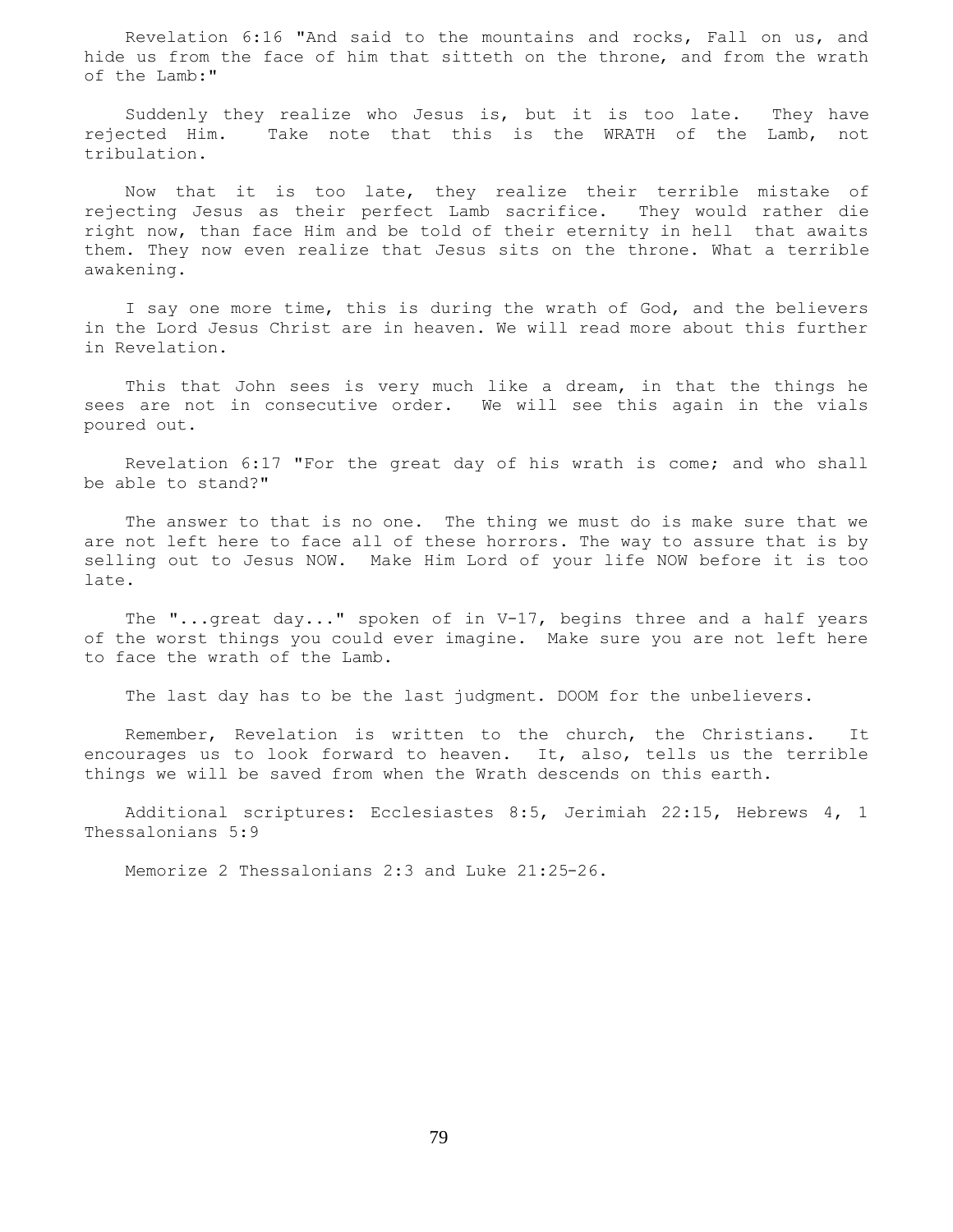Revelation 6:16 "And said to the mountains and rocks, Fall on us, and hide us from the face of him that sitteth on the throne, and from the wrath of the Lamb:"

Suddenly they realize who Jesus is, but it is too late. They have rejected Him. Take note that this is the WRATH of the Lamb, not tribulation.

Now that it is too late, they realize their terrible mistake of rejecting Jesus as their perfect Lamb sacrifice. They would rather die right now, than face Him and be told of their eternity in hell that awaits them. They now even realize that Jesus sits on the throne. What a terrible awakening.

I say one more time, this is during the wrath of God, and the believers in the Lord Jesus Christ are in heaven. We will read more about this further in Revelation.

This that John sees is very much like a dream, in that the things he sees are not in consecutive order. We will see this again in the vials poured out.

Revelation 6:17 "For the great day of his wrath is come; and who shall be able to stand?"

The answer to that is no one. The thing we must do is make sure that we are not left here to face all of these horrors. The way to assure that is by selling out to Jesus NOW. Make Him Lord of your life NOW before it is too late.

The "...great day..." spoken of in V-17, begins three and a half years of the worst things you could ever imagine. Make sure you are not left here to face the wrath of the Lamb.

The last day has to be the last judgment. DOOM for the unbelievers.

Remember, Revelation is written to the church, the Christians. It encourages us to look forward to heaven. It, also, tells us the terrible things we will be saved from when the Wrath descends on this earth.

Additional scriptures: Ecclesiastes 8:5, Jerimiah 22:15, Hebrews 4, 1 Thessalonians 5:9

Memorize 2 Thessalonians 2:3 and Luke 21:25-26.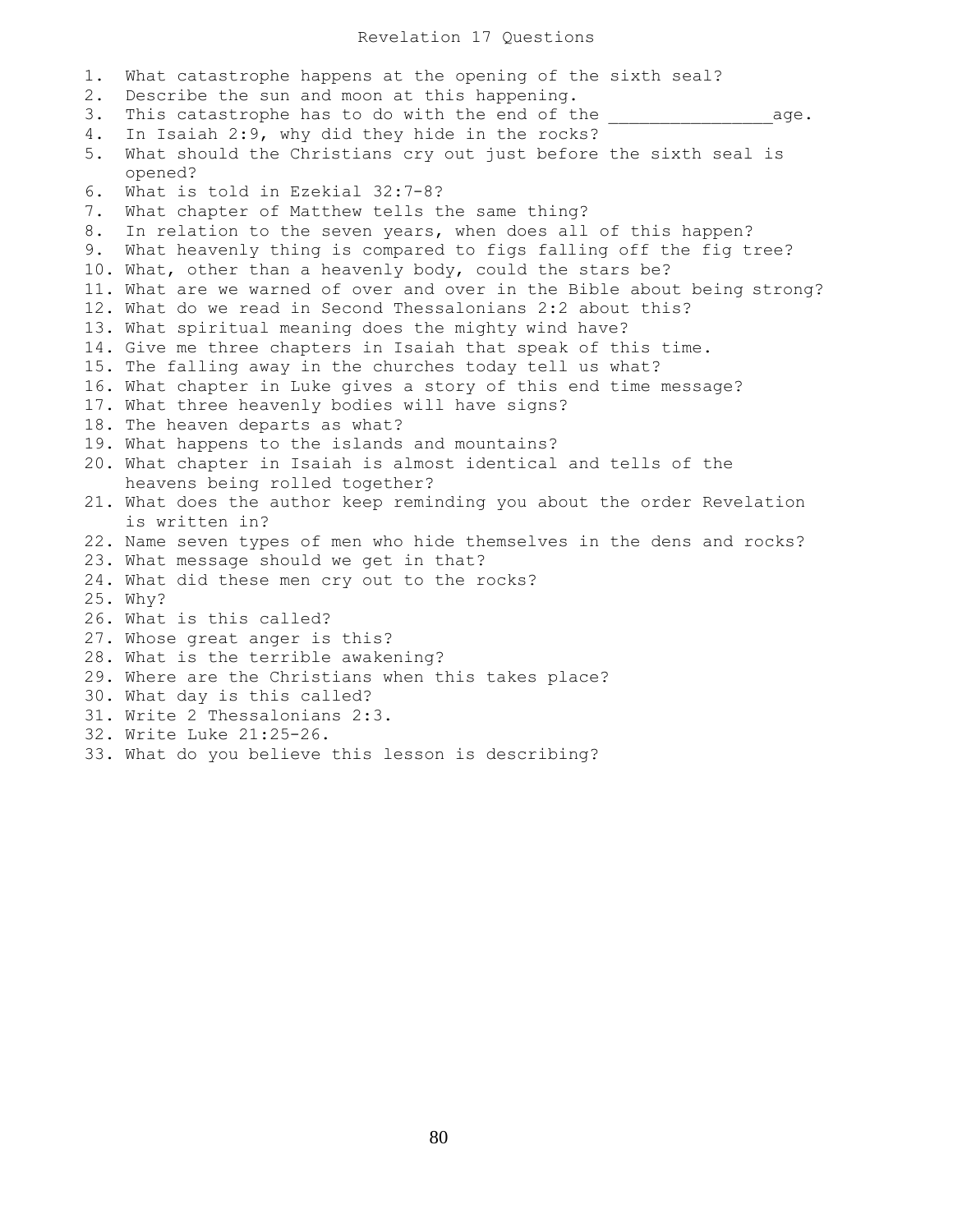# Revelation 17 Questions

1. What catastrophe happens at the opening of the sixth seal?
2. Describe the sun and moon at this happening.
3. This catastrophe has to do with the end of the _______________age.
4. In Isaiah 2:9, why did they hide in the rocks?
5. What should the Christians cry out just before the sixth seal is opened?
6. What is told in Ezekial 32:7-8?
7. What chapter of Matthew tells the same thing?
8. In relation to the seven years, when does all of this happen?
9. What heavenly thing is compared to figs falling off the fig tree?
10. What, other than a heavenly body, could the stars be?
11. What are we warned of over and over in the Bible about being strong?
12. What do we read in Second Thessalonians 2:2 about this?
13. What spiritual meaning does the mighty wind have?
14. Give me three chapters in Isaiah that speak of this time.
15. The falling away in the churches today tell us what?
16. What chapter in Luke gives a story of this end time message?
17. What three heavenly bodies will have signs?
18. The heaven departs as what?
19. What happens to the islands and mountains?
20. What chapter in Isaiah is almost identical and tells of the heavens being rolled together?
21. What does the author keep reminding you about the order Revelation is written in?
22. Name seven types of men who hide themselves in the dens and rocks?
23. What message should we get in that?
24. What did these men cry out to the rocks?
25. Why?
26. What is this called?
27. Whose great anger is this?
28. What is the terrible awakening?
29. Where are the Christians when this takes place?
30. What day is this called?
31. Write 2 Thessalonians 2:3.
32. Write Luke 21:25-26.
33. What do you believe this lesson is describing?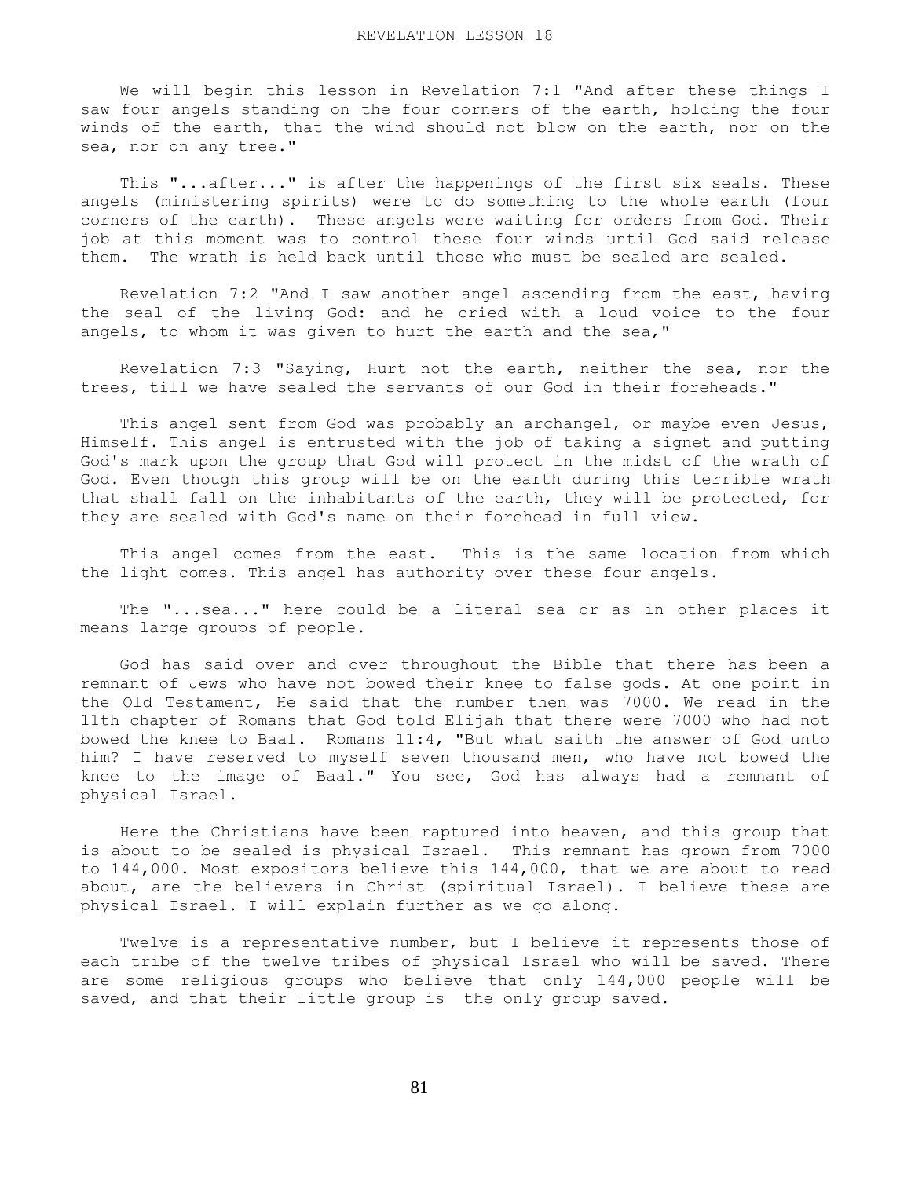# REVELATION LESSON 18

We will begin this lesson in Revelation 7:1 "And after these things I saw four angels standing on the four corners of the earth, holding the four winds of the earth, that the wind should not blow on the earth, nor on the sea, nor on any tree."

This "...after..." is after the happenings of the first six seals. These angels (ministering spirits) were to do something to the whole earth (four corners of the earth). These angels were waiting for orders from God. Their job at this moment was to control these four winds until God said release them. The wrath is held back until those who must be sealed are sealed.

Revelation 7:2 "And I saw another angel ascending from the east, having the seal of the living God: and he cried with a loud voice to the four angels, to whom it was given to hurt the earth and the sea,"

Revelation 7:3 "Saying, Hurt not the earth, neither the sea, nor the trees, till we have sealed the servants of our God in their foreheads."

This angel sent from God was probably an archangel, or maybe even Jesus, Himself. This angel is entrusted with the job of taking a signet and putting God's mark upon the group that God will protect in the midst of the wrath of God. Even though this group will be on the earth during this terrible wrath that shall fall on the inhabitants of the earth, they will be protected, for they are sealed with God's name on their forehead in full view.

This angel comes from the east. This is the same location from which the light comes. This angel has authority over these four angels.

The "...sea..." here could be a literal sea or as in other places it means large groups of people.

God has said over and over throughout the Bible that there has been a remnant of Jews who have not bowed their knee to false gods. At one point in the Old Testament, He said that the number then was 7000. We read in the 11th chapter of Romans that God told Elijah that there were 7000 who had not bowed the knee to Baal. Romans 11:4, "But what saith the answer of God unto him? I have reserved to myself seven thousand men, who have not bowed the knee to the image of Baal." You see, God has always had a remnant of physical Israel.

Here the Christians have been raptured into heaven, and this group that is about to be sealed is physical Israel. This remnant has grown from 7000 to 144,000. Most expositors believe this 144,000, that we are about to read about, are the believers in Christ (spiritual Israel). I believe these are physical Israel. I will explain further as we go along.

Twelve is a representative number, but I believe it represents those of each tribe of the twelve tribes of physical Israel who will be saved. There are some religious groups who believe that only 144,000 people will be saved, and that their little group is the only group saved.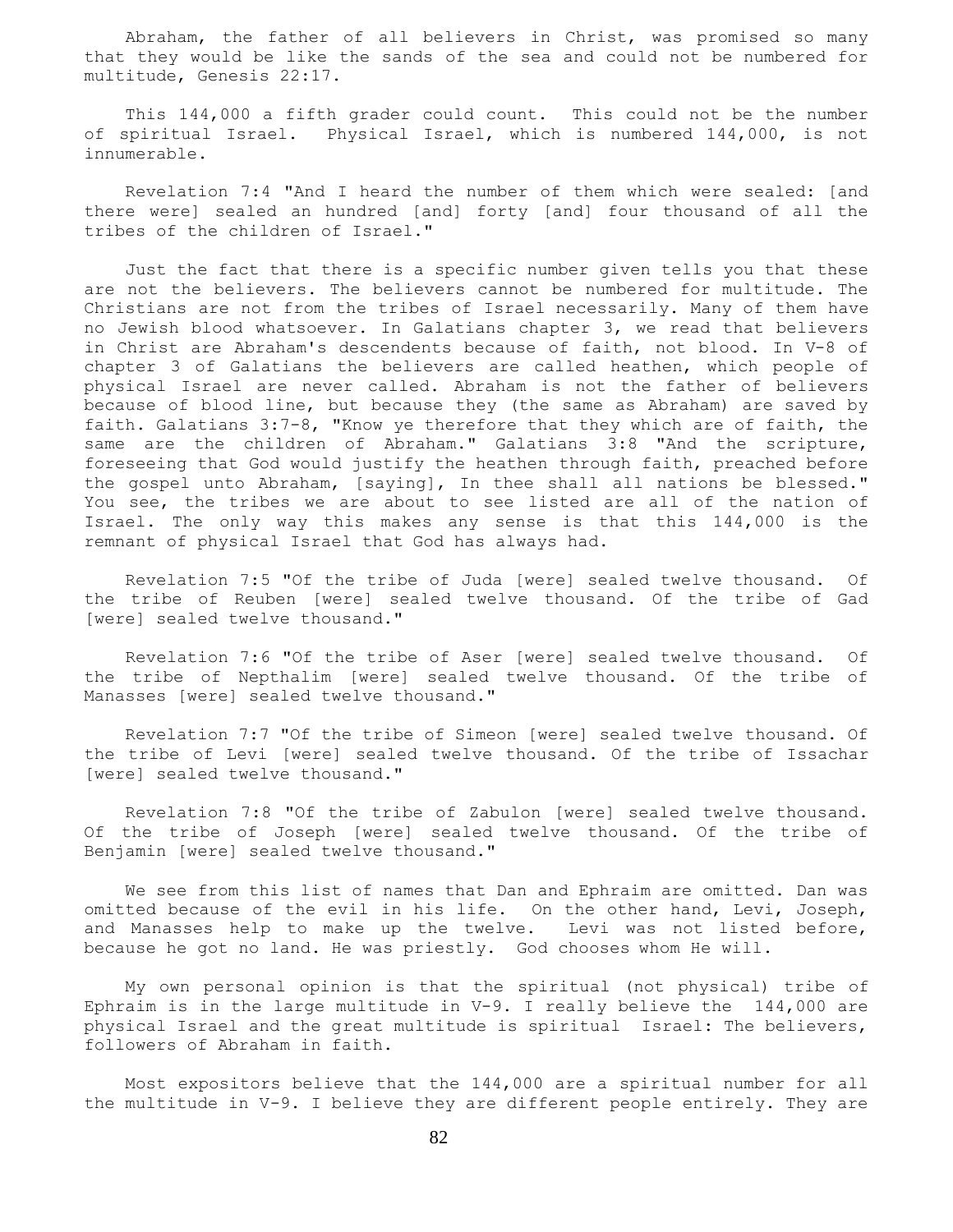Abraham, the father of all believers in Christ, was promised so many that they would be like the sands of the sea and could not be numbered for multitude, Genesis 22:17.

This 144,000 a fifth grader could count. This could not be the number of spiritual Israel. Physical Israel, which is numbered 144,000, is not innumerable.

Revelation 7:4 "And I heard the number of them which were sealed: [and there were] sealed an hundred [and] forty [and] four thousand of all the tribes of the children of Israel."

Just the fact that there is a specific number given tells you that these are not the believers. The believers cannot be numbered for multitude. The Christians are not from the tribes of Israel necessarily. Many of them have no Jewish blood whatsoever. In Galatians chapter 3, we read that believers in Christ are Abraham's descendents because of faith, not blood. In V-8 of chapter 3 of Galatians the believers are called heathen, which people of physical Israel are never called. Abraham is not the father of believers because of blood line, but because they (the same as Abraham) are saved by faith. Galatians 3:7-8, "Know ye therefore that they which are of faith, the same are the children of Abraham." Galatians 3:8 "And the scripture, foreseeing that God would justify the heathen through faith, preached before the gospel unto Abraham, [saying], In thee shall all nations be blessed." You see, the tribes we are about to see listed are all of the nation of Israel. The only way this makes any sense is that this 144,000 is the remnant of physical Israel that God has always had.

Revelation 7:5 "Of the tribe of Juda [were] sealed twelve thousand. Of the tribe of Reuben [were] sealed twelve thousand. Of the tribe of Gad [were] sealed twelve thousand."

Revelation 7:6 "Of the tribe of Aser [were] sealed twelve thousand. Of the tribe of Nepthalim [were] sealed twelve thousand. Of the tribe of Manasses [were] sealed twelve thousand."

Revelation 7:7 "Of the tribe of Simeon [were] sealed twelve thousand. Of the tribe of Levi [were] sealed twelve thousand. Of the tribe of Issachar [were] sealed twelve thousand."

Revelation 7:8 "Of the tribe of Zabulon [were] sealed twelve thousand. Of the tribe of Joseph [were] sealed twelve thousand. Of the tribe of Benjamin [were] sealed twelve thousand."

We see from this list of names that Dan and Ephraim are omitted. Dan was omitted because of the evil in his life. On the other hand, Levi, Joseph, and Manasses help to make up the twelve. Levi was not listed before, because he got no land. He was priestly. God chooses whom He will.

My own personal opinion is that the spiritual (not physical) tribe of Ephraim is in the large multitude in V-9. I really believe the 144,000 are physical Israel and the great multitude is spiritual Israel: The believers, followers of Abraham in faith.

Most expositors believe that the 144,000 are a spiritual number for all the multitude in V-9. I believe they are different people entirely. They are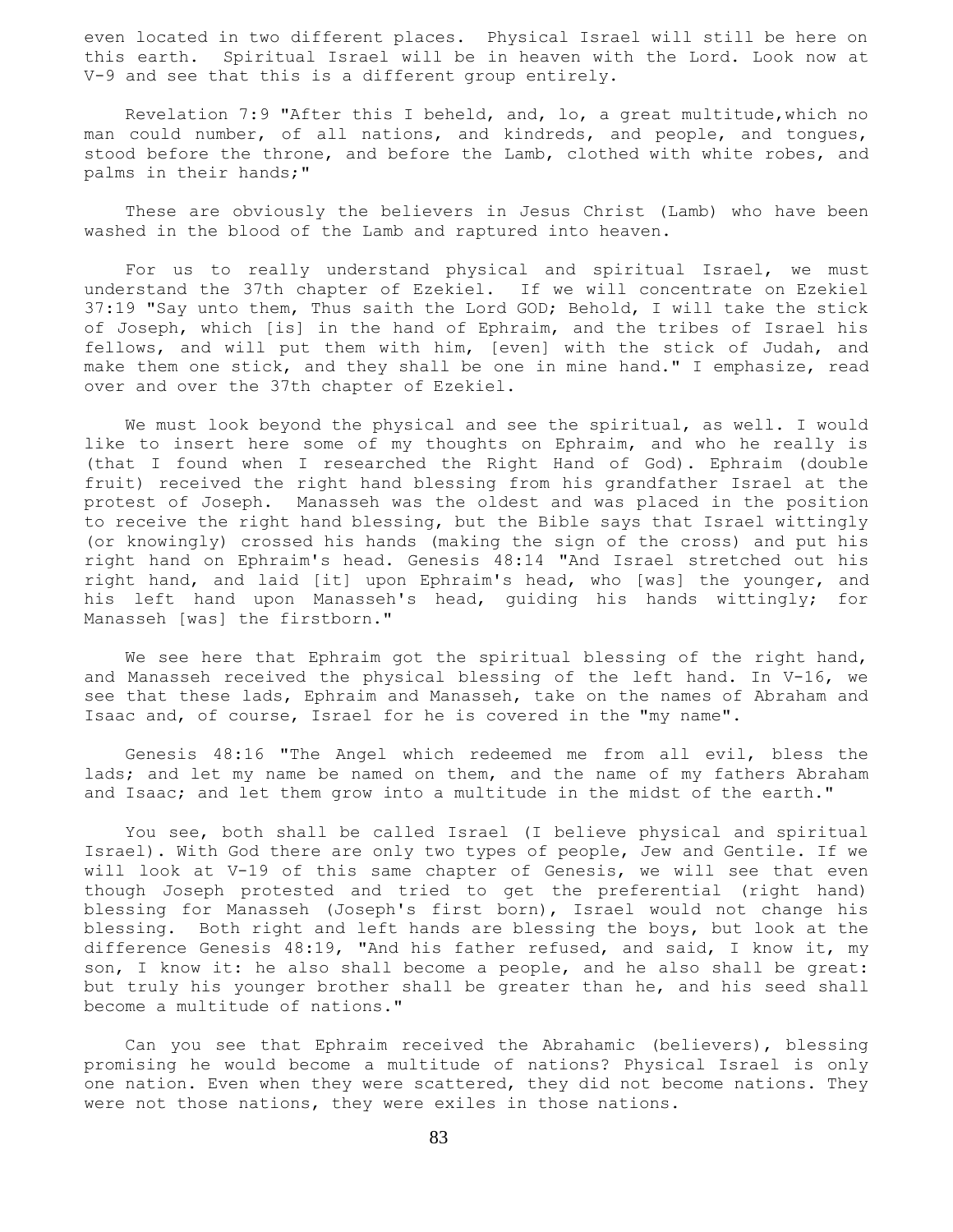even located in two different places. Physical Israel will still be here on this earth. Spiritual Israel will be in heaven with the Lord. Look now at V-9 and see that this is a different group entirely.

Revelation 7:9 "After this I beheld, and, lo, a great multitude,which no man could number, of all nations, and kindreds, and people, and tongues, stood before the throne, and before the Lamb, clothed with white robes, and palms in their hands;"

These are obviously the believers in Jesus Christ (Lamb) who have been washed in the blood of the Lamb and raptured into heaven.

For us to really understand physical and spiritual Israel, we must understand the 37th chapter of Ezekiel. If we will concentrate on Ezekiel 37:19 "Say unto them, Thus saith the Lord GOD; Behold, I will take the stick of Joseph, which [is] in the hand of Ephraim, and the tribes of Israel his fellows, and will put them with him, [even] with the stick of Judah, and make them one stick, and they shall be one in mine hand." I emphasize, read over and over the 37th chapter of Ezekiel.

We must look beyond the physical and see the spiritual, as well. I would like to insert here some of my thoughts on Ephraim, and who he really is (that I found when I researched the Right Hand of God). Ephraim (double fruit) received the right hand blessing from his grandfather Israel at the protest of Joseph. Manasseh was the oldest and was placed in the position to receive the right hand blessing, but the Bible says that Israel wittingly (or knowingly) crossed his hands (making the sign of the cross) and put his right hand on Ephraim's head. Genesis 48:14 "And Israel stretched out his right hand, and laid [it] upon Ephraim's head, who [was] the younger, and his left hand upon Manasseh's head, guiding his hands wittingly; for Manasseh [was] the firstborn."

We see here that Ephraim got the spiritual blessing of the right hand, and Manasseh received the physical blessing of the left hand. In V-16, we see that these lads, Ephraim and Manasseh, take on the names of Abraham and Isaac and, of course, Israel for he is covered in the "my name".

Genesis 48:16 "The Angel which redeemed me from all evil, bless the lads; and let my name be named on them, and the name of my fathers Abraham and Isaac; and let them grow into a multitude in the midst of the earth."

You see, both shall be called Israel (I believe physical and spiritual Israel). With God there are only two types of people, Jew and Gentile. If we will look at V-19 of this same chapter of Genesis, we will see that even though Joseph protested and tried to get the preferential (right hand) blessing for Manasseh (Joseph's first born), Israel would not change his blessing. Both right and left hands are blessing the boys, but look at the difference Genesis 48:19, "And his father refused, and said, I know it, my son, I know it: he also shall become a people, and he also shall be great: but truly his younger brother shall be greater than he, and his seed shall become a multitude of nations."

Can you see that Ephraim received the Abrahamic (believers), blessing promising he would become a multitude of nations? Physical Israel is only one nation. Even when they were scattered, they did not become nations. They were not those nations, they were exiles in those nations.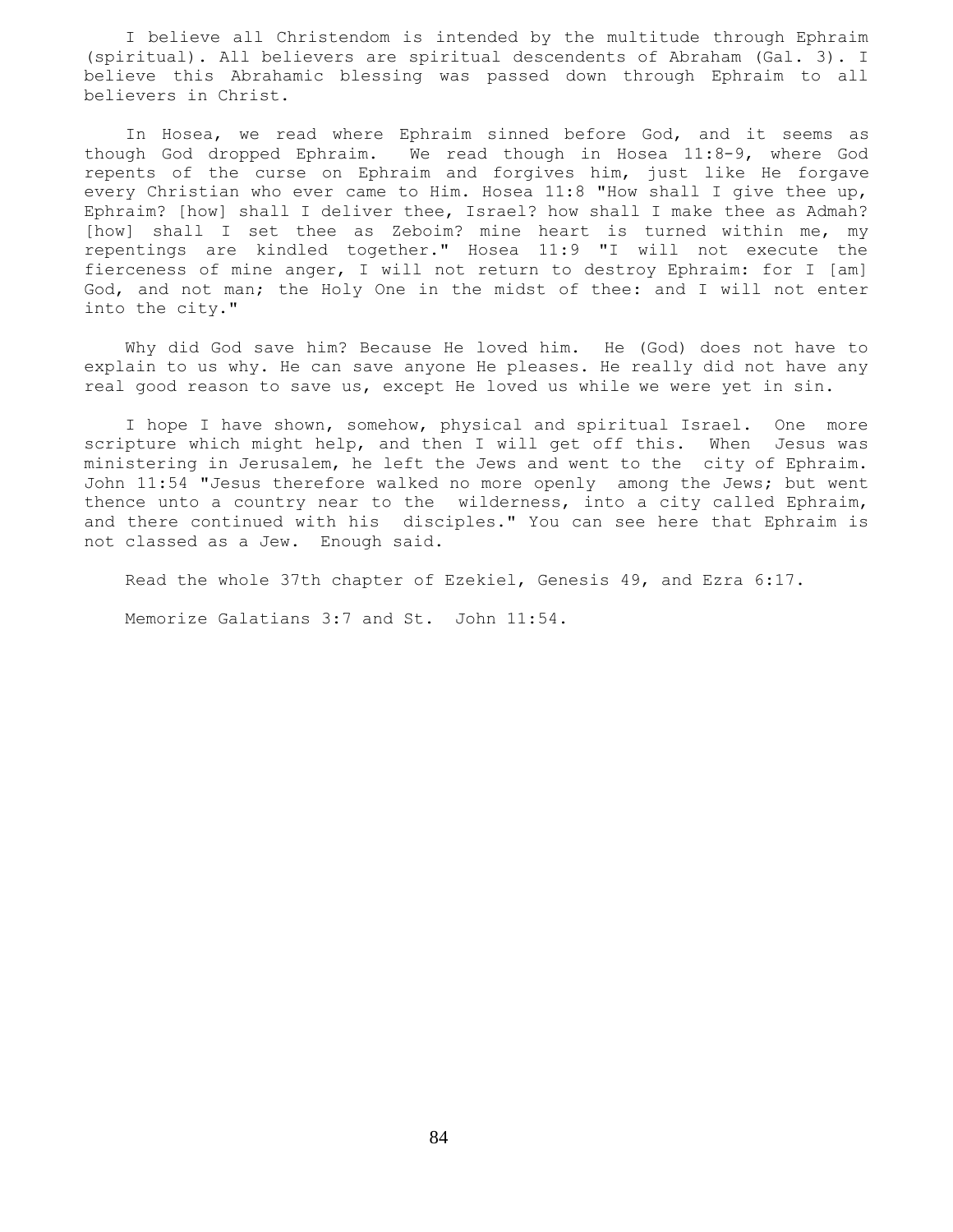I believe all Christendom is intended by the multitude through Ephraim (spiritual). All believers are spiritual descendents of Abraham (Gal. 3). I believe this Abrahamic blessing was passed down through Ephraim to all believers in Christ.

In Hosea, we read where Ephraim sinned before God, and it seems as though God dropped Ephraim. We read though in Hosea 11:8-9, where God repents of the curse on Ephraim and forgives him, just like He forgave every Christian who ever came to Him. Hosea 11:8 "How shall I give thee up, Ephraim? [how] shall I deliver thee, Israel? how shall I make thee as Admah? [how] shall I set thee as Zeboim? mine heart is turned within me, my repentings are kindled together." Hosea 11:9 "I will not execute the fierceness of mine anger, I will not return to destroy Ephraim: for I [am] God, and not man; the Holy One in the midst of thee: and I will not enter into the city."

Why did God save him? Because He loved him. He (God) does not have to explain to us why. He can save anyone He pleases. He really did not have any real good reason to save us, except He loved us while we were yet in sin.

I hope I have shown, somehow, physical and spiritual Israel. One more scripture which might help, and then I will get off this. When Jesus was ministering in Jerusalem, he left the Jews and went to the city of Ephraim. John 11:54 "Jesus therefore walked no more openly among the Jews; but went thence unto a country near to the wilderness, into a city called Ephraim, and there continued with his disciples." You can see here that Ephraim is not classed as a Jew. Enough said.

Read the whole 37th chapter of Ezekiel, Genesis 49, and Ezra 6:17.

Memorize Galatians 3:7 and St. John 11:54.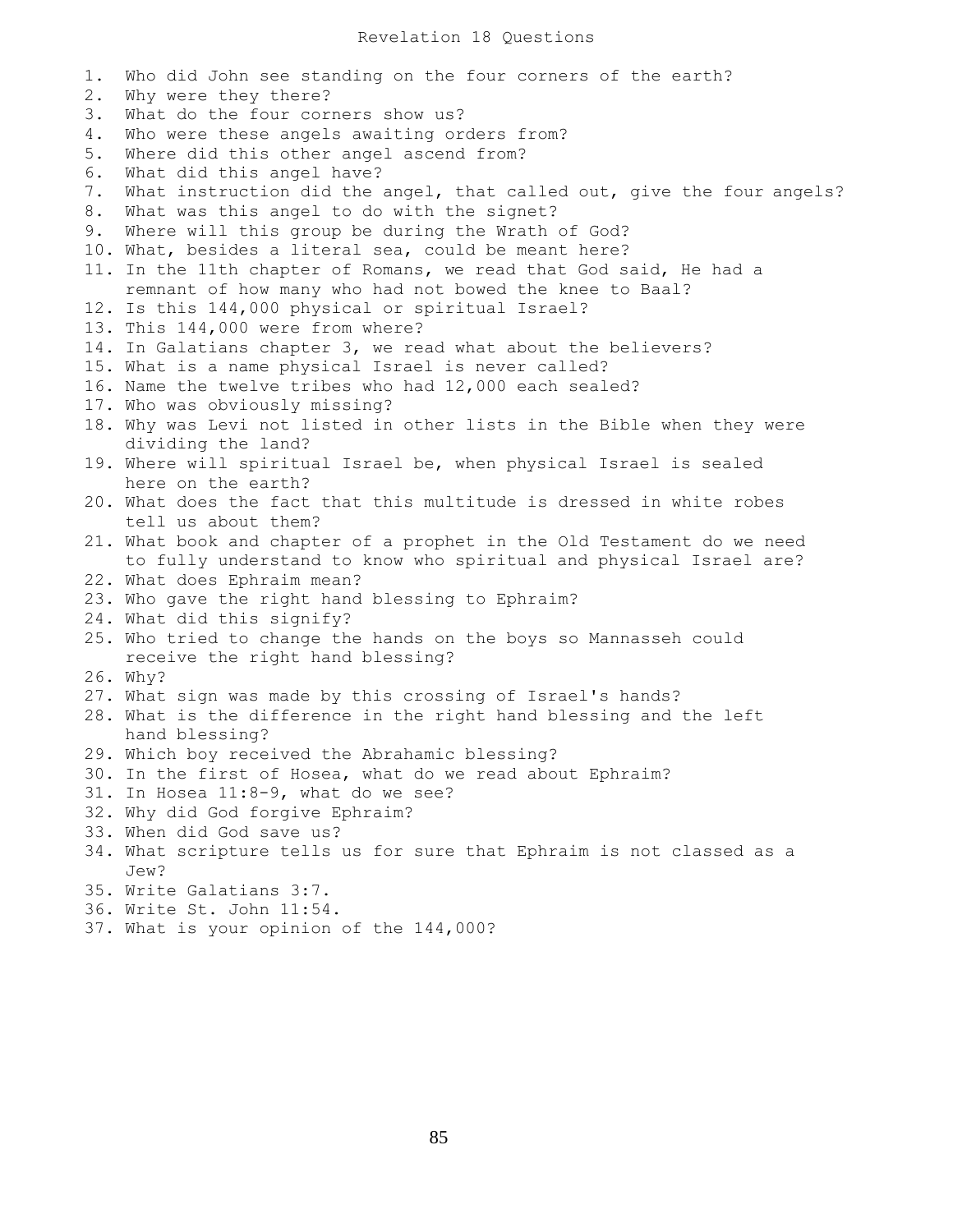# Revelation 18 Questions

1. Who did John see standing on the four corners of the earth?
2. Why were they there?
3. What do the four corners show us?
4. Who were these angels awaiting orders from?
5. Where did this other angel ascend from?
6. What did this angel have?
7. What instruction did the angel, that called out, give the four angels?
8. What was this angel to do with the signet?
9. Where will this group be during the Wrath of God?
10. What, besides a literal sea, could be meant here?
11. In the 11th chapter of Romans, we read that God said, He had a remnant of how many who had not bowed the knee to Baal?
12. Is this 144,000 physical or spiritual Israel?
13. This 144,000 were from where?
14. In Galatians chapter 3, we read what about the believers?
15. What is a name physical Israel is never called?
16. Name the twelve tribes who had 12,000 each sealed?
17. Who was obviously missing?
18. Why was Levi not listed in other lists in the Bible when they were dividing the land?
19. Where will spiritual Israel be, when physical Israel is sealed here on the earth?
20. What does the fact that this multitude is dressed in white robes tell us about them?
21. What book and chapter of a prophet in the Old Testament do we need to fully understand to know who spiritual and physical Israel are?
22. What does Ephraim mean?
23. Who gave the right hand blessing to Ephraim?
24. What did this signify?
25. Who tried to change the hands on the boys so Mannasseh could receive the right hand blessing?
26. Why?
27. What sign was made by this crossing of Israel's hands?
28. What is the difference in the right hand blessing and the left hand blessing?
29. Which boy received the Abrahamic blessing?
30. In the first of Hosea, what do we read about Ephraim?
31. In Hosea 11:8-9, what do we see?
32. Why did God forgive Ephraim?
33. When did God save us?
34. What scripture tells us for sure that Ephraim is not classed as a Jew?
35. Write Galatians 3:7.
36. Write St. John 11:54.
37. What is your opinion of the 144,000?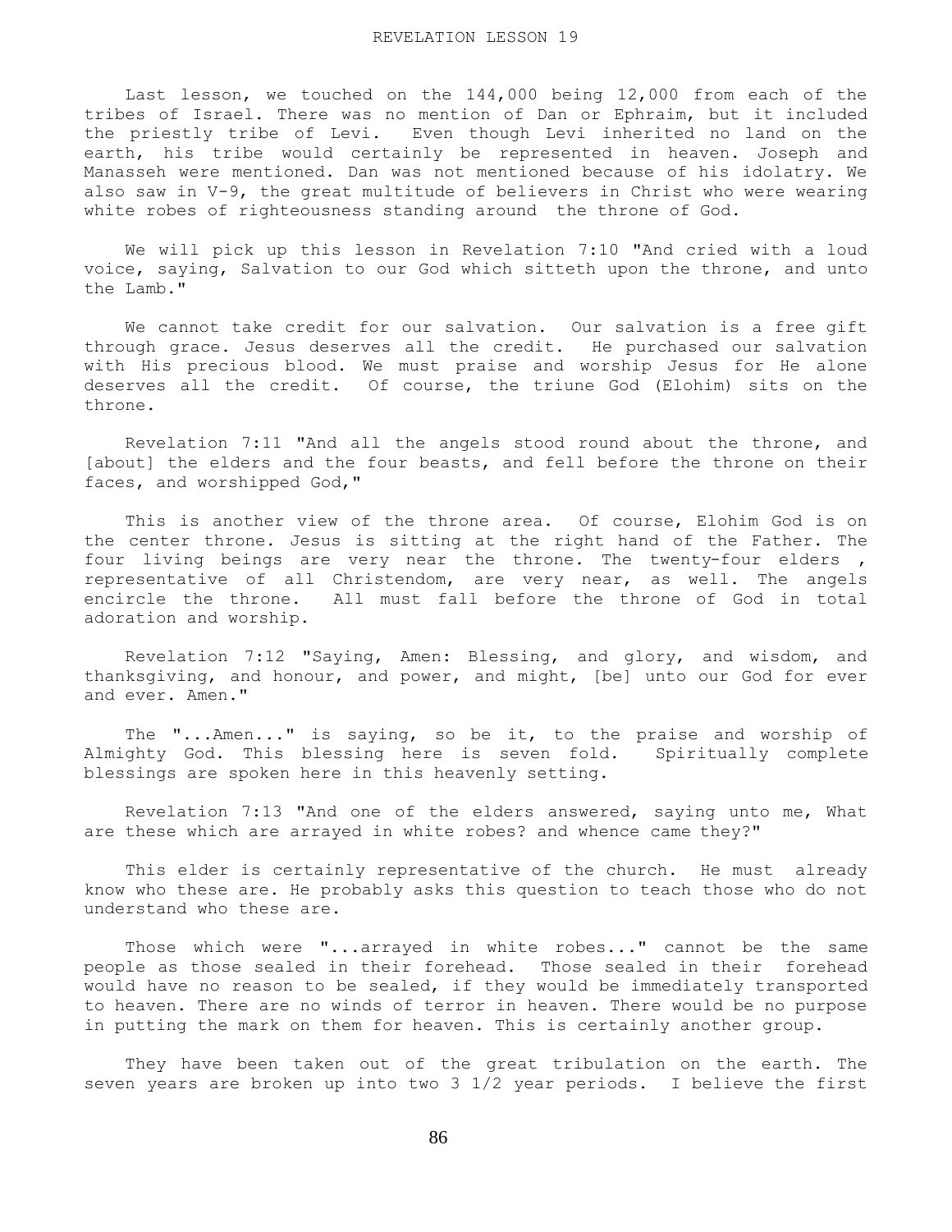# REVELATION LESSON 19

Last lesson, we touched on the 144,000 being 12,000 from each of the tribes of Israel. There was no mention of Dan or Ephraim, but it included the priestly tribe of Levi. Even though Levi inherited no land on the earth, his tribe would certainly be represented in heaven. Joseph and Manasseh were mentioned. Dan was not mentioned because of his idolatry. We also saw in V-9, the great multitude of believers in Christ who were wearing white robes of righteousness standing around the throne of God.

We will pick up this lesson in Revelation 7:10 "And cried with a loud voice, saying, Salvation to our God which sitteth upon the throne, and unto the Lamb."

We cannot take credit for our salvation. Our salvation is a free gift through grace. Jesus deserves all the credit. He purchased our salvation with His precious blood. We must praise and worship Jesus for He alone deserves all the credit. Of course, the triune God (Elohim) sits on the throne.

Revelation 7:11 "And all the angels stood round about the throne, and [about] the elders and the four beasts, and fell before the throne on their faces, and worshipped God,"

This is another view of the throne area. Of course, Elohim God is on the center throne. Jesus is sitting at the right hand of the Father. The four living beings are very near the throne. The twenty-four elders , representative of all Christendom, are very near, as well. The angels encircle the throne. All must fall before the throne of God in total adoration and worship.

Revelation 7:12 "Saying, Amen: Blessing, and glory, and wisdom, and thanksgiving, and honour, and power, and might, [be] unto our God for ever and ever. Amen."

The "...Amen..." is saying, so be it, to the praise and worship of Almighty God. This blessing here is seven fold. Spiritually complete blessings are spoken here in this heavenly setting.

Revelation 7:13 "And one of the elders answered, saying unto me, What are these which are arrayed in white robes? and whence came they?"

This elder is certainly representative of the church. He must already know who these are. He probably asks this question to teach those who do not understand who these are.

Those which were "...arrayed in white robes..." cannot be the same people as those sealed in their forehead. Those sealed in their forehead would have no reason to be sealed, if they would be immediately transported to heaven. There are no winds of terror in heaven. There would be no purpose in putting the mark on them for heaven. This is certainly another group.

They have been taken out of the great tribulation on the earth. The seven years are broken up into two 3 1/2 year periods. I believe the first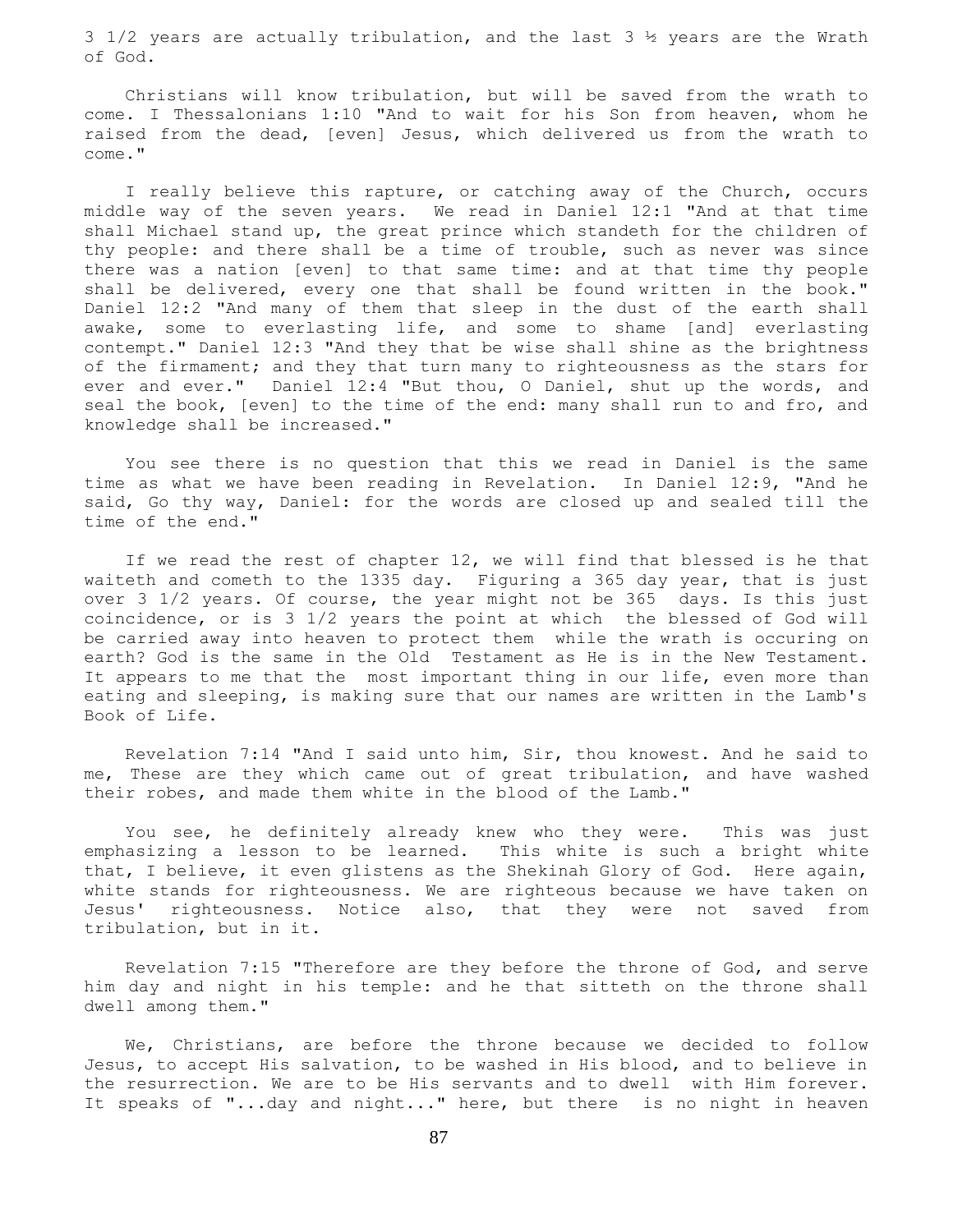3 1/2 years are actually tribulation, and the last 3 ½ years are the Wrath of God.

Christians will know tribulation, but will be saved from the wrath to come. I Thessalonians 1:10 "And to wait for his Son from heaven, whom he raised from the dead, [even] Jesus, which delivered us from the wrath to come."

I really believe this rapture, or catching away of the Church, occurs middle way of the seven years. We read in Daniel 12:1 "And at that time shall Michael stand up, the great prince which standeth for the children of thy people: and there shall be a time of trouble, such as never was since there was a nation [even] to that same time: and at that time thy people shall be delivered, every one that shall be found written in the book." Daniel 12:2 "And many of them that sleep in the dust of the earth shall awake, some to everlasting life, and some to shame [and] everlasting contempt." Daniel 12:3 "And they that be wise shall shine as the brightness of the firmament; and they that turn many to righteousness as the stars for ever and ever." Daniel 12:4 "But thou, O Daniel, shut up the words, and seal the book, [even] to the time of the end: many shall run to and fro, and knowledge shall be increased."

You see there is no question that this we read in Daniel is the same time as what we have been reading in Revelation. In Daniel 12:9, "And he said, Go thy way, Daniel: for the words are closed up and sealed till the time of the end."

If we read the rest of chapter 12, we will find that blessed is he that waiteth and cometh to the 1335 day. Figuring a 365 day year, that is just over 3 1/2 years. Of course, the year might not be 365 days. Is this just coincidence, or is 3 1/2 years the point at which the blessed of God will be carried away into heaven to protect them while the wrath is occuring on earth? God is the same in the Old Testament as He is in the New Testament. It appears to me that the most important thing in our life, even more than eating and sleeping, is making sure that our names are written in the Lamb's Book of Life.

Revelation 7:14 "And I said unto him, Sir, thou knowest. And he said to me, These are they which came out of great tribulation, and have washed their robes, and made them white in the blood of the Lamb."

You see, he definitely already knew who they were. This was just emphasizing a lesson to be learned. This white is such a bright white that, I believe, it even glistens as the Shekinah Glory of God. Here again, white stands for righteousness. We are righteous because we have taken on Jesus' righteousness. Notice also, that they were not saved from tribulation, but in it.

Revelation 7:15 "Therefore are they before the throne of God, and serve him day and night in his temple: and he that sitteth on the throne shall dwell among them."

We, Christians, are before the throne because we decided to follow Jesus, to accept His salvation, to be washed in His blood, and to believe in the resurrection. We are to be His servants and to dwell with Him forever. It speaks of "...day and night..." here, but there is no night in heaven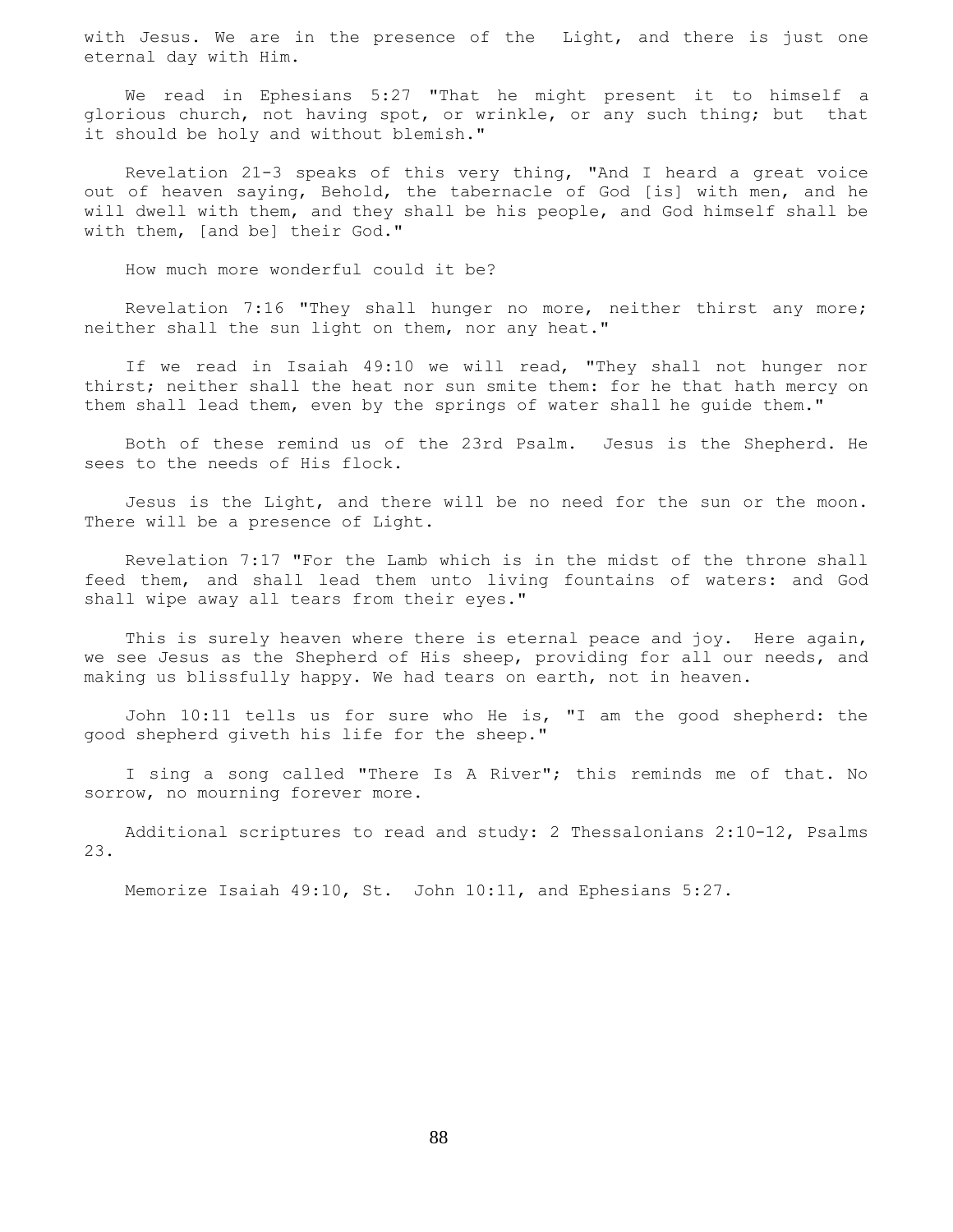with Jesus. We are in the presence of the Light, and there is just one eternal day with Him.

We read in Ephesians 5:27 "That he might present it to himself a glorious church, not having spot, or wrinkle, or any such thing; but that it should be holy and without blemish."

Revelation 21-3 speaks of this very thing, "And I heard a great voice out of heaven saying, Behold, the tabernacle of God [is] with men, and he will dwell with them, and they shall be his people, and God himself shall be with them, [and be] their God."

How much more wonderful could it be?

Revelation 7:16 "They shall hunger no more, neither thirst any more; neither shall the sun light on them, nor any heat."

If we read in Isaiah 49:10 we will read, "They shall not hunger nor thirst; neither shall the heat nor sun smite them: for he that hath mercy on them shall lead them, even by the springs of water shall he guide them."

Both of these remind us of the 23rd Psalm. Jesus is the Shepherd. He sees to the needs of His flock.

Jesus is the Light, and there will be no need for the sun or the moon. There will be a presence of Light.

Revelation 7:17 "For the Lamb which is in the midst of the throne shall feed them, and shall lead them unto living fountains of waters: and God shall wipe away all tears from their eyes."

This is surely heaven where there is eternal peace and joy. Here again, we see Jesus as the Shepherd of His sheep, providing for all our needs, and making us blissfully happy. We had tears on earth, not in heaven.

John 10:11 tells us for sure who He is, "I am the good shepherd: the good shepherd giveth his life for the sheep."

I sing a song called "There Is A River"; this reminds me of that. No sorrow, no mourning forever more.

Additional scriptures to read and study: 2 Thessalonians 2:10-12, Psalms 23.

Memorize Isaiah 49:10, St. John 10:11, and Ephesians 5:27.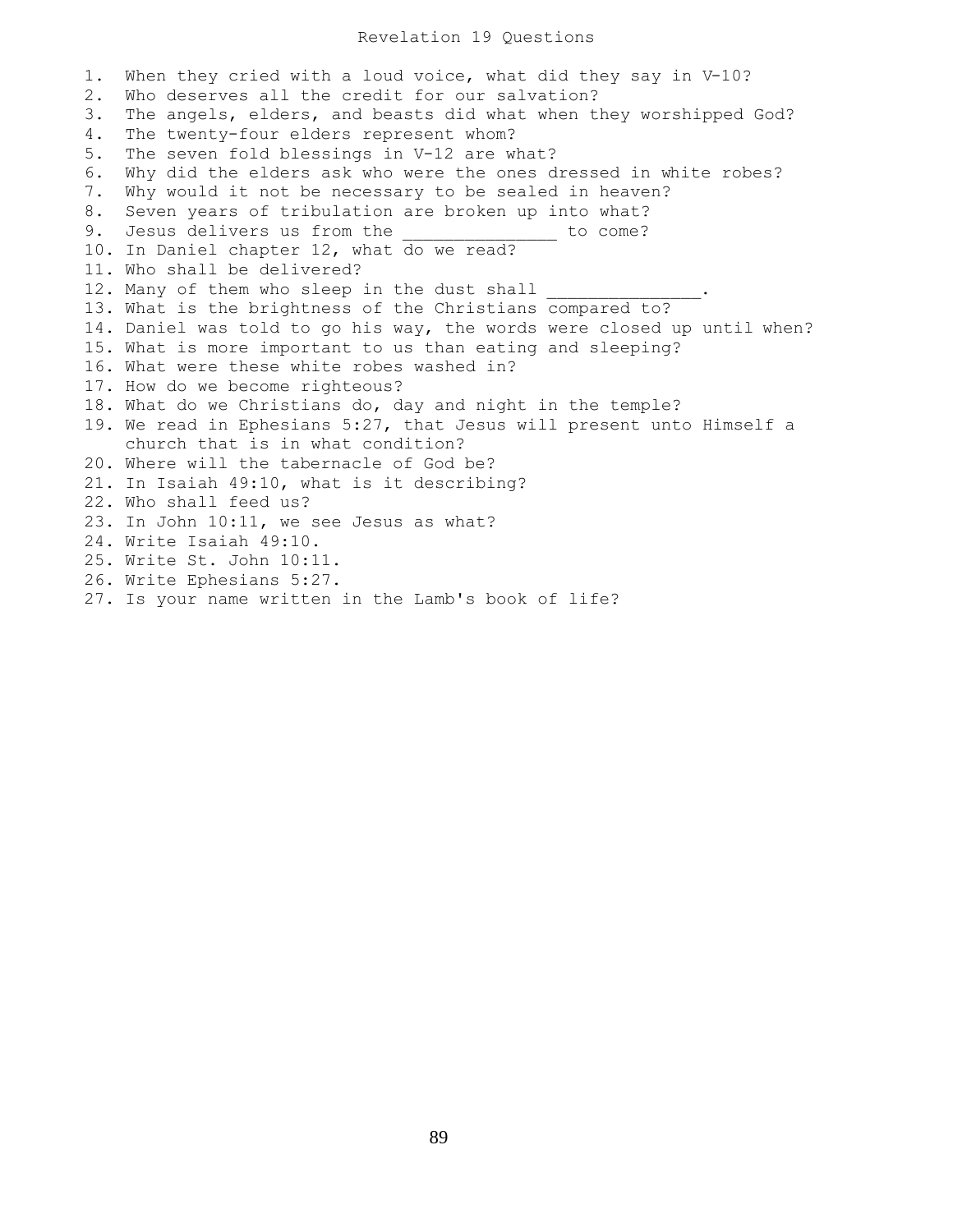# Revelation 19 Questions

1. When they cried with a loud voice, what did they say in V-10?
2. Who deserves all the credit for our salvation?
3. The angels, elders, and beasts did what when they worshipped God?
4. The twenty-four elders represent whom?
5. The seven fold blessings in V-12 are what?
6. Why did the elders ask who were the ones dressed in white robes?
7. Why would it not be necessary to be sealed in heaven?
8. Seven years of tribulation are broken up into what?
9. Jesus delivers us from the _______________ to come?
10. In Daniel chapter 12, what do we read?
11. Who shall be delivered?
12. Many of them who sleep in the dust shall _______________.
13. What is the brightness of the Christians compared to?
14. Daniel was told to go his way, the words were closed up until when?
15. What is more important to us than eating and sleeping?
16. What were these white robes washed in?
17. How do we become righteous?
18. What do we Christians do, day and night in the temple?
19. We read in Ephesians 5:27, that Jesus will present unto Himself a church that is in what condition?
20. Where will the tabernacle of God be?
21. In Isaiah 49:10, what is it describing?
22. Who shall feed us?
23. In John 10:11, we see Jesus as what?
24. Write Isaiah 49:10.
25. Write St. John 10:11.
26. Write Ephesians 5:27.
27. Is your name written in the Lamb's book of life?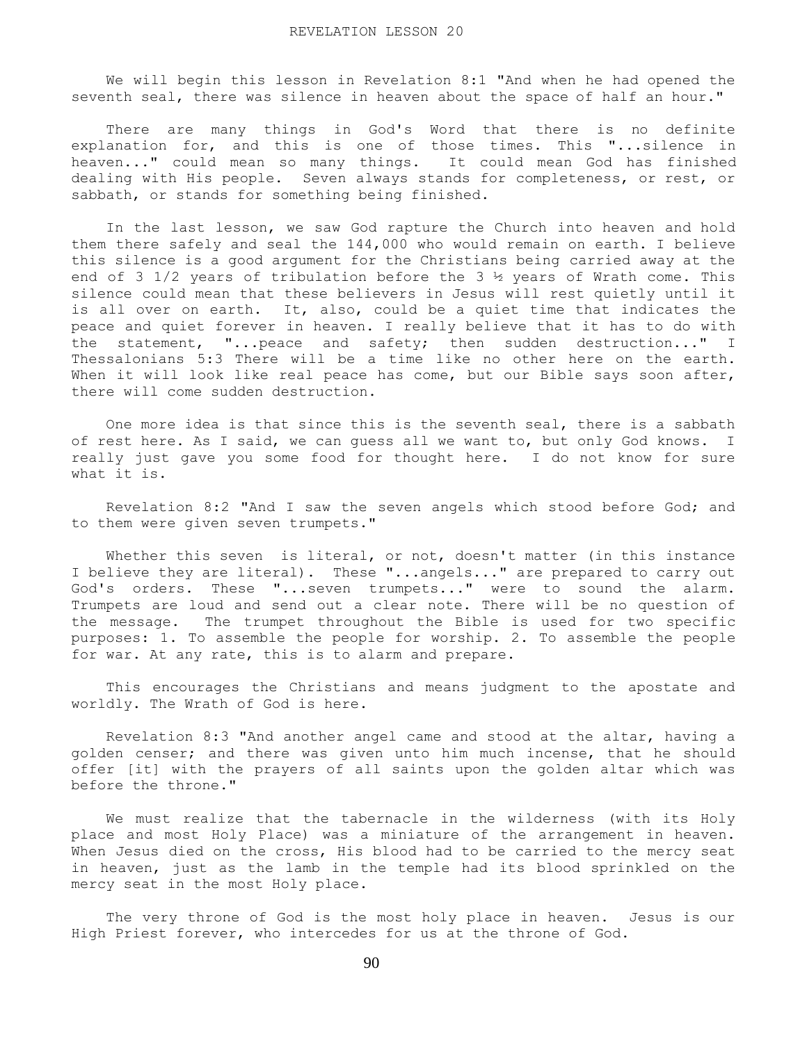# REVELATION LESSON 20

We will begin this lesson in Revelation 8:1 "And when he had opened the seventh seal, there was silence in heaven about the space of half an hour."

There are many things in God's Word that there is no definite explanation for, and this is one of those times. This "...silence in heaven..." could mean so many things. It could mean God has finished dealing with His people. Seven always stands for completeness, or rest, or sabbath, or stands for something being finished.

In the last lesson, we saw God rapture the Church into heaven and hold them there safely and seal the 144,000 who would remain on earth. I believe this silence is a good argument for the Christians being carried away at the end of 3 1/2 years of tribulation before the 3 ½ years of Wrath come. This silence could mean that these believers in Jesus will rest quietly until it is all over on earth. It, also, could be a quiet time that indicates the peace and quiet forever in heaven. I really believe that it has to do with the statement, "...peace and safety; then sudden destruction..." I Thessalonians 5:3 There will be a time like no other here on the earth. When it will look like real peace has come, but our Bible says soon after, there will come sudden destruction.

One more idea is that since this is the seventh seal, there is a sabbath of rest here. As I said, we can guess all we want to, but only God knows. I really just gave you some food for thought here. I do not know for sure what it is.

Revelation 8:2 "And I saw the seven angels which stood before God; and to them were given seven trumpets."

Whether this seven is literal, or not, doesn't matter (in this instance I believe they are literal). These "...angels..." are prepared to carry out God's orders. These "...seven trumpets..." were to sound the alarm. Trumpets are loud and send out a clear note. There will be no question of the message. The trumpet throughout the Bible is used for two specific purposes: 1. To assemble the people for worship. 2. To assemble the people for war. At any rate, this is to alarm and prepare.

This encourages the Christians and means judgment to the apostate and worldly. The Wrath of God is here.

Revelation 8:3 "And another angel came and stood at the altar, having a golden censer; and there was given unto him much incense, that he should offer [it] with the prayers of all saints upon the golden altar which was before the throne."

We must realize that the tabernacle in the wilderness (with its Holy place and most Holy Place) was a miniature of the arrangement in heaven. When Jesus died on the cross, His blood had to be carried to the mercy seat in heaven, just as the lamb in the temple had its blood sprinkled on the mercy seat in the most Holy place.

The very throne of God is the most holy place in heaven. Jesus is our High Priest forever, who intercedes for us at the throne of God.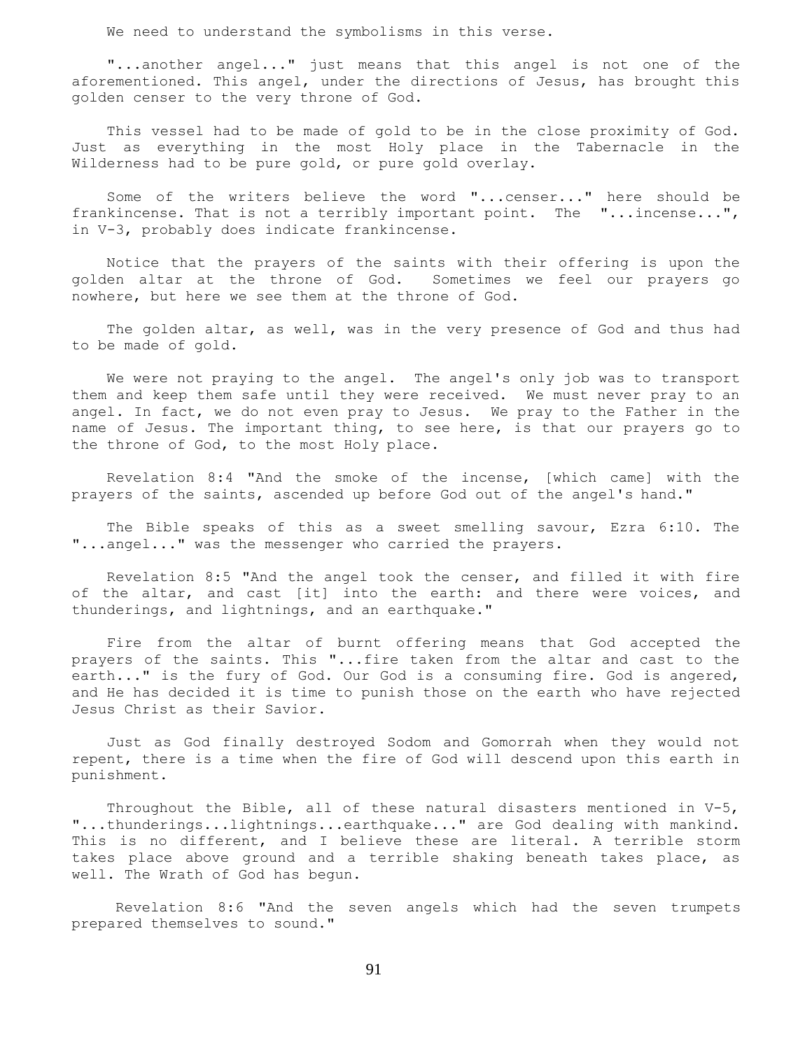We need to understand the symbolisms in this verse.

"...another angel..." just means that this angel is not one of the aforementioned. This angel, under the directions of Jesus, has brought this golden censer to the very throne of God.

This vessel had to be made of gold to be in the close proximity of God. Just as everything in the most Holy place in the Tabernacle in the Wilderness had to be pure gold, or pure gold overlay.

Some of the writers believe the word "...censer..." here should be frankincense. That is not a terribly important point. The "...incense...", in V-3, probably does indicate frankincense.

Notice that the prayers of the saints with their offering is upon the golden altar at the throne of God. Sometimes we feel our prayers go nowhere, but here we see them at the throne of God.

The golden altar, as well, was in the very presence of God and thus had to be made of gold.

We were not praying to the angel. The angel's only job was to transport them and keep them safe until they were received. We must never pray to an angel. In fact, we do not even pray to Jesus. We pray to the Father in the name of Jesus. The important thing, to see here, is that our prayers go to the throne of God, to the most Holy place.

Revelation 8:4 "And the smoke of the incense, [which came] with the prayers of the saints, ascended up before God out of the angel's hand."

The Bible speaks of this as a sweet smelling savour, Ezra 6:10. The "...angel..." was the messenger who carried the prayers.

Revelation 8:5 "And the angel took the censer, and filled it with fire of the altar, and cast [it] into the earth: and there were voices, and thunderings, and lightnings, and an earthquake."

Fire from the altar of burnt offering means that God accepted the prayers of the saints. This "...fire taken from the altar and cast to the earth..." is the fury of God. Our God is a consuming fire. God is angered, and He has decided it is time to punish those on the earth who have rejected Jesus Christ as their Savior.

Just as God finally destroyed Sodom and Gomorrah when they would not repent, there is a time when the fire of God will descend upon this earth in punishment.

Throughout the Bible, all of these natural disasters mentioned in V-5, "...thunderings...lightnings...earthquake..." are God dealing with mankind. This is no different, and I believe these are literal. A terrible storm takes place above ground and a terrible shaking beneath takes place, as well. The Wrath of God has begun.

Revelation 8:6 "And the seven angels which had the seven trumpets prepared themselves to sound."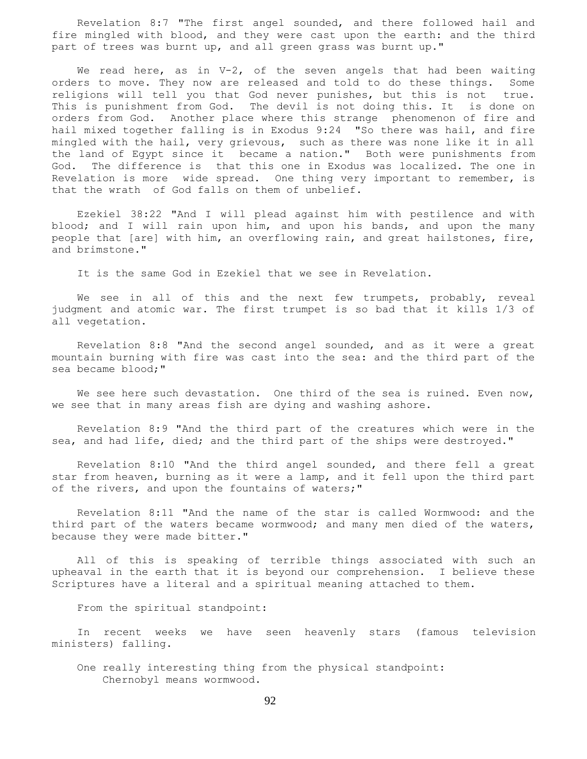Revelation 8:7 "The first angel sounded, and there followed hail and fire mingled with blood, and they were cast upon the earth: and the third part of trees was burnt up, and all green grass was burnt up."

We read here, as in V-2, of the seven angels that had been waiting orders to move. They now are released and told to do these things. Some religions will tell you that God never punishes, but this is not true. This is punishment from God. The devil is not doing this. It is done on orders from God. Another place where this strange phenomenon of fire and hail mixed together falling is in Exodus 9:24 "So there was hail, and fire mingled with the hail, very grievous, such as there was none like it in all the land of Egypt since it became a nation." Both were punishments from God. The difference is that this one in Exodus was localized. The one in Revelation is more wide spread. One thing very important to remember, is that the wrath of God falls on them of unbelief.

Ezekiel 38:22 "And I will plead against him with pestilence and with blood; and I will rain upon him, and upon his bands, and upon the many people that [are] with him, an overflowing rain, and great hailstones, fire, and brimstone."

It is the same God in Ezekiel that we see in Revelation.

We see in all of this and the next few trumpets, probably, reveal judgment and atomic war. The first trumpet is so bad that it kills 1/3 of all vegetation.

Revelation 8:8 "And the second angel sounded, and as it were a great mountain burning with fire was cast into the sea: and the third part of the sea became blood;"

We see here such devastation. One third of the sea is ruined. Even now, we see that in many areas fish are dying and washing ashore.

Revelation 8:9 "And the third part of the creatures which were in the sea, and had life, died; and the third part of the ships were destroyed."

Revelation 8:10 "And the third angel sounded, and there fell a great star from heaven, burning as it were a lamp, and it fell upon the third part of the rivers, and upon the fountains of waters;"

Revelation 8:11 "And the name of the star is called Wormwood: and the third part of the waters became wormwood; and many men died of the waters, because they were made bitter."

All of this is speaking of terrible things associated with such an upheaval in the earth that it is beyond our comprehension. I believe these Scriptures have a literal and a spiritual meaning attached to them.

From the spiritual standpoint:

In recent weeks we have seen heavenly stars (famous television ministers) falling.

One really interesting thing from the physical standpoint:
Chernobyl means wormwood.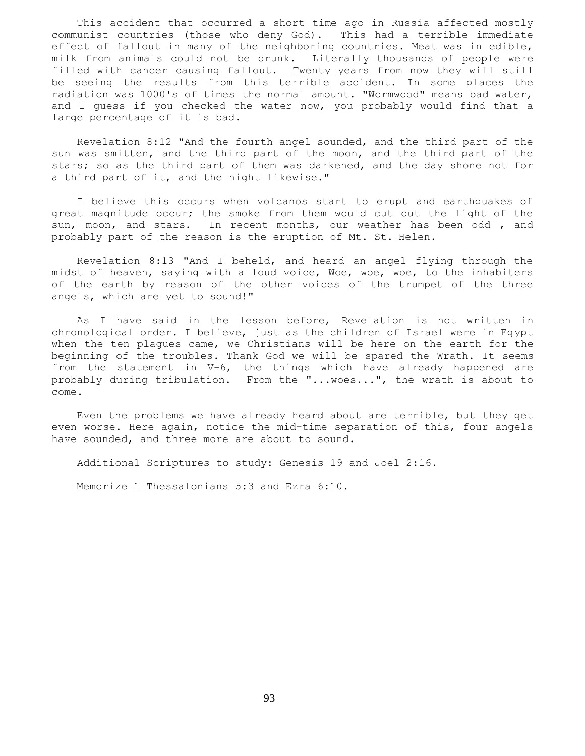This accident that occurred a short time ago in Russia affected mostly communist countries (those who deny God). This had a terrible immediate effect of fallout in many of the neighboring countries. Meat was in edible, milk from animals could not be drunk. Literally thousands of people were filled with cancer causing fallout. Twenty years from now they will still be seeing the results from this terrible accident. In some places the radiation was 1000's of times the normal amount. "Wormwood" means bad water, and I guess if you checked the water now, you probably would find that a large percentage of it is bad.

Revelation 8:12 "And the fourth angel sounded, and the third part of the sun was smitten, and the third part of the moon, and the third part of the stars; so as the third part of them was darkened, and the day shone not for a third part of it, and the night likewise."

I believe this occurs when volcanos start to erupt and earthquakes of great magnitude occur; the smoke from them would cut out the light of the sun, moon, and stars. In recent months, our weather has been odd , and probably part of the reason is the eruption of Mt. St. Helen.

Revelation 8:13 "And I beheld, and heard an angel flying through the midst of heaven, saying with a loud voice, Woe, woe, woe, to the inhabiters of the earth by reason of the other voices of the trumpet of the three angels, which are yet to sound!"

As I have said in the lesson before, Revelation is not written in chronological order. I believe, just as the children of Israel were in Egypt when the ten plagues came, we Christians will be here on the earth for the beginning of the troubles. Thank God we will be spared the Wrath. It seems from the statement in V-6, the things which have already happened are probably during tribulation. From the "...woes...", the wrath is about to come.

Even the problems we have already heard about are terrible, but they get even worse. Here again, notice the mid-time separation of this, four angels have sounded, and three more are about to sound.

Additional Scriptures to study: Genesis 19 and Joel 2:16.

Memorize 1 Thessalonians 5:3 and Ezra 6:10.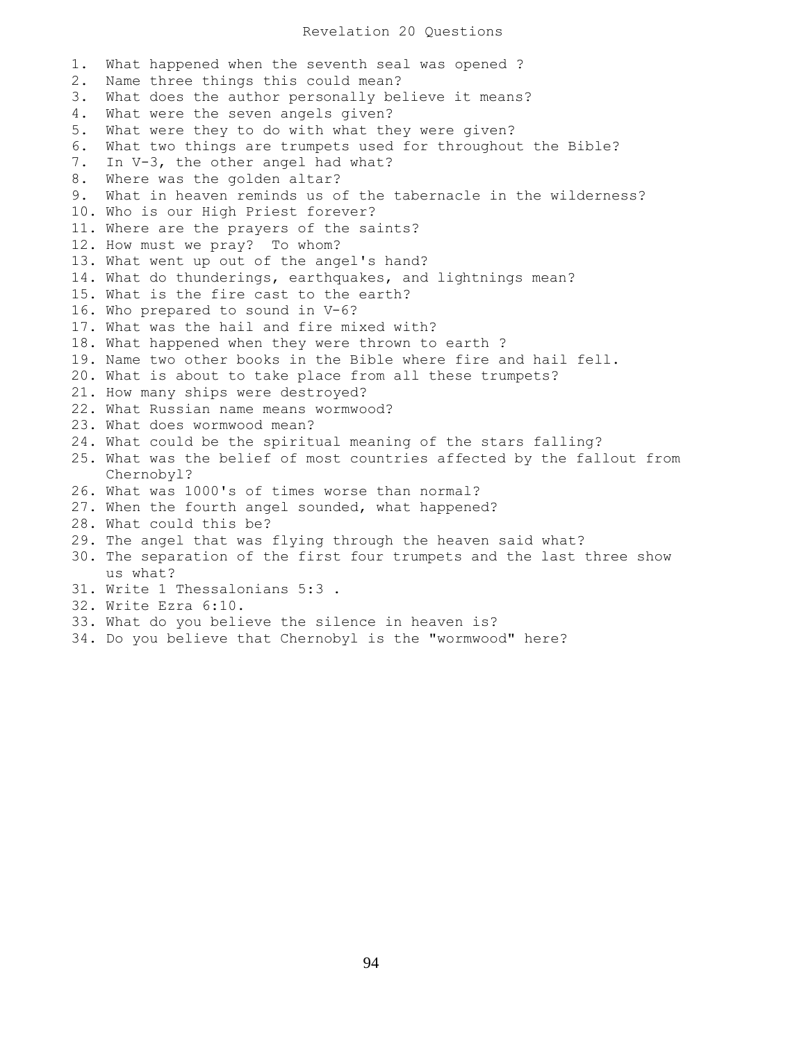# Revelation 20 Questions

1. What happened when the seventh seal was opened ?
2. Name three things this could mean?
3. What does the author personally believe it means?
4. What were the seven angels given?
5. What were they to do with what they were given?
6. What two things are trumpets used for throughout the Bible?
7. In V-3, the other angel had what?
8. Where was the golden altar?
9. What in heaven reminds us of the tabernacle in the wilderness?
10. Who is our High Priest forever?
11. Where are the prayers of the saints?
12. How must we pray? To whom?
13. What went up out of the angel's hand?
14. What do thunderings, earthquakes, and lightnings mean?
15. What is the fire cast to the earth?
16. Who prepared to sound in V-6?
17. What was the hail and fire mixed with?
18. What happened when they were thrown to earth ?
19. Name two other books in the Bible where fire and hail fell.
20. What is about to take place from all these trumpets?
21. How many ships were destroyed?
22. What Russian name means wormwood?
23. What does wormwood mean?
24. What could be the spiritual meaning of the stars falling?
25. What was the belief of most countries affected by the fallout from Chernobyl?
26. What was 1000's of times worse than normal?
27. When the fourth angel sounded, what happened?
28. What could this be?
29. The angel that was flying through the heaven said what?
30. The separation of the first four trumpets and the last three show us what?
31. Write 1 Thessalonians 5:3 .
32. Write Ezra 6:10.
33. What do you believe the silence in heaven is?
34. Do you believe that Chernobyl is the "wormwood" here?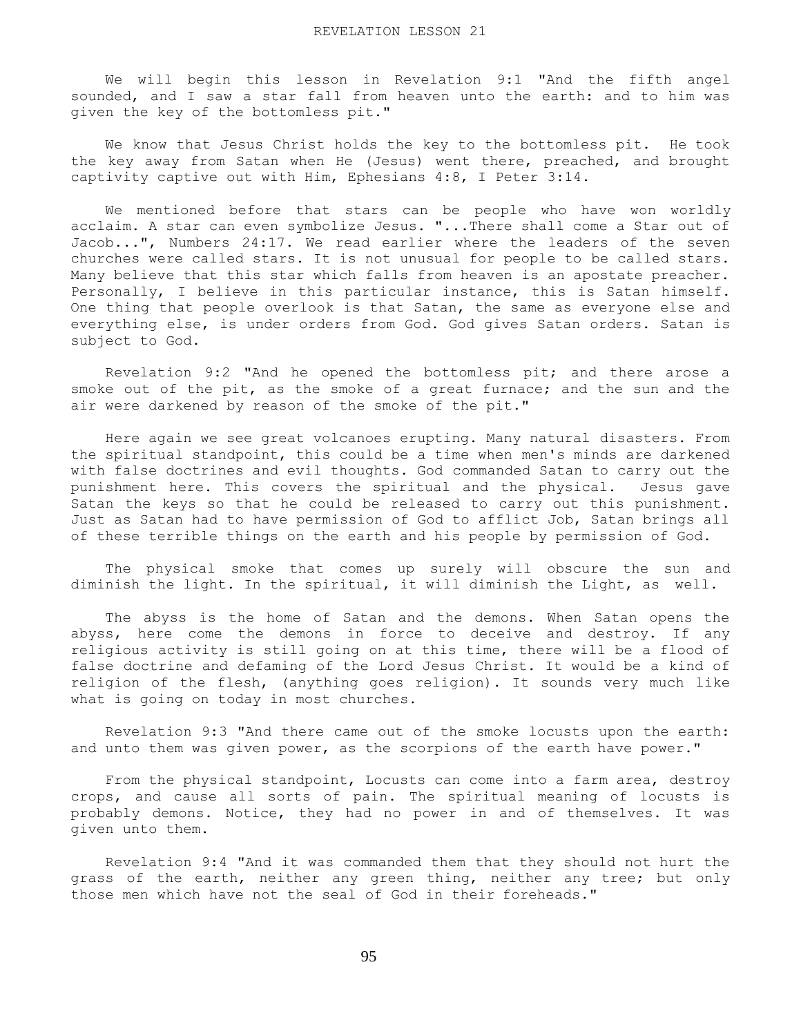# REVELATION LESSON 21

We will begin this lesson in Revelation 9:1 "And the fifth angel sounded, and I saw a star fall from heaven unto the earth: and to him was given the key of the bottomless pit."

We know that Jesus Christ holds the key to the bottomless pit. He took the key away from Satan when He (Jesus) went there, preached, and brought captivity captive out with Him, Ephesians 4:8, I Peter 3:14.

We mentioned before that stars can be people who have won worldly acclaim. A star can even symbolize Jesus. "...There shall come a Star out of Jacob...", Numbers 24:17. We read earlier where the leaders of the seven churches were called stars. It is not unusual for people to be called stars. Many believe that this star which falls from heaven is an apostate preacher. Personally, I believe in this particular instance, this is Satan himself. One thing that people overlook is that Satan, the same as everyone else and everything else, is under orders from God. God gives Satan orders. Satan is subject to God.

Revelation 9:2 "And he opened the bottomless pit; and there arose a smoke out of the pit, as the smoke of a great furnace; and the sun and the air were darkened by reason of the smoke of the pit."

Here again we see great volcanoes erupting. Many natural disasters. From the spiritual standpoint, this could be a time when men's minds are darkened with false doctrines and evil thoughts. God commanded Satan to carry out the punishment here. This covers the spiritual and the physical. Jesus gave Satan the keys so that he could be released to carry out this punishment. Just as Satan had to have permission of God to afflict Job, Satan brings all of these terrible things on the earth and his people by permission of God.

The physical smoke that comes up surely will obscure the sun and diminish the light. In the spiritual, it will diminish the Light, as well.

The abyss is the home of Satan and the demons. When Satan opens the abyss, here come the demons in force to deceive and destroy. If any religious activity is still going on at this time, there will be a flood of false doctrine and defaming of the Lord Jesus Christ. It would be a kind of religion of the flesh, (anything goes religion). It sounds very much like what is going on today in most churches.

Revelation 9:3 "And there came out of the smoke locusts upon the earth: and unto them was given power, as the scorpions of the earth have power."

From the physical standpoint, Locusts can come into a farm area, destroy crops, and cause all sorts of pain. The spiritual meaning of locusts is probably demons. Notice, they had no power in and of themselves. It was given unto them.

Revelation 9:4 "And it was commanded them that they should not hurt the grass of the earth, neither any green thing, neither any tree; but only those men which have not the seal of God in their foreheads."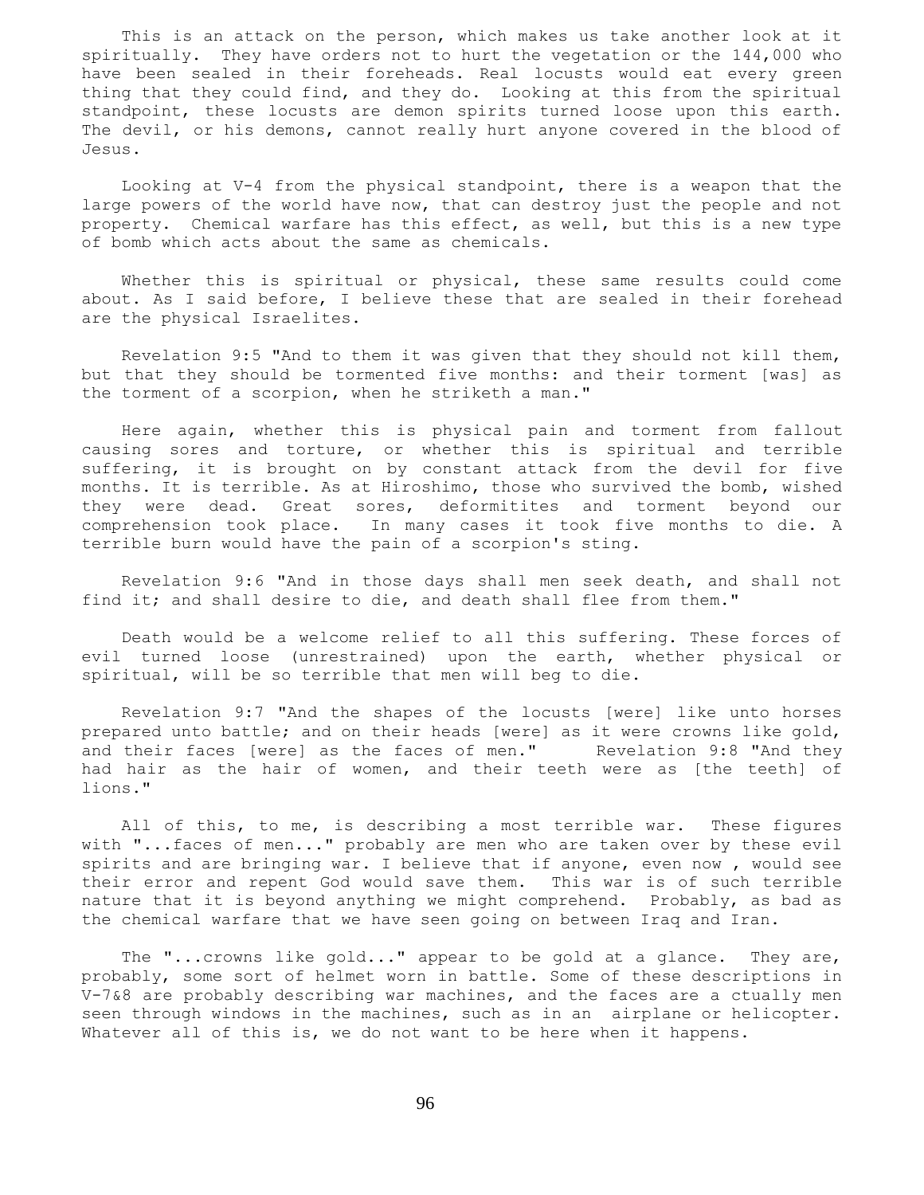This is an attack on the person, which makes us take another look at it spiritually. They have orders not to hurt the vegetation or the 144,000 who have been sealed in their foreheads. Real locusts would eat every green thing that they could find, and they do. Looking at this from the spiritual standpoint, these locusts are demon spirits turned loose upon this earth. The devil, or his demons, cannot really hurt anyone covered in the blood of Jesus.

Looking at V-4 from the physical standpoint, there is a weapon that the large powers of the world have now, that can destroy just the people and not property. Chemical warfare has this effect, as well, but this is a new type of bomb which acts about the same as chemicals.

Whether this is spiritual or physical, these same results could come about. As I said before, I believe these that are sealed in their forehead are the physical Israelites.

Revelation 9:5 "And to them it was given that they should not kill them, but that they should be tormented five months: and their torment [was] as the torment of a scorpion, when he striketh a man."

Here again, whether this is physical pain and torment from fallout causing sores and torture, or whether this is spiritual and terrible suffering, it is brought on by constant attack from the devil for five months. It is terrible. As at Hiroshimo, those who survived the bomb, wished they were dead. Great sores, deformitites and torment beyond our comprehension took place. In many cases it took five months to die. A terrible burn would have the pain of a scorpion's sting.

Revelation 9:6 "And in those days shall men seek death, and shall not find it; and shall desire to die, and death shall flee from them."

Death would be a welcome relief to all this suffering. These forces of evil turned loose (unrestrained) upon the earth, whether physical or spiritual, will be so terrible that men will beg to die.

Revelation 9:7 "And the shapes of the locusts [were] like unto horses prepared unto battle; and on their heads [were] as it were crowns like gold, and their faces [were] as the faces of men." Revelation 9:8 "And they had hair as the hair of women, and their teeth were as [the teeth] of lions."

All of this, to me, is describing a most terrible war. These figures with "...faces of men..." probably are men who are taken over by these evil spirits and are bringing war. I believe that if anyone, even now , would see their error and repent God would save them. This war is of such terrible nature that it is beyond anything we might comprehend. Probably, as bad as the chemical warfare that we have seen going on between Iraq and Iran.

The "...crowns like gold..." appear to be gold at a glance. They are, probably, some sort of helmet worn in battle. Some of these descriptions in V-7&8 are probably describing war machines, and the faces are a ctually men seen through windows in the machines, such as in an airplane or helicopter. Whatever all of this is, we do not want to be here when it happens.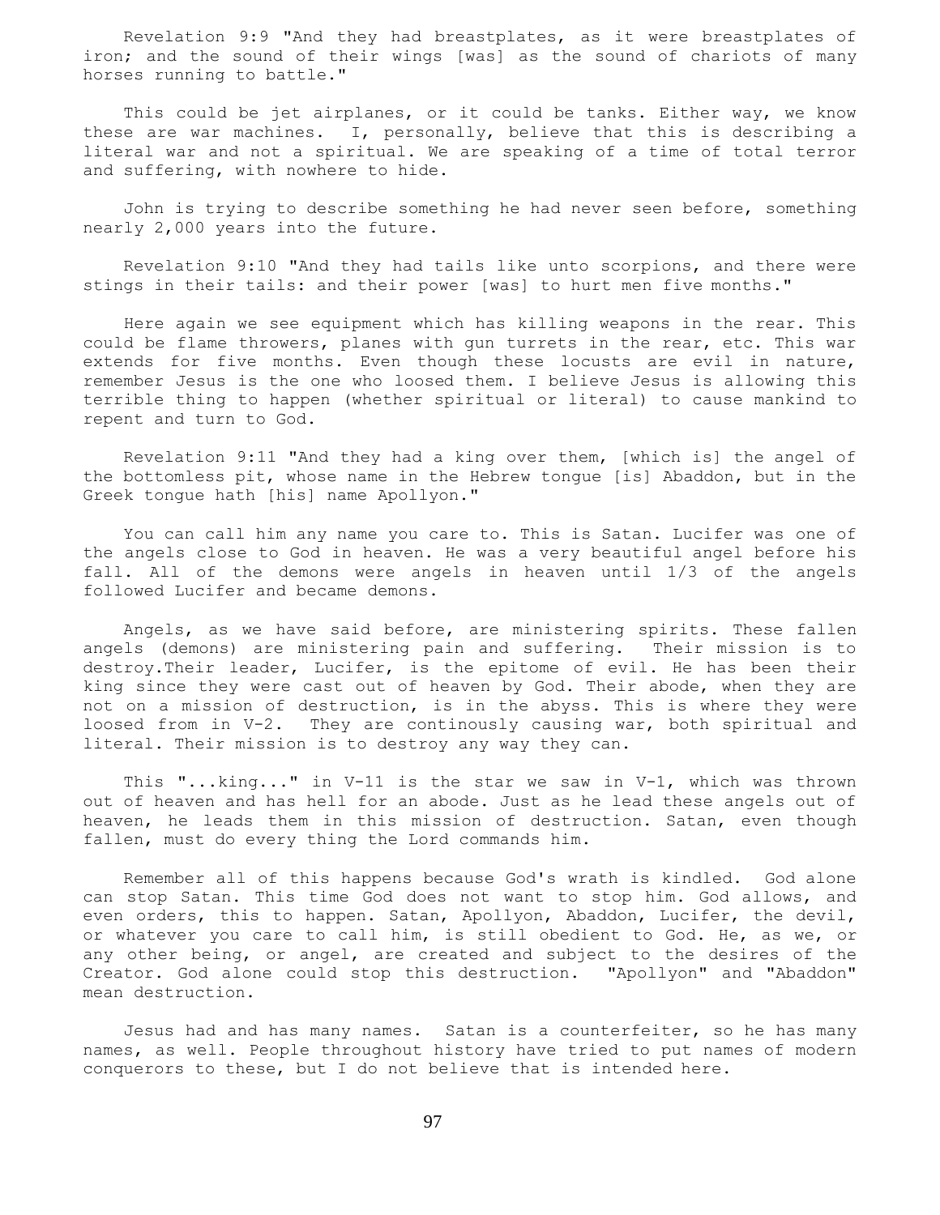Revelation 9:9 "And they had breastplates, as it were breastplates of iron; and the sound of their wings [was] as the sound of chariots of many horses running to battle."

This could be jet airplanes, or it could be tanks. Either way, we know these are war machines. I, personally, believe that this is describing a literal war and not a spiritual. We are speaking of a time of total terror and suffering, with nowhere to hide.

John is trying to describe something he had never seen before, something nearly 2,000 years into the future.

Revelation 9:10 "And they had tails like unto scorpions, and there were stings in their tails: and their power [was] to hurt men five months."

Here again we see equipment which has killing weapons in the rear. This could be flame throwers, planes with gun turrets in the rear, etc. This war extends for five months. Even though these locusts are evil in nature, remember Jesus is the one who loosed them. I believe Jesus is allowing this terrible thing to happen (whether spiritual or literal) to cause mankind to repent and turn to God.

Revelation 9:11 "And they had a king over them, [which is] the angel of the bottomless pit, whose name in the Hebrew tongue [is] Abaddon, but in the Greek tongue hath [his] name Apollyon."

You can call him any name you care to. This is Satan. Lucifer was one of the angels close to God in heaven. He was a very beautiful angel before his fall. All of the demons were angels in heaven until 1/3 of the angels followed Lucifer and became demons.

Angels, as we have said before, are ministering spirits. These fallen angels (demons) are ministering pain and suffering. Their mission is to destroy.Their leader, Lucifer, is the epitome of evil. He has been their king since they were cast out of heaven by God. Their abode, when they are not on a mission of destruction, is in the abyss. This is where they were loosed from in V-2. They are continously causing war, both spiritual and literal. Their mission is to destroy any way they can.

This "...king..." in V-11 is the star we saw in V-1, which was thrown out of heaven and has hell for an abode. Just as he lead these angels out of heaven, he leads them in this mission of destruction. Satan, even though fallen, must do every thing the Lord commands him.

Remember all of this happens because God's wrath is kindled. God alone can stop Satan. This time God does not want to stop him. God allows, and even orders, this to happen. Satan, Apollyon, Abaddon, Lucifer, the devil, or whatever you care to call him, is still obedient to God. He, as we, or any other being, or angel, are created and subject to the desires of the Creator. God alone could stop this destruction. "Apollyon" and "Abaddon" mean destruction.

Jesus had and has many names. Satan is a counterfeiter, so he has many names, as well. People throughout history have tried to put names of modern conquerors to these, but I do not believe that is intended here.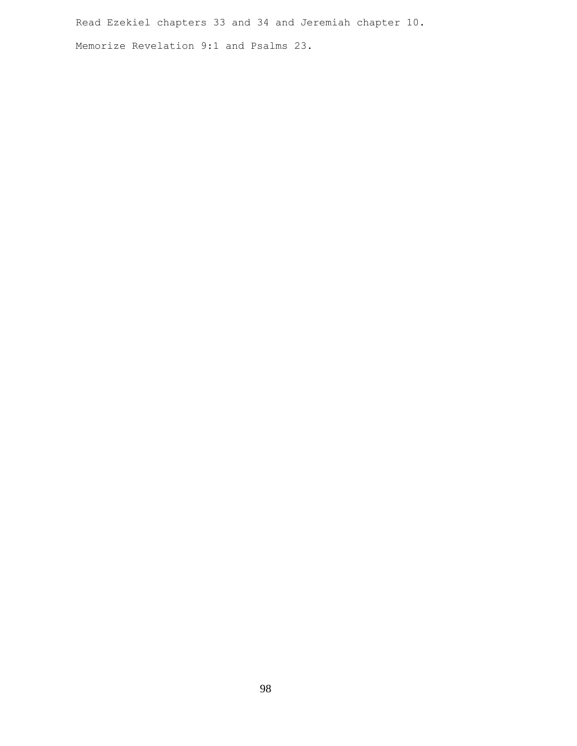Read Ezekiel chapters 33 and 34 and Jeremiah chapter 10.

Memorize Revelation 9:1 and Psalms 23.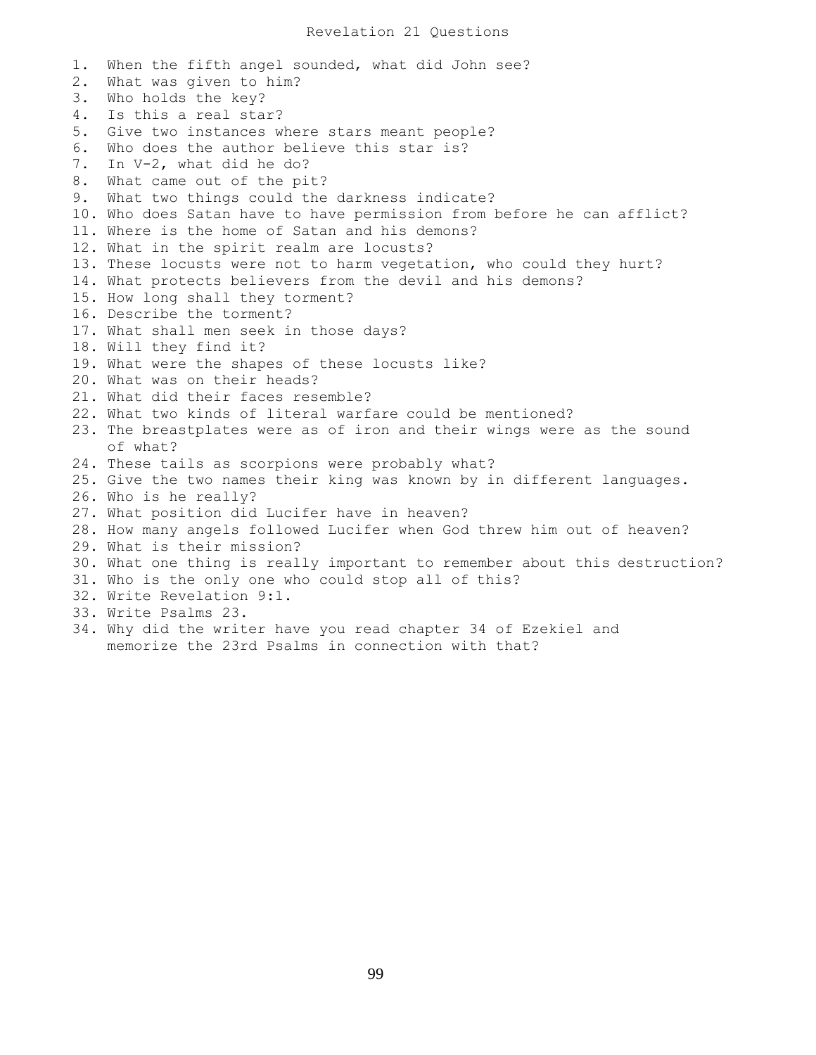# Revelation 21 Questions

1. When the fifth angel sounded, what did John see?
2. What was given to him?
3. Who holds the key?
4. Is this a real star?
5. Give two instances where stars meant people?
6. Who does the author believe this star is?
7. In V-2, what did he do?
8. What came out of the pit?
9. What two things could the darkness indicate?
10. Who does Satan have to have permission from before he can afflict?
11. Where is the home of Satan and his demons?
12. What in the spirit realm are locusts?
13. These locusts were not to harm vegetation, who could they hurt?
14. What protects believers from the devil and his demons?
15. How long shall they torment?
16. Describe the torment?
17. What shall men seek in those days?
18. Will they find it?
19. What were the shapes of these locusts like?
20. What was on their heads?
21. What did their faces resemble?
22. What two kinds of literal warfare could be mentioned?
23. The breastplates were as of iron and their wings were as the sound of what?
24. These tails as scorpions were probably what?
25. Give the two names their king was known by in different languages.
26. Who is he really?
27. What position did Lucifer have in heaven?
28. How many angels followed Lucifer when God threw him out of heaven?
29. What is their mission?
30. What one thing is really important to remember about this destruction?
31. Who is the only one who could stop all of this?
32. Write Revelation 9:1.
33. Write Psalms 23.
34. Why did the writer have you read chapter 34 of Ezekiel and memorize the 23rd Psalms in connection with that?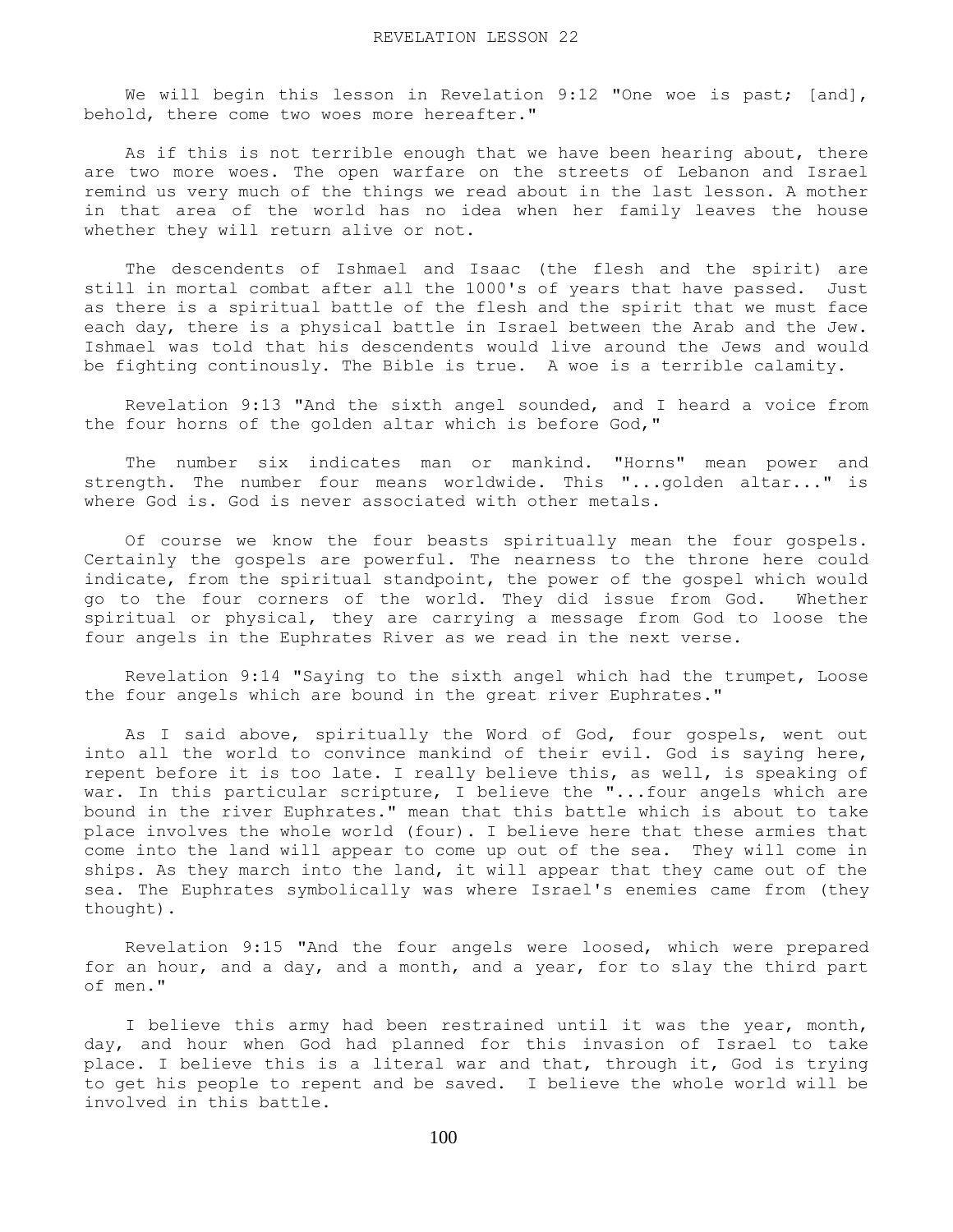# REVELATION LESSON 22

We will begin this lesson in Revelation 9:12 "One woe is past; [and], behold, there come two woes more hereafter."

As if this is not terrible enough that we have been hearing about, there are two more woes. The open warfare on the streets of Lebanon and Israel remind us very much of the things we read about in the last lesson. A mother in that area of the world has no idea when her family leaves the house whether they will return alive or not.

The descendents of Ishmael and Isaac (the flesh and the spirit) are still in mortal combat after all the 1000's of years that have passed. Just as there is a spiritual battle of the flesh and the spirit that we must face each day, there is a physical battle in Israel between the Arab and the Jew. Ishmael was told that his descendents would live around the Jews and would be fighting continously. The Bible is true. A woe is a terrible calamity.

Revelation 9:13 "And the sixth angel sounded, and I heard a voice from the four horns of the golden altar which is before God,"

The number six indicates man or mankind. "Horns" mean power and strength. The number four means worldwide. This "...golden altar..." is where God is. God is never associated with other metals.

Of course we know the four beasts spiritually mean the four gospels. Certainly the gospels are powerful. The nearness to the throne here could indicate, from the spiritual standpoint, the power of the gospel which would go to the four corners of the world. They did issue from God. Whether spiritual or physical, they are carrying a message from God to loose the four angels in the Euphrates River as we read in the next verse.

Revelation 9:14 "Saying to the sixth angel which had the trumpet, Loose the four angels which are bound in the great river Euphrates."

As I said above, spiritually the Word of God, four gospels, went out into all the world to convince mankind of their evil. God is saying here, repent before it is too late. I really believe this, as well, is speaking of war. In this particular scripture, I believe the "...four angels which are bound in the river Euphrates." mean that this battle which is about to take place involves the whole world (four). I believe here that these armies that come into the land will appear to come up out of the sea. They will come in ships. As they march into the land, it will appear that they came out of the sea. The Euphrates symbolically was where Israel's enemies came from (they thought).

Revelation 9:15 "And the four angels were loosed, which were prepared for an hour, and a day, and a month, and a year, for to slay the third part of men."

I believe this army had been restrained until it was the year, month, day, and hour when God had planned for this invasion of Israel to take place. I believe this is a literal war and that, through it, God is trying to get his people to repent and be saved. I believe the whole world will be involved in this battle.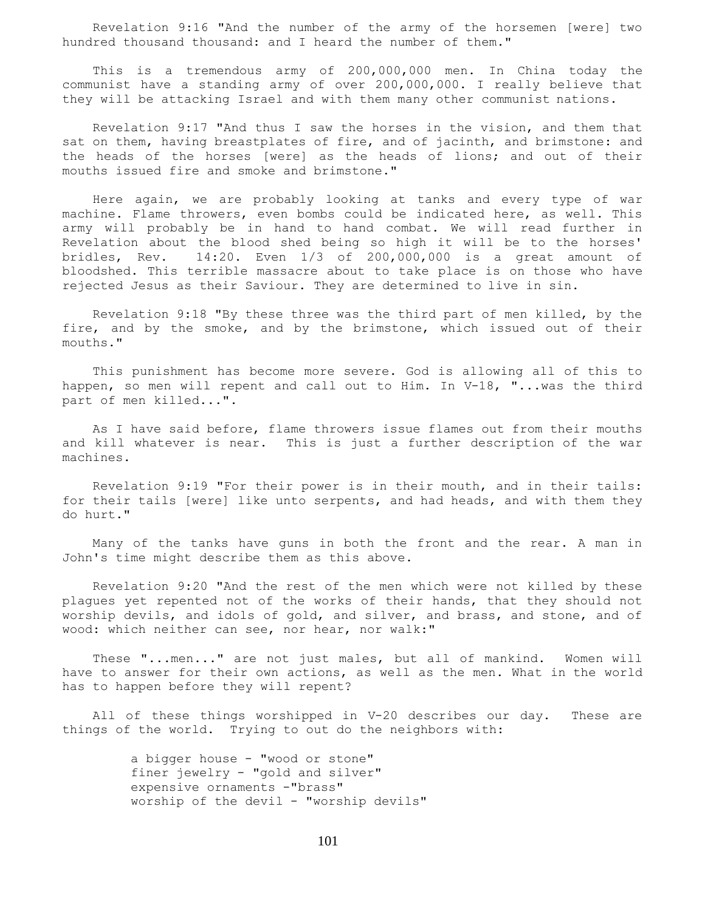Revelation 9:16 "And the number of the army of the horsemen [were] two hundred thousand thousand: and I heard the number of them."

This is a tremendous army of 200,000,000 men. In China today the communist have a standing army of over 200,000,000. I really believe that they will be attacking Israel and with them many other communist nations.

Revelation 9:17 "And thus I saw the horses in the vision, and them that sat on them, having breastplates of fire, and of jacinth, and brimstone: and the heads of the horses [were] as the heads of lions; and out of their mouths issued fire and smoke and brimstone."

Here again, we are probably looking at tanks and every type of war machine. Flame throwers, even bombs could be indicated here, as well. This army will probably be in hand to hand combat. We will read further in Revelation about the blood shed being so high it will be to the horses' bridles, Rev. 14:20. Even 1/3 of 200,000,000 is a great amount of bloodshed. This terrible massacre about to take place is on those who have rejected Jesus as their Saviour. They are determined to live in sin.

Revelation 9:18 "By these three was the third part of men killed, by the fire, and by the smoke, and by the brimstone, which issued out of their mouths."

This punishment has become more severe. God is allowing all of this to happen, so men will repent and call out to Him. In V-18, "...was the third part of men killed...".

As I have said before, flame throwers issue flames out from their mouths and kill whatever is near. This is just a further description of the war machines.

Revelation 9:19 "For their power is in their mouth, and in their tails: for their tails [were] like unto serpents, and had heads, and with them they do hurt."

Many of the tanks have guns in both the front and the rear. A man in John's time might describe them as this above.

Revelation 9:20 "And the rest of the men which were not killed by these plagues yet repented not of the works of their hands, that they should not worship devils, and idols of gold, and silver, and brass, and stone, and of wood: which neither can see, nor hear, nor walk:"

These "...men..." are not just males, but all of mankind. Women will have to answer for their own actions, as well as the men. What in the world has to happen before they will repent?

All of these things worshipped in V-20 describes our day. These are things of the world. Trying to out do the neighbors with:

a bigger house - "wood or stone"
finer jewelry - "gold and silver"
expensive ornaments -"brass"
worship of the devil - "worship devils"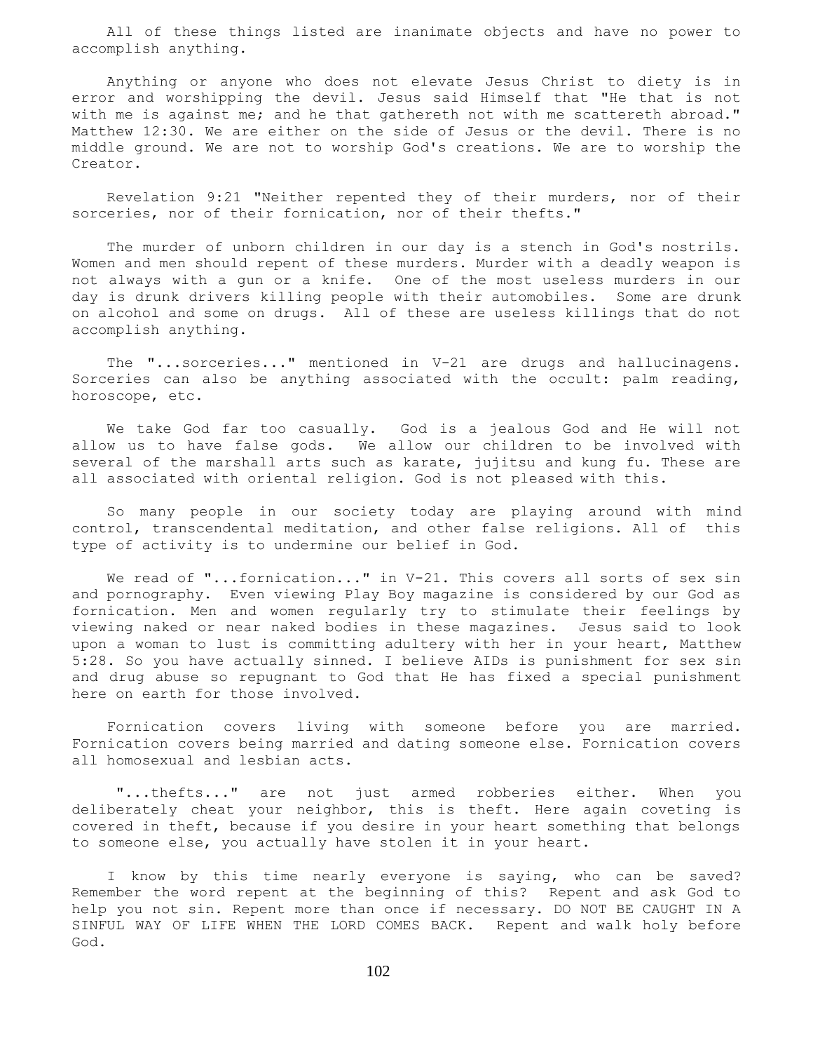All of these things listed are inanimate objects and have no power to accomplish anything.

Anything or anyone who does not elevate Jesus Christ to diety is in error and worshipping the devil. Jesus said Himself that "He that is not with me is against me; and he that gathereth not with me scattereth abroad." Matthew 12:30. We are either on the side of Jesus or the devil. There is no middle ground. We are not to worship God's creations. We are to worship the Creator.

Revelation 9:21 "Neither repented they of their murders, nor of their sorceries, nor of their fornication, nor of their thefts."

The murder of unborn children in our day is a stench in God's nostrils. Women and men should repent of these murders. Murder with a deadly weapon is not always with a gun or a knife. One of the most useless murders in our day is drunk drivers killing people with their automobiles. Some are drunk on alcohol and some on drugs. All of these are useless killings that do not accomplish anything.

The "...sorceries..." mentioned in V-21 are drugs and hallucinagens. Sorceries can also be anything associated with the occult: palm reading, horoscope, etc.

We take God far too casually. God is a jealous God and He will not allow us to have false gods. We allow our children to be involved with several of the marshall arts such as karate, jujitsu and kung fu. These are all associated with oriental religion. God is not pleased with this.

So many people in our society today are playing around with mind control, transcendental meditation, and other false religions. All of this type of activity is to undermine our belief in God.

We read of "...fornication..." in V-21. This covers all sorts of sex sin and pornography. Even viewing Play Boy magazine is considered by our God as fornication. Men and women regularly try to stimulate their feelings by viewing naked or near naked bodies in these magazines. Jesus said to look upon a woman to lust is committing adultery with her in your heart, Matthew 5:28. So you have actually sinned. I believe AIDs is punishment for sex sin and drug abuse so repugnant to God that He has fixed a special punishment here on earth for those involved.

Fornication covers living with someone before you are married. Fornication covers being married and dating someone else. Fornication covers all homosexual and lesbian acts.

"...thefts..." are not just armed robberies either. When you deliberately cheat your neighbor, this is theft. Here again coveting is covered in theft, because if you desire in your heart something that belongs to someone else, you actually have stolen it in your heart.

I know by this time nearly everyone is saying, who can be saved? Remember the word repent at the beginning of this? Repent and ask God to help you not sin. Repent more than once if necessary. DO NOT BE CAUGHT IN A SINFUL WAY OF LIFE WHEN THE LORD COMES BACK. Repent and walk holy before God.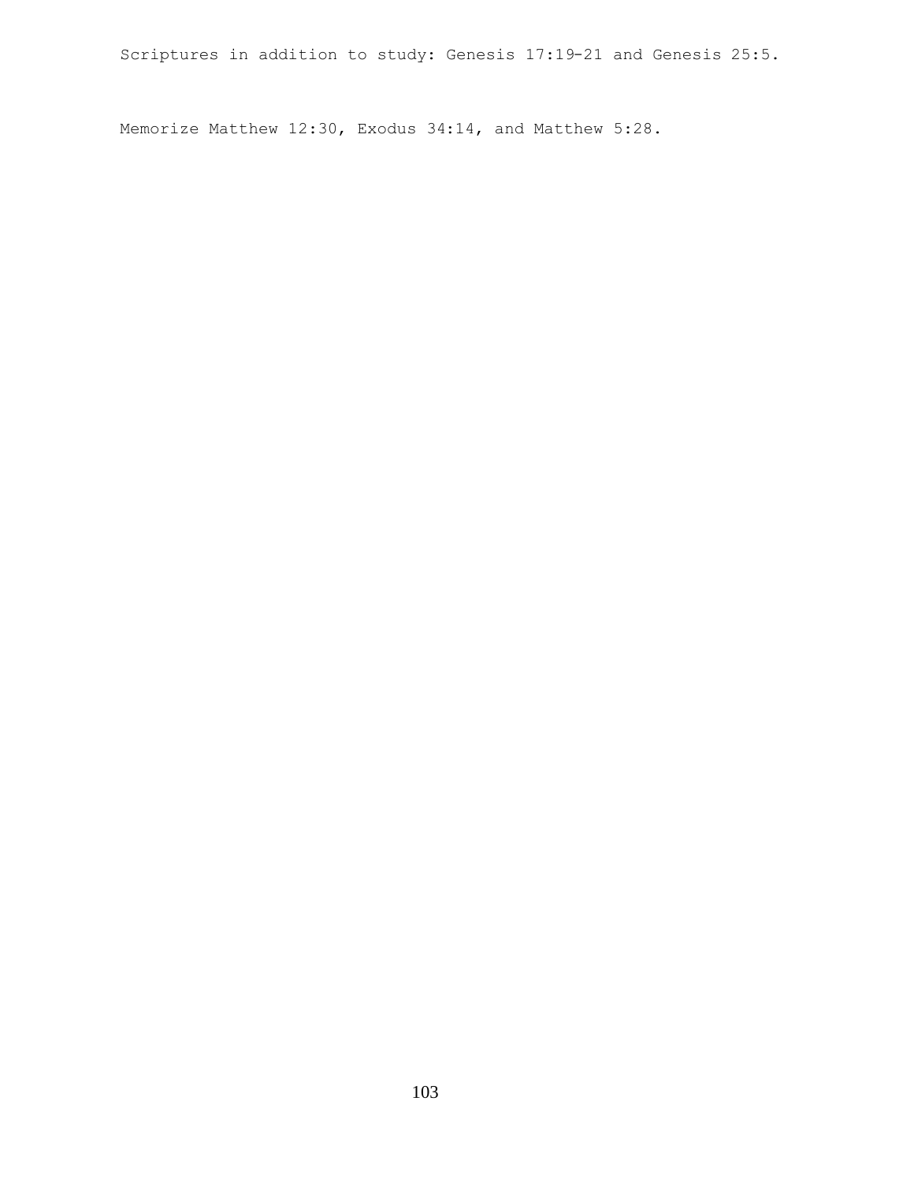Scriptures in addition to study: Genesis 17:19-21 and Genesis 25:5.

Memorize Matthew 12:30, Exodus 34:14, and Matthew 5:28.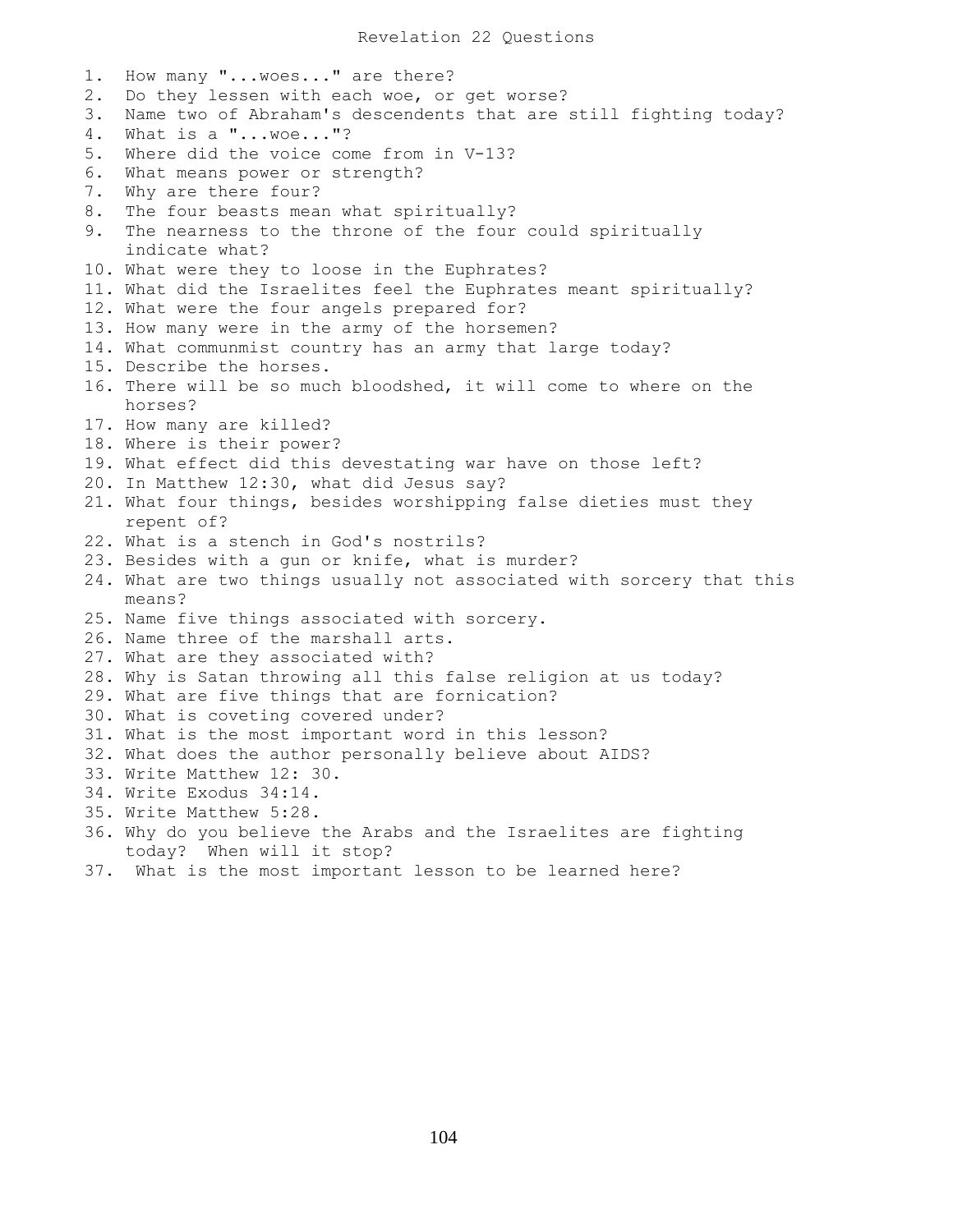# Revelation 22 Questions

1. How many "...woes..." are there?
2. Do they lessen with each woe, or get worse?
3. Name two of Abraham's descendents that are still fighting today?
4. What is a "...woe..."?
5. Where did the voice come from in V-13?
6. What means power or strength?
7. Why are there four?
8. The four beasts mean what spiritually?
9. The nearness to the throne of the four could spiritually indicate what?
10. What were they to loose in the Euphrates?
11. What did the Israelites feel the Euphrates meant spiritually?
12. What were the four angels prepared for?
13. How many were in the army of the horsemen?
14. What communmist country has an army that large today?
15. Describe the horses.
16. There will be so much bloodshed, it will come to where on the horses?
17. How many are killed?
18. Where is their power?
19. What effect did this devestating war have on those left?
20. In Matthew 12:30, what did Jesus say?
21. What four things, besides worshipping false dieties must they repent of?
22. What is a stench in God's nostrils?
23. Besides with a gun or knife, what is murder?
24. What are two things usually not associated with sorcery that this means?
25. Name five things associated with sorcery.
26. Name three of the marshall arts.
27. What are they associated with?
28. Why is Satan throwing all this false religion at us today?
29. What are five things that are fornication?
30. What is coveting covered under?
31. What is the most important word in this lesson?
32. What does the author personally believe about AIDS?
33. Write Matthew 12: 30.
34. Write Exodus 34:14.
35. Write Matthew 5:28.
36. Why do you believe the Arabs and the Israelites are fighting today? When will it stop?
37. What is the most important lesson to be learned here?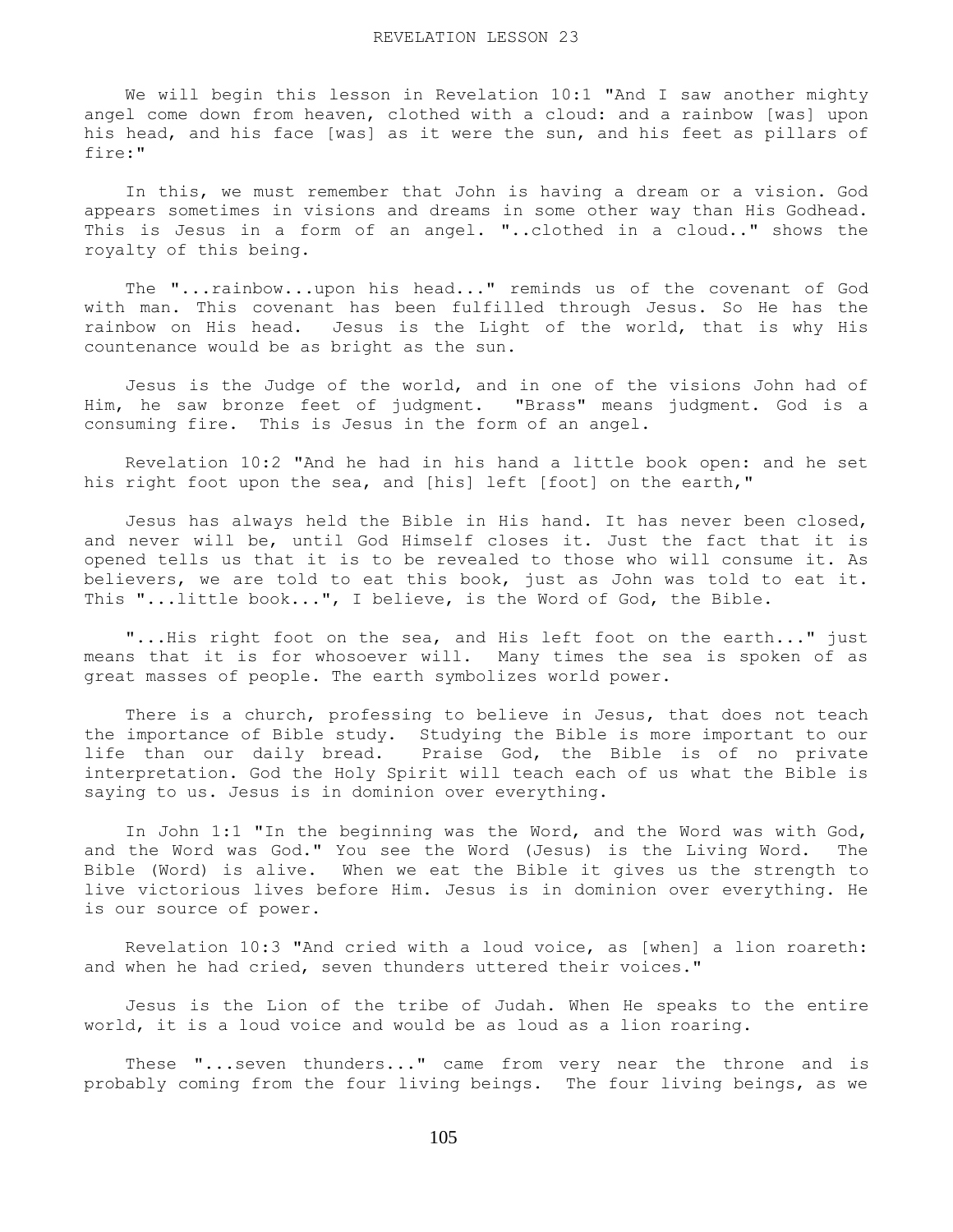# REVELATION LESSON 23

We will begin this lesson in Revelation 10:1 "And I saw another mighty angel come down from heaven, clothed with a cloud: and a rainbow [was] upon his head, and his face [was] as it were the sun, and his feet as pillars of fire:"

In this, we must remember that John is having a dream or a vision. God appears sometimes in visions and dreams in some other way than His Godhead. This is Jesus in a form of an angel. "..clothed in a cloud.." shows the royalty of this being.

The "...rainbow...upon his head..." reminds us of the covenant of God with man. This covenant has been fulfilled through Jesus. So He has the rainbow on His head. Jesus is the Light of the world, that is why His countenance would be as bright as the sun.

Jesus is the Judge of the world, and in one of the visions John had of Him, he saw bronze feet of judgment. "Brass" means judgment. God is a consuming fire. This is Jesus in the form of an angel.

Revelation 10:2 "And he had in his hand a little book open: and he set his right foot upon the sea, and [his] left [foot] on the earth,"

Jesus has always held the Bible in His hand. It has never been closed, and never will be, until God Himself closes it. Just the fact that it is opened tells us that it is to be revealed to those who will consume it. As believers, we are told to eat this book, just as John was told to eat it. This "...little book...", I believe, is the Word of God, the Bible.

"...His right foot on the sea, and His left foot on the earth..." just means that it is for whosoever will. Many times the sea is spoken of as great masses of people. The earth symbolizes world power.

There is a church, professing to believe in Jesus, that does not teach the importance of Bible study. Studying the Bible is more important to our life than our daily bread. Praise God, the Bible is of no private interpretation. God the Holy Spirit will teach each of us what the Bible is saying to us. Jesus is in dominion over everything.

In John 1:1 "In the beginning was the Word, and the Word was with God, and the Word was God." You see the Word (Jesus) is the Living Word. The Bible (Word) is alive. When we eat the Bible it gives us the strength to live victorious lives before Him. Jesus is in dominion over everything. He is our source of power.

Revelation 10:3 "And cried with a loud voice, as [when] a lion roareth: and when he had cried, seven thunders uttered their voices."

Jesus is the Lion of the tribe of Judah. When He speaks to the entire world, it is a loud voice and would be as loud as a lion roaring.

These "...seven thunders..." came from very near the throne and is probably coming from the four living beings. The four living beings, as we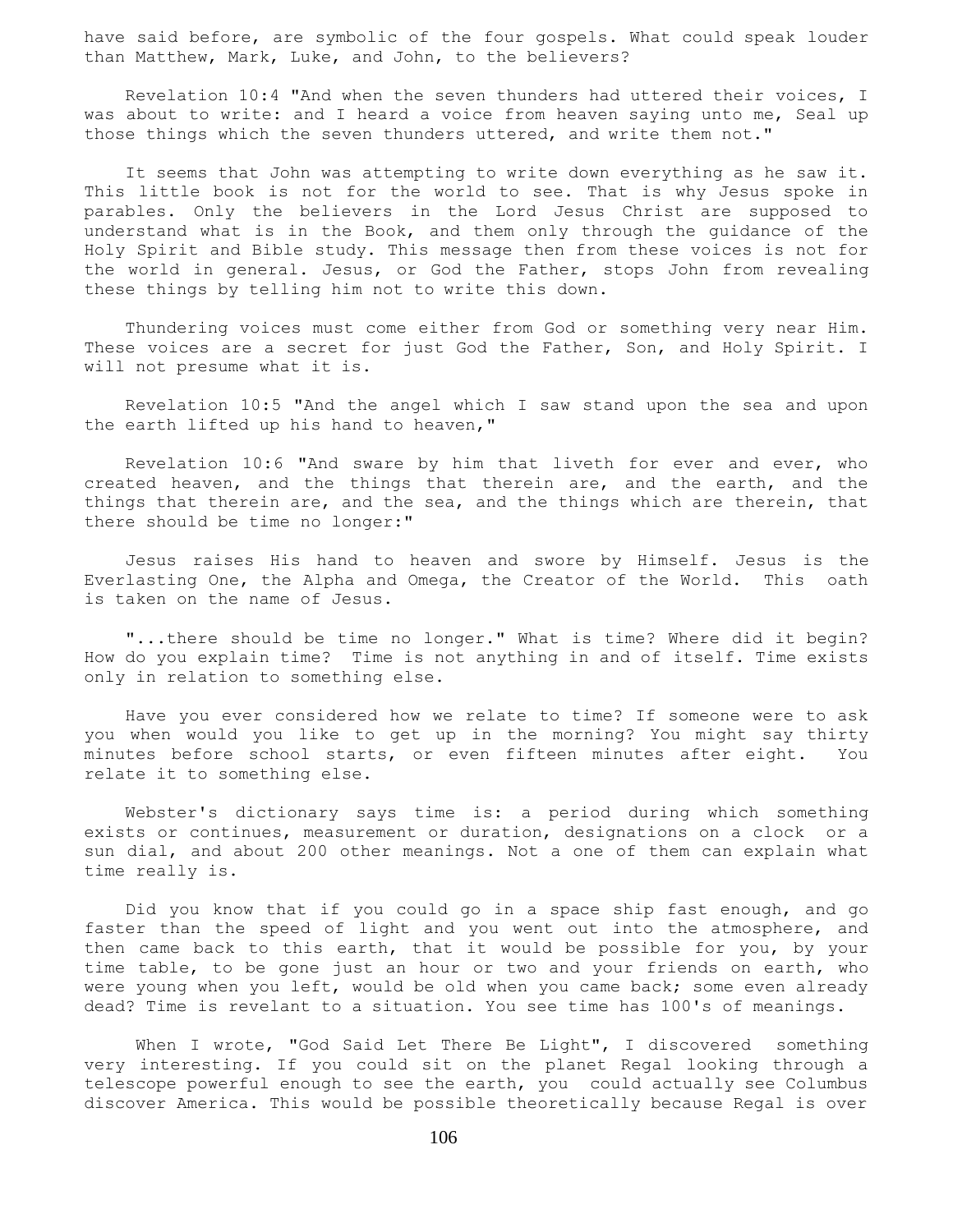have said before, are symbolic of the four gospels. What could speak louder than Matthew, Mark, Luke, and John, to the believers?

Revelation 10:4 "And when the seven thunders had uttered their voices, I was about to write: and I heard a voice from heaven saying unto me, Seal up those things which the seven thunders uttered, and write them not."

It seems that John was attempting to write down everything as he saw it. This little book is not for the world to see. That is why Jesus spoke in parables. Only the believers in the Lord Jesus Christ are supposed to understand what is in the Book, and them only through the guidance of the Holy Spirit and Bible study. This message then from these voices is not for the world in general. Jesus, or God the Father, stops John from revealing these things by telling him not to write this down.

Thundering voices must come either from God or something very near Him. These voices are a secret for just God the Father, Son, and Holy Spirit. I will not presume what it is.

Revelation 10:5 "And the angel which I saw stand upon the sea and upon the earth lifted up his hand to heaven,"

Revelation 10:6 "And sware by him that liveth for ever and ever, who created heaven, and the things that therein are, and the earth, and the things that therein are, and the sea, and the things which are therein, that there should be time no longer:"

Jesus raises His hand to heaven and swore by Himself. Jesus is the Everlasting One, the Alpha and Omega, the Creator of the World. This oath is taken on the name of Jesus.

"...there should be time no longer." What is time? Where did it begin? How do you explain time? Time is not anything in and of itself. Time exists only in relation to something else.

Have you ever considered how we relate to time? If someone were to ask you when would you like to get up in the morning? You might say thirty minutes before school starts, or even fifteen minutes after eight. You relate it to something else.

Webster's dictionary says time is: a period during which something exists or continues, measurement or duration, designations on a clock or a sun dial, and about 200 other meanings. Not a one of them can explain what time really is.

Did you know that if you could go in a space ship fast enough, and go faster than the speed of light and you went out into the atmosphere, and then came back to this earth, that it would be possible for you, by your time table, to be gone just an hour or two and your friends on earth, who were young when you left, would be old when you came back; some even already dead? Time is revelant to a situation. You see time has 100's of meanings.

When I wrote, "God Said Let There Be Light", I discovered something very interesting. If you could sit on the planet Regal looking through a telescope powerful enough to see the earth, you could actually see Columbus discover America. This would be possible theoretically because Regal is over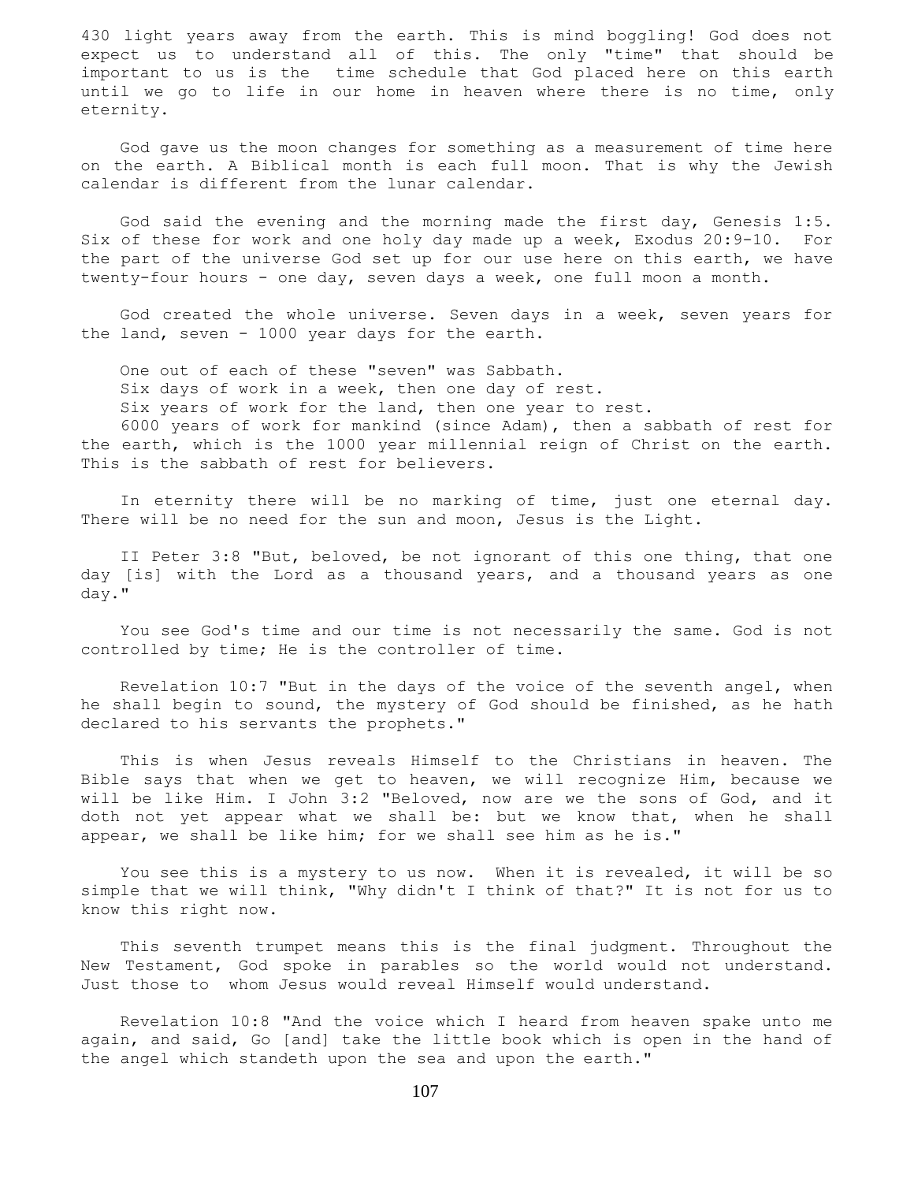430 light years away from the earth. This is mind boggling! God does not expect us to understand all of this. The only "time" that should be important to us is the time schedule that God placed here on this earth until we go to life in our home in heaven where there is no time, only eternity.

God gave us the moon changes for something as a measurement of time here on the earth. A Biblical month is each full moon. That is why the Jewish calendar is different from the lunar calendar.

God said the evening and the morning made the first day, Genesis 1:5. Six of these for work and one holy day made up a week, Exodus 20:9-10. For the part of the universe God set up for our use here on this earth, we have twenty-four hours - one day, seven days a week, one full moon a month.

God created the whole universe. Seven days in a week, seven years for the land, seven - 1000 year days for the earth.

One out of each of these "seven" was Sabbath.
Six days of work in a week, then one day of rest.
Six years of work for the land, then one year to rest.
6000 years of work for mankind (since Adam), then a sabbath of rest for the earth, which is the 1000 year millennial reign of Christ on the earth. This is the sabbath of rest for believers.

In eternity there will be no marking of time, just one eternal day. There will be no need for the sun and moon, Jesus is the Light.

II Peter 3:8 "But, beloved, be not ignorant of this one thing, that one day [is] with the Lord as a thousand years, and a thousand years as one day."

You see God's time and our time is not necessarily the same. God is not controlled by time; He is the controller of time.

Revelation 10:7 "But in the days of the voice of the seventh angel, when he shall begin to sound, the mystery of God should be finished, as he hath declared to his servants the prophets."

This is when Jesus reveals Himself to the Christians in heaven. The Bible says that when we get to heaven, we will recognize Him, because we will be like Him. I John 3:2 "Beloved, now are we the sons of God, and it doth not yet appear what we shall be: but we know that, when he shall appear, we shall be like him; for we shall see him as he is."

You see this is a mystery to us now. When it is revealed, it will be so simple that we will think, "Why didn't I think of that?" It is not for us to know this right now.

This seventh trumpet means this is the final judgment. Throughout the New Testament, God spoke in parables so the world would not understand. Just those to whom Jesus would reveal Himself would understand.

Revelation 10:8 "And the voice which I heard from heaven spake unto me again, and said, Go [and] take the little book which is open in the hand of the angel which standeth upon the sea and upon the earth."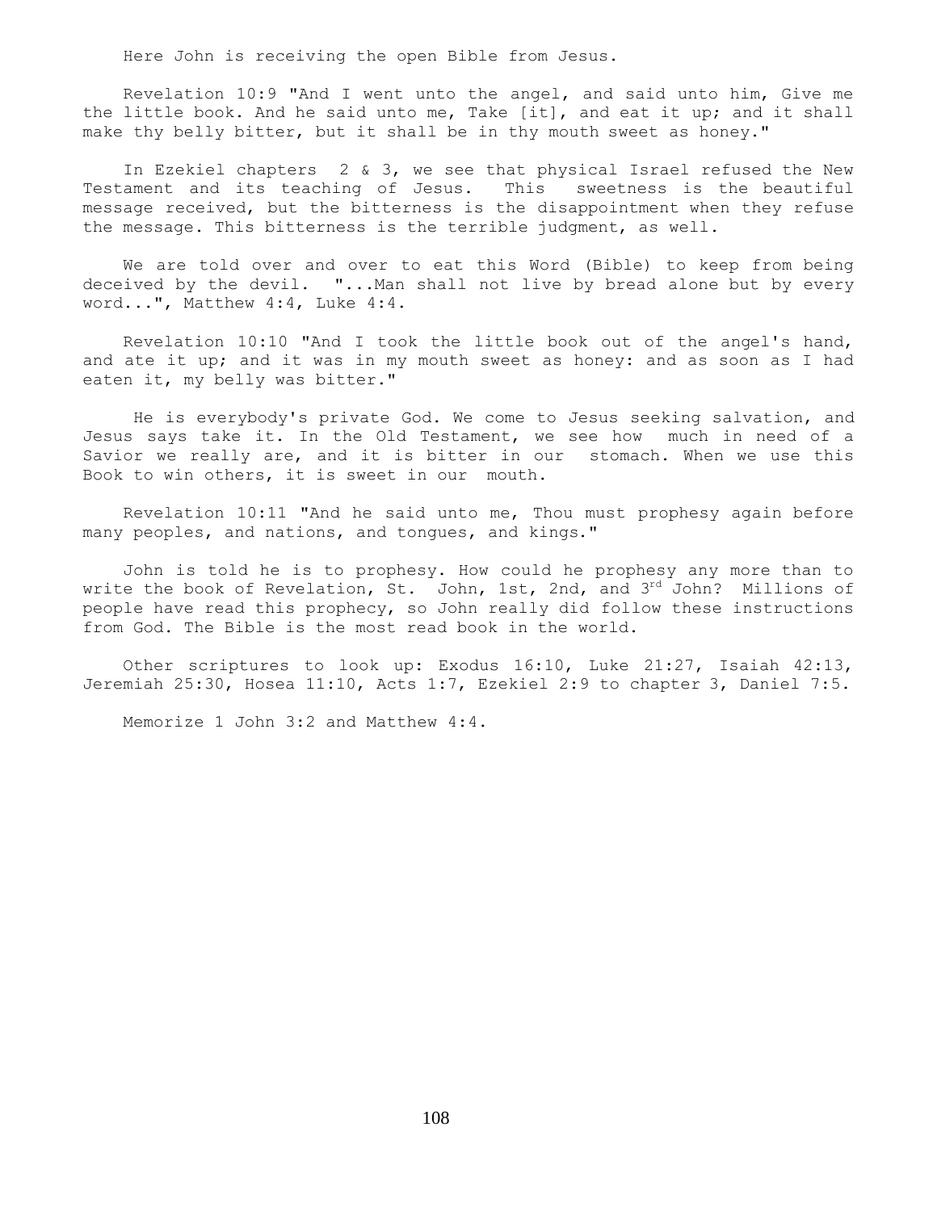Here John is receiving the open Bible from Jesus.

Revelation 10:9 "And I went unto the angel, and said unto him, Give me the little book. And he said unto me, Take [it], and eat it up; and it shall make thy belly bitter, but it shall be in thy mouth sweet as honey."

In Ezekiel chapters 2 & 3, we see that physical Israel refused the New Testament and its teaching of Jesus. This sweetness is the beautiful message received, but the bitterness is the disappointment when they refuse the message. This bitterness is the terrible judgment, as well.

We are told over and over to eat this Word (Bible) to keep from being deceived by the devil. "...Man shall not live by bread alone but by every word...", Matthew 4:4, Luke 4:4.

Revelation 10:10 "And I took the little book out of the angel's hand, and ate it up; and it was in my mouth sweet as honey: and as soon as I had eaten it, my belly was bitter."

He is everybody's private God. We come to Jesus seeking salvation, and Jesus says take it. In the Old Testament, we see how much in need of a Savior we really are, and it is bitter in our stomach. When we use this Book to win others, it is sweet in our mouth.

Revelation 10:11 "And he said unto me, Thou must prophesy again before many peoples, and nations, and tongues, and kings."

John is told he is to prophesy. How could he prophesy any more than to write the book of Revelation, St. John, 1st, 2nd, and 3rd John? Millions of people have read this prophecy, so John really did follow these instructions from God. The Bible is the most read book in the world.

Other scriptures to look up: Exodus 16:10, Luke 21:27, Isaiah 42:13, Jeremiah 25:30, Hosea 11:10, Acts 1:7, Ezekiel 2:9 to chapter 3, Daniel 7:5.

Memorize 1 John 3:2 and Matthew 4:4.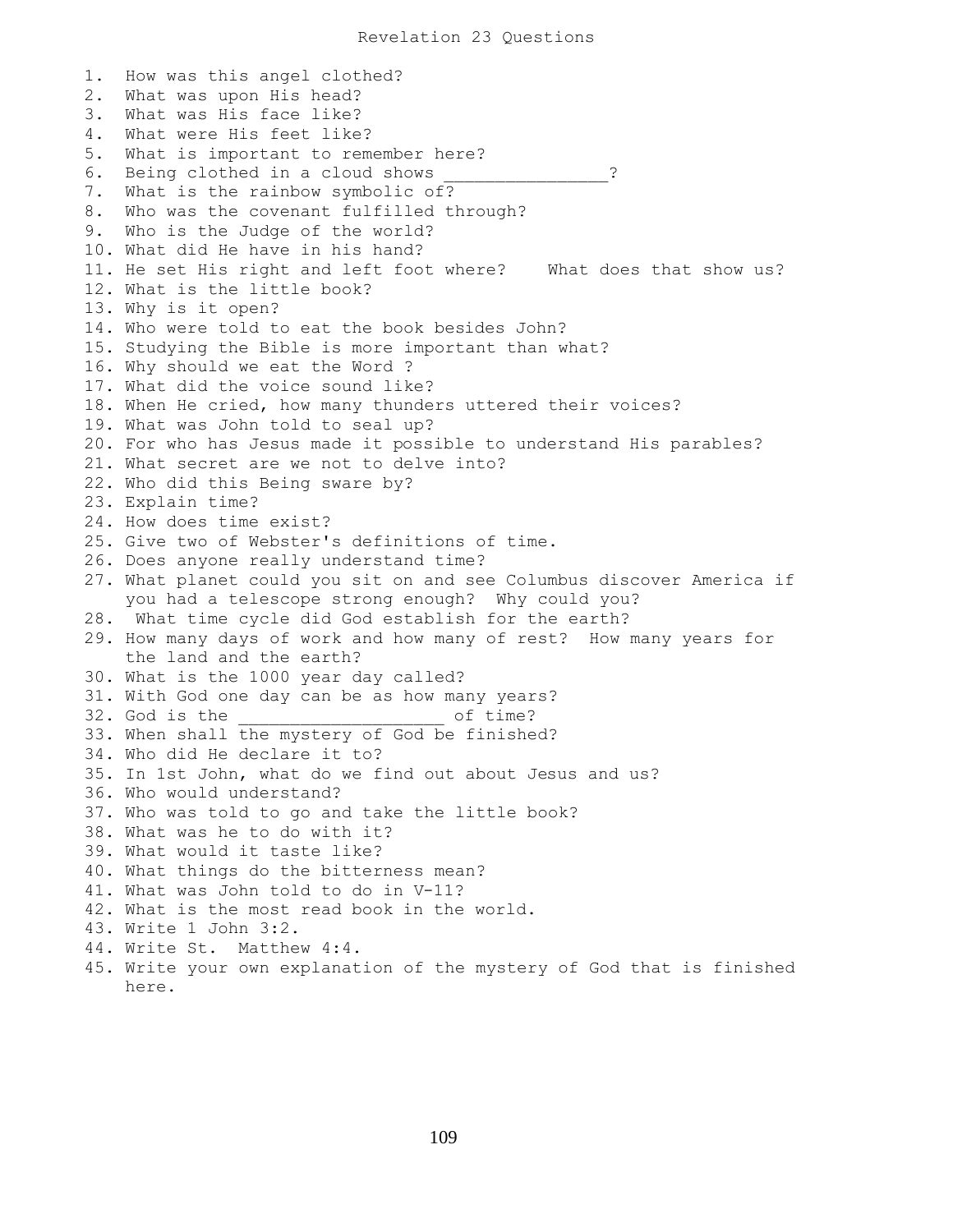# Revelation 23 Questions

1. How was this angel clothed?
2. What was upon His head?
3. What was His face like?
4. What were His feet like?
5. What is important to remember here?
6. Being clothed in a cloud shows _______________?
7. What is the rainbow symbolic of?
8. Who was the covenant fulfilled through?
9. Who is the Judge of the world?
10. What did He have in his hand?
11. He set His right and left foot where?    What does that show us?
12. What is the little book?
13. Why is it open?
14. Who were told to eat the book besides John?
15. Studying the Bible is more important than what?
16. Why should we eat the Word ?
17. What did the voice sound like?
18. When He cried, how many thunders uttered their voices?
19. What was John told to seal up?
20. For who has Jesus made it possible to understand His parables?
21. What secret are we not to delve into?
22. Who did this Being sware by?
23. Explain time?
24. How does time exist?
25. Give two of Webster's definitions of time.
26. Does anyone really understand time?
27. What planet could you sit on and see Columbus discover America if you had a telescope strong enough?  Why could you?
28. What time cycle did God establish for the earth?
29. How many days of work and how many of rest?  How many years for the land and the earth?
30. What is the 1000 year day called?
31. With God one day can be as how many years?
32. God is the ____________________ of time?
33. When shall the mystery of God be finished?
34. Who did He declare it to?
35. In 1st John, what do we find out about Jesus and us?
36. Who would understand?
37. Who was told to go and take the little book?
38. What was he to do with it?
39. What would it taste like?
40. What things do the bitterness mean?
41. What was John told to do in V-11?
42. What is the most read book in the world.
43. Write 1 John 3:2.
44. Write St.  Matthew 4:4.
45. Write your own explanation of the mystery of God that is finished here.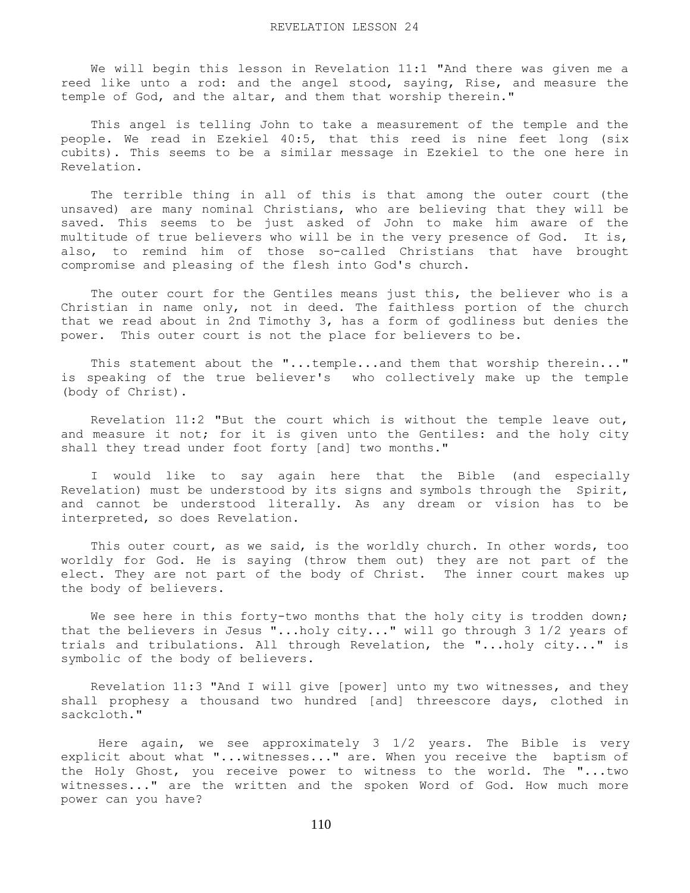REVELATION LESSON 24

We will begin this lesson in Revelation 11:1 "And there was given me a reed like unto a rod: and the angel stood, saying, Rise, and measure the temple of God, and the altar, and them that worship therein."

This angel is telling John to take a measurement of the temple and the people. We read in Ezekiel 40:5, that this reed is nine feet long (six cubits). This seems to be a similar message in Ezekiel to the one here in Revelation.

The terrible thing in all of this is that among the outer court (the unsaved) are many nominal Christians, who are believing that they will be saved. This seems to be just asked of John to make him aware of the multitude of true believers who will be in the very presence of God. It is, also, to remind him of those so-called Christians that have brought compromise and pleasing of the flesh into God's church.

The outer court for the Gentiles means just this, the believer who is a Christian in name only, not in deed. The faithless portion of the church that we read about in 2nd Timothy 3, has a form of godliness but denies the power. This outer court is not the place for believers to be.

This statement about the "...temple...and them that worship therein..." is speaking of the true believer's who collectively make up the temple (body of Christ).

Revelation 11:2 "But the court which is without the temple leave out, and measure it not; for it is given unto the Gentiles: and the holy city shall they tread under foot forty [and] two months."

I would like to say again here that the Bible (and especially Revelation) must be understood by its signs and symbols through the Spirit, and cannot be understood literally. As any dream or vision has to be interpreted, so does Revelation.

This outer court, as we said, is the worldly church. In other words, too worldly for God. He is saying (throw them out) they are not part of the elect. They are not part of the body of Christ. The inner court makes up the body of believers.

We see here in this forty-two months that the holy city is trodden down; that the believers in Jesus "...holy city..." will go through 3 1/2 years of trials and tribulations. All through Revelation, the "...holy city..." is symbolic of the body of believers.

Revelation 11:3 "And I will give [power] unto my two witnesses, and they shall prophesy a thousand two hundred [and] threescore days, clothed in sackcloth."

Here again, we see approximately 3 1/2 years. The Bible is very explicit about what "...witnesses..." are. When you receive the baptism of the Holy Ghost, you receive power to witness to the world. The "...two witnesses..." are the written and the spoken Word of God. How much more power can you have?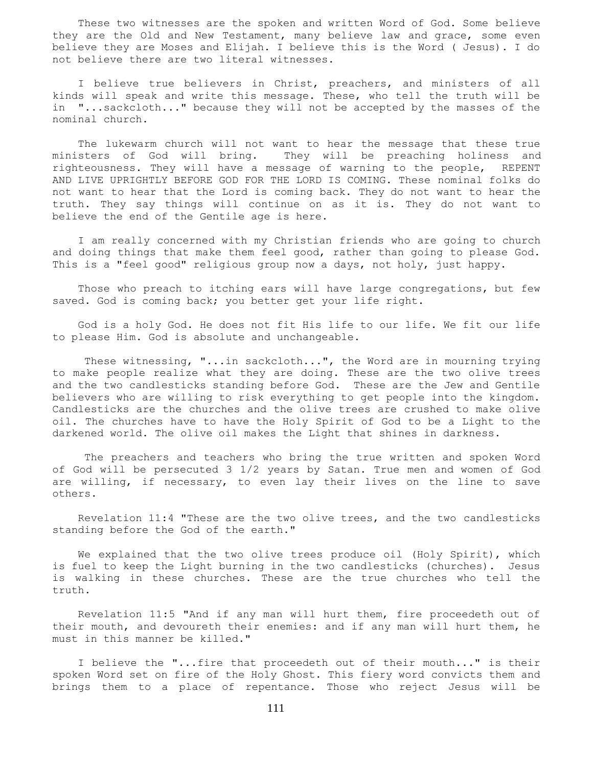These two witnesses are the spoken and written Word of God. Some believe they are the Old and New Testament, many believe law and grace, some even believe they are Moses and Elijah. I believe this is the Word ( Jesus). I do not believe there are two literal witnesses.

I believe true believers in Christ, preachers, and ministers of all kinds will speak and write this message. These, who tell the truth will be in "...sackcloth..." because they will not be accepted by the masses of the nominal church.

The lukewarm church will not want to hear the message that these true ministers of God will bring. They will be preaching holiness and righteousness. They will have a message of warning to the people, REPENT AND LIVE UPRIGHTLY BEFORE GOD FOR THE LORD IS COMING. These nominal folks do not want to hear that the Lord is coming back. They do not want to hear the truth. They say things will continue on as it is. They do not want to believe the end of the Gentile age is here.

I am really concerned with my Christian friends who are going to church and doing things that make them feel good, rather than going to please God. This is a "feel good" religious group now a days, not holy, just happy.

Those who preach to itching ears will have large congregations, but few saved. God is coming back; you better get your life right.

God is a holy God. He does not fit His life to our life. We fit our life to please Him. God is absolute and unchangeable.

These witnessing, "...in sackcloth...", the Word are in mourning trying to make people realize what they are doing. These are the two olive trees and the two candlesticks standing before God. These are the Jew and Gentile believers who are willing to risk everything to get people into the kingdom. Candlesticks are the churches and the olive trees are crushed to make olive oil. The churches have to have the Holy Spirit of God to be a Light to the darkened world. The olive oil makes the Light that shines in darkness.

The preachers and teachers who bring the true written and spoken Word of God will be persecuted 3 1/2 years by Satan. True men and women of God are willing, if necessary, to even lay their lives on the line to save others.

Revelation 11:4 "These are the two olive trees, and the two candlesticks standing before the God of the earth."

We explained that the two olive trees produce oil (Holy Spirit), which is fuel to keep the Light burning in the two candlesticks (churches). Jesus is walking in these churches. These are the true churches who tell the truth.

Revelation 11:5 "And if any man will hurt them, fire proceedeth out of their mouth, and devoureth their enemies: and if any man will hurt them, he must in this manner be killed."

I believe the "...fire that proceedeth out of their mouth..." is their spoken Word set on fire of the Holy Ghost. This fiery word convicts them and brings them to a place of repentance. Those who reject Jesus will be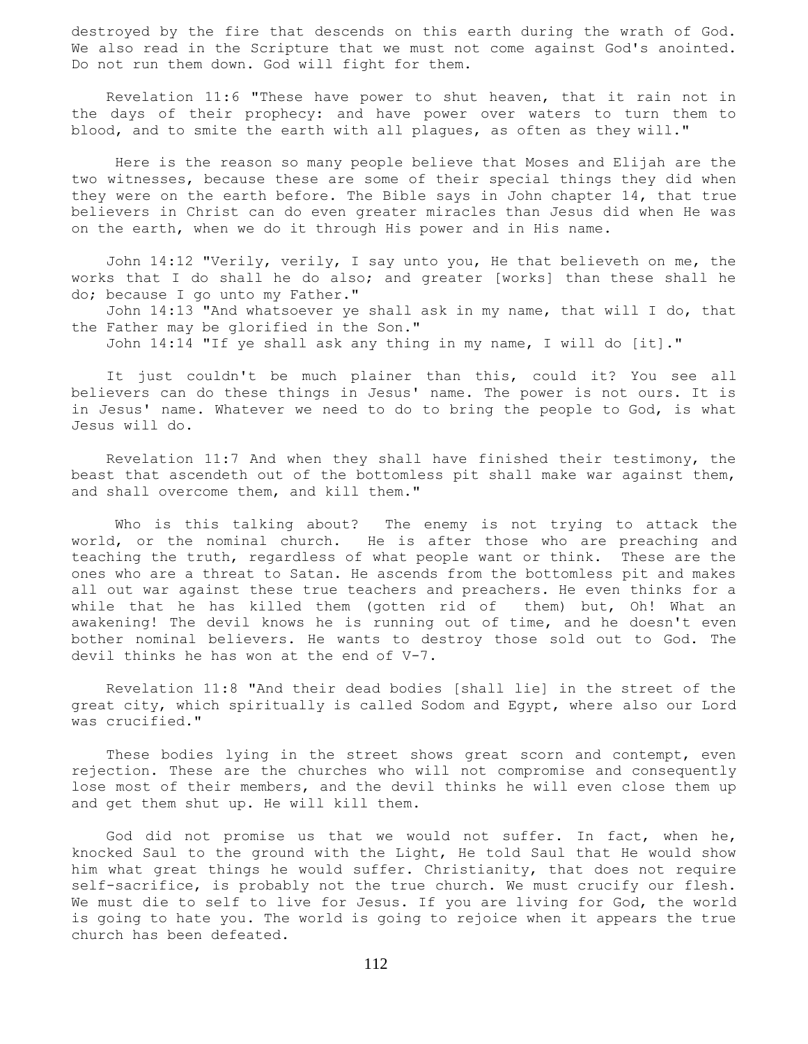destroyed by the fire that descends on this earth during the wrath of God. We also read in the Scripture that we must not come against God's anointed. Do not run them down. God will fight for them.

Revelation 11:6 "These have power to shut heaven, that it rain not in the days of their prophecy: and have power over waters to turn them to blood, and to smite the earth with all plagues, as often as they will."

Here is the reason so many people believe that Moses and Elijah are the two witnesses, because these are some of their special things they did when they were on the earth before. The Bible says in John chapter 14, that true believers in Christ can do even greater miracles than Jesus did when He was on the earth, when we do it through His power and in His name.

John 14:12 "Verily, verily, I say unto you, He that believeth on me, the works that I do shall he do also; and greater [works] than these shall he do; because I go unto my Father."
John 14:13 "And whatsoever ye shall ask in my name, that will I do, that the Father may be glorified in the Son."
John 14:14 "If ye shall ask any thing in my name, I will do [it]."

It just couldn't be much plainer than this, could it? You see all believers can do these things in Jesus' name. The power is not ours. It is in Jesus' name. Whatever we need to do to bring the people to God, is what Jesus will do.

Revelation 11:7 And when they shall have finished their testimony, the beast that ascendeth out of the bottomless pit shall make war against them, and shall overcome them, and kill them."

Who is this talking about? The enemy is not trying to attack the world, or the nominal church. He is after those who are preaching and teaching the truth, regardless of what people want or think. These are the ones who are a threat to Satan. He ascends from the bottomless pit and makes all out war against these true teachers and preachers. He even thinks for a while that he has killed them (gotten rid of them) but, Oh! What an awakening! The devil knows he is running out of time, and he doesn't even bother nominal believers. He wants to destroy those sold out to God. The devil thinks he has won at the end of V-7.

Revelation 11:8 "And their dead bodies [shall lie] in the street of the great city, which spiritually is called Sodom and Egypt, where also our Lord was crucified."

These bodies lying in the street shows great scorn and contempt, even rejection. These are the churches who will not compromise and consequently lose most of their members, and the devil thinks he will even close them up and get them shut up. He will kill them.

God did not promise us that we would not suffer. In fact, when he, knocked Saul to the ground with the Light, He told Saul that He would show him what great things he would suffer. Christianity, that does not require self-sacrifice, is probably not the true church. We must crucify our flesh. We must die to self to live for Jesus. If you are living for God, the world is going to hate you. The world is going to rejoice when it appears the true church has been defeated.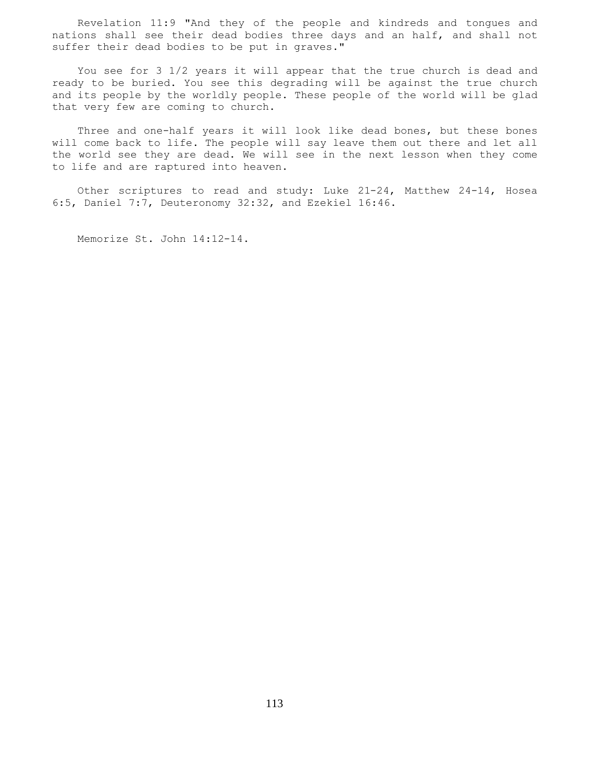Revelation 11:9 "And they of the people and kindreds and tongues and nations shall see their dead bodies three days and an half, and shall not suffer their dead bodies to be put in graves."

You see for 3 1/2 years it will appear that the true church is dead and ready to be buried. You see this degrading will be against the true church and its people by the worldly people. These people of the world will be glad that very few are coming to church.

Three and one-half years it will look like dead bones, but these bones will come back to life. The people will say leave them out there and let all the world see they are dead. We will see in the next lesson when they come to life and are raptured into heaven.

Other scriptures to read and study: Luke 21-24, Matthew 24-14, Hosea 6:5, Daniel 7:7, Deuteronomy 32:32, and Ezekiel 16:46.

Memorize St. John 14:12-14.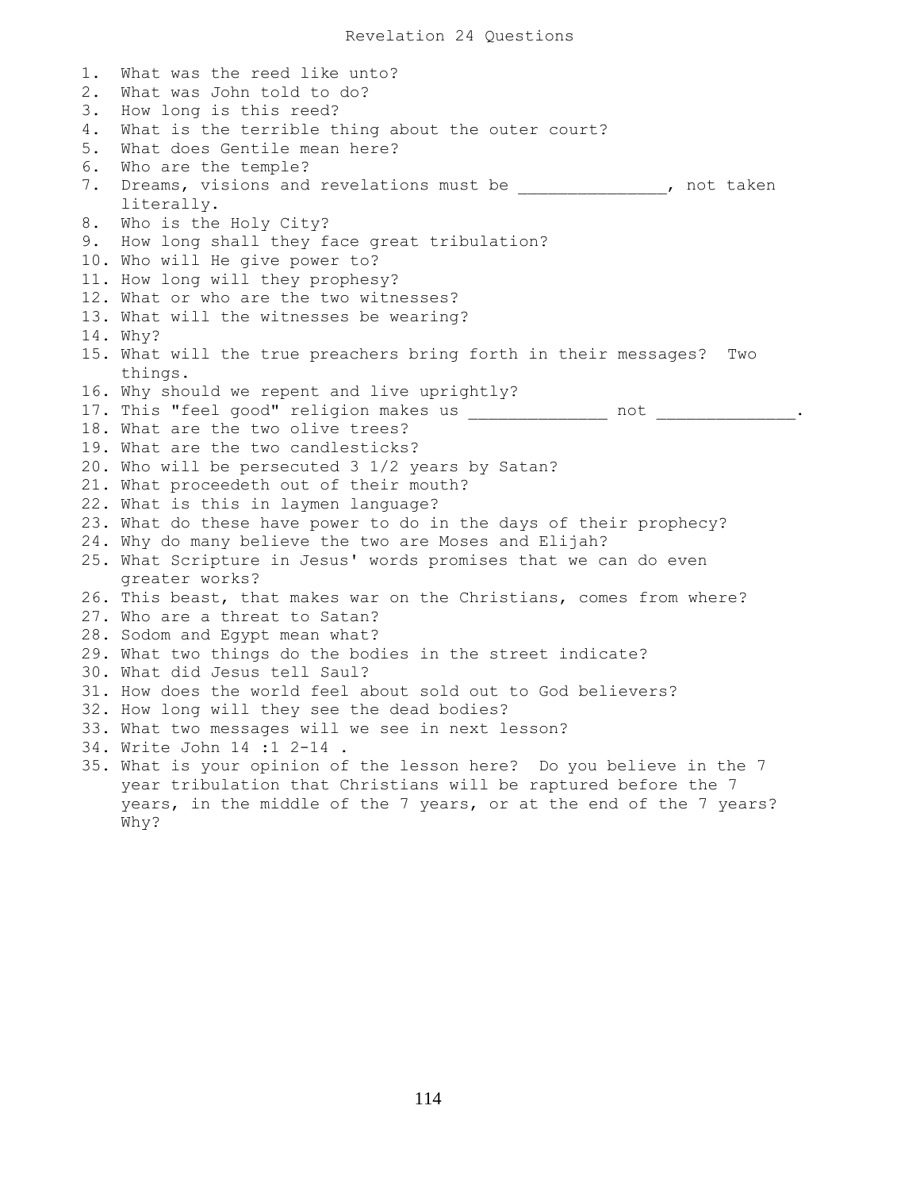# Revelation 24 Questions

1. What was the reed like unto?
2. What was John told to do?
3. How long is this reed?
4. What is the terrible thing about the outer court?
5. What does Gentile mean here?
6. Who are the temple?
7. Dreams, visions and revelations must be _______________, not taken literally.
8. Who is the Holy City?
9. How long shall they face great tribulation?
10. Who will He give power to?
11. How long will they prophesy?
12. What or who are the two witnesses?
13. What will the witnesses be wearing?
14. Why?
15. What will the true preachers bring forth in their messages? Two things.
16. Why should we repent and live uprightly?
17. This "feel good" religion makes us ______________ not ______________.
18. What are the two olive trees?
19. What are the two candlesticks?
20. Who will be persecuted 3 1/2 years by Satan?
21. What proceedeth out of their mouth?
22. What is this in laymen language?
23. What do these have power to do in the days of their prophecy?
24. Why do many believe the two are Moses and Elijah?
25. What Scripture in Jesus' words promises that we can do even greater works?
26. This beast, that makes war on the Christians, comes from where?
27. Who are a threat to Satan?
28. Sodom and Egypt mean what?
29. What two things do the bodies in the street indicate?
30. What did Jesus tell Saul?
31. How does the world feel about sold out to God believers?
32. How long will they see the dead bodies?
33. What two messages will we see in next lesson?
34. Write John 14 :1 2-14 .
35. What is your opinion of the lesson here? Do you believe in the 7 year tribulation that Christians will be raptured before the 7 years, in the middle of the 7 years, or at the end of the 7 years? Why?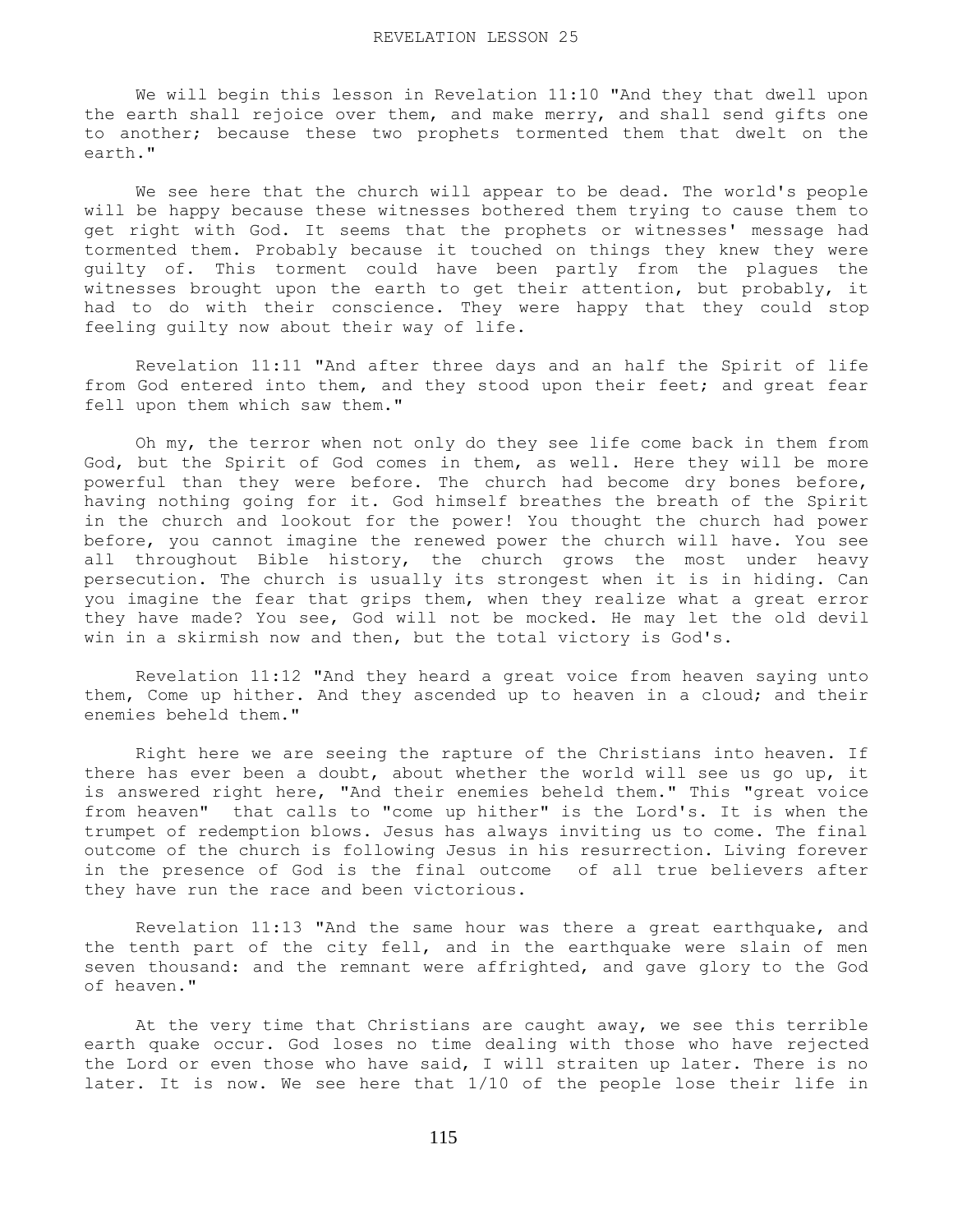# REVELATION LESSON 25

We will begin this lesson in Revelation 11:10 "And they that dwell upon the earth shall rejoice over them, and make merry, and shall send gifts one to another; because these two prophets tormented them that dwelt on the earth."

We see here that the church will appear to be dead. The world's people will be happy because these witnesses bothered them trying to cause them to get right with God. It seems that the prophets or witnesses' message had tormented them. Probably because it touched on things they knew they were guilty of. This torment could have been partly from the plagues the witnesses brought upon the earth to get their attention, but probably, it had to do with their conscience. They were happy that they could stop feeling guilty now about their way of life.

Revelation 11:11 "And after three days and an half the Spirit of life from God entered into them, and they stood upon their feet; and great fear fell upon them which saw them."

Oh my, the terror when not only do they see life come back in them from God, but the Spirit of God comes in them, as well. Here they will be more powerful than they were before. The church had become dry bones before, having nothing going for it. God himself breathes the breath of the Spirit in the church and lookout for the power! You thought the church had power before, you cannot imagine the renewed power the church will have. You see all throughout Bible history, the church grows the most under heavy persecution. The church is usually its strongest when it is in hiding. Can you imagine the fear that grips them, when they realize what a great error they have made? You see, God will not be mocked. He may let the old devil win in a skirmish now and then, but the total victory is God's.

Revelation 11:12 "And they heard a great voice from heaven saying unto them, Come up hither. And they ascended up to heaven in a cloud; and their enemies beheld them."

Right here we are seeing the rapture of the Christians into heaven. If there has ever been a doubt, about whether the world will see us go up, it is answered right here, "And their enemies beheld them." This "great voice from heaven" that calls to "come up hither" is the Lord's. It is when the trumpet of redemption blows. Jesus has always inviting us to come. The final outcome of the church is following Jesus in his resurrection. Living forever in the presence of God is the final outcome of all true believers after they have run the race and been victorious.

Revelation 11:13 "And the same hour was there a great earthquake, and the tenth part of the city fell, and in the earthquake were slain of men seven thousand: and the remnant were affrighted, and gave glory to the God of heaven."

At the very time that Christians are caught away, we see this terrible earth quake occur. God loses no time dealing with those who have rejected the Lord or even those who have said, I will straiten up later. There is no later. It is now. We see here that 1/10 of the people lose their life in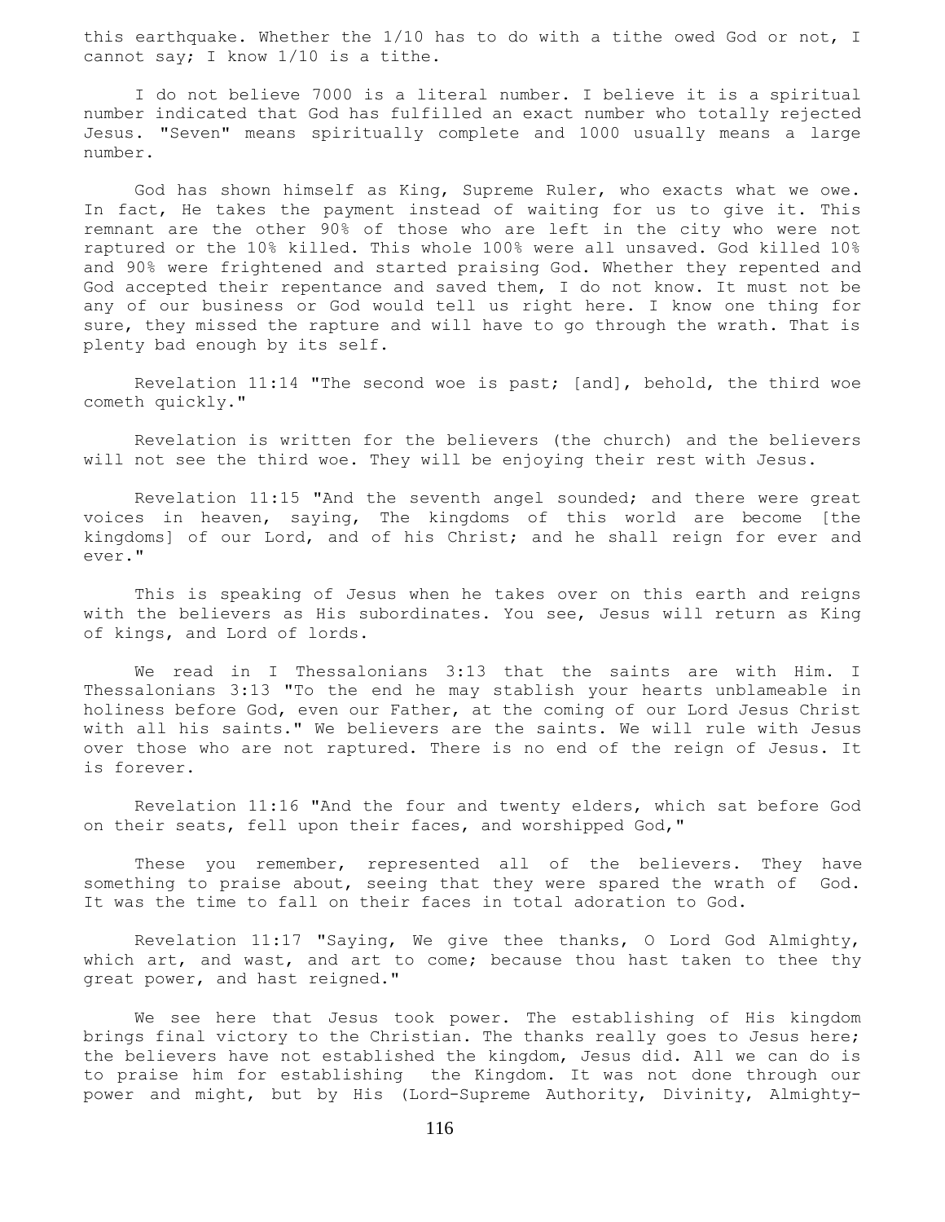this earthquake. Whether the 1/10 has to do with a tithe owed God or not, I cannot say; I know 1/10 is a tithe.

I do not believe 7000 is a literal number. I believe it is a spiritual number indicated that God has fulfilled an exact number who totally rejected Jesus. "Seven" means spiritually complete and 1000 usually means a large number.

God has shown himself as King, Supreme Ruler, who exacts what we owe. In fact, He takes the payment instead of waiting for us to give it. This remnant are the other 90% of those who are left in the city who were not raptured or the 10% killed. This whole 100% were all unsaved. God killed 10% and 90% were frightened and started praising God. Whether they repented and God accepted their repentance and saved them, I do not know. It must not be any of our business or God would tell us right here. I know one thing for sure, they missed the rapture and will have to go through the wrath. That is plenty bad enough by its self.

Revelation 11:14 "The second woe is past; [and], behold, the third woe cometh quickly."

Revelation is written for the believers (the church) and the believers will not see the third woe. They will be enjoying their rest with Jesus.

Revelation 11:15 "And the seventh angel sounded; and there were great voices in heaven, saying, The kingdoms of this world are become [the kingdoms] of our Lord, and of his Christ; and he shall reign for ever and ever."

This is speaking of Jesus when he takes over on this earth and reigns with the believers as His subordinates. You see, Jesus will return as King of kings, and Lord of lords.

We read in I Thessalonians 3:13 that the saints are with Him. I Thessalonians 3:13 "To the end he may stablish your hearts unblameable in holiness before God, even our Father, at the coming of our Lord Jesus Christ with all his saints." We believers are the saints. We will rule with Jesus over those who are not raptured. There is no end of the reign of Jesus. It is forever.

Revelation 11:16 "And the four and twenty elders, which sat before God on their seats, fell upon their faces, and worshipped God,"

These you remember, represented all of the believers. They have something to praise about, seeing that they were spared the wrath of God. It was the time to fall on their faces in total adoration to God.

Revelation 11:17 "Saying, We give thee thanks, O Lord God Almighty, which art, and wast, and art to come; because thou hast taken to thee thy great power, and hast reigned."

We see here that Jesus took power. The establishing of His kingdom brings final victory to the Christian. The thanks really goes to Jesus here; the believers have not established the kingdom, Jesus did. All we can do is to praise him for establishing the Kingdom. It was not done through our power and might, but by His (Lord-Supreme Authority, Divinity, Almighty-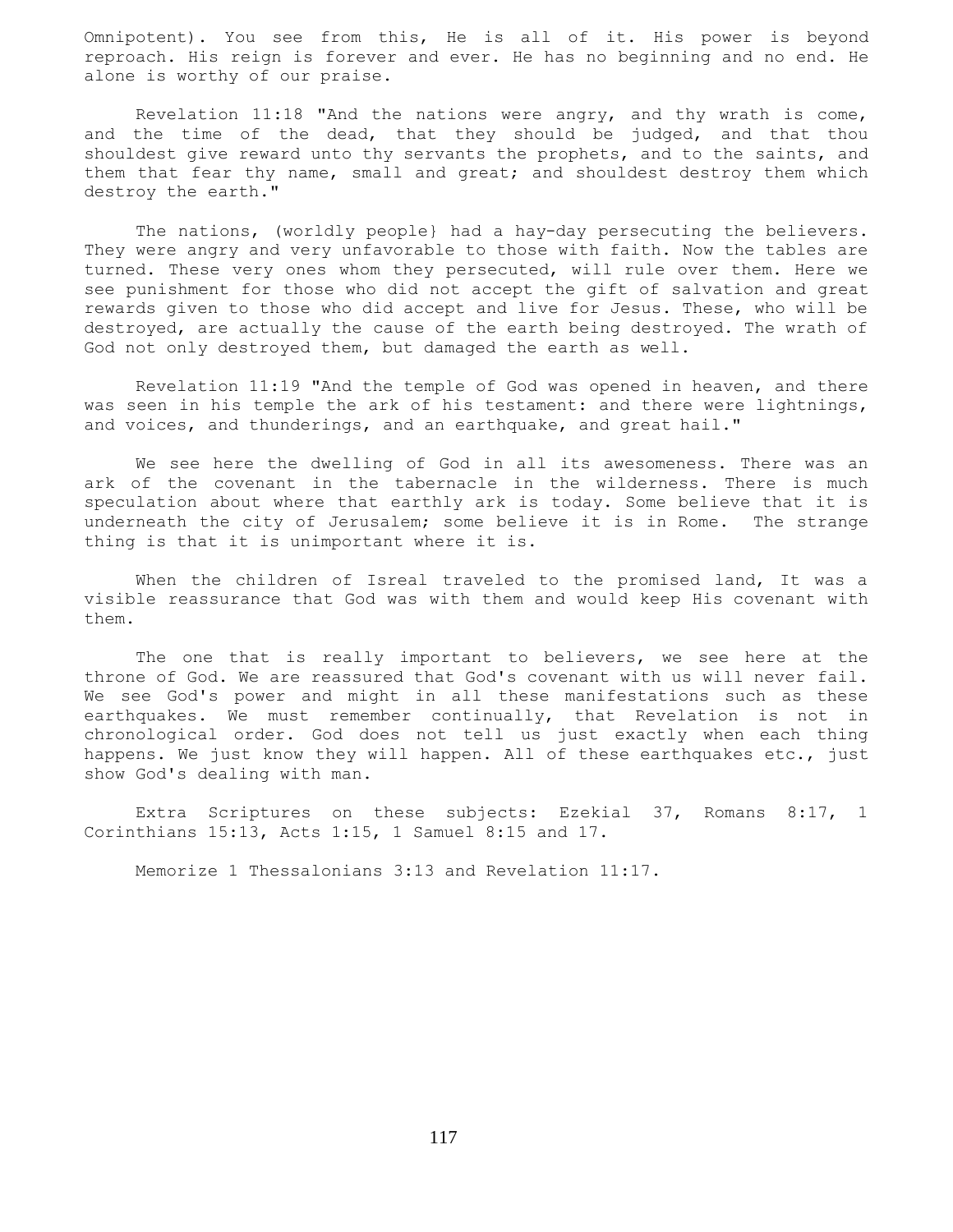Omnipotent). You see from this, He is all of it. His power is beyond reproach. His reign is forever and ever. He has no beginning and no end. He alone is worthy of our praise.

Revelation 11:18 "And the nations were angry, and thy wrath is come, and the time of the dead, that they should be judged, and that thou shouldest give reward unto thy servants the prophets, and to the saints, and them that fear thy name, small and great; and shouldest destroy them which destroy the earth."

The nations, (worldly people} had a hay-day persecuting the believers. They were angry and very unfavorable to those with faith. Now the tables are turned. These very ones whom they persecuted, will rule over them. Here we see punishment for those who did not accept the gift of salvation and great rewards given to those who did accept and live for Jesus. These, who will be destroyed, are actually the cause of the earth being destroyed. The wrath of God not only destroyed them, but damaged the earth as well.

Revelation 11:19 "And the temple of God was opened in heaven, and there was seen in his temple the ark of his testament: and there were lightnings, and voices, and thunderings, and an earthquake, and great hail."

We see here the dwelling of God in all its awesomeness. There was an ark of the covenant in the tabernacle in the wilderness. There is much speculation about where that earthly ark is today. Some believe that it is underneath the city of Jerusalem; some believe it is in Rome. The strange thing is that it is unimportant where it is.

When the children of Isreal traveled to the promised land, It was a visible reassurance that God was with them and would keep His covenant with them.

The one that is really important to believers, we see here at the throne of God. We are reassured that God's covenant with us will never fail. We see God's power and might in all these manifestations such as these earthquakes. We must remember continually, that Revelation is not in chronological order. God does not tell us just exactly when each thing happens. We just know they will happen. All of these earthquakes etc., just show God's dealing with man.

Extra Scriptures on these subjects: Ezekial 37, Romans 8:17, 1 Corinthians 15:13, Acts 1:15, 1 Samuel 8:15 and 17.

Memorize 1 Thessalonians 3:13 and Revelation 11:17.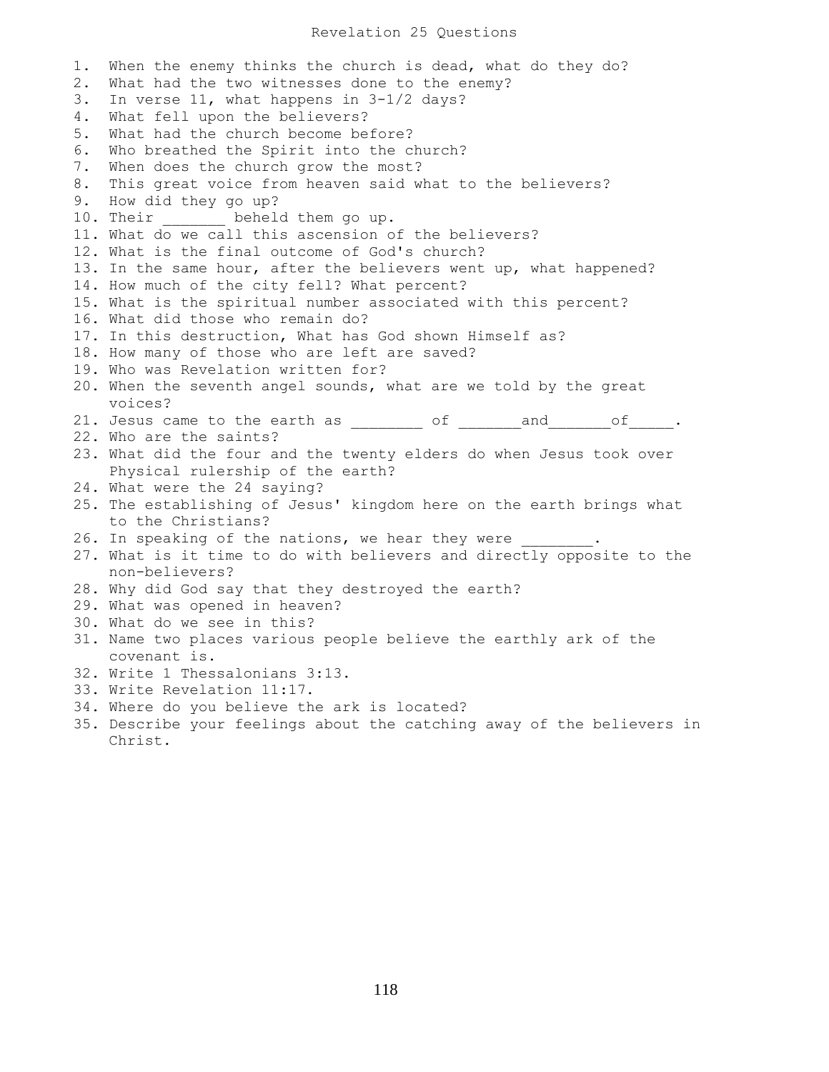# Revelation 25 Questions

1. When the enemy thinks the church is dead, what do they do?
2. What had the two witnesses done to the enemy?
3. In verse 11, what happens in 3-1/2 days?
4. What fell upon the believers?
5. What had the church become before?
6. Who breathed the Spirit into the church?
7. When does the church grow the most?
8. This great voice from heaven said what to the believers?
9. How did they go up?
10. Their _______ beheld them go up.
11. What do we call this ascension of the believers?
12. What is the final outcome of God's church?
13. In the same hour, after the believers went up, what happened?
14. How much of the city fell? What percent?
15. What is the spiritual number associated with this percent?
16. What did those who remain do?
17. In this destruction, What has God shown Himself as?
18. How many of those who are left are saved?
19. Who was Revelation written for?
20. When the seventh angel sounds, what are we told by the great voices?
21. Jesus came to the earth as ________ of _______and_______of_____.
22. Who are the saints?
23. What did the four and the twenty elders do when Jesus took over Physical rulership of the earth?
24. What were the 24 saying?
25. The establishing of Jesus' kingdom here on the earth brings what to the Christians?
26. In speaking of the nations, we hear they were ________.
27. What is it time to do with believers and directly opposite to the non-believers?
28. Why did God say that they destroyed the earth?
29. What was opened in heaven?
30. What do we see in this?
31. Name two places various people believe the earthly ark of the covenant is.
32. Write 1 Thessalonians 3:13.
33. Write Revelation 11:17.
34. Where do you believe the ark is located?
35. Describe your feelings about the catching away of the believers in Christ.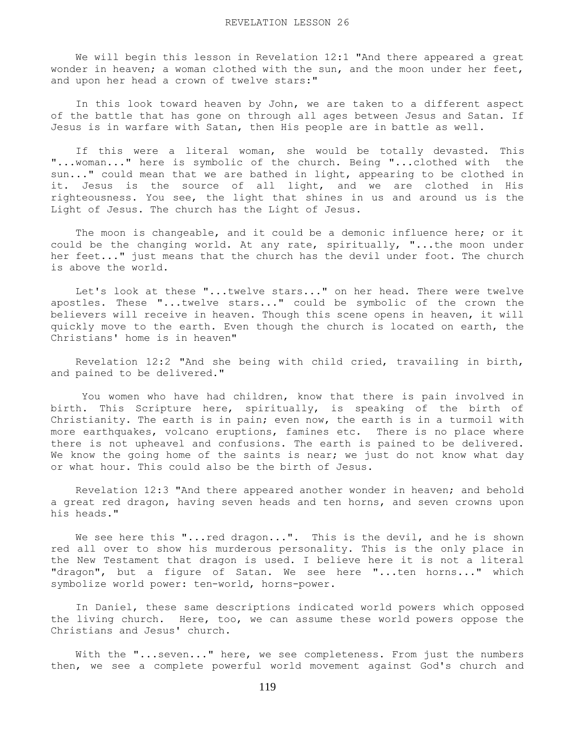# REVELATION LESSON 26

We will begin this lesson in Revelation 12:1 "And there appeared a great wonder in heaven; a woman clothed with the sun, and the moon under her feet, and upon her head a crown of twelve stars:"

In this look toward heaven by John, we are taken to a different aspect of the battle that has gone on through all ages between Jesus and Satan. If Jesus is in warfare with Satan, then His people are in battle as well.

If this were a literal woman, she would be totally devasted. This "...woman..." here is symbolic of the church. Being "...clothed with the sun..." could mean that we are bathed in light, appearing to be clothed in it. Jesus is the source of all light, and we are clothed in His righteousness. You see, the light that shines in us and around us is the Light of Jesus. The church has the Light of Jesus.

The moon is changeable, and it could be a demonic influence here; or it could be the changing world. At any rate, spiritually, "...the moon under her feet..." just means that the church has the devil under foot. The church is above the world.

Let's look at these "...twelve stars..." on her head. There were twelve apostles. These "...twelve stars..." could be symbolic of the crown the believers will receive in heaven. Though this scene opens in heaven, it will quickly move to the earth. Even though the church is located on earth, the Christians' home is in heaven"

Revelation 12:2 "And she being with child cried, travailing in birth, and pained to be delivered."

You women who have had children, know that there is pain involved in birth. This Scripture here, spiritually, is speaking of the birth of Christianity. The earth is in pain; even now, the earth is in a turmoil with more earthquakes, volcano eruptions, famines etc. There is no place where there is not upheaval and confusions. The earth is pained to be delivered. We know the going home of the saints is near; we just do not know what day or what hour. This could also be the birth of Jesus.

Revelation 12:3 "And there appeared another wonder in heaven; and behold a great red dragon, having seven heads and ten horns, and seven crowns upon his heads."

We see here this "...red dragon...". This is the devil, and he is shown red all over to show his murderous personality. This is the only place in the New Testament that dragon is used. I believe here it is not a literal "dragon", but a figure of Satan. We see here "...ten horns..." which symbolize world power: ten-world, horns-power.

In Daniel, these same descriptions indicated world powers which opposed the living church. Here, too, we can assume these world powers oppose the Christians and Jesus' church.

With the "...seven..." here, we see completeness. From just the numbers then, we see a complete powerful world movement against God's church and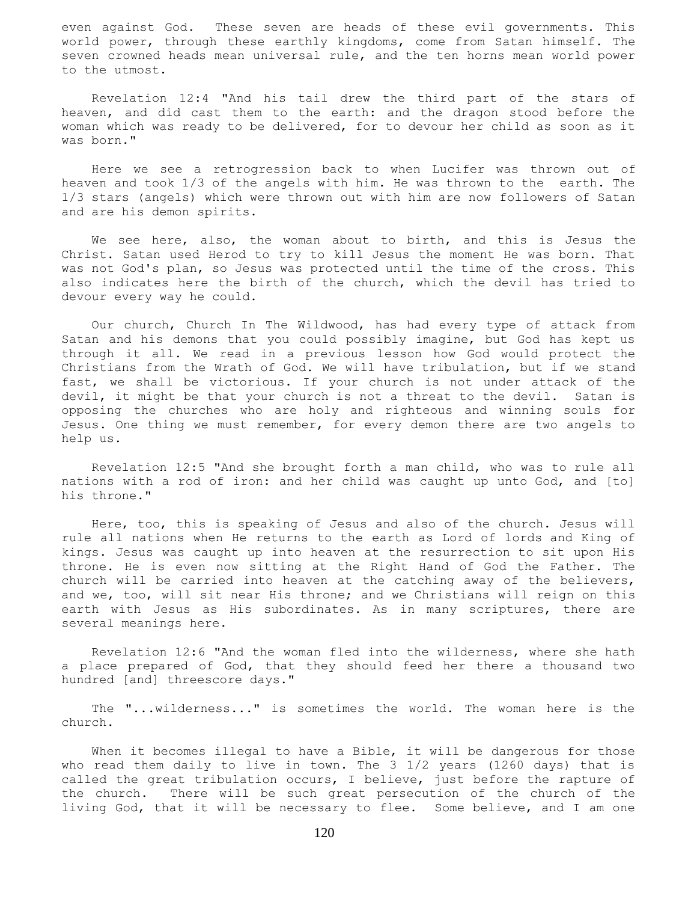even against God. These seven are heads of these evil governments. This world power, through these earthly kingdoms, come from Satan himself. The seven crowned heads mean universal rule, and the ten horns mean world power to the utmost.

Revelation 12:4 "And his tail drew the third part of the stars of heaven, and did cast them to the earth: and the dragon stood before the woman which was ready to be delivered, for to devour her child as soon as it was born."

Here we see a retrogression back to when Lucifer was thrown out of heaven and took 1/3 of the angels with him. He was thrown to the earth. The 1/3 stars (angels) which were thrown out with him are now followers of Satan and are his demon spirits.

We see here, also, the woman about to birth, and this is Jesus the Christ. Satan used Herod to try to kill Jesus the moment He was born. That was not God's plan, so Jesus was protected until the time of the cross. This also indicates here the birth of the church, which the devil has tried to devour every way he could.

Our church, Church In The Wildwood, has had every type of attack from Satan and his demons that you could possibly imagine, but God has kept us through it all. We read in a previous lesson how God would protect the Christians from the Wrath of God. We will have tribulation, but if we stand fast, we shall be victorious. If your church is not under attack of the devil, it might be that your church is not a threat to the devil. Satan is opposing the churches who are holy and righteous and winning souls for Jesus. One thing we must remember, for every demon there are two angels to help us.

Revelation 12:5 "And she brought forth a man child, who was to rule all nations with a rod of iron: and her child was caught up unto God, and [to] his throne."

Here, too, this is speaking of Jesus and also of the church. Jesus will rule all nations when He returns to the earth as Lord of lords and King of kings. Jesus was caught up into heaven at the resurrection to sit upon His throne. He is even now sitting at the Right Hand of God the Father. The church will be carried into heaven at the catching away of the believers, and we, too, will sit near His throne; and we Christians will reign on this earth with Jesus as His subordinates. As in many scriptures, there are several meanings here.

Revelation 12:6 "And the woman fled into the wilderness, where she hath a place prepared of God, that they should feed her there a thousand two hundred [and] threescore days."

The "...wilderness..." is sometimes the world. The woman here is the church.

When it becomes illegal to have a Bible, it will be dangerous for those who read them daily to live in town. The 3 1/2 years (1260 days) that is called the great tribulation occurs, I believe, just before the rapture of the church. There will be such great persecution of the church of the living God, that it will be necessary to flee. Some believe, and I am one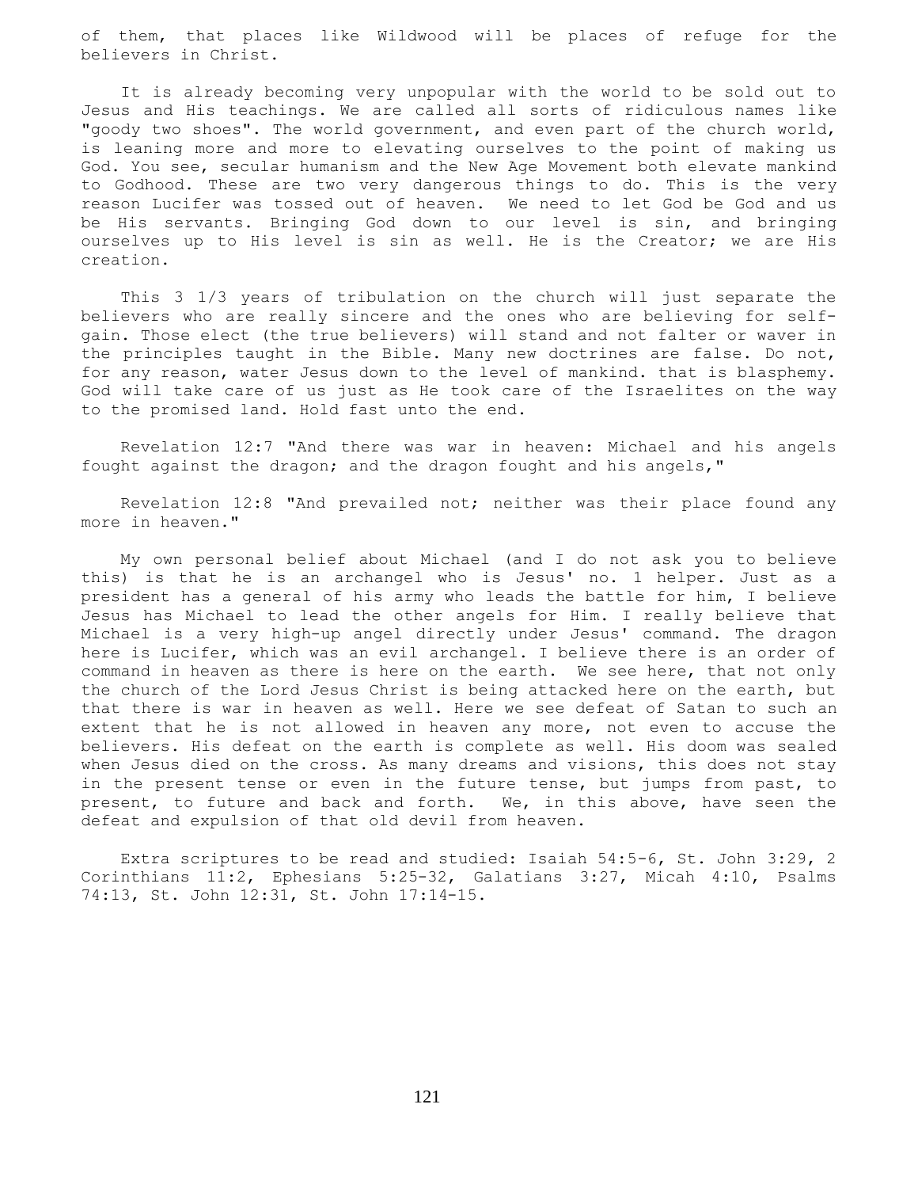of them, that places like Wildwood will be places of refuge for the believers in Christ.

It is already becoming very unpopular with the world to be sold out to Jesus and His teachings. We are called all sorts of ridiculous names like "goody two shoes". The world government, and even part of the church world, is leaning more and more to elevating ourselves to the point of making us God. You see, secular humanism and the New Age Movement both elevate mankind to Godhood. These are two very dangerous things to do. This is the very reason Lucifer was tossed out of heaven. We need to let God be God and us be His servants. Bringing God down to our level is sin, and bringing ourselves up to His level is sin as well. He is the Creator; we are His creation.

This 3 1/3 years of tribulation on the church will just separate the believers who are really sincere and the ones who are believing for self-gain. Those elect (the true believers) will stand and not falter or waver in the principles taught in the Bible. Many new doctrines are false. Do not, for any reason, water Jesus down to the level of mankind. that is blasphemy. God will take care of us just as He took care of the Israelites on the way to the promised land. Hold fast unto the end.

Revelation 12:7 "And there was war in heaven: Michael and his angels fought against the dragon; and the dragon fought and his angels,"

Revelation 12:8 "And prevailed not; neither was their place found any more in heaven."

My own personal belief about Michael (and I do not ask you to believe this) is that he is an archangel who is Jesus' no. 1 helper. Just as a president has a general of his army who leads the battle for him, I believe Jesus has Michael to lead the other angels for Him. I really believe that Michael is a very high-up angel directly under Jesus' command. The dragon here is Lucifer, which was an evil archangel. I believe there is an order of command in heaven as there is here on the earth. We see here, that not only the church of the Lord Jesus Christ is being attacked here on the earth, but that there is war in heaven as well. Here we see defeat of Satan to such an extent that he is not allowed in heaven any more, not even to accuse the believers. His defeat on the earth is complete as well. His doom was sealed when Jesus died on the cross. As many dreams and visions, this does not stay in the present tense or even in the future tense, but jumps from past, to present, to future and back and forth. We, in this above, have seen the defeat and expulsion of that old devil from heaven.

Extra scriptures to be read and studied: Isaiah 54:5-6, St. John 3:29, 2 Corinthians 11:2, Ephesians 5:25-32, Galatians 3:27, Micah 4:10, Psalms 74:13, St. John 12:31, St. John 17:14-15.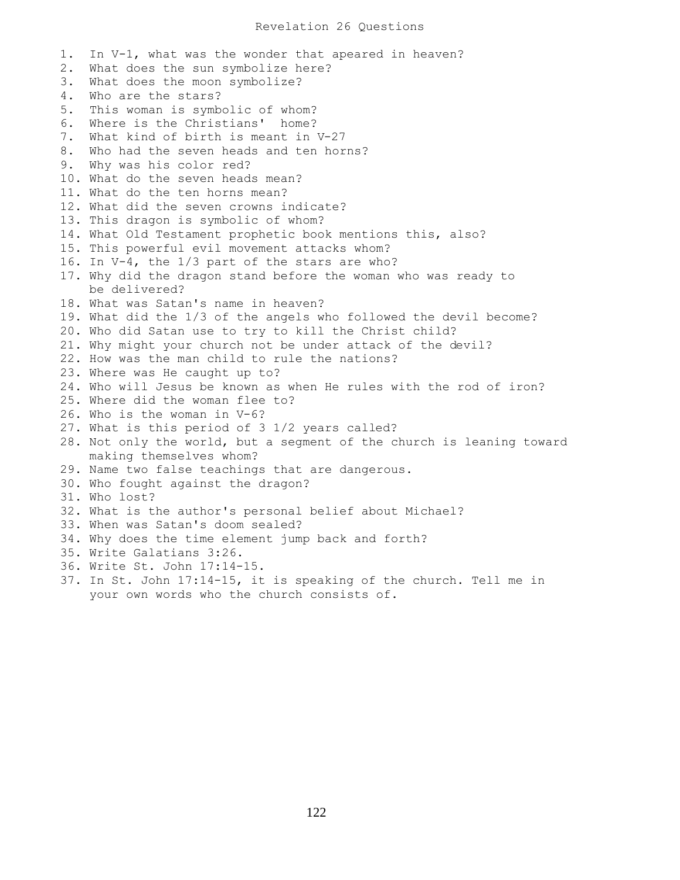# Revelation 26 Questions

1. In V-1, what was the wonder that apeared in heaven?
2. What does the sun symbolize here?
3. What does the moon symbolize?
4. Who are the stars?
5. This woman is symbolic of whom?
6. Where is the Christians' home?
7. What kind of birth is meant in V-27
8. Who had the seven heads and ten horns?
9. Why was his color red?
10. What do the seven heads mean?
11. What do the ten horns mean?
12. What did the seven crowns indicate?
13. This dragon is symbolic of whom?
14. What Old Testament prophetic book mentions this, also?
15. This powerful evil movement attacks whom?
16. In V-4, the 1/3 part of the stars are who?
17. Why did the dragon stand before the woman who was ready to be delivered?
18. What was Satan's name in heaven?
19. What did the 1/3 of the angels who followed the devil become?
20. Who did Satan use to try to kill the Christ child?
21. Why might your church not be under attack of the devil?
22. How was the man child to rule the nations?
23. Where was He caught up to?
24. Who will Jesus be known as when He rules with the rod of iron?
25. Where did the woman flee to?
26. Who is the woman in V-6?
27. What is this period of 3 1/2 years called?
28. Not only the world, but a segment of the church is leaning toward making themselves whom?
29. Name two false teachings that are dangerous.
30. Who fought against the dragon?
31. Who lost?
32. What is the author's personal belief about Michael?
33. When was Satan's doom sealed?
34. Why does the time element jump back and forth?
35. Write Galatians 3:26.
36. Write St. John 17:14-15.
37. In St. John 17:14-15, it is speaking of the church. Tell me in your own words who the church consists of.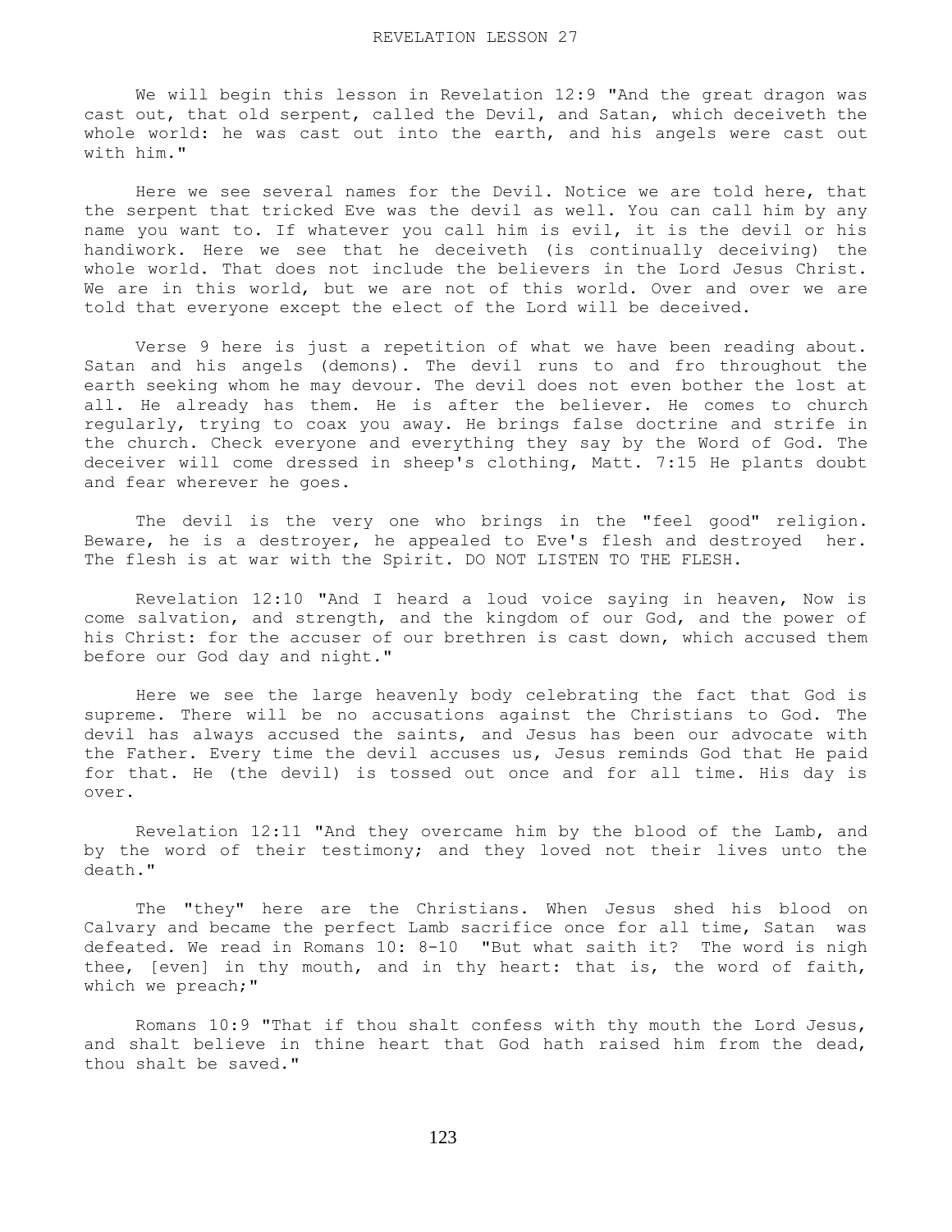# REVELATION LESSON 27

We will begin this lesson in Revelation 12:9 "And the great dragon was cast out, that old serpent, called the Devil, and Satan, which deceiveth the whole world: he was cast out into the earth, and his angels were cast out with him."

Here we see several names for the Devil. Notice we are told here, that the serpent that tricked Eve was the devil as well. You can call him by any name you want to. If whatever you call him is evil, it is the devil or his handiwork. Here we see that he deceiveth (is continually deceiving) the whole world. That does not include the believers in the Lord Jesus Christ. We are in this world, but we are not of this world. Over and over we are told that everyone except the elect of the Lord will be deceived.

Verse 9 here is just a repetition of what we have been reading about. Satan and his angels (demons). The devil runs to and fro throughout the earth seeking whom he may devour. The devil does not even bother the lost at all. He already has them. He is after the believer. He comes to church regularly, trying to coax you away. He brings false doctrine and strife in the church. Check everyone and everything they say by the Word of God. The deceiver will come dressed in sheep's clothing, Matt. 7:15 He plants doubt and fear wherever he goes.

The devil is the very one who brings in the "feel good" religion. Beware, he is a destroyer, he appealed to Eve's flesh and destroyed her. The flesh is at war with the Spirit. DO NOT LISTEN TO THE FLESH.

Revelation 12:10 "And I heard a loud voice saying in heaven, Now is come salvation, and strength, and the kingdom of our God, and the power of his Christ: for the accuser of our brethren is cast down, which accused them before our God day and night."

Here we see the large heavenly body celebrating the fact that God is supreme. There will be no accusations against the Christians to God. The devil has always accused the saints, and Jesus has been our advocate with the Father. Every time the devil accuses us, Jesus reminds God that He paid for that. He (the devil) is tossed out once and for all time. His day is over.

Revelation 12:11 "And they overcame him by the blood of the Lamb, and by the word of their testimony; and they loved not their lives unto the death."

The "they" here are the Christians. When Jesus shed his blood on Calvary and became the perfect Lamb sacrifice once for all time, Satan was defeated. We read in Romans 10: 8-10 "But what saith it? The word is nigh thee, [even] in thy mouth, and in thy heart: that is, the word of faith, which we preach;"

Romans 10:9 "That if thou shalt confess with thy mouth the Lord Jesus, and shalt believe in thine heart that God hath raised him from the dead, thou shalt be saved."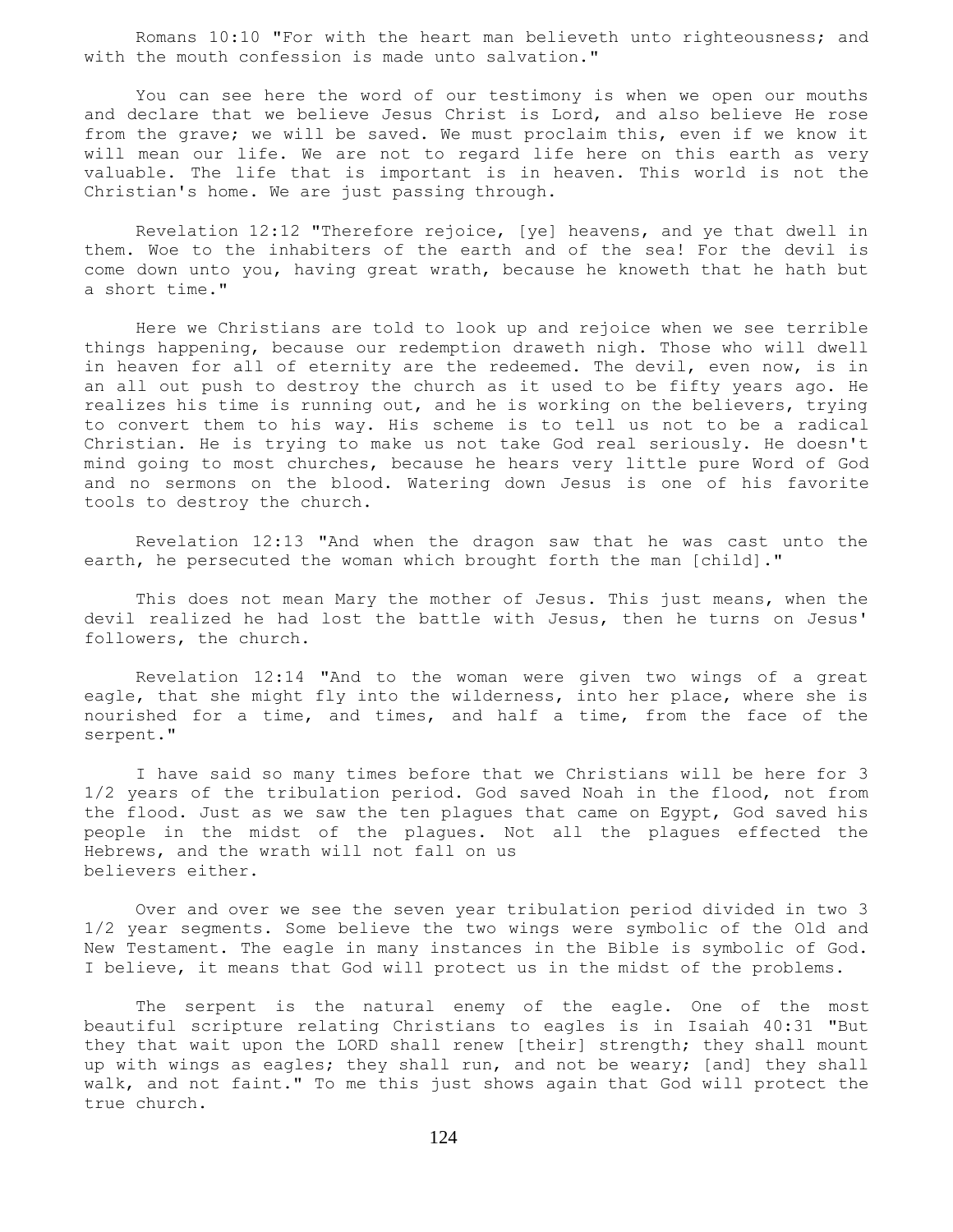Romans 10:10 "For with the heart man believeth unto righteousness; and with the mouth confession is made unto salvation."

You can see here the word of our testimony is when we open our mouths and declare that we believe Jesus Christ is Lord, and also believe He rose from the grave; we will be saved. We must proclaim this, even if we know it will mean our life. We are not to regard life here on this earth as very valuable. The life that is important is in heaven. This world is not the Christian's home. We are just passing through.

Revelation 12:12 "Therefore rejoice, [ye] heavens, and ye that dwell in them. Woe to the inhabiters of the earth and of the sea! For the devil is come down unto you, having great wrath, because he knoweth that he hath but a short time."

Here we Christians are told to look up and rejoice when we see terrible things happening, because our redemption draweth nigh. Those who will dwell in heaven for all of eternity are the redeemed. The devil, even now, is in an all out push to destroy the church as it used to be fifty years ago. He realizes his time is running out, and he is working on the believers, trying to convert them to his way. His scheme is to tell us not to be a radical Christian. He is trying to make us not take God real seriously. He doesn't mind going to most churches, because he hears very little pure Word of God and no sermons on the blood. Watering down Jesus is one of his favorite tools to destroy the church.

Revelation 12:13 "And when the dragon saw that he was cast unto the earth, he persecuted the woman which brought forth the man [child]."

This does not mean Mary the mother of Jesus. This just means, when the devil realized he had lost the battle with Jesus, then he turns on Jesus' followers, the church.

Revelation 12:14 "And to the woman were given two wings of a great eagle, that she might fly into the wilderness, into her place, where she is nourished for a time, and times, and half a time, from the face of the serpent."

I have said so many times before that we Christians will be here for 3 1/2 years of the tribulation period. God saved Noah in the flood, not from the flood. Just as we saw the ten plagues that came on Egypt, God saved his people in the midst of the plagues. Not all the plagues effected the Hebrews, and the wrath will not fall on us believers either.

Over and over we see the seven year tribulation period divided in two 3 1/2 year segments. Some believe the two wings were symbolic of the Old and New Testament. The eagle in many instances in the Bible is symbolic of God. I believe, it means that God will protect us in the midst of the problems.

The serpent is the natural enemy of the eagle. One of the most beautiful scripture relating Christians to eagles is in Isaiah 40:31 "But they that wait upon the LORD shall renew [their] strength; they shall mount up with wings as eagles; they shall run, and not be weary; [and] they shall walk, and not faint." To me this just shows again that God will protect the true church.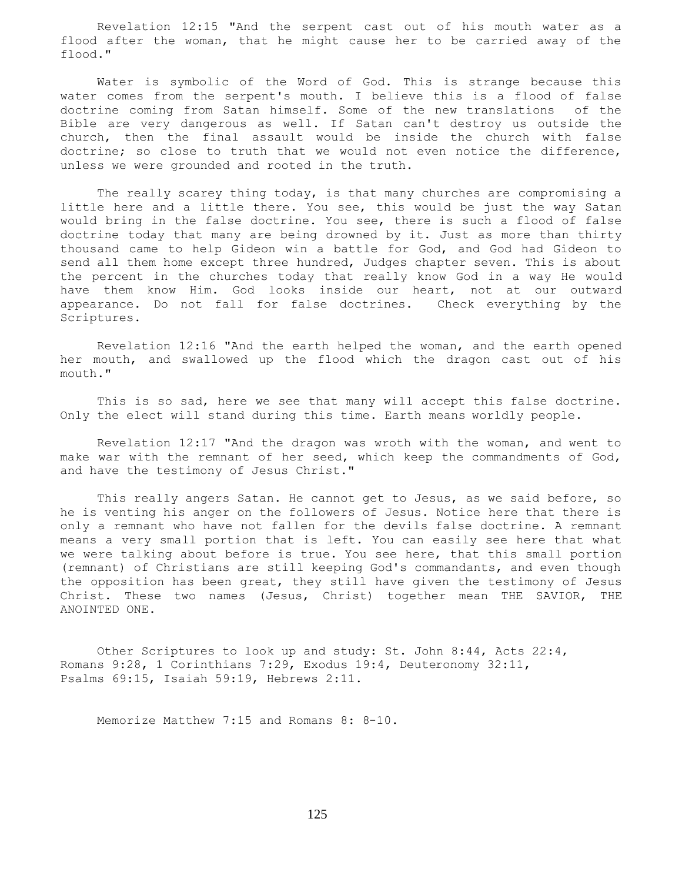Revelation 12:15 "And the serpent cast out of his mouth water as a flood after the woman, that he might cause her to be carried away of the flood."

Water is symbolic of the Word of God. This is strange because this water comes from the serpent's mouth. I believe this is a flood of false doctrine coming from Satan himself. Some of the new translations of the Bible are very dangerous as well. If Satan can't destroy us outside the church, then the final assault would be inside the church with false doctrine; so close to truth that we would not even notice the difference, unless we were grounded and rooted in the truth.

The really scarey thing today, is that many churches are compromising a little here and a little there. You see, this would be just the way Satan would bring in the false doctrine. You see, there is such a flood of false doctrine today that many are being drowned by it. Just as more than thirty thousand came to help Gideon win a battle for God, and God had Gideon to send all them home except three hundred, Judges chapter seven. This is about the percent in the churches today that really know God in a way He would have them know Him. God looks inside our heart, not at our outward appearance. Do not fall for false doctrines. Check everything by the Scriptures.

Revelation 12:16 "And the earth helped the woman, and the earth opened her mouth, and swallowed up the flood which the dragon cast out of his mouth."

This is so sad, here we see that many will accept this false doctrine. Only the elect will stand during this time. Earth means worldly people.

Revelation 12:17 "And the dragon was wroth with the woman, and went to make war with the remnant of her seed, which keep the commandments of God, and have the testimony of Jesus Christ."

This really angers Satan. He cannot get to Jesus, as we said before, so he is venting his anger on the followers of Jesus. Notice here that there is only a remnant who have not fallen for the devils false doctrine. A remnant means a very small portion that is left. You can easily see here that what we were talking about before is true. You see here, that this small portion (remnant) of Christians are still keeping God's commandants, and even though the opposition has been great, they still have given the testimony of Jesus Christ. These two names (Jesus, Christ) together mean THE SAVIOR, THE ANOINTED ONE.

Other Scriptures to look up and study: St. John 8:44, Acts 22:4, Romans 9:28, 1 Corinthians 7:29, Exodus 19:4, Deuteronomy 32:11, Psalms 69:15, Isaiah 59:19, Hebrews 2:11.

Memorize Matthew 7:15 and Romans 8: 8-10.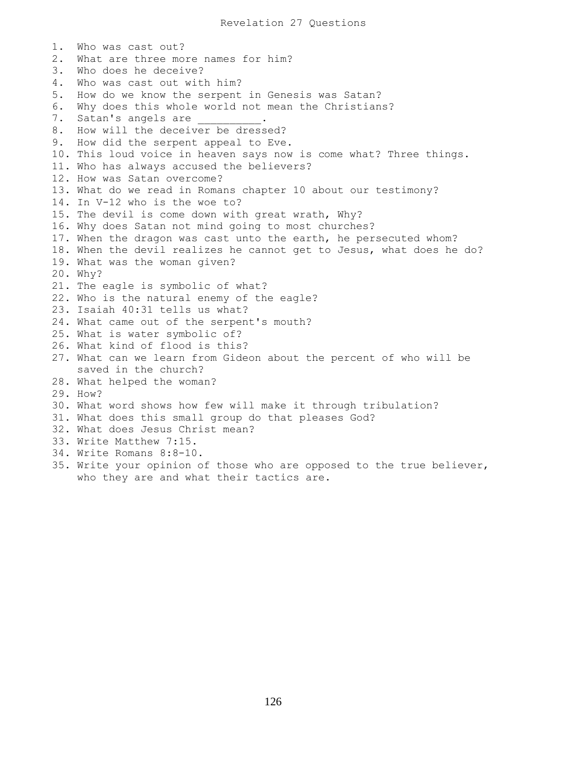# Revelation 27 Questions

1. Who was cast out?
2. What are three more names for him?
3. Who does he deceive?
4. Who was cast out with him?
5. How do we know the serpent in Genesis was Satan?
6. Why does this whole world not mean the Christians?
7. Satan's angels are __________.
8. How will the deceiver be dressed?
9. How did the serpent appeal to Eve.
10. This loud voice in heaven says now is come what? Three things.
11. Who has always accused the believers?
12. How was Satan overcome?
13. What do we read in Romans chapter 10 about our testimony?
14. In V-12 who is the woe to?
15. The devil is come down with great wrath, Why?
16. Why does Satan not mind going to most churches?
17. When the dragon was cast unto the earth, he persecuted whom?
18. When the devil realizes he cannot get to Jesus, what does he do?
19. What was the woman given?
20. Why?
21. The eagle is symbolic of what?
22. Who is the natural enemy of the eagle?
23. Isaiah 40:31 tells us what?
24. What came out of the serpent's mouth?
25. What is water symbolic of?
26. What kind of flood is this?
27. What can we learn from Gideon about the percent of who will be saved in the church?
28. What helped the woman?
29. How?
30. What word shows how few will make it through tribulation?
31. What does this small group do that pleases God?
32. What does Jesus Christ mean?
33. Write Matthew 7:15.
34. Write Romans 8:8-10.
35. Write your opinion of those who are opposed to the true believer, who they are and what their tactics are.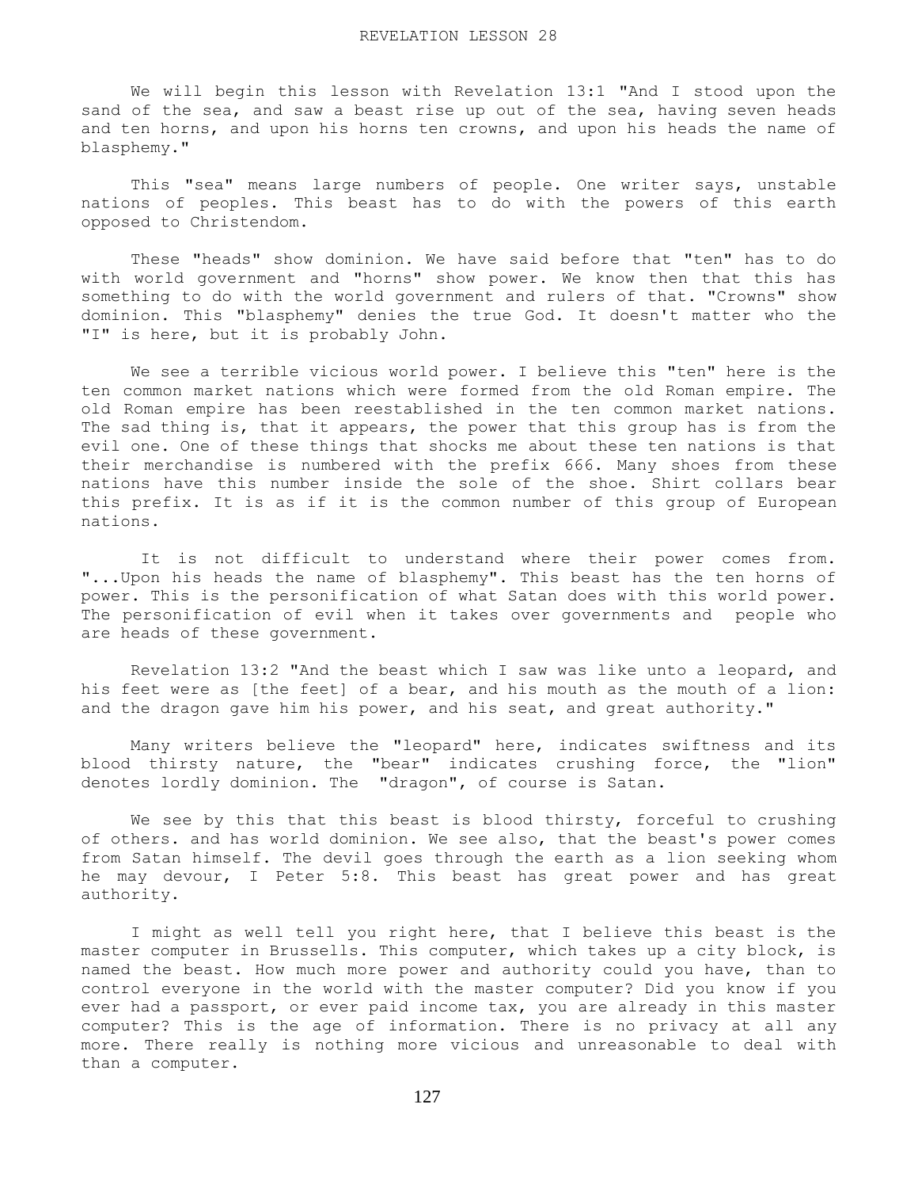# REVELATION LESSON 28

We will begin this lesson with Revelation 13:1 "And I stood upon the sand of the sea, and saw a beast rise up out of the sea, having seven heads and ten horns, and upon his horns ten crowns, and upon his heads the name of blasphemy."

This "sea" means large numbers of people. One writer says, unstable nations of peoples. This beast has to do with the powers of this earth opposed to Christendom.

These "heads" show dominion. We have said before that "ten" has to do with world government and "horns" show power. We know then that this has something to do with the world government and rulers of that. "Crowns" show dominion. This "blasphemy" denies the true God. It doesn't matter who the "I" is here, but it is probably John.

We see a terrible vicious world power. I believe this "ten" here is the ten common market nations which were formed from the old Roman empire. The old Roman empire has been reestablished in the ten common market nations. The sad thing is, that it appears, the power that this group has is from the evil one. One of these things that shocks me about these ten nations is that their merchandise is numbered with the prefix 666. Many shoes from these nations have this number inside the sole of the shoe. Shirt collars bear this prefix. It is as if it is the common number of this group of European nations.

It is not difficult to understand where their power comes from. "...Upon his heads the name of blasphemy". This beast has the ten horns of power. This is the personification of what Satan does with this world power. The personification of evil when it takes over governments and people who are heads of these government.

Revelation 13:2 "And the beast which I saw was like unto a leopard, and his feet were as [the feet] of a bear, and his mouth as the mouth of a lion: and the dragon gave him his power, and his seat, and great authority."

Many writers believe the "leopard" here, indicates swiftness and its blood thirsty nature, the "bear" indicates crushing force, the "lion" denotes lordly dominion. The "dragon", of course is Satan.

We see by this that this beast is blood thirsty, forceful to crushing of others. and has world dominion. We see also, that the beast's power comes from Satan himself. The devil goes through the earth as a lion seeking whom he may devour, I Peter 5:8. This beast has great power and has great authority.

I might as well tell you right here, that I believe this beast is the master computer in Brussells. This computer, which takes up a city block, is named the beast. How much more power and authority could you have, than to control everyone in the world with the master computer? Did you know if you ever had a passport, or ever paid income tax, you are already in this master computer? This is the age of information. There is no privacy at all any more. There really is nothing more vicious and unreasonable to deal with than a computer.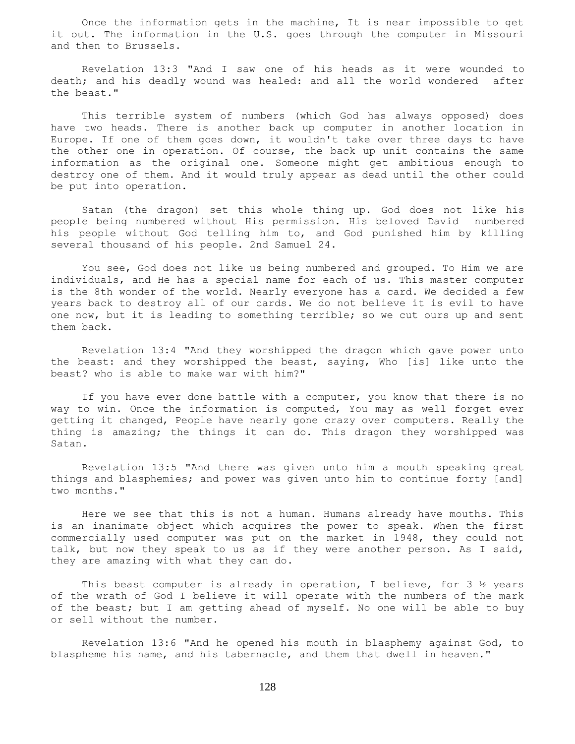Once the information gets in the machine, It is near impossible to get it out. The information in the U.S. goes through the computer in Missouri and then to Brussels.

Revelation 13:3 "And I saw one of his heads as it were wounded to death; and his deadly wound was healed: and all the world wondered after the beast."

This terrible system of numbers (which God has always opposed) does have two heads. There is another back up computer in another location in Europe. If one of them goes down, it wouldn't take over three days to have the other one in operation. Of course, the back up unit contains the same information as the original one. Someone might get ambitious enough to destroy one of them. And it would truly appear as dead until the other could be put into operation.

Satan (the dragon) set this whole thing up. God does not like his people being numbered without His permission. His beloved David numbered his people without God telling him to, and God punished him by killing several thousand of his people. 2nd Samuel 24.

You see, God does not like us being numbered and grouped. To Him we are individuals, and He has a special name for each of us. This master computer is the 8th wonder of the world. Nearly everyone has a card. We decided a few years back to destroy all of our cards. We do not believe it is evil to have one now, but it is leading to something terrible; so we cut ours up and sent them back.

Revelation 13:4 "And they worshipped the dragon which gave power unto the beast: and they worshipped the beast, saying, Who [is] like unto the beast? who is able to make war with him?"

If you have ever done battle with a computer, you know that there is no way to win. Once the information is computed, You may as well forget ever getting it changed, People have nearly gone crazy over computers. Really the thing is amazing; the things it can do. This dragon they worshipped was Satan.

Revelation 13:5 "And there was given unto him a mouth speaking great things and blasphemies; and power was given unto him to continue forty [and] two months."

Here we see that this is not a human. Humans already have mouths. This is an inanimate object which acquires the power to speak. When the first commercially used computer was put on the market in 1948, they could not talk, but now they speak to us as if they were another person. As I said, they are amazing with what they can do.

This beast computer is already in operation, I believe, for 3 ½ years of the wrath of God I believe it will operate with the numbers of the mark of the beast; but I am getting ahead of myself. No one will be able to buy or sell without the number.

Revelation 13:6 "And he opened his mouth in blasphemy against God, to blaspheme his name, and his tabernacle, and them that dwell in heaven."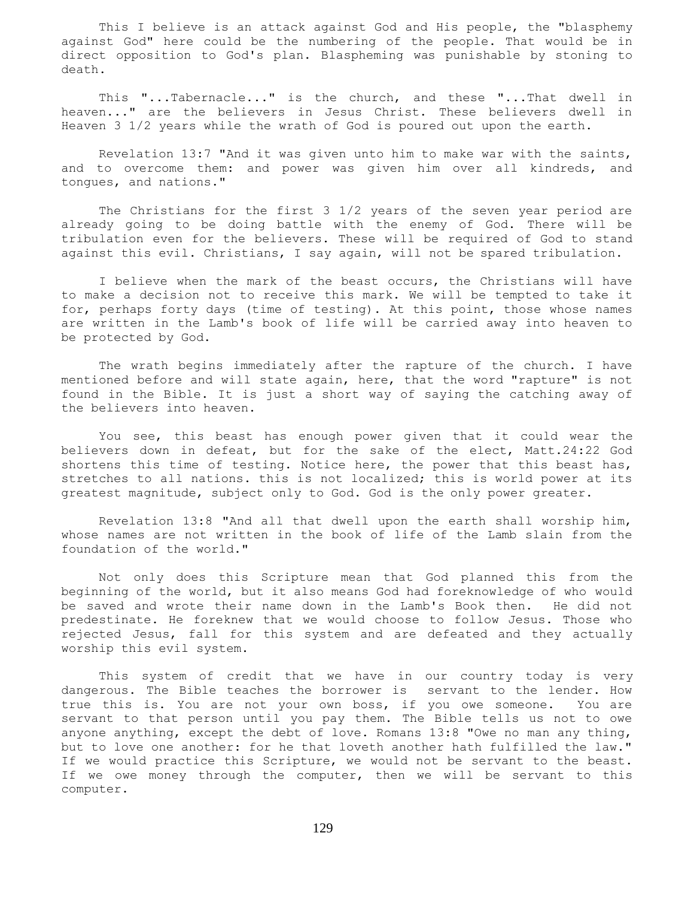This I believe is an attack against God and His people, the "blasphemy against God" here could be the numbering of the people. That would be in direct opposition to God's plan. Blaspheming was punishable by stoning to death.

This "...Tabernacle..." is the church, and these "...That dwell in heaven..." are the believers in Jesus Christ. These believers dwell in Heaven 3 1/2 years while the wrath of God is poured out upon the earth.

Revelation 13:7 "And it was given unto him to make war with the saints, and to overcome them: and power was given him over all kindreds, and tongues, and nations."

The Christians for the first 3 1/2 years of the seven year period are already going to be doing battle with the enemy of God. There will be tribulation even for the believers. These will be required of God to stand against this evil. Christians, I say again, will not be spared tribulation.

I believe when the mark of the beast occurs, the Christians will have to make a decision not to receive this mark. We will be tempted to take it for, perhaps forty days (time of testing). At this point, those whose names are written in the Lamb's book of life will be carried away into heaven to be protected by God.

The wrath begins immediately after the rapture of the church. I have mentioned before and will state again, here, that the word "rapture" is not found in the Bible. It is just a short way of saying the catching away of the believers into heaven.

You see, this beast has enough power given that it could wear the believers down in defeat, but for the sake of the elect, Matt.24:22 God shortens this time of testing. Notice here, the power that this beast has, stretches to all nations. this is not localized; this is world power at its greatest magnitude, subject only to God. God is the only power greater.

Revelation 13:8 "And all that dwell upon the earth shall worship him, whose names are not written in the book of life of the Lamb slain from the foundation of the world."

Not only does this Scripture mean that God planned this from the beginning of the world, but it also means God had foreknowledge of who would be saved and wrote their name down in the Lamb's Book then. He did not predestinate. He foreknew that we would choose to follow Jesus. Those who rejected Jesus, fall for this system and are defeated and they actually worship this evil system.

This system of credit that we have in our country today is very dangerous. The Bible teaches the borrower is servant to the lender. How true this is. You are not your own boss, if you owe someone. You are servant to that person until you pay them. The Bible tells us not to owe anyone anything, except the debt of love. Romans 13:8 "Owe no man any thing, but to love one another: for he that loveth another hath fulfilled the law." If we would practice this Scripture, we would not be servant to the beast. If we owe money through the computer, then we will be servant to this computer.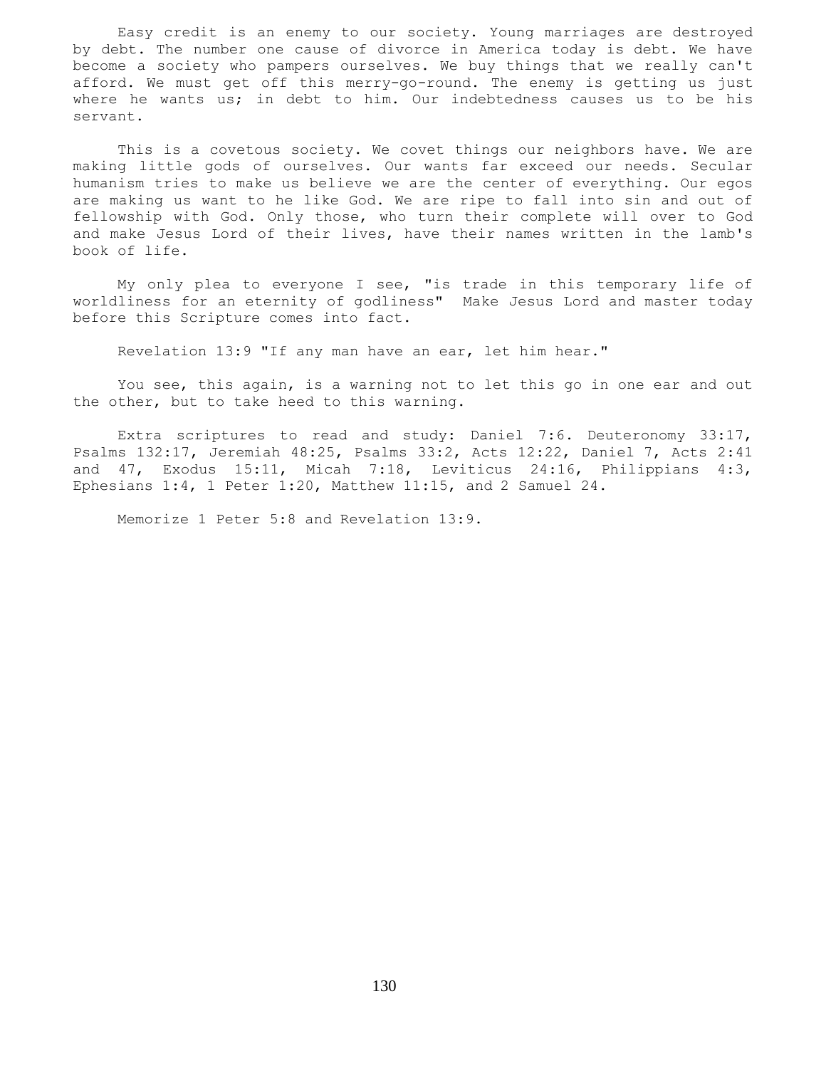Easy credit is an enemy to our society. Young marriages are destroyed by debt. The number one cause of divorce in America today is debt. We have become a society who pampers ourselves. We buy things that we really can't afford. We must get off this merry-go-round. The enemy is getting us just where he wants us; in debt to him. Our indebtedness causes us to be his servant.

This is a covetous society. We covet things our neighbors have. We are making little gods of ourselves. Our wants far exceed our needs. Secular humanism tries to make us believe we are the center of everything. Our egos are making us want to he like God. We are ripe to fall into sin and out of fellowship with God. Only those, who turn their complete will over to God and make Jesus Lord of their lives, have their names written in the lamb's book of life.

My only plea to everyone I see, "is trade in this temporary life of worldliness for an eternity of godliness" Make Jesus Lord and master today before this Scripture comes into fact.

Revelation 13:9 "If any man have an ear, let him hear."

You see, this again, is a warning not to let this go in one ear and out the other, but to take heed to this warning.

Extra scriptures to read and study: Daniel 7:6. Deuteronomy 33:17, Psalms 132:17, Jeremiah 48:25, Psalms 33:2, Acts 12:22, Daniel 7, Acts 2:41 and 47, Exodus 15:11, Micah 7:18, Leviticus 24:16, Philippians 4:3, Ephesians 1:4, 1 Peter 1:20, Matthew 11:15, and 2 Samuel 24.

Memorize 1 Peter 5:8 and Revelation 13:9.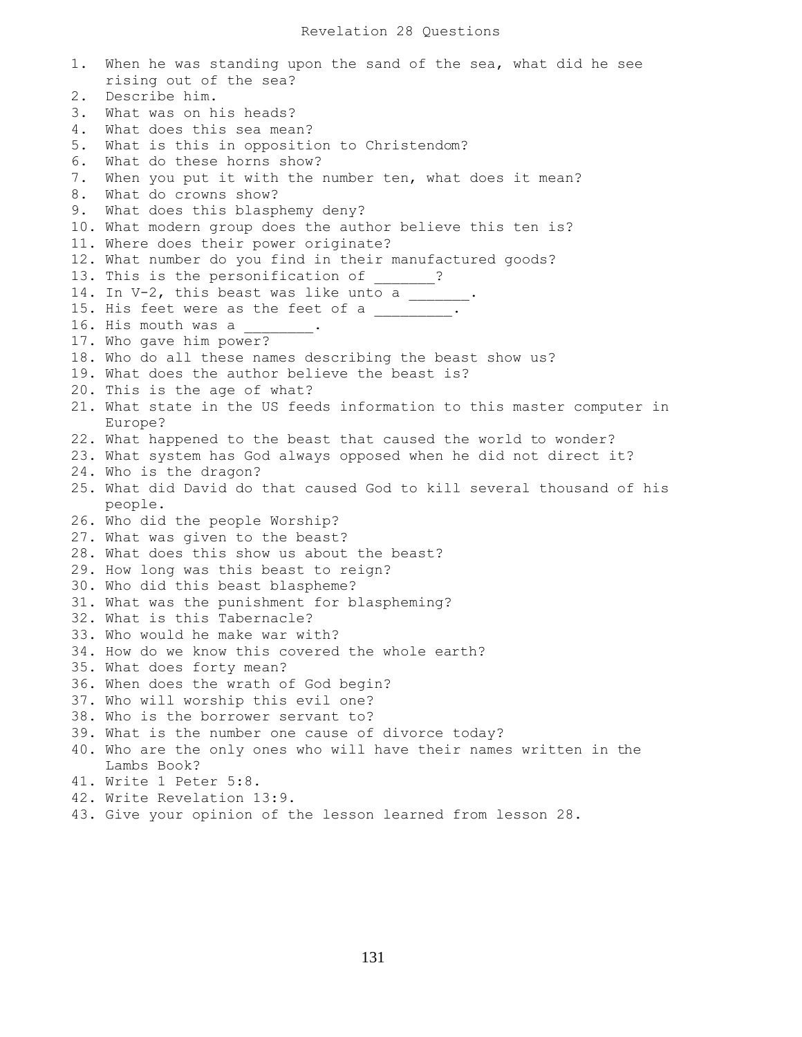# Revelation 28 Questions

1. When he was standing upon the sand of the sea, what did he see rising out of the sea?
2. Describe him.
3. What was on his heads?
4. What does this sea mean?
5. What is this in opposition to Christendom?
6. What do these horns show?
7. When you put it with the number ten, what does it mean?
8. What do crowns show?
9. What does this blasphemy deny?
10. What modern group does the author believe this ten is?
11. Where does their power originate?
12. What number do you find in their manufactured goods?
13. This is the personification of _______?
14. In V-2, this beast was like unto a _______.
15. His feet were as the feet of a _________.
16. His mouth was a ________.
17. Who gave him power?
18. Who do all these names describing the beast show us?
19. What does the author believe the beast is?
20. This is the age of what?
21. What state in the US feeds information to this master computer in Europe?
22. What happened to the beast that caused the world to wonder?
23. What system has God always opposed when he did not direct it?
24. Who is the dragon?
25. What did David do that caused God to kill several thousand of his people.
26. Who did the people Worship?
27. What was given to the beast?
28. What does this show us about the beast?
29. How long was this beast to reign?
30. Who did this beast blaspheme?
31. What was the punishment for blaspheming?
32. What is this Tabernacle?
33. Who would he make war with?
34. How do we know this covered the whole earth?
35. What does forty mean?
36. When does the wrath of God begin?
37. Who will worship this evil one?
38. Who is the borrower servant to?
39. What is the number one cause of divorce today?
40. Who are the only ones who will have their names written in the Lambs Book?
41. Write 1 Peter 5:8.
42. Write Revelation 13:9.
43. Give your opinion of the lesson learned from lesson 28.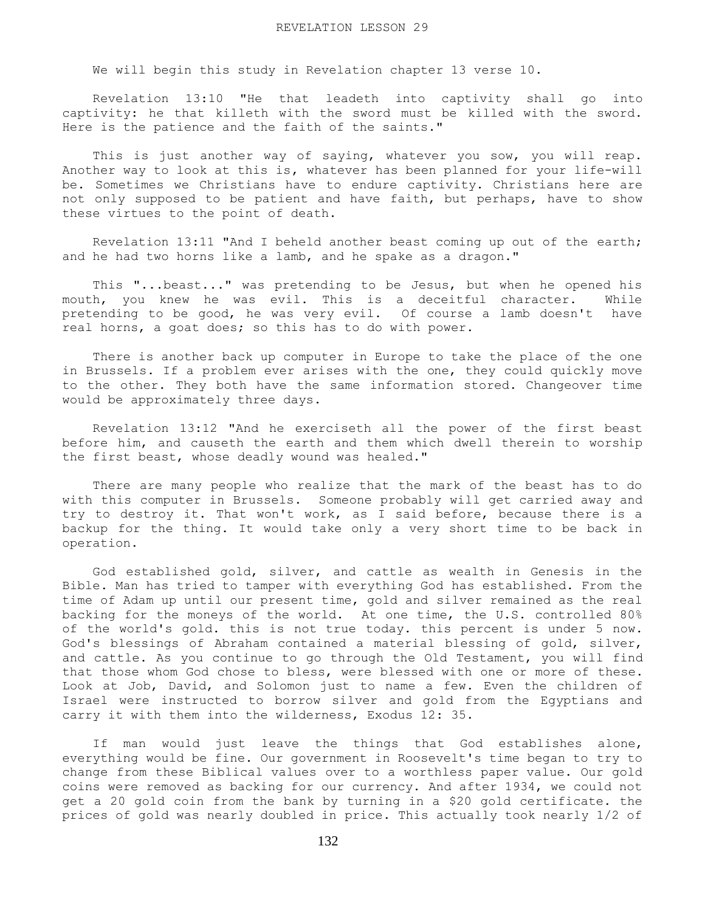# REVELATION LESSON 29

We will begin this study in Revelation chapter 13 verse 10.

Revelation 13:10 "He that leadeth into captivity shall go into captivity: he that killeth with the sword must be killed with the sword. Here is the patience and the faith of the saints."

This is just another way of saying, whatever you sow, you will reap. Another way to look at this is, whatever has been planned for your life-will be. Sometimes we Christians have to endure captivity. Christians here are not only supposed to be patient and have faith, but perhaps, have to show these virtues to the point of death.

Revelation 13:11 "And I beheld another beast coming up out of the earth; and he had two horns like a lamb, and he spake as a dragon."

This "...beast..." was pretending to be Jesus, but when he opened his mouth, you knew he was evil. This is a deceitful character. While pretending to be good, he was very evil. Of course a lamb doesn't have real horns, a goat does; so this has to do with power.

There is another back up computer in Europe to take the place of the one in Brussels. If a problem ever arises with the one, they could quickly move to the other. They both have the same information stored. Changeover time would be approximately three days.

Revelation 13:12 "And he exerciseth all the power of the first beast before him, and causeth the earth and them which dwell therein to worship the first beast, whose deadly wound was healed."

There are many people who realize that the mark of the beast has to do with this computer in Brussels. Someone probably will get carried away and try to destroy it. That won't work, as I said before, because there is a backup for the thing. It would take only a very short time to be back in operation.

God established gold, silver, and cattle as wealth in Genesis in the Bible. Man has tried to tamper with everything God has established. From the time of Adam up until our present time, gold and silver remained as the real backing for the moneys of the world. At one time, the U.S. controlled 80% of the world's gold. this is not true today. this percent is under 5 now. God's blessings of Abraham contained a material blessing of gold, silver, and cattle. As you continue to go through the Old Testament, you will find that those whom God chose to bless, were blessed with one or more of these. Look at Job, David, and Solomon just to name a few. Even the children of Israel were instructed to borrow silver and gold from the Egyptians and carry it with them into the wilderness, Exodus 12: 35.

If man would just leave the things that God establishes alone, everything would be fine. Our government in Roosevelt's time began to try to change from these Biblical values over to a worthless paper value. Our gold coins were removed as backing for our currency. And after 1934, we could not get a 20 gold coin from the bank by turning in a $20 gold certificate. the prices of gold was nearly doubled in price. This actually took nearly 1/2 of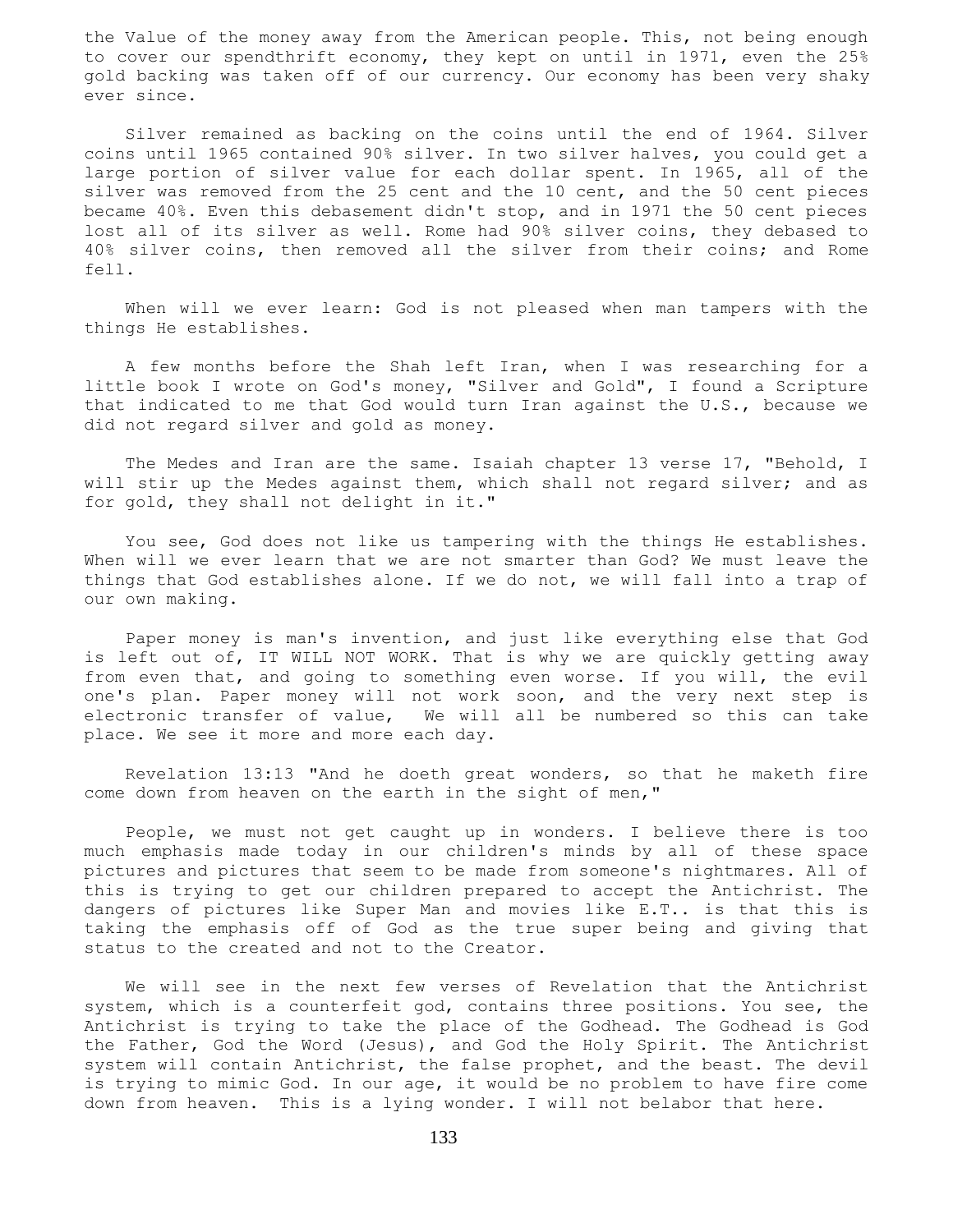the Value of the money away from the American people. This, not being enough to cover our spendthrift economy, they kept on until in 1971, even the 25% gold backing was taken off of our currency. Our economy has been very shaky ever since.

Silver remained as backing on the coins until the end of 1964. Silver coins until 1965 contained 90% silver. In two silver halves, you could get a large portion of silver value for each dollar spent. In 1965, all of the silver was removed from the 25 cent and the 10 cent, and the 50 cent pieces became 40%. Even this debasement didn't stop, and in 1971 the 50 cent pieces lost all of its silver as well. Rome had 90% silver coins, they debased to 40% silver coins, then removed all the silver from their coins; and Rome fell.

When will we ever learn: God is not pleased when man tampers with the things He establishes.

A few months before the Shah left Iran, when I was researching for a little book I wrote on God's money, "Silver and Gold", I found a Scripture that indicated to me that God would turn Iran against the U.S., because we did not regard silver and gold as money.

The Medes and Iran are the same. Isaiah chapter 13 verse 17, "Behold, I will stir up the Medes against them, which shall not regard silver; and as for gold, they shall not delight in it."

You see, God does not like us tampering with the things He establishes. When will we ever learn that we are not smarter than God? We must leave the things that God establishes alone. If we do not, we will fall into a trap of our own making.

Paper money is man's invention, and just like everything else that God is left out of, IT WILL NOT WORK. That is why we are quickly getting away from even that, and going to something even worse. If you will, the evil one's plan. Paper money will not work soon, and the very next step is electronic transfer of value, We will all be numbered so this can take place. We see it more and more each day.

Revelation 13:13 "And he doeth great wonders, so that he maketh fire come down from heaven on the earth in the sight of men,"

People, we must not get caught up in wonders. I believe there is too much emphasis made today in our children's minds by all of these space pictures and pictures that seem to be made from someone's nightmares. All of this is trying to get our children prepared to accept the Antichrist. The dangers of pictures like Super Man and movies like E.T.. is that this is taking the emphasis off of God as the true super being and giving that status to the created and not to the Creator.

We will see in the next few verses of Revelation that the Antichrist system, which is a counterfeit god, contains three positions. You see, the Antichrist is trying to take the place of the Godhead. The Godhead is God the Father, God the Word (Jesus), and God the Holy Spirit. The Antichrist system will contain Antichrist, the false prophet, and the beast. The devil is trying to mimic God. In our age, it would be no problem to have fire come down from heaven. This is a lying wonder. I will not belabor that here.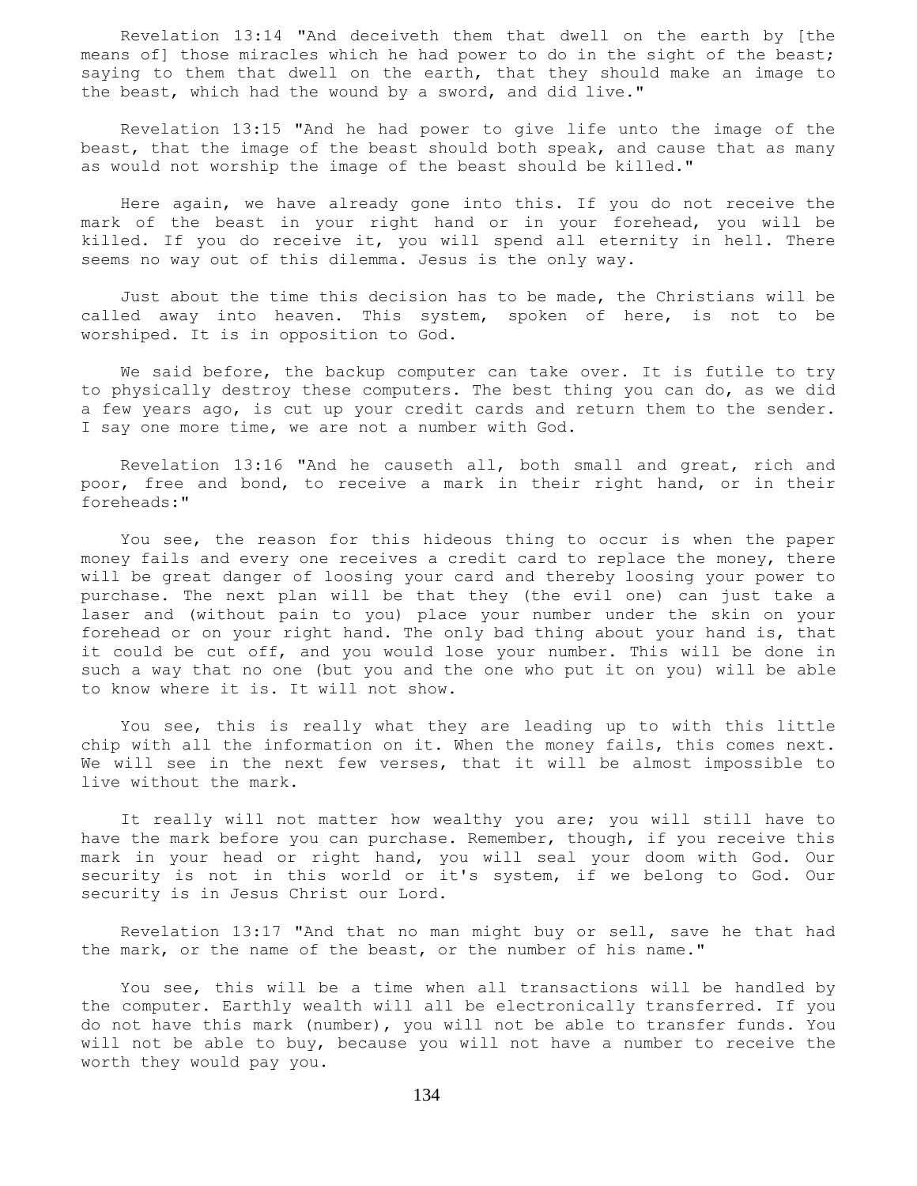Revelation 13:14 "And deceiveth them that dwell on the earth by [the means of] those miracles which he had power to do in the sight of the beast; saying to them that dwell on the earth, that they should make an image to the beast, which had the wound by a sword, and did live."

Revelation 13:15 "And he had power to give life unto the image of the beast, that the image of the beast should both speak, and cause that as many as would not worship the image of the beast should be killed."

Here again, we have already gone into this. If you do not receive the mark of the beast in your right hand or in your forehead, you will be killed. If you do receive it, you will spend all eternity in hell. There seems no way out of this dilemma. Jesus is the only way.

Just about the time this decision has to be made, the Christians will be called away into heaven. This system, spoken of here, is not to be worshiped. It is in opposition to God.

We said before, the backup computer can take over. It is futile to try to physically destroy these computers. The best thing you can do, as we did a few years ago, is cut up your credit cards and return them to the sender. I say one more time, we are not a number with God.

Revelation 13:16 "And he causeth all, both small and great, rich and poor, free and bond, to receive a mark in their right hand, or in their foreheads:"

You see, the reason for this hideous thing to occur is when the paper money fails and every one receives a credit card to replace the money, there will be great danger of loosing your card and thereby loosing your power to purchase. The next plan will be that they (the evil one) can just take a laser and (without pain to you) place your number under the skin on your forehead or on your right hand. The only bad thing about your hand is, that it could be cut off, and you would lose your number. This will be done in such a way that no one (but you and the one who put it on you) will be able to know where it is. It will not show.

You see, this is really what they are leading up to with this little chip with all the information on it. When the money fails, this comes next. We will see in the next few verses, that it will be almost impossible to live without the mark.

It really will not matter how wealthy you are; you will still have to have the mark before you can purchase. Remember, though, if you receive this mark in your head or right hand, you will seal your doom with God. Our security is not in this world or it's system, if we belong to God. Our security is in Jesus Christ our Lord.

Revelation 13:17 "And that no man might buy or sell, save he that had the mark, or the name of the beast, or the number of his name."

You see, this will be a time when all transactions will be handled by the computer. Earthly wealth will all be electronically transferred. If you do not have this mark (number), you will not be able to transfer funds. You will not be able to buy, because you will not have a number to receive the worth they would pay you.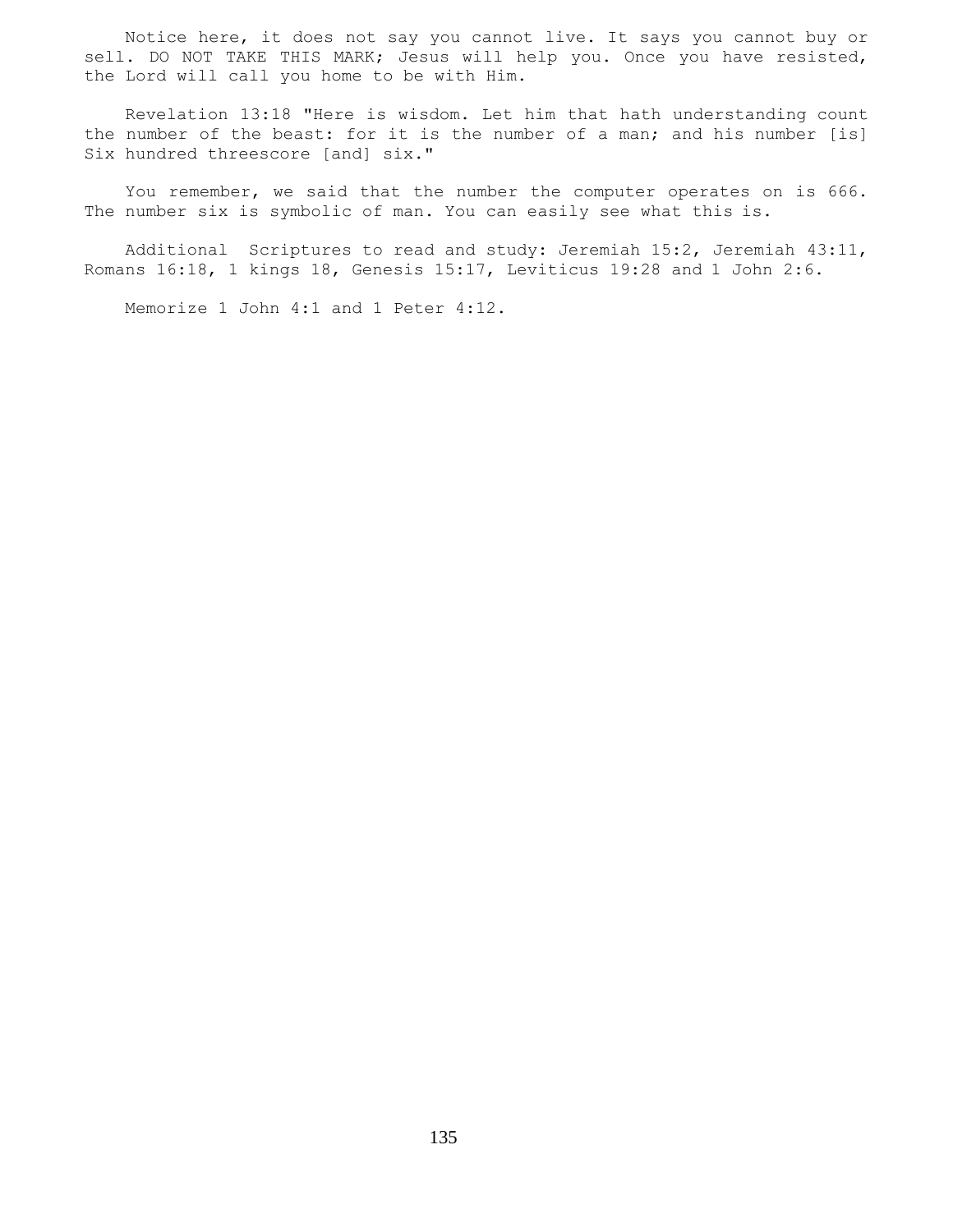Notice here, it does not say you cannot live. It says you cannot buy or sell. DO NOT TAKE THIS MARK; Jesus will help you. Once you have resisted, the Lord will call you home to be with Him.

Revelation 13:18 "Here is wisdom. Let him that hath understanding count the number of the beast: for it is the number of a man; and his number [is] Six hundred threescore [and] six."

You remember, we said that the number the computer operates on is 666. The number six is symbolic of man. You can easily see what this is.

Additional Scriptures to read and study: Jeremiah 15:2, Jeremiah 43:11, Romans 16:18, 1 kings 18, Genesis 15:17, Leviticus 19:28 and 1 John 2:6.

Memorize 1 John 4:1 and 1 Peter 4:12.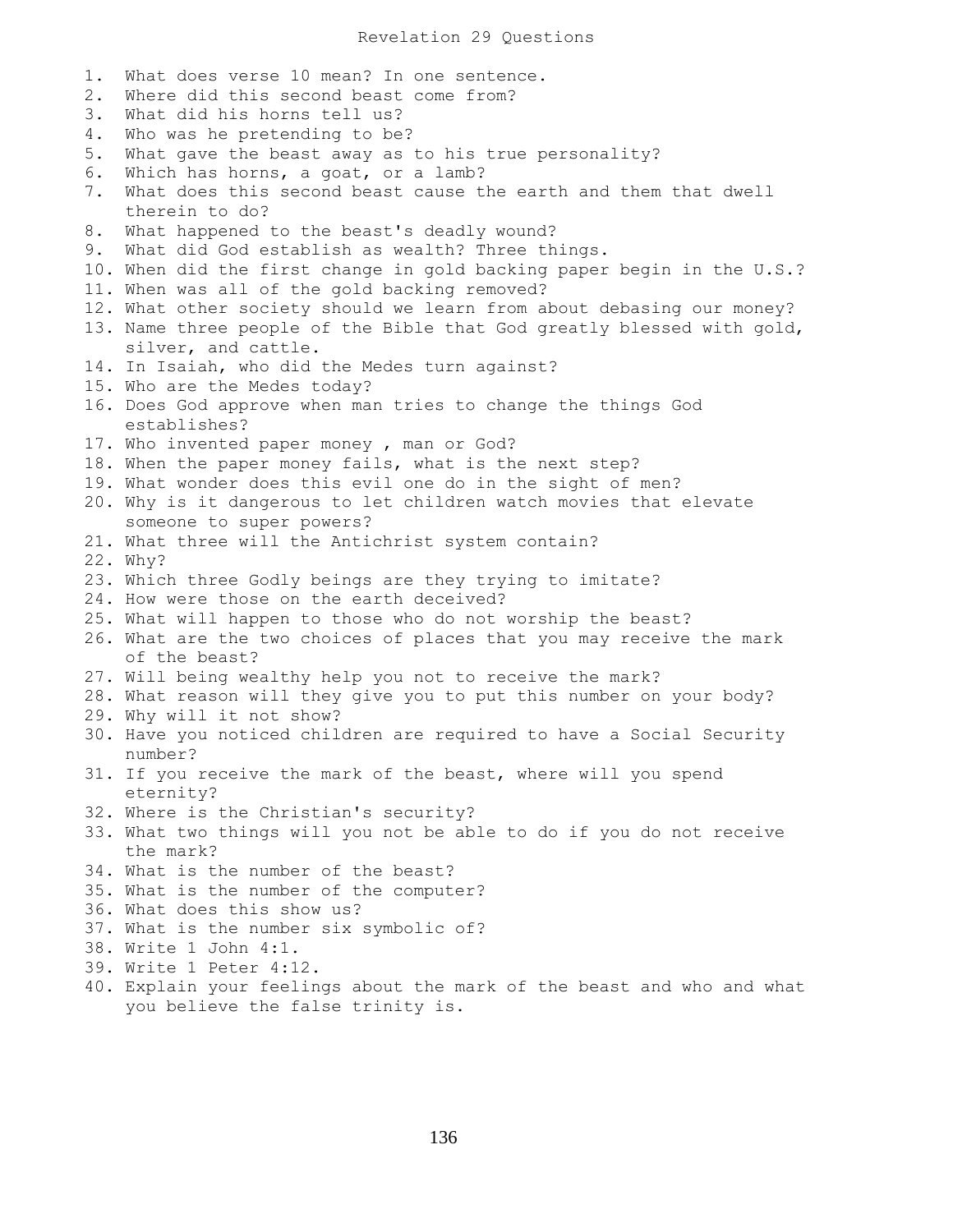# Revelation 29 Questions

1. What does verse 10 mean? In one sentence.
2. Where did this second beast come from?
3. What did his horns tell us?
4. Who was he pretending to be?
5. What gave the beast away as to his true personality?
6. Which has horns, a goat, or a lamb?
7. What does this second beast cause the earth and them that dwell therein to do?
8. What happened to the beast's deadly wound?
9. What did God establish as wealth? Three things.
10. When did the first change in gold backing paper begin in the U.S.?
11. When was all of the gold backing removed?
12. What other society should we learn from about debasing our money?
13. Name three people of the Bible that God greatly blessed with gold, silver, and cattle.
14. In Isaiah, who did the Medes turn against?
15. Who are the Medes today?
16. Does God approve when man tries to change the things God establishes?
17. Who invented paper money , man or God?
18. When the paper money fails, what is the next step?
19. What wonder does this evil one do in the sight of men?
20. Why is it dangerous to let children watch movies that elevate someone to super powers?
21. What three will the Antichrist system contain?
22. Why?
23. Which three Godly beings are they trying to imitate?
24. How were those on the earth deceived?
25. What will happen to those who do not worship the beast?
26. What are the two choices of places that you may receive the mark of the beast?
27. Will being wealthy help you not to receive the mark?
28. What reason will they give you to put this number on your body?
29. Why will it not show?
30. Have you noticed children are required to have a Social Security number?
31. If you receive the mark of the beast, where will you spend eternity?
32. Where is the Christian's security?
33. What two things will you not be able to do if you do not receive the mark?
34. What is the number of the beast?
35. What is the number of the computer?
36. What does this show us?
37. What is the number six symbolic of?
38. Write 1 John 4:1.
39. Write 1 Peter 4:12.
40. Explain your feelings about the mark of the beast and who and what you believe the false trinity is.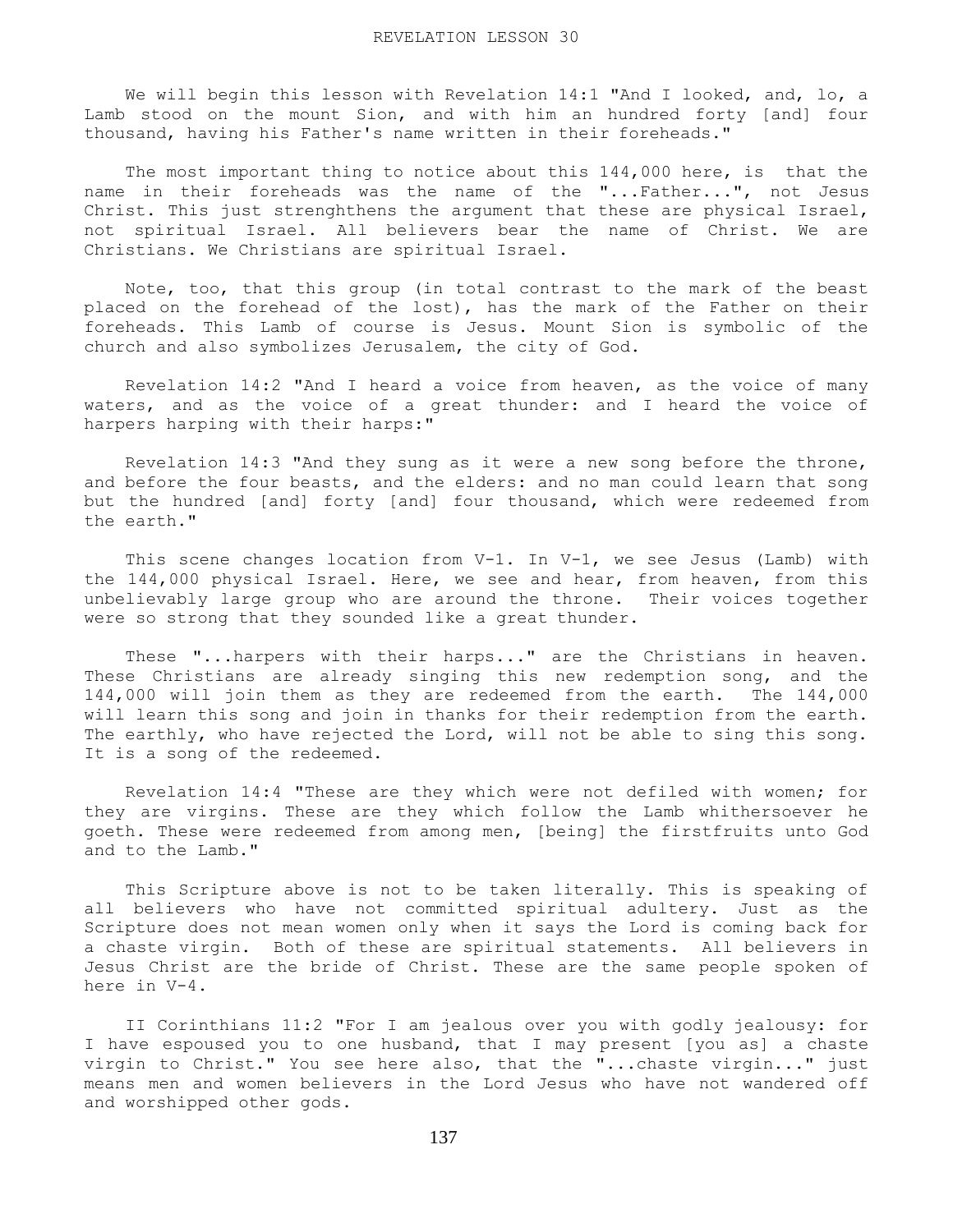# REVELATION LESSON 30

We will begin this lesson with Revelation 14:1 "And I looked, and, lo, a Lamb stood on the mount Sion, and with him an hundred forty [and] four thousand, having his Father's name written in their foreheads."

The most important thing to notice about this 144,000 here, is that the name in their foreheads was the name of the "...Father...", not Jesus Christ. This just strenghthens the argument that these are physical Israel, not spiritual Israel. All believers bear the name of Christ. We are Christians. We Christians are spiritual Israel.

Note, too, that this group (in total contrast to the mark of the beast placed on the forehead of the lost), has the mark of the Father on their foreheads. This Lamb of course is Jesus. Mount Sion is symbolic of the church and also symbolizes Jerusalem, the city of God.

Revelation 14:2 "And I heard a voice from heaven, as the voice of many waters, and as the voice of a great thunder: and I heard the voice of harpers harping with their harps:"

Revelation 14:3 "And they sung as it were a new song before the throne, and before the four beasts, and the elders: and no man could learn that song but the hundred [and] forty [and] four thousand, which were redeemed from the earth."

This scene changes location from V-1. In V-1, we see Jesus (Lamb) with the 144,000 physical Israel. Here, we see and hear, from heaven, from this unbelievably large group who are around the throne. Their voices together were so strong that they sounded like a great thunder.

These "...harpers with their harps..." are the Christians in heaven. These Christians are already singing this new redemption song, and the 144,000 will join them as they are redeemed from the earth. The 144,000 will learn this song and join in thanks for their redemption from the earth. The earthly, who have rejected the Lord, will not be able to sing this song. It is a song of the redeemed.

Revelation 14:4 "These are they which were not defiled with women; for they are virgins. These are they which follow the Lamb whithersoever he goeth. These were redeemed from among men, [being] the firstfruits unto God and to the Lamb."

This Scripture above is not to be taken literally. This is speaking of all believers who have not committed spiritual adultery. Just as the Scripture does not mean women only when it says the Lord is coming back for a chaste virgin. Both of these are spiritual statements. All believers in Jesus Christ are the bride of Christ. These are the same people spoken of here in V-4.

II Corinthians 11:2 "For I am jealous over you with godly jealousy: for I have espoused you to one husband, that I may present [you as] a chaste virgin to Christ." You see here also, that the "...chaste virgin..." just means men and women believers in the Lord Jesus who have not wandered off and worshipped other gods.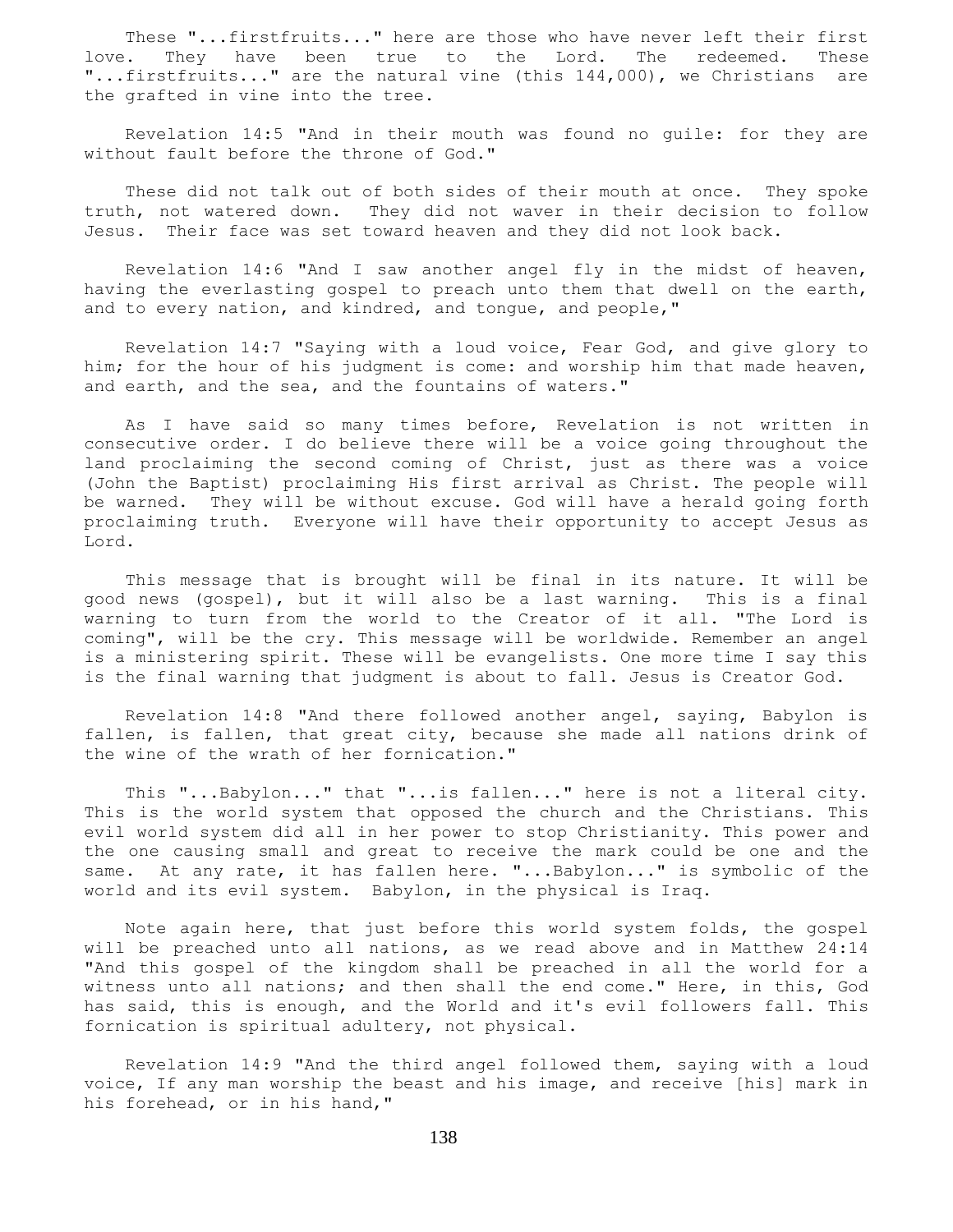These "...firstfruits..." here are those who have never left their first love. They have been true to the Lord. The redeemed. These "...firstfruits..." are the natural vine (this 144,000), we Christians are the grafted in vine into the tree.

Revelation 14:5 "And in their mouth was found no guile: for they are without fault before the throne of God."

These did not talk out of both sides of their mouth at once. They spoke truth, not watered down. They did not waver in their decision to follow Jesus. Their face was set toward heaven and they did not look back.

Revelation 14:6 "And I saw another angel fly in the midst of heaven, having the everlasting gospel to preach unto them that dwell on the earth, and to every nation, and kindred, and tongue, and people,"

Revelation 14:7 "Saying with a loud voice, Fear God, and give glory to him; for the hour of his judgment is come: and worship him that made heaven, and earth, and the sea, and the fountains of waters."

As I have said so many times before, Revelation is not written in consecutive order. I do believe there will be a voice going throughout the land proclaiming the second coming of Christ, just as there was a voice (John the Baptist) proclaiming His first arrival as Christ. The people will be warned. They will be without excuse. God will have a herald going forth proclaiming truth. Everyone will have their opportunity to accept Jesus as Lord.

This message that is brought will be final in its nature. It will be good news (gospel), but it will also be a last warning. This is a final warning to turn from the world to the Creator of it all. "The Lord is coming", will be the cry. This message will be worldwide. Remember an angel is a ministering spirit. These will be evangelists. One more time I say this is the final warning that judgment is about to fall. Jesus is Creator God.

Revelation 14:8 "And there followed another angel, saying, Babylon is fallen, is fallen, that great city, because she made all nations drink of the wine of the wrath of her fornication."

This "...Babylon..." that "...is fallen..." here is not a literal city. This is the world system that opposed the church and the Christians. This evil world system did all in her power to stop Christianity. This power and the one causing small and great to receive the mark could be one and the same. At any rate, it has fallen here. "...Babylon..." is symbolic of the world and its evil system. Babylon, in the physical is Iraq.

Note again here, that just before this world system folds, the gospel will be preached unto all nations, as we read above and in Matthew 24:14 "And this gospel of the kingdom shall be preached in all the world for a witness unto all nations; and then shall the end come." Here, in this, God has said, this is enough, and the World and it's evil followers fall. This fornication is spiritual adultery, not physical.

Revelation 14:9 "And the third angel followed them, saying with a loud voice, If any man worship the beast and his image, and receive [his] mark in his forehead, or in his hand,"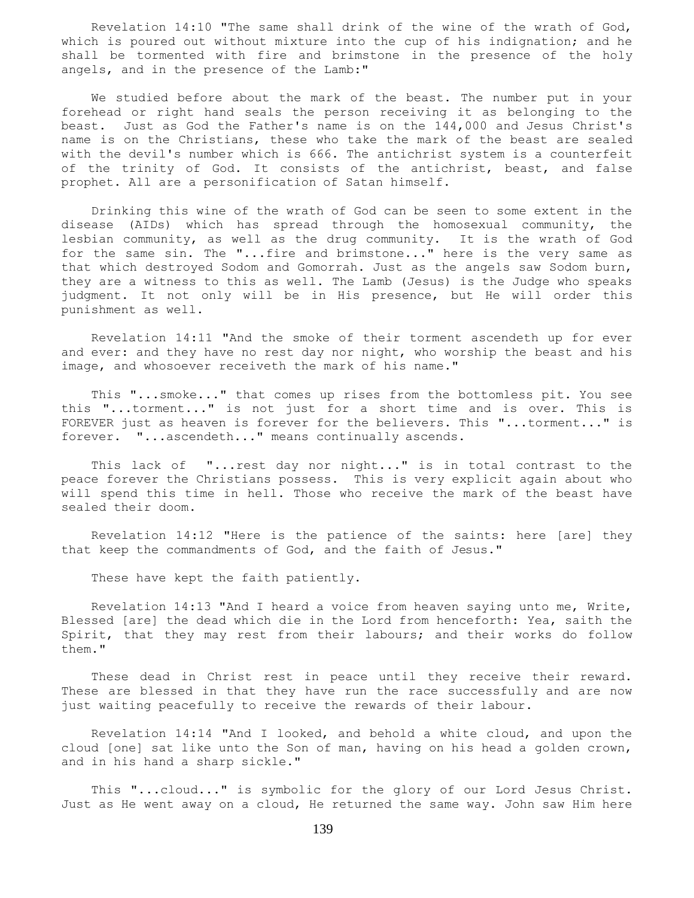Revelation 14:10 "The same shall drink of the wine of the wrath of God, which is poured out without mixture into the cup of his indignation; and he shall be tormented with fire and brimstone in the presence of the holy angels, and in the presence of the Lamb:"

We studied before about the mark of the beast. The number put in your forehead or right hand seals the person receiving it as belonging to the beast. Just as God the Father's name is on the 144,000 and Jesus Christ's name is on the Christians, these who take the mark of the beast are sealed with the devil's number which is 666. The antichrist system is a counterfeit of the trinity of God. It consists of the antichrist, beast, and false prophet. All are a personification of Satan himself.

Drinking this wine of the wrath of God can be seen to some extent in the disease (AIDs) which has spread through the homosexual community, the lesbian community, as well as the drug community. It is the wrath of God for the same sin. The "...fire and brimstone..." here is the very same as that which destroyed Sodom and Gomorrah. Just as the angels saw Sodom burn, they are a witness to this as well. The Lamb (Jesus) is the Judge who speaks judgment. It not only will be in His presence, but He will order this punishment as well.

Revelation 14:11 "And the smoke of their torment ascendeth up for ever and ever: and they have no rest day nor night, who worship the beast and his image, and whosoever receiveth the mark of his name."

This "...smoke..." that comes up rises from the bottomless pit. You see this "...torment..." is not just for a short time and is over. This is FOREVER just as heaven is forever for the believers. This "...torment..." is forever. "...ascendeth..." means continually ascends.

This lack of "...rest day nor night..." is in total contrast to the peace forever the Christians possess. This is very explicit again about who will spend this time in hell. Those who receive the mark of the beast have sealed their doom.

Revelation 14:12 "Here is the patience of the saints: here [are] they that keep the commandments of God, and the faith of Jesus."

These have kept the faith patiently.

Revelation 14:13 "And I heard a voice from heaven saying unto me, Write, Blessed [are] the dead which die in the Lord from henceforth: Yea, saith the Spirit, that they may rest from their labours; and their works do follow them."

These dead in Christ rest in peace until they receive their reward. These are blessed in that they have run the race successfully and are now just waiting peacefully to receive the rewards of their labour.

Revelation 14:14 "And I looked, and behold a white cloud, and upon the cloud [one] sat like unto the Son of man, having on his head a golden crown, and in his hand a sharp sickle."

This "...cloud..." is symbolic for the glory of our Lord Jesus Christ. Just as He went away on a cloud, He returned the same way. John saw Him here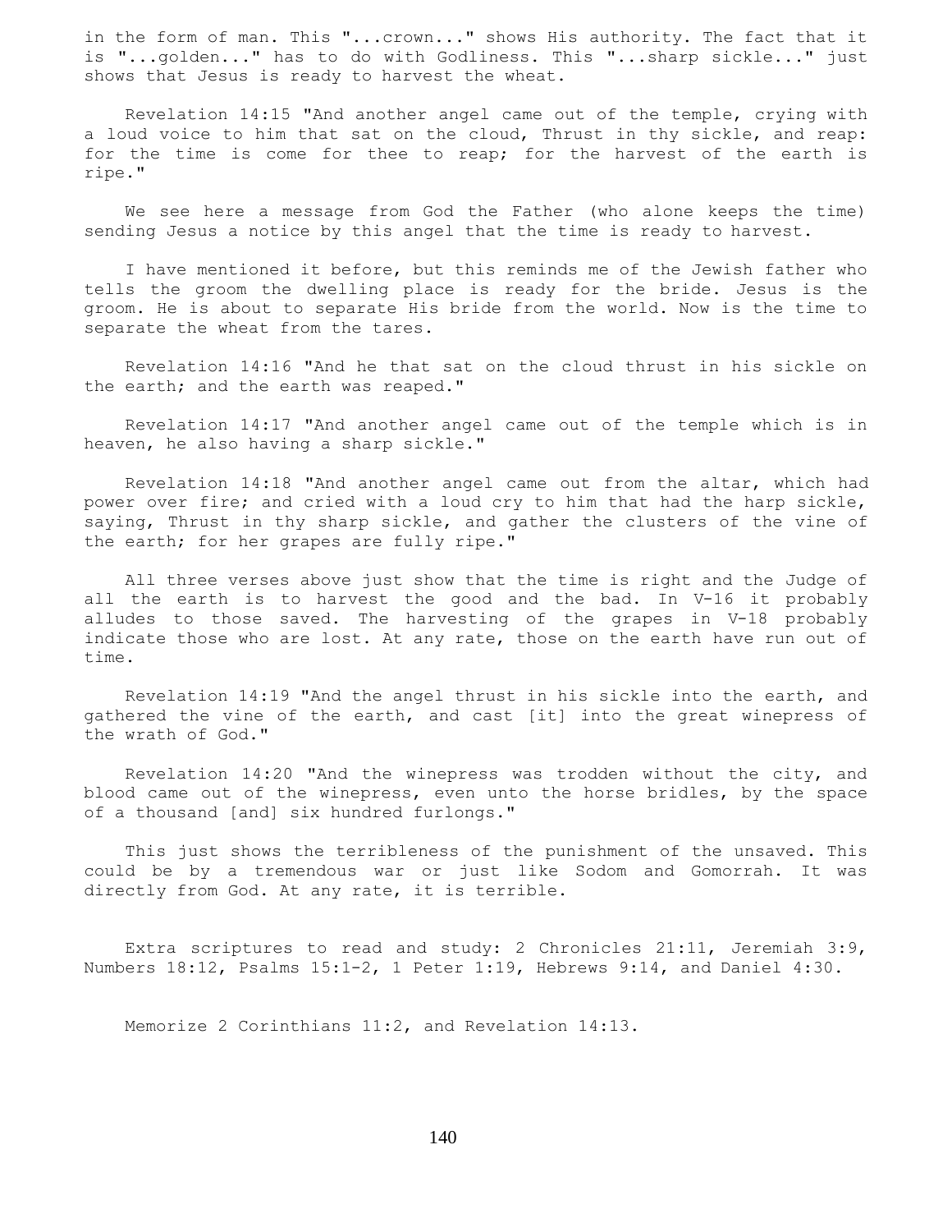in the form of man. This "...crown..." shows His authority. The fact that it is "...golden..." has to do with Godliness. This "...sharp sickle..." just shows that Jesus is ready to harvest the wheat.

Revelation 14:15 "And another angel came out of the temple, crying with a loud voice to him that sat on the cloud, Thrust in thy sickle, and reap: for the time is come for thee to reap; for the harvest of the earth is ripe."

We see here a message from God the Father (who alone keeps the time) sending Jesus a notice by this angel that the time is ready to harvest.

I have mentioned it before, but this reminds me of the Jewish father who tells the groom the dwelling place is ready for the bride. Jesus is the groom. He is about to separate His bride from the world. Now is the time to separate the wheat from the tares.

Revelation 14:16 "And he that sat on the cloud thrust in his sickle on the earth; and the earth was reaped."

Revelation 14:17 "And another angel came out of the temple which is in heaven, he also having a sharp sickle."

Revelation 14:18 "And another angel came out from the altar, which had power over fire; and cried with a loud cry to him that had the harp sickle, saying, Thrust in thy sharp sickle, and gather the clusters of the vine of the earth; for her grapes are fully ripe."

All three verses above just show that the time is right and the Judge of all the earth is to harvest the good and the bad. In V-16 it probably alludes to those saved. The harvesting of the grapes in V-18 probably indicate those who are lost. At any rate, those on the earth have run out of time.

Revelation 14:19 "And the angel thrust in his sickle into the earth, and gathered the vine of the earth, and cast [it] into the great winepress of the wrath of God."

Revelation 14:20 "And the winepress was trodden without the city, and blood came out of the winepress, even unto the horse bridles, by the space of a thousand [and] six hundred furlongs."

This just shows the terribleness of the punishment of the unsaved. This could be by a tremendous war or just like Sodom and Gomorrah. It was directly from God. At any rate, it is terrible.

Extra scriptures to read and study: 2 Chronicles 21:11, Jeremiah 3:9, Numbers 18:12, Psalms 15:1-2, 1 Peter 1:19, Hebrews 9:14, and Daniel 4:30.

Memorize 2 Corinthians 11:2, and Revelation 14:13.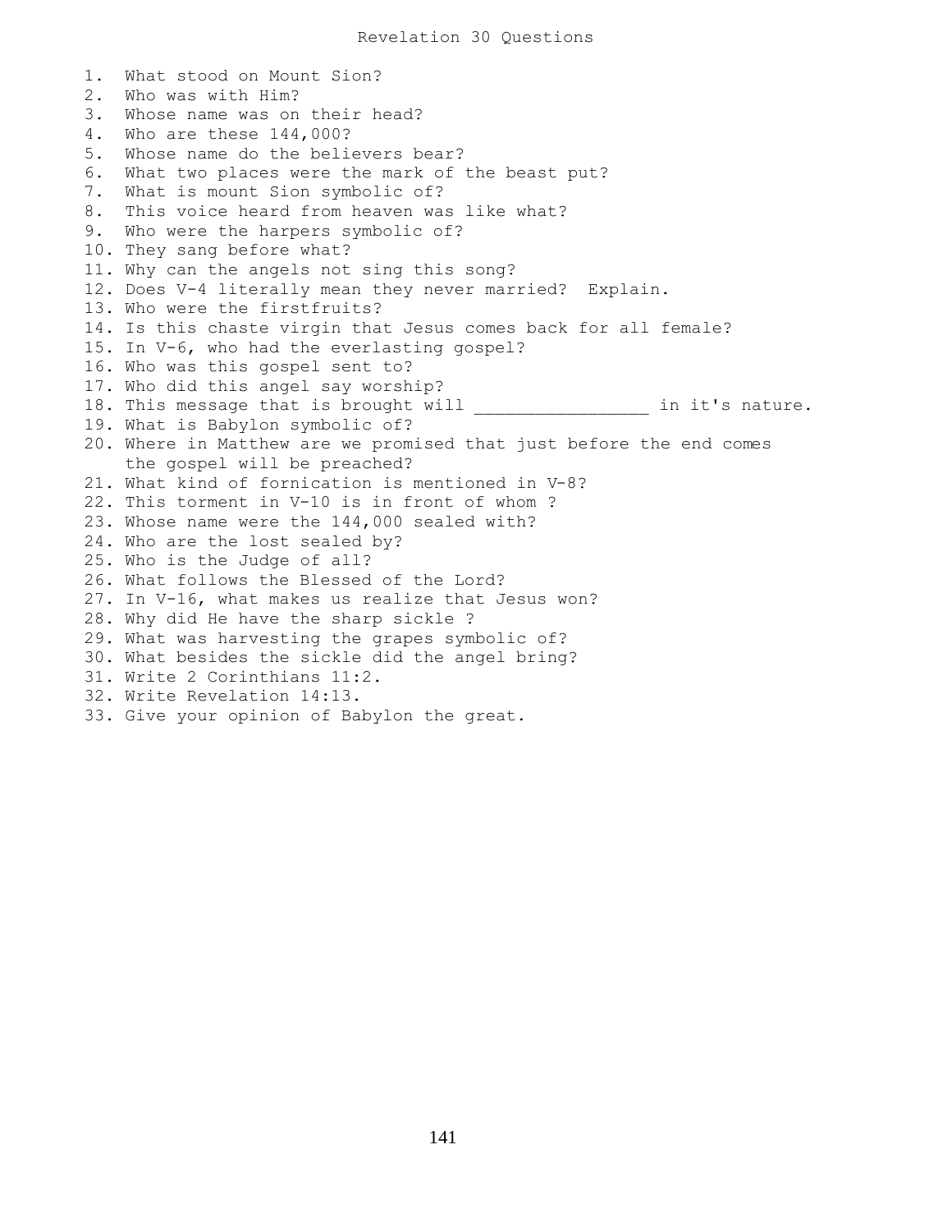# Revelation 30 Questions

1. What stood on Mount Sion?
2. Who was with Him?
3. Whose name was on their head?
4. Who are these 144,000?
5. Whose name do the believers bear?
6. What two places were the mark of the beast put?
7. What is mount Sion symbolic of?
8. This voice heard from heaven was like what?
9. Who were the harpers symbolic of?
10. They sang before what?
11. Why can the angels not sing this song?
12. Does V-4 literally mean they never married? Explain.
13. Who were the firstfruits?
14. Is this chaste virgin that Jesus comes back for all female?
15. In V-6, who had the everlasting gospel?
16. Who was this gospel sent to?
17. Who did this angel say worship?
18. This message that is brought will ________________ in it's nature.
19. What is Babylon symbolic of?
20. Where in Matthew are we promised that just before the end comes the gospel will be preached?
21. What kind of fornication is mentioned in V-8?
22. This torment in V-10 is in front of whom ?
23. Whose name were the 144,000 sealed with?
24. Who are the lost sealed by?
25. Who is the Judge of all?
26. What follows the Blessed of the Lord?
27. In V-16, what makes us realize that Jesus won?
28. Why did He have the sharp sickle ?
29. What was harvesting the grapes symbolic of?
30. What besides the sickle did the angel bring?
31. Write 2 Corinthians 11:2.
32. Write Revelation 14:13.
33. Give your opinion of Babylon the great.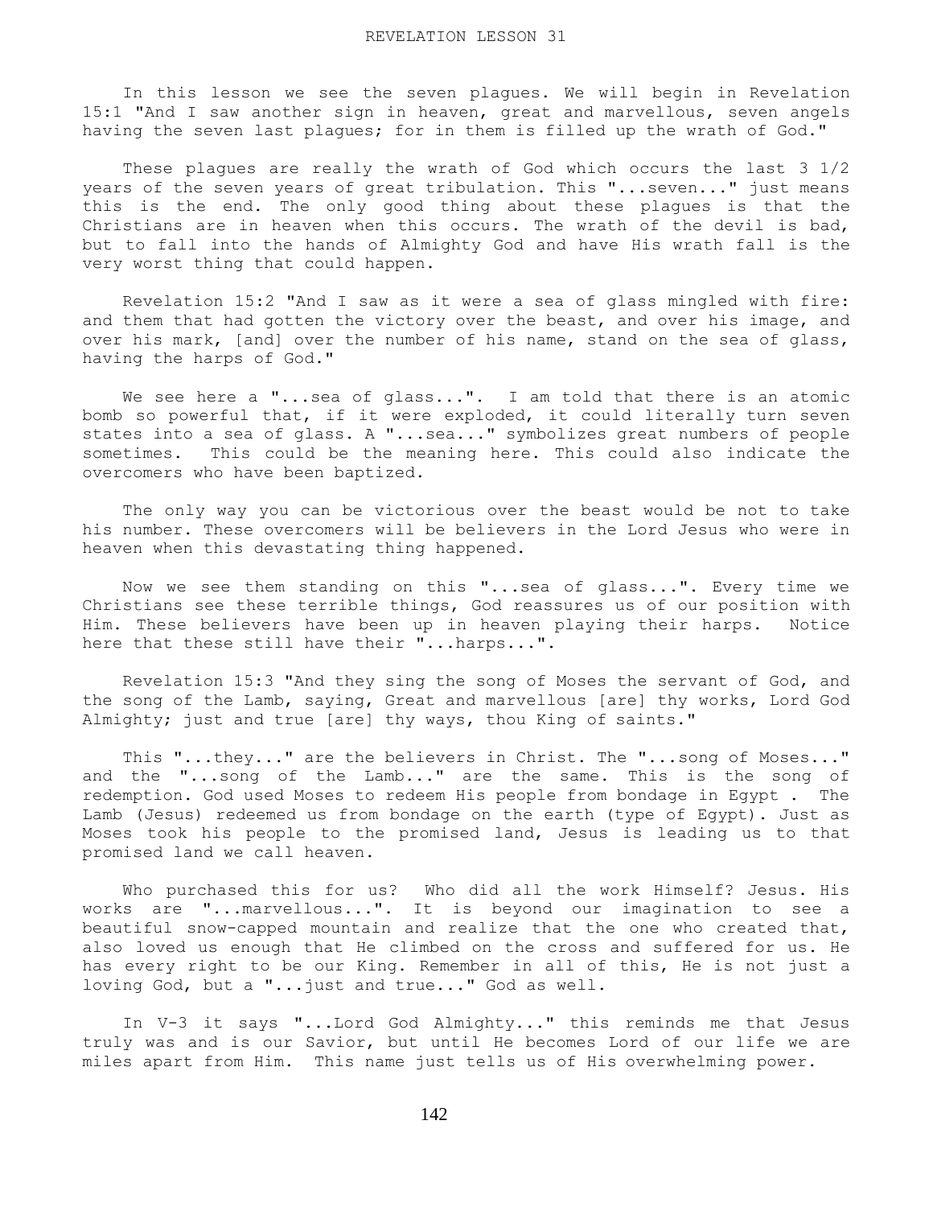# REVELATION LESSON 31

In this lesson we see the seven plagues. We will begin in Revelation 15:1 "And I saw another sign in heaven, great and marvellous, seven angels having the seven last plagues; for in them is filled up the wrath of God."

These plagues are really the wrath of God which occurs the last 3 1/2 years of the seven years of great tribulation. This "...seven..." just means this is the end. The only good thing about these plagues is that the Christians are in heaven when this occurs. The wrath of the devil is bad, but to fall into the hands of Almighty God and have His wrath fall is the very worst thing that could happen.

Revelation 15:2 "And I saw as it were a sea of glass mingled with fire: and them that had gotten the victory over the beast, and over his image, and over his mark, [and] over the number of his name, stand on the sea of glass, having the harps of God."

We see here a "...sea of glass...". I am told that there is an atomic bomb so powerful that, if it were exploded, it could literally turn seven states into a sea of glass. A "...sea..." symbolizes great numbers of people sometimes. This could be the meaning here. This could also indicate the overcomers who have been baptized.

The only way you can be victorious over the beast would be not to take his number. These overcomers will be believers in the Lord Jesus who were in heaven when this devastating thing happened.

Now we see them standing on this "...sea of glass...". Every time we Christians see these terrible things, God reassures us of our position with Him. These believers have been up in heaven playing their harps. Notice here that these still have their "...harps...".

Revelation 15:3 "And they sing the song of Moses the servant of God, and the song of the Lamb, saying, Great and marvellous [are] thy works, Lord God Almighty; just and true [are] thy ways, thou King of saints."

This "...they..." are the believers in Christ. The "...song of Moses..." and the "...song of the Lamb..." are the same. This is the song of redemption. God used Moses to redeem His people from bondage in Egypt . The Lamb (Jesus) redeemed us from bondage on the earth (type of Egypt). Just as Moses took his people to the promised land, Jesus is leading us to that promised land we call heaven.

Who purchased this for us? Who did all the work Himself? Jesus. His works are "...marvellous...". It is beyond our imagination to see a beautiful snow-capped mountain and realize that the one who created that, also loved us enough that He climbed on the cross and suffered for us. He has every right to be our King. Remember in all of this, He is not just a loving God, but a "...just and true..." God as well.

In V-3 it says "...Lord God Almighty..." this reminds me that Jesus truly was and is our Savior, but until He becomes Lord of our life we are miles apart from Him. This name just tells us of His overwhelming power.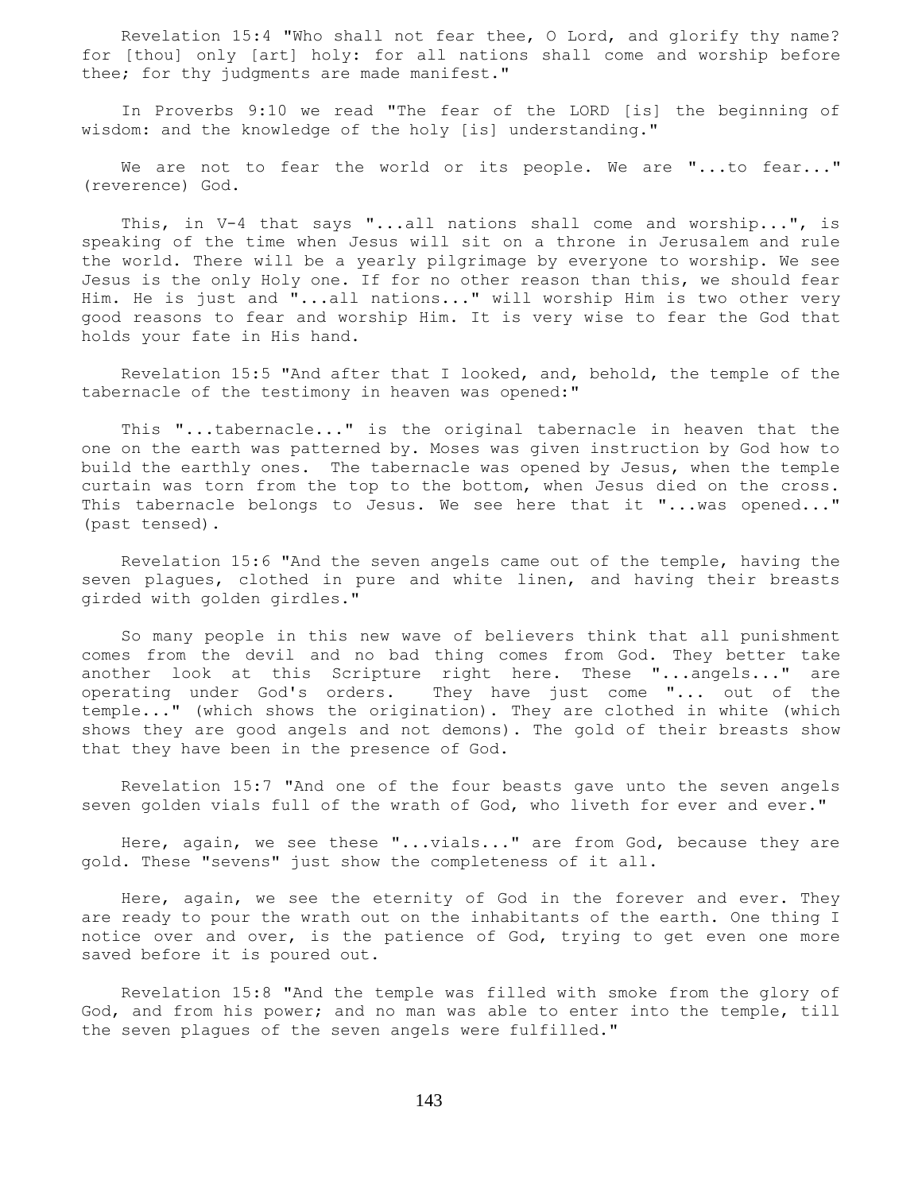Revelation 15:4 "Who shall not fear thee, O Lord, and glorify thy name? for [thou] only [art] holy: for all nations shall come and worship before thee; for thy judgments are made manifest."

In Proverbs 9:10 we read "The fear of the LORD [is] the beginning of wisdom: and the knowledge of the holy [is] understanding."

We are not to fear the world or its people. We are "...to fear..." (reverence) God.

This, in V-4 that says "...all nations shall come and worship...", is speaking of the time when Jesus will sit on a throne in Jerusalem and rule the world. There will be a yearly pilgrimage by everyone to worship. We see Jesus is the only Holy one. If for no other reason than this, we should fear Him. He is just and "...all nations..." will worship Him is two other very good reasons to fear and worship Him. It is very wise to fear the God that holds your fate in His hand.

Revelation 15:5 "And after that I looked, and, behold, the temple of the tabernacle of the testimony in heaven was opened:"

This "...tabernacle..." is the original tabernacle in heaven that the one on the earth was patterned by. Moses was given instruction by God how to build the earthly ones. The tabernacle was opened by Jesus, when the temple curtain was torn from the top to the bottom, when Jesus died on the cross. This tabernacle belongs to Jesus. We see here that it "...was opened..." (past tensed).

Revelation 15:6 "And the seven angels came out of the temple, having the seven plagues, clothed in pure and white linen, and having their breasts girded with golden girdles."

So many people in this new wave of believers think that all punishment comes from the devil and no bad thing comes from God. They better take another look at this Scripture right here. These "...angels..." are operating under God's orders. They have just come "... out of the temple..." (which shows the origination). They are clothed in white (which shows they are good angels and not demons). The gold of their breasts show that they have been in the presence of God.

Revelation 15:7 "And one of the four beasts gave unto the seven angels seven golden vials full of the wrath of God, who liveth for ever and ever."

Here, again, we see these "...vials..." are from God, because they are gold. These "sevens" just show the completeness of it all.

Here, again, we see the eternity of God in the forever and ever. They are ready to pour the wrath out on the inhabitants of the earth. One thing I notice over and over, is the patience of God, trying to get even one more saved before it is poured out.

Revelation 15:8 "And the temple was filled with smoke from the glory of God, and from his power; and no man was able to enter into the temple, till the seven plagues of the seven angels were fulfilled."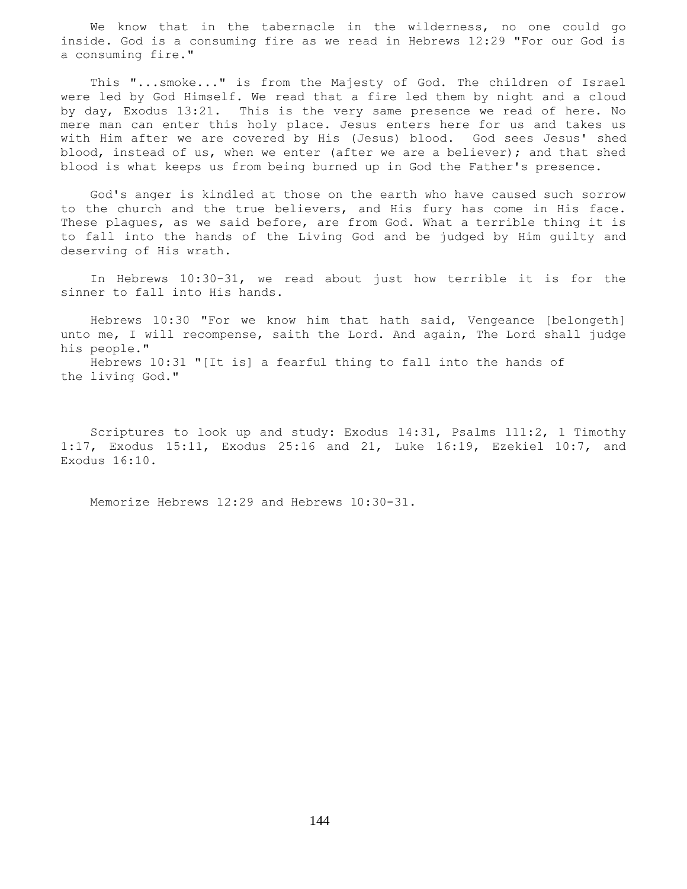We know that in the tabernacle in the wilderness, no one could go inside. God is a consuming fire as we read in Hebrews 12:29 "For our God is a consuming fire."

This "...smoke..." is from the Majesty of God. The children of Israel were led by God Himself. We read that a fire led them by night and a cloud by day, Exodus 13:21. This is the very same presence we read of here. No mere man can enter this holy place. Jesus enters here for us and takes us with Him after we are covered by His (Jesus) blood. God sees Jesus' shed blood, instead of us, when we enter (after we are a believer); and that shed blood is what keeps us from being burned up in God the Father's presence.

God's anger is kindled at those on the earth who have caused such sorrow to the church and the true believers, and His fury has come in His face. These plagues, as we said before, are from God. What a terrible thing it is to fall into the hands of the Living God and be judged by Him guilty and deserving of His wrath.

In Hebrews 10:30-31, we read about just how terrible it is for the sinner to fall into His hands.

Hebrews 10:30 "For we know him that hath said, Vengeance [belongeth] unto me, I will recompense, saith the Lord. And again, The Lord shall judge his people."
Hebrews 10:31 "[It is] a fearful thing to fall into the hands of the living God."

Scriptures to look up and study: Exodus 14:31, Psalms 111:2, 1 Timothy 1:17, Exodus 15:11, Exodus 25:16 and 21, Luke 16:19, Ezekiel 10:7, and Exodus 16:10.

Memorize Hebrews 12:29 and Hebrews 10:30-31.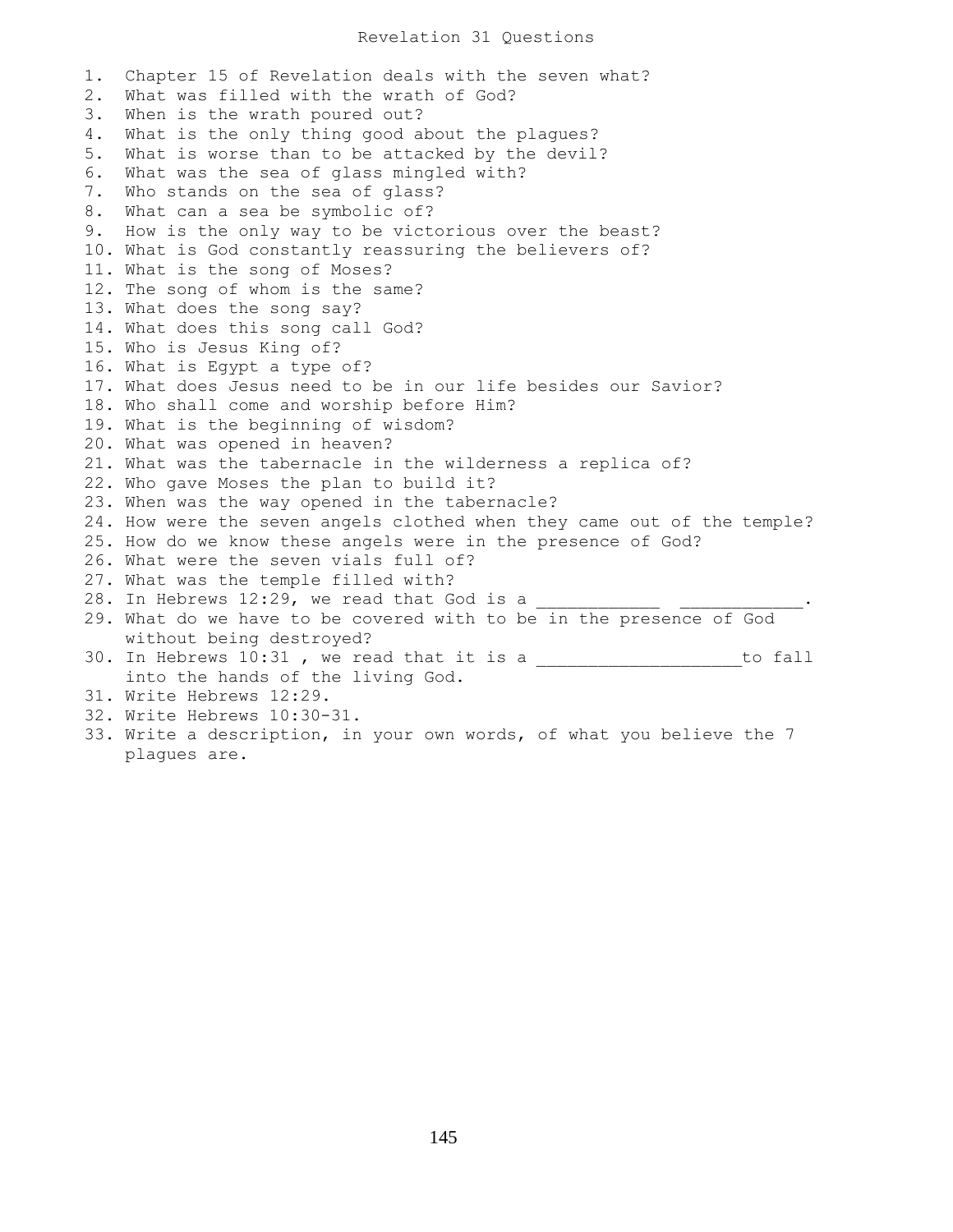# Revelation 31 Questions

1. Chapter 15 of Revelation deals with the seven what?
2. What was filled with the wrath of God?
3. When is the wrath poured out?
4. What is the only thing good about the plagues?
5. What is worse than to be attacked by the devil?
6. What was the sea of glass mingled with?
7. Who stands on the sea of glass?
8. What can a sea be symbolic of?
9. How is the only way to be victorious over the beast?
10. What is God constantly reassuring the believers of?
11. What is the song of Moses?
12. The song of whom is the same?
13. What does the song say?
14. What does this song call God?
15. Who is Jesus King of?
16. What is Egypt a type of?
17. What does Jesus need to be in our life besides our Savior?
18. Who shall come and worship before Him?
19. What is the beginning of wisdom?
20. What was opened in heaven?
21. What was the tabernacle in the wilderness a replica of?
22. Who gave Moses the plan to build it?
23. When was the way opened in the tabernacle?
24. How were the seven angels clothed when they came out of the temple?
25. How do we know these angels were in the presence of God?
26. What were the seven vials full of?
27. What was the temple filled with?
28. In Hebrews 12:29, we read that God is a ___________ ___________.
29. What do we have to be covered with to be in the presence of God without being destroyed?
30. In Hebrews 10:31 , we read that it is a ___________________to fall into the hands of the living God.
31. Write Hebrews 12:29.
32. Write Hebrews 10:30-31.
33. Write a description, in your own words, of what you believe the 7 plagues are.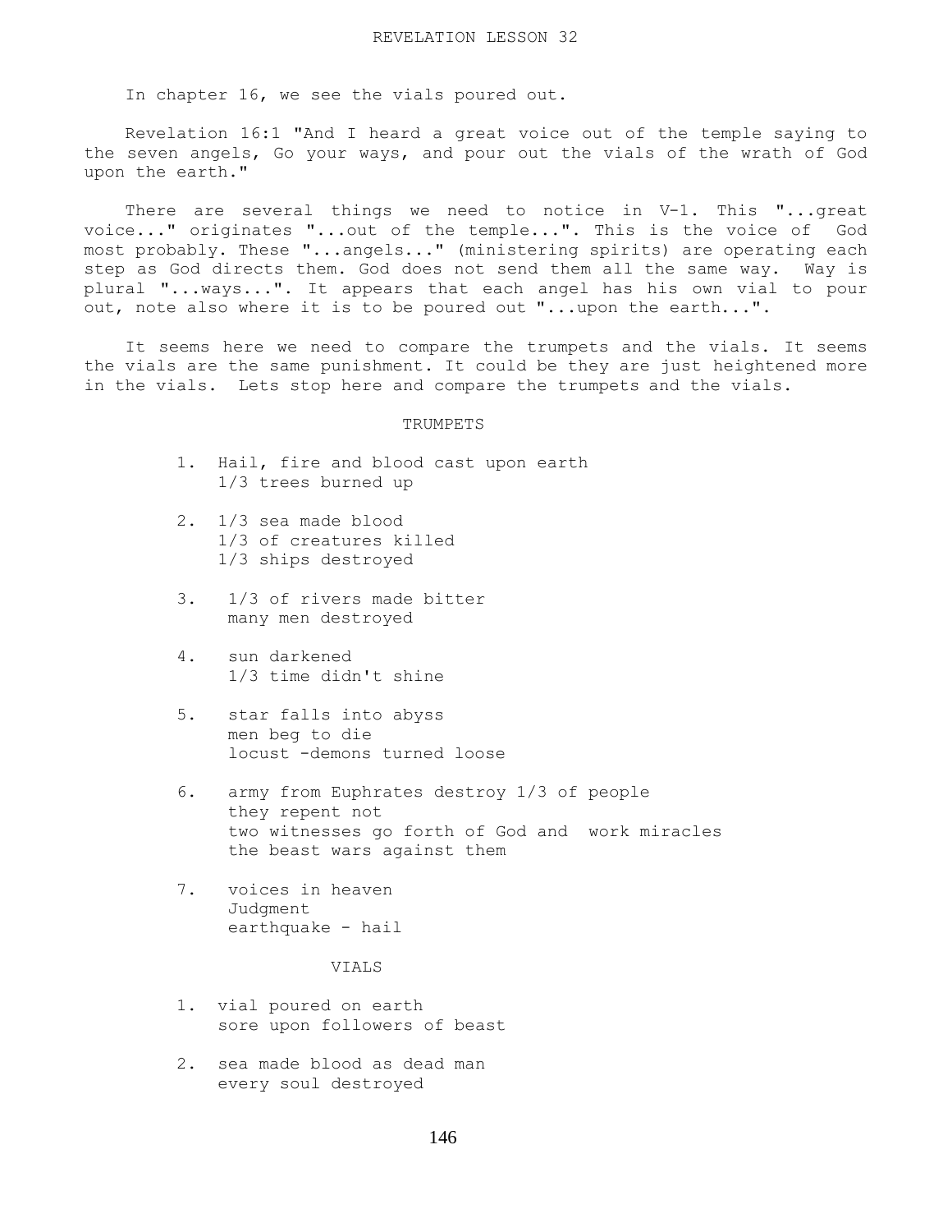# REVELATION LESSON 32

In chapter 16, we see the vials poured out.

Revelation 16:1 "And I heard a great voice out of the temple saying to the seven angels, Go your ways, and pour out the vials of the wrath of God upon the earth."

There are several things we need to notice in V-1. This "...great voice..." originates "...out of the temple...". This is the voice of God most probably. These "...angels..." (ministering spirits) are operating each step as God directs them. God does not send them all the same way. Way is plural "...ways...". It appears that each angel has his own vial to pour out, note also where it is to be poured out "...upon the earth...".

It seems here we need to compare the trumpets and the vials. It seems the vials are the same punishment. It could be they are just heightened more in the vials. Lets stop here and compare the trumpets and the vials.

TRUMPETS

1. Hail, fire and blood cast upon earth
   1/3 trees burned up

2. 1/3 sea made blood
   1/3 of creatures killed
   1/3 ships destroyed

3. 1/3 of rivers made bitter
   many men destroyed

4. sun darkened
   1/3 time didn't shine

5. star falls into abyss
   men beg to die
   locust -demons turned loose

6. army from Euphrates destroy 1/3 of people
   they repent not
   two witnesses go forth of God and work miracles
   the beast wars against them

7. voices in heaven
   Judgment
   earthquake - hail

VIALS

1. vial poured on earth
   sore upon followers of beast

2. sea made blood as dead man
   every soul destroyed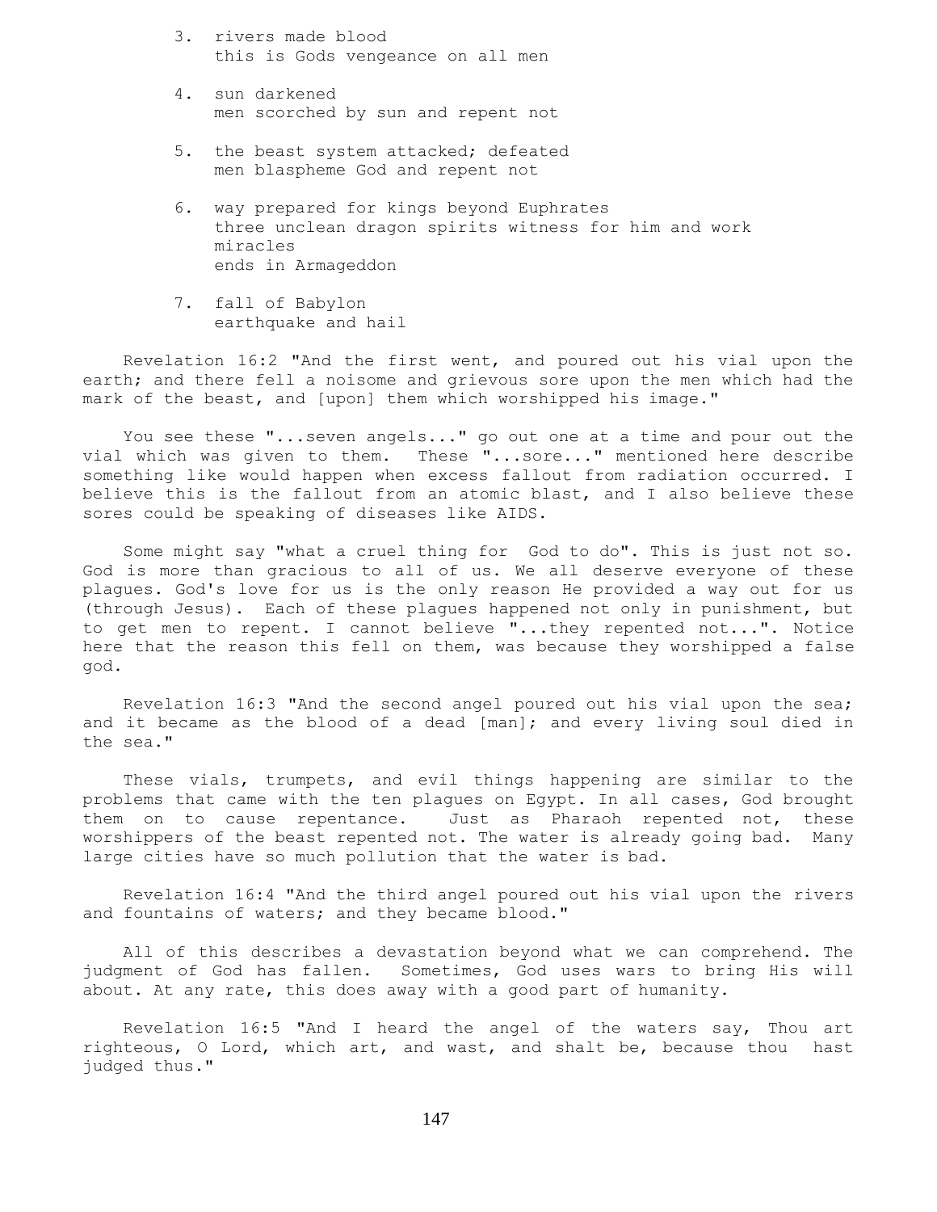3. rivers made blood
   this is Gods vengeance on all men

4. sun darkened
   men scorched by sun and repent not

5. the beast system attacked; defeated
   men blaspheme God and repent not

6. way prepared for kings beyond Euphrates
   three unclean dragon spirits witness for him and work miracles
   ends in Armageddon

7. fall of Babylon
   earthquake and hail

Revelation 16:2 "And the first went, and poured out his vial upon the earth; and there fell a noisome and grievous sore upon the men which had the mark of the beast, and [upon] them which worshipped his image."

You see these "...seven angels..." go out one at a time and pour out the vial which was given to them. These "...sore..." mentioned here describe something like would happen when excess fallout from radiation occurred. I believe this is the fallout from an atomic blast, and I also believe these sores could be speaking of diseases like AIDS.

Some might say "what a cruel thing for God to do". This is just not so. God is more than gracious to all of us. We all deserve everyone of these plagues. God's love for us is the only reason He provided a way out for us (through Jesus). Each of these plagues happened not only in punishment, but to get men to repent. I cannot believe "...they repented not...". Notice here that the reason this fell on them, was because they worshipped a false god.

Revelation 16:3 "And the second angel poured out his vial upon the sea; and it became as the blood of a dead [man]; and every living soul died in the sea."

These vials, trumpets, and evil things happening are similar to the problems that came with the ten plagues on Egypt. In all cases, God brought them on to cause repentance. Just as Pharaoh repented not, these worshippers of the beast repented not. The water is already going bad. Many large cities have so much pollution that the water is bad.

Revelation 16:4 "And the third angel poured out his vial upon the rivers and fountains of waters; and they became blood."

All of this describes a devastation beyond what we can comprehend. The judgment of God has fallen. Sometimes, God uses wars to bring His will about. At any rate, this does away with a good part of humanity.

Revelation 16:5 "And I heard the angel of the waters say, Thou art righteous, O Lord, which art, and wast, and shalt be, because thou hast judged thus."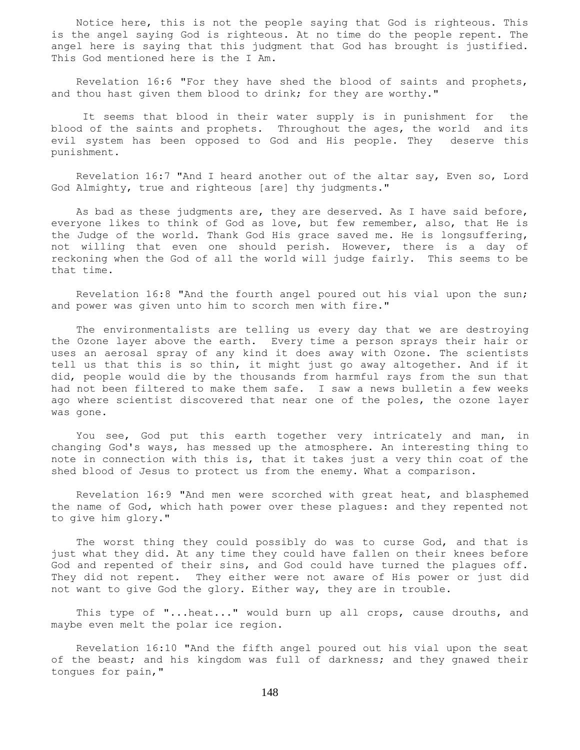Notice here, this is not the people saying that God is righteous. This is the angel saying God is righteous. At no time do the people repent. The angel here is saying that this judgment that God has brought is justified. This God mentioned here is the I Am.

Revelation 16:6 "For they have shed the blood of saints and prophets, and thou hast given them blood to drink; for they are worthy."

It seems that blood in their water supply is in punishment for the blood of the saints and prophets. Throughout the ages, the world and its evil system has been opposed to God and His people. They deserve this punishment.

Revelation 16:7 "And I heard another out of the altar say, Even so, Lord God Almighty, true and righteous [are] thy judgments."

As bad as these judgments are, they are deserved. As I have said before, everyone likes to think of God as love, but few remember, also, that He is the Judge of the world. Thank God His grace saved me. He is longsuffering, not willing that even one should perish. However, there is a day of reckoning when the God of all the world will judge fairly. This seems to be that time.

Revelation 16:8 "And the fourth angel poured out his vial upon the sun; and power was given unto him to scorch men with fire."

The environmentalists are telling us every day that we are destroying the Ozone layer above the earth. Every time a person sprays their hair or uses an aerosal spray of any kind it does away with Ozone. The scientists tell us that this is so thin, it might just go away altogether. And if it did, people would die by the thousands from harmful rays from the sun that had not been filtered to make them safe. I saw a news bulletin a few weeks ago where scientist discovered that near one of the poles, the ozone layer was gone.

You see, God put this earth together very intricately and man, in changing God's ways, has messed up the atmosphere. An interesting thing to note in connection with this is, that it takes just a very thin coat of the shed blood of Jesus to protect us from the enemy. What a comparison.

Revelation 16:9 "And men were scorched with great heat, and blasphemed the name of God, which hath power over these plagues: and they repented not to give him glory."

The worst thing they could possibly do was to curse God, and that is just what they did. At any time they could have fallen on their knees before God and repented of their sins, and God could have turned the plagues off. They did not repent. They either were not aware of His power or just did not want to give God the glory. Either way, they are in trouble.

This type of "...heat..." would burn up all crops, cause drouths, and maybe even melt the polar ice region.

Revelation 16:10 "And the fifth angel poured out his vial upon the seat of the beast; and his kingdom was full of darkness; and they gnawed their tongues for pain,"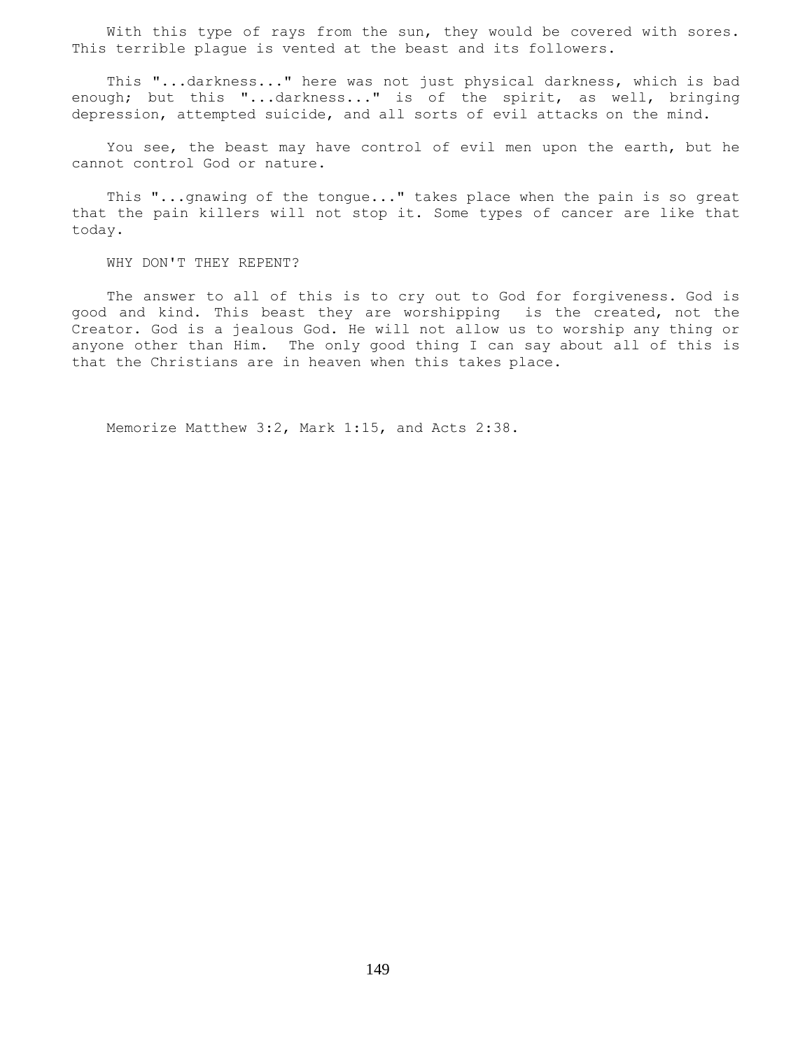With this type of rays from the sun, they would be covered with sores. This terrible plague is vented at the beast and its followers.

This "...darkness..." here was not just physical darkness, which is bad enough; but this "...darkness..." is of the spirit, as well, bringing depression, attempted suicide, and all sorts of evil attacks on the mind.

You see, the beast may have control of evil men upon the earth, but he cannot control God or nature.

This "...gnawing of the tongue..." takes place when the pain is so great that the pain killers will not stop it. Some types of cancer are like that today.

WHY DON'T THEY REPENT?

The answer to all of this is to cry out to God for forgiveness. God is good and kind. This beast they are worshipping is the created, not the Creator. God is a jealous God. He will not allow us to worship any thing or anyone other than Him. The only good thing I can say about all of this is that the Christians are in heaven when this takes place.

Memorize Matthew 3:2, Mark 1:15, and Acts 2:38.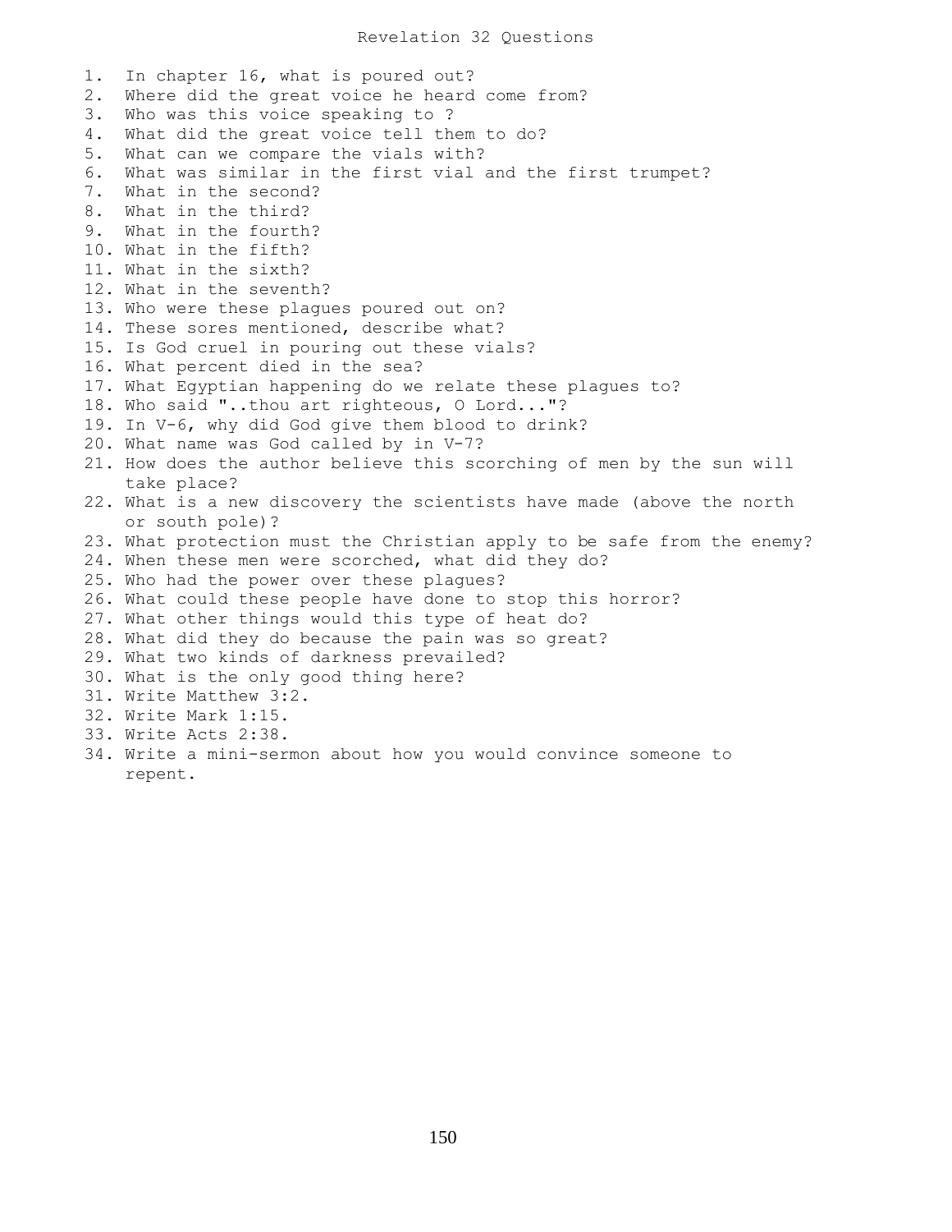# Revelation 32 Questions

1. In chapter 16, what is poured out?
2. Where did the great voice he heard come from?
3. Who was this voice speaking to ?
4. What did the great voice tell them to do?
5. What can we compare the vials with?
6. What was similar in the first vial and the first trumpet?
7. What in the second?
8. What in the third?
9. What in the fourth?
10. What in the fifth?
11. What in the sixth?
12. What in the seventh?
13. Who were these plagues poured out on?
14. These sores mentioned, describe what?
15. Is God cruel in pouring out these vials?
16. What percent died in the sea?
17. What Egyptian happening do we relate these plagues to?
18. Who said "..thou art righteous, O Lord..."?
19. In V-6, why did God give them blood to drink?
20. What name was God called by in V-7?
21. How does the author believe this scorching of men by the sun will take place?
22. What is a new discovery the scientists have made (above the north or south pole)?
23. What protection must the Christian apply to be safe from the enemy?
24. When these men were scorched, what did they do?
25. Who had the power over these plagues?
26. What could these people have done to stop this horror?
27. What other things would this type of heat do?
28. What did they do because the pain was so great?
29. What two kinds of darkness prevailed?
30. What is the only good thing here?
31. Write Matthew 3:2.
32. Write Mark 1:15.
33. Write Acts 2:38.
34. Write a mini-sermon about how you would convince someone to repent.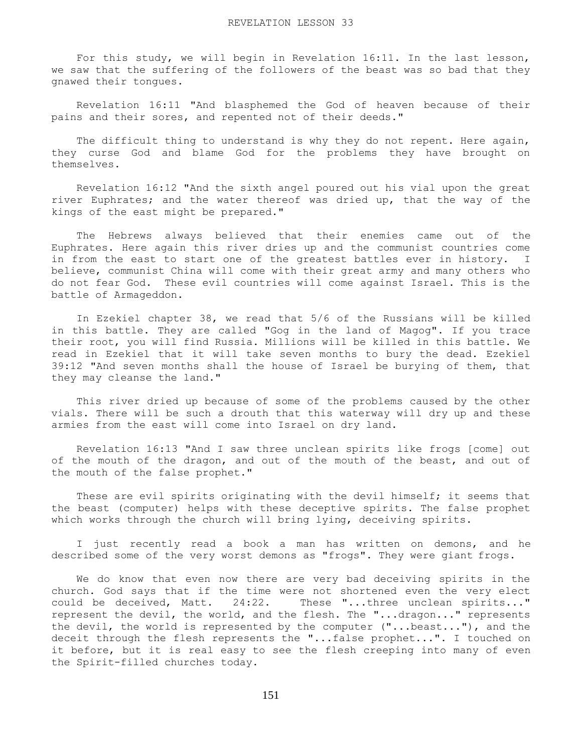# REVELATION LESSON 33

For this study, we will begin in Revelation 16:11. In the last lesson, we saw that the suffering of the followers of the beast was so bad that they gnawed their tongues.

Revelation 16:11 "And blasphemed the God of heaven because of their pains and their sores, and repented not of their deeds."

The difficult thing to understand is why they do not repent. Here again, they curse God and blame God for the problems they have brought on themselves.

Revelation 16:12 "And the sixth angel poured out his vial upon the great river Euphrates; and the water thereof was dried up, that the way of the kings of the east might be prepared."

The Hebrews always believed that their enemies came out of the Euphrates. Here again this river dries up and the communist countries come in from the east to start one of the greatest battles ever in history. I believe, communist China will come with their great army and many others who do not fear God. These evil countries will come against Israel. This is the battle of Armageddon.

In Ezekiel chapter 38, we read that 5/6 of the Russians will be killed in this battle. They are called "Gog in the land of Magog". If you trace their root, you will find Russia. Millions will be killed in this battle. We read in Ezekiel that it will take seven months to bury the dead. Ezekiel 39:12 "And seven months shall the house of Israel be burying of them, that they may cleanse the land."

This river dried up because of some of the problems caused by the other vials. There will be such a drouth that this waterway will dry up and these armies from the east will come into Israel on dry land.

Revelation 16:13 "And I saw three unclean spirits like frogs [come] out of the mouth of the dragon, and out of the mouth of the beast, and out of the mouth of the false prophet."

These are evil spirits originating with the devil himself; it seems that the beast (computer) helps with these deceptive spirits. The false prophet which works through the church will bring lying, deceiving spirits.

I just recently read a book a man has written on demons, and he described some of the very worst demons as "frogs". They were giant frogs.

We do know that even now there are very bad deceiving spirits in the church. God says that if the time were not shortened even the very elect could be deceived, Matt. 24:22. These "...three unclean spirits..." represent the devil, the world, and the flesh. The "...dragon..." represents the devil, the world is represented by the computer ("...beast..."), and the deceit through the flesh represents the "...false prophet...". I touched on it before, but it is real easy to see the flesh creeping into many of even the Spirit-filled churches today.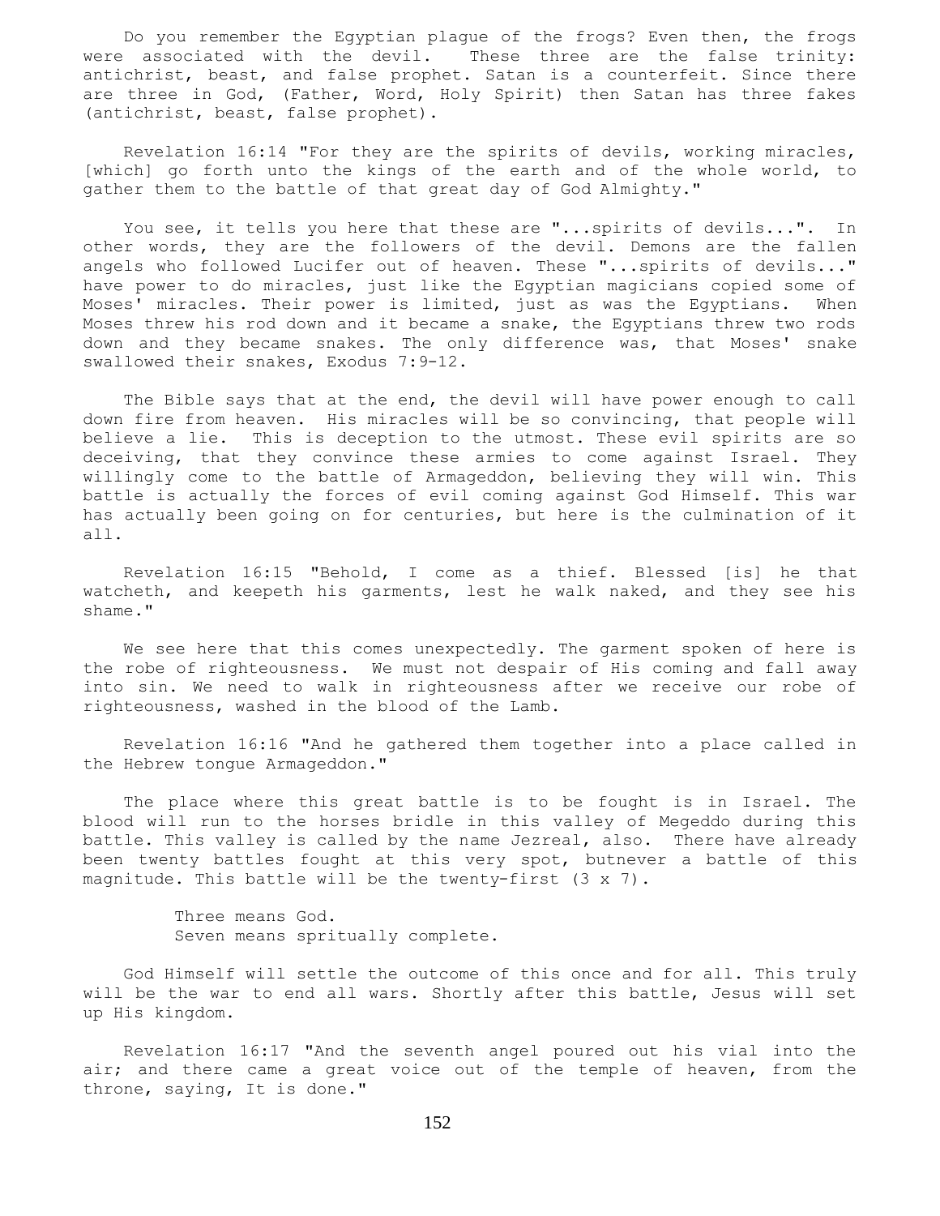Do you remember the Egyptian plague of the frogs? Even then, the frogs were associated with the devil. These three are the false trinity: antichrist, beast, and false prophet. Satan is a counterfeit. Since there are three in God, (Father, Word, Holy Spirit) then Satan has three fakes (antichrist, beast, false prophet).

Revelation 16:14 "For they are the spirits of devils, working miracles, [which] go forth unto the kings of the earth and of the whole world, to gather them to the battle of that great day of God Almighty."

You see, it tells you here that these are "...spirits of devils...". In other words, they are the followers of the devil. Demons are the fallen angels who followed Lucifer out of heaven. These "...spirits of devils..." have power to do miracles, just like the Egyptian magicians copied some of Moses' miracles. Their power is limited, just as was the Egyptians. When Moses threw his rod down and it became a snake, the Egyptians threw two rods down and they became snakes. The only difference was, that Moses' snake swallowed their snakes, Exodus 7:9-12.

The Bible says that at the end, the devil will have power enough to call down fire from heaven. His miracles will be so convincing, that people will believe a lie. This is deception to the utmost. These evil spirits are so deceiving, that they convince these armies to come against Israel. They willingly come to the battle of Armageddon, believing they will win. This battle is actually the forces of evil coming against God Himself. This war has actually been going on for centuries, but here is the culmination of it all.

Revelation 16:15 "Behold, I come as a thief. Blessed [is] he that watcheth, and keepeth his garments, lest he walk naked, and they see his shame."

We see here that this comes unexpectedly. The garment spoken of here is the robe of righteousness. We must not despair of His coming and fall away into sin. We need to walk in righteousness after we receive our robe of righteousness, washed in the blood of the Lamb.

Revelation 16:16 "And he gathered them together into a place called in the Hebrew tongue Armageddon."

The place where this great battle is to be fought is in Israel. The blood will run to the horses bridle in this valley of Megeddo during this battle. This valley is called by the name Jezreal, also. There have already been twenty battles fought at this very spot, butnever a battle of this magnitude. This battle will be the twenty-first (3 x 7).

Three means God.
Seven means spritually complete.

God Himself will settle the outcome of this once and for all. This truly will be the war to end all wars. Shortly after this battle, Jesus will set up His kingdom.

Revelation 16:17 "And the seventh angel poured out his vial into the air; and there came a great voice out of the temple of heaven, from the throne, saying, It is done."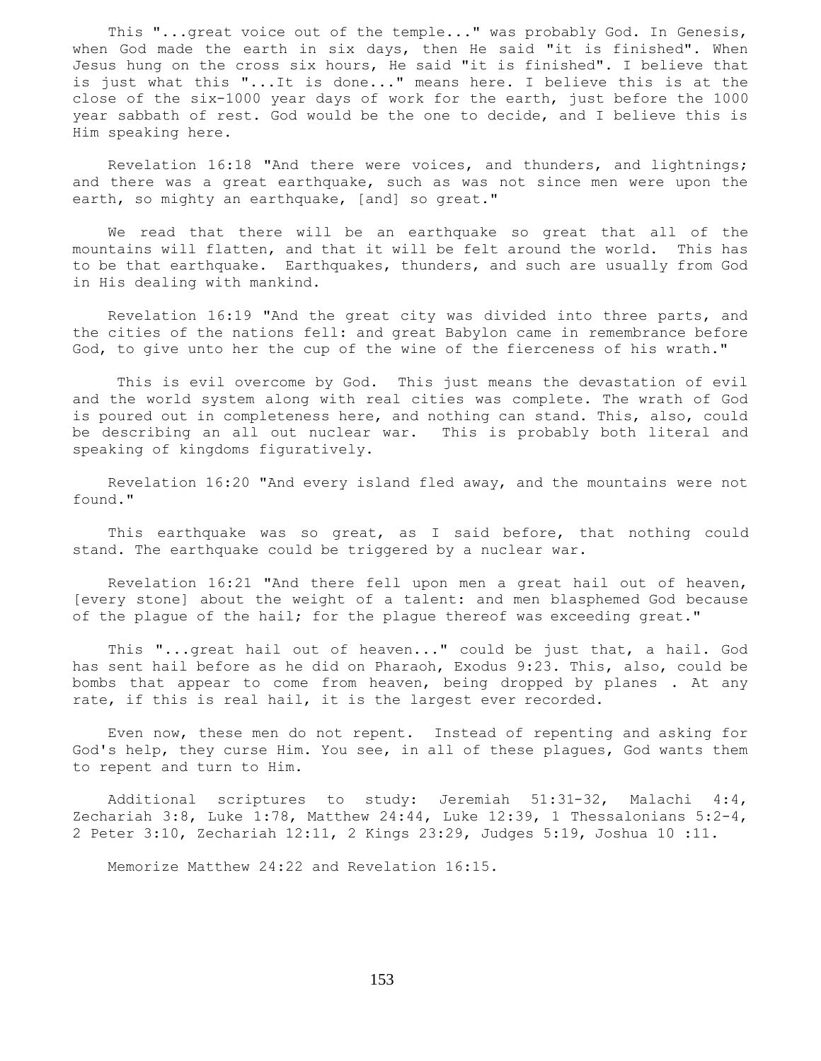This "...great voice out of the temple..." was probably God. In Genesis, when God made the earth in six days, then He said "it is finished". When Jesus hung on the cross six hours, He said "it is finished". I believe that is just what this "...It is done..." means here. I believe this is at the close of the six-1000 year days of work for the earth, just before the 1000 year sabbath of rest. God would be the one to decide, and I believe this is Him speaking here.

Revelation 16:18 "And there were voices, and thunders, and lightnings; and there was a great earthquake, such as was not since men were upon the earth, so mighty an earthquake, [and] so great."

We read that there will be an earthquake so great that all of the mountains will flatten, and that it will be felt around the world. This has to be that earthquake. Earthquakes, thunders, and such are usually from God in His dealing with mankind.

Revelation 16:19 "And the great city was divided into three parts, and the cities of the nations fell: and great Babylon came in remembrance before God, to give unto her the cup of the wine of the fierceness of his wrath."

This is evil overcome by God. This just means the devastation of evil and the world system along with real cities was complete. The wrath of God is poured out in completeness here, and nothing can stand. This, also, could be describing an all out nuclear war. This is probably both literal and speaking of kingdoms figuratively.

Revelation 16:20 "And every island fled away, and the mountains were not found."

This earthquake was so great, as I said before, that nothing could stand. The earthquake could be triggered by a nuclear war.

Revelation 16:21 "And there fell upon men a great hail out of heaven, [every stone] about the weight of a talent: and men blasphemed God because of the plague of the hail; for the plague thereof was exceeding great."

This "...great hail out of heaven..." could be just that, a hail. God has sent hail before as he did on Pharaoh, Exodus 9:23. This, also, could be bombs that appear to come from heaven, being dropped by planes . At any rate, if this is real hail, it is the largest ever recorded.

Even now, these men do not repent. Instead of repenting and asking for God's help, they curse Him. You see, in all of these plagues, God wants them to repent and turn to Him.

Additional scriptures to study: Jeremiah 51:31-32, Malachi 4:4, Zechariah 3:8, Luke 1:78, Matthew 24:44, Luke 12:39, 1 Thessalonians 5:2-4, 2 Peter 3:10, Zechariah 12:11, 2 Kings 23:29, Judges 5:19, Joshua 10 :11.

Memorize Matthew 24:22 and Revelation 16:15.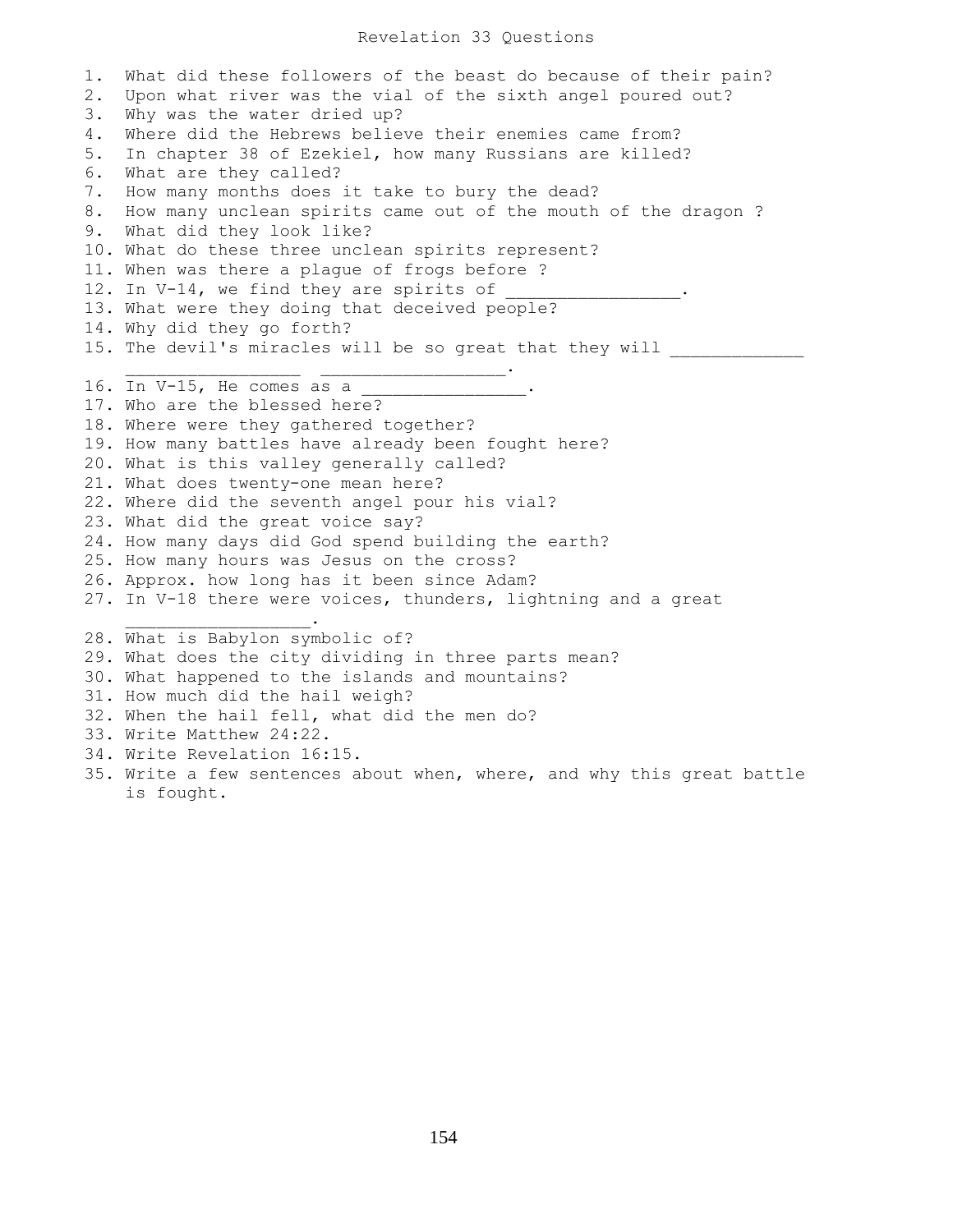# Revelation 33 Questions

1. What did these followers of the beast do because of their pain?
2. Upon what river was the vial of the sixth angel poured out?
3. Why was the water dried up?
4. Where did the Hebrews believe their enemies came from?
5. In chapter 38 of Ezekiel, how many Russians are killed?
6. What are they called?
7. How many months does it take to bury the dead?
8. How many unclean spirits came out of the mouth of the dragon ?
9. What did they look like?
10. What do these three unclean spirits represent?
11. When was there a plague of frogs before ?
12. In V-14, we find they are spirits of ________________.
13. What were they doing that deceived people?
14. Why did they go forth?
15. The devil's miracles will be so great that they will ____________ ________________ ________________.
16. In V-15, He comes as a ________________.
17. Who are the blessed here?
18. Where were they gathered together?
19. How many battles have already been fought here?
20. What is this valley generally called?
21. What does twenty-one mean here?
22. Where did the seventh angel pour his vial?
23. What did the great voice say?
24. How many days did God spend building the earth?
25. How many hours was Jesus on the cross?
26. Approx. how long has it been since Adam?
27. In V-18 there were voices, thunders, lightning and a great ________________.
28. What is Babylon symbolic of?
29. What does the city dividing in three parts mean?
30. What happened to the islands and mountains?
31. How much did the hail weigh?
32. When the hail fell, what did the men do?
33. Write Matthew 24:22.
34. Write Revelation 16:15.
35. Write a few sentences about when, where, and why this great battle is fought.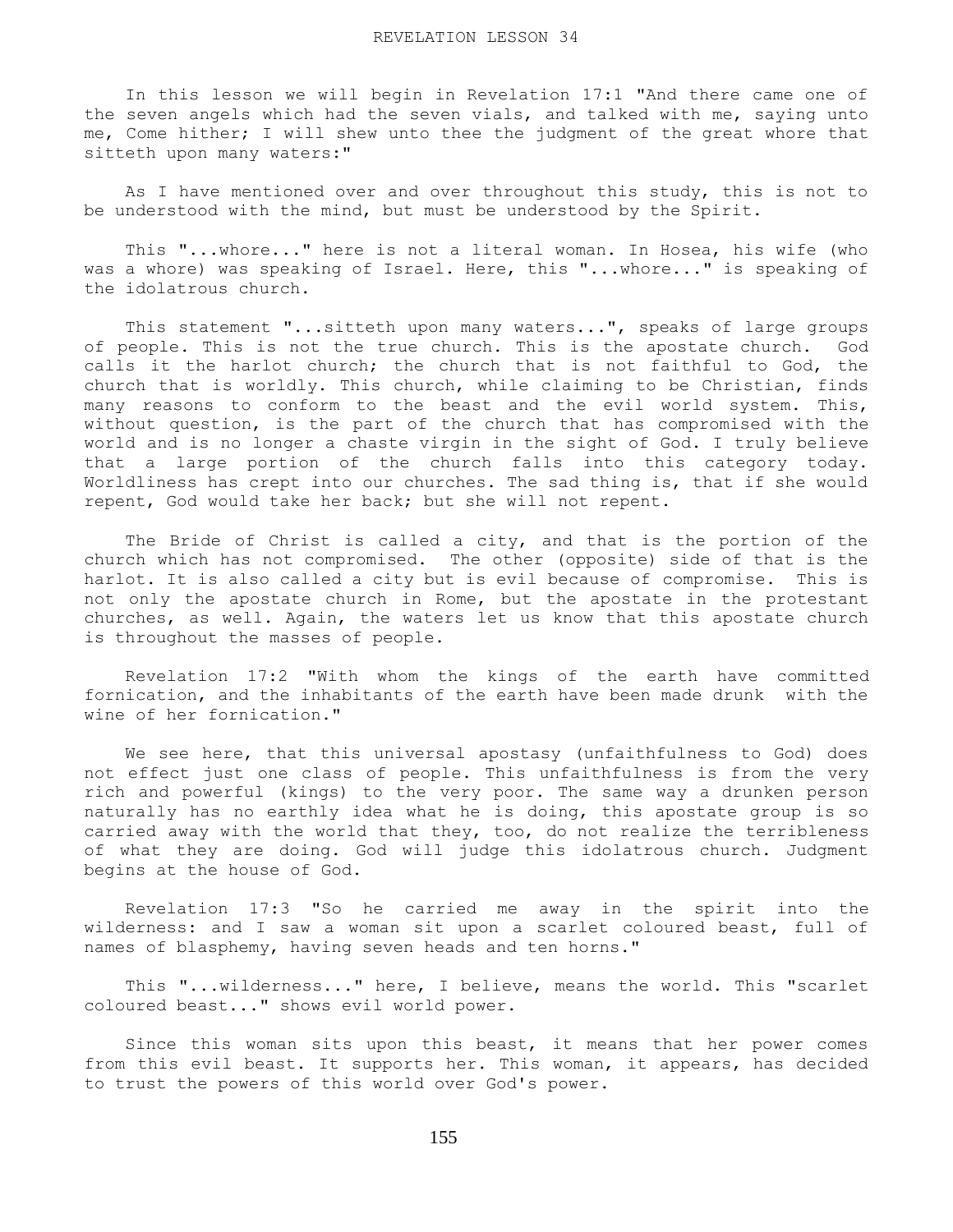# REVELATION LESSON 34

In this lesson we will begin in Revelation 17:1 "And there came one of the seven angels which had the seven vials, and talked with me, saying unto me, Come hither; I will shew unto thee the judgment of the great whore that sitteth upon many waters:"

As I have mentioned over and over throughout this study, this is not to be understood with the mind, but must be understood by the Spirit.

This "...whore..." here is not a literal woman. In Hosea, his wife (who was a whore) was speaking of Israel. Here, this "...whore..." is speaking of the idolatrous church.

This statement "...sitteth upon many waters...", speaks of large groups of people. This is not the true church. This is the apostate church. God calls it the harlot church; the church that is not faithful to God, the church that is worldly. This church, while claiming to be Christian, finds many reasons to conform to the beast and the evil world system. This, without question, is the part of the church that has compromised with the world and is no longer a chaste virgin in the sight of God. I truly believe that a large portion of the church falls into this category today. Worldliness has crept into our churches. The sad thing is, that if she would repent, God would take her back; but she will not repent.

The Bride of Christ is called a city, and that is the portion of the church which has not compromised. The other (opposite) side of that is the harlot. It is also called a city but is evil because of compromise. This is not only the apostate church in Rome, but the apostate in the protestant churches, as well. Again, the waters let us know that this apostate church is throughout the masses of people.

Revelation 17:2 "With whom the kings of the earth have committed fornication, and the inhabitants of the earth have been made drunk with the wine of her fornication."

We see here, that this universal apostasy (unfaithfulness to God) does not effect just one class of people. This unfaithfulness is from the very rich and powerful (kings) to the very poor. The same way a drunken person naturally has no earthly idea what he is doing, this apostate group is so carried away with the world that they, too, do not realize the terribleness of what they are doing. God will judge this idolatrous church. Judgment begins at the house of God.

Revelation 17:3 "So he carried me away in the spirit into the wilderness: and I saw a woman sit upon a scarlet coloured beast, full of names of blasphemy, having seven heads and ten horns."

This "...wilderness..." here, I believe, means the world. This "scarlet coloured beast..." shows evil world power.

Since this woman sits upon this beast, it means that her power comes from this evil beast. It supports her. This woman, it appears, has decided to trust the powers of this world over God's power.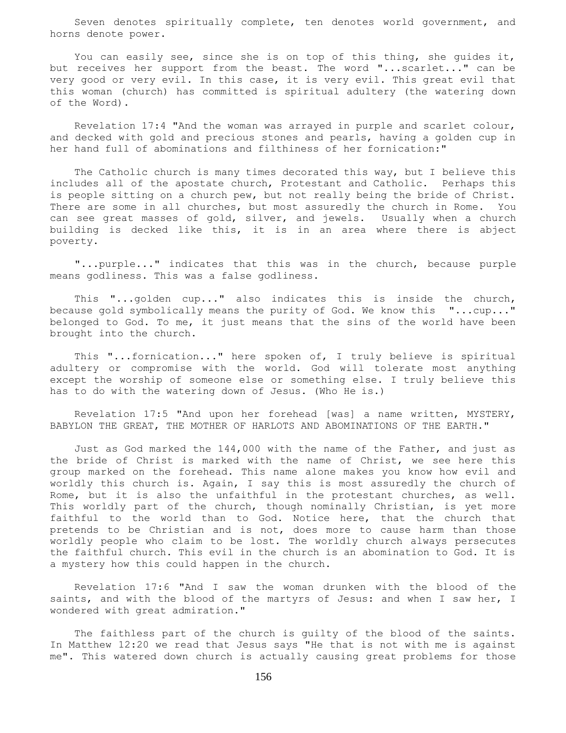Seven denotes spiritually complete, ten denotes world government, and horns denote power.

You can easily see, since she is on top of this thing, she guides it, but receives her support from the beast. The word "...scarlet..." can be very good or very evil. In this case, it is very evil. This great evil that this woman (church) has committed is spiritual adultery (the watering down of the Word).

Revelation 17:4 "And the woman was arrayed in purple and scarlet colour, and decked with gold and precious stones and pearls, having a golden cup in her hand full of abominations and filthiness of her fornication:"

The Catholic church is many times decorated this way, but I believe this includes all of the apostate church, Protestant and Catholic. Perhaps this is people sitting on a church pew, but not really being the bride of Christ. There are some in all churches, but most assuredly the church in Rome. You can see great masses of gold, silver, and jewels. Usually when a church building is decked like this, it is in an area where there is abject poverty.

"...purple..." indicates that this was in the church, because purple means godliness. This was a false godliness.

This "...golden cup..." also indicates this is inside the church, because gold symbolically means the purity of God. We know this "...cup..." belonged to God. To me, it just means that the sins of the world have been brought into the church.

This "...fornication..." here spoken of, I truly believe is spiritual adultery or compromise with the world. God will tolerate most anything except the worship of someone else or something else. I truly believe this has to do with the watering down of Jesus. (Who He is.)

Revelation 17:5 "And upon her forehead [was] a name written, MYSTERY, BABYLON THE GREAT, THE MOTHER OF HARLOTS AND ABOMINATIONS OF THE EARTH."

Just as God marked the 144,000 with the name of the Father, and just as the bride of Christ is marked with the name of Christ, we see here this group marked on the forehead. This name alone makes you know how evil and worldly this church is. Again, I say this is most assuredly the church of Rome, but it is also the unfaithful in the protestant churches, as well. This worldly part of the church, though nominally Christian, is yet more faithful to the world than to God. Notice here, that the church that pretends to be Christian and is not, does more to cause harm than those worldly people who claim to be lost. The worldly church always persecutes the faithful church. This evil in the church is an abomination to God. It is a mystery how this could happen in the church.

Revelation 17:6 "And I saw the woman drunken with the blood of the saints, and with the blood of the martyrs of Jesus: and when I saw her, I wondered with great admiration."

The faithless part of the church is guilty of the blood of the saints. In Matthew 12:20 we read that Jesus says "He that is not with me is against me". This watered down church is actually causing great problems for those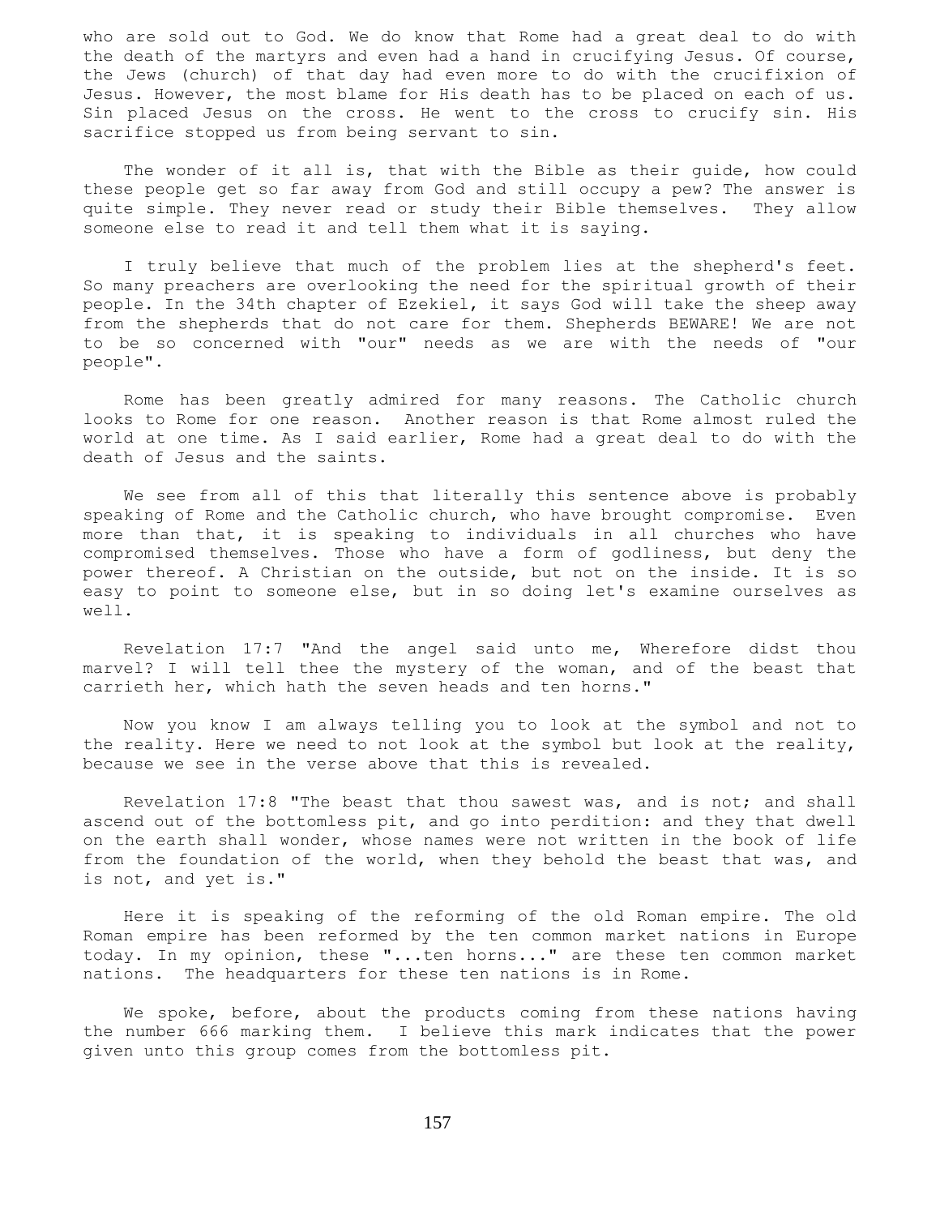who are sold out to God. We do know that Rome had a great deal to do with the death of the martyrs and even had a hand in crucifying Jesus. Of course, the Jews (church) of that day had even more to do with the crucifixion of Jesus. However, the most blame for His death has to be placed on each of us. Sin placed Jesus on the cross. He went to the cross to crucify sin. His sacrifice stopped us from being servant to sin.

The wonder of it all is, that with the Bible as their guide, how could these people get so far away from God and still occupy a pew? The answer is quite simple. They never read or study their Bible themselves. They allow someone else to read it and tell them what it is saying.

I truly believe that much of the problem lies at the shepherd's feet. So many preachers are overlooking the need for the spiritual growth of their people. In the 34th chapter of Ezekiel, it says God will take the sheep away from the shepherds that do not care for them. Shepherds BEWARE! We are not to be so concerned with "our" needs as we are with the needs of "our people".

Rome has been greatly admired for many reasons. The Catholic church looks to Rome for one reason. Another reason is that Rome almost ruled the world at one time. As I said earlier, Rome had a great deal to do with the death of Jesus and the saints.

We see from all of this that literally this sentence above is probably speaking of Rome and the Catholic church, who have brought compromise. Even more than that, it is speaking to individuals in all churches who have compromised themselves. Those who have a form of godliness, but deny the power thereof. A Christian on the outside, but not on the inside. It is so easy to point to someone else, but in so doing let's examine ourselves as well.

Revelation 17:7 "And the angel said unto me, Wherefore didst thou marvel? I will tell thee the mystery of the woman, and of the beast that carrieth her, which hath the seven heads and ten horns."

Now you know I am always telling you to look at the symbol and not to the reality. Here we need to not look at the symbol but look at the reality, because we see in the verse above that this is revealed.

Revelation 17:8 "The beast that thou sawest was, and is not; and shall ascend out of the bottomless pit, and go into perdition: and they that dwell on the earth shall wonder, whose names were not written in the book of life from the foundation of the world, when they behold the beast that was, and is not, and yet is."

Here it is speaking of the reforming of the old Roman empire. The old Roman empire has been reformed by the ten common market nations in Europe today. In my opinion, these "...ten horns..." are these ten common market nations. The headquarters for these ten nations is in Rome.

We spoke, before, about the products coming from these nations having the number 666 marking them. I believe this mark indicates that the power given unto this group comes from the bottomless pit.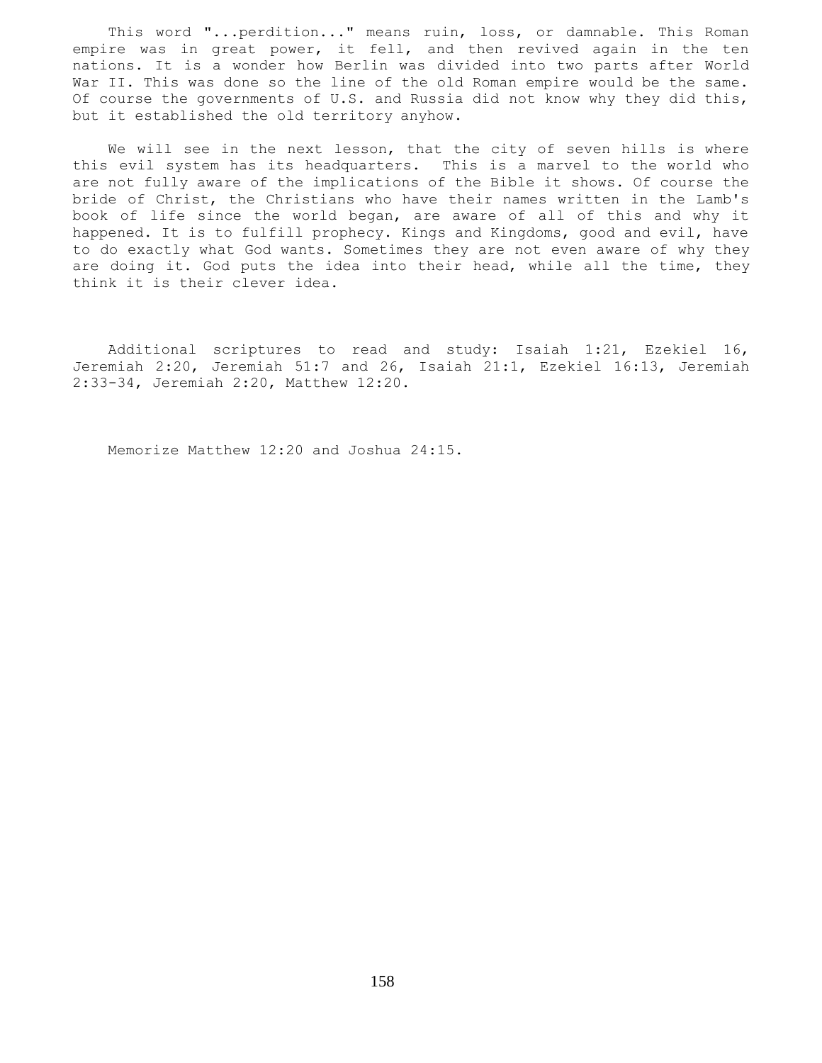This word "...perdition..." means ruin, loss, or damnable. This Roman empire was in great power, it fell, and then revived again in the ten nations. It is a wonder how Berlin was divided into two parts after World War II. This was done so the line of the old Roman empire would be the same. Of course the governments of U.S. and Russia did not know why they did this, but it established the old territory anyhow.

We will see in the next lesson, that the city of seven hills is where this evil system has its headquarters. This is a marvel to the world who are not fully aware of the implications of the Bible it shows. Of course the bride of Christ, the Christians who have their names written in the Lamb's book of life since the world began, are aware of all of this and why it happened. It is to fulfill prophecy. Kings and Kingdoms, good and evil, have to do exactly what God wants. Sometimes they are not even aware of why they are doing it. God puts the idea into their head, while all the time, they think it is their clever idea.

Additional scriptures to read and study: Isaiah 1:21, Ezekiel 16, Jeremiah 2:20, Jeremiah 51:7 and 26, Isaiah 21:1, Ezekiel 16:13, Jeremiah 2:33-34, Jeremiah 2:20, Matthew 12:20.

Memorize Matthew 12:20 and Joshua 24:15.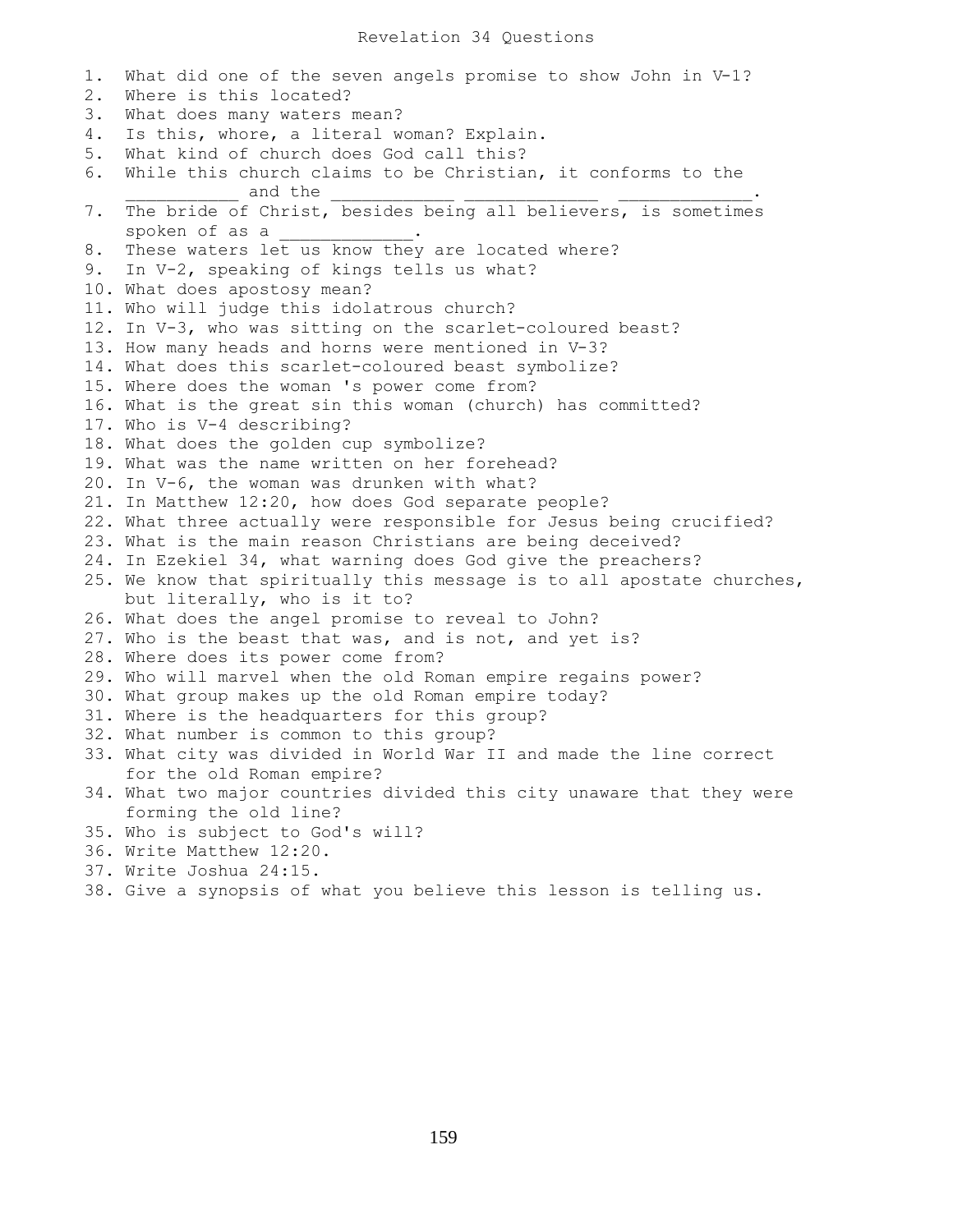# Revelation 34 Questions

1. What did one of the seven angels promise to show John in V-1?
2. Where is this located?
3. What does many waters mean?
4. Is this, whore, a literal woman? Explain.
5. What kind of church does God call this?
6. While this church claims to be Christian, it conforms to the ___________ and the ____________ _____________ _____________.
7. The bride of Christ, besides being all believers, is sometimes spoken of as a _____________.
8. These waters let us know they are located where?
9. In V-2, speaking of kings tells us what?
10. What does apostosy mean?
11. Who will judge this idolatrous church?
12. In V-3, who was sitting on the scarlet-coloured beast?
13. How many heads and horns were mentioned in V-3?
14. What does this scarlet-coloured beast symbolize?
15. Where does the woman 's power come from?
16. What is the great sin this woman (church) has committed?
17. Who is V-4 describing?
18. What does the golden cup symbolize?
19. What was the name written on her forehead?
20. In V-6, the woman was drunken with what?
21. In Matthew 12:20, how does God separate people?
22. What three actually were responsible for Jesus being crucified?
23. What is the main reason Christians are being deceived?
24. In Ezekiel 34, what warning does God give the preachers?
25. We know that spiritually this message is to all apostate churches, but literally, who is it to?
26. What does the angel promise to reveal to John?
27. Who is the beast that was, and is not, and yet is?
28. Where does its power come from?
29. Who will marvel when the old Roman empire regains power?
30. What group makes up the old Roman empire today?
31. Where is the headquarters for this group?
32. What number is common to this group?
33. What city was divided in World War II and made the line correct for the old Roman empire?
34. What two major countries divided this city unaware that they were forming the old line?
35. Who is subject to God's will?
36. Write Matthew 12:20.
37. Write Joshua 24:15.
38. Give a synopsis of what you believe this lesson is telling us.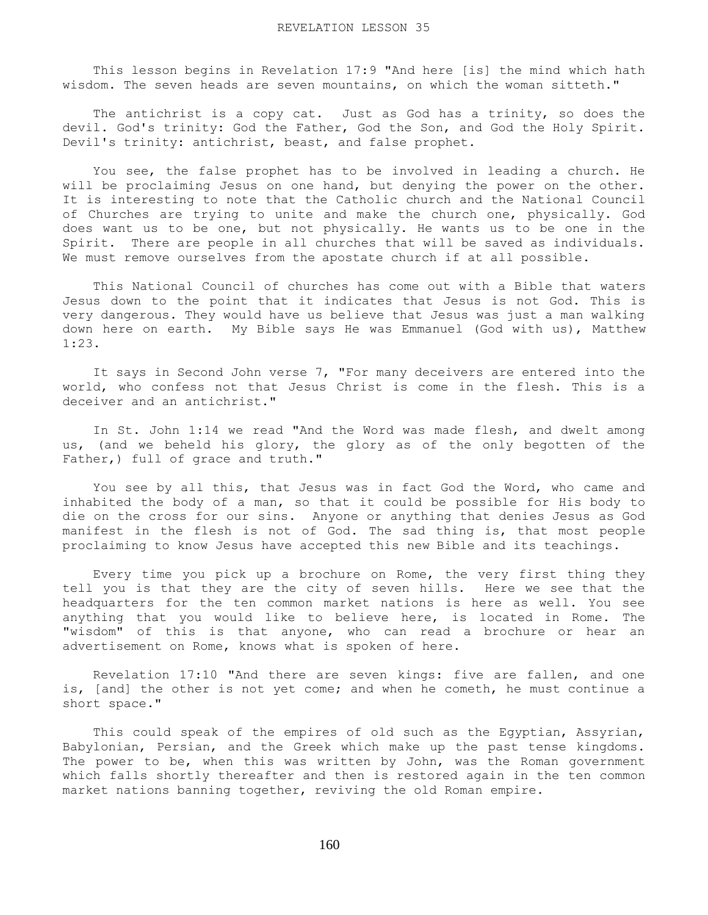# REVELATION LESSON 35

This lesson begins in Revelation 17:9 "And here [is] the mind which hath wisdom. The seven heads are seven mountains, on which the woman sitteth."

The antichrist is a copy cat. Just as God has a trinity, so does the devil. God's trinity: God the Father, God the Son, and God the Holy Spirit. Devil's trinity: antichrist, beast, and false prophet.

You see, the false prophet has to be involved in leading a church. He will be proclaiming Jesus on one hand, but denying the power on the other. It is interesting to note that the Catholic church and the National Council of Churches are trying to unite and make the church one, physically. God does want us to be one, but not physically. He wants us to be one in the Spirit. There are people in all churches that will be saved as individuals. We must remove ourselves from the apostate church if at all possible.

This National Council of churches has come out with a Bible that waters Jesus down to the point that it indicates that Jesus is not God. This is very dangerous. They would have us believe that Jesus was just a man walking down here on earth. My Bible says He was Emmanuel (God with us), Matthew 1:23.

It says in Second John verse 7, "For many deceivers are entered into the world, who confess not that Jesus Christ is come in the flesh. This is a deceiver and an antichrist."

In St. John 1:14 we read "And the Word was made flesh, and dwelt among us, (and we beheld his glory, the glory as of the only begotten of the Father,) full of grace and truth."

You see by all this, that Jesus was in fact God the Word, who came and inhabited the body of a man, so that it could be possible for His body to die on the cross for our sins. Anyone or anything that denies Jesus as God manifest in the flesh is not of God. The sad thing is, that most people proclaiming to know Jesus have accepted this new Bible and its teachings.

Every time you pick up a brochure on Rome, the very first thing they tell you is that they are the city of seven hills. Here we see that the headquarters for the ten common market nations is here as well. You see anything that you would like to believe here, is located in Rome. The "wisdom" of this is that anyone, who can read a brochure or hear an advertisement on Rome, knows what is spoken of here.

Revelation 17:10 "And there are seven kings: five are fallen, and one is, [and] the other is not yet come; and when he cometh, he must continue a short space."

This could speak of the empires of old such as the Egyptian, Assyrian, Babylonian, Persian, and the Greek which make up the past tense kingdoms. The power to be, when this was written by John, was the Roman government which falls shortly thereafter and then is restored again in the ten common market nations banning together, reviving the old Roman empire.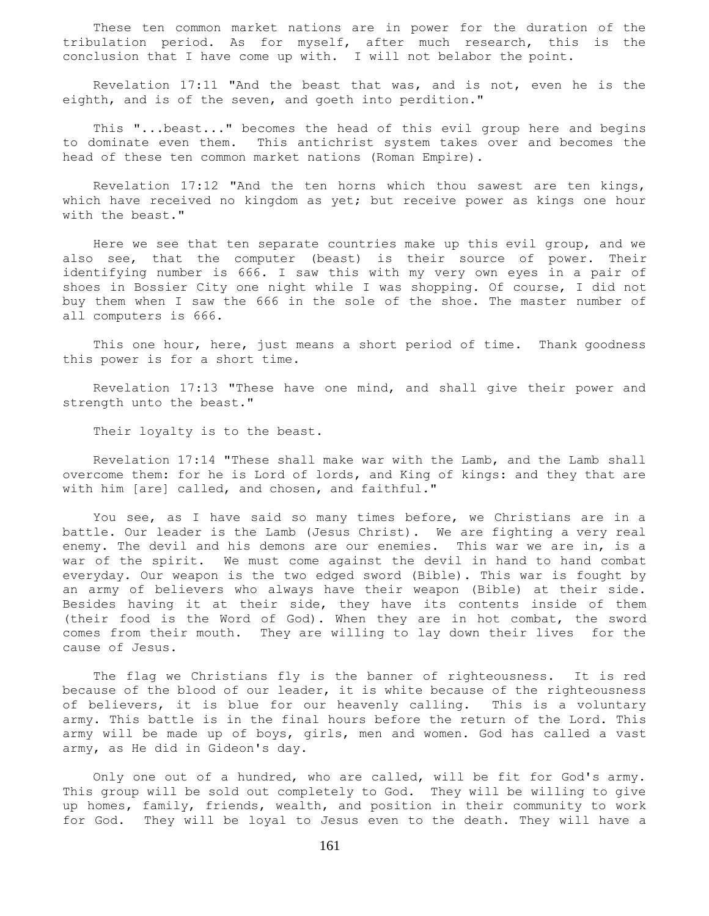These ten common market nations are in power for the duration of the tribulation period. As for myself, after much research, this is the conclusion that I have come up with. I will not belabor the point.

Revelation 17:11 "And the beast that was, and is not, even he is the eighth, and is of the seven, and goeth into perdition."

This "...beast..." becomes the head of this evil group here and begins to dominate even them. This antichrist system takes over and becomes the head of these ten common market nations (Roman Empire).

Revelation 17:12 "And the ten horns which thou sawest are ten kings, which have received no kingdom as yet; but receive power as kings one hour with the beast."

Here we see that ten separate countries make up this evil group, and we also see, that the computer (beast) is their source of power. Their identifying number is 666. I saw this with my very own eyes in a pair of shoes in Bossier City one night while I was shopping. Of course, I did not buy them when I saw the 666 in the sole of the shoe. The master number of all computers is 666.

This one hour, here, just means a short period of time. Thank goodness this power is for a short time.

Revelation 17:13 "These have one mind, and shall give their power and strength unto the beast."

Their loyalty is to the beast.

Revelation 17:14 "These shall make war with the Lamb, and the Lamb shall overcome them: for he is Lord of lords, and King of kings: and they that are with him [are] called, and chosen, and faithful."

You see, as I have said so many times before, we Christians are in a battle. Our leader is the Lamb (Jesus Christ). We are fighting a very real enemy. The devil and his demons are our enemies. This war we are in, is a war of the spirit. We must come against the devil in hand to hand combat everyday. Our weapon is the two edged sword (Bible). This war is fought by an army of believers who always have their weapon (Bible) at their side. Besides having it at their side, they have its contents inside of them (their food is the Word of God). When they are in hot combat, the sword comes from their mouth. They are willing to lay down their lives for the cause of Jesus.

The flag we Christians fly is the banner of righteousness. It is red because of the blood of our leader, it is white because of the righteousness of believers, it is blue for our heavenly calling. This is a voluntary army. This battle is in the final hours before the return of the Lord. This army will be made up of boys, girls, men and women. God has called a vast army, as He did in Gideon's day.

Only one out of a hundred, who are called, will be fit for God's army. This group will be sold out completely to God. They will be willing to give up homes, family, friends, wealth, and position in their community to work for God. They will be loyal to Jesus even to the death. They will have a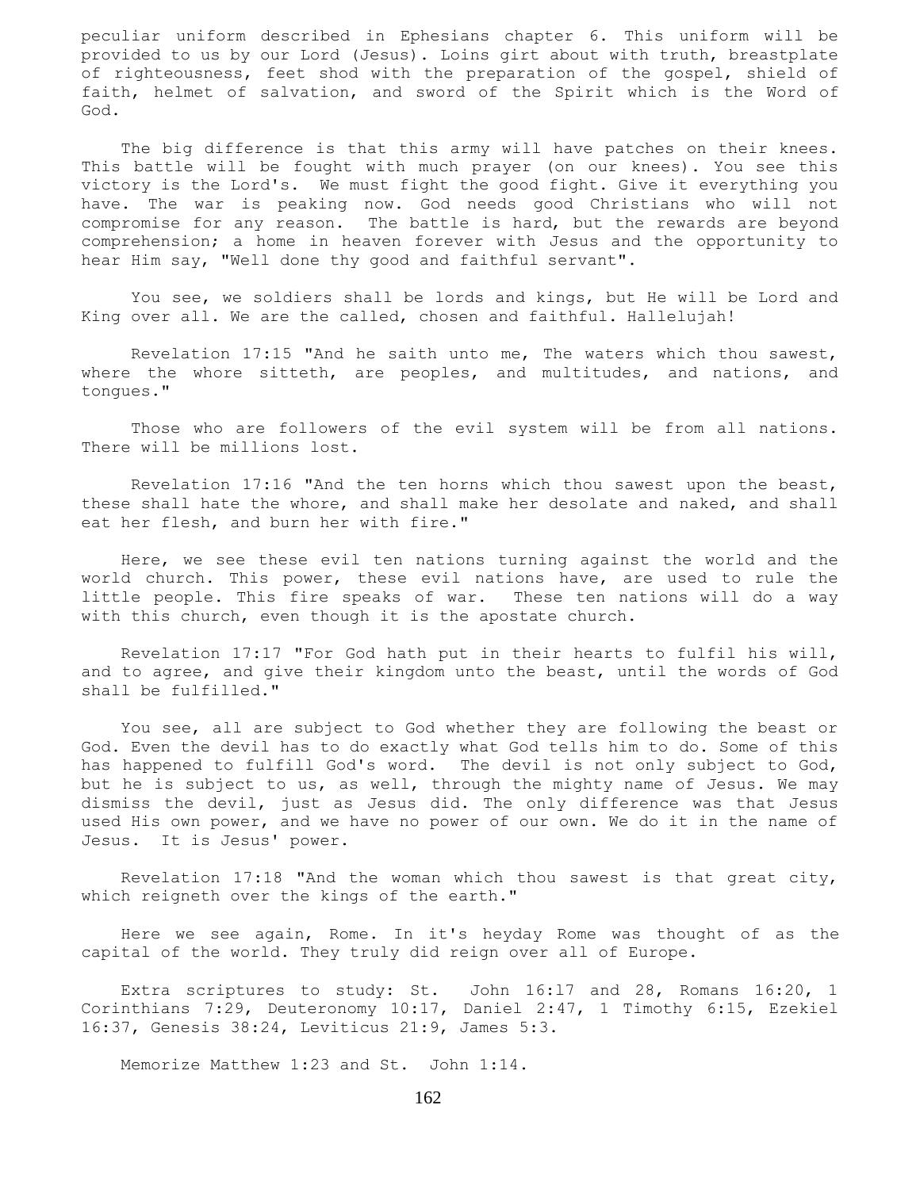peculiar uniform described in Ephesians chapter 6. This uniform will be provided to us by our Lord (Jesus). Loins girt about with truth, breastplate of righteousness, feet shod with the preparation of the gospel, shield of faith, helmet of salvation, and sword of the Spirit which is the Word of God.

The big difference is that this army will have patches on their knees. This battle will be fought with much prayer (on our knees). You see this victory is the Lord's. We must fight the good fight. Give it everything you have. The war is peaking now. God needs good Christians who will not compromise for any reason. The battle is hard, but the rewards are beyond comprehension; a home in heaven forever with Jesus and the opportunity to hear Him say, "Well done thy good and faithful servant".

You see, we soldiers shall be lords and kings, but He will be Lord and King over all. We are the called, chosen and faithful. Hallelujah!

Revelation 17:15 "And he saith unto me, The waters which thou sawest, where the whore sitteth, are peoples, and multitudes, and nations, and tongues."

Those who are followers of the evil system will be from all nations. There will be millions lost.

Revelation 17:16 "And the ten horns which thou sawest upon the beast, these shall hate the whore, and shall make her desolate and naked, and shall eat her flesh, and burn her with fire."

Here, we see these evil ten nations turning against the world and the world church. This power, these evil nations have, are used to rule the little people. This fire speaks of war. These ten nations will do a way with this church, even though it is the apostate church.

Revelation 17:17 "For God hath put in their hearts to fulfil his will, and to agree, and give their kingdom unto the beast, until the words of God shall be fulfilled."

You see, all are subject to God whether they are following the beast or God. Even the devil has to do exactly what God tells him to do. Some of this has happened to fulfill God's word. The devil is not only subject to God, but he is subject to us, as well, through the mighty name of Jesus. We may dismiss the devil, just as Jesus did. The only difference was that Jesus used His own power, and we have no power of our own. We do it in the name of Jesus. It is Jesus' power.

Revelation 17:18 "And the woman which thou sawest is that great city, which reigneth over the kings of the earth."

Here we see again, Rome. In it's heyday Rome was thought of as the capital of the world. They truly did reign over all of Europe.

Extra scriptures to study: St. John 16:17 and 28, Romans 16:20, 1 Corinthians 7:29, Deuteronomy 10:17, Daniel 2:47, 1 Timothy 6:15, Ezekiel 16:37, Genesis 38:24, Leviticus 21:9, James 5:3.

Memorize Matthew 1:23 and St. John 1:14.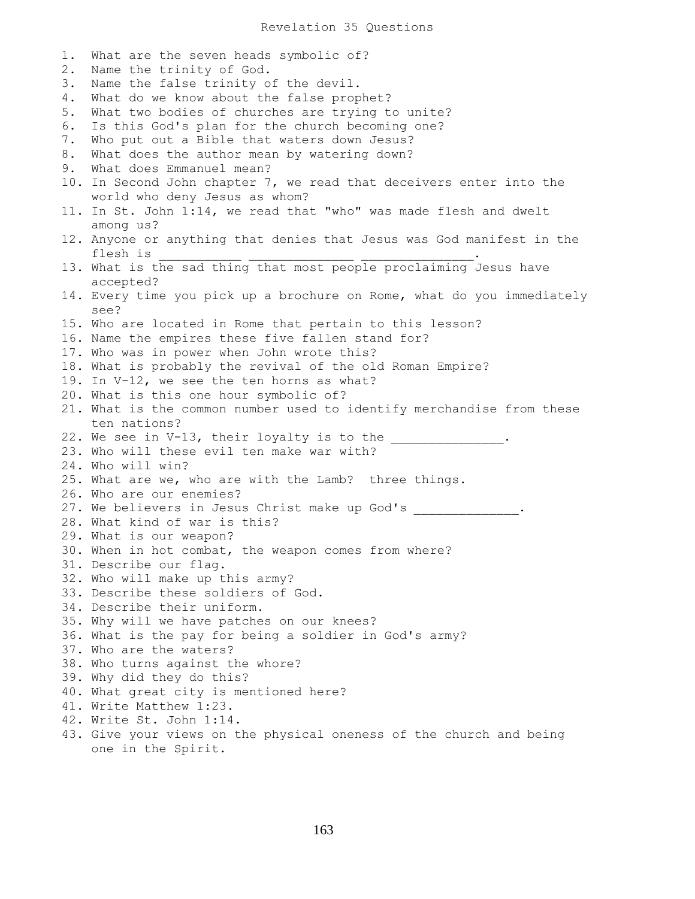# Revelation 35 Questions

1. What are the seven heads symbolic of?
2. Name the trinity of God.
3. Name the false trinity of the devil.
4. What do we know about the false prophet?
5. What two bodies of churches are trying to unite?
6. Is this God's plan for the church becoming one?
7. Who put out a Bible that waters down Jesus?
8. What does the author mean by watering down?
9. What does Emmanuel mean?
10. In Second John chapter 7, we read that deceivers enter into the world who deny Jesus as whom?
11. In St. John 1:14, we read that "who" was made flesh and dwelt among us?
12. Anyone or anything that denies that Jesus was God manifest in the flesh is ___________ ______________ _______________.
13. What is the sad thing that most people proclaiming Jesus have accepted?
14. Every time you pick up a brochure on Rome, what do you immediately see?
15. Who are located in Rome that pertain to this lesson?
16. Name the empires these five fallen stand for?
17. Who was in power when John wrote this?
18. What is probably the revival of the old Roman Empire?
19. In V-12, we see the ten horns as what?
20. What is this one hour symbolic of?
21. What is the common number used to identify merchandise from these ten nations?
22. We see in V-13, their loyalty is to the _______________.
23. Who will these evil ten make war with?
24. Who will win?
25. What are we, who are with the Lamb? three things.
26. Who are our enemies?
27. We believers in Jesus Christ make up God's ______________.
28. What kind of war is this?
29. What is our weapon?
30. When in hot combat, the weapon comes from where?
31. Describe our flag.
32. Who will make up this army?
33. Describe these soldiers of God.
34. Describe their uniform.
35. Why will we have patches on our knees?
36. What is the pay for being a soldier in God's army?
37. Who are the waters?
38. Who turns against the whore?
39. Why did they do this?
40. What great city is mentioned here?
41. Write Matthew 1:23.
42. Write St. John 1:14.
43. Give your views on the physical oneness of the church and being one in the Spirit.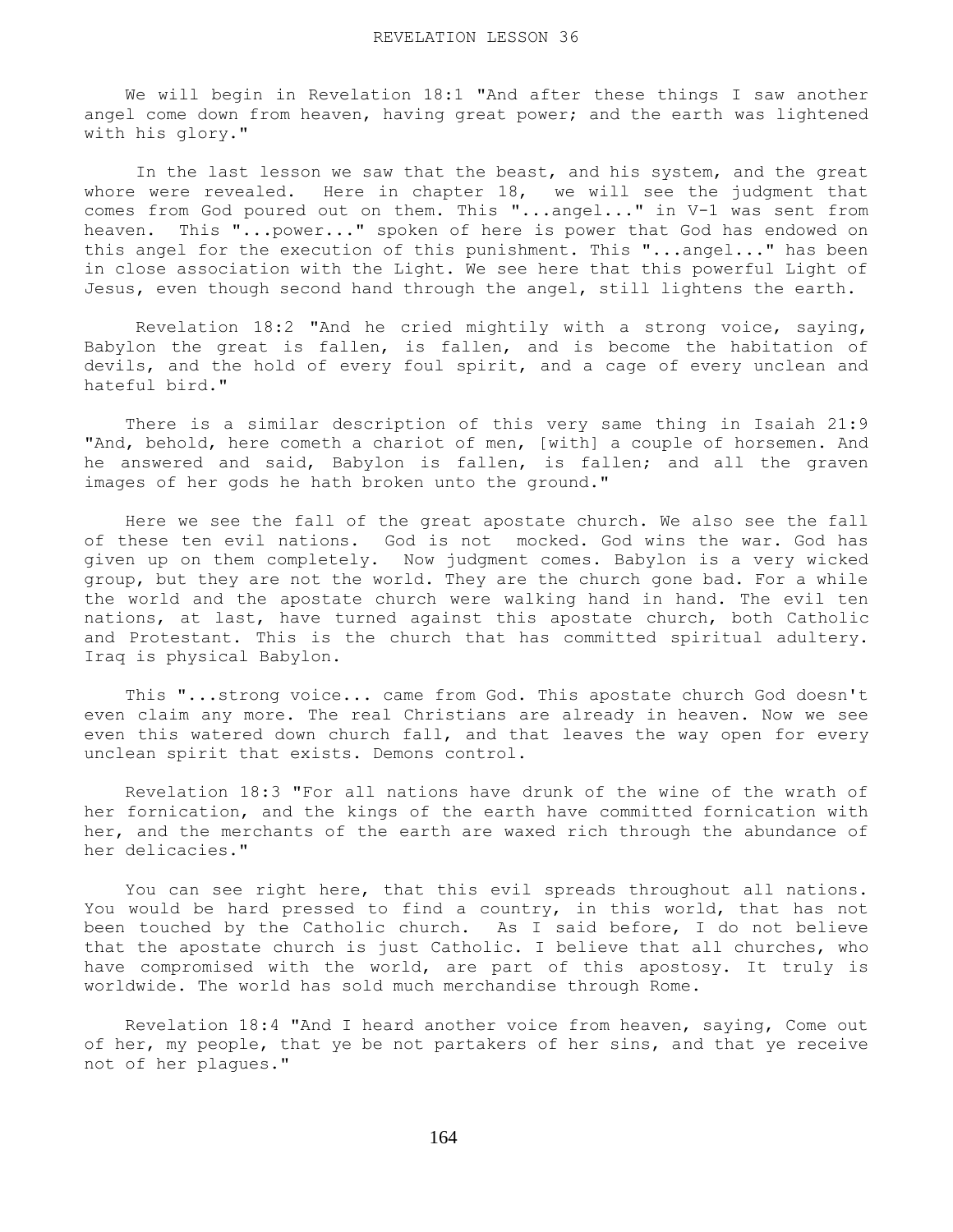# REVELATION LESSON 36

We will begin in Revelation 18:1 "And after these things I saw another angel come down from heaven, having great power; and the earth was lightened with his glory."

In the last lesson we saw that the beast, and his system, and the great whore were revealed. Here in chapter 18, we will see the judgment that comes from God poured out on them. This "...angel..." in V-1 was sent from heaven. This "...power..." spoken of here is power that God has endowed on this angel for the execution of this punishment. This "...angel..." has been in close association with the Light. We see here that this powerful Light of Jesus, even though second hand through the angel, still lightens the earth.

Revelation 18:2 "And he cried mightily with a strong voice, saying, Babylon the great is fallen, is fallen, and is become the habitation of devils, and the hold of every foul spirit, and a cage of every unclean and hateful bird."

There is a similar description of this very same thing in Isaiah 21:9 "And, behold, here cometh a chariot of men, [with] a couple of horsemen. And he answered and said, Babylon is fallen, is fallen; and all the graven images of her gods he hath broken unto the ground."

Here we see the fall of the great apostate church. We also see the fall of these ten evil nations. God is not mocked. God wins the war. God has given up on them completely. Now judgment comes. Babylon is a very wicked group, but they are not the world. They are the church gone bad. For a while the world and the apostate church were walking hand in hand. The evil ten nations, at last, have turned against this apostate church, both Catholic and Protestant. This is the church that has committed spiritual adultery. Iraq is physical Babylon.

This "...strong voice... came from God. This apostate church God doesn't even claim any more. The real Christians are already in heaven. Now we see even this watered down church fall, and that leaves the way open for every unclean spirit that exists. Demons control.

Revelation 18:3 "For all nations have drunk of the wine of the wrath of her fornication, and the kings of the earth have committed fornication with her, and the merchants of the earth are waxed rich through the abundance of her delicacies."

You can see right here, that this evil spreads throughout all nations. You would be hard pressed to find a country, in this world, that has not been touched by the Catholic church. As I said before, I do not believe that the apostate church is just Catholic. I believe that all churches, who have compromised with the world, are part of this apostosy. It truly is worldwide. The world has sold much merchandise through Rome.

Revelation 18:4 "And I heard another voice from heaven, saying, Come out of her, my people, that ye be not partakers of her sins, and that ye receive not of her plagues."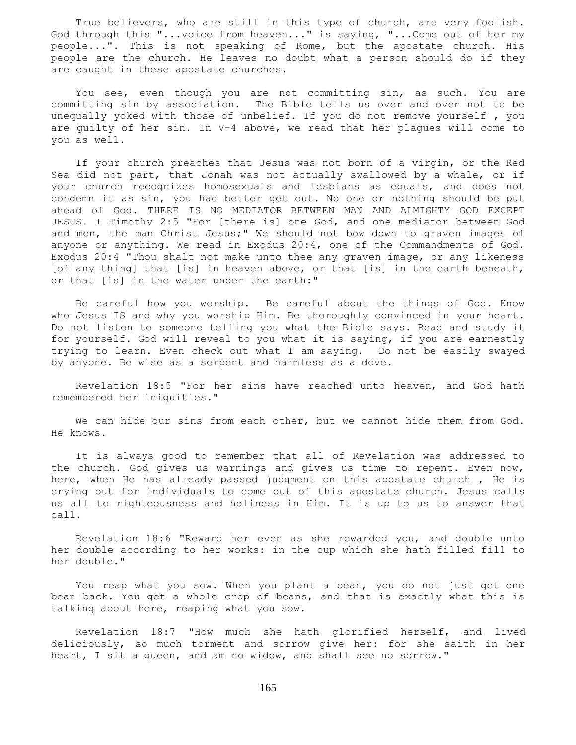True believers, who are still in this type of church, are very foolish. God through this "...voice from heaven..." is saying, "...Come out of her my people...". This is not speaking of Rome, but the apostate church. His people are the church. He leaves no doubt what a person should do if they are caught in these apostate churches.

You see, even though you are not committing sin, as such. You are committing sin by association. The Bible tells us over and over not to be unequally yoked with those of unbelief. If you do not remove yourself , you are guilty of her sin. In V-4 above, we read that her plagues will come to you as well.

If your church preaches that Jesus was not born of a virgin, or the Red Sea did not part, that Jonah was not actually swallowed by a whale, or if your church recognizes homosexuals and lesbians as equals, and does not condemn it as sin, you had better get out. No one or nothing should be put ahead of God. THERE IS NO MEDIATOR BETWEEN MAN AND ALMIGHTY GOD EXCEPT JESUS. I Timothy 2:5 "For [there is] one God, and one mediator between God and men, the man Christ Jesus;" We should not bow down to graven images of anyone or anything. We read in Exodus 20:4, one of the Commandments of God. Exodus 20:4 "Thou shalt not make unto thee any graven image, or any likeness [of any thing] that [is] in heaven above, or that [is] in the earth beneath, or that [is] in the water under the earth:"

Be careful how you worship. Be careful about the things of God. Know who Jesus IS and why you worship Him. Be thoroughly convinced in your heart. Do not listen to someone telling you what the Bible says. Read and study it for yourself. God will reveal to you what it is saying, if you are earnestly trying to learn. Even check out what I am saying. Do not be easily swayed by anyone. Be wise as a serpent and harmless as a dove.

Revelation 18:5 "For her sins have reached unto heaven, and God hath remembered her iniquities."

We can hide our sins from each other, but we cannot hide them from God. He knows.

It is always good to remember that all of Revelation was addressed to the church. God gives us warnings and gives us time to repent. Even now, here, when He has already passed judgment on this apostate church , He is crying out for individuals to come out of this apostate church. Jesus calls us all to righteousness and holiness in Him. It is up to us to answer that call.

Revelation 18:6 "Reward her even as she rewarded you, and double unto her double according to her works: in the cup which she hath filled fill to her double."

You reap what you sow. When you plant a bean, you do not just get one bean back. You get a whole crop of beans, and that is exactly what this is talking about here, reaping what you sow.

Revelation 18:7 "How much she hath glorified herself, and lived deliciously, so much torment and sorrow give her: for she saith in her heart, I sit a queen, and am no widow, and shall see no sorrow."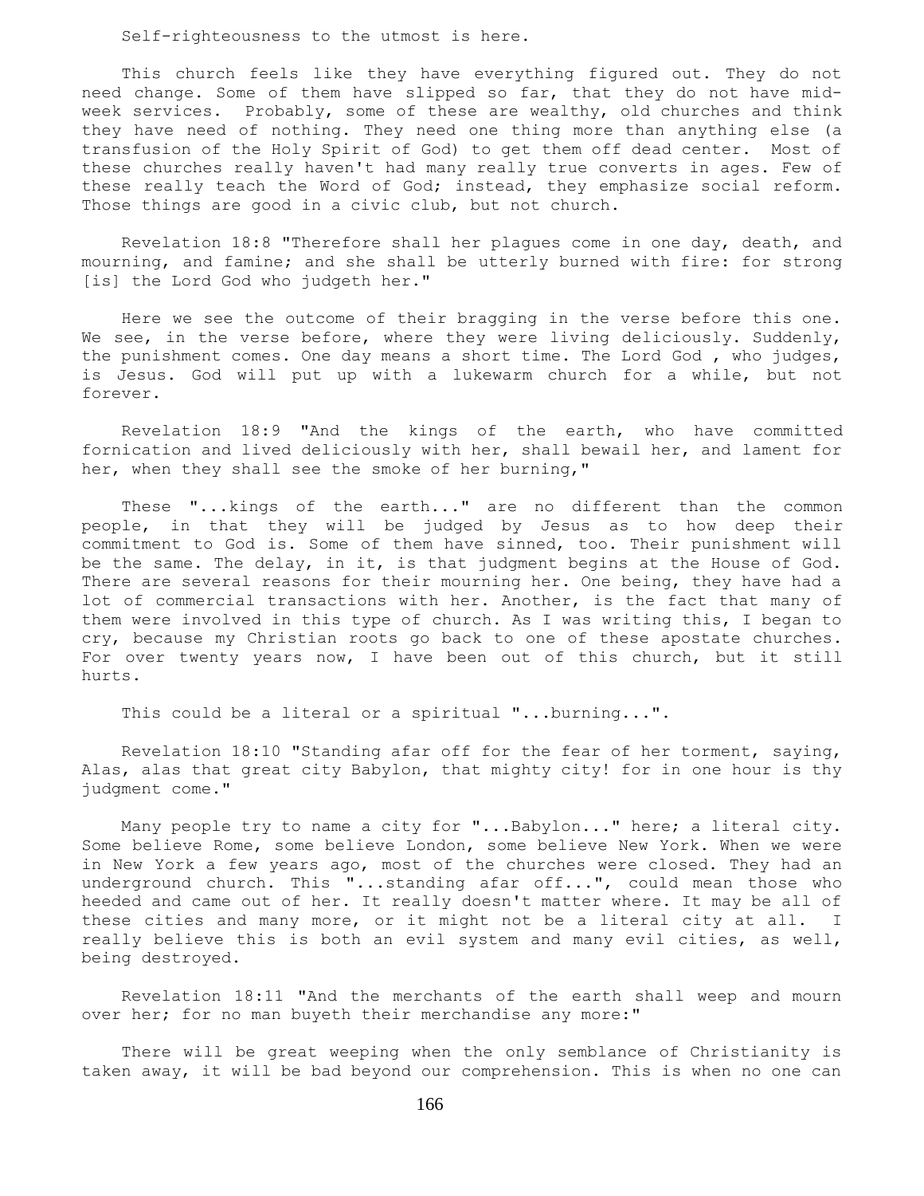Self-righteousness to the utmost is here.

This church feels like they have everything figured out. They do not need change. Some of them have slipped so far, that they do not have mid-week services. Probably, some of these are wealthy, old churches and think they have need of nothing. They need one thing more than anything else (a transfusion of the Holy Spirit of God) to get them off dead center. Most of these churches really haven't had many really true converts in ages. Few of these really teach the Word of God; instead, they emphasize social reform. Those things are good in a civic club, but not church.

Revelation 18:8 "Therefore shall her plagues come in one day, death, and mourning, and famine; and she shall be utterly burned with fire: for strong [is] the Lord God who judgeth her."

Here we see the outcome of their bragging in the verse before this one. We see, in the verse before, where they were living deliciously. Suddenly, the punishment comes. One day means a short time. The Lord God , who judges, is Jesus. God will put up with a lukewarm church for a while, but not forever.

Revelation 18:9 "And the kings of the earth, who have committed fornication and lived deliciously with her, shall bewail her, and lament for her, when they shall see the smoke of her burning,"

These "...kings of the earth..." are no different than the common people, in that they will be judged by Jesus as to how deep their commitment to God is. Some of them have sinned, too. Their punishment will be the same. The delay, in it, is that judgment begins at the House of God. There are several reasons for their mourning her. One being, they have had a lot of commercial transactions with her. Another, is the fact that many of them were involved in this type of church. As I was writing this, I began to cry, because my Christian roots go back to one of these apostate churches. For over twenty years now, I have been out of this church, but it still hurts.

This could be a literal or a spiritual "...burning...".

Revelation 18:10 "Standing afar off for the fear of her torment, saying, Alas, alas that great city Babylon, that mighty city! for in one hour is thy judgment come."

Many people try to name a city for "...Babylon..." here; a literal city. Some believe Rome, some believe London, some believe New York. When we were in New York a few years ago, most of the churches were closed. They had an underground church. This "...standing afar off...", could mean those who heeded and came out of her. It really doesn't matter where. It may be all of these cities and many more, or it might not be a literal city at all. I really believe this is both an evil system and many evil cities, as well, being destroyed.

Revelation 18:11 "And the merchants of the earth shall weep and mourn over her; for no man buyeth their merchandise any more:"

There will be great weeping when the only semblance of Christianity is taken away, it will be bad beyond our comprehension. This is when no one can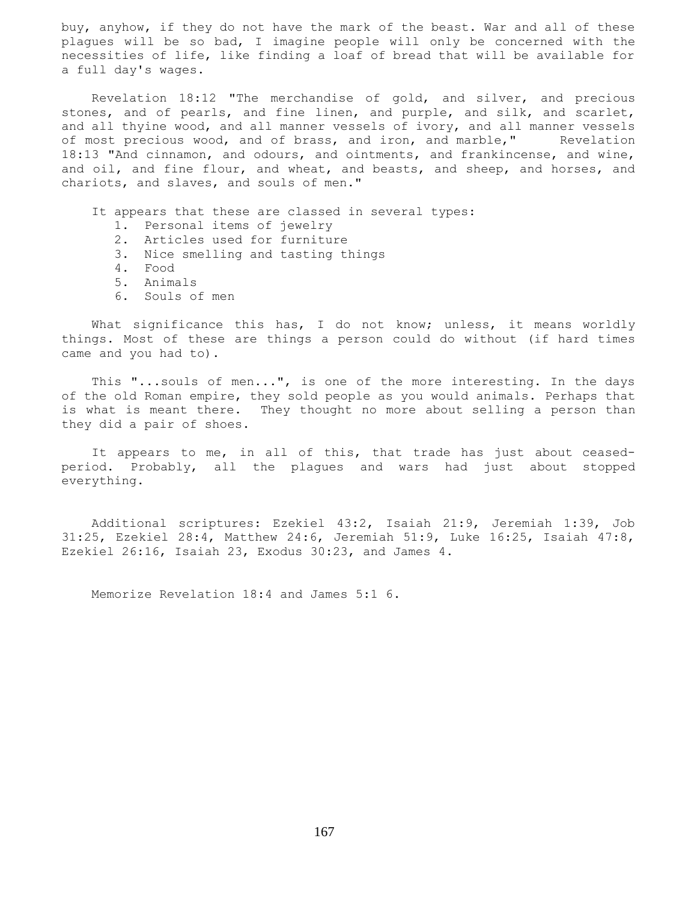buy, anyhow, if they do not have the mark of the beast. War and all of these plagues will be so bad, I imagine people will only be concerned with the necessities of life, like finding a loaf of bread that will be available for a full day's wages.

Revelation 18:12 "The merchandise of gold, and silver, and precious stones, and of pearls, and fine linen, and purple, and silk, and scarlet, and all thyine wood, and all manner vessels of ivory, and all manner vessels of most precious wood, and of brass, and iron, and marble," Revelation 18:13 "And cinnamon, and odours, and ointments, and frankincense, and wine, and oil, and fine flour, and wheat, and beasts, and sheep, and horses, and chariots, and slaves, and souls of men."

It appears that these are classed in several types:

1. Personal items of jewelry
2. Articles used for furniture
3. Nice smelling and tasting things
4. Food
5. Animals
6. Souls of men

What significance this has, I do not know; unless, it means worldly things. Most of these are things a person could do without (if hard times came and you had to).

This "...souls of men...", is one of the more interesting. In the days of the old Roman empire, they sold people as you would animals. Perhaps that is what is meant there. They thought no more about selling a person than they did a pair of shoes.

It appears to me, in all of this, that trade has just about ceased-period. Probably, all the plagues and wars had just about stopped everything.

Additional scriptures: Ezekiel 43:2, Isaiah 21:9, Jeremiah 1:39, Job 31:25, Ezekiel 28:4, Matthew 24:6, Jeremiah 51:9, Luke 16:25, Isaiah 47:8, Ezekiel 26:16, Isaiah 23, Exodus 30:23, and James 4.

Memorize Revelation 18:4 and James 5:1 6.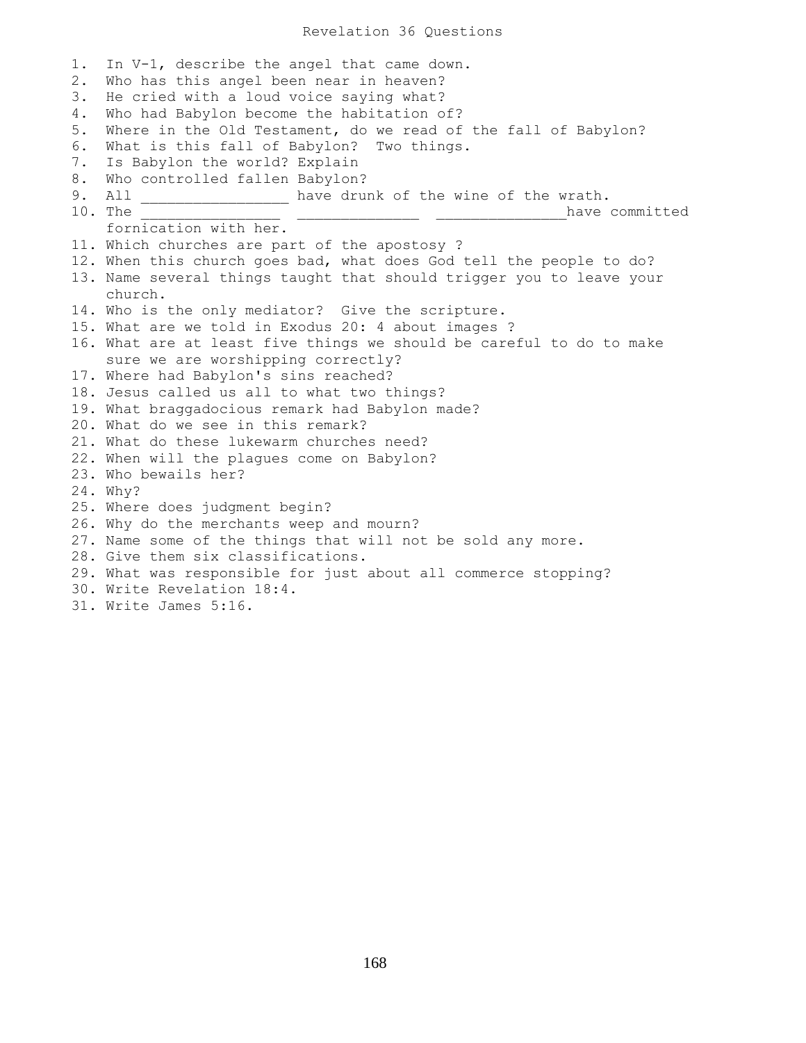# Revelation 36 Questions

1. In V-1, describe the angel that came down.
2. Who has this angel been near in heaven?
3. He cried with a loud voice saying what?
4. Who had Babylon become the habitation of?
5. Where in the Old Testament, do we read of the fall of Babylon?
6. What is this fall of Babylon? Two things.
7. Is Babylon the world? Explain
8. Who controlled fallen Babylon?
9. All ________________ have drunk of the wine of the wrath.
10. The _______________ _____________ ______________have committed fornication with her.
11. Which churches are part of the apostosy ?
12. When this church goes bad, what does God tell the people to do?
13. Name several things taught that should trigger you to leave your church.
14. Who is the only mediator? Give the scripture.
15. What are we told in Exodus 20: 4 about images ?
16. What are at least five things we should be careful to do to make sure we are worshipping correctly?
17. Where had Babylon's sins reached?
18. Jesus called us all to what two things?
19. What braggadocious remark had Babylon made?
20. What do we see in this remark?
21. What do these lukewarm churches need?
22. When will the plagues come on Babylon?
23. Who bewails her?
24. Why?
25. Where does judgment begin?
26. Why do the merchants weep and mourn?
27. Name some of the things that will not be sold any more.
28. Give them six classifications.
29. What was responsible for just about all commerce stopping?
30. Write Revelation 18:4.
31. Write James 5:16.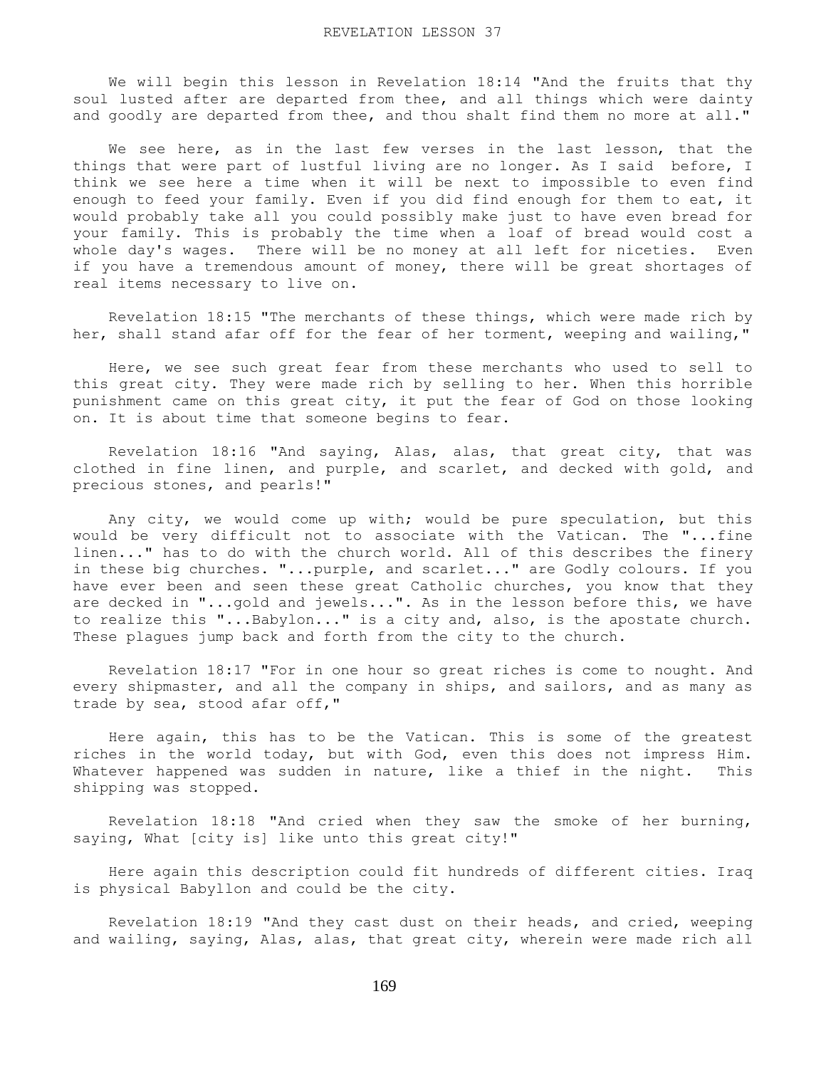# REVELATION LESSON 37

We will begin this lesson in Revelation 18:14 "And the fruits that thy soul lusted after are departed from thee, and all things which were dainty and goodly are departed from thee, and thou shalt find them no more at all."

We see here, as in the last few verses in the last lesson, that the things that were part of lustful living are no longer. As I said before, I think we see here a time when it will be next to impossible to even find enough to feed your family. Even if you did find enough for them to eat, it would probably take all you could possibly make just to have even bread for your family. This is probably the time when a loaf of bread would cost a whole day's wages. There will be no money at all left for niceties. Even if you have a tremendous amount of money, there will be great shortages of real items necessary to live on.

Revelation 18:15 "The merchants of these things, which were made rich by her, shall stand afar off for the fear of her torment, weeping and wailing,"

Here, we see such great fear from these merchants who used to sell to this great city. They were made rich by selling to her. When this horrible punishment came on this great city, it put the fear of God on those looking on. It is about time that someone begins to fear.

Revelation 18:16 "And saying, Alas, alas, that great city, that was clothed in fine linen, and purple, and scarlet, and decked with gold, and precious stones, and pearls!"

Any city, we would come up with; would be pure speculation, but this would be very difficult not to associate with the Vatican. The "...fine linen..." has to do with the church world. All of this describes the finery in these big churches. "...purple, and scarlet..." are Godly colours. If you have ever been and seen these great Catholic churches, you know that they are decked in "...gold and jewels...". As in the lesson before this, we have to realize this "...Babylon..." is a city and, also, is the apostate church. These plagues jump back and forth from the city to the church.

Revelation 18:17 "For in one hour so great riches is come to nought. And every shipmaster, and all the company in ships, and sailors, and as many as trade by sea, stood afar off,"

Here again, this has to be the Vatican. This is some of the greatest riches in the world today, but with God, even this does not impress Him. Whatever happened was sudden in nature, like a thief in the night. This shipping was stopped.

Revelation 18:18 "And cried when they saw the smoke of her burning, saying, What [city is] like unto this great city!"

Here again this description could fit hundreds of different cities. Iraq is physical Babyllon and could be the city.

Revelation 18:19 "And they cast dust on their heads, and cried, weeping and wailing, saying, Alas, alas, that great city, wherein were made rich all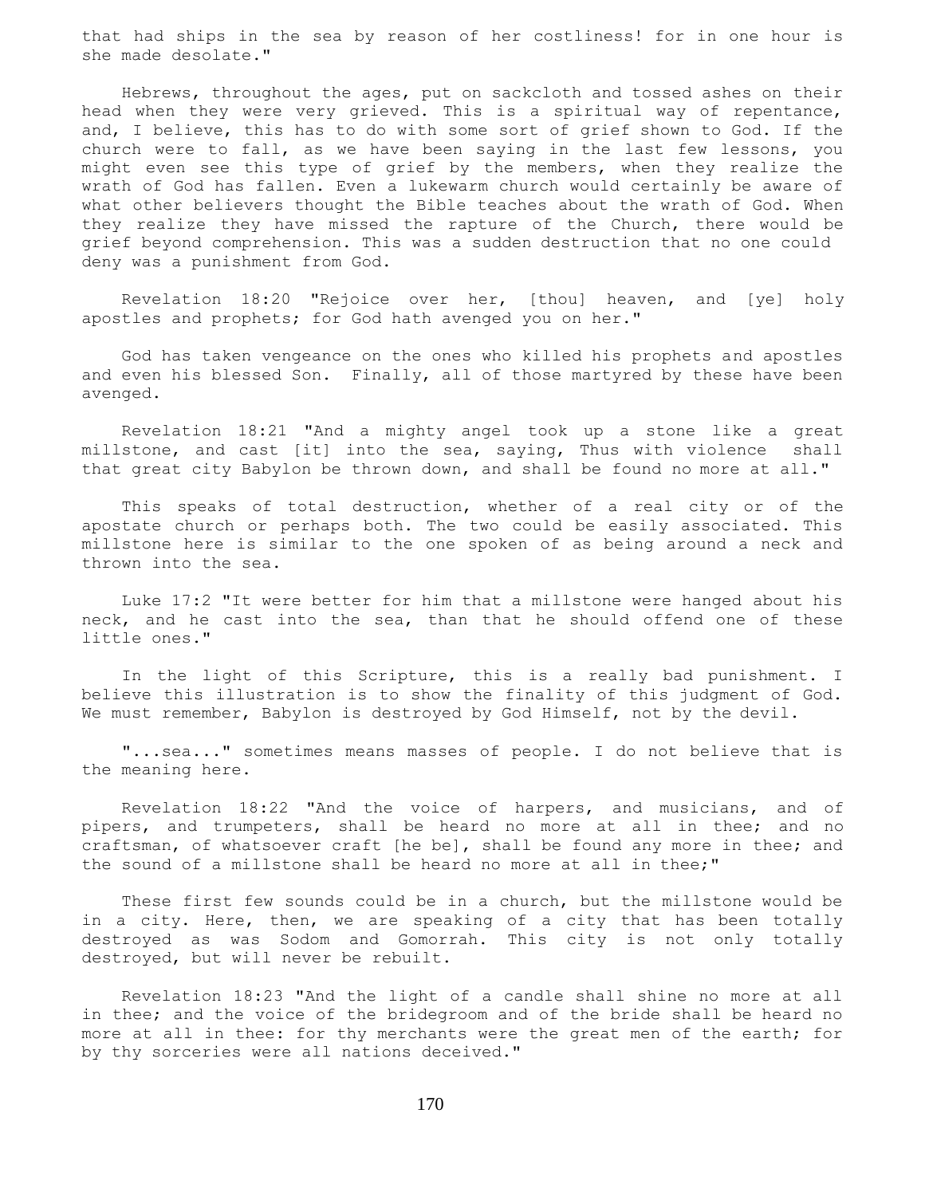that had ships in the sea by reason of her costliness! for in one hour is she made desolate."

Hebrews, throughout the ages, put on sackcloth and tossed ashes on their head when they were very grieved. This is a spiritual way of repentance, and, I believe, this has to do with some sort of grief shown to God. If the church were to fall, as we have been saying in the last few lessons, you might even see this type of grief by the members, when they realize the wrath of God has fallen. Even a lukewarm church would certainly be aware of what other believers thought the Bible teaches about the wrath of God. When they realize they have missed the rapture of the Church, there would be grief beyond comprehension. This was a sudden destruction that no one could deny was a punishment from God.

Revelation 18:20 "Rejoice over her, [thou] heaven, and [ye] holy apostles and prophets; for God hath avenged you on her."

God has taken vengeance on the ones who killed his prophets and apostles and even his blessed Son. Finally, all of those martyred by these have been avenged.

Revelation 18:21 "And a mighty angel took up a stone like a great millstone, and cast [it] into the sea, saying, Thus with violence shall that great city Babylon be thrown down, and shall be found no more at all."

This speaks of total destruction, whether of a real city or of the apostate church or perhaps both. The two could be easily associated. This millstone here is similar to the one spoken of as being around a neck and thrown into the sea.

Luke 17:2 "It were better for him that a millstone were hanged about his neck, and he cast into the sea, than that he should offend one of these little ones."

In the light of this Scripture, this is a really bad punishment. I believe this illustration is to show the finality of this judgment of God. We must remember, Babylon is destroyed by God Himself, not by the devil.

"...sea..." sometimes means masses of people. I do not believe that is the meaning here.

Revelation 18:22 "And the voice of harpers, and musicians, and of pipers, and trumpeters, shall be heard no more at all in thee; and no craftsman, of whatsoever craft [he be], shall be found any more in thee; and the sound of a millstone shall be heard no more at all in thee;"

These first few sounds could be in a church, but the millstone would be in a city. Here, then, we are speaking of a city that has been totally destroyed as was Sodom and Gomorrah. This city is not only totally destroyed, but will never be rebuilt.

Revelation 18:23 "And the light of a candle shall shine no more at all in thee; and the voice of the bridegroom and of the bride shall be heard no more at all in thee: for thy merchants were the great men of the earth; for by thy sorceries were all nations deceived."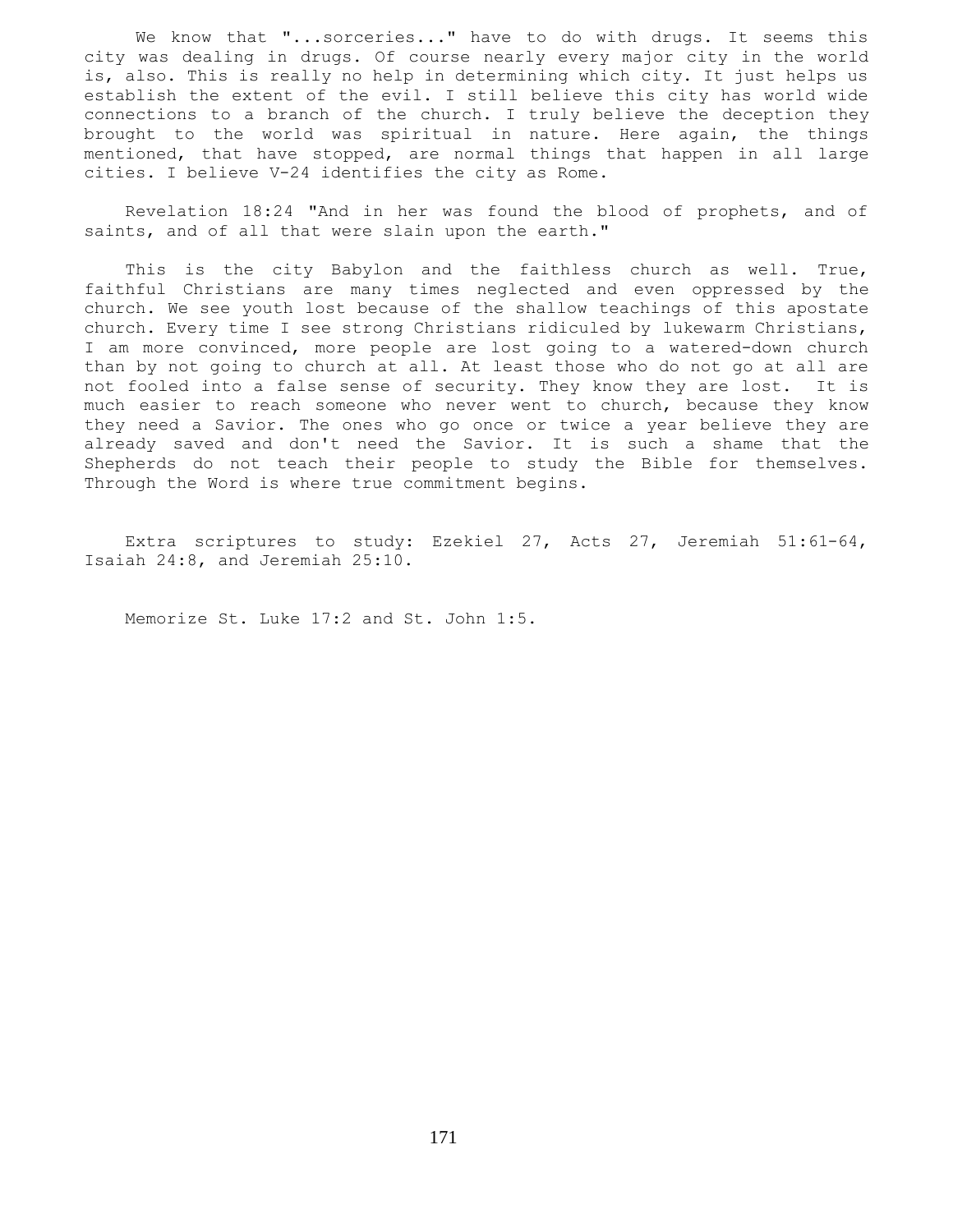We know that "...sorceries..." have to do with drugs. It seems this city was dealing in drugs. Of course nearly every major city in the world is, also. This is really no help in determining which city. It just helps us establish the extent of the evil. I still believe this city has world wide connections to a branch of the church. I truly believe the deception they brought to the world was spiritual in nature. Here again, the things mentioned, that have stopped, are normal things that happen in all large cities. I believe V-24 identifies the city as Rome.

Revelation 18:24 "And in her was found the blood of prophets, and of saints, and of all that were slain upon the earth."

This is the city Babylon and the faithless church as well. True, faithful Christians are many times neglected and even oppressed by the church. We see youth lost because of the shallow teachings of this apostate church. Every time I see strong Christians ridiculed by lukewarm Christians, I am more convinced, more people are lost going to a watered-down church than by not going to church at all. At least those who do not go at all are not fooled into a false sense of security. They know they are lost. It is much easier to reach someone who never went to church, because they know they need a Savior. The ones who go once or twice a year believe they are already saved and don't need the Savior. It is such a shame that the Shepherds do not teach their people to study the Bible for themselves. Through the Word is where true commitment begins.

Extra scriptures to study: Ezekiel 27, Acts 27, Jeremiah 51:61-64, Isaiah 24:8, and Jeremiah 25:10.

Memorize St. Luke 17:2 and St. John 1:5.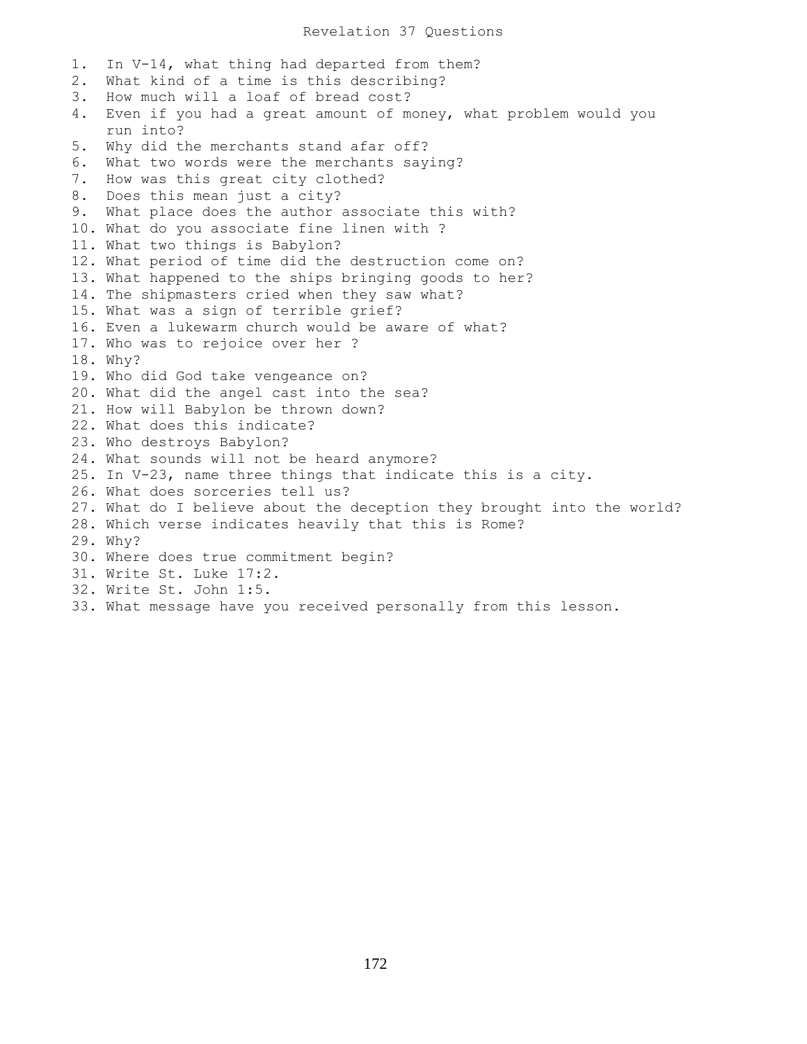# Revelation 37 Questions

1. In V-14, what thing had departed from them?
2. What kind of a time is this describing?
3. How much will a loaf of bread cost?
4. Even if you had a great amount of money, what problem would you run into?
5. Why did the merchants stand afar off?
6. What two words were the merchants saying?
7. How was this great city clothed?
8. Does this mean just a city?
9. What place does the author associate this with?
10. What do you associate fine linen with ?
11. What two things is Babylon?
12. What period of time did the destruction come on?
13. What happened to the ships bringing goods to her?
14. The shipmasters cried when they saw what?
15. What was a sign of terrible grief?
16. Even a lukewarm church would be aware of what?
17. Who was to rejoice over her ?
18. Why?
19. Who did God take vengeance on?
20. What did the angel cast into the sea?
21. How will Babylon be thrown down?
22. What does this indicate?
23. Who destroys Babylon?
24. What sounds will not be heard anymore?
25. In V-23, name three things that indicate this is a city.
26. What does sorceries tell us?
27. What do I believe about the deception they brought into the world?
28. Which verse indicates heavily that this is Rome?
29. Why?
30. Where does true commitment begin?
31. Write St. Luke 17:2.
32. Write St. John 1:5.
33. What message have you received personally from this lesson.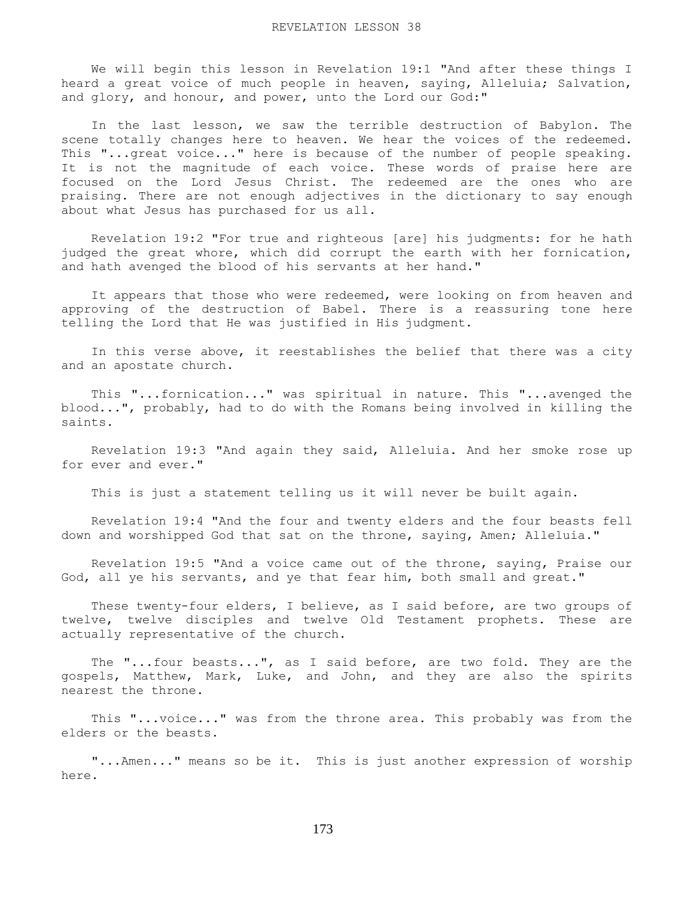# REVELATION LESSON 38

We will begin this lesson in Revelation 19:1 "And after these things I heard a great voice of much people in heaven, saying, Alleluia; Salvation, and glory, and honour, and power, unto the Lord our God:"

In the last lesson, we saw the terrible destruction of Babylon. The scene totally changes here to heaven. We hear the voices of the redeemed. This "...great voice..." here is because of the number of people speaking. It is not the magnitude of each voice. These words of praise here are focused on the Lord Jesus Christ. The redeemed are the ones who are praising. There are not enough adjectives in the dictionary to say enough about what Jesus has purchased for us all.

Revelation 19:2 "For true and righteous [are] his judgments: for he hath judged the great whore, which did corrupt the earth with her fornication, and hath avenged the blood of his servants at her hand."

It appears that those who were redeemed, were looking on from heaven and approving of the destruction of Babel. There is a reassuring tone here telling the Lord that He was justified in His judgment.

In this verse above, it reestablishes the belief that there was a city and an apostate church.

This "...fornication..." was spiritual in nature. This "...avenged the blood...", probably, had to do with the Romans being involved in killing the saints.

Revelation 19:3 "And again they said, Alleluia. And her smoke rose up for ever and ever."

This is just a statement telling us it will never be built again.

Revelation 19:4 "And the four and twenty elders and the four beasts fell down and worshipped God that sat on the throne, saying, Amen; Alleluia."

Revelation 19:5 "And a voice came out of the throne, saying, Praise our God, all ye his servants, and ye that fear him, both small and great."

These twenty-four elders, I believe, as I said before, are two groups of twelve, twelve disciples and twelve Old Testament prophets. These are actually representative of the church.

The "...four beasts...", as I said before, are two fold. They are the gospels, Matthew, Mark, Luke, and John, and they are also the spirits nearest the throne.

This "...voice..." was from the throne area. This probably was from the elders or the beasts.

"...Amen..." means so be it. This is just another expression of worship here.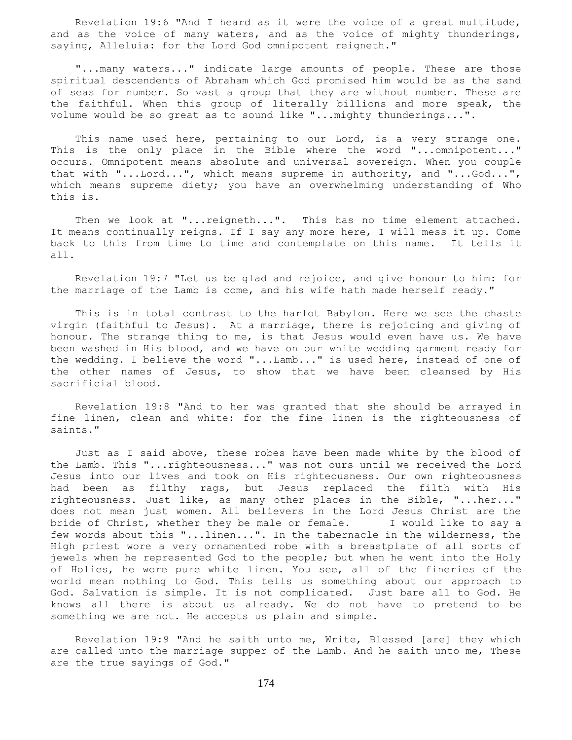Revelation 19:6 "And I heard as it were the voice of a great multitude, and as the voice of many waters, and as the voice of mighty thunderings, saying, Alleluia: for the Lord God omnipotent reigneth."

"...many waters..." indicate large amounts of people. These are those spiritual descendents of Abraham which God promised him would be as the sand of seas for number. So vast a group that they are without number. These are the faithful. When this group of literally billions and more speak, the volume would be so great as to sound like "...mighty thunderings...".

This name used here, pertaining to our Lord, is a very strange one. This is the only place in the Bible where the word "...omnipotent..." occurs. Omnipotent means absolute and universal sovereign. When you couple that with "...Lord...", which means supreme in authority, and "...God...", which means supreme diety; you have an overwhelming understanding of Who this is.

Then we look at "...reigneth...". This has no time element attached. It means continually reigns. If I say any more here, I will mess it up. Come back to this from time to time and contemplate on this name. It tells it all.

Revelation 19:7 "Let us be glad and rejoice, and give honour to him: for the marriage of the Lamb is come, and his wife hath made herself ready."

This is in total contrast to the harlot Babylon. Here we see the chaste virgin (faithful to Jesus). At a marriage, there is rejoicing and giving of honour. The strange thing to me, is that Jesus would even have us. We have been washed in His blood, and we have on our white wedding garment ready for the wedding. I believe the word "...Lamb..." is used here, instead of one of the other names of Jesus, to show that we have been cleansed by His sacrificial blood.

Revelation 19:8 "And to her was granted that she should be arrayed in fine linen, clean and white: for the fine linen is the righteousness of saints."

Just as I said above, these robes have been made white by the blood of the Lamb. This "...righteousness..." was not ours until we received the Lord Jesus into our lives and took on His righteousness. Our own righteousness had been as filthy rags, but Jesus replaced the filth with His righteousness. Just like, as many other places in the Bible, "...her..." does not mean just women. All believers in the Lord Jesus Christ are the bride of Christ, whether they be male or female. I would like to say a few words about this "...linen...". In the tabernacle in the wilderness, the High priest wore a very ornamented robe with a breastplate of all sorts of jewels when he represented God to the people; but when he went into the Holy of Holies, he wore pure white linen. You see, all of the fineries of the world mean nothing to God. This tells us something about our approach to God. Salvation is simple. It is not complicated. Just bare all to God. He knows all there is about us already. We do not have to pretend to be something we are not. He accepts us plain and simple.

Revelation 19:9 "And he saith unto me, Write, Blessed [are] they which are called unto the marriage supper of the Lamb. And he saith unto me, These are the true sayings of God."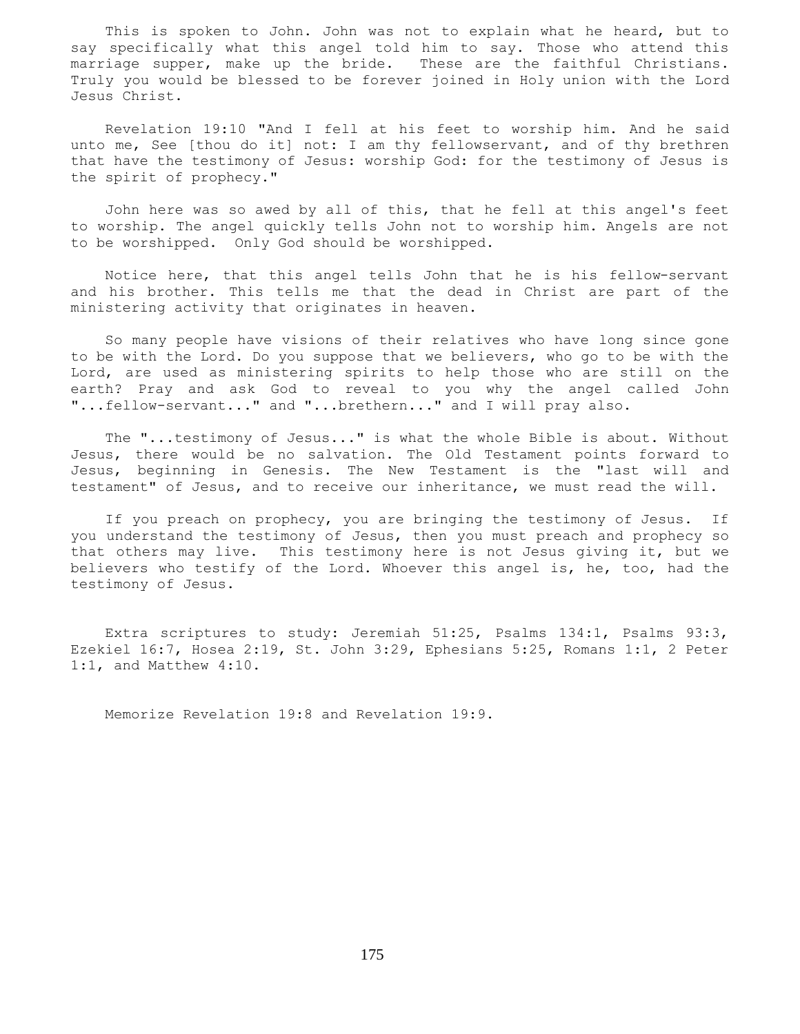This is spoken to John. John was not to explain what he heard, but to say specifically what this angel told him to say. Those who attend this marriage supper, make up the bride. These are the faithful Christians. Truly you would be blessed to be forever joined in Holy union with the Lord Jesus Christ.

Revelation 19:10 "And I fell at his feet to worship him. And he said unto me, See [thou do it] not: I am thy fellowservant, and of thy brethren that have the testimony of Jesus: worship God: for the testimony of Jesus is the spirit of prophecy."

John here was so awed by all of this, that he fell at this angel's feet to worship. The angel quickly tells John not to worship him. Angels are not to be worshipped. Only God should be worshipped.

Notice here, that this angel tells John that he is his fellow-servant and his brother. This tells me that the dead in Christ are part of the ministering activity that originates in heaven.

So many people have visions of their relatives who have long since gone to be with the Lord. Do you suppose that we believers, who go to be with the Lord, are used as ministering spirits to help those who are still on the earth? Pray and ask God to reveal to you why the angel called John "...fellow-servant..." and "...brethern..." and I will pray also.

The "...testimony of Jesus..." is what the whole Bible is about. Without Jesus, there would be no salvation. The Old Testament points forward to Jesus, beginning in Genesis. The New Testament is the "last will and testament" of Jesus, and to receive our inheritance, we must read the will.

If you preach on prophecy, you are bringing the testimony of Jesus. If you understand the testimony of Jesus, then you must preach and prophecy so that others may live. This testimony here is not Jesus giving it, but we believers who testify of the Lord. Whoever this angel is, he, too, had the testimony of Jesus.

Extra scriptures to study: Jeremiah 51:25, Psalms 134:1, Psalms 93:3, Ezekiel 16:7, Hosea 2:19, St. John 3:29, Ephesians 5:25, Romans 1:1, 2 Peter 1:1, and Matthew 4:10.

Memorize Revelation 19:8 and Revelation 19:9.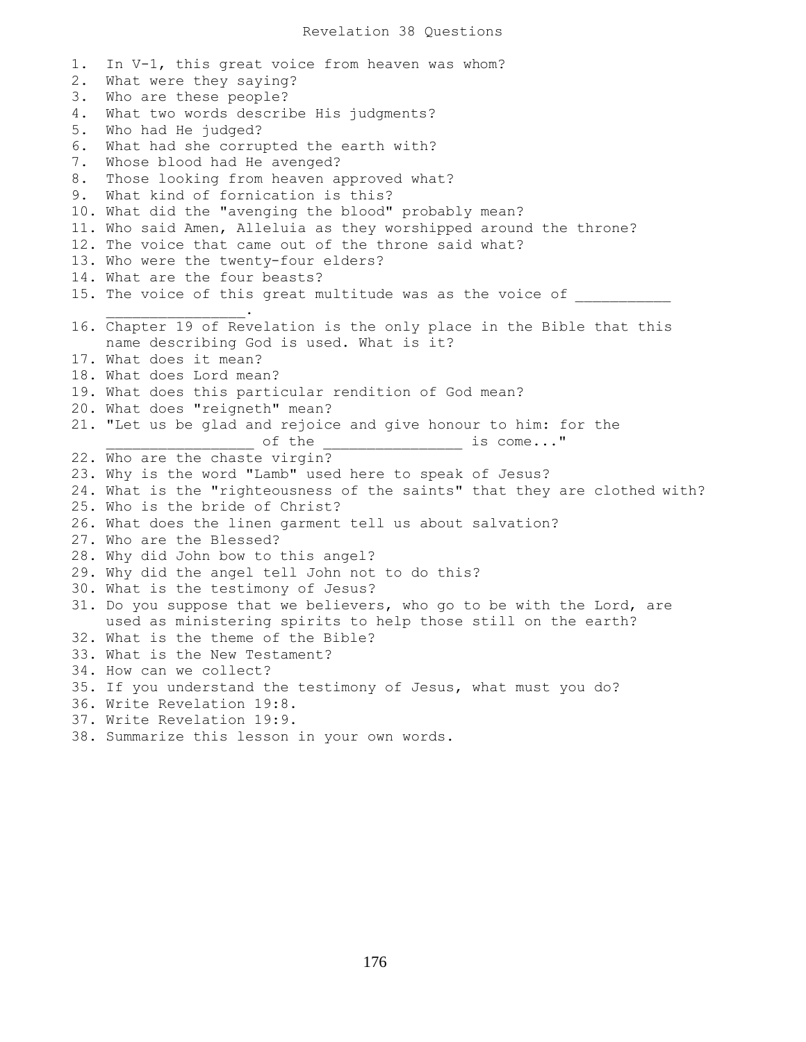# Revelation 38 Questions

1. In V-1, this great voice from heaven was whom?
2. What were they saying?
3. Who are these people?
4. What two words describe His judgments?
5. Who had He judged?
6. What had she corrupted the earth with?
7. Whose blood had He avenged?
8. Those looking from heaven approved what?
9. What kind of fornication is this?
10. What did the "avenging the blood" probably mean?
11. Who said Amen, Alleluia as they worshipped around the throne?
12. The voice that came out of the throne said what?
13. Who were the twenty-four elders?
14. What are the four beasts?
15. The voice of this great multitude was as the voice of ___________ ________________.
16. Chapter 19 of Revelation is the only place in the Bible that this name describing God is used. What is it?
17. What does it mean?
18. What does Lord mean?
19. What does this particular rendition of God mean?
20. What does "reigneth" mean?
21. "Let us be glad and rejoice and give honour to him: for the _________________ of the ________________ is come..."
22. Who are the chaste virgin?
23. Why is the word "Lamb" used here to speak of Jesus?
24. What is the "righteousness of the saints" that they are clothed with?
25. Who is the bride of Christ?
26. What does the linen garment tell us about salvation?
27. Who are the Blessed?
28. Why did John bow to this angel?
29. Why did the angel tell John not to do this?
30. What is the testimony of Jesus?
31. Do you suppose that we believers, who go to be with the Lord, are used as ministering spirits to help those still on the earth?
32. What is the theme of the Bible?
33. What is the New Testament?
34. How can we collect?
35. If you understand the testimony of Jesus, what must you do?
36. Write Revelation 19:8.
37. Write Revelation 19:9.
38. Summarize this lesson in your own words.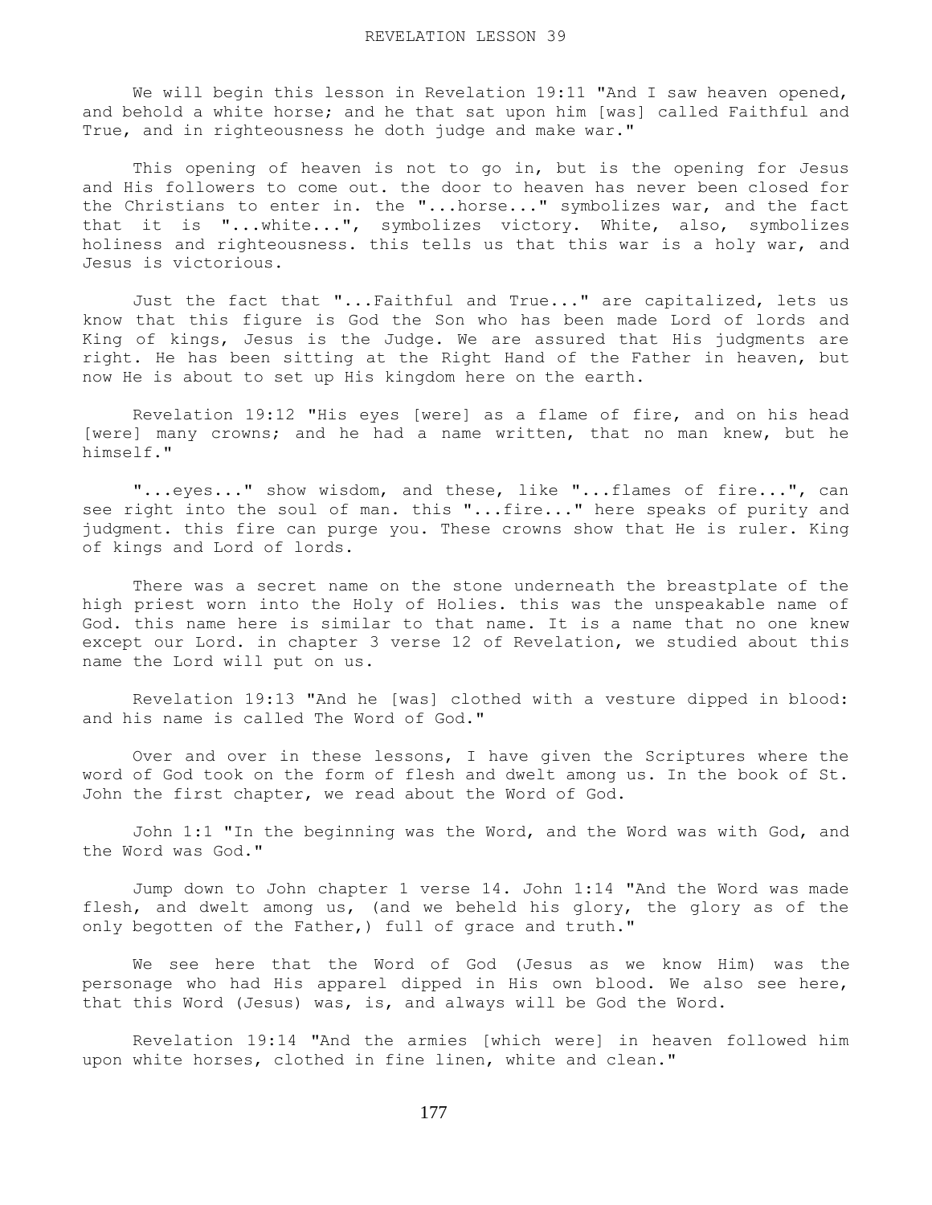REVELATION LESSON 39

We will begin this lesson in Revelation 19:11 "And I saw heaven opened, and behold a white horse; and he that sat upon him [was] called Faithful and True, and in righteousness he doth judge and make war."

This opening of heaven is not to go in, but is the opening for Jesus and His followers to come out. the door to heaven has never been closed for the Christians to enter in. the "...horse..." symbolizes war, and the fact that it is "...white...", symbolizes victory. White, also, symbolizes holiness and righteousness. this tells us that this war is a holy war, and Jesus is victorious.

Just the fact that "...Faithful and True..." are capitalized, lets us know that this figure is God the Son who has been made Lord of lords and King of kings, Jesus is the Judge. We are assured that His judgments are right. He has been sitting at the Right Hand of the Father in heaven, but now He is about to set up His kingdom here on the earth.

Revelation 19:12 "His eyes [were] as a flame of fire, and on his head [were] many crowns; and he had a name written, that no man knew, but he himself."

"...eyes..." show wisdom, and these, like "...flames of fire...", can see right into the soul of man. this "...fire..." here speaks of purity and judgment. this fire can purge you. These crowns show that He is ruler. King of kings and Lord of lords.

There was a secret name on the stone underneath the breastplate of the high priest worn into the Holy of Holies. this was the unspeakable name of God. this name here is similar to that name. It is a name that no one knew except our Lord. in chapter 3 verse 12 of Revelation, we studied about this name the Lord will put on us.

Revelation 19:13 "And he [was] clothed with a vesture dipped in blood: and his name is called The Word of God."

Over and over in these lessons, I have given the Scriptures where the word of God took on the form of flesh and dwelt among us. In the book of St. John the first chapter, we read about the Word of God.

John 1:1 "In the beginning was the Word, and the Word was with God, and the Word was God."

Jump down to John chapter 1 verse 14. John 1:14 "And the Word was made flesh, and dwelt among us, (and we beheld his glory, the glory as of the only begotten of the Father,) full of grace and truth."

We see here that the Word of God (Jesus as we know Him) was the personage who had His apparel dipped in His own blood. We also see here, that this Word (Jesus) was, is, and always will be God the Word.

Revelation 19:14 "And the armies [which were] in heaven followed him upon white horses, clothed in fine linen, white and clean."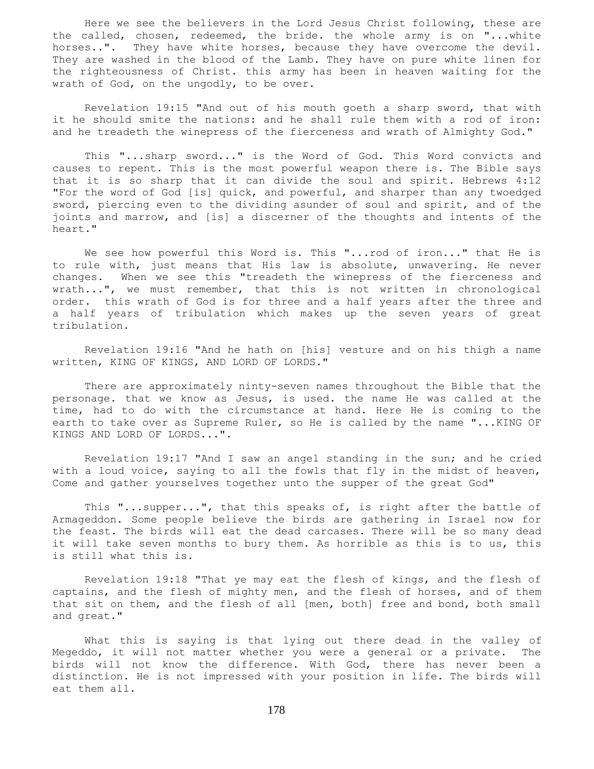Here we see the believers in the Lord Jesus Christ following, these are the called, chosen, redeemed, the bride. the whole army is on "...white horses..". They have white horses, because they have overcome the devil. They are washed in the blood of the Lamb. They have on pure white linen for the righteousness of Christ. this army has been in heaven waiting for the wrath of God, on the ungodly, to be over.

Revelation 19:15 "And out of his mouth goeth a sharp sword, that with it he should smite the nations: and he shall rule them with a rod of iron: and he treadeth the winepress of the fierceness and wrath of Almighty God."

This "...sharp sword..." is the Word of God. This Word convicts and causes to repent. This is the most powerful weapon there is. The Bible says that it is so sharp that it can divide the soul and spirit. Hebrews 4:12 "For the word of God [is] quick, and powerful, and sharper than any twoedged sword, piercing even to the dividing asunder of soul and spirit, and of the joints and marrow, and [is] a discerner of the thoughts and intents of the heart."

We see how powerful this Word is. This "...rod of iron..." that He is to rule with, just means that His law is absolute, unwavering. He never changes. When we see this "treadeth the winepress of the fierceness and wrath...", we must remember, that this is not written in chronological order. this wrath of God is for three and a half years after the three and a half years of tribulation which makes up the seven years of great tribulation.

Revelation 19:16 "And he hath on [his] vesture and on his thigh a name written, KING OF KINGS, AND LORD OF LORDS."

There are approximately ninty-seven names throughout the Bible that the personage. that we know as Jesus, is used. the name He was called at the time, had to do with the circumstance at hand. Here He is coming to the earth to take over as Supreme Ruler, so He is called by the name "...KING OF KINGS AND LORD OF LORDS...".

Revelation 19:17 "And I saw an angel standing in the sun; and he cried with a loud voice, saying to all the fowls that fly in the midst of heaven, Come and gather yourselves together unto the supper of the great God"

This "...supper...", that this speaks of, is right after the battle of Armageddon. Some people believe the birds are gathering in Israel now for the feast. The birds will eat the dead carcases. There will be so many dead it will take seven months to bury them. As horrible as this is to us, this is still what this is.

Revelation 19:18 "That ye may eat the flesh of kings, and the flesh of captains, and the flesh of mighty men, and the flesh of horses, and of them that sit on them, and the flesh of all [men, both] free and bond, both small and great."

What this is saying is that lying out there dead in the valley of Megeddo, it will not matter whether you were a general or a private. The birds will not know the difference. With God, there has never been a distinction. He is not impressed with your position in life. The birds will eat them all.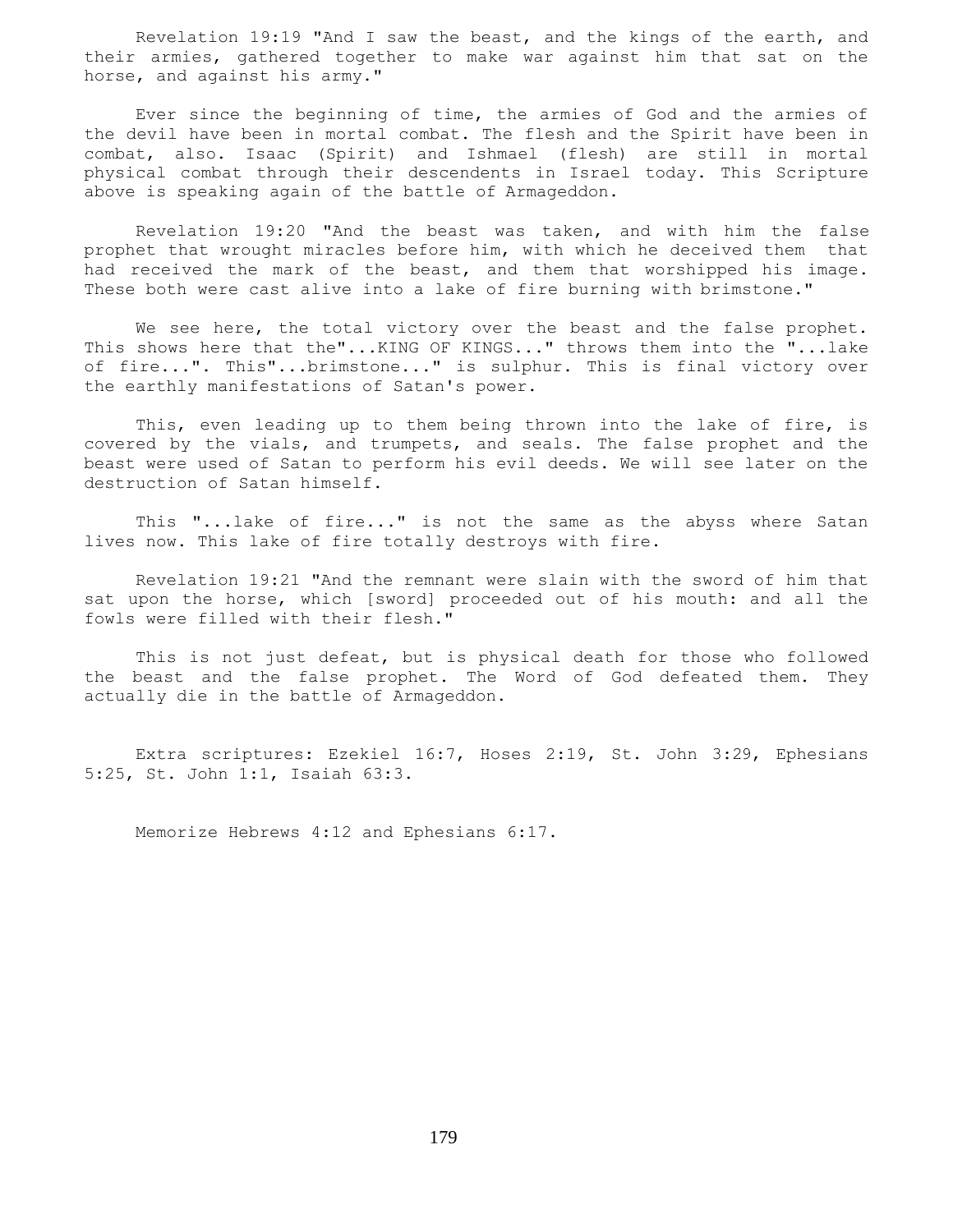Revelation 19:19 "And I saw the beast, and the kings of the earth, and their armies, gathered together to make war against him that sat on the horse, and against his army."

Ever since the beginning of time, the armies of God and the armies of the devil have been in mortal combat. The flesh and the Spirit have been in combat, also. Isaac (Spirit) and Ishmael (flesh) are still in mortal physical combat through their descendents in Israel today. This Scripture above is speaking again of the battle of Armageddon.

Revelation 19:20 "And the beast was taken, and with him the false prophet that wrought miracles before him, with which he deceived them that had received the mark of the beast, and them that worshipped his image. These both were cast alive into a lake of fire burning with brimstone."

We see here, the total victory over the beast and the false prophet. This shows here that the"...KING OF KINGS..." throws them into the "...lake of fire...". This"...brimstone..." is sulphur. This is final victory over the earthly manifestations of Satan's power.

This, even leading up to them being thrown into the lake of fire, is covered by the vials, and trumpets, and seals. The false prophet and the beast were used of Satan to perform his evil deeds. We will see later on the destruction of Satan himself.

This "...lake of fire..." is not the same as the abyss where Satan lives now. This lake of fire totally destroys with fire.

Revelation 19:21 "And the remnant were slain with the sword of him that sat upon the horse, which [sword] proceeded out of his mouth: and all the fowls were filled with their flesh."

This is not just defeat, but is physical death for those who followed the beast and the false prophet. The Word of God defeated them. They actually die in the battle of Armageddon.

Extra scriptures: Ezekiel 16:7, Hoses 2:19, St. John 3:29, Ephesians 5:25, St. John 1:1, Isaiah 63:3.

Memorize Hebrews 4:12 and Ephesians 6:17.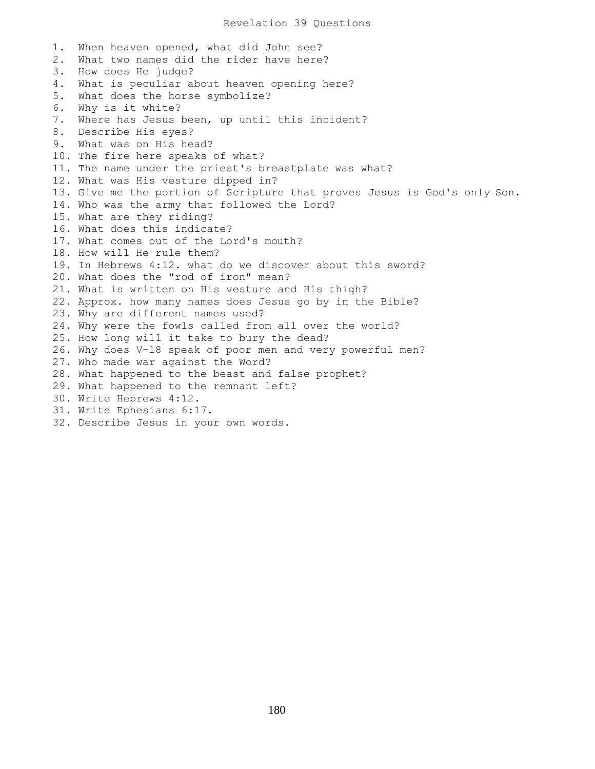# Revelation 39 Questions

1. When heaven opened, what did John see?
2. What two names did the rider have here?
3. How does He judge?
4. What is peculiar about heaven opening here?
5. What does the horse symbolize?
6. Why is it white?
7. Where has Jesus been, up until this incident?
8. Describe His eyes?
9. What was on His head?
10. The fire here speaks of what?
11. The name under the priest's breastplate was what?
12. What was His vesture dipped in?
13. Give me the portion of Scripture that proves Jesus is God's only Son.
14. Who was the army that followed the Lord?
15. What are they riding?
16. What does this indicate?
17. What comes out of the Lord's mouth?
18. How will He rule them?
19. In Hebrews 4:12. what do we discover about this sword?
20. What does the "rod of iron" mean?
21. What is written on His vesture and His thigh?
22. Approx. how many names does Jesus go by in the Bible?
23. Why are different names used?
24. Why were the fowls called from all over the world?
25. How long will it take to bury the dead?
26. Why does V-18 speak of poor men and very powerful men?
27. Who made war against the Word?
28. What happened to the beast and false prophet?
29. What happened to the remnant left?
30. Write Hebrews 4:12.
31. Write Ephesians 6:17.
32. Describe Jesus in your own words.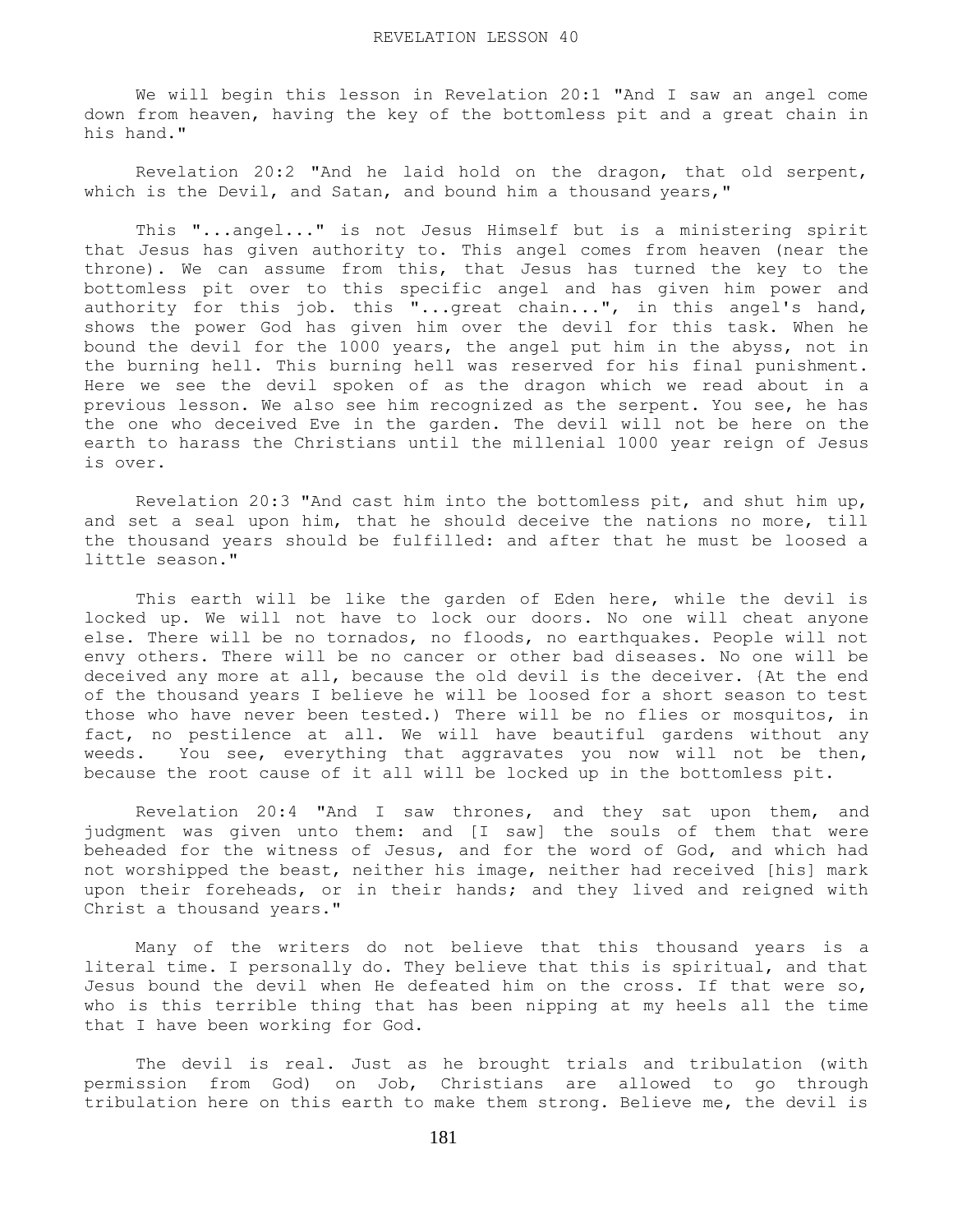# REVELATION LESSON 40

We will begin this lesson in Revelation 20:1 "And I saw an angel come down from heaven, having the key of the bottomless pit and a great chain in his hand."

Revelation 20:2 "And he laid hold on the dragon, that old serpent, which is the Devil, and Satan, and bound him a thousand years,"

This "...angel..." is not Jesus Himself but is a ministering spirit that Jesus has given authority to. This angel comes from heaven (near the throne). We can assume from this, that Jesus has turned the key to the bottomless pit over to this specific angel and has given him power and authority for this job. this "...great chain...", in this angel's hand, shows the power God has given him over the devil for this task. When he bound the devil for the 1000 years, the angel put him in the abyss, not in the burning hell. This burning hell was reserved for his final punishment. Here we see the devil spoken of as the dragon which we read about in a previous lesson. We also see him recognized as the serpent. You see, he has the one who deceived Eve in the garden. The devil will not be here on the earth to harass the Christians until the millenial 1000 year reign of Jesus is over.

Revelation 20:3 "And cast him into the bottomless pit, and shut him up, and set a seal upon him, that he should deceive the nations no more, till the thousand years should be fulfilled: and after that he must be loosed a little season."

This earth will be like the garden of Eden here, while the devil is locked up. We will not have to lock our doors. No one will cheat anyone else. There will be no tornados, no floods, no earthquakes. People will not envy others. There will be no cancer or other bad diseases. No one will be deceived any more at all, because the old devil is the deceiver. {At the end of the thousand years I believe he will be loosed for a short season to test those who have never been tested.) There will be no flies or mosquitos, in fact, no pestilence at all. We will have beautiful gardens without any weeds. You see, everything that aggravates you now will not be then, because the root cause of it all will be locked up in the bottomless pit.

Revelation 20:4 "And I saw thrones, and they sat upon them, and judgment was given unto them: and [I saw] the souls of them that were beheaded for the witness of Jesus, and for the word of God, and which had not worshipped the beast, neither his image, neither had received [his] mark upon their foreheads, or in their hands; and they lived and reigned with Christ a thousand years."

Many of the writers do not believe that this thousand years is a literal time. I personally do. They believe that this is spiritual, and that Jesus bound the devil when He defeated him on the cross. If that were so, who is this terrible thing that has been nipping at my heels all the time that I have been working for God.

The devil is real. Just as he brought trials and tribulation (with permission from God) on Job, Christians are allowed to go through tribulation here on this earth to make them strong. Believe me, the devil is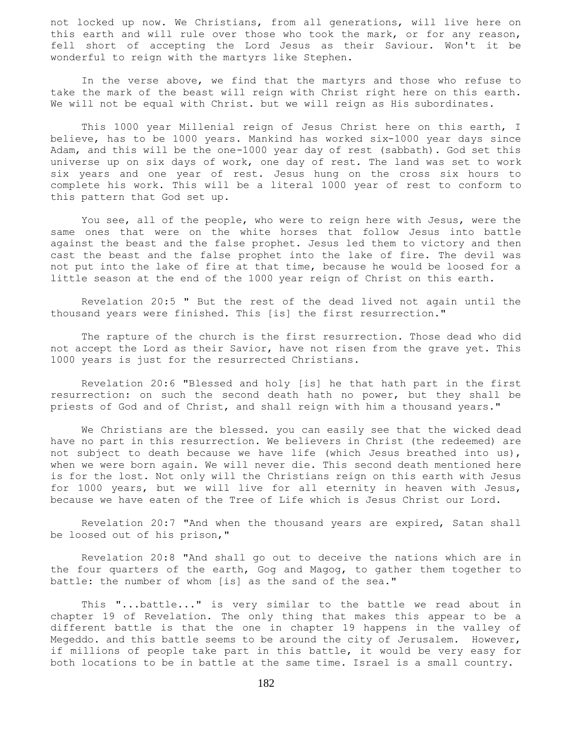not locked up now. We Christians, from all generations, will live here on this earth and will rule over those who took the mark, or for any reason, fell short of accepting the Lord Jesus as their Saviour. Won't it be wonderful to reign with the martyrs like Stephen.

In the verse above, we find that the martyrs and those who refuse to take the mark of the beast will reign with Christ right here on this earth. We will not be equal with Christ. but we will reign as His subordinates.

This 1000 year Millenial reign of Jesus Christ here on this earth, I believe, has to be 1000 years. Mankind has worked six-1000 year days since Adam, and this will be the one-1000 year day of rest (sabbath). God set this universe up on six days of work, one day of rest. The land was set to work six years and one year of rest. Jesus hung on the cross six hours to complete his work. This will be a literal 1000 year of rest to conform to this pattern that God set up.

You see, all of the people, who were to reign here with Jesus, were the same ones that were on the white horses that follow Jesus into battle against the beast and the false prophet. Jesus led them to victory and then cast the beast and the false prophet into the lake of fire. The devil was not put into the lake of fire at that time, because he would be loosed for a little season at the end of the 1000 year reign of Christ on this earth.

Revelation 20:5 " But the rest of the dead lived not again until the thousand years were finished. This [is] the first resurrection."

The rapture of the church is the first resurrection. Those dead who did not accept the Lord as their Savior, have not risen from the grave yet. This 1000 years is just for the resurrected Christians.

Revelation 20:6 "Blessed and holy [is] he that hath part in the first resurrection: on such the second death hath no power, but they shall be priests of God and of Christ, and shall reign with him a thousand years."

We Christians are the blessed. you can easily see that the wicked dead have no part in this resurrection. We believers in Christ (the redeemed) are not subject to death because we have life (which Jesus breathed into us), when we were born again. We will never die. This second death mentioned here is for the lost. Not only will the Christians reign on this earth with Jesus for 1000 years, but we will live for all eternity in heaven with Jesus, because we have eaten of the Tree of Life which is Jesus Christ our Lord.

Revelation 20:7 "And when the thousand years are expired, Satan shall be loosed out of his prison,"

Revelation 20:8 "And shall go out to deceive the nations which are in the four quarters of the earth, Gog and Magog, to gather them together to battle: the number of whom [is] as the sand of the sea."

This "...battle..." is very similar to the battle we read about in chapter 19 of Revelation. The only thing that makes this appear to be a different battle is that the one in chapter 19 happens in the valley of Megeddo. and this battle seems to be around the city of Jerusalem. However, if millions of people take part in this battle, it would be very easy for both locations to be in battle at the same time. Israel is a small country.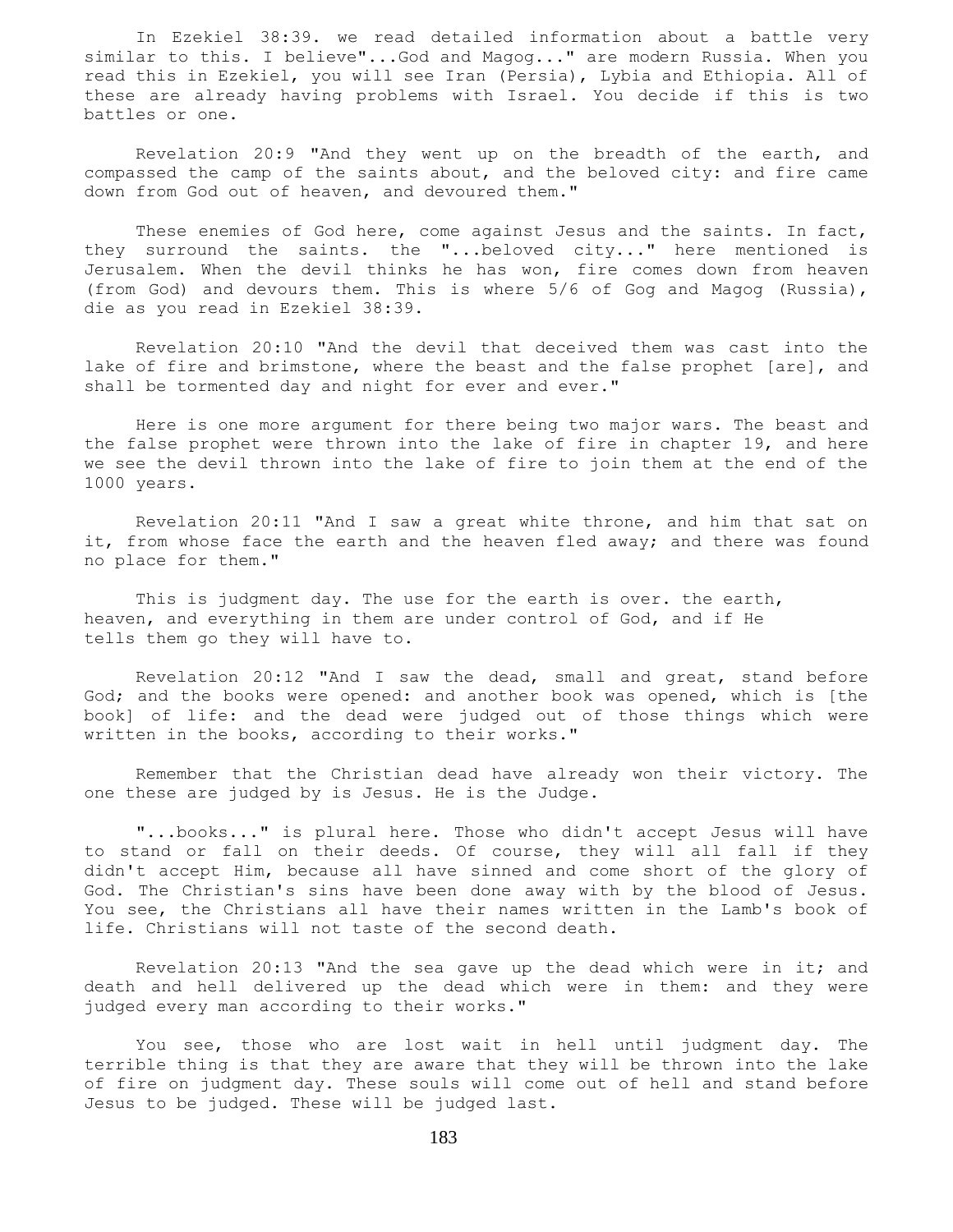In Ezekiel 38:39. we read detailed information about a battle very similar to this. I believe"...God and Magog..." are modern Russia. When you read this in Ezekiel, you will see Iran (Persia), Lybia and Ethiopia. All of these are already having problems with Israel. You decide if this is two battles or one.

Revelation 20:9 "And they went up on the breadth of the earth, and compassed the camp of the saints about, and the beloved city: and fire came down from God out of heaven, and devoured them."

These enemies of God here, come against Jesus and the saints. In fact, they surround the saints. the "...beloved city..." here mentioned is Jerusalem. When the devil thinks he has won, fire comes down from heaven (from God) and devours them. This is where 5/6 of Gog and Magog (Russia), die as you read in Ezekiel 38:39.

Revelation 20:10 "And the devil that deceived them was cast into the lake of fire and brimstone, where the beast and the false prophet [are], and shall be tormented day and night for ever and ever."

Here is one more argument for there being two major wars. The beast and the false prophet were thrown into the lake of fire in chapter 19, and here we see the devil thrown into the lake of fire to join them at the end of the 1000 years.

Revelation 20:11 "And I saw a great white throne, and him that sat on it, from whose face the earth and the heaven fled away; and there was found no place for them."

This is judgment day. The use for the earth is over. the earth, heaven, and everything in them are under control of God, and if He tells them go they will have to.

Revelation 20:12 "And I saw the dead, small and great, stand before God; and the books were opened: and another book was opened, which is [the book] of life: and the dead were judged out of those things which were written in the books, according to their works."

Remember that the Christian dead have already won their victory. The one these are judged by is Jesus. He is the Judge.

"...books..." is plural here. Those who didn't accept Jesus will have to stand or fall on their deeds. Of course, they will all fall if they didn't accept Him, because all have sinned and come short of the glory of God. The Christian's sins have been done away with by the blood of Jesus. You see, the Christians all have their names written in the Lamb's book of life. Christians will not taste of the second death.

Revelation 20:13 "And the sea gave up the dead which were in it; and death and hell delivered up the dead which were in them: and they were judged every man according to their works."

You see, those who are lost wait in hell until judgment day. The terrible thing is that they are aware that they will be thrown into the lake of fire on judgment day. These souls will come out of hell and stand before Jesus to be judged. These will be judged last.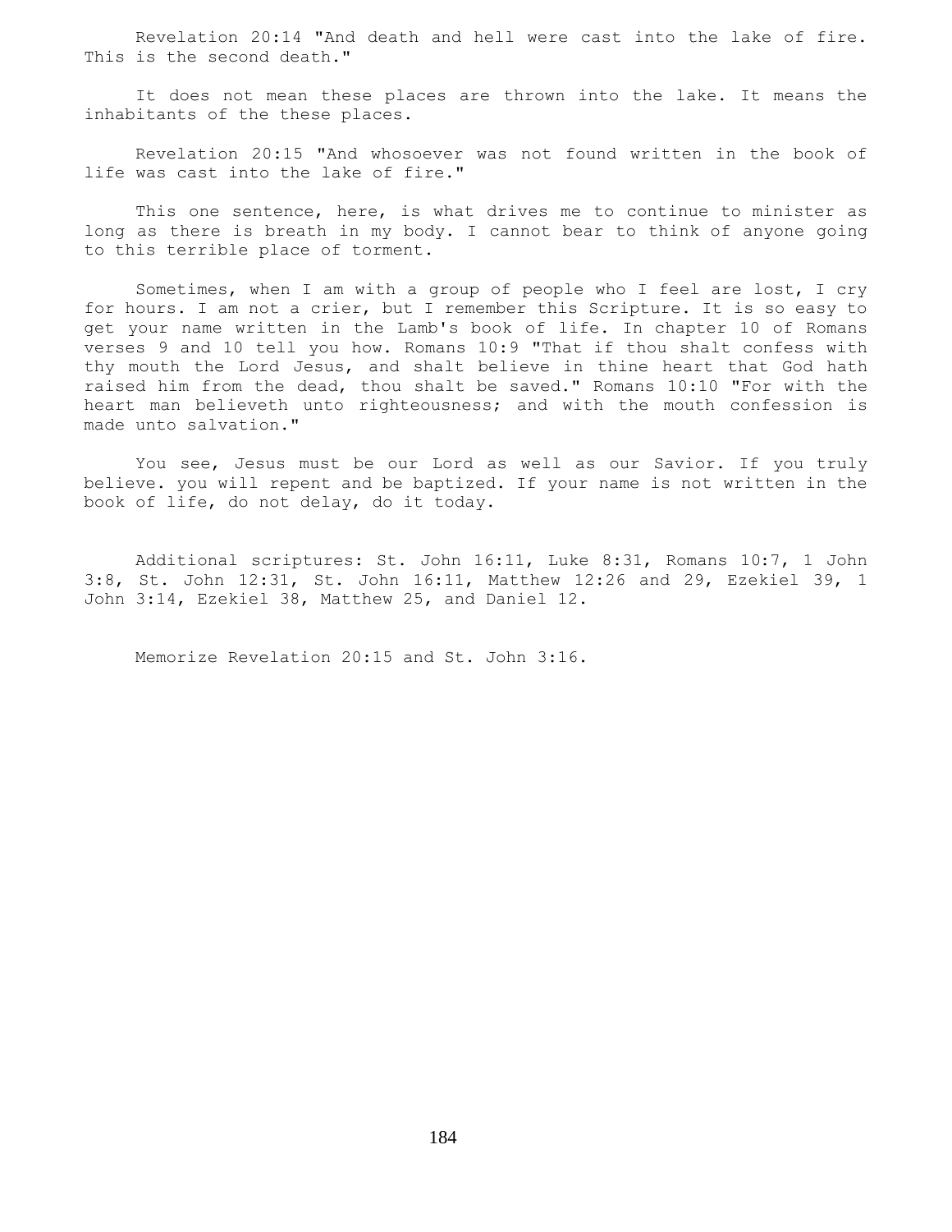Revelation 20:14 "And death and hell were cast into the lake of fire. This is the second death."

It does not mean these places are thrown into the lake. It means the inhabitants of the these places.

Revelation 20:15 "And whosoever was not found written in the book of life was cast into the lake of fire."

This one sentence, here, is what drives me to continue to minister as long as there is breath in my body. I cannot bear to think of anyone going to this terrible place of torment.

Sometimes, when I am with a group of people who I feel are lost, I cry for hours. I am not a crier, but I remember this Scripture. It is so easy to get your name written in the Lamb's book of life. In chapter 10 of Romans verses 9 and 10 tell you how. Romans 10:9 "That if thou shalt confess with thy mouth the Lord Jesus, and shalt believe in thine heart that God hath raised him from the dead, thou shalt be saved." Romans 10:10 "For with the heart man believeth unto righteousness; and with the mouth confession is made unto salvation."

You see, Jesus must be our Lord as well as our Savior. If you truly believe. you will repent and be baptized. If your name is not written in the book of life, do not delay, do it today.

Additional scriptures: St. John 16:11, Luke 8:31, Romans 10:7, 1 John 3:8, St. John 12:31, St. John 16:11, Matthew 12:26 and 29, Ezekiel 39, 1 John 3:14, Ezekiel 38, Matthew 25, and Daniel 12.

Memorize Revelation 20:15 and St. John 3:16.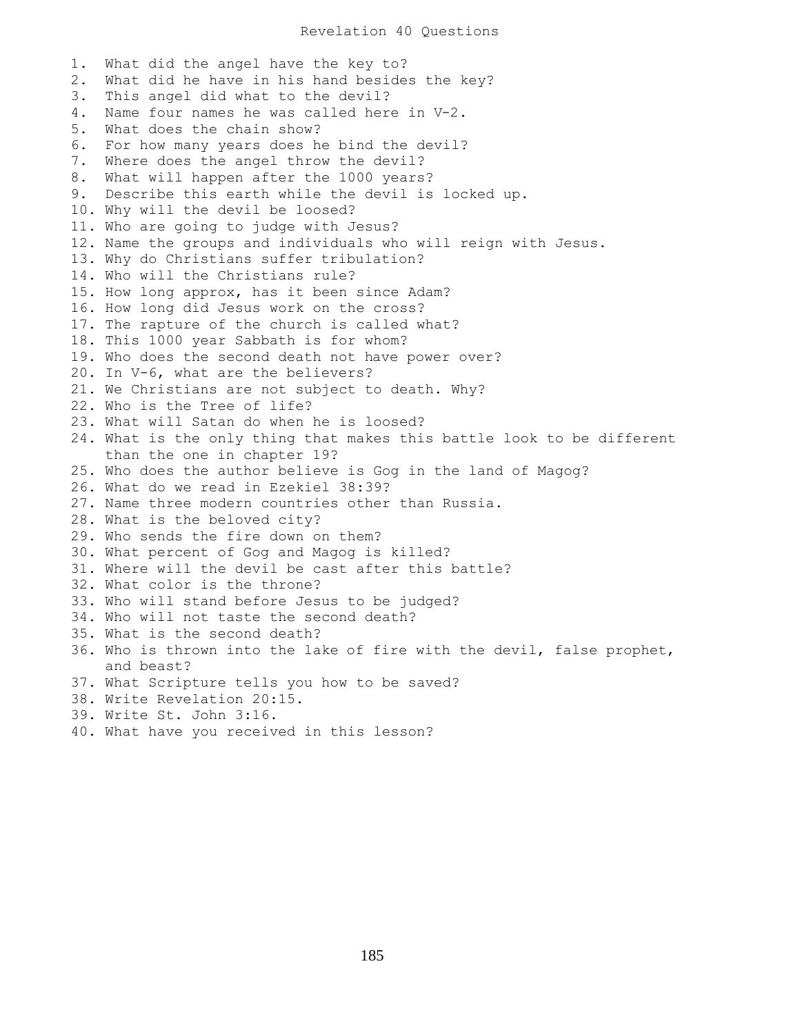# Revelation 40 Questions

1. What did the angel have the key to?
2. What did he have in his hand besides the key?
3. This angel did what to the devil?
4. Name four names he was called here in V-2.
5. What does the chain show?
6. For how many years does he bind the devil?
7. Where does the angel throw the devil?
8. What will happen after the 1000 years?
9. Describe this earth while the devil is locked up.
10. Why will the devil be loosed?
11. Who are going to judge with Jesus?
12. Name the groups and individuals who will reign with Jesus.
13. Why do Christians suffer tribulation?
14. Who will the Christians rule?
15. How long approx, has it been since Adam?
16. How long did Jesus work on the cross?
17. The rapture of the church is called what?
18. This 1000 year Sabbath is for whom?
19. Who does the second death not have power over?
20. In V-6, what are the believers?
21. We Christians are not subject to death. Why?
22. Who is the Tree of life?
23. What will Satan do when he is loosed?
24. What is the only thing that makes this battle look to be different than the one in chapter 19?
25. Who does the author believe is Gog in the land of Magog?
26. What do we read in Ezekiel 38:39?
27. Name three modern countries other than Russia.
28. What is the beloved city?
29. Who sends the fire down on them?
30. What percent of Gog and Magog is killed?
31. Where will the devil be cast after this battle?
32. What color is the throne?
33. Who will stand before Jesus to be judged?
34. Who will not taste the second death?
35. What is the second death?
36. Who is thrown into the lake of fire with the devil, false prophet, and beast?
37. What Scripture tells you how to be saved?
38. Write Revelation 20:15.
39. Write St. John 3:16.
40. What have you received in this lesson?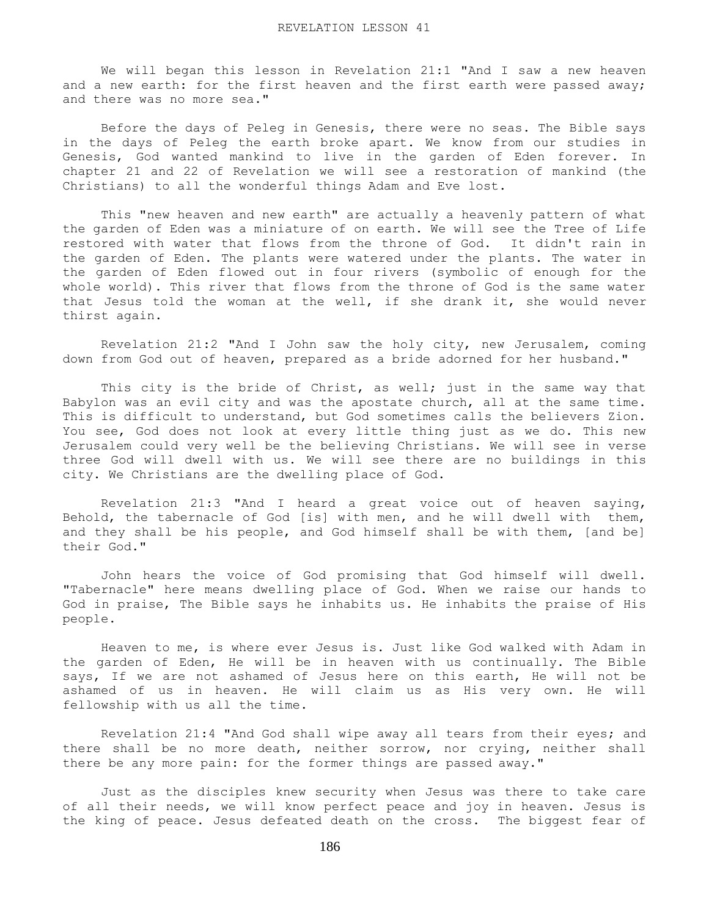# REVELATION LESSON 41

We will began this lesson in Revelation 21:1 "And I saw a new heaven and a new earth: for the first heaven and the first earth were passed away; and there was no more sea."

Before the days of Peleg in Genesis, there were no seas. The Bible says in the days of Peleg the earth broke apart. We know from our studies in Genesis, God wanted mankind to live in the garden of Eden forever. In chapter 21 and 22 of Revelation we will see a restoration of mankind (the Christians) to all the wonderful things Adam and Eve lost.

This "new heaven and new earth" are actually a heavenly pattern of what the garden of Eden was a miniature of on earth. We will see the Tree of Life restored with water that flows from the throne of God. It didn't rain in the garden of Eden. The plants were watered under the plants. The water in the garden of Eden flowed out in four rivers (symbolic of enough for the whole world). This river that flows from the throne of God is the same water that Jesus told the woman at the well, if she drank it, she would never thirst again.

Revelation 21:2 "And I John saw the holy city, new Jerusalem, coming down from God out of heaven, prepared as a bride adorned for her husband."

This city is the bride of Christ, as well; just in the same way that Babylon was an evil city and was the apostate church, all at the same time. This is difficult to understand, but God sometimes calls the believers Zion. You see, God does not look at every little thing just as we do. This new Jerusalem could very well be the believing Christians. We will see in verse three God will dwell with us. We will see there are no buildings in this city. We Christians are the dwelling place of God.

Revelation 21:3 "And I heard a great voice out of heaven saying, Behold, the tabernacle of God [is] with men, and he will dwell with them, and they shall be his people, and God himself shall be with them, [and be] their God."

John hears the voice of God promising that God himself will dwell. "Tabernacle" here means dwelling place of God. When we raise our hands to God in praise, The Bible says he inhabits us. He inhabits the praise of His people.

Heaven to me, is where ever Jesus is. Just like God walked with Adam in the garden of Eden, He will be in heaven with us continually. The Bible says, If we are not ashamed of Jesus here on this earth, He will not be ashamed of us in heaven. He will claim us as His very own. He will fellowship with us all the time.

Revelation 21:4 "And God shall wipe away all tears from their eyes; and there shall be no more death, neither sorrow, nor crying, neither shall there be any more pain: for the former things are passed away."

Just as the disciples knew security when Jesus was there to take care of all their needs, we will know perfect peace and joy in heaven. Jesus is the king of peace. Jesus defeated death on the cross. The biggest fear of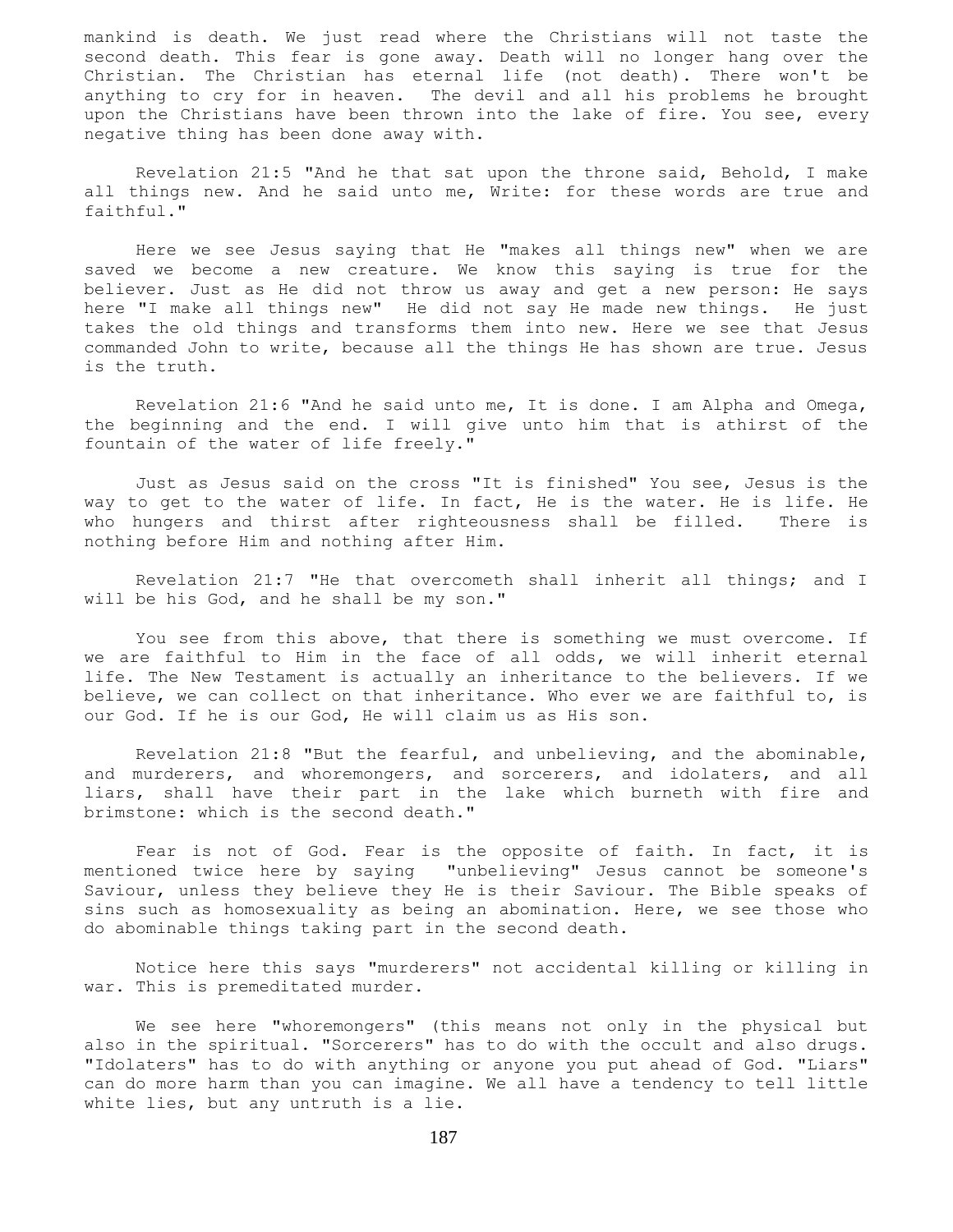mankind is death. We just read where the Christians will not taste the second death. This fear is gone away. Death will no longer hang over the Christian. The Christian has eternal life (not death). There won't be anything to cry for in heaven. The devil and all his problems he brought upon the Christians have been thrown into the lake of fire. You see, every negative thing has been done away with.

Revelation 21:5 "And he that sat upon the throne said, Behold, I make all things new. And he said unto me, Write: for these words are true and faithful."

Here we see Jesus saying that He "makes all things new" when we are saved we become a new creature. We know this saying is true for the believer. Just as He did not throw us away and get a new person: He says here "I make all things new" He did not say He made new things. He just takes the old things and transforms them into new. Here we see that Jesus commanded John to write, because all the things He has shown are true. Jesus is the truth.

Revelation 21:6 "And he said unto me, It is done. I am Alpha and Omega, the beginning and the end. I will give unto him that is athirst of the fountain of the water of life freely."

Just as Jesus said on the cross "It is finished" You see, Jesus is the way to get to the water of life. In fact, He is the water. He is life. He who hungers and thirst after righteousness shall be filled. There is nothing before Him and nothing after Him.

Revelation 21:7 "He that overcometh shall inherit all things; and I will be his God, and he shall be my son."

You see from this above, that there is something we must overcome. If we are faithful to Him in the face of all odds, we will inherit eternal life. The New Testament is actually an inheritance to the believers. If we believe, we can collect on that inheritance. Who ever we are faithful to, is our God. If he is our God, He will claim us as His son.

Revelation 21:8 "But the fearful, and unbelieving, and the abominable, and murderers, and whoremongers, and sorcerers, and idolaters, and all liars, shall have their part in the lake which burneth with fire and brimstone: which is the second death."

Fear is not of God. Fear is the opposite of faith. In fact, it is mentioned twice here by saying "unbelieving" Jesus cannot be someone's Saviour, unless they believe they He is their Saviour. The Bible speaks of sins such as homosexuality as being an abomination. Here, we see those who do abominable things taking part in the second death.

Notice here this says "murderers" not accidental killing or killing in war. This is premeditated murder.

We see here "whoremongers" (this means not only in the physical but also in the spiritual. "Sorcerers" has to do with the occult and also drugs. "Idolaters" has to do with anything or anyone you put ahead of God. "Liars" can do more harm than you can imagine. We all have a tendency to tell little white lies, but any untruth is a lie.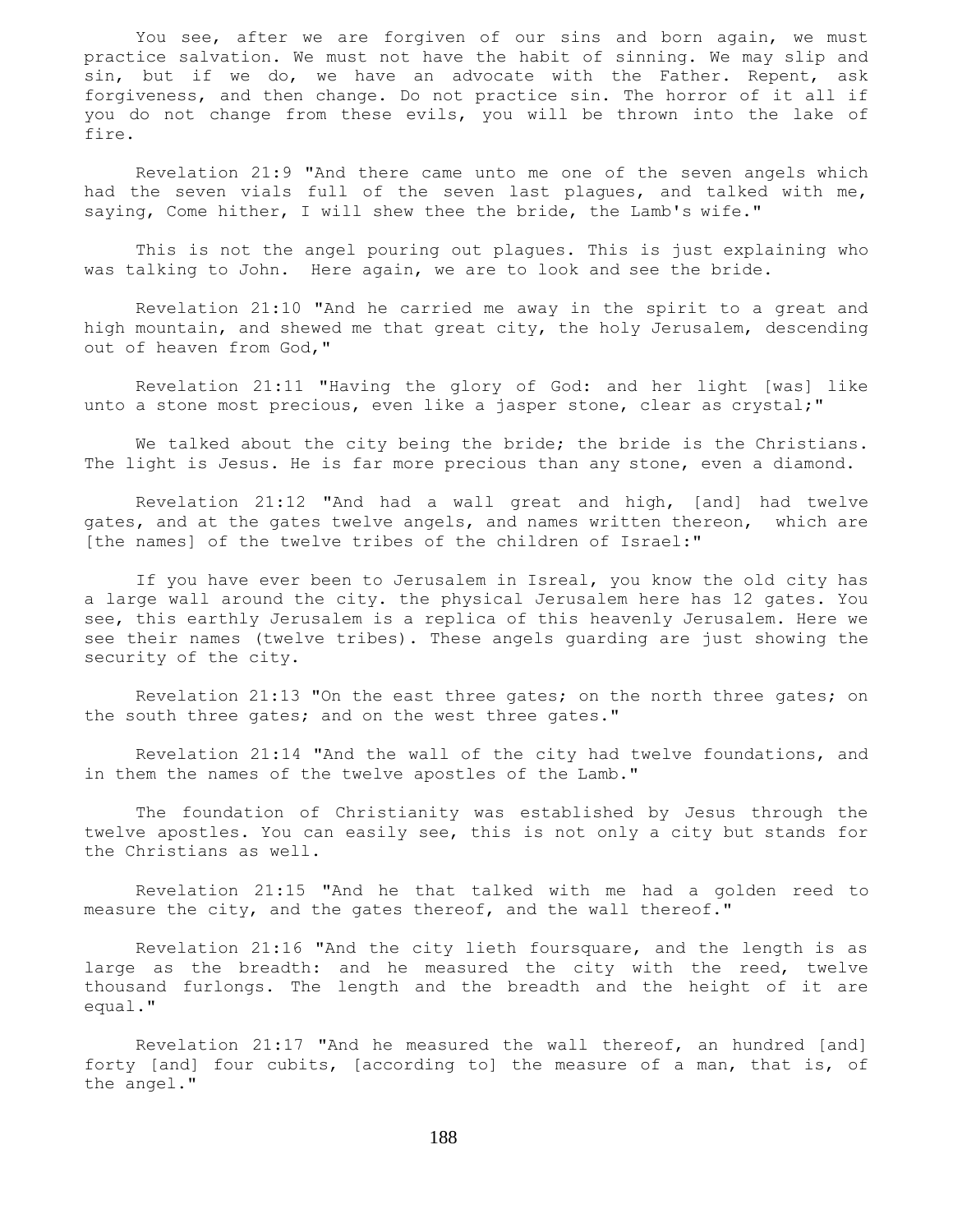You see, after we are forgiven of our sins and born again, we must practice salvation. We must not have the habit of sinning. We may slip and sin, but if we do, we have an advocate with the Father. Repent, ask forgiveness, and then change. Do not practice sin. The horror of it all if you do not change from these evils, you will be thrown into the lake of fire.

Revelation 21:9 "And there came unto me one of the seven angels which had the seven vials full of the seven last plagues, and talked with me, saying, Come hither, I will shew thee the bride, the Lamb's wife."

This is not the angel pouring out plagues. This is just explaining who was talking to John. Here again, we are to look and see the bride.

Revelation 21:10 "And he carried me away in the spirit to a great and high mountain, and shewed me that great city, the holy Jerusalem, descending out of heaven from God,"

Revelation 21:11 "Having the glory of God: and her light [was] like unto a stone most precious, even like a jasper stone, clear as crystal;"

We talked about the city being the bride; the bride is the Christians. The light is Jesus. He is far more precious than any stone, even a diamond.

Revelation 21:12 "And had a wall great and high, [and] had twelve gates, and at the gates twelve angels, and names written thereon, which are [the names] of the twelve tribes of the children of Israel:"

If you have ever been to Jerusalem in Isreal, you know the old city has a large wall around the city. the physical Jerusalem here has 12 gates. You see, this earthly Jerusalem is a replica of this heavenly Jerusalem. Here we see their names (twelve tribes). These angels guarding are just showing the security of the city.

Revelation 21:13 "On the east three gates; on the north three gates; on the south three gates; and on the west three gates."

Revelation 21:14 "And the wall of the city had twelve foundations, and in them the names of the twelve apostles of the Lamb."

The foundation of Christianity was established by Jesus through the twelve apostles. You can easily see, this is not only a city but stands for the Christians as well.

Revelation 21:15 "And he that talked with me had a golden reed to measure the city, and the gates thereof, and the wall thereof."

Revelation 21:16 "And the city lieth foursquare, and the length is as large as the breadth: and he measured the city with the reed, twelve thousand furlongs. The length and the breadth and the height of it are equal."

Revelation 21:17 "And he measured the wall thereof, an hundred [and] forty [and] four cubits, [according to] the measure of a man, that is, of the angel."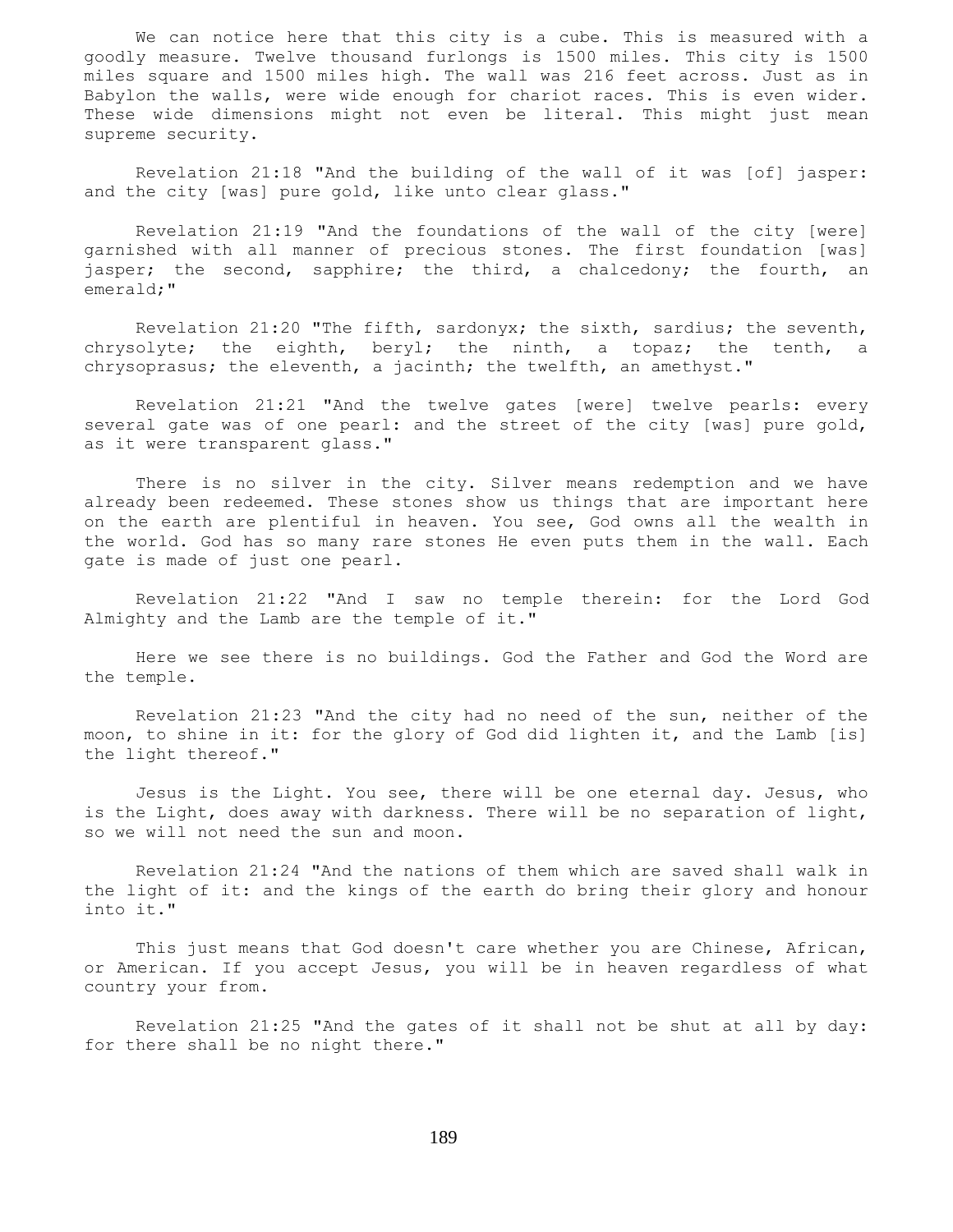We can notice here that this city is a cube. This is measured with a goodly measure. Twelve thousand furlongs is 1500 miles. This city is 1500 miles square and 1500 miles high. The wall was 216 feet across. Just as in Babylon the walls, were wide enough for chariot races. This is even wider. These wide dimensions might not even be literal. This might just mean supreme security.

Revelation 21:18 "And the building of the wall of it was [of] jasper: and the city [was] pure gold, like unto clear glass."

Revelation 21:19 "And the foundations of the wall of the city [were] garnished with all manner of precious stones. The first foundation [was] jasper; the second, sapphire; the third, a chalcedony; the fourth, an emerald;"

Revelation 21:20 "The fifth, sardonyx; the sixth, sardius; the seventh, chrysolyte; the eighth, beryl; the ninth, a topaz; the tenth, a chrysoprasus; the eleventh, a jacinth; the twelfth, an amethyst."

Revelation 21:21 "And the twelve gates [were] twelve pearls: every several gate was of one pearl: and the street of the city [was] pure gold, as it were transparent glass."

There is no silver in the city. Silver means redemption and we have already been redeemed. These stones show us things that are important here on the earth are plentiful in heaven. You see, God owns all the wealth in the world. God has so many rare stones He even puts them in the wall. Each gate is made of just one pearl.

Revelation 21:22 "And I saw no temple therein: for the Lord God Almighty and the Lamb are the temple of it."

Here we see there is no buildings. God the Father and God the Word are the temple.

Revelation 21:23 "And the city had no need of the sun, neither of the moon, to shine in it: for the glory of God did lighten it, and the Lamb [is] the light thereof."

Jesus is the Light. You see, there will be one eternal day. Jesus, who is the Light, does away with darkness. There will be no separation of light, so we will not need the sun and moon.

Revelation 21:24 "And the nations of them which are saved shall walk in the light of it: and the kings of the earth do bring their glory and honour into it."

This just means that God doesn't care whether you are Chinese, African, or American. If you accept Jesus, you will be in heaven regardless of what country your from.

Revelation 21:25 "And the gates of it shall not be shut at all by day: for there shall be no night there."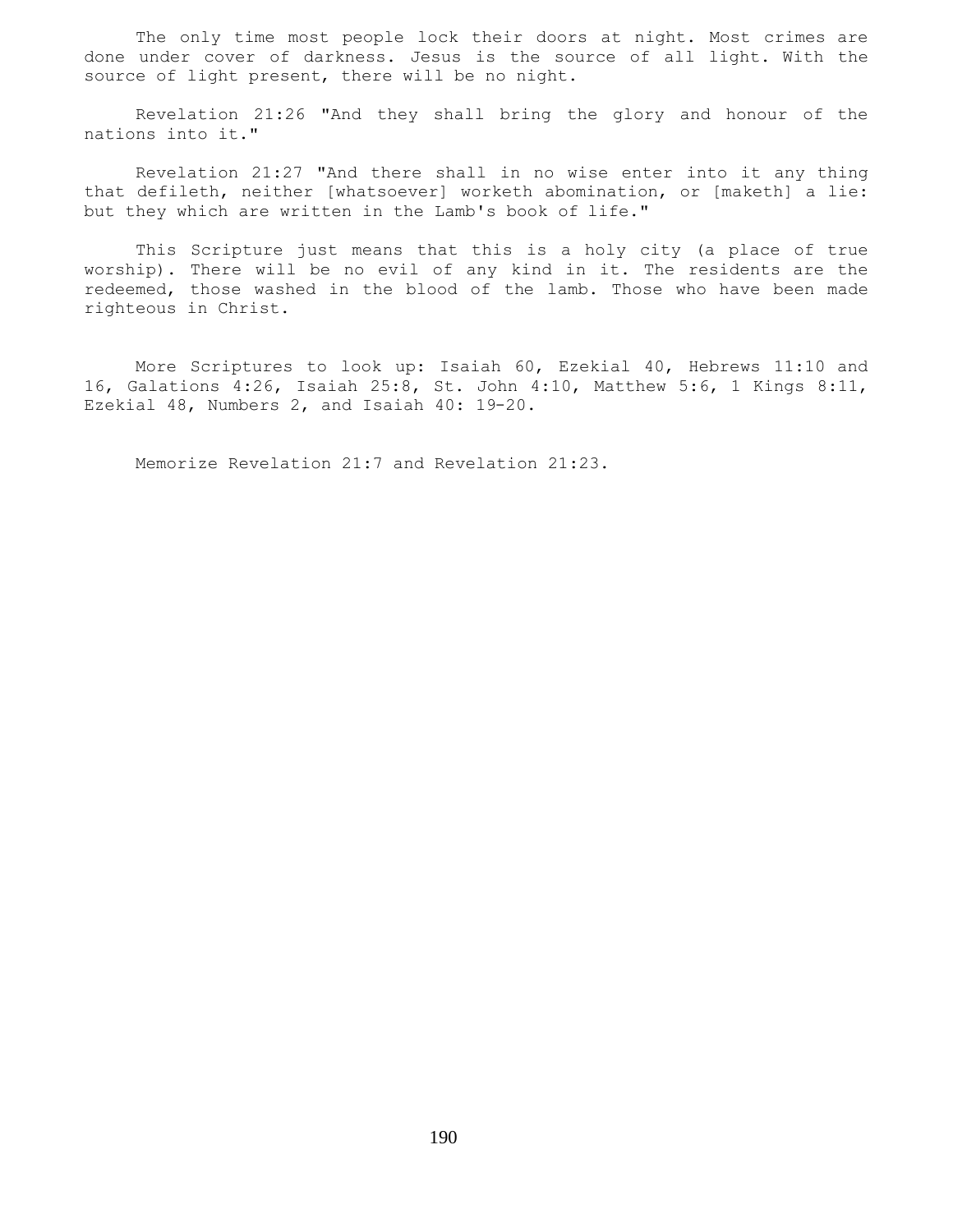The only time most people lock their doors at night. Most crimes are done under cover of darkness. Jesus is the source of all light. With the source of light present, there will be no night.

Revelation 21:26 "And they shall bring the glory and honour of the nations into it."

Revelation 21:27 "And there shall in no wise enter into it any thing that defileth, neither [whatsoever] worketh abomination, or [maketh] a lie: but they which are written in the Lamb's book of life."

This Scripture just means that this is a holy city (a place of true worship). There will be no evil of any kind in it. The residents are the redeemed, those washed in the blood of the lamb. Those who have been made righteous in Christ.

More Scriptures to look up: Isaiah 60, Ezekial 40, Hebrews 11:10 and 16, Galations 4:26, Isaiah 25:8, St. John 4:10, Matthew 5:6, 1 Kings 8:11, Ezekial 48, Numbers 2, and Isaiah 40: 19-20.

Memorize Revelation 21:7 and Revelation 21:23.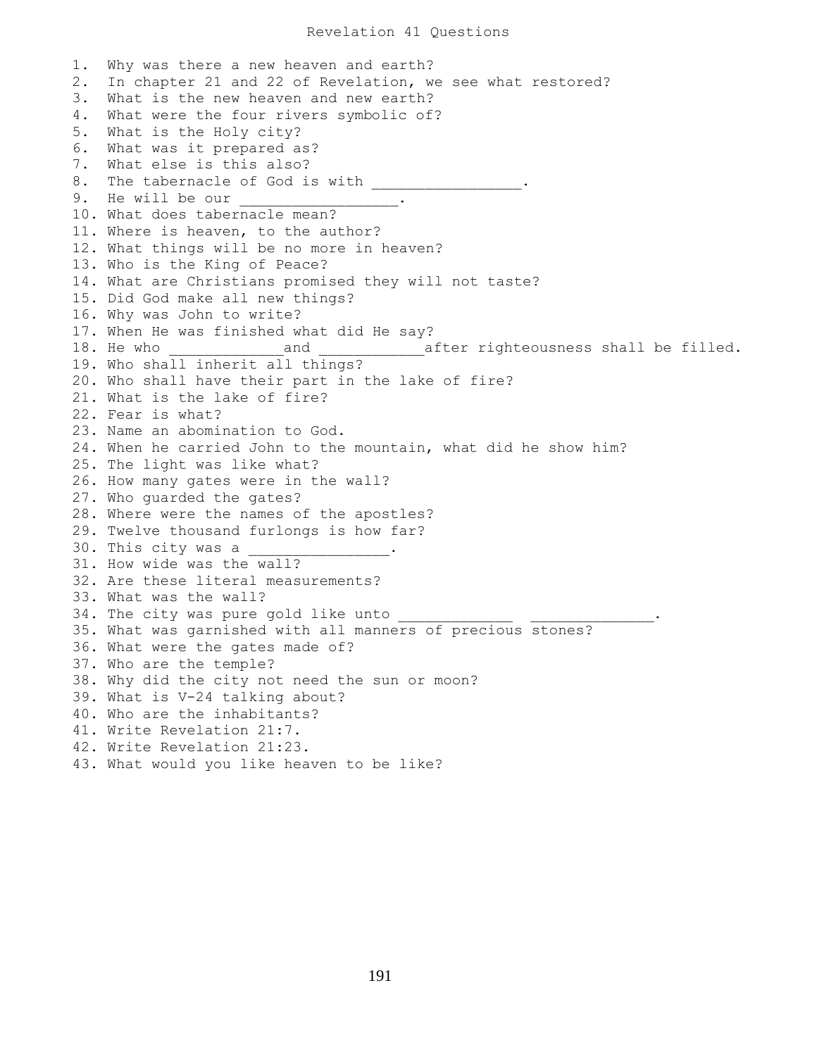# Revelation 41 Questions

1. Why was there a new heaven and earth?
2. In chapter 21 and 22 of Revelation, we see what restored?
3. What is the new heaven and new earth?
4. What were the four rivers symbolic of?
5. What is the Holy city?
6. What was it prepared as?
7. What else is this also?
8. The tabernacle of God is with ________________.
9. He will be our _________________.
10. What does tabernacle mean?
11. Where is heaven, to the author?
12. What things will be no more in heaven?
13. Who is the King of Peace?
14. What are Christians promised they will not taste?
15. Did God make all new things?
16. Why was John to write?
17. When He was finished what did He say?
18. He who _____________and ___________after righteousness shall be filled.
19. Who shall inherit all things?
20. Who shall have their part in the lake of fire?
21. What is the lake of fire?
22. Fear is what?
23. Name an abomination to God.
24. When he carried John to the mountain, what did he show him?
25. The light was like what?
26. How many gates were in the wall?
27. Who guarded the gates?
28. Where were the names of the apostles?
29. Twelve thousand furlongs is how far?
30. This city was a ________________.
31. How wide was the wall?
32. Are these literal measurements?
33. What was the wall?
34. The city was pure gold like unto _____________ ______________.
35. What was garnished with all manners of precious stones?
36. What were the gates made of?
37. Who are the temple?
38. Why did the city not need the sun or moon?
39. What is V-24 talking about?
40. Who are the inhabitants?
41. Write Revelation 21:7.
42. Write Revelation 21:23.
43. What would you like heaven to be like?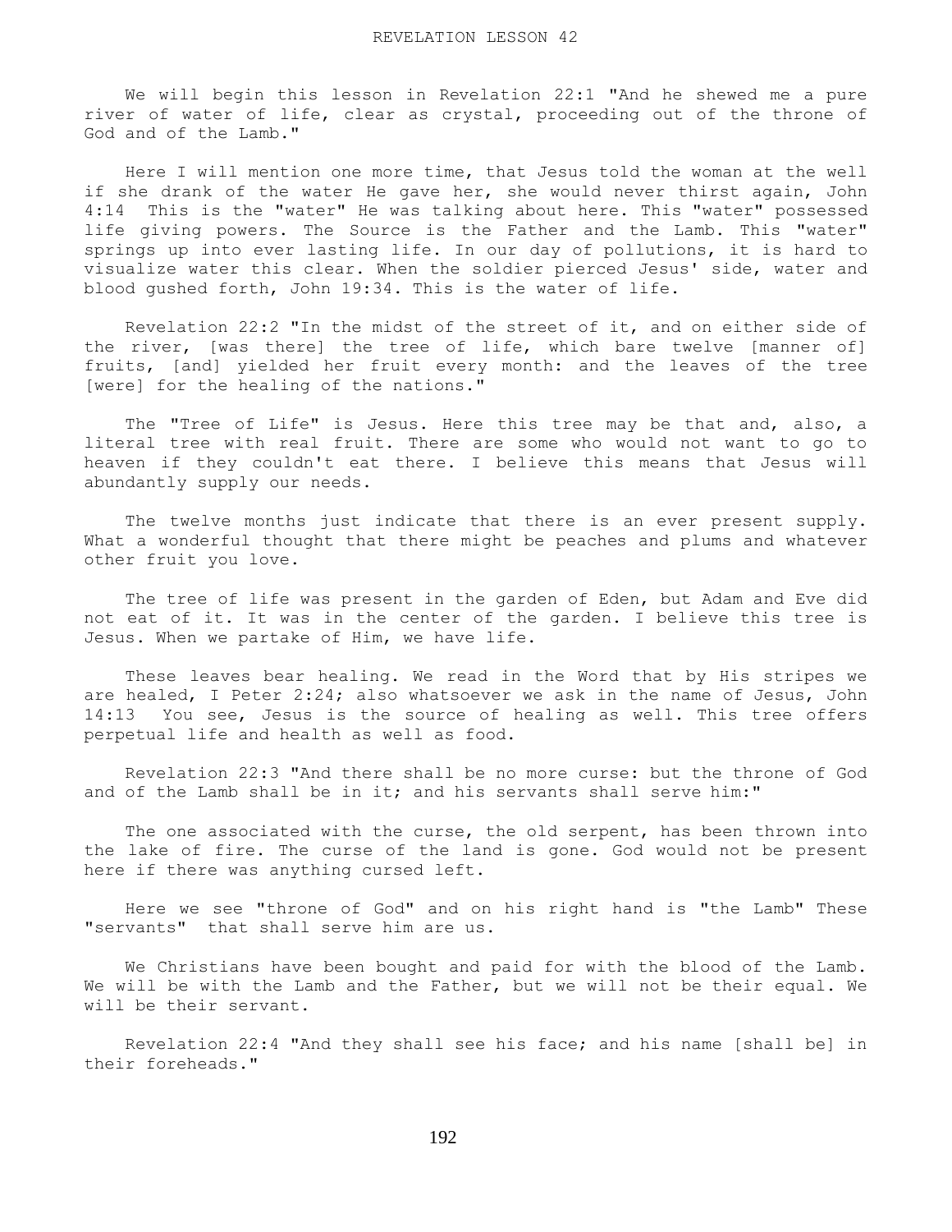REVELATION LESSON 42

We will begin this lesson in Revelation 22:1 "And he shewed me a pure river of water of life, clear as crystal, proceeding out of the throne of God and of the Lamb."

Here I will mention one more time, that Jesus told the woman at the well if she drank of the water He gave her, she would never thirst again, John 4:14 This is the "water" He was talking about here. This "water" possessed life giving powers. The Source is the Father and the Lamb. This "water" springs up into ever lasting life. In our day of pollutions, it is hard to visualize water this clear. When the soldier pierced Jesus' side, water and blood gushed forth, John 19:34. This is the water of life.

Revelation 22:2 "In the midst of the street of it, and on either side of the river, [was there] the tree of life, which bare twelve [manner of] fruits, [and] yielded her fruit every month: and the leaves of the tree [were] for the healing of the nations."

The "Tree of Life" is Jesus. Here this tree may be that and, also, a literal tree with real fruit. There are some who would not want to go to heaven if they couldn't eat there. I believe this means that Jesus will abundantly supply our needs.

The twelve months just indicate that there is an ever present supply. What a wonderful thought that there might be peaches and plums and whatever other fruit you love.

The tree of life was present in the garden of Eden, but Adam and Eve did not eat of it. It was in the center of the garden. I believe this tree is Jesus. When we partake of Him, we have life.

These leaves bear healing. We read in the Word that by His stripes we are healed, I Peter 2:24; also whatsoever we ask in the name of Jesus, John 14:13 You see, Jesus is the source of healing as well. This tree offers perpetual life and health as well as food.

Revelation 22:3 "And there shall be no more curse: but the throne of God and of the Lamb shall be in it; and his servants shall serve him:"

The one associated with the curse, the old serpent, has been thrown into the lake of fire. The curse of the land is gone. God would not be present here if there was anything cursed left.

Here we see "throne of God" and on his right hand is "the Lamb" These "servants" that shall serve him are us.

We Christians have been bought and paid for with the blood of the Lamb. We will be with the Lamb and the Father, but we will not be their equal. We will be their servant.

Revelation 22:4 "And they shall see his face; and his name [shall be] in their foreheads."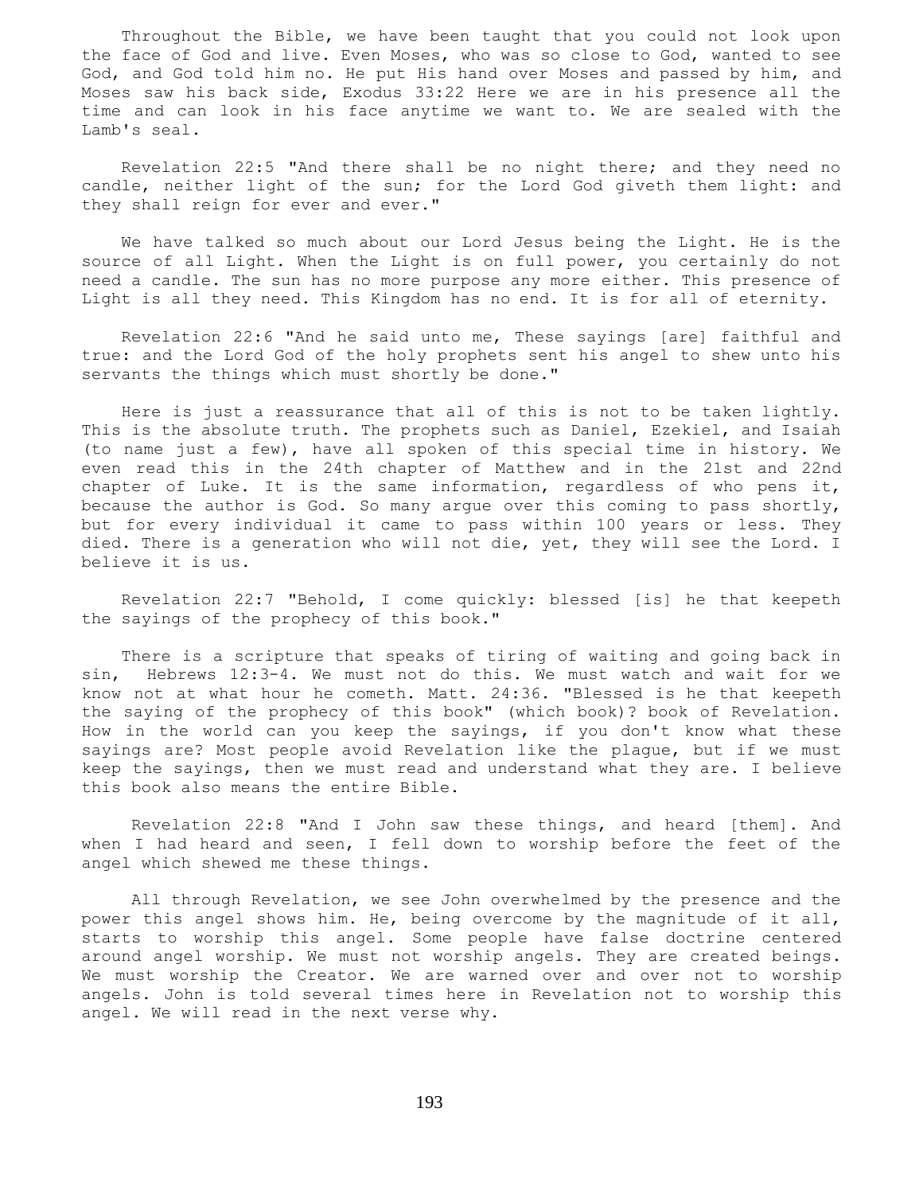Throughout the Bible, we have been taught that you could not look upon the face of God and live. Even Moses, who was so close to God, wanted to see God, and God told him no. He put His hand over Moses and passed by him, and Moses saw his back side, Exodus 33:22 Here we are in his presence all the time and can look in his face anytime we want to. We are sealed with the Lamb's seal.

Revelation 22:5 "And there shall be no night there; and they need no candle, neither light of the sun; for the Lord God giveth them light: and they shall reign for ever and ever."

We have talked so much about our Lord Jesus being the Light. He is the source of all Light. When the Light is on full power, you certainly do not need a candle. The sun has no more purpose any more either. This presence of Light is all they need. This Kingdom has no end. It is for all of eternity.

Revelation 22:6 "And he said unto me, These sayings [are] faithful and true: and the Lord God of the holy prophets sent his angel to shew unto his servants the things which must shortly be done."

Here is just a reassurance that all of this is not to be taken lightly. This is the absolute truth. The prophets such as Daniel, Ezekiel, and Isaiah (to name just a few), have all spoken of this special time in history. We even read this in the 24th chapter of Matthew and in the 21st and 22nd chapter of Luke. It is the same information, regardless of who pens it, because the author is God. So many argue over this coming to pass shortly, but for every individual it came to pass within 100 years or less. They died. There is a generation who will not die, yet, they will see the Lord. I believe it is us.

Revelation 22:7 "Behold, I come quickly: blessed [is] he that keepeth the sayings of the prophecy of this book."

There is a scripture that speaks of tiring of waiting and going back in sin, Hebrews 12:3-4. We must not do this. We must watch and wait for we know not at what hour he cometh. Matt. 24:36. "Blessed is he that keepeth the saying of the prophecy of this book" (which book)? book of Revelation. How in the world can you keep the sayings, if you don't know what these sayings are? Most people avoid Revelation like the plague, but if we must keep the sayings, then we must read and understand what they are. I believe this book also means the entire Bible.

Revelation 22:8 "And I John saw these things, and heard [them]. And when I had heard and seen, I fell down to worship before the feet of the angel which shewed me these things.

All through Revelation, we see John overwhelmed by the presence and the power this angel shows him. He, being overcome by the magnitude of it all, starts to worship this angel. Some people have false doctrine centered around angel worship. We must not worship angels. They are created beings. We must worship the Creator. We are warned over and over not to worship angels. John is told several times here in Revelation not to worship this angel. We will read in the next verse why.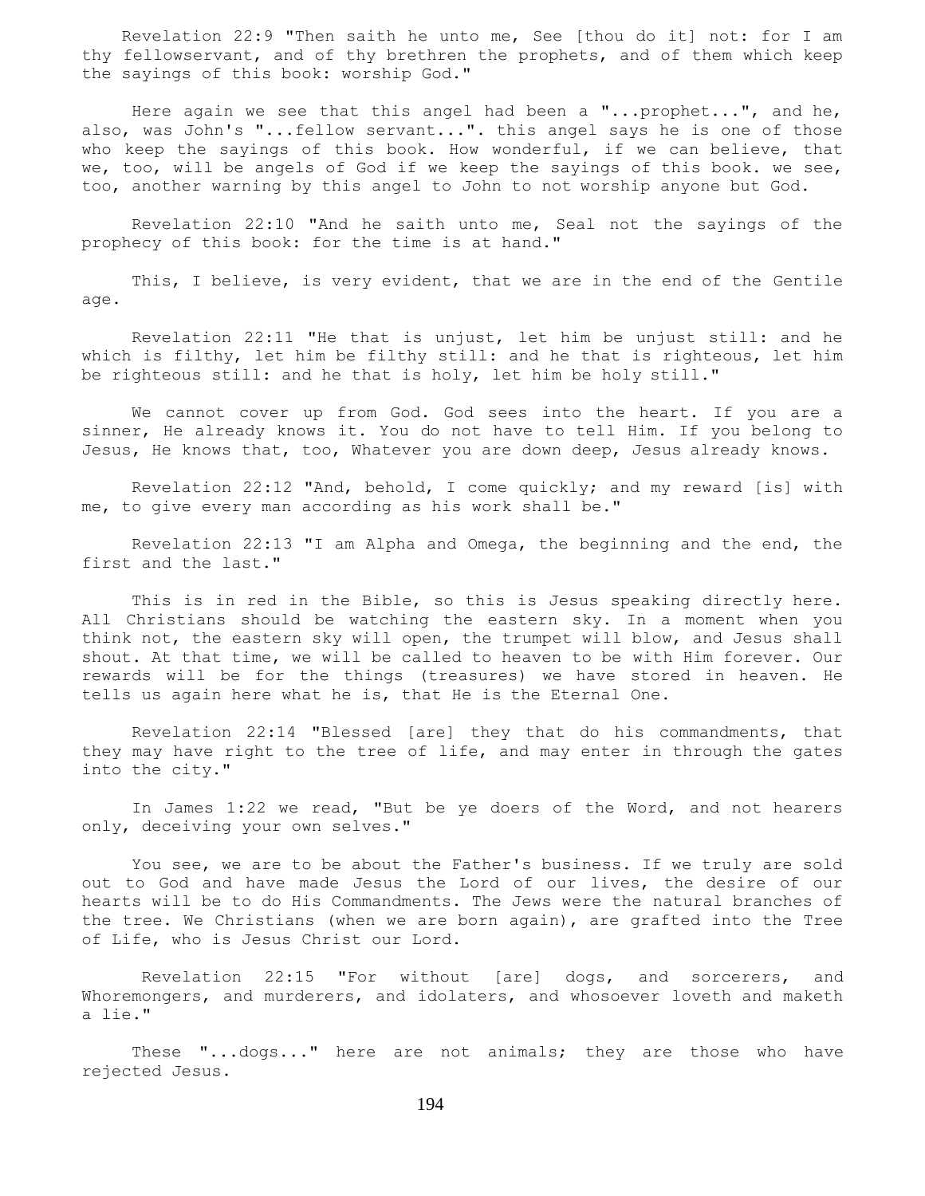Revelation 22:9 "Then saith he unto me, See [thou do it] not: for I am thy fellowservant, and of thy brethren the prophets, and of them which keep the sayings of this book: worship God."

Here again we see that this angel had been a "...prophet...", and he, also, was John's "...fellow servant...". this angel says he is one of those who keep the sayings of this book. How wonderful, if we can believe, that we, too, will be angels of God if we keep the sayings of this book. we see, too, another warning by this angel to John to not worship anyone but God.

Revelation 22:10 "And he saith unto me, Seal not the sayings of the prophecy of this book: for the time is at hand."

This, I believe, is very evident, that we are in the end of the Gentile age.

Revelation 22:11 "He that is unjust, let him be unjust still: and he which is filthy, let him be filthy still: and he that is righteous, let him be righteous still: and he that is holy, let him be holy still."

We cannot cover up from God. God sees into the heart. If you are a sinner, He already knows it. You do not have to tell Him. If you belong to Jesus, He knows that, too, Whatever you are down deep, Jesus already knows.

Revelation 22:12 "And, behold, I come quickly; and my reward [is] with me, to give every man according as his work shall be."

Revelation 22:13 "I am Alpha and Omega, the beginning and the end, the first and the last."

This is in red in the Bible, so this is Jesus speaking directly here. All Christians should be watching the eastern sky. In a moment when you think not, the eastern sky will open, the trumpet will blow, and Jesus shall shout. At that time, we will be called to heaven to be with Him forever. Our rewards will be for the things (treasures) we have stored in heaven. He tells us again here what he is, that He is the Eternal One.

Revelation 22:14 "Blessed [are] they that do his commandments, that they may have right to the tree of life, and may enter in through the gates into the city."

In James 1:22 we read, "But be ye doers of the Word, and not hearers only, deceiving your own selves."

You see, we are to be about the Father's business. If we truly are sold out to God and have made Jesus the Lord of our lives, the desire of our hearts will be to do His Commandments. The Jews were the natural branches of the tree. We Christians (when we are born again), are grafted into the Tree of Life, who is Jesus Christ our Lord.

Revelation 22:15 "For without [are] dogs, and sorcerers, and Whoremongers, and murderers, and idolaters, and whosoever loveth and maketh a lie."

These "...dogs..." here are not animals; they are those who have rejected Jesus.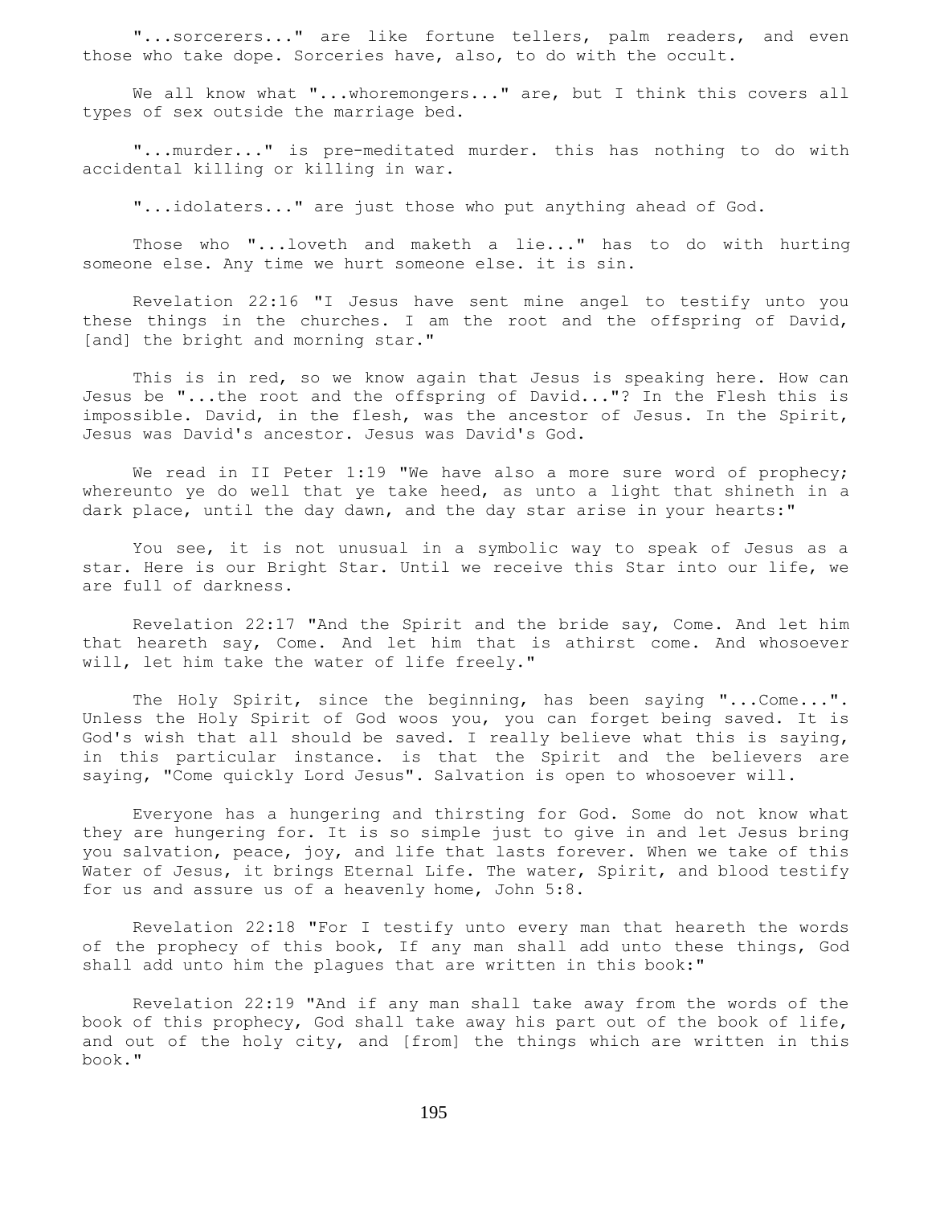"...sorcerers..." are like fortune tellers, palm readers, and even those who take dope. Sorceries have, also, to do with the occult.

We all know what "...whoremongers..." are, but I think this covers all types of sex outside the marriage bed.

"...murder..." is pre-meditated murder. this has nothing to do with accidental killing or killing in war.

"...idolaters..." are just those who put anything ahead of God.

Those who "...loveth and maketh a lie..." has to do with hurting someone else. Any time we hurt someone else. it is sin.

Revelation 22:16 "I Jesus have sent mine angel to testify unto you these things in the churches. I am the root and the offspring of David, [and] the bright and morning star."

This is in red, so we know again that Jesus is speaking here. How can Jesus be "...the root and the offspring of David..."? In the Flesh this is impossible. David, in the flesh, was the ancestor of Jesus. In the Spirit, Jesus was David's ancestor. Jesus was David's God.

We read in II Peter 1:19 "We have also a more sure word of prophecy; whereunto ye do well that ye take heed, as unto a light that shineth in a dark place, until the day dawn, and the day star arise in your hearts:"

You see, it is not unusual in a symbolic way to speak of Jesus as a star. Here is our Bright Star. Until we receive this Star into our life, we are full of darkness.

Revelation 22:17 "And the Spirit and the bride say, Come. And let him that heareth say, Come. And let him that is athirst come. And whosoever will, let him take the water of life freely."

The Holy Spirit, since the beginning, has been saying "...Come...". Unless the Holy Spirit of God woos you, you can forget being saved. It is God's wish that all should be saved. I really believe what this is saying, in this particular instance. is that the Spirit and the believers are saying, "Come quickly Lord Jesus". Salvation is open to whosoever will.

Everyone has a hungering and thirsting for God. Some do not know what they are hungering for. It is so simple just to give in and let Jesus bring you salvation, peace, joy, and life that lasts forever. When we take of this Water of Jesus, it brings Eternal Life. The water, Spirit, and blood testify for us and assure us of a heavenly home, John 5:8.

Revelation 22:18 "For I testify unto every man that heareth the words of the prophecy of this book, If any man shall add unto these things, God shall add unto him the plagues that are written in this book:"

Revelation 22:19 "And if any man shall take away from the words of the book of this prophecy, God shall take away his part out of the book of life, and out of the holy city, and [from] the things which are written in this book."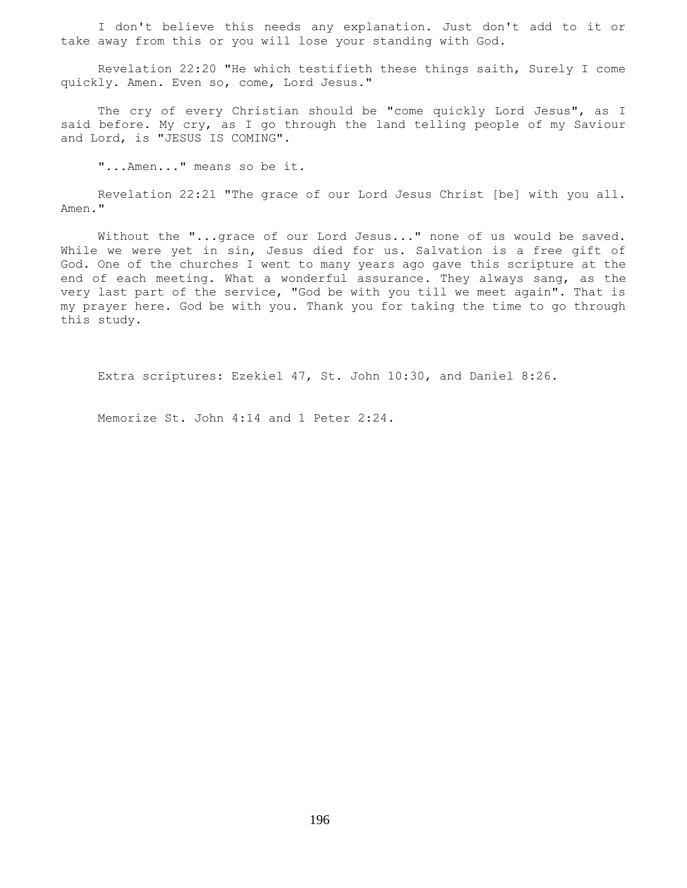I don't believe this needs any explanation. Just don't add to it or take away from this or you will lose your standing with God.

Revelation 22:20 "He which testifieth these things saith, Surely I come quickly. Amen. Even so, come, Lord Jesus."

The cry of every Christian should be "come quickly Lord Jesus", as I said before. My cry, as I go through the land telling people of my Saviour and Lord, is "JESUS IS COMING".

"...Amen..." means so be it.

Revelation 22:21 "The grace of our Lord Jesus Christ [be] with you all. Amen."

Without the "...grace of our Lord Jesus..." none of us would be saved. While we were yet in sin, Jesus died for us. Salvation is a free gift of God. One of the churches I went to many years ago gave this scripture at the end of each meeting. What a wonderful assurance. They always sang, as the very last part of the service, "God be with you till we meet again". That is my prayer here. God be with you. Thank you for taking the time to go through this study.

Extra scriptures: Ezekiel 47, St. John 10:30, and Daniel 8:26.

Memorize St. John 4:14 and 1 Peter 2:24.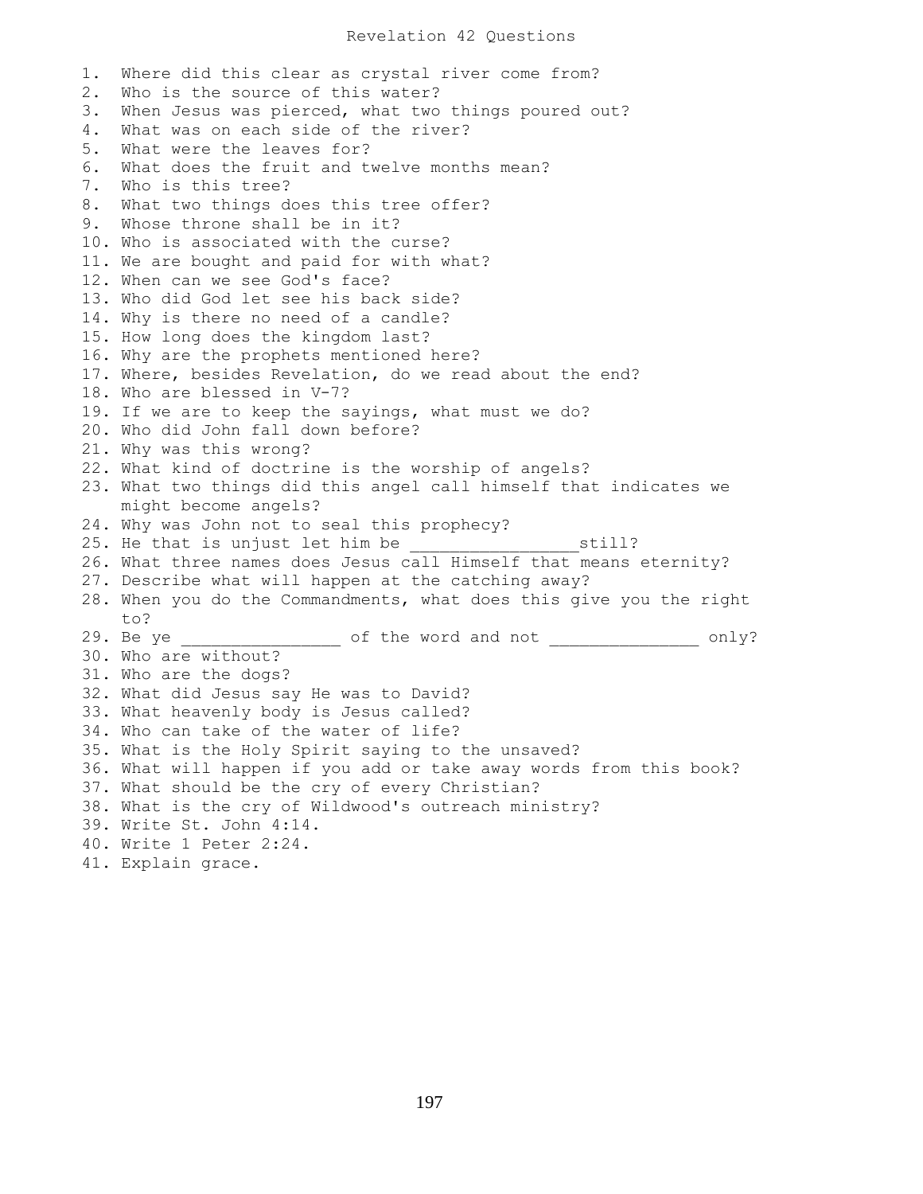# Revelation 42 Questions

1. Where did this clear as crystal river come from?
2. Who is the source of this water?
3. When Jesus was pierced, what two things poured out?
4. What was on each side of the river?
5. What were the leaves for?
6. What does the fruit and twelve months mean?
7. Who is this tree?
8. What two things does this tree offer?
9. Whose throne shall be in it?
10. Who is associated with the curse?
11. We are bought and paid for with what?
12. When can we see God's face?
13. Who did God let see his back side?
14. Why is there no need of a candle?
15. How long does the kingdom last?
16. Why are the prophets mentioned here?
17. Where, besides Revelation, do we read about the end?
18. Who are blessed in V-7?
19. If we are to keep the sayings, what must we do?
20. Who did John fall down before?
21. Why was this wrong?
22. What kind of doctrine is the worship of angels?
23. What two things did this angel call himself that indicates we might become angels?
24. Why was John not to seal this prophecy?
25. He that is unjust let him be _________________still?
26. What three names does Jesus call Himself that means eternity?
27. Describe what will happen at the catching away?
28. When you do the Commandments, what does this give you the right to?
29. Be ye ________________ of the word and not _______________ only?
30. Who are without?
31. Who are the dogs?
32. What did Jesus say He was to David?
33. What heavenly body is Jesus called?
34. Who can take of the water of life?
35. What is the Holy Spirit saying to the unsaved?
36. What will happen if you add or take away words from this book?
37. What should be the cry of every Christian?
38. What is the cry of Wildwood's outreach ministry?
39. Write St. John 4:14.
40. Write 1 Peter 2:24.
41. Explain grace.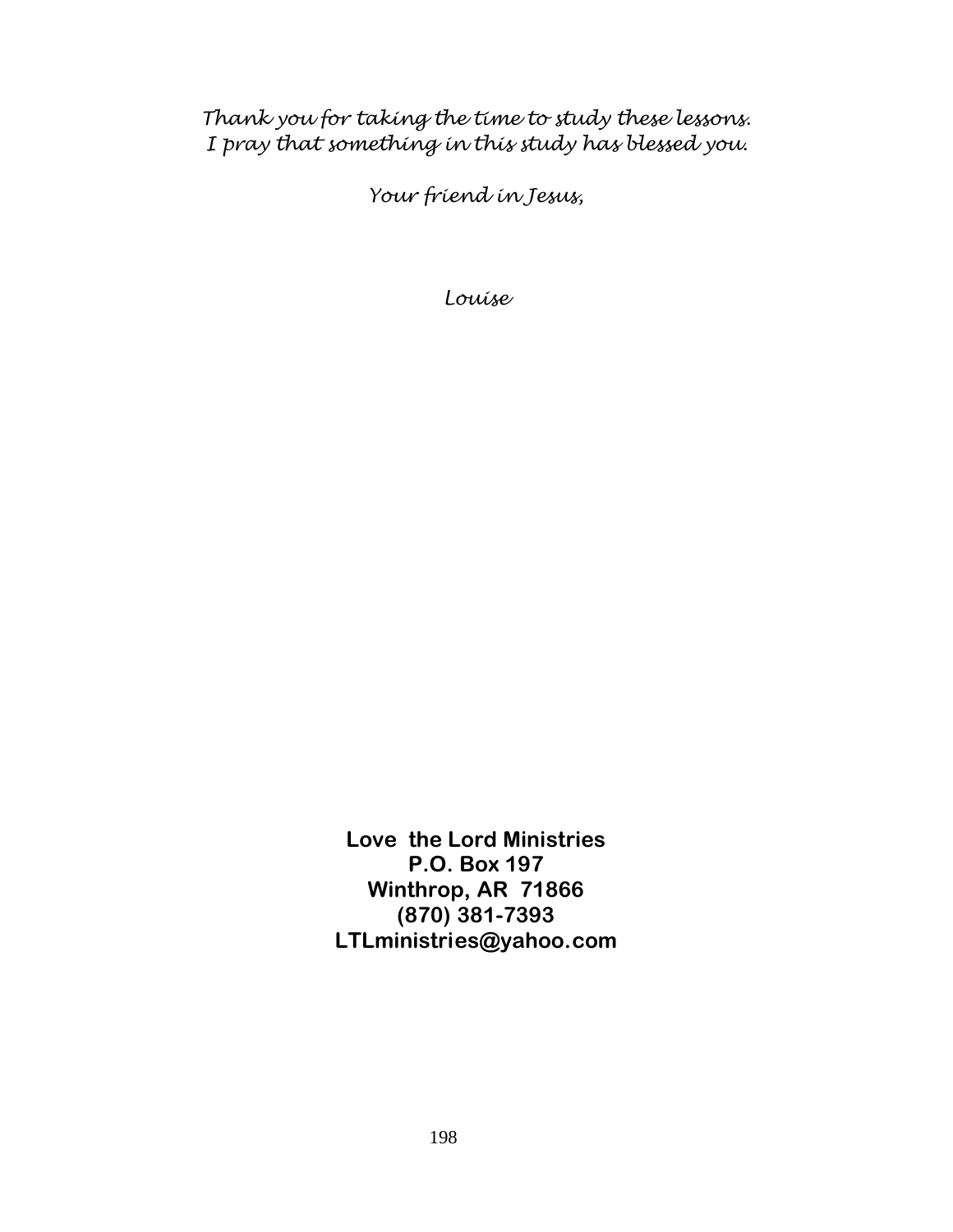*Thank you for taking the time to study these lessons.*
*I pray that something in this study has blessed you.*

*Your friend in Jesus,*

*Louise*

**Love the Lord Ministries**
**P.O. Box 197**
**Winthrop, AR 71866**
**(870) 381-7393**
**LTLministries@yahoo.com**